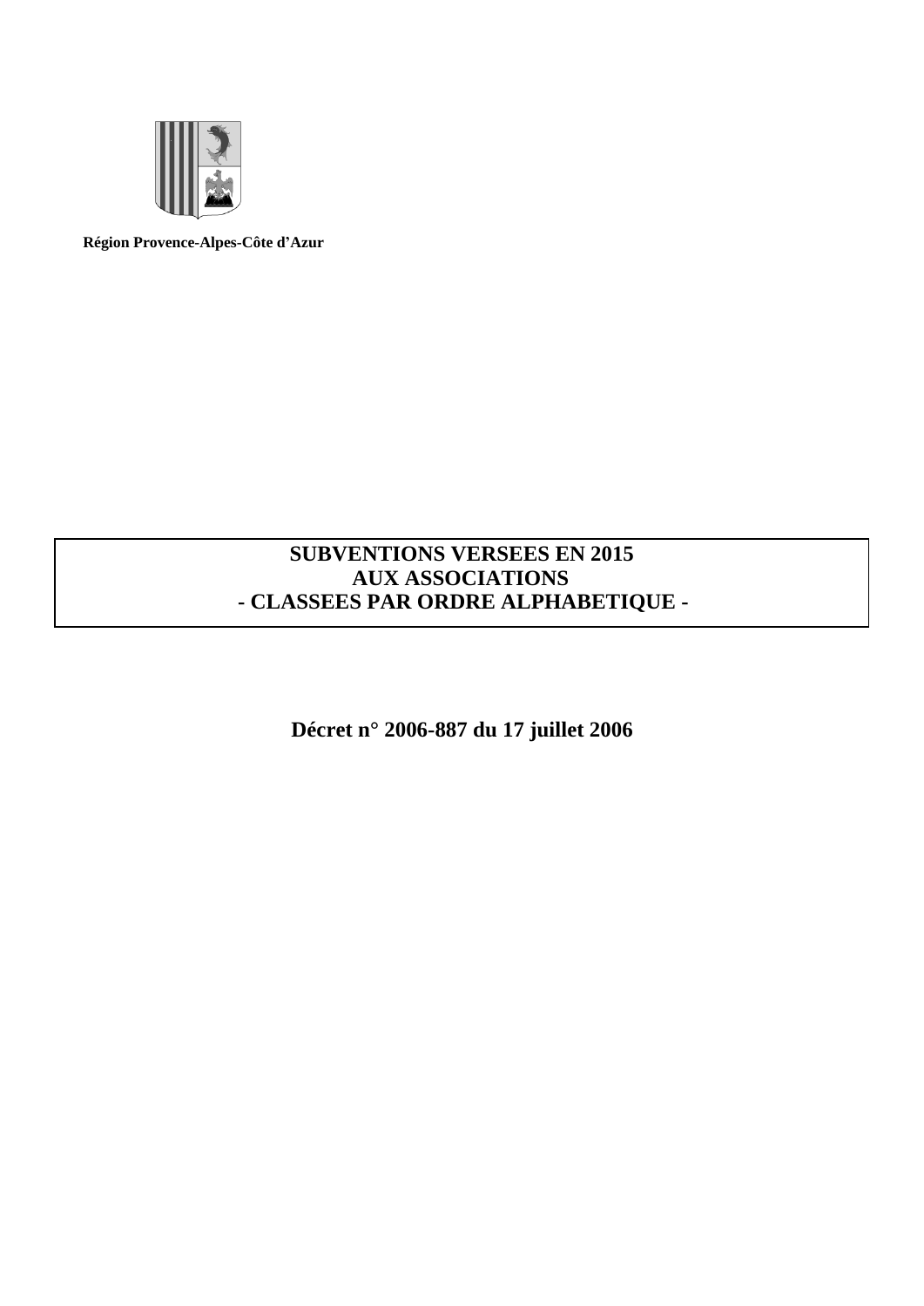**Région Provence-Alpes-Côte d'Azur**

# SUBVENTIONS VERSEES EN 2015 AUX ASSOCIATIONS - CLASSEES PAR ORDRE ALPHABETIQUE -

## Décret n° 2006-887 du 17 juillet 2006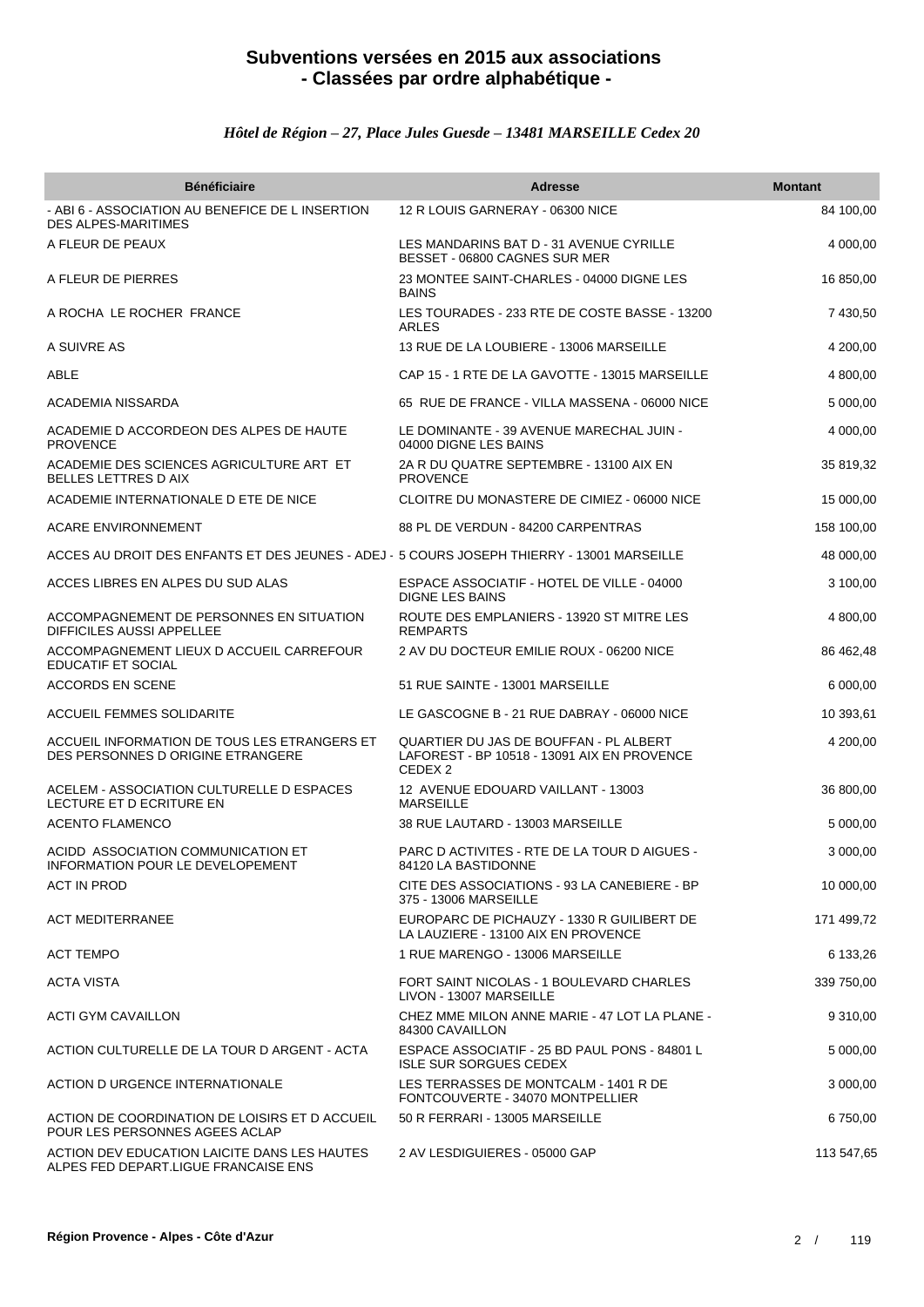## Subventions versées en 2015 aux associations - Classées par ordre alphabétique -

*Hôtel de Région – 27, Place Jules Guesde – 13481 MARSEILLE Cedex 20*

| Bénéficiaire | Adresse | Montant |
|---|---|---|
| - ABI 6 - ASSOCIATION AU BENEFICE DE L INSERTION DES ALPES-MARITIMES | 12 R LOUIS GARNERAY - 06300 NICE | 84 100,00 |
| A FLEUR DE PEAUX | LES MANDARINS BAT D - 31 AVENUE CYRILLE BESSET - 06800 CAGNES SUR MER | 4 000,00 |
| A FLEUR DE PIERRES | 23 MONTEE SAINT-CHARLES - 04000 DIGNE LES BAINS | 16 850,00 |
| A ROCHA LE ROCHER FRANCE | LES TOURADES - 233 RTE DE COSTE BASSE - 13200 ARLES | 7 430,50 |
| A SUIVRE AS | 13 RUE DE LA LOUBIERE - 13006 MARSEILLE | 4 200,00 |
| ABLE | CAP 15 - 1 RTE DE LA GAVOTTE - 13015 MARSEILLE | 4 800,00 |
| ACADEMIA NISSARDA | 65 RUE DE FRANCE - VILLA MASSENA - 06000 NICE | 5 000,00 |
| ACADEMIE D ACCORDEON DES ALPES DE HAUTE PROVENCE | LE DOMINANTE - 39 AVENUE MARECHAL JUIN - 04000 DIGNE LES BAINS | 4 000,00 |
| ACADEMIE DES SCIENCES AGRICULTURE ART ET BELLES LETTRES D AIX | 2A R DU QUATRE SEPTEMBRE - 13100 AIX EN PROVENCE | 35 819,32 |
| ACADEMIE INTERNATIONALE D ETE DE NICE | CLOITRE DU MONASTERE DE CIMIEZ - 06000 NICE | 15 000,00 |
| ACARE ENVIRONNEMENT | 88 PL DE VERDUN - 84200 CARPENTRAS | 158 100,00 |
| ACCES AU DROIT DES ENFANTS ET DES JEUNES - ADEJ - | 5 COURS JOSEPH THIERRY - 13001 MARSEILLE | 48 000,00 |
| ACCES LIBRES EN ALPES DU SUD ALAS | ESPACE ASSOCIATIF - HOTEL DE VILLE - 04000 DIGNE LES BAINS | 3 100,00 |
| ACCOMPAGNEMENT DE PERSONNES EN SITUATION DIFFICILES AUSSI APPELLEE | ROUTE DES EMPLANIERS - 13920 ST MITRE LES REMPARTS | 4 800,00 |
| ACCOMPAGNEMENT LIEUX D ACCUEIL CARREFOUR EDUCATIF ET SOCIAL | 2 AV DU DOCTEUR EMILIE ROUX - 06200 NICE | 86 462,48 |
| ACCORDS EN SCENE | 51 RUE SAINTE - 13001 MARSEILLE | 6 000,00 |
| ACCUEIL FEMMES SOLIDARITE | LE GASCOGNE B - 21 RUE DABRAY - 06000 NICE | 10 393,61 |
| ACCUEIL INFORMATION DE TOUS LES ETRANGERS ET DES PERSONNES D ORIGINE ETRANGERE | QUARTIER DU JAS DE BOUFFAN - PL ALBERT LAFOREST - BP 10518 - 13091 AIX EN PROVENCE CEDEX 2 | 4 200,00 |
| ACELEM - ASSOCIATION CULTURELLE D ESPACES LECTURE ET D ECRITURE EN | 12 AVENUE EDOUARD VAILLANT - 13003 MARSEILLE | 36 800,00 |
| ACENTO FLAMENCO | 38 RUE LAUTARD - 13003 MARSEILLE | 5 000,00 |
| ACIDD ASSOCIATION COMMUNICATION ET INFORMATION POUR LE DEVELOPEMENT | PARC D ACTIVITES - RTE DE LA TOUR D AIGUES - 84120 LA BASTIDONNE | 3 000,00 |
| ACT IN PROD | CITE DES ASSOCIATIONS - 93 LA CANEBIERE - BP 375 - 13006 MARSEILLE | 10 000,00 |
| ACT MEDITERRANEE | EUROPARC DE PICHAUZY - 1330 R GUILIBERT DE LA LAUZIERE - 13100 AIX EN PROVENCE | 171 499,72 |
| ACT TEMPO | 1 RUE MARENGO - 13006 MARSEILLE | 6 133,26 |
| ACTA VISTA | FORT SAINT NICOLAS - 1 BOULEVARD CHARLES LIVON - 13007 MARSEILLE | 339 750,00 |
| ACTI GYM CAVAILLON | CHEZ MME MILON ANNE MARIE - 47 LOT LA PLANE - 84300 CAVAILLON | 9 310,00 |
| ACTION CULTURELLE DE LA TOUR D ARGENT - ACTA | ESPACE ASSOCIATIF - 25 BD PAUL PONS - 84801 L ISLE SUR SORGUES CEDEX | 5 000,00 |
| ACTION D URGENCE INTERNATIONALE | LES TERRASSES DE MONTCALM - 1401 R DE FONTCOUVERTE - 34070 MONTPELLIER | 3 000,00 |
| ACTION DE COORDINATION DE LOISIRS ET D ACCUEIL POUR LES PERSONNES AGEES ACLAP | 50 R FERRARI - 13005 MARSEILLE | 6 750,00 |
| ACTION DEV EDUCATION LAICITE DANS LES HAUTES ALPES FED DEPART.LIGUE FRANCAISE ENS | 2 AV LESDIGUIERES - 05000 GAP | 113 547,65 |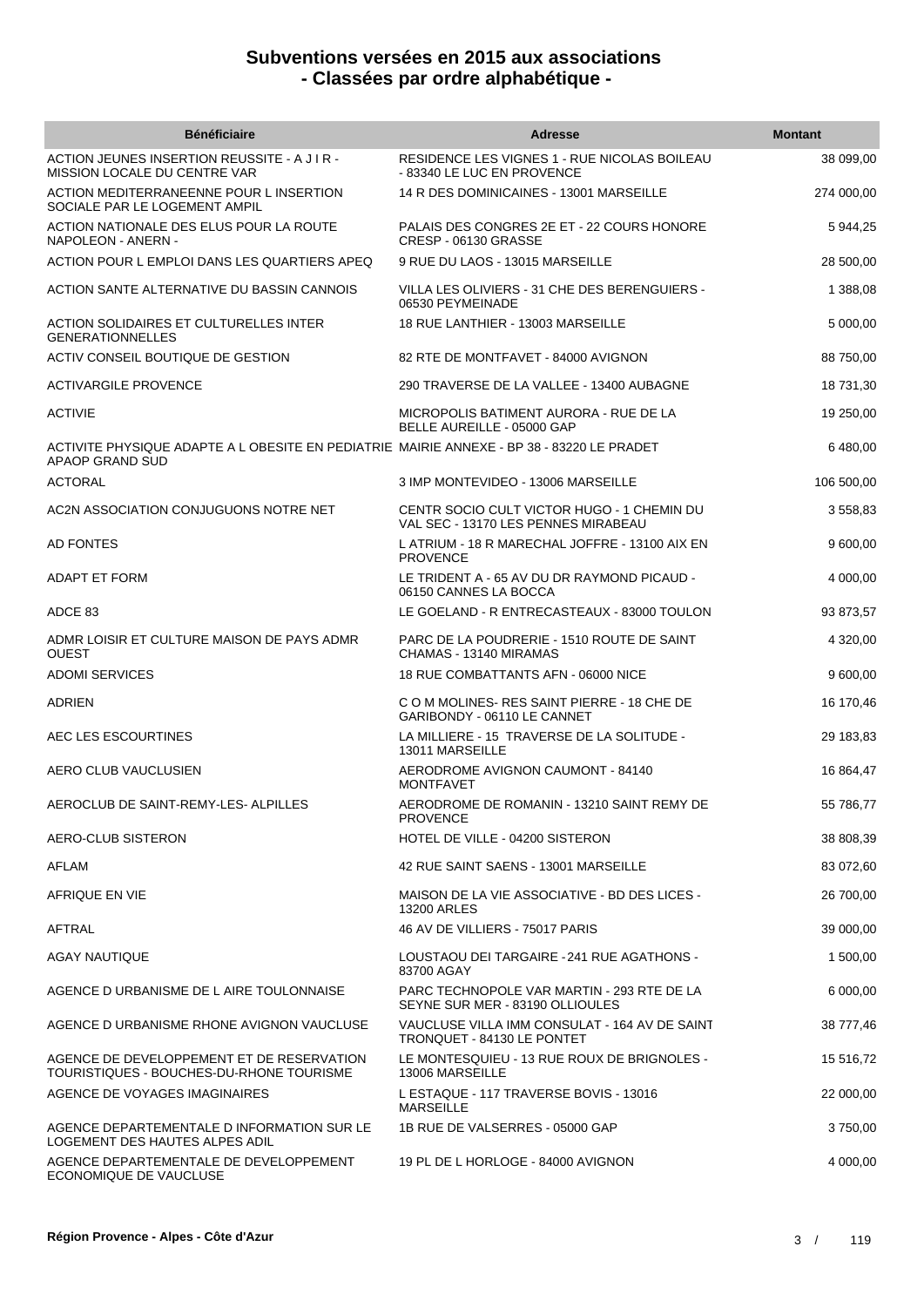# Subventions versées en 2015 aux associations
## - Classées par ordre alphabétique -

| Bénéficiaire | Adresse | Montant |
|---|---|---|
| ACTION JEUNES INSERTION REUSSITE - A J I R - MISSION LOCALE DU CENTRE VAR | RESIDENCE LES VIGNES 1 - RUE NICOLAS BOILEAU - 83340 LE LUC EN PROVENCE | 38 099,00 |
| ACTION MEDITERRANEENNE POUR L INSERTION SOCIALE PAR LE LOGEMENT AMPIL | 14 R DES DOMINICAINES - 13001 MARSEILLE | 274 000,00 |
| ACTION NATIONALE DES ELUS POUR LA ROUTE NAPOLEON - ANERN - | PALAIS DES CONGRES 2E ET - 22 COURS HONORE CRESP - 06130 GRASSE | 5 944,25 |
| ACTION POUR L EMPLOI DANS LES QUARTIERS APEQ | 9 RUE DU LAOS - 13015 MARSEILLE | 28 500,00 |
| ACTION SANTE ALTERNATIVE DU BASSIN CANNOIS | VILLA LES OLIVIERS - 31 CHE DES BERENGUIERS - 06530 PEYMEINADE | 1 388,08 |
| ACTION SOLIDAIRES ET CULTURELLES INTER GENERATIONNELLES | 18 RUE LANTHIER - 13003 MARSEILLE | 5 000,00 |
| ACTIV CONSEIL BOUTIQUE DE GESTION | 82 RTE DE MONTFAVET - 84000 AVIGNON | 88 750,00 |
| ACTIVARGILE PROVENCE | 290 TRAVERSE DE LA VALLEE - 13400 AUBAGNE | 18 731,30 |
| ACTIVIE | MICROPOLIS BATIMENT AURORA - RUE DE LA BELLE AUREILLE - 05000 GAP | 19 250,00 |
| ACTIVITE PHYSIQUE ADAPTE A L OBESITE EN PEDIATRIE APAOP GRAND SUD | MAIRIE ANNEXE - BP 38 - 83220 LE PRADET | 6 480,00 |
| ACTORAL | 3 IMP MONTEVIDEO - 13006 MARSEILLE | 106 500,00 |
| AC2N ASSOCIATION CONJUGUONS NOTRE NET | CENTR SOCIO CULT VICTOR HUGO - 1 CHEMIN DU VAL SEC - 13170 LES PENNES MIRABEAU | 3 558,83 |
| AD FONTES | L ATRIUM - 18 R MARECHAL JOFFRE - 13100 AIX EN PROVENCE | 9 600,00 |
| ADAPT ET FORM | LE TRIDENT A - 65 AV DU DR RAYMOND PICAUD - 06150 CANNES LA BOCCA | 4 000,00 |
| ADCE 83 | LE GOELAND - R ENTRECASTEAUX - 83000 TOULON | 93 873,57 |
| ADMR LOISIR ET CULTURE MAISON DE PAYS ADMR OUEST | PARC DE LA POUDRERIE - 1510 ROUTE DE SAINT CHAMAS - 13140 MIRAMAS | 4 320,00 |
| ADOMI SERVICES | 18 RUE COMBATTANTS AFN - 06000 NICE | 9 600,00 |
| ADRIEN | C O M MOLINES- RES SAINT PIERRE - 18 CHE DE GARIBONDY - 06110 LE CANNET | 16 170,46 |
| AEC LES ESCOURTINES | LA MILLIERE - 15 TRAVERSE DE LA SOLITUDE - 13011 MARSEILLE | 29 183,83 |
| AERO CLUB VAUCLUSIEN | AERODROME AVIGNON CAUMONT - 84140 MONTFAVET | 16 864,47 |
| AEROCLUB DE SAINT-REMY-LES- ALPILLES | AERODROME DE ROMANIN - 13210 SAINT REMY DE PROVENCE | 55 786,77 |
| AERO-CLUB SISTERON | HOTEL DE VILLE - 04200 SISTERON | 38 808,39 |
| AFLAM | 42 RUE SAINT SAENS - 13001 MARSEILLE | 83 072,60 |
| AFRIQUE EN VIE | MAISON DE LA VIE ASSOCIATIVE - BD DES LICES - 13200 ARLES | 26 700,00 |
| AFTRAL | 46 AV DE VILLIERS - 75017 PARIS | 39 000,00 |
| AGAY NAUTIQUE | LOUSTAOU DEI TARGAIRE - 241 RUE AGATHONS - 83700 AGAY | 1 500,00 |
| AGENCE D URBANISME DE L AIRE TOULONNAISE | PARC TECHNOPOLE VAR MARTIN - 293 RTE DE LA SEYNE SUR MER - 83190 OLLIOULES | 6 000,00 |
| AGENCE D URBANISME RHONE AVIGNON VAUCLUSE | VAUCLUSE VILLA IMM CONSULAT - 164 AV DE SAINT TRONQUET - 84130 LE PONTET | 38 777,46 |
| AGENCE DE DEVELOPPEMENT ET DE RESERVATION TOURISTIQUES - BOUCHES-DU-RHONE TOURISME | LE MONTESQUIEU - 13 RUE ROUX DE BRIGNOLES - 13006 MARSEILLE | 15 516,72 |
| AGENCE DE VOYAGES IMAGINAIRES | L ESTAQUE - 117 TRAVERSE BOVIS - 13016 MARSEILLE | 22 000,00 |
| AGENCE DEPARTEMENTALE D INFORMATION SUR LE LOGEMENT DES HAUTES ALPES ADIL | 1B RUE DE VALSERRES - 05000 GAP | 3 750,00 |
| AGENCE DEPARTEMENTALE DE DEVELOPPEMENT ECONOMIQUE DE VAUCLUSE | 19 PL DE L HORLOGE - 84000 AVIGNON | 4 000,00 |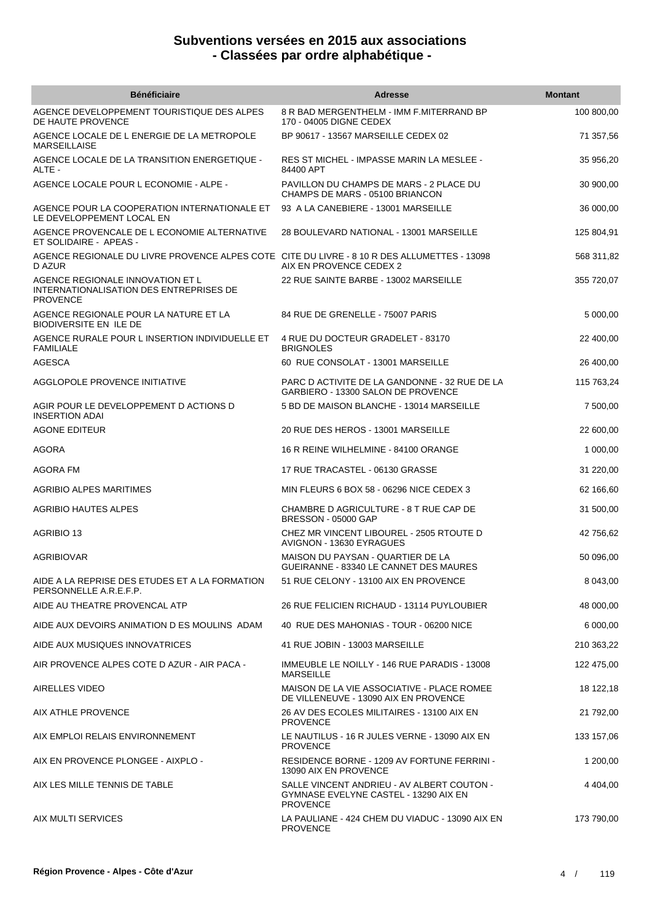# Subventions versées en 2015 aux associations
# - Classées par ordre alphabétique -

| Bénéficiaire | Adresse | Montant |
|---|---|---|
| AGENCE DEVELOPPEMENT TOURISTIQUE DES ALPES DE HAUTE PROVENCE | 8 R BAD MERGENTHELM - IMM F.MITERRAND BP 170 - 04005 DIGNE CEDEX | 100 800,00 |
| AGENCE LOCALE DE L ENERGIE DE LA METROPOLE MARSEILLAISE | BP 90617 - 13567 MARSEILLE CEDEX 02 | 71 357,56 |
| AGENCE LOCALE DE LA TRANSITION ENERGETIQUE - ALTE - | RES ST MICHEL - IMPASSE MARIN LA MESLEE - 84400 APT | 35 956,20 |
| AGENCE LOCALE POUR L ECONOMIE - ALPE - | PAVILLON DU CHAMPS DE MARS - 2 PLACE DU CHAMPS DE MARS - 05100 BRIANCON | 30 900,00 |
| AGENCE POUR LA COOPERATION INTERNATIONALE ET LE DEVELOPPEMENT LOCAL EN | 93 A LA CANEBIERE - 13001 MARSEILLE | 36 000,00 |
| AGENCE PROVENCALE DE L ECONOMIE ALTERNATIVE ET SOLIDAIRE - APEAS - | 28 BOULEVARD NATIONAL - 13001 MARSEILLE | 125 804,91 |
| AGENCE REGIONALE DU LIVRE PROVENCE ALPES COTE D AZUR | CITE DU LIVRE - 8 10 R DES ALLUMETTES - 13098 AIX EN PROVENCE CEDEX 2 | 568 311,82 |
| AGENCE REGIONALE INNOVATION ET L INTERNATIONALISATION DES ENTREPRISES DE PROVENCE | 22 RUE SAINTE BARBE - 13002 MARSEILLE | 355 720,07 |
| AGENCE REGIONALE POUR LA NATURE ET LA BIODIVERSITE EN ILE DE | 84 RUE DE GRENELLE - 75007 PARIS | 5 000,00 |
| AGENCE RURALE POUR L INSERTION INDIVIDUELLE ET FAMILIALE | 4 RUE DU DOCTEUR GRADELET - 83170 BRIGNOLES | 22 400,00 |
| AGESCA | 60 RUE CONSOLAT - 13001 MARSEILLE | 26 400,00 |
| AGGLOPOLE PROVENCE INITIATIVE | PARC D ACTIVITE DE LA GANDONNE - 32 RUE DE LA GARBIERO - 13300 SALON DE PROVENCE | 115 763,24 |
| AGIR POUR LE DEVELOPPEMENT D ACTIONS D INSERTION ADAI | 5 BD DE MAISON BLANCHE - 13014 MARSEILLE | 7 500,00 |
| AGONE EDITEUR | 20 RUE DES HEROS - 13001 MARSEILLE | 22 600,00 |
| AGORA | 16 R REINE WILHELMINE - 84100 ORANGE | 1 000,00 |
| AGORA FM | 17 RUE TRACASTEL - 06130 GRASSE | 31 220,00 |
| AGRIBIO ALPES MARITIMES | MIN FLEURS 6 BOX 58 - 06296 NICE CEDEX 3 | 62 166,60 |
| AGRIBIO HAUTES ALPES | CHAMBRE D AGRICULTURE - 8 T RUE CAP DE BRESSON - 05000 GAP | 31 500,00 |
| AGRIBIO 13 | CHEZ MR VINCENT LIBOUREL - 2505 RTOUTE D AVIGNON - 13630 EYRAGUES | 42 756,62 |
| AGRIBIOVAR | MAISON DU PAYSAN - QUARTIER DE LA GUEIRANNE - 83340 LE CANNET DES MAURES | 50 096,00 |
| AIDE A LA REPRISE DES ETUDES ET A LA FORMATION PERSONNELLE A.R.E.F.P. | 51 RUE CELONY - 13100 AIX EN PROVENCE | 8 043,00 |
| AIDE AU THEATRE PROVENCAL ATP | 26 RUE FELICIEN RICHAUD - 13114 PUYLOUBIER | 48 000,00 |
| AIDE AUX DEVOIRS ANIMATION D ES MOULINS ADAM | 40 RUE DES MAHONIAS - TOUR - 06200 NICE | 6 000,00 |
| AIDE AUX MUSIQUES INNOVATRICES | 41 RUE JOBIN - 13003 MARSEILLE | 210 363,22 |
| AIR PROVENCE ALPES COTE D AZUR - AIR PACA - | IMMEUBLE LE NOILLY - 146 RUE PARADIS - 13008 MARSEILLE | 122 475,00 |
| AIRELLES VIDEO | MAISON DE LA VIE ASSOCIATIVE - PLACE ROMEE DE VILLENEUVE - 13090 AIX EN PROVENCE | 18 122,18 |
| AIX ATHLE PROVENCE | 26 AV DES ECOLES MILITAIRES - 13100 AIX EN PROVENCE | 21 792,00 |
| AIX EMPLOI RELAIS ENVIRONNEMENT | LE NAUTILUS - 16 R JULES VERNE - 13090 AIX EN PROVENCE | 133 157,06 |
| AIX EN PROVENCE PLONGEE - AIXPLO - | RESIDENCE BORNE - 1209 AV FORTUNE FERRINI - 13090 AIX EN PROVENCE | 1 200,00 |
| AIX LES MILLE TENNIS DE TABLE | SALLE VINCENT ANDRIEU - AV ALBERT COUTON - GYMNASE EVELYNE CASTEL - 13290 AIX EN PROVENCE | 4 404,00 |
| AIX MULTI SERVICES | LA PAULIANE - 424 CHEM DU VIADUC - 13090 AIX EN PROVENCE | 173 790,00 |

**Région Provence - Alpes - Côte d'Azur**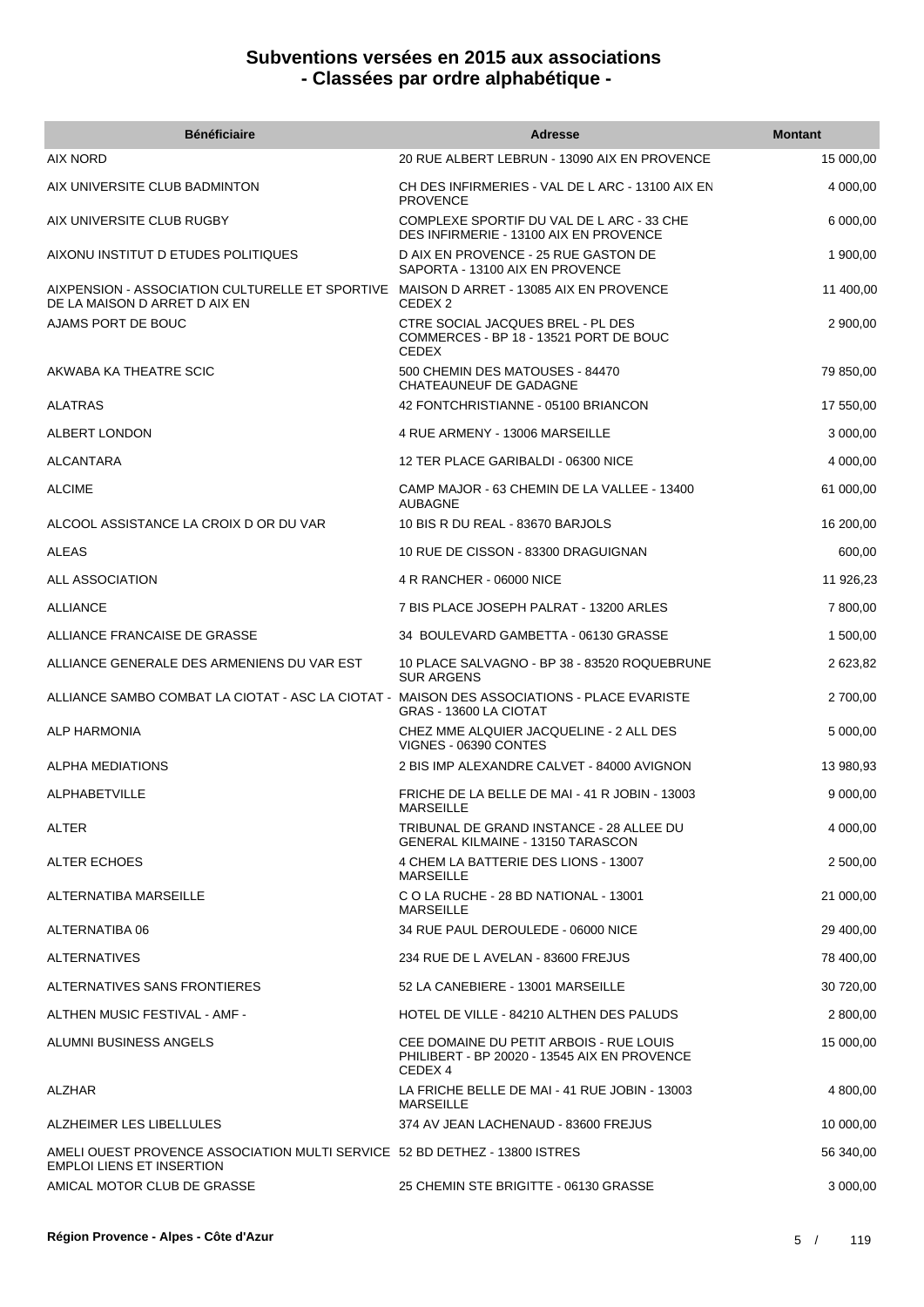# Subventions versées en 2015 aux associations
## - Classées par ordre alphabétique -

| Bénéficiaire | Adresse | Montant |
|---|---|---|
| AIX NORD | 20 RUE ALBERT LEBRUN - 13090 AIX EN PROVENCE | 15 000,00 |
| AIX UNIVERSITE CLUB BADMINTON | CH DES INFIRMERIES - VAL DE L ARC - 13100 AIX EN PROVENCE | 4 000,00 |
| AIX UNIVERSITE CLUB RUGBY | COMPLEXE SPORTIF DU VAL DE L ARC - 33 CHE DES INFIRMERIE - 13100 AIX EN PROVENCE | 6 000,00 |
| AIXONU INSTITUT D ETUDES POLITIQUES | D AIX EN PROVENCE - 25 RUE GASTON DE SAPORTA - 13100 AIX EN PROVENCE | 1 900,00 |
| AIXPENSION - ASSOCIATION CULTURELLE ET SPORTIVE DE LA MAISON D ARRET D AIX EN | MAISON D ARRET - 13085 AIX EN PROVENCE CEDEX 2 | 11 400,00 |
| AJAMS PORT DE BOUC | CTRE SOCIAL JACQUES BREL - PL DES COMMERCES - BP 18 - 13521 PORT DE BOUC CEDEX | 2 900,00 |
| AKWABA KA THEATRE SCIC | 500 CHEMIN DES MATOUSES - 84470 CHATEAUNEUF DE GADAGNE | 79 850,00 |
| ALATRAS | 42 FONTCHRISTIANNE - 05100 BRIANCON | 17 550,00 |
| ALBERT LONDON | 4 RUE ARMENY - 13006 MARSEILLE | 3 000,00 |
| ALCANTARA | 12 TER PLACE GARIBALDI - 06300 NICE | 4 000,00 |
| ALCIME | CAMP MAJOR - 63 CHEMIN DE LA VALLEE - 13400 AUBAGNE | 61 000,00 |
| ALCOOL ASSISTANCE LA CROIX D OR DU VAR | 10 BIS R DU REAL - 83670 BARJOLS | 16 200,00 |
| ALEAS | 10 RUE DE CISSON - 83300 DRAGUIGNAN | 600,00 |
| ALL ASSOCIATION | 4 R RANCHER - 06000 NICE | 11 926,23 |
| ALLIANCE | 7 BIS PLACE JOSEPH PALRAT - 13200 ARLES | 7 800,00 |
| ALLIANCE FRANCAISE DE GRASSE | 34 BOULEVARD GAMBETTA - 06130 GRASSE | 1 500,00 |
| ALLIANCE GENERALE DES ARMENIENS DU VAR EST | 10 PLACE SALVAGNO - BP 38 - 83520 ROQUEBRUNE SUR ARGENS | 2 623,82 |
| ALLIANCE SAMBO COMBAT LA CIOTAT - ASC LA CIOTAT - | MAISON DES ASSOCIATIONS - PLACE EVARISTE GRAS - 13600 LA CIOTAT | 2 700,00 |
| ALP HARMONIA | CHEZ MME ALQUIER JACQUELINE - 2 ALL DES VIGNES - 06390 CONTES | 5 000,00 |
| ALPHA MEDIATIONS | 2 BIS IMP ALEXANDRE CALVET - 84000 AVIGNON | 13 980,93 |
| ALPHABETVILLE | FRICHE DE LA BELLE DE MAI - 41 R JOBIN - 13003 MARSEILLE | 9 000,00 |
| ALTER | TRIBUNAL DE GRAND INSTANCE - 28 ALLEE DU GENERAL KILMAINE - 13150 TARASCON | 4 000,00 |
| ALTER ECHOES | 4 CHEM LA BATTERIE DES LIONS - 13007 MARSEILLE | 2 500,00 |
| ALTERNATIBA MARSEILLE | C O LA RUCHE - 28 BD NATIONAL - 13001 MARSEILLE | 21 000,00 |
| ALTERNATIBA 06 | 34 RUE PAUL DEROULEDE - 06000 NICE | 29 400,00 |
| ALTERNATIVES | 234 RUE DE L AVELAN - 83600 FREJUS | 78 400,00 |
| ALTERNATIVES SANS FRONTIERES | 52 LA CANEBIERE - 13001 MARSEILLE | 30 720,00 |
| ALTHEN MUSIC FESTIVAL - AMF - | HOTEL DE VILLE - 84210 ALTHEN DES PALUDS | 2 800,00 |
| ALUMNI BUSINESS ANGELS | CEE DOMAINE DU PETIT ARBOIS - RUE LOUIS PHILIBERT - BP 20020 - 13545 AIX EN PROVENCE CEDEX 4 | 15 000,00 |
| ALZHAR | LA FRICHE BELLE DE MAI - 41 RUE JOBIN - 13003 MARSEILLE | 4 800,00 |
| ALZHEIMER LES LIBELLULES | 374 AV JEAN LACHENAUD - 83600 FREJUS | 10 000,00 |
| AMELI OUEST PROVENCE ASSOCIATION MULTI SERVICE EMPLOI LIENS ET INSERTION | 52 BD DETHEZ - 13800 ISTRES | 56 340,00 |
| AMICAL MOTOR CLUB DE GRASSE | 25 CHEMIN STE BRIGITTE - 06130 GRASSE | 3 000,00 |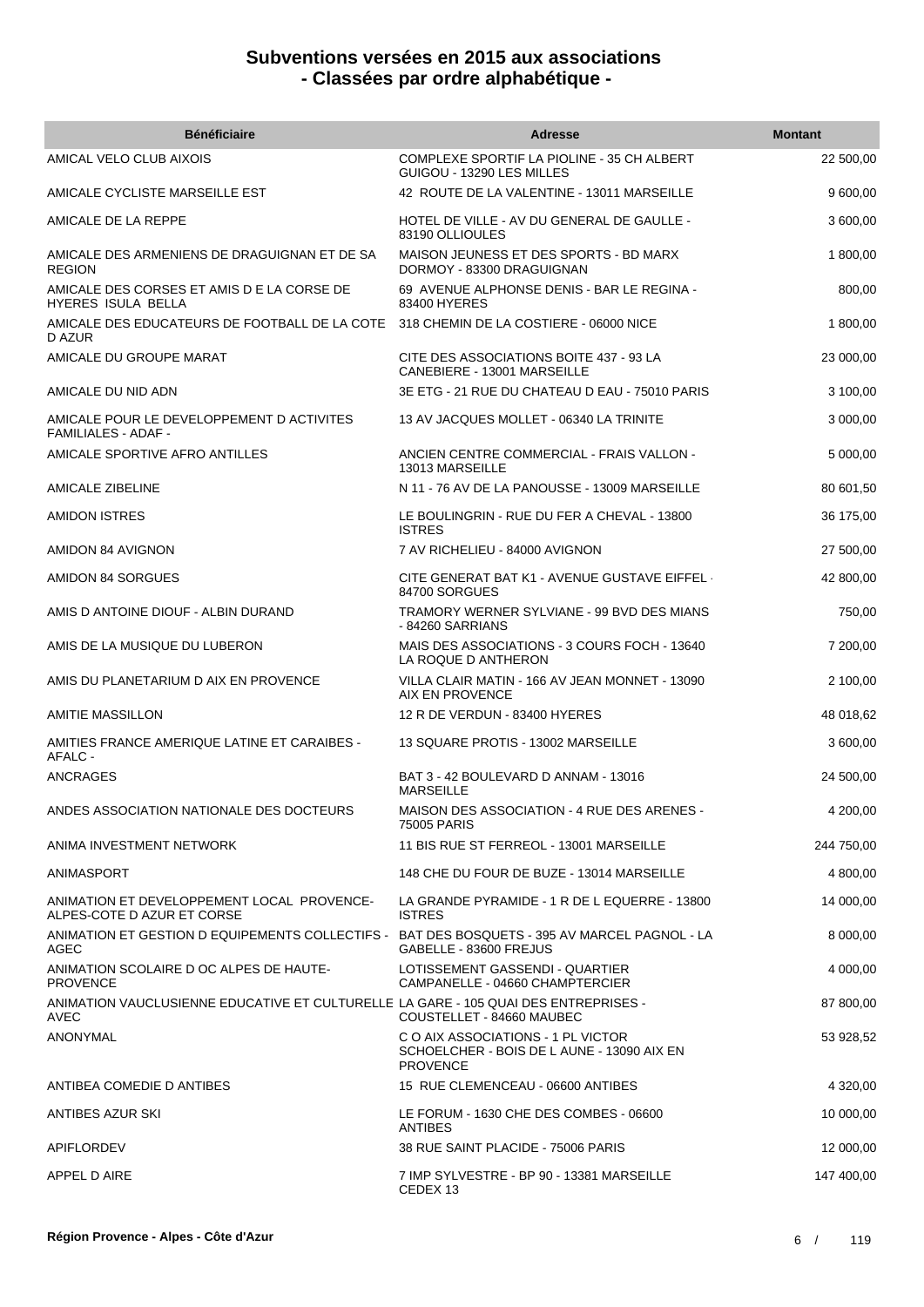# Subventions versées en 2015 aux associations
## - Classées par ordre alphabétique -

| Bénéficiaire | Adresse | Montant |
|---|---|---|
| AMICAL VELO CLUB AIXOIS | COMPLEXE SPORTIF LA PIOLINE - 35 CH ALBERT GUIGOU - 13290 LES MILLES | 22 500,00 |
| AMICALE CYCLISTE MARSEILLE EST | 42 ROUTE DE LA VALENTINE - 13011 MARSEILLE | 9 600,00 |
| AMICALE DE LA REPPE | HOTEL DE VILLE - AV DU GENERAL DE GAULLE - 83190 OLLIOULES | 3 600,00 |
| AMICALE DES ARMENIENS DE DRAGUIGNAN ET DE SA REGION | MAISON JEUNESS ET DES SPORTS - BD MARX DORMOY - 83300 DRAGUIGNAN | 1 800,00 |
| AMICALE DES CORSES ET AMIS D E LA CORSE DE HYERES ISULA BELLA | 69 AVENUE ALPHONSE DENIS - BAR LE REGINA - 83400 HYERES | 800,00 |
| AMICALE DES EDUCATEURS DE FOOTBALL DE LA COTE D AZUR | 318 CHEMIN DE LA COSTIERE - 06000 NICE | 1 800,00 |
| AMICALE DU GROUPE MARAT | CITE DES ASSOCIATIONS BOITE 437 - 93 LA CANEBIERE - 13001 MARSEILLE | 23 000,00 |
| AMICALE DU NID ADN | 3E ETG - 21 RUE DU CHATEAU D EAU - 75010 PARIS | 3 100,00 |
| AMICALE POUR LE DEVELOPPEMENT D ACTIVITES FAMILIALES - ADAF - | 13 AV JACQUES MOLLET - 06340 LA TRINITE | 3 000,00 |
| AMICALE SPORTIVE AFRO ANTILLES | ANCIEN CENTRE COMMERCIAL - FRAIS VALLON - 13013 MARSEILLE | 5 000,00 |
| AMICALE ZIBELINE | N 11 - 76 AV DE LA PANOUSSE - 13009 MARSEILLE | 80 601,50 |
| AMIDON ISTRES | LE BOULINGRIN - RUE DU FER A CHEVAL - 13800 ISTRES | 36 175,00 |
| AMIDON 84 AVIGNON | 7 AV RICHELIEU - 84000 AVIGNON | 27 500,00 |
| AMIDON 84 SORGUES | CITE GENERAT BAT K1 - AVENUE GUSTAVE EIFFEL - 84700 SORGUES | 42 800,00 |
| AMIS D ANTOINE DIOUF - ALBIN DURAND | TRAMORY WERNER SYLVIANE - 99 BVD DES MIANS - 84260 SARRIANS | 750,00 |
| AMIS DE LA MUSIQUE DU LUBERON | MAIS DES ASSOCIATIONS - 3 COURS FOCH - 13640 LA ROQUE D ANTHERON | 7 200,00 |
| AMIS DU PLANETARIUM D AIX EN PROVENCE | VILLA CLAIR MATIN - 166 AV JEAN MONNET - 13090 AIX EN PROVENCE | 2 100,00 |
| AMITIE MASSILLON | 12 R DE VERDUN - 83400 HYERES | 48 018,62 |
| AMITIES FRANCE AMERIQUE LATINE ET CARAIBES - AFALC - | 13 SQUARE PROTIS - 13002 MARSEILLE | 3 600,00 |
| ANCRAGES | BAT 3 - 42 BOULEVARD D ANNAM - 13016 MARSEILLE | 24 500,00 |
| ANDES ASSOCIATION NATIONALE DES DOCTEURS | MAISON DES ASSOCIATION - 4 RUE DES ARENES - 75005 PARIS | 4 200,00 |
| ANIMA INVESTMENT NETWORK | 11 BIS RUE ST FERREOL - 13001 MARSEILLE | 244 750,00 |
| ANIMASPORT | 148 CHE DU FOUR DE BUZE - 13014 MARSEILLE | 4 800,00 |
| ANIMATION ET DEVELOPPEMENT LOCAL PROVENCE-ALPES-COTE D AZUR ET CORSE | LA GRANDE PYRAMIDE - 1 R DE L EQUERRE - 13800 ISTRES | 14 000,00 |
| ANIMATION ET GESTION D EQUIPEMENTS COLLECTIFS - AGEC | BAT DES BOSQUETS - 395 AV MARCEL PAGNOL - LA GABELLE - 83600 FREJUS | 8 000,00 |
| ANIMATION SCOLAIRE D OC ALPES DE HAUTE-PROVENCE | LOTISSEMENT GASSENDI - QUARTIER CAMPANELLE - 04660 CHAMPTERCIER | 4 000,00 |
| ANIMATION VAUCLUSIENNE EDUCATIVE ET CULTURELLE AVEC | LA GARE - 105 QUAI DES ENTREPRISES - COUSTELLET - 84660 MAUBEC | 87 800,00 |
| ANONYMAL | C O AIX ASSOCIATIONS - 1 PL VICTOR SCHOELCHER - BOIS DE L AUNE - 13090 AIX EN PROVENCE | 53 928,52 |
| ANTIBEA COMEDIE D ANTIBES | 15 RUE CLEMENCEAU - 06600 ANTIBES | 4 320,00 |
| ANTIBES AZUR SKI | LE FORUM - 1630 CHE DES COMBES - 06600 ANTIBES | 10 000,00 |
| APIFLORDEV | 38 RUE SAINT PLACIDE - 75006 PARIS | 12 000,00 |
| APPEL D AIRE | 7 IMP SYLVESTRE - BP 90 - 13381 MARSEILLE CEDEX 13 | 147 400,00 |

Région Provence - Alpes - Côte d'Azur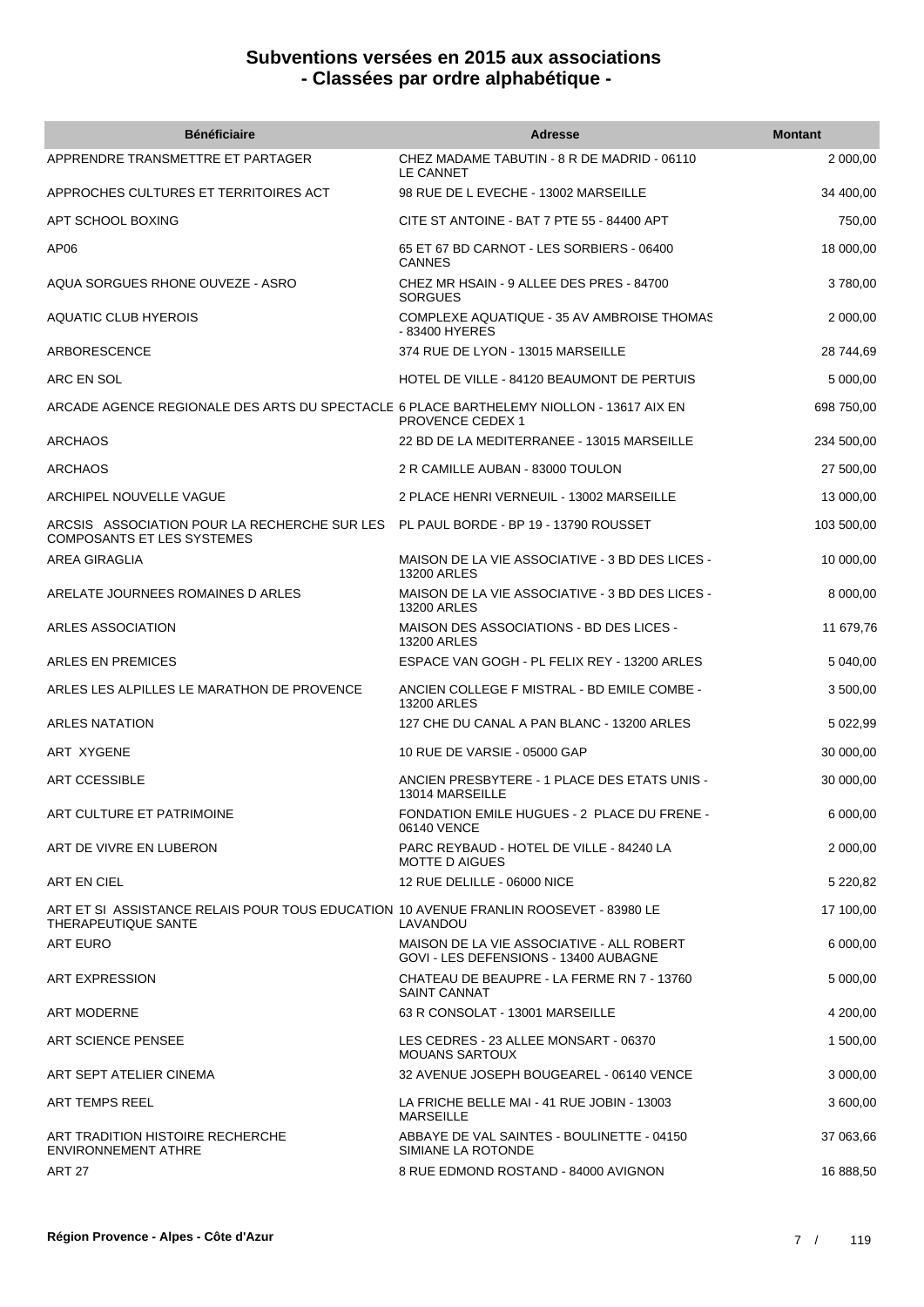# Subventions versées en 2015 aux associations
## - Classées par ordre alphabétique -

| Bénéficiaire | Adresse | Montant |
|---|---|---|
| APPRENDRE TRANSMETTRE ET PARTAGER | CHEZ MADAME TABUTIN - 8 R DE MADRID - 06110 LE CANNET | 2 000,00 |
| APPROCHES CULTURES ET TERRITOIRES ACT | 98 RUE DE L EVECHE - 13002 MARSEILLE | 34 400,00 |
| APT SCHOOL BOXING | CITE ST ANTOINE - BAT 7 PTE 55 - 84400 APT | 750,00 |
| AP06 | 65 ET 67 BD CARNOT - LES SORBIERS - 06400 CANNES | 18 000,00 |
| AQUA SORGUES RHONE OUVEZE - ASRO | CHEZ MR HSAIN - 9 ALLEE DES PRES - 84700 SORGUES | 3 780,00 |
| AQUATIC CLUB HYEROIS | COMPLEXE AQUATIQUE - 35 AV AMBROISE THOMAS - 83400 HYERES | 2 000,00 |
| ARBORESCENCE | 374 RUE DE LYON - 13015 MARSEILLE | 28 744,69 |
| ARC EN SOL | HOTEL DE VILLE - 84120 BEAUMONT DE PERTUIS | 5 000,00 |
| ARCADE AGENCE REGIONALE DES ARTS DU SPECTACLE | 6 PLACE BARTHELEMY NIOLLON - 13617 AIX EN PROVENCE CEDEX 1 | 698 750,00 |
| ARCHAOS | 22 BD DE LA MEDITERRANEE - 13015 MARSEILLE | 234 500,00 |
| ARCHAOS | 2 R CAMILLE AUBAN - 83000 TOULON | 27 500,00 |
| ARCHIPEL NOUVELLE VAGUE | 2 PLACE HENRI VERNEUIL - 13002 MARSEILLE | 13 000,00 |
| ARCSIS ASSOCIATION POUR LA RECHERCHE SUR LES COMPOSANTS ET LES SYSTEMES | PL PAUL BORDE - BP 19 - 13790 ROUSSET | 103 500,00 |
| AREA GIRAGLIA | MAISON DE LA VIE ASSOCIATIVE - 3 BD DES LICES - 13200 ARLES | 10 000,00 |
| ARELATE JOURNEES ROMAINES D ARLES | MAISON DE LA VIE ASSOCIATIVE - 3 BD DES LICES - 13200 ARLES | 8 000,00 |
| ARLES ASSOCIATION | MAISON DES ASSOCIATIONS - BD DES LICES - 13200 ARLES | 11 679,76 |
| ARLES EN PREMICES | ESPACE VAN GOGH - PL FELIX REY - 13200 ARLES | 5 040,00 |
| ARLES LES ALPILLES LE MARATHON DE PROVENCE | ANCIEN COLLEGE F MISTRAL - BD EMILE COMBE - 13200 ARLES | 3 500,00 |
| ARLES NATATION | 127 CHE DU CANAL A PAN BLANC - 13200 ARLES | 5 022,99 |
| ART XYGENE | 10 RUE DE VARSIE - 05000 GAP | 30 000,00 |
| ART CCESSIBLE | ANCIEN PRESBYTERE - 1 PLACE DES ETATS UNIS - 13014 MARSEILLE | 30 000,00 |
| ART CULTURE ET PATRIMOINE | FONDATION EMILE HUGUES - 2 PLACE DU FRENE - 06140 VENCE | 6 000,00 |
| ART DE VIVRE EN LUBERON | PARC REYBAUD - HOTEL DE VILLE - 84240 LA MOTTE D AIGUES | 2 000,00 |
| ART EN CIEL | 12 RUE DELILLE - 06000 NICE | 5 220,82 |
| ART ET SI ASSISTANCE RELAIS POUR TOUS EDUCATION THERAPEUTIQUE SANTE | 10 AVENUE FRANLIN ROOSEVET - 83980 LE LAVANDOU | 17 100,00 |
| ART EURO | MAISON DE LA VIE ASSOCIATIVE - ALL ROBERT GOVI - LES DEFENSIONS - 13400 AUBAGNE | 6 000,00 |
| ART EXPRESSION | CHATEAU DE BEAUPRE - LA FERME RN 7 - 13760 SAINT CANNAT | 5 000,00 |
| ART MODERNE | 63 R CONSOLAT - 13001 MARSEILLE | 4 200,00 |
| ART SCIENCE PENSEE | LES CEDRES - 23 ALLEE MONSART - 06370 MOUANS SARTOUX | 1 500,00 |
| ART SEPT ATELIER CINEMA | 32 AVENUE JOSEPH BOUGEAREL - 06140 VENCE | 3 000,00 |
| ART TEMPS REEL | LA FRICHE BELLE MAI - 41 RUE JOBIN - 13003 MARSEILLE | 3 600,00 |
| ART TRADITION HISTOIRE RECHERCHE ENVIRONNEMENT ATHRE | ABBAYE DE VAL SAINTES - BOULINETTE - 04150 SIMIANE LA ROTONDE | 37 063,66 |
| ART 27 | 8 RUE EDMOND ROSTAND - 84000 AVIGNON | 16 888,50 |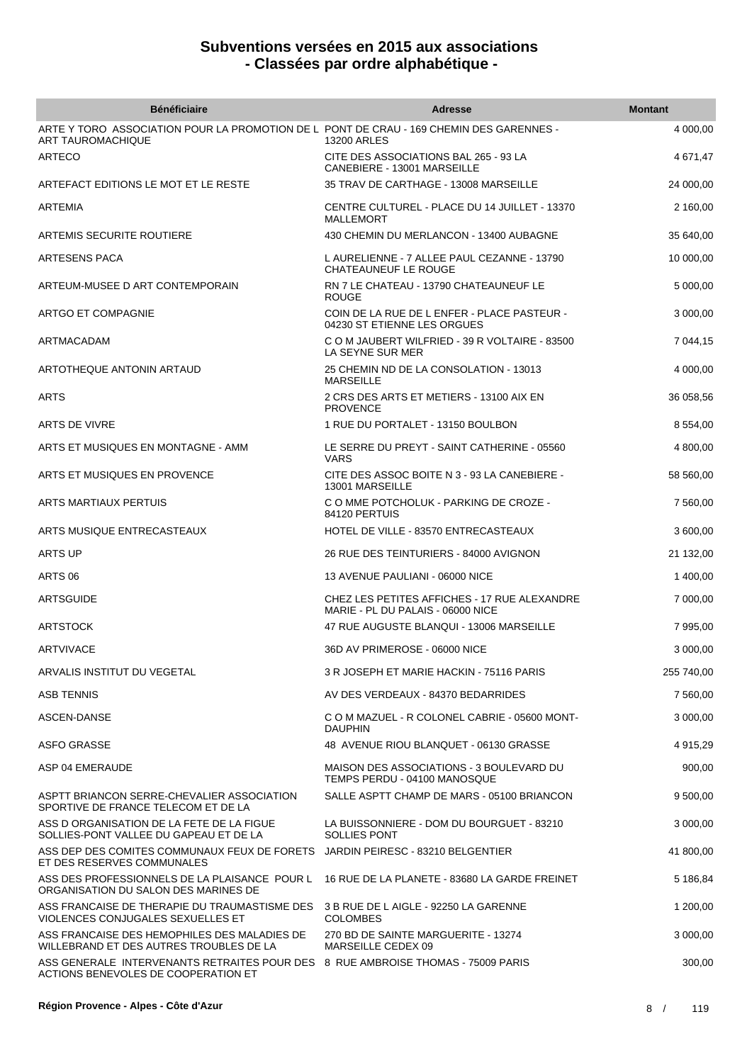# Subventions versées en 2015 aux associations
# - Classées par ordre alphabétique -

| Bénéficiaire | Adresse | Montant |
| --- | --- | --- |
| ARTE Y TORO ASSOCIATION POUR LA PROMOTION DE L ART TAUROMACHIQUE | PONT DE CRAU - 169 CHEMIN DES GARENNES - 13200 ARLES | 4 000,00 |
| ARTECO | CITE DES ASSOCIATIONS BAL 265 - 93 LA CANEBIERE - 13001 MARSEILLE | 4 671,47 |
| ARTEFACT EDITIONS LE MOT ET LE RESTE | 35 TRAV DE CARTHAGE - 13008 MARSEILLE | 24 000,00 |
| ARTEMIA | CENTRE CULTUREL - PLACE DU 14 JUILLET - 13370 MALLEMORT | 2 160,00 |
| ARTEMIS SECURITE ROUTIERE | 430 CHEMIN DU MERLANCON - 13400 AUBAGNE | 35 640,00 |
| ARTESENS PACA | L AURELIENNE - 7 ALLEE PAUL CEZANNE - 13790 CHATEAUNEUF LE ROUGE | 10 000,00 |
| ARTEUM-MUSEE D ART CONTEMPORAIN | RN 7 LE CHATEAU - 13790 CHATEAUNEUF LE ROUGE | 5 000,00 |
| ARTGO ET COMPAGNIE | COIN DE LA RUE DE L ENFER - PLACE PASTEUR - 04230 ST ETIENNE LES ORGUES | 3 000,00 |
| ARTMACADAM | C O M JAUBERT WILFRIED - 39 R VOLTAIRE - 83500 LA SEYNE SUR MER | 7 044,15 |
| ARTOTHEQUE ANTONIN ARTAUD | 25 CHEMIN ND DE LA CONSOLATION - 13013 MARSEILLE | 4 000,00 |
| ARTS | 2 CRS DES ARTS ET METIERS - 13100 AIX EN PROVENCE | 36 058,56 |
| ARTS DE VIVRE | 1 RUE DU PORTALET - 13150 BOULBON | 8 554,00 |
| ARTS ET MUSIQUES EN MONTAGNE - AMM | LE SERRE DU PREYT - SAINT CATHERINE - 05560 VARS | 4 800,00 |
| ARTS ET MUSIQUES EN PROVENCE | CITE DES ASSOC BOITE N 3 - 93 LA CANEBIERE - 13001 MARSEILLE | 58 560,00 |
| ARTS MARTIAUX PERTUIS | C O MME POTCHOLUK - PARKING DE CROZE - 84120 PERTUIS | 7 560,00 |
| ARTS MUSIQUE ENTRECASTEAUX | HOTEL DE VILLE - 83570 ENTRECASTEAUX | 3 600,00 |
| ARTS UP | 26 RUE DES TEINTURIERS - 84000 AVIGNON | 21 132,00 |
| ARTS 06 | 13 AVENUE PAULIANI - 06000 NICE | 1 400,00 |
| ARTSGUIDE | CHEZ LES PETITES AFFICHES - 17 RUE ALEXANDRE MARIE - PL DU PALAIS - 06000 NICE | 7 000,00 |
| ARTSTOCK | 47 RUE AUGUSTE BLANQUI - 13006 MARSEILLE | 7 995,00 |
| ARTVIVACE | 36D AV PRIMEROSE - 06000 NICE | 3 000,00 |
| ARVALIS INSTITUT DU VEGETAL | 3 R JOSEPH ET MARIE HACKIN - 75116 PARIS | 255 740,00 |
| ASB TENNIS | AV DES VERDEAUX - 84370 BEDARRIDES | 7 560,00 |
| ASCEN-DANSE | C O M MAZUEL - R COLONEL CABRIE - 05600 MONT-DAUPHIN | 3 000,00 |
| ASFO GRASSE | 48 AVENUE RIOU BLANQUET - 06130 GRASSE | 4 915,29 |
| ASP 04 EMERAUDE | MAISON DES ASSOCIATIONS - 3 BOULEVARD DU TEMPS PERDU - 04100 MANOSQUE | 900,00 |
| ASPTT BRIANCON SERRE-CHEVALIER ASSOCIATION SPORTIVE DE FRANCE TELECOM ET DE LA | SALLE ASPTT CHAMP DE MARS - 05100 BRIANCON | 9 500,00 |
| ASS D ORGANISATION DE LA FETE DE LA FIGUE SOLLIES-PONT VALLEE DU GAPEAU ET DE LA | LA BUISSONNIERE - DOM DU BOURGUET - 83210 SOLLIES PONT | 3 000,00 |
| ASS DEP DES COMITES COMMUNAUX FEUX DE FORETS ET DES RESERVES COMMUNALES | JARDIN PEIRESC - 83210 BELGENTIER | 41 800,00 |
| ASS DES PROFESSIONNELS DE LA PLAISANCE POUR L ORGANISATION DU SALON DES MARINES DE | 16 RUE DE LA PLANETE - 83680 LA GARDE FREINET | 5 186,84 |
| ASS FRANCAISE DE THERAPIE DU TRAUMASTISME DES VIOLENCES CONJUGALES SEXUELLES ET | 3 B RUE DE L AIGLE - 92250 LA GARENNE COLOMBES | 1 200,00 |
| ASS FRANCAISE DES HEMOPHILES DES MALADIES DE WILLEBRAND ET DES AUTRES TROUBLES DE LA | 270 BD DE SAINTE MARGUERITE - 13274 MARSEILLE CEDEX 09 | 3 000,00 |
| ASS GENERALE INTERVENANTS RETRAITES POUR DES ACTIONS BENEVOLES DE COOPERATION ET | 8 RUE AMBROISE THOMAS - 75009 PARIS | 300,00 |

Région Provence - Alpes - Côte d'Azur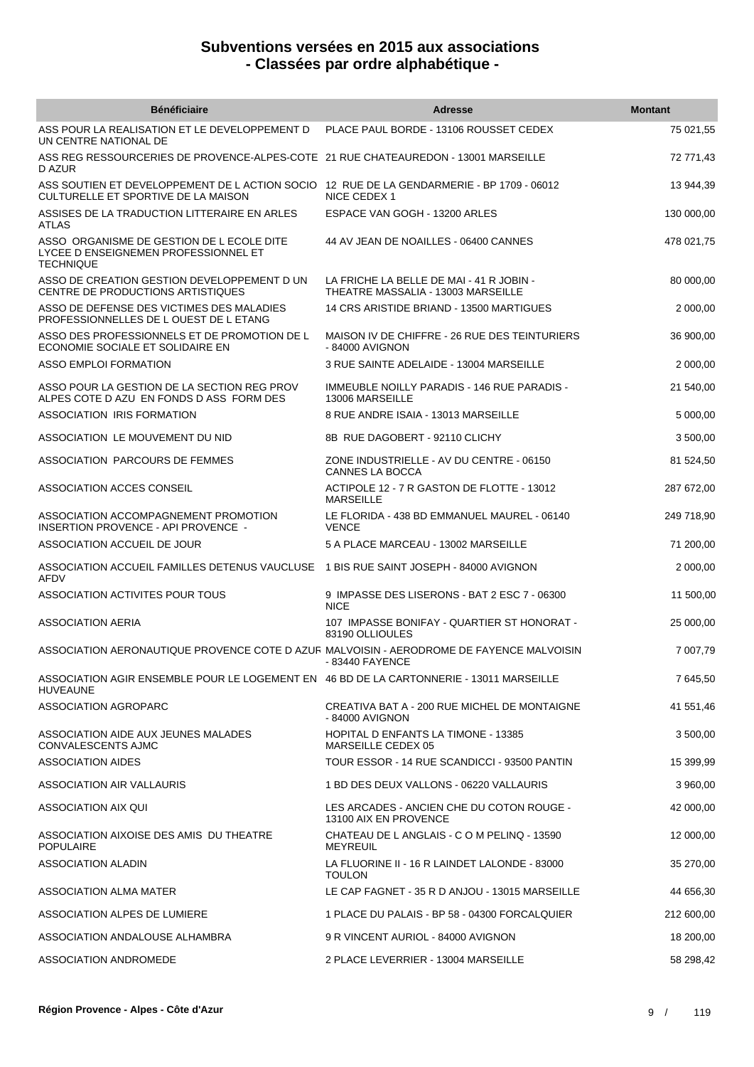# Subventions versées en 2015 aux associations
## - Classées par ordre alphabétique -

| Bénéficiaire | Adresse | Montant |
|---|---|---|
| ASS POUR LA REALISATION ET LE DEVELOPPEMENT D UN CENTRE NATIONAL DE | PLACE PAUL BORDE - 13106 ROUSSET CEDEX | 75 021,55 |
| ASS REG RESSOURCERIES DE PROVENCE-ALPES-COTE D AZUR | 21 RUE CHATEAUREDON - 13001 MARSEILLE | 72 771,43 |
| ASS SOUTIEN ET DEVELOPPEMENT DE L ACTION SOCIO CULTURELLE ET SPORTIVE DE LA MAISON | 12 RUE DE LA GENDARMERIE - BP 1709 - 06012 NICE CEDEX 1 | 13 944,39 |
| ASSISES DE LA TRADUCTION LITTERAIRE EN ARLES ATLAS | ESPACE VAN GOGH - 13200 ARLES | 130 000,00 |
| ASSO ORGANISME DE GESTION DE L ECOLE DITE LYCEE D ENSEIGNEMEN PROFESSIONNEL ET TECHNIQUE | 44 AV JEAN DE NOAILLES - 06400 CANNES | 478 021,75 |
| ASSO DE CREATION GESTION DEVELOPPEMENT D UN CENTRE DE PRODUCTIONS ARTISTIQUES | LA FRICHE LA BELLE DE MAI - 41 R JOBIN - THEATRE MASSALIA - 13003 MARSEILLE | 80 000,00 |
| ASSO DE DEFENSE DES VICTIMES DES MALADIES PROFESSIONNELLES DE L OUEST DE L ETANG | 14 CRS ARISTIDE BRIAND - 13500 MARTIGUES | 2 000,00 |
| ASSO DES PROFESSIONNELS ET DE PROMOTION DE L ECONOMIE SOCIALE ET SOLIDAIRE EN | MAISON IV DE CHIFFRE - 26 RUE DES TEINTURIERS - 84000 AVIGNON | 36 900,00 |
| ASSO EMPLOI FORMATION | 3 RUE SAINTE ADELAIDE - 13004 MARSEILLE | 2 000,00 |
| ASSO POUR LA GESTION DE LA SECTION REG PROV ALPES COTE D AZU EN FONDS D ASS FORM DES | IMMEUBLE NOILLY PARADIS - 146 RUE PARADIS - 13006 MARSEILLE | 21 540,00 |
| ASSOCIATION IRIS FORMATION | 8 RUE ANDRE ISAIA - 13013 MARSEILLE | 5 000,00 |
| ASSOCIATION LE MOUVEMENT DU NID | 8B RUE DAGOBERT - 92110 CLICHY | 3 500,00 |
| ASSOCIATION PARCOURS DE FEMMES | ZONE INDUSTRIELLE - AV DU CENTRE - 06150 CANNES LA BOCCA | 81 524,50 |
| ASSOCIATION ACCES CONSEIL | ACTIPOLE 12 - 7 R GASTON DE FLOTTE - 13012 MARSEILLE | 287 672,00 |
| ASSOCIATION ACCOMPAGNEMENT PROMOTION INSERTION PROVENCE - API PROVENCE - | LE FLORIDA - 438 BD EMMANUEL MAUREL - 06140 VENCE | 249 718,90 |
| ASSOCIATION ACCUEIL DE JOUR | 5 A PLACE MARCEAU - 13002 MARSEILLE | 71 200,00 |
| ASSOCIATION ACCUEIL FAMILLES DETENUS VAUCLUSE AFDV | 1 BIS RUE SAINT JOSEPH - 84000 AVIGNON | 2 000,00 |
| ASSOCIATION ACTIVITES POUR TOUS | 9 IMPASSE DES LISERONS - BAT 2 ESC 7 - 06300 NICE | 11 500,00 |
| ASSOCIATION AERIA | 107 IMPASSE BONIFAY - QUARTIER ST HONORAT - 83190 OLLIOULES | 25 000,00 |
| ASSOCIATION AERONAUTIQUE PROVENCE COTE D AZUR | MALVOISIN - AERODROME DE FAYENCE MALVOISIN - 83440 FAYENCE | 7 007,79 |
| ASSOCIATION AGIR ENSEMBLE POUR LE LOGEMENT EN HUVEAUNE | 46 BD DE LA CARTONNERIE - 13011 MARSEILLE | 7 645,50 |
| ASSOCIATION AGROPARC | CREATIVA BAT A - 200 RUE MICHEL DE MONTAIGNE - 84000 AVIGNON | 41 551,46 |
| ASSOCIATION AIDE AUX JEUNES MALADES CONVALESCENTS AJMC | HOPITAL D ENFANTS LA TIMONE - 13385 MARSEILLE CEDEX 05 | 3 500,00 |
| ASSOCIATION AIDES | TOUR ESSOR - 14 RUE SCANDICCI - 93500 PANTIN | 15 399,99 |
| ASSOCIATION AIR VALLAURIS | 1 BD DES DEUX VALLONS - 06220 VALLAURIS | 3 960,00 |
| ASSOCIATION AIX QUI | LES ARCADES - ANCIEN CHE DU COTON ROUGE - 13100 AIX EN PROVENCE | 42 000,00 |
| ASSOCIATION AIXOISE DES AMIS DU THEATRE POPULAIRE | CHATEAU DE L ANGLAIS - C O M PELINQ - 13590 MEYREUIL | 12 000,00 |
| ASSOCIATION ALADIN | LA FLUORINE II - 16 R LAINDET LALONDE - 83000 TOULON | 35 270,00 |
| ASSOCIATION ALMA MATER | LE CAP FAGNET - 35 R D ANJOU - 13015 MARSEILLE | 44 656,30 |
| ASSOCIATION ALPES DE LUMIERE | 1 PLACE DU PALAIS - BP 58 - 04300 FORCALQUIER | 212 600,00 |
| ASSOCIATION ANDALOUSE ALHAMBRA | 9 R VINCENT AURIOL - 84000 AVIGNON | 18 200,00 |
| ASSOCIATION ANDROMEDE | 2 PLACE LEVERRIER - 13004 MARSEILLE | 58 298,42 |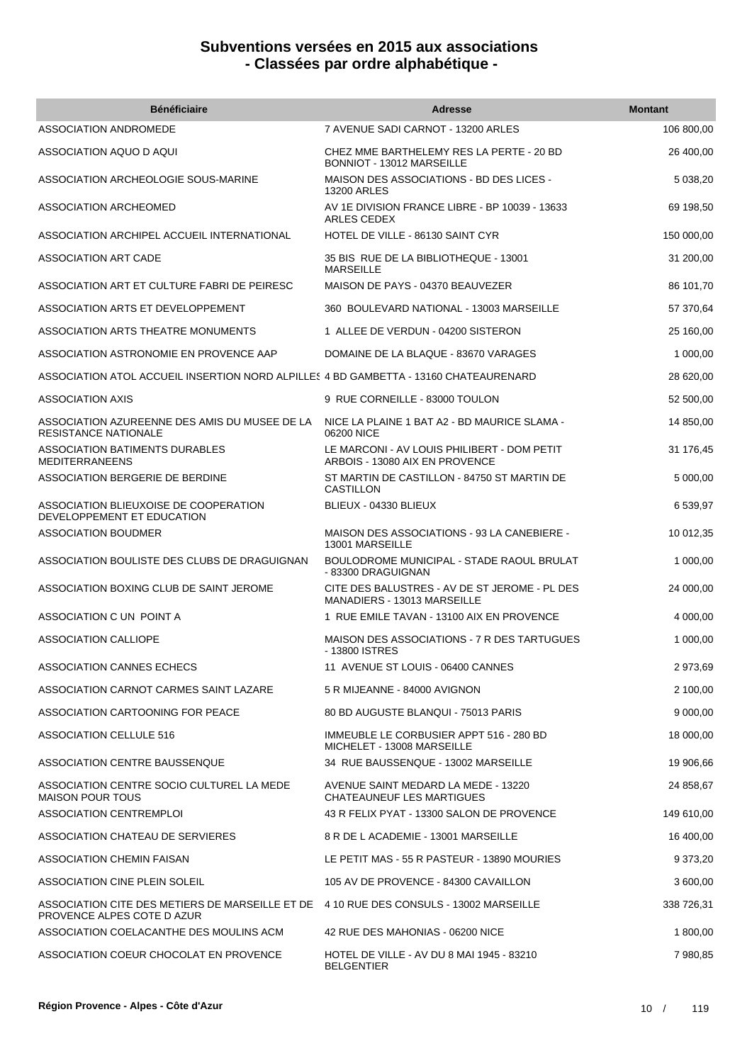# Subventions versées en 2015 aux associations
# - Classées par ordre alphabétique -

| Bénéficiaire | Adresse | Montant |
|---|---|---|
| ASSOCIATION ANDROMEDE | 7 AVENUE SADI CARNOT - 13200 ARLES | 106 800,00 |
| ASSOCIATION AQUO D AQUI | CHEZ MME BARTHELEMY RES LA PERTE - 20 BD BONNIOT - 13012 MARSEILLE | 26 400,00 |
| ASSOCIATION ARCHEOLOGIE SOUS-MARINE | MAISON DES ASSOCIATIONS - BD DES LICES - 13200 ARLES | 5 038,20 |
| ASSOCIATION ARCHEOMED | AV 1E DIVISION FRANCE LIBRE - BP 10039 - 13633 ARLES CEDEX | 69 198,50 |
| ASSOCIATION ARCHIPEL ACCUEIL INTERNATIONAL | HOTEL DE VILLE - 86130 SAINT CYR | 150 000,00 |
| ASSOCIATION ART CADE | 35 BIS RUE DE LA BIBLIOTHEQUE - 13001 MARSEILLE | 31 200,00 |
| ASSOCIATION ART ET CULTURE FABRI DE PEIRESC | MAISON DE PAYS - 04370 BEAUVEZER | 86 101,70 |
| ASSOCIATION ARTS ET DEVELOPPEMENT | 360 BOULEVARD NATIONAL - 13003 MARSEILLE | 57 370,64 |
| ASSOCIATION ARTS THEATRE MONUMENTS | 1 ALLEE DE VERDUN - 04200 SISTERON | 25 160,00 |
| ASSOCIATION ASTRONOMIE EN PROVENCE AAP | DOMAINE DE LA BLAQUE - 83670 VARAGES | 1 000,00 |
| ASSOCIATION ATOL ACCUEIL INSERTION NORD ALPILLES | 4 BD GAMBETTA - 13160 CHATEAURENARD | 28 620,00 |
| ASSOCIATION AXIS | 9 RUE CORNEILLE - 83000 TOULON | 52 500,00 |
| ASSOCIATION AZUREENNE DES AMIS DU MUSEE DE LA RESISTANCE NATIONALE | NICE LA PLAINE 1 BAT A2 - BD MAURICE SLAMA - 06200 NICE | 14 850,00 |
| ASSOCIATION BATIMENTS DURABLES MEDITERRANEENS | LE MARCONI - AV LOUIS PHILIBERT - DOM PETIT ARBOIS - 13080 AIX EN PROVENCE | 31 176,45 |
| ASSOCIATION BERGERIE DE BERDINE | ST MARTIN DE CASTILLON - 84750 ST MARTIN DE CASTILLON | 5 000,00 |
| ASSOCIATION BLIEUXOISE DE COOPERATION DEVELOPPEMENT ET EDUCATION | BLIEUX - 04330 BLIEUX | 6 539,97 |
| ASSOCIATION BOUDMER | MAISON DES ASSOCIATIONS - 93 LA CANEBIERE - 13001 MARSEILLE | 10 012,35 |
| ASSOCIATION BOULISTE DES CLUBS DE DRAGUIGNAN | BOULODROME MUNICIPAL - STADE RAOUL BRULAT - 83300 DRAGUIGNAN | 1 000,00 |
| ASSOCIATION BOXING CLUB DE SAINT JEROME | CITE DES BALUSTRES - AV DE ST JEROME - PL DES MANADIERS - 13013 MARSEILLE | 24 000,00 |
| ASSOCIATION C UN POINT A | 1 RUE EMILE TAVAN - 13100 AIX EN PROVENCE | 4 000,00 |
| ASSOCIATION CALLIOPE | MAISON DES ASSOCIATIONS - 7 R DES TARTUGUES - 13800 ISTRES | 1 000,00 |
| ASSOCIATION CANNES ECHECS | 11 AVENUE ST LOUIS - 06400 CANNES | 2 973,69 |
| ASSOCIATION CARNOT CARMES SAINT LAZARE | 5 R MIJEANNE - 84000 AVIGNON | 2 100,00 |
| ASSOCIATION CARTOONING FOR PEACE | 80 BD AUGUSTE BLANQUI - 75013 PARIS | 9 000,00 |
| ASSOCIATION CELLULE 516 | IMMEUBLE LE CORBUSIER APPT 516 - 280 BD MICHELET - 13008 MARSEILLE | 18 000,00 |
| ASSOCIATION CENTRE BAUSSENQUE | 34 RUE BAUSSENQUE - 13002 MARSEILLE | 19 906,66 |
| ASSOCIATION CENTRE SOCIO CULTUREL LA MEDE MAISON POUR TOUS | AVENUE SAINT MEDARD LA MEDE - 13220 CHATEAUNEUF LES MARTIGUES | 24 858,67 |
| ASSOCIATION CENTREMPLOI | 43 R FELIX PYAT - 13300 SALON DE PROVENCE | 149 610,00 |
| ASSOCIATION CHATEAU DE SERVIERES | 8 R DE L ACADEMIE - 13001 MARSEILLE | 16 400,00 |
| ASSOCIATION CHEMIN FAISAN | LE PETIT MAS - 55 R PASTEUR - 13890 MOURIES | 9 373,20 |
| ASSOCIATION CINE PLEIN SOLEIL | 105 AV DE PROVENCE - 84300 CAVAILLON | 3 600,00 |
| ASSOCIATION CITE DES METIERS DE MARSEILLE ET DE PROVENCE ALPES COTE D AZUR | 4 10 RUE DES CONSULS - 13002 MARSEILLE | 338 726,31 |
| ASSOCIATION COELACANTHE DES MOULINS ACM | 42 RUE DES MAHONIAS - 06200 NICE | 1 800,00 |
| ASSOCIATION COEUR CHOCOLAT EN PROVENCE | HOTEL DE VILLE - AV DU 8 MAI 1945 - 83210 BELGENTIER | 7 980,85 |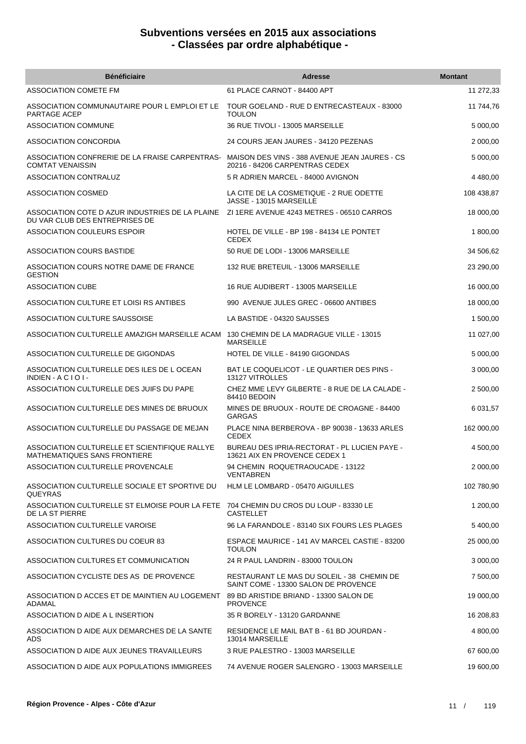# Subventions versées en 2015 aux associations
# - Classées par ordre alphabétique -

| Bénéficiaire | Adresse | Montant |
|---|---|---|
| ASSOCIATION COMETE FM | 61 PLACE CARNOT - 84400 APT | 11 272,33 |
| ASSOCIATION COMMUNAUTAIRE POUR L EMPLOI ET LE PARTAGE ACEP | TOUR GOELAND - RUE D ENTRECASTEAUX - 83000 TOULON | 11 744,76 |
| ASSOCIATION COMMUNE | 36 RUE TIVOLI - 13005 MARSEILLE | 5 000,00 |
| ASSOCIATION CONCORDIA | 24 COURS JEAN JAURES - 34120 PEZENAS | 2 000,00 |
| ASSOCIATION CONFRERIE DE LA FRAISE CARPENTRAS-COMTAT VENAISSIN | MAISON DES VINS - 388 AVENUE JEAN JAURES - CS 20216 - 84206 CARPENTRAS CEDEX | 5 000,00 |
| ASSOCIATION CONTRALUZ | 5 R ADRIEN MARCEL - 84000 AVIGNON | 4 480,00 |
| ASSOCIATION COSMED | LA CITE DE LA COSMETIQUE - 2 RUE ODETTE JASSE - 13015 MARSEILLE | 108 438,87 |
| ASSOCIATION COTE D AZUR INDUSTRIES DE LA PLAINE DU VAR CLUB DES ENTREPRISES DE | ZI 1ERE AVENUE 4243 METRES - 06510 CARROS | 18 000,00 |
| ASSOCIATION COULEURS ESPOIR | HOTEL DE VILLE - BP 198 - 84134 LE PONTET CEDEX | 1 800,00 |
| ASSOCIATION COURS BASTIDE | 50 RUE DE LODI - 13006 MARSEILLE | 34 506,62 |
| ASSOCIATION COURS NOTRE DAME DE FRANCE GESTION | 132 RUE BRETEUIL - 13006 MARSEILLE | 23 290,00 |
| ASSOCIATION CUBE | 16 RUE AUDIBERT - 13005 MARSEILLE | 16 000,00 |
| ASSOCIATION CULTURE ET LOISI RS ANTIBES | 990 AVENUE JULES GREC - 06600 ANTIBES | 18 000,00 |
| ASSOCIATION CULTURE SAUSSOISE | LA BASTIDE - 04320 SAUSSES | 1 500,00 |
| ASSOCIATION CULTURELLE AMAZIGH MARSEILLE ACAM | 130 CHEMIN DE LA MADRAGUE VILLE - 13015 MARSEILLE | 11 027,00 |
| ASSOCIATION CULTURELLE DE GIGONDAS | HOTEL DE VILLE - 84190 GIGONDAS | 5 000,00 |
| ASSOCIATION CULTURELLE DES ILES DE L OCEAN INDIEN - A C I O I - | BAT LE COQUELICOT - LE QUARTIER DES PINS - 13127 VITROLLES | 3 000,00 |
| ASSOCIATION CULTURELLE DES JUIFS DU PAPE | CHEZ MME LEVY GILBERTE - 8 RUE DE LA CALADE - 84410 BEDOIN | 2 500,00 |
| ASSOCIATION CULTURELLE DES MINES DE BRUOUX | MINES DE BRUOUX - ROUTE DE CROAGNE - 84400 GARGAS | 6 031,57 |
| ASSOCIATION CULTURELLE DU PASSAGE DE MEJAN | PLACE NINA BERBEROVA - BP 90038 - 13633 ARLES CEDEX | 162 000,00 |
| ASSOCIATION CULTURELLE ET SCIENTIFIQUE RALLYE MATHEMATIQUES SANS FRONTIERE | BUREAU DES IPRIA-RECTORAT - PL LUCIEN PAYE - 13621 AIX EN PROVENCE CEDEX 1 | 4 500,00 |
| ASSOCIATION CULTURELLE PROVENCALE | 94 CHEMIN ROQUETRAOUCADE - 13122 VENTABREN | 2 000,00 |
| ASSOCIATION CULTURELLE SOCIALE ET SPORTIVE DU QUEYRAS | HLM LE LOMBARD - 05470 AIGUILLES | 102 780,90 |
| ASSOCIATION CULTURELLE ST ELMOISE POUR LA FETE DE LA ST PIERRE | 704 CHEMIN DU CROS DU LOUP - 83330 LE CASTELLET | 1 200,00 |
| ASSOCIATION CULTURELLE VAROISE | 96 LA FARANDOLE - 83140 SIX FOURS LES PLAGES | 5 400,00 |
| ASSOCIATION CULTURES DU COEUR 83 | ESPACE MAURICE - 141 AV MARCEL CASTIE - 83200 TOULON | 25 000,00 |
| ASSOCIATION CULTURES ET COMMUNICATION | 24 R PAUL LANDRIN - 83000 TOULON | 3 000,00 |
| ASSOCIATION CYCLISTE DES AS DE PROVENCE | RESTAURANT LE MAS DU SOLEIL - 38 CHEMIN DE SAINT COME - 13300 SALON DE PROVENCE | 7 500,00 |
| ASSOCIATION D ACCES ET DE MAINTIEN AU LOGEMENT ADAMAL | 89 BD ARISTIDE BRIAND - 13300 SALON DE PROVENCE | 19 000,00 |
| ASSOCIATION D AIDE A L INSERTION | 35 R BORELY - 13120 GARDANNE | 16 208,83 |
| ASSOCIATION D AIDE AUX DEMARCHES DE LA SANTE ADS | RESIDENCE LE MAIL BAT B - 61 BD JOURDAN - 13014 MARSEILLE | 4 800,00 |
| ASSOCIATION D AIDE AUX JEUNES TRAVAILLEURS | 3 RUE PALESTRO - 13003 MARSEILLE | 67 600,00 |
| ASSOCIATION D AIDE AUX POPULATIONS IMMIGREES | 74 AVENUE ROGER SALENGRO - 13003 MARSEILLE | 19 600,00 |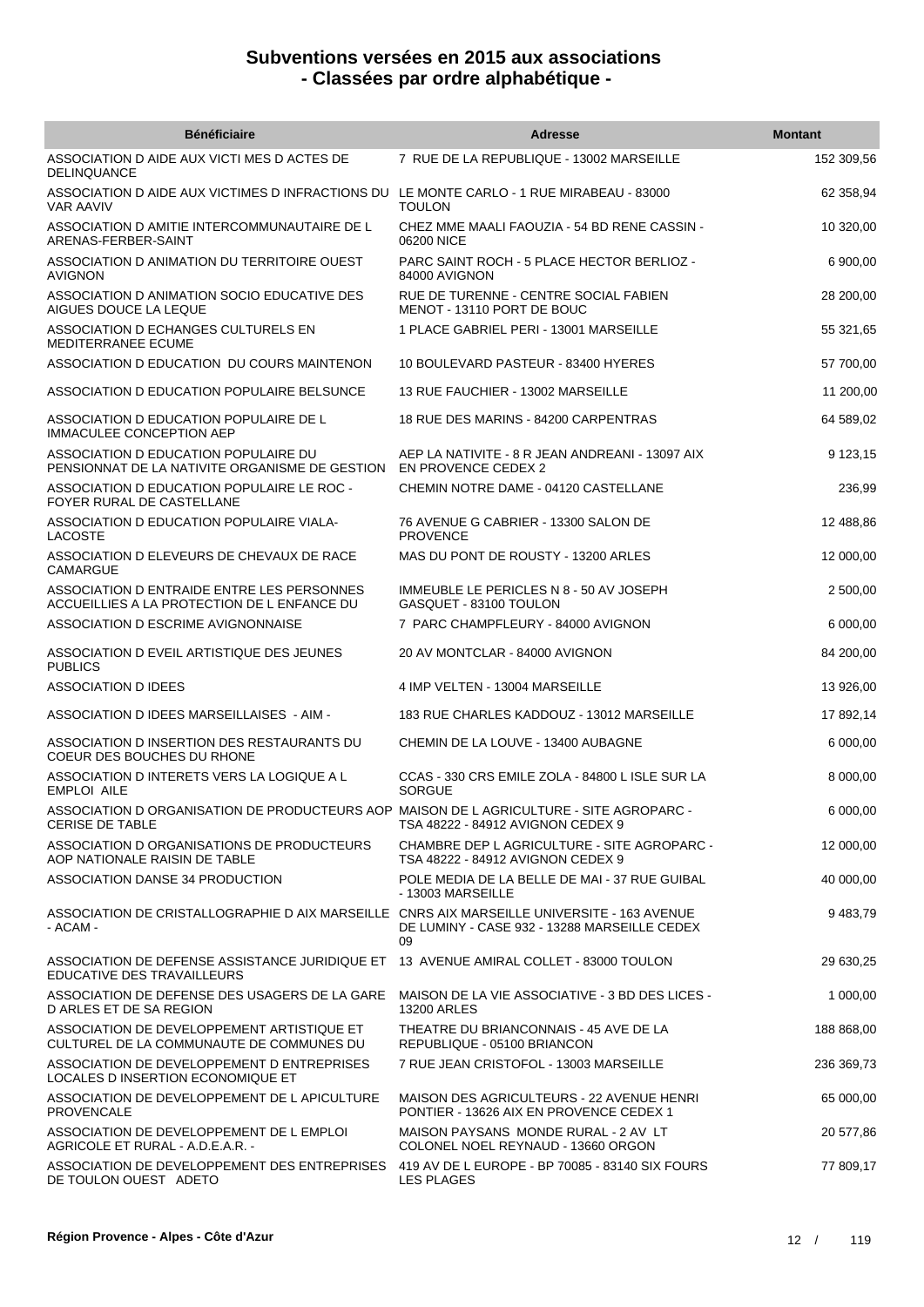# Subventions versées en 2015 aux associations
## - Classées par ordre alphabétique -

| Bénéficiaire | Adresse | Montant |
|---|---|---|
| ASSOCIATION D AIDE AUX VICTI MES D ACTES DE DELINQUANCE | 7 RUE DE LA REPUBLIQUE - 13002 MARSEILLE | 152 309,56 |
| ASSOCIATION D AIDE AUX VICTIMES D INFRACTIONS DU VAR AAVIV | LE MONTE CARLO - 1 RUE MIRABEAU - 83000 TOULON | 62 358,94 |
| ASSOCIATION D AMITIE INTERCOMMUNAUTAIRE DE L ARENAS-FERBER-SAINT | CHEZ MME MAALI FAOUZIA - 54 BD RENE CASSIN - 06200 NICE | 10 320,00 |
| ASSOCIATION D ANIMATION DU TERRITOIRE OUEST AVIGNON | PARC SAINT ROCH - 5 PLACE HECTOR BERLIOZ - 84000 AVIGNON | 6 900,00 |
| ASSOCIATION D ANIMATION SOCIO EDUCATIVE DES AIGUES DOUCE LA LEQUE | RUE DE TURENNE - CENTRE SOCIAL FABIEN MENOT - 13110 PORT DE BOUC | 28 200,00 |
| ASSOCIATION D ECHANGES CULTURELS EN MEDITERRANEE ECUME | 1 PLACE GABRIEL PERI - 13001 MARSEILLE | 55 321,65 |
| ASSOCIATION D EDUCATION DU COURS MAINTENON | 10 BOULEVARD PASTEUR - 83400 HYERES | 57 700,00 |
| ASSOCIATION D EDUCATION POPULAIRE BELSUNCE | 13 RUE FAUCHIER - 13002 MARSEILLE | 11 200,00 |
| ASSOCIATION D EDUCATION POPULAIRE DE L IMMACULEE CONCEPTION AEP | 18 RUE DES MARINS - 84200 CARPENTRAS | 64 589,02 |
| ASSOCIATION D EDUCATION POPULAIRE DU PENSIONNAT DE LA NATIVITE ORGANISME DE GESTION | AEP LA NATIVITE - 8 R JEAN ANDREANI - 13097 AIX EN PROVENCE CEDEX 2 | 9 123,15 |
| ASSOCIATION D EDUCATION POPULAIRE LE ROC - FOYER RURAL DE CASTELLANE | CHEMIN NOTRE DAME - 04120 CASTELLANE | 236,99 |
| ASSOCIATION D EDUCATION POPULAIRE VIALA-LACOSTE | 76 AVENUE G CABRIER - 13300 SALON DE PROVENCE | 12 488,86 |
| ASSOCIATION D ELEVEURS DE CHEVAUX DE RACE CAMARGUE | MAS DU PONT DE ROUSTY - 13200 ARLES | 12 000,00 |
| ASSOCIATION D ENTRAIDE ENTRE LES PERSONNES ACCUEILLIES A LA PROTECTION DE L ENFANCE DU | IMMEUBLE LE PERICLES N 8 - 50 AV JOSEPH GASQUET - 83100 TOULON | 2 500,00 |
| ASSOCIATION D ESCRIME AVIGNONNAISE | 7 PARC CHAMPFLEURY - 84000 AVIGNON | 6 000,00 |
| ASSOCIATION D EVEIL ARTISTIQUE DES JEUNES PUBLICS | 20 AV MONTCLAR - 84000 AVIGNON | 84 200,00 |
| ASSOCIATION D IDEES | 4 IMP VELTEN - 13004 MARSEILLE | 13 926,00 |
| ASSOCIATION D IDEES MARSEILLAISES - AIM - | 183 RUE CHARLES KADDOUZ - 13012 MARSEILLE | 17 892,14 |
| ASSOCIATION D INSERTION DES RESTAURANTS DU COEUR DES BOUCHES DU RHONE | CHEMIN DE LA LOUVE - 13400 AUBAGNE | 6 000,00 |
| ASSOCIATION D INTERETS VERS LA LOGIQUE A L EMPLOI AILE | CCAS - 330 CRS EMILE ZOLA - 84800 L ISLE SUR LA SORGUE | 8 000,00 |
| ASSOCIATION D ORGANISATION DE PRODUCTEURS AOP CERISE DE TABLE | MAISON DE L AGRICULTURE - SITE AGROPARC - TSA 48222 - 84912 AVIGNON CEDEX 9 | 6 000,00 |
| ASSOCIATION D ORGANISATIONS DE PRODUCTEURS AOP NATIONALE RAISIN DE TABLE | CHAMBRE DEP L AGRICULTURE - SITE AGROPARC - TSA 48222 - 84912 AVIGNON CEDEX 9 | 12 000,00 |
| ASSOCIATION DANSE 34 PRODUCTION | POLE MEDIA DE LA BELLE DE MAI - 37 RUE GUIBAL - 13003 MARSEILLE | 40 000,00 |
| ASSOCIATION DE CRISTALLOGRAPHIE D AIX MARSEILLE - ACAM - | CNRS AIX MARSEILLE UNIVERSITE - 163 AVENUE DE LUMINY - CASE 932 - 13288 MARSEILLE CEDEX 09 | 9 483,79 |
| ASSOCIATION DE DEFENSE ASSISTANCE JURIDIQUE ET EDUCATIVE DES TRAVAILLEURS | 13 AVENUE AMIRAL COLLET - 83000 TOULON | 29 630,25 |
| ASSOCIATION DE DEFENSE DES USAGERS DE LA GARE D ARLES ET DE SA REGION | MAISON DE LA VIE ASSOCIATIVE - 3 BD DES LICES - 13200 ARLES | 1 000,00 |
| ASSOCIATION DE DEVELOPPEMENT ARTISTIQUE ET CULTUREL DE LA COMMUNAUTE DE COMMUNES DU | THEATRE DU BRIANCONNAIS - 45 AVE DE LA REPUBLIQUE - 05100 BRIANCON | 188 868,00 |
| ASSOCIATION DE DEVELOPPEMENT D ENTREPRISES LOCALES D INSERTION ECONOMIQUE ET | 7 RUE JEAN CRISTOFOL - 13003 MARSEILLE | 236 369,73 |
| ASSOCIATION DE DEVELOPPEMENT DE L APICULTURE PROVENCALE | MAISON DES AGRICULTEURS - 22 AVENUE HENRI PONTIER - 13626 AIX EN PROVENCE CEDEX 1 | 65 000,00 |
| ASSOCIATION DE DEVELOPPEMENT DE L EMPLOI AGRICOLE ET RURAL - A.D.E.A.R. - | MAISON PAYSANS MONDE RURAL - 2 AV LT COLONEL NOEL REYNAUD - 13660 ORGON | 20 577,86 |
| ASSOCIATION DE DEVELOPPEMENT DES ENTREPRISES DE TOULON OUEST ADETO | 419 AV DE L EUROPE - BP 70085 - 83140 SIX FOURS LES PLAGES | 77 809,17 |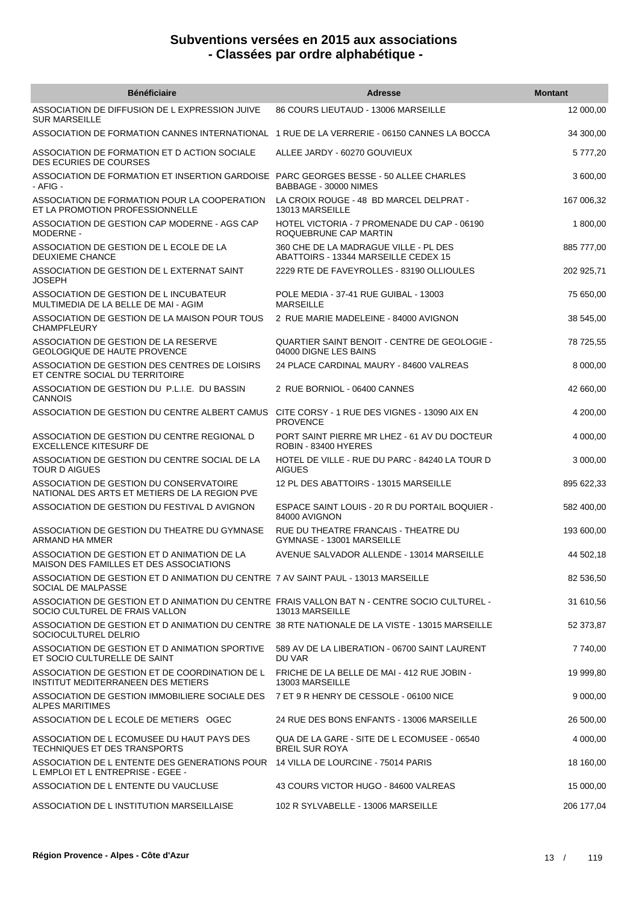# Subventions versées en 2015 aux associations - Classées par ordre alphabétique -

| Bénéficiaire | Adresse | Montant |
|---|---|---|
| ASSOCIATION DE DIFFUSION DE L EXPRESSION JUIVE SUR MARSEILLE | 86 COURS LIEUTAUD - 13006 MARSEILLE | 12 000,00 |
| ASSOCIATION DE FORMATION CANNES INTERNATIONAL | 1 RUE DE LA VERRERIE - 06150 CANNES LA BOCCA | 34 300,00 |
| ASSOCIATION DE FORMATION ET D ACTION SOCIALE DES ECURIES DE COURSES | ALLEE JARDY - 60270 GOUVIEUX | 5 777,20 |
| ASSOCIATION DE FORMATION ET INSERTION GARDOISE - AFIG - | PARC GEORGES BESSE - 50 ALLEE CHARLES BABBAGE - 30000 NIMES | 3 600,00 |
| ASSOCIATION DE FORMATION POUR LA COOPERATION ET LA PROMOTION PROFESSIONNELLE | LA CROIX ROUGE - 48 BD MARCEL DELPRAT - 13013 MARSEILLE | 167 006,32 |
| ASSOCIATION DE GESTION CAP MODERNE - AGS CAP MODERNE - | HOTEL VICTORIA - 7 PROMENADE DU CAP - 06190 ROQUEBRUNE CAP MARTIN | 1 800,00 |
| ASSOCIATION DE GESTION DE L ECOLE DE LA DEUXIEME CHANCE | 360 CHE DE LA MADRAGUE VILLE - PL DES ABATTOIRS - 13344 MARSEILLE CEDEX 15 | 885 777,00 |
| ASSOCIATION DE GESTION DE L EXTERNAT SAINT JOSEPH | 2229 RTE DE FAVEYROLLES - 83190 OLLIOULES | 202 925,71 |
| ASSOCIATION DE GESTION DE L INCUBATEUR MULTIMEDIA DE LA BELLE DE MAI - AGIM | POLE MEDIA - 37-41 RUE GUIBAL - 13003 MARSEILLE | 75 650,00 |
| ASSOCIATION DE GESTION DE LA MAISON POUR TOUS CHAMPFLEURY | 2 RUE MARIE MADELEINE - 84000 AVIGNON | 38 545,00 |
| ASSOCIATION DE GESTION DE LA RESERVE GEOLOGIQUE DE HAUTE PROVENCE | QUARTIER SAINT BENOIT - CENTRE DE GEOLOGIE - 04000 DIGNE LES BAINS | 78 725,55 |
| ASSOCIATION DE GESTION DES CENTRES DE LOISIRS ET CENTRE SOCIAL DU TERRITOIRE | 24 PLACE CARDINAL MAURY - 84600 VALREAS | 8 000,00 |
| ASSOCIATION DE GESTION DU P.L.I.E. DU BASSIN CANNOIS | 2 RUE BORNIOL - 06400 CANNES | 42 660,00 |
| ASSOCIATION DE GESTION DU CENTRE ALBERT CAMUS | CITE CORSY - 1 RUE DES VIGNES - 13090 AIX EN PROVENCE | 4 200,00 |
| ASSOCIATION DE GESTION DU CENTRE REGIONAL D EXCELLENCE KITESURF DE | PORT SAINT PIERRE MR LHEZ - 61 AV DU DOCTEUR ROBIN - 83400 HYERES | 4 000,00 |
| ASSOCIATION DE GESTION DU CENTRE SOCIAL DE LA TOUR D AIGUES | HOTEL DE VILLE - RUE DU PARC - 84240 LA TOUR D AIGUES | 3 000,00 |
| ASSOCIATION DE GESTION DU CONSERVATOIRE NATIONAL DES ARTS ET METIERS DE LA REGION PVE | 12 PL DES ABATTOIRS - 13015 MARSEILLE | 895 622,33 |
| ASSOCIATION DE GESTION DU FESTIVAL D AVIGNON | ESPACE SAINT LOUIS - 20 R DU PORTAIL BOQUIER - 84000 AVIGNON | 582 400,00 |
| ASSOCIATION DE GESTION DU THEATRE DU GYMNASE ARMAND HA MMER | RUE DU THEATRE FRANCAIS - THEATRE DU GYMNASE - 13001 MARSEILLE | 193 600,00 |
| ASSOCIATION DE GESTION ET D ANIMATION DE LA MAISON DES FAMILLES ET DES ASSOCIATIONS | AVENUE SALVADOR ALLENDE - 13014 MARSEILLE | 44 502,18 |
| ASSOCIATION DE GESTION ET D ANIMATION DU CENTRE SOCIAL DE MALPASSE | 7 AV SAINT PAUL - 13013 MARSEILLE | 82 536,50 |
| ASSOCIATION DE GESTION ET D ANIMATION DU CENTRE SOCIO CULTUREL DE FRAIS VALLON | FRAIS VALLON BAT N - CENTRE SOCIO CULTUREL - 13013 MARSEILLE | 31 610,56 |
| ASSOCIATION DE GESTION ET D ANIMATION DU CENTRE SOCIOCULTUREL DELRIO | 38 RTE NATIONALE DE LA VISTE - 13015 MARSEILLE | 52 373,87 |
| ASSOCIATION DE GESTION ET D ANIMATION SPORTIVE ET SOCIO CULTURELLE DE SAINT | 589 AV DE LA LIBERATION - 06700 SAINT LAURENT DU VAR | 7 740,00 |
| ASSOCIATION DE GESTION ET DE COORDINATION DE L INSTITUT MEDITERRANEEN DES METIERS | FRICHE DE LA BELLE DE MAI - 412 RUE JOBIN - 13003 MARSEILLE | 19 999,80 |
| ASSOCIATION DE GESTION IMMOBILIERE SOCIALE DES ALPES MARITIMES | 7 ET 9 R HENRY DE CESSOLE - 06100 NICE | 9 000,00 |
| ASSOCIATION DE L ECOLE DE METIERS OGEC | 24 RUE DES BONS ENFANTS - 13006 MARSEILLE | 26 500,00 |
| ASSOCIATION DE L ECOMUSEE DU HAUT PAYS DES TECHNIQUES ET DES TRANSPORTS | QUA DE LA GARE - SITE DE L ECOMUSEE - 06540 BREIL SUR ROYA | 4 000,00 |
| ASSOCIATION DE L ENTENTE DES GENERATIONS POUR L EMPLOI ET L ENTREPRISE - EGEE - | 14 VILLA DE LOURCINE - 75014 PARIS | 18 160,00 |
| ASSOCIATION DE L ENTENTE DU VAUCLUSE | 43 COURS VICTOR HUGO - 84600 VALREAS | 15 000,00 |
| ASSOCIATION DE L INSTITUTION MARSEILLAISE | 102 R SYLVABELLE - 13006 MARSEILLE | 206 177,04 |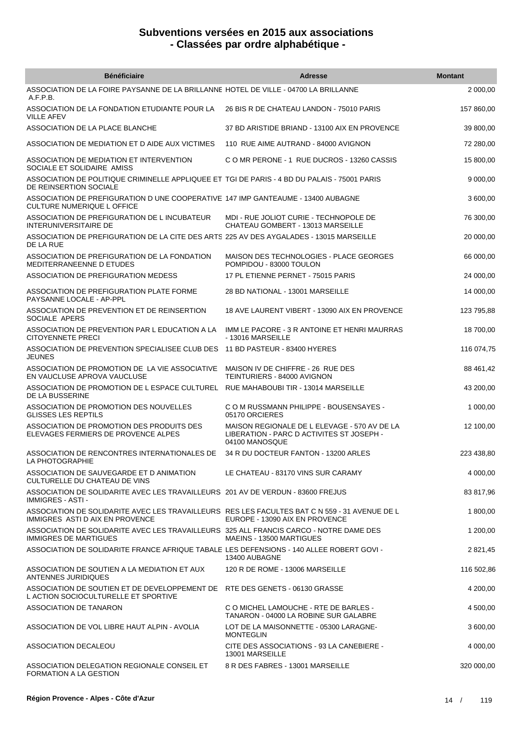# Subventions versées en 2015 aux associations
# - Classées par ordre alphabétique -

| Bénéficiaire | Adresse | Montant |
|---|---|---|
| ASSOCIATION DE LA FOIRE PAYSANNE DE LA BRILLANNE A.F.P.B. | HOTEL DE VILLE - 04700 LA BRILLANNE | 2 000,00 |
| ASSOCIATION DE LA FONDATION ETUDIANTE POUR LA VILLE AFEV | 26 BIS R DE CHATEAU LANDON - 75010 PARIS | 157 860,00 |
| ASSOCIATION DE LA PLACE BLANCHE | 37 BD ARISTIDE BRIAND - 13100 AIX EN PROVENCE | 39 800,00 |
| ASSOCIATION DE MEDIATION ET D AIDE AUX VICTIMES | 110 RUE AIME AUTRAND - 84000 AVIGNON | 72 280,00 |
| ASSOCIATION DE MEDIATION ET INTERVENTION SOCIALE ET SOLIDAIRE AMISS | C O MR PERONE - 1 RUE DUCROS - 13260 CASSIS | 15 800,00 |
| ASSOCIATION DE POLITIQUE CRIMINELLE APPLIQUEE ET DE REINSERTION SOCIALE | TGI DE PARIS - 4 BD DU PALAIS - 75001 PARIS | 9 000,00 |
| ASSOCIATION DE PREFIGURATION D UNE COOPERATIVE CULTURE NUMERIQUE L OFFICE | 147 IMP GANTEAUME - 13400 AUBAGNE | 3 600,00 |
| ASSOCIATION DE PREFIGURATION DE L INCUBATEUR INTERUNIVERSITAIRE DE | MDI - RUE JOLIOT CURIE - TECHNOPOLE DE CHATEAU GOMBERT - 13013 MARSEILLE | 76 300,00 |
| ASSOCIATION DE PREFIGURATION DE LA CITE DES ARTS DE LA RUE | 225 AV DES AYGALADES - 13015 MARSEILLE | 20 000,00 |
| ASSOCIATION DE PREFIGURATION DE LA FONDATION MEDITERRANEENNE D ETUDES | MAISON DES TECHNOLOGIES - PLACE GEORGES POMPIDOU - 83000 TOULON | 66 000,00 |
| ASSOCIATION DE PREFIGURATION MEDESS | 17 PL ETIENNE PERNET - 75015 PARIS | 24 000,00 |
| ASSOCIATION DE PREFIGURATION PLATE FORME PAYSANNE LOCALE - AP-PPL | 28 BD NATIONAL - 13001 MARSEILLE | 14 000,00 |
| ASSOCIATION DE PREVENTION ET DE REINSERTION SOCIALE APERS | 18 AVE LAURENT VIBERT - 13090 AIX EN PROVENCE | 123 795,88 |
| ASSOCIATION DE PREVENTION PAR L EDUCATION A LA CITOYENNETE PRECI | IMM LE PACORE - 3 R ANTOINE ET HENRI MAURRAS - 13016 MARSEILLE | 18 700,00 |
| ASSOCIATION DE PREVENTION SPECIALISEE CLUB DES JEUNES | 11 BD PASTEUR - 83400 HYERES | 116 074,75 |
| ASSOCIATION DE PROMOTION DE LA VIE ASSOCIATIVE EN VAUCLUSE APROVA VAUCLUSE | MAISON IV DE CHIFFRE - 26 RUE DES TEINTURIERS - 84000 AVIGNON | 88 461,42 |
| ASSOCIATION DE PROMOTION DE L ESPACE CULTUREL DE LA BUSSERINE | RUE MAHABOUBI TIR - 13014 MARSEILLE | 43 200,00 |
| ASSOCIATION DE PROMOTION DES NOUVELLES GLISSES LES REPTILS | C O M RUSSMANN PHILIPPE - BOUSENSAYES - 05170 ORCIERES | 1 000,00 |
| ASSOCIATION DE PROMOTION DES PRODUITS DES ELEVAGES FERMIERS DE PROVENCE ALPES | MAISON REGIONALE DE L ELEVAGE - 570 AV DE LA LIBERATION - PARC D ACTIVITES ST JOSEPH - 04100 MANOSQUE | 12 100,00 |
| ASSOCIATION DE RENCONTRES INTERNATIONALES DE LA PHOTOGRAPHIE | 34 R DU DOCTEUR FANTON - 13200 ARLES | 223 438,80 |
| ASSOCIATION DE SAUVEGARDE ET D ANIMATION CULTURELLE DU CHATEAU DE VINS | LE CHATEAU - 83170 VINS SUR CARAMY | 4 000,00 |
| ASSOCIATION DE SOLIDARITE AVEC LES TRAVAILLEURS IMMIGRES - ASTI - | 201 AV DE VERDUN - 83600 FREJUS | 83 817,96 |
| ASSOCIATION DE SOLIDARITE AVEC LES TRAVAILLEURS IMMIGRES ASTI D AIX EN PROVENCE | RES LES FACULTES BAT C N 559 - 31 AVENUE DE L EUROPE - 13090 AIX EN PROVENCE | 1 800,00 |
| ASSOCIATION DE SOLIDARITE AVEC LES TRAVAILLEURS IMMIGRES DE MARTIGUES | 325 ALL FRANCIS CARCO - NOTRE DAME DES MAEINS - 13500 MARTIGUES | 1 200,00 |
| ASSOCIATION DE SOLIDARITE FRANCE AFRIQUE TABALE | LES DEFENSIONS - 140 ALLEE ROBERT GOVI - 13400 AUBAGNE | 2 821,45 |
| ASSOCIATION DE SOUTIEN A LA MEDIATION ET AUX ANTENNES JURIDIQUES | 120 R DE ROME - 13006 MARSEILLE | 116 502,86 |
| ASSOCIATION DE SOUTIEN ET DE DEVELOPPEMENT DE L ACTION SOCIOCULTURELLE ET SPORTIVE | RTE DES GENETS - 06130 GRASSE | 4 200,00 |
| ASSOCIATION DE TANARON | C O MICHEL LAMOUCHE - RTE DE BARLES - TANARON - 04000 LA ROBINE SUR GALABRE | 4 500,00 |
| ASSOCIATION DE VOL LIBRE HAUT ALPIN - AVOLIA | LOT DE LA MAISONNETTE - 05300 LARAGNE-MONTEGLIN | 3 600,00 |
| ASSOCIATION DECALEOU | CITE DES ASSOCIATIONS - 93 LA CANEBIERE - 13001 MARSEILLE | 4 000,00 |
| ASSOCIATION DELEGATION REGIONALE CONSEIL ET FORMATION A LA GESTION | 8 R DES FABRES - 13001 MARSEILLE | 320 000,00 |

Région Provence - Alpes - Côte d'Azur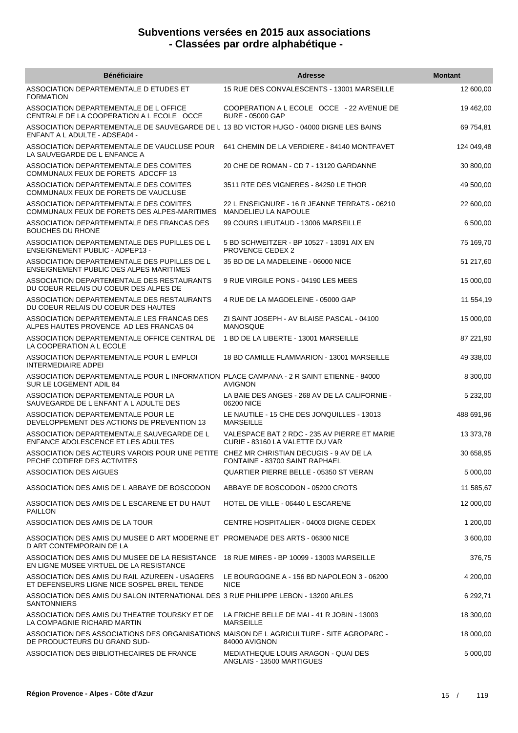# Subventions versées en 2015 aux associations
## - Classées par ordre alphabétique -

| Bénéficiaire | Adresse | Montant |
| --- | --- | --- |
| ASSOCIATION DEPARTEMENTALE D ETUDES ET FORMATION | 15 RUE DES CONVALESCENTS - 13001 MARSEILLE | 12 600,00 |
| ASSOCIATION DEPARTEMENTALE DE L OFFICE CENTRALE DE LA COOPERATION A L ECOLE OCCE | COOPERATION A L ECOLE OCCE - 22 AVENUE DE BURE - 05000 GAP | 19 462,00 |
| ASSOCIATION DEPARTEMENTALE DE SAUVEGARDE DE L ENFANT A L ADULTE - ADSEA04 - | 13 BD VICTOR HUGO - 04000 DIGNE LES BAINS | 69 754,81 |
| ASSOCIATION DEPARTEMENTALE DE VAUCLUSE POUR LA SAUVEGARDE DE L ENFANCE A | 641 CHEMIN DE LA VERDIERE - 84140 MONTFAVET | 124 049,48 |
| ASSOCIATION DEPARTEMENTALE DES COMITES COMMUNAUX FEUX DE FORETS ADCCFF 13 | 20 CHE DE ROMAN - CD 7 - 13120 GARDANNE | 30 800,00 |
| ASSOCIATION DEPARTEMENTALE DES COMITES COMMUNAUX FEUX DE FORETS DE VAUCLUSE | 3511 RTE DES VIGNERES - 84250 LE THOR | 49 500,00 |
| ASSOCIATION DEPARTEMENTALE DES COMITES COMMUNAUX FEUX DE FORETS DES ALPES-MARITIMES | 22 L ENSEIGNURE - 16 R JEANNE TERRATS - 06210 MANDELIEU LA NAPOULE | 22 600,00 |
| ASSOCIATION DEPARTEMENTALE DES FRANCAS DES BOUCHES DU RHONE | 99 COURS LIEUTAUD - 13006 MARSEILLE | 6 500,00 |
| ASSOCIATION DEPARTEMENTALE DES PUPILLES DE L ENSEIGNEMENT PUBLIC - ADPEP13 - | 5 BD SCHWEITZER - BP 10527 - 13091 AIX EN PROVENCE CEDEX 2 | 75 169,70 |
| ASSOCIATION DEPARTEMENTALE DES PUPILLES DE L ENSEIGNEMENT PUBLIC DES ALPES MARITIMES | 35 BD DE LA MADELEINE - 06000 NICE | 51 217,60 |
| ASSOCIATION DEPARTEMENTALE DES RESTAURANTS DU COEUR RELAIS DU COEUR DES ALPES DE | 9 RUE VIRGILE PONS - 04190 LES MEES | 15 000,00 |
| ASSOCIATION DEPARTEMENTALE DES RESTAURANTS DU COEUR RELAIS DU COEUR DES HAUTES | 4 RUE DE LA MAGDELEINE - 05000 GAP | 11 554,19 |
| ASSOCIATION DEPARTEMENTALE LES FRANCAS DES ALPES HAUTES PROVENCE AD LES FRANCAS 04 | ZI SAINT JOSEPH - AV BLAISE PASCAL - 04100 MANOSQUE | 15 000,00 |
| ASSOCIATION DEPARTEMENTALE OFFICE CENTRAL DE LA COOPERATION A L ECOLE | 1 BD DE LA LIBERTE - 13001 MARSEILLE | 87 221,90 |
| ASSOCIATION DEPARTEMENTALE POUR L EMPLOI INTERMEDIAIRE ADPEI | 18 BD CAMILLE FLAMMARION - 13001 MARSEILLE | 49 338,00 |
| ASSOCIATION DEPARTEMENTALE POUR L INFORMATION SUR LE LOGEMENT ADIL 84 | PLACE CAMPANA - 2 R SAINT ETIENNE - 84000 AVIGNON | 8 300,00 |
| ASSOCIATION DEPARTEMENTALE POUR LA SAUVEGARDE DE L ENFANT A L ADULTE DES | LA BAIE DES ANGES - 268 AV DE LA CALIFORNIE - 06200 NICE | 5 232,00 |
| ASSOCIATION DEPARTEMENTALE POUR LE DEVELOPPEMENT DES ACTIONS DE PREVENTION 13 | LE NAUTILE - 15 CHE DES JONQUILLES - 13013 MARSEILLE | 488 691,96 |
| ASSOCIATION DEPARTEMENTALE SAUVEGARDE DE L ENFANCE ADOLESCENCE ET LES ADULTES | VALESPACE BAT 2 RDC - 235 AV PIERRE ET MARIE CURIE - 83160 LA VALETTE DU VAR | 13 373,78 |
| ASSOCIATION DES ACTEURS VAROIS POUR UNE PETITE PECHE COTIERE DES ACTIVITES | CHEZ MR CHRISTIAN DECUGIS - 9 AV DE LA FONTAINE - 83700 SAINT RAPHAEL | 30 658,95 |
| ASSOCIATION DES AIGUES | QUARTIER PIERRE BELLE - 05350 ST VERAN | 5 000,00 |
| ASSOCIATION DES AMIS DE L ABBAYE DE BOSCODON | ABBAYE DE BOSCODON - 05200 CROTS | 11 585,67 |
| ASSOCIATION DES AMIS DE L ESCARENE ET DU HAUT PAILLON | HOTEL DE VILLE - 06440 L ESCARENE | 12 000,00 |
| ASSOCIATION DES AMIS DE LA TOUR | CENTRE HOSPITALIER - 04003 DIGNE CEDEX | 1 200,00 |
| ASSOCIATION DES AMIS DU MUSEE D ART MODERNE ET D ART CONTEMPORAIN DE LA | PROMENADE DES ARTS - 06300 NICE | 3 600,00 |
| ASSOCIATION DES AMIS DU MUSEE DE LA RESISTANCE EN LIGNE MUSEE VIRTUEL DE LA RESISTANCE | 18 RUE MIRES - BP 10099 - 13003 MARSEILLE | 376,75 |
| ASSOCIATION DES AMIS DU RAIL AZUREEN - USAGERS ET DEFENSEURS LIGNE NICE SOSPEL BREIL TENDE | LE BOURGOGNE A - 156 BD NAPOLEON 3 - 06200 NICE | 4 200,00 |
| ASSOCIATION DES AMIS DU SALON INTERNATIONAL DES SANTONNIERS | 3 RUE PHILIPPE LEBON - 13200 ARLES | 6 292,71 |
| ASSOCIATION DES AMIS DU THEATRE TOURSKY ET DE LA COMPAGNIE RICHARD MARTIN | LA FRICHE BELLE DE MAI - 41 R JOBIN - 13003 MARSEILLE | 18 300,00 |
| ASSOCIATION DES ASSOCIATIONS DES ORGANISATIONS DE PRODUCTEURS DU GRAND SUD- | MAISON DE L AGRICULTURE - SITE AGROPARC - 84000 AVIGNON | 18 000,00 |
| ASSOCIATION DES BIBLIOTHECAIRES DE FRANCE | MEDIATHEQUE LOUIS ARAGON - QUAI DES ANGLAIS - 13500 MARTIGUES | 5 000,00 |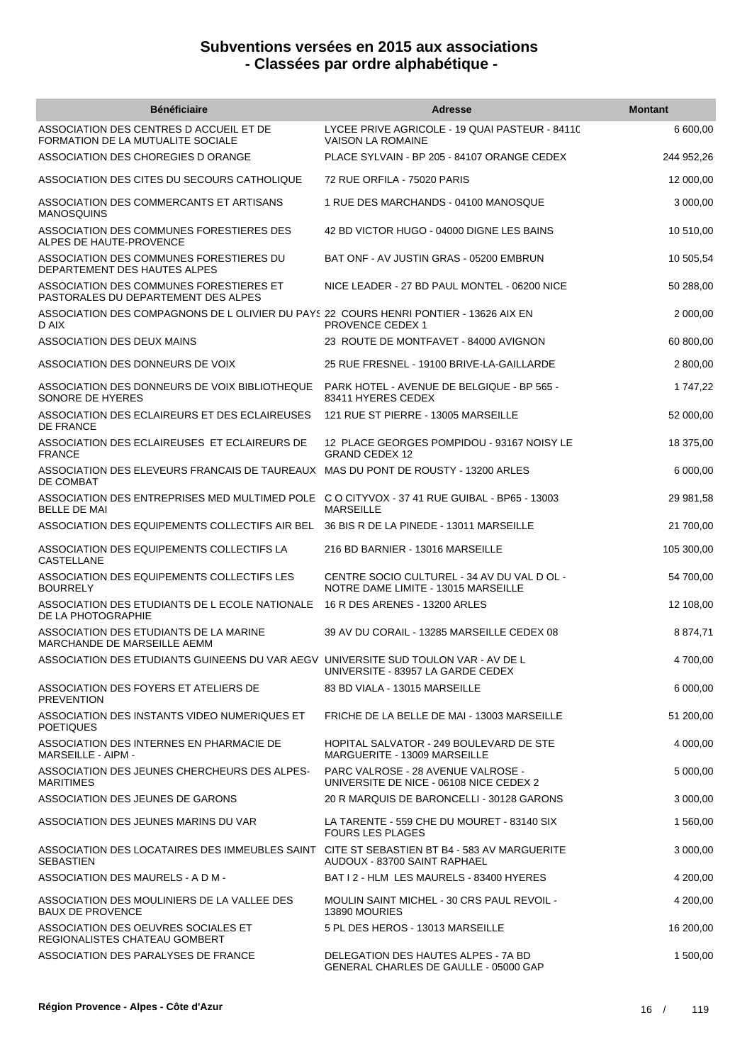# Subventions versées en 2015 aux associations
## - Classées par ordre alphabétique -

| Bénéficiaire | Adresse | Montant |
|---|---|---|
| ASSOCIATION DES CENTRES D ACCUEIL ET DE FORMATION DE LA MUTUALITE SOCIALE | LYCEE PRIVE AGRICOLE - 19 QUAI PASTEUR - 8411C VAISON LA ROMAINE | 6 600,00 |
| ASSOCIATION DES CHOREGIES D ORANGE | PLACE SYLVAIN - BP 205 - 84107 ORANGE CEDEX | 244 952,26 |
| ASSOCIATION DES CITES DU SECOURS CATHOLIQUE | 72 RUE ORFILA - 75020 PARIS | 12 000,00 |
| ASSOCIATION DES COMMERCANTS ET ARTISANS MANOSQUINS | 1 RUE DES MARCHANDS - 04100 MANOSQUE | 3 000,00 |
| ASSOCIATION DES COMMUNES FORESTIERES DES ALPES DE HAUTE-PROVENCE | 42 BD VICTOR HUGO - 04000 DIGNE LES BAINS | 10 510,00 |
| ASSOCIATION DES COMMUNES FORESTIERES DU DEPARTEMENT DES HAUTES ALPES | BAT ONF - AV JUSTIN GRAS - 05200 EMBRUN | 10 505,54 |
| ASSOCIATION DES COMMUNES FORESTIERES ET PASTORALES DU DEPARTEMENT DES ALPES | NICE LEADER - 27 BD PAUL MONTEL - 06200 NICE | 50 288,00 |
| ASSOCIATION DES COMPAGNONS DE L OLIVIER DU PAYS D AIX | 22 COURS HENRI PONTIER - 13626 AIX EN PROVENCE CEDEX 1 | 2 000,00 |
| ASSOCIATION DES DEUX MAINS | 23 ROUTE DE MONTFAVET - 84000 AVIGNON | 60 800,00 |
| ASSOCIATION DES DONNEURS DE VOIX | 25 RUE FRESNEL - 19100 BRIVE-LA-GAILLARDE | 2 800,00 |
| ASSOCIATION DES DONNEURS DE VOIX BIBLIOTHEQUE SONORE DE HYERES | PARK HOTEL - AVENUE DE BELGIQUE - BP 565 - 83411 HYERES CEDEX | 1 747,22 |
| ASSOCIATION DES ECLAIREURS ET DES ECLAIREUSES DE FRANCE | 121 RUE ST PIERRE - 13005 MARSEILLE | 52 000,00 |
| ASSOCIATION DES ECLAIREUSES ET ECLAIREURS DE FRANCE | 12 PLACE GEORGES POMPIDOU - 93167 NOISY LE GRAND CEDEX 12 | 18 375,00 |
| ASSOCIATION DES ELEVEURS FRANCAIS DE TAUREAUX DE COMBAT | MAS DU PONT DE ROUSTY - 13200 ARLES | 6 000,00 |
| ASSOCIATION DES ENTREPRISES MED MULTIMED POLE BELLE DE MAI | C O CITYVOX - 37 41 RUE GUIBAL - BP65 - 13003 MARSEILLE | 29 981,58 |
| ASSOCIATION DES EQUIPEMENTS COLLECTIFS AIR BEL | 36 BIS R DE LA PINEDE - 13011 MARSEILLE | 21 700,00 |
| ASSOCIATION DES EQUIPEMENTS COLLECTIFS LA CASTELLANE | 216 BD BARNIER - 13016 MARSEILLE | 105 300,00 |
| ASSOCIATION DES EQUIPEMENTS COLLECTIFS LES BOURRELY | CENTRE SOCIO CULTUREL - 34 AV DU VAL D OL - NOTRE DAME LIMITE - 13015 MARSEILLE | 54 700,00 |
| ASSOCIATION DES ETUDIANTS DE L ECOLE NATIONALE DE LA PHOTOGRAPHIE | 16 R DES ARENES - 13200 ARLES | 12 108,00 |
| ASSOCIATION DES ETUDIANTS DE LA MARINE MARCHANDE DE MARSEILLE AEMM | 39 AV DU CORAIL - 13285 MARSEILLE CEDEX 08 | 8 874,71 |
| ASSOCIATION DES ETUDIANTS GUINEENS DU VAR AEGV | UNIVERSITE SUD TOULON VAR - AV DE L UNIVERSITE - 83957 LA GARDE CEDEX | 4 700,00 |
| ASSOCIATION DES FOYERS ET ATELIERS DE PREVENTION | 83 BD VIALA - 13015 MARSEILLE | 6 000,00 |
| ASSOCIATION DES INSTANTS VIDEO NUMERIQUES ET POETIQUES | FRICHE DE LA BELLE DE MAI - 13003 MARSEILLE | 51 200,00 |
| ASSOCIATION DES INTERNES EN PHARMACIE DE MARSEILLE - AIPM - | HOPITAL SALVATOR - 249 BOULEVARD DE STE MARGUERITE - 13009 MARSEILLE | 4 000,00 |
| ASSOCIATION DES JEUNES CHERCHEURS DES ALPES-MARITIMES | PARC VALROSE - 28 AVENUE VALROSE - UNIVERSITE DE NICE - 06108 NICE CEDEX 2 | 5 000,00 |
| ASSOCIATION DES JEUNES DE GARONS | 20 R MARQUIS DE BARONCELLI - 30128 GARONS | 3 000,00 |
| ASSOCIATION DES JEUNES MARINS DU VAR | LA TARENTE - 559 CHE DU MOURET - 83140 SIX FOURS LES PLAGES | 1 560,00 |
| ASSOCIATION DES LOCATAIRES DES IMMEUBLES SAINT SEBASTIEN | CITE ST SEBASTIEN BT B4 - 583 AV MARGUERITE AUDOUX - 83700 SAINT RAPHAEL | 3 000,00 |
| ASSOCIATION DES MAURELS - A D M - | BAT I 2 - HLM LES MAURELS - 83400 HYERES | 4 200,00 |
| ASSOCIATION DES MOULINIERS DE LA VALLEE DES BAUX DE PROVENCE | MOULIN SAINT MICHEL - 30 CRS PAUL REVOIL - 13890 MOURIES | 4 200,00 |
| ASSOCIATION DES OEUVRES SOCIALES ET REGIONALISTES CHATEAU GOMBERT | 5 PL DES HEROS - 13013 MARSEILLE | 16 200,00 |
| ASSOCIATION DES PARALYSES DE FRANCE | DELEGATION DES HAUTES ALPES - 7A BD GENERAL CHARLES DE GAULLE - 05000 GAP | 1 500,00 |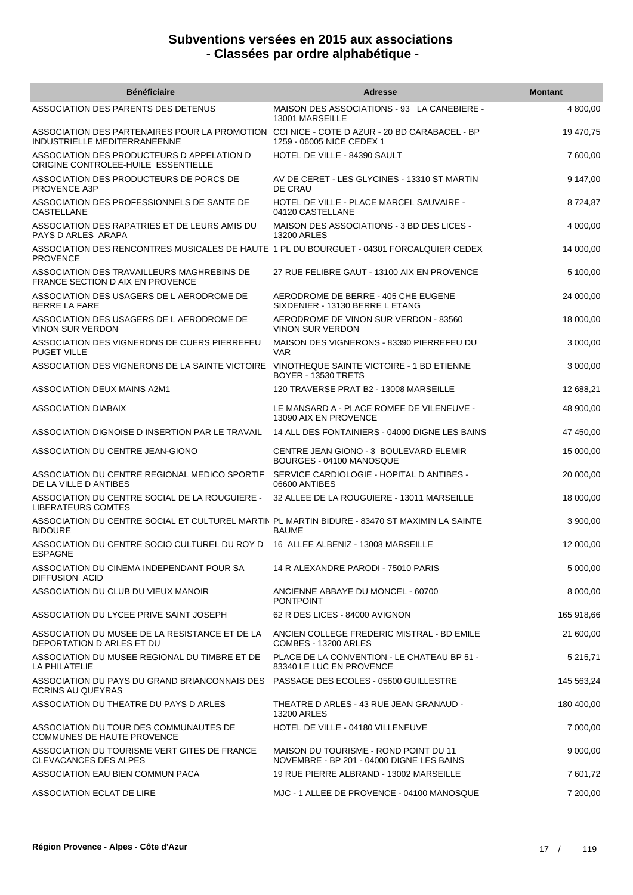# Subventions versées en 2015 aux associations
# - Classées par ordre alphabétique -

| Bénéficiaire | Adresse | Montant |
| --- | --- | --- |
| ASSOCIATION DES PARENTS DES DETENUS | MAISON DES ASSOCIATIONS - 93 LA CANEBIERE - 13001 MARSEILLE | 4 800,00 |
| ASSOCIATION DES PARTENAIRES POUR LA PROMOTION INDUSTRIELLE MEDITERRANEENNE | CCI NICE - COTE D AZUR - 20 BD CARABACEL - BP 1259 - 06005 NICE CEDEX 1 | 19 470,75 |
| ASSOCIATION DES PRODUCTEURS D APPELATION D ORIGINE CONTROLEE-HUILE ESSENTIELLE | HOTEL DE VILLE - 84390 SAULT | 7 600,00 |
| ASSOCIATION DES PRODUCTEURS DE PORCS DE PROVENCE A3P | AV DE CERET - LES GLYCINES - 13310 ST MARTIN DE CRAU | 9 147,00 |
| ASSOCIATION DES PROFESSIONNELS DE SANTE DE CASTELLANE | HOTEL DE VILLE - PLACE MARCEL SAUVAIRE - 04120 CASTELLANE | 8 724,87 |
| ASSOCIATION DES RAPATRIES ET DE LEURS AMIS DU PAYS D ARLES ARAPA | MAISON DES ASSOCIATIONS - 3 BD DES LICES - 13200 ARLES | 4 000,00 |
| ASSOCIATION DES RENCONTRES MUSICALES DE HAUTE PROVENCE | 1 PL DU BOURGUET - 04301 FORCALQUIER CEDEX | 14 000,00 |
| ASSOCIATION DES TRAVAILLEURS MAGHREBINS DE FRANCE SECTION D AIX EN PROVENCE | 27 RUE FELIBRE GAUT - 13100 AIX EN PROVENCE | 5 100,00 |
| ASSOCIATION DES USAGERS DE L AERODROME DE BERRE LA FARE | AERODROME DE BERRE - 405 CHE EUGENE SIXDENIER - 13130 BERRE L ETANG | 24 000,00 |
| ASSOCIATION DES USAGERS DE L AERODROME DE VINON SUR VERDON | AERODROME DE VINON SUR VERDON - 83560 VINON SUR VERDON | 18 000,00 |
| ASSOCIATION DES VIGNERONS DE CUERS PIERREFEU PUGET VILLE | MAISON DES VIGNERONS - 83390 PIERREFEU DU VAR | 3 000,00 |
| ASSOCIATION DES VIGNERONS DE LA SAINTE VICTOIRE | VINOTHEQUE SAINTE VICTOIRE - 1 BD ETIENNE BOYER - 13530 TRETS | 3 000,00 |
| ASSOCIATION DEUX MAINS A2M1 | 120 TRAVERSE PRAT B2 - 13008 MARSEILLE | 12 688,21 |
| ASSOCIATION DIABAIX | LE MANSARD A - PLACE ROMEE DE VILENEUVE - 13090 AIX EN PROVENCE | 48 900,00 |
| ASSOCIATION DIGNOISE D INSERTION PAR LE TRAVAIL | 14 ALL DES FONTAINIERS - 04000 DIGNE LES BAINS | 47 450,00 |
| ASSOCIATION DU CENTRE JEAN-GIONO | CENTRE JEAN GIONO - 3 BOULEVARD ELEMIR BOURGES - 04100 MANOSQUE | 15 000,00 |
| ASSOCIATION DU CENTRE REGIONAL MEDICO SPORTIF DE LA VILLE D ANTIBES | SERVICE CARDIOLOGIE - HOPITAL D ANTIBES - 06600 ANTIBES | 20 000,00 |
| ASSOCIATION DU CENTRE SOCIAL DE LA ROUGUIERE - LIBERATEURS COMTES | 32 ALLEE DE LA ROUGUIERE - 13011 MARSEILLE | 18 000,00 |
| ASSOCIATION DU CENTRE SOCIAL ET CULTUREL MARTIN BIDOURE | PL MARTIN BIDURE - 83470 ST MAXIMIN LA SAINTE BAUME | 3 900,00 |
| ASSOCIATION DU CENTRE SOCIO CULTUREL DU ROY D ESPAGNE | 16 ALLEE ALBENIZ - 13008 MARSEILLE | 12 000,00 |
| ASSOCIATION DU CINEMA INDEPENDANT POUR SA DIFFUSION ACID | 14 R ALEXANDRE PARODI - 75010 PARIS | 5 000,00 |
| ASSOCIATION DU CLUB DU VIEUX MANOIR | ANCIENNE ABBAYE DU MONCEL - 60700 PONTPOINT | 8 000,00 |
| ASSOCIATION DU LYCEE PRIVE SAINT JOSEPH | 62 R DES LICES - 84000 AVIGNON | 165 918,66 |
| ASSOCIATION DU MUSEE DE LA RESISTANCE ET DE LA DEPORTATION D ARLES ET DU | ANCIEN COLLEGE FREDERIC MISTRAL - BD EMILE COMBES - 13200 ARLES | 21 600,00 |
| ASSOCIATION DU MUSEE REGIONAL DU TIMBRE ET DE LA PHILATELIE | PLACE DE LA CONVENTION - LE CHATEAU BP 51 - 83340 LE LUC EN PROVENCE | 5 215,71 |
| ASSOCIATION DU PAYS DU GRAND BRIANCONNAIS DES ECRINS AU QUEYRAS | PASSAGE DES ECOLES - 05600 GUILLESTRE | 145 563,24 |
| ASSOCIATION DU THEATRE DU PAYS D ARLES | THEATRE D ARLES - 43 RUE JEAN GRANAUD - 13200 ARLES | 180 400,00 |
| ASSOCIATION DU TOUR DES COMMUNAUTES DE COMMUNES DE HAUTE PROVENCE | HOTEL DE VILLE - 04180 VILLENEUVE | 7 000,00 |
| ASSOCIATION DU TOURISME VERT GITES DE FRANCE CLEVACANCES DES ALPES | MAISON DU TOURISME - ROND POINT DU 11 NOVEMBRE - BP 201 - 04000 DIGNE LES BAINS | 9 000,00 |
| ASSOCIATION EAU BIEN COMMUN PACA | 19 RUE PIERRE ALBRAND - 13002 MARSEILLE | 7 601,72 |
| ASSOCIATION ECLAT DE LIRE | MJC - 1 ALLEE DE PROVENCE - 04100 MANOSQUE | 7 200,00 |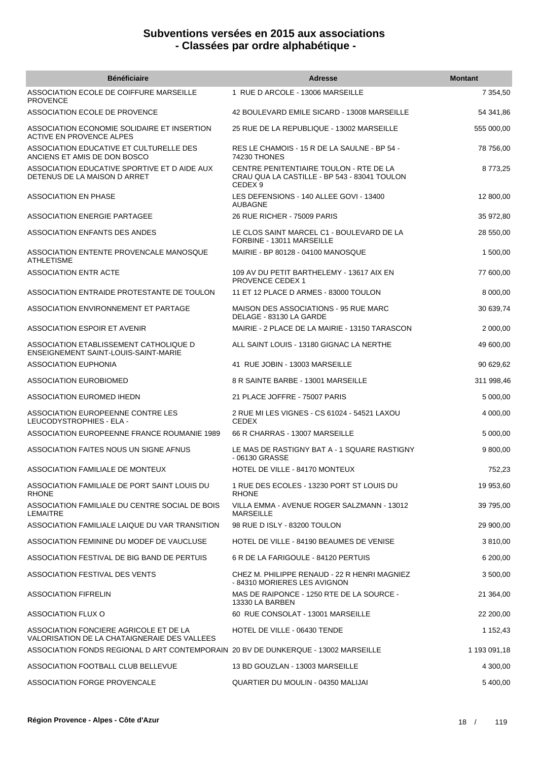# Subventions versées en 2015 aux associations
## - Classées par ordre alphabétique -

| Bénéficiaire | Adresse | Montant |
|---|---|---|
| ASSOCIATION ECOLE DE COIFFURE MARSEILLE PROVENCE | 1 RUE D ARCOLE - 13006 MARSEILLE | 7 354,50 |
| ASSOCIATION ECOLE DE PROVENCE | 42 BOULEVARD EMILE SICARD - 13008 MARSEILLE | 54 341,86 |
| ASSOCIATION ECONOMIE SOLIDAIRE ET INSERTION ACTIVE EN PROVENCE ALPES | 25 RUE DE LA REPUBLIQUE - 13002 MARSEILLE | 555 000,00 |
| ASSOCIATION EDUCATIVE ET CULTURELLE DES ANCIENS ET AMIS DE DON BOSCO | RES LE CHAMOIS - 15 R DE LA SAULNE - BP 54 - 74230 THONES | 78 756,00 |
| ASSOCIATION EDUCATIVE SPORTIVE ET D AIDE AUX DETENUS DE LA MAISON D ARRET | CENTRE PENITENTIAIRE TOULON - RTE DE LA CRAU QUA LA CASTILLE - BP 543 - 83041 TOULON CEDEX 9 | 8 773,25 |
| ASSOCIATION EN PHASE | LES DEFENSIONS - 140 ALLEE GOVI - 13400 AUBAGNE | 12 800,00 |
| ASSOCIATION ENERGIE PARTAGEE | 26 RUE RICHER - 75009 PARIS | 35 972,80 |
| ASSOCIATION ENFANTS DES ANDES | LE CLOS SAINT MARCEL C1 - BOULEVARD DE LA FORBINE - 13011 MARSEILLE | 28 550,00 |
| ASSOCIATION ENTENTE PROVENCALE MANOSQUE ATHLETISME | MAIRIE - BP 80128 - 04100 MANOSQUE | 1 500,00 |
| ASSOCIATION ENTR ACTE | 109 AV DU PETIT BARTHELEMY - 13617 AIX EN PROVENCE CEDEX 1 | 77 600,00 |
| ASSOCIATION ENTRAIDE PROTESTANTE DE TOULON | 11 ET 12 PLACE D ARMES - 83000 TOULON | 8 000,00 |
| ASSOCIATION ENVIRONNEMENT ET PARTAGE | MAISON DES ASSOCIATIONS - 95 RUE MARC DELAGE - 83130 LA GARDE | 30 639,74 |
| ASSOCIATION ESPOIR ET AVENIR | MAIRIE - 2 PLACE DE LA MAIRIE - 13150 TARASCON | 2 000,00 |
| ASSOCIATION ETABLISSEMENT CATHOLIQUE D ENSEIGNEMENT SAINT-LOUIS-SAINT-MARIE | ALL SAINT LOUIS - 13180 GIGNAC LA NERTHE | 49 600,00 |
| ASSOCIATION EUPHONIA | 41 RUE JOBIN - 13003 MARSEILLE | 90 629,62 |
| ASSOCIATION EUROBIOMED | 8 R SAINTE BARBE - 13001 MARSEILLE | 311 998,46 |
| ASSOCIATION EUROMED IHEDN | 21 PLACE JOFFRE - 75007 PARIS | 5 000,00 |
| ASSOCIATION EUROPEENNE CONTRE LES LEUCODYSTROPHIES - ELA - | 2 RUE MI LES VIGNES - CS 61024 - 54521 LAXOU CEDEX | 4 000,00 |
| ASSOCIATION EUROPEENNE FRANCE ROUMANIE 1989 | 66 R CHARRAS - 13007 MARSEILLE | 5 000,00 |
| ASSOCIATION FAITES NOUS UN SIGNE AFNUS | LE MAS DE RASTIGNY BAT A - 1 SQUARE RASTIGNY - 06130 GRASSE | 9 800,00 |
| ASSOCIATION FAMILIALE DE MONTEUX | HOTEL DE VILLE - 84170 MONTEUX | 752,23 |
| ASSOCIATION FAMILIALE DE PORT SAINT LOUIS DU RHONE | 1 RUE DES ECOLES - 13230 PORT ST LOUIS DU RHONE | 19 953,60 |
| ASSOCIATION FAMILIALE DU CENTRE SOCIAL DE BOIS LEMAITRE | VILLA EMMA - AVENUE ROGER SALZMANN - 13012 MARSEILLE | 39 795,00 |
| ASSOCIATION FAMILIALE LAIQUE DU VAR TRANSITION | 98 RUE D ISLY - 83200 TOULON | 29 900,00 |
| ASSOCIATION FEMININE DU MODEF DE VAUCLUSE | HOTEL DE VILLE - 84190 BEAUMES DE VENISE | 3 810,00 |
| ASSOCIATION FESTIVAL DE BIG BAND DE PERTUIS | 6 R DE LA FARIGOULE - 84120 PERTUIS | 6 200,00 |
| ASSOCIATION FESTIVAL DES VENTS | CHEZ M. PHILIPPE RENAUD - 22 R HENRI MAGNIEZ - 84310 MORIERES LES AVIGNON | 3 500,00 |
| ASSOCIATION FIFRELIN | MAS DE RAIPONCE - 1250 RTE DE LA SOURCE - 13330 LA BARBEN | 21 364,00 |
| ASSOCIATION FLUX O | 60 RUE CONSOLAT - 13001 MARSEILLE | 22 200,00 |
| ASSOCIATION FONCIERE AGRICOLE ET DE LA VALORISATION DE LA CHATAIGNERAIE DES VALLEES | HOTEL DE VILLE - 06430 TENDE | 1 152,43 |
| ASSOCIATION FONDS REGIONAL D ART CONTEMPORAIN | 20 BV DE DUNKERQUE - 13002 MARSEILLE | 1 193 091,18 |
| ASSOCIATION FOOTBALL CLUB BELLEVUE | 13 BD GOUZLAN - 13003 MARSEILLE | 4 300,00 |
| ASSOCIATION FORGE PROVENCALE | QUARTIER DU MOULIN - 04350 MALIJAI | 5 400,00 |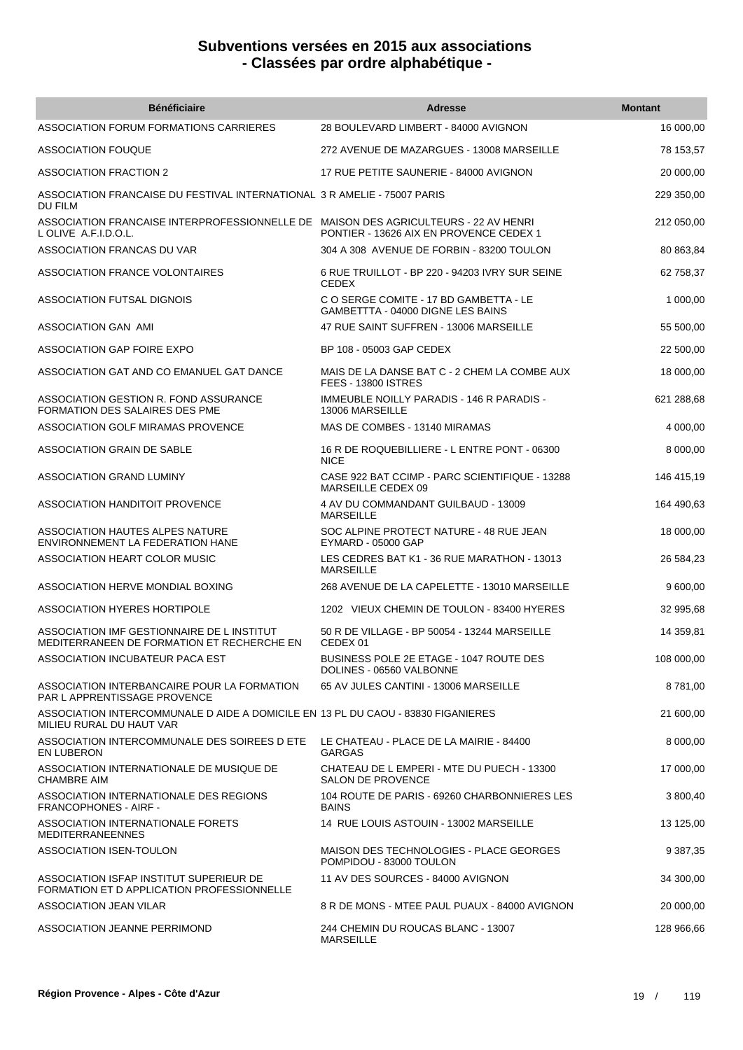# Subventions versées en 2015 aux associations
# - Classées par ordre alphabétique -

| Bénéficiaire | Adresse | Montant |
|---|---|---|
| ASSOCIATION FORUM FORMATIONS CARRIERES | 28 BOULEVARD LIMBERT - 84000 AVIGNON | 16 000,00 |
| ASSOCIATION FOUQUE | 272 AVENUE DE MAZARGUES - 13008 MARSEILLE | 78 153,57 |
| ASSOCIATION FRACTION 2 | 17 RUE PETITE SAUNERIE - 84000 AVIGNON | 20 000,00 |
| ASSOCIATION FRANCAISE DU FESTIVAL INTERNATIONAL DU FILM | 3 R AMELIE - 75007 PARIS | 229 350,00 |
| ASSOCIATION FRANCAISE INTERPROFESSIONNELLE DE L OLIVE A.F.I.D.O.L. | MAISON DES AGRICULTEURS - 22 AV HENRI PONTIER - 13626 AIX EN PROVENCE CEDEX 1 | 212 050,00 |
| ASSOCIATION FRANCAS DU VAR | 304 A 308 AVENUE DE FORBIN - 83200 TOULON | 80 863,84 |
| ASSOCIATION FRANCE VOLONTAIRES | 6 RUE TRUILLOT - BP 220 - 94203 IVRY SUR SEINE CEDEX | 62 758,37 |
| ASSOCIATION FUTSAL DIGNOIS | C O SERGE COMITE - 17 BD GAMBETTA - LE GAMBETTTA - 04000 DIGNE LES BAINS | 1 000,00 |
| ASSOCIATION GAN AMI | 47 RUE SAINT SUFFREN - 13006 MARSEILLE | 55 500,00 |
| ASSOCIATION GAP FOIRE EXPO | BP 108 - 05003 GAP CEDEX | 22 500,00 |
| ASSOCIATION GAT AND CO EMANUEL GAT DANCE | MAIS DE LA DANSE BAT C - 2 CHEM LA COMBE AUX FEES - 13800 ISTRES | 18 000,00 |
| ASSOCIATION GESTION R. FOND ASSURANCE FORMATION DES SALAIRES DES PME | IMMEUBLE NOILLY PARADIS - 146 R PARADIS - 13006 MARSEILLE | 621 288,68 |
| ASSOCIATION GOLF MIRAMAS PROVENCE | MAS DE COMBES - 13140 MIRAMAS | 4 000,00 |
| ASSOCIATION GRAIN DE SABLE | 16 R DE ROQUEBILLIERE - L ENTRE PONT - 06300 NICE | 8 000,00 |
| ASSOCIATION GRAND LUMINY | CASE 922 BAT CCIMP - PARC SCIENTIFIQUE - 13288 MARSEILLE CEDEX 09 | 146 415,19 |
| ASSOCIATION HANDITOIT PROVENCE | 4 AV DU COMMANDANT GUILBAUD - 13009 MARSEILLE | 164 490,63 |
| ASSOCIATION HAUTES ALPES NATURE ENVIRONNEMENT LA FEDERATION HANE | SOC ALPINE PROTECT NATURE - 48 RUE JEAN EYMARD - 05000 GAP | 18 000,00 |
| ASSOCIATION HEART COLOR MUSIC | LES CEDRES BAT K1 - 36 RUE MARATHON - 13013 MARSEILLE | 26 584,23 |
| ASSOCIATION HERVE MONDIAL BOXING | 268 AVENUE DE LA CAPELETTE - 13010 MARSEILLE | 9 600,00 |
| ASSOCIATION HYERES HORTIPOLE | 1202 VIEUX CHEMIN DE TOULON - 83400 HYERES | 32 995,68 |
| ASSOCIATION IMF GESTIONNAIRE DE L INSTITUT MEDITERRANEEN DE FORMATION ET RECHERCHE EN | 50 R DE VILLAGE - BP 50054 - 13244 MARSEILLE CEDEX 01 | 14 359,81 |
| ASSOCIATION INCUBATEUR PACA EST | BUSINESS POLE 2E ETAGE - 1047 ROUTE DES DOLINES - 06560 VALBONNE | 108 000,00 |
| ASSOCIATION INTERBANCAIRE POUR LA FORMATION PAR L APPRENTISSAGE PROVENCE | 65 AV JULES CANTINI - 13006 MARSEILLE | 8 781,00 |
| ASSOCIATION INTERCOMMUNALE D AIDE A DOMICILE EN MILIEU RURAL DU HAUT VAR | 13 PL DU CAOU - 83830 FIGANIERES | 21 600,00 |
| ASSOCIATION INTERCOMMUNALE DES SOIREES D ETE EN LUBERON | LE CHATEAU - PLACE DE LA MAIRIE - 84400 GARGAS | 8 000,00 |
| ASSOCIATION INTERNATIONALE DE MUSIQUE DE CHAMBRE AIM | CHATEAU DE L EMPERI - MTE DU PUECH - 13300 SALON DE PROVENCE | 17 000,00 |
| ASSOCIATION INTERNATIONALE DES REGIONS FRANCOPHONES - AIRF - | 104 ROUTE DE PARIS - 69260 CHARBONNIERES LES BAINS | 3 800,40 |
| ASSOCIATION INTERNATIONALE FORETS MEDITERRANEENNES | 14 RUE LOUIS ASTOUIN - 13002 MARSEILLE | 13 125,00 |
| ASSOCIATION ISEN-TOULON | MAISON DES TECHNOLOGIES - PLACE GEORGES POMPIDOU - 83000 TOULON | 9 387,35 |
| ASSOCIATION ISFAP INSTITUT SUPERIEUR DE FORMATION ET D APPLICATION PROFESSIONNELLE | 11 AV DES SOURCES - 84000 AVIGNON | 34 300,00 |
| ASSOCIATION JEAN VILAR | 8 R DE MONS - MTEE PAUL PUAUX - 84000 AVIGNON | 20 000,00 |
| ASSOCIATION JEANNE PERRIMOND | 244 CHEMIN DU ROUCAS BLANC - 13007 MARSEILLE | 128 966,66 |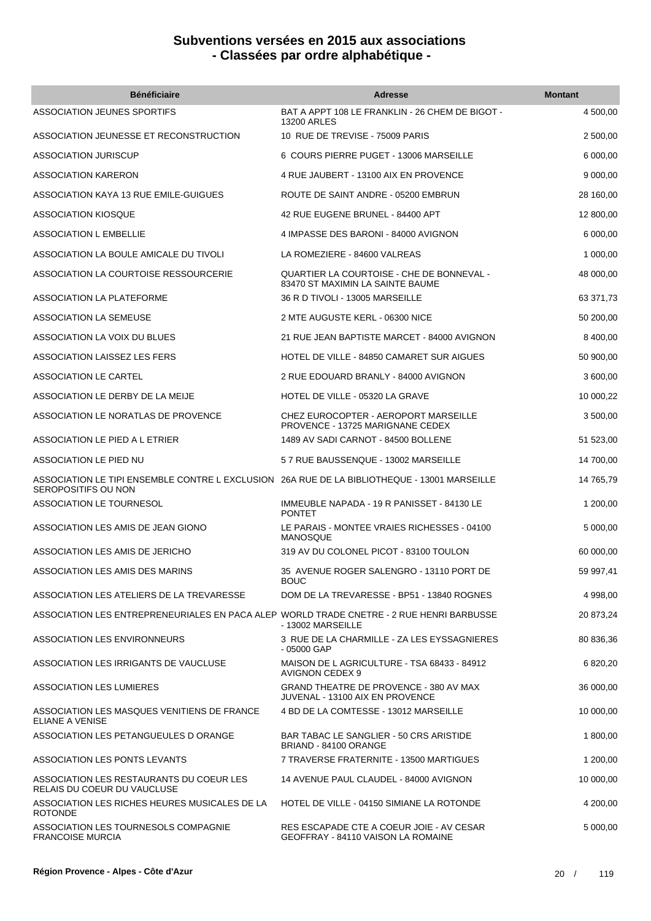# Subventions versées en 2015 aux associations
## - Classées par ordre alphabétique -

| Bénéficiaire | Adresse | Montant |
|---|---|---|
| ASSOCIATION JEUNES SPORTIFS | BAT A APPT 108 LE FRANKLIN - 26 CHEM DE BIGOT - 13200 ARLES | 4 500,00 |
| ASSOCIATION JEUNESSE ET RECONSTRUCTION | 10 RUE DE TREVISE - 75009 PARIS | 2 500,00 |
| ASSOCIATION JURISCUP | 6 COURS PIERRE PUGET - 13006 MARSEILLE | 6 000,00 |
| ASSOCIATION KARERON | 4 RUE JAUBERT - 13100 AIX EN PROVENCE | 9 000,00 |
| ASSOCIATION KAYA 13 RUE EMILE-GUIGUES | ROUTE DE SAINT ANDRE - 05200 EMBRUN | 28 160,00 |
| ASSOCIATION KIOSQUE | 42 RUE EUGENE BRUNEL - 84400 APT | 12 800,00 |
| ASSOCIATION L EMBELLIE | 4 IMPASSE DES BARONI - 84000 AVIGNON | 6 000,00 |
| ASSOCIATION LA BOULE AMICALE DU TIVOLI | LA ROMEZIERE - 84600 VALREAS | 1 000,00 |
| ASSOCIATION LA COURTOISE RESSOURCERIE | QUARTIER LA COURTOISE - CHE DE BONNEVAL - 83470 ST MAXIMIN LA SAINTE BAUME | 48 000,00 |
| ASSOCIATION LA PLATEFORME | 36 R D TIVOLI - 13005 MARSEILLE | 63 371,73 |
| ASSOCIATION LA SEMEUSE | 2 MTE AUGUSTE KERL - 06300 NICE | 50 200,00 |
| ASSOCIATION LA VOIX DU BLUES | 21 RUE JEAN BAPTISTE MARCET - 84000 AVIGNON | 8 400,00 |
| ASSOCIATION LAISSEZ LES FERS | HOTEL DE VILLE - 84850 CAMARET SUR AIGUES | 50 900,00 |
| ASSOCIATION LE CARTEL | 2 RUE EDOUARD BRANLY - 84000 AVIGNON | 3 600,00 |
| ASSOCIATION LE DERBY DE LA MEIJE | HOTEL DE VILLE - 05320 LA GRAVE | 10 000,22 |
| ASSOCIATION LE NORATLAS DE PROVENCE | CHEZ EUROCOPTER - AEROPORT MARSEILLE PROVENCE - 13725 MARIGNANE CEDEX | 3 500,00 |
| ASSOCIATION LE PIED A L ETRIER | 1489 AV SADI CARNOT - 84500 BOLLENE | 51 523,00 |
| ASSOCIATION LE PIED NU | 5 7 RUE BAUSSENQUE - 13002 MARSEILLE | 14 700,00 |
| ASSOCIATION LE TIPI ENSEMBLE CONTRE L EXCLUSION SEROPOSITIFS OU NON | 26A RUE DE LA BIBLIOTHEQUE - 13001 MARSEILLE | 14 765,79 |
| ASSOCIATION LE TOURNESOL | IMMEUBLE NAPADA - 19 R PANISSET - 84130 LE PONTET | 1 200,00 |
| ASSOCIATION LES AMIS DE JEAN GIONO | LE PARAIS - MONTEE VRAIES RICHESSES - 04100 MANOSQUE | 5 000,00 |
| ASSOCIATION LES AMIS DE JERICHO | 319 AV DU COLONEL PICOT - 83100 TOULON | 60 000,00 |
| ASSOCIATION LES AMIS DES MARINS | 35 AVENUE ROGER SALENGRO - 13110 PORT DE BOUC | 59 997,41 |
| ASSOCIATION LES ATELIERS DE LA TREVARESSE | DOM DE LA TREVARESSE - BP51 - 13840 ROGNES | 4 998,00 |
| ASSOCIATION LES ENTREPRENEURIALES EN PACA ALEP | WORLD TRADE CNETRE - 2 RUE HENRI BARBUSSE - 13002 MARSEILLE | 20 873,24 |
| ASSOCIATION LES ENVIRONNEURS | 3 RUE DE LA CHARMILLE - ZA LES EYSSAGNIERES - 05000 GAP | 80 836,36 |
| ASSOCIATION LES IRRIGANTS DE VAUCLUSE | MAISON DE L AGRICULTURE - TSA 68433 - 84912 AVIGNON CEDEX 9 | 6 820,20 |
| ASSOCIATION LES LUMIERES | GRAND THEATRE DE PROVENCE - 380 AV MAX JUVENAL - 13100 AIX EN PROVENCE | 36 000,00 |
| ASSOCIATION LES MASQUES VENITIENS DE FRANCE ELIANE A VENISE | 4 BD DE LA COMTESSE - 13012 MARSEILLE | 10 000,00 |
| ASSOCIATION LES PETANGUEULES D ORANGE | BAR TABAC LE SANGLIER - 50 CRS ARISTIDE BRIAND - 84100 ORANGE | 1 800,00 |
| ASSOCIATION LES PONTS LEVANTS | 7 TRAVERSE FRATERNITE - 13500 MARTIGUES | 1 200,00 |
| ASSOCIATION LES RESTAURANTS DU COEUR LES RELAIS DU COEUR DU VAUCLUSE | 14 AVENUE PAUL CLAUDEL - 84000 AVIGNON | 10 000,00 |
| ASSOCIATION LES RICHES HEURES MUSICALES DE LA ROTONDE | HOTEL DE VILLE - 04150 SIMIANE LA ROTONDE | 4 200,00 |
| ASSOCIATION LES TOURNESOLS COMPAGNIE FRANCOISE MURCIA | RES ESCAPADE CTE A COEUR JOIE - AV CESAR GEOFFRAY - 84110 VAISON LA ROMAINE | 5 000,00 |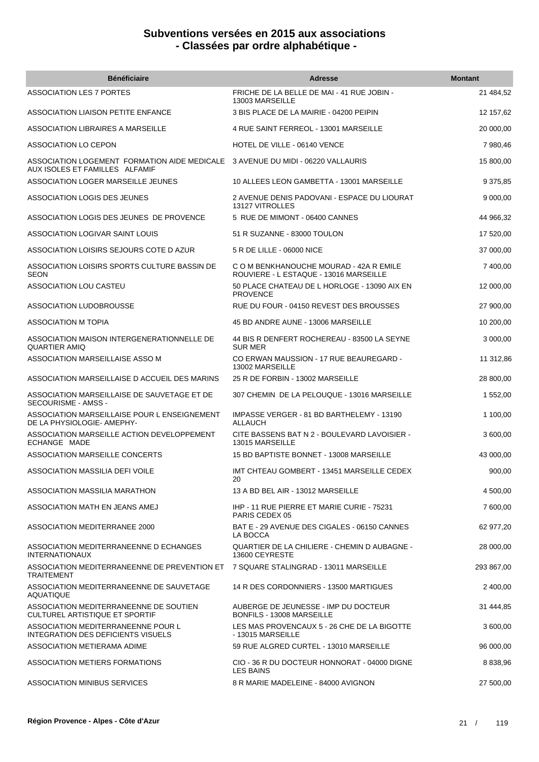# Subventions versées en 2015 aux associations
# - Classées par ordre alphabétique -

| Bénéficiaire | Adresse | Montant |
|---|---|---|
| ASSOCIATION LES 7 PORTES | FRICHE DE LA BELLE DE MAI - 41 RUE JOBIN - 13003 MARSEILLE | 21 484,52 |
| ASSOCIATION LIAISON PETITE ENFANCE | 3 BIS PLACE DE LA MAIRIE - 04200 PEIPIN | 12 157,62 |
| ASSOCIATION LIBRAIRES A MARSEILLE | 4 RUE SAINT FERREOL - 13001 MARSEILLE | 20 000,00 |
| ASSOCIATION LO CEPON | HOTEL DE VILLE - 06140 VENCE | 7 980,46 |
| ASSOCIATION LOGEMENT FORMATION AIDE MEDICALE AUX ISOLES ET FAMILLES ALFAMIF | 3 AVENUE DU MIDI - 06220 VALLAURIS | 15 800,00 |
| ASSOCIATION LOGER MARSEILLE JEUNES | 10 ALLEES LEON GAMBETTA - 13001 MARSEILLE | 9 375,85 |
| ASSOCIATION LOGIS DES JEUNES | 2 AVENUE DENIS PADOVANI - ESPACE DU LIOURAT 13127 VITROLLES | 9 000,00 |
| ASSOCIATION LOGIS DES JEUNES DE PROVENCE | 5 RUE DE MIMONT - 06400 CANNES | 44 966,32 |
| ASSOCIATION LOGIVAR SAINT LOUIS | 51 R SUZANNE - 83000 TOULON | 17 520,00 |
| ASSOCIATION LOISIRS SEJOURS COTE D AZUR | 5 R DE LILLE - 06000 NICE | 37 000,00 |
| ASSOCIATION LOISIRS SPORTS CULTURE BASSIN DE SEON | C O M BENKHANOUCHE MOURAD - 42A R EMILE ROUVIERE - L ESTAQUE - 13016 MARSEILLE | 7 400,00 |
| ASSOCIATION LOU CASTEU | 50 PLACE CHATEAU DE L HORLOGE - 13090 AIX EN PROVENCE | 12 000,00 |
| ASSOCIATION LUDOBROUSSE | RUE DU FOUR - 04150 REVEST DES BROUSSES | 27 900,00 |
| ASSOCIATION M TOPIA | 45 BD ANDRE AUNE - 13006 MARSEILLE | 10 200,00 |
| ASSOCIATION MAISON INTERGENERATIONNELLE DE QUARTIER AMIQ | 44 BIS R DENFERT ROCHEREAU - 83500 LA SEYNE SUR MER | 3 000,00 |
| ASSOCIATION MARSEILLAISE ASSO M | CO ERWAN MAUSSION - 17 RUE BEAUREGARD - 13002 MARSEILLE | 11 312,86 |
| ASSOCIATION MARSEILLAISE D ACCUEIL DES MARINS | 25 R DE FORBIN - 13002 MARSEILLE | 28 800,00 |
| ASSOCIATION MARSEILLAISE DE SAUVETAGE ET DE SECOURISME - AMSS - | 307 CHEMIN DE LA PELOUQUE - 13016 MARSEILLE | 1 552,00 |
| ASSOCIATION MARSEILLAISE POUR L ENSEIGNEMENT DE LA PHYSIOLOGIE- AMEPHY- | IMPASSE VERGER - 81 BD BARTHELEMY - 13190 ALLAUCH | 1 100,00 |
| ASSOCIATION MARSEILLE ACTION DEVELOPPEMENT ECHANGE MADE | CITE BASSENS BAT N 2 - BOULEVARD LAVOISIER - 13015 MARSEILLE | 3 600,00 |
| ASSOCIATION MARSEILLE CONCERTS | 15 BD BAPTISTE BONNET - 13008 MARSEILLE | 43 000,00 |
| ASSOCIATION MASSILIA DEFI VOILE | IMT CHTEAU GOMBERT - 13451 MARSEILLE CEDEX 20 | 900,00 |
| ASSOCIATION MASSILIA MARATHON | 13 A BD BEL AIR - 13012 MARSEILLE | 4 500,00 |
| ASSOCIATION MATH EN JEANS AMEJ | IHP - 11 RUE PIERRE ET MARIE CURIE - 75231 PARIS CEDEX 05 | 7 600,00 |
| ASSOCIATION MEDITERRANEE 2000 | BAT E - 29 AVENUE DES CIGALES - 06150 CANNES LA BOCCA | 62 977,20 |
| ASSOCIATION MEDITERRANEENNE D ECHANGES INTERNATIONAUX | QUARTIER DE LA CHILIERE - CHEMIN D AUBAGNE - 13600 CEYRESTE | 28 000,00 |
| ASSOCIATION MEDITERRANEENNE DE PREVENTION ET TRAITEMENT | 7 SQUARE STALINGRAD - 13011 MARSEILLE | 293 867,00 |
| ASSOCIATION MEDITERRANEENNE DE SAUVETAGE AQUATIQUE | 14 R DES CORDONNIERS - 13500 MARTIGUES | 2 400,00 |
| ASSOCIATION MEDITERRANEENNE DE SOUTIEN CULTUREL ARTISTIQUE ET SPORTIF | AUBERGE DE JEUNESSE - IMP DU DOCTEUR BONFILS - 13008 MARSEILLE | 31 444,85 |
| ASSOCIATION MEDITERRANEENNE POUR L INTEGRATION DES DEFICIENTS VISUELS | LES MAS PROVENCAUX 5 - 26 CHE DE LA BIGOTTE - 13015 MARSEILLE | 3 600,00 |
| ASSOCIATION METIERAMA ADIME | 59 RUE ALGRED CURTEL - 13010 MARSEILLE | 96 000,00 |
| ASSOCIATION METIERS FORMATIONS | CIO - 36 R DU DOCTEUR HONNORAT - 04000 DIGNE LES BAINS | 8 838,96 |
| ASSOCIATION MINIBUS SERVICES | 8 R MARIE MADELEINE - 84000 AVIGNON | 27 500,00 |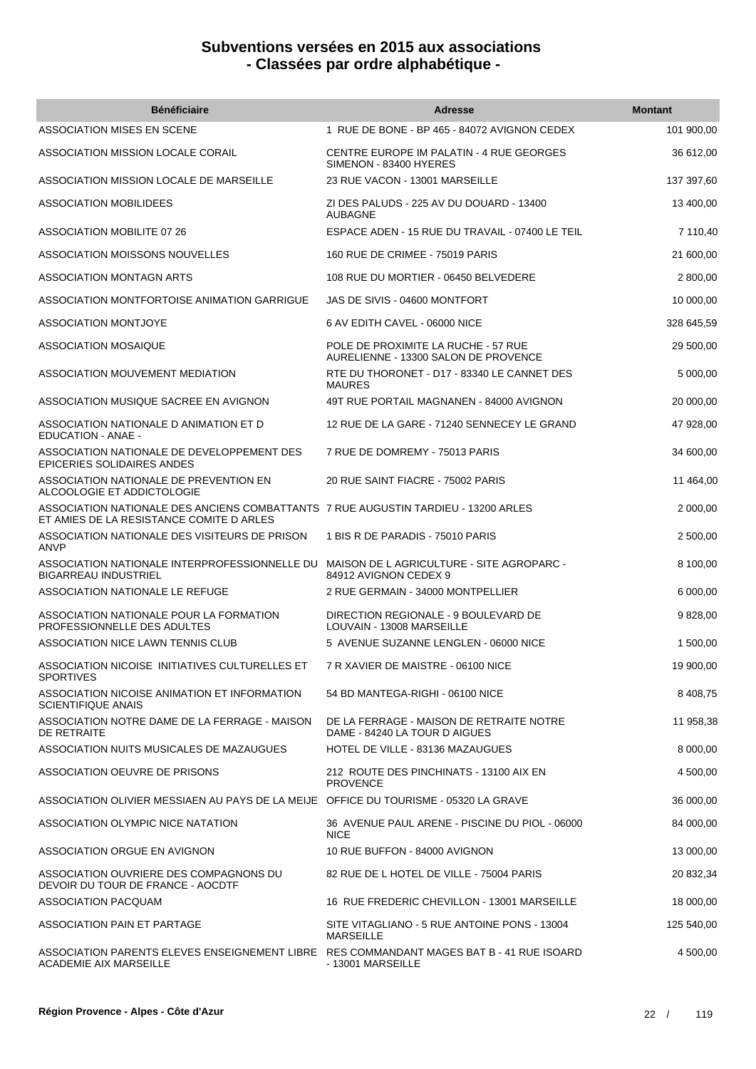# Subventions versées en 2015 aux associations
# - Classées par ordre alphabétique -

| Bénéficiaire | Adresse | Montant |
|---|---|---|
| ASSOCIATION MISES EN SCENE | 1 RUE DE BONE - BP 465 - 84072 AVIGNON CEDEX | 101 900,00 |
| ASSOCIATION MISSION LOCALE CORAIL | CENTRE EUROPE IM PALATIN - 4 RUE GEORGES SIMENON - 83400 HYERES | 36 612,00 |
| ASSOCIATION MISSION LOCALE DE MARSEILLE | 23 RUE VACON - 13001 MARSEILLE | 137 397,60 |
| ASSOCIATION MOBILIDEES | ZI DES PALUDS - 225 AV DU DOUARD - 13400 AUBAGNE | 13 400,00 |
| ASSOCIATION MOBILITE 07 26 | ESPACE ADEN - 15 RUE DU TRAVAIL - 07400 LE TEIL | 7 110,40 |
| ASSOCIATION MOISSONS NOUVELLES | 160 RUE DE CRIMEE - 75019 PARIS | 21 600,00 |
| ASSOCIATION MONTAGN ARTS | 108 RUE DU MORTIER - 06450 BELVEDERE | 2 800,00 |
| ASSOCIATION MONTFORTOISE ANIMATION GARRIGUE | JAS DE SIVIS - 04600 MONTFORT | 10 000,00 |
| ASSOCIATION MONTJOYE | 6 AV EDITH CAVEL - 06000 NICE | 328 645,59 |
| ASSOCIATION MOSAIQUE | POLE DE PROXIMITE LA RUCHE - 57 RUE AURELIENNE - 13300 SALON DE PROVENCE | 29 500,00 |
| ASSOCIATION MOUVEMENT MEDIATION | RTE DU THORONET - D17 - 83340 LE CANNET DES MAURES | 5 000,00 |
| ASSOCIATION MUSIQUE SACREE EN AVIGNON | 49T RUE PORTAIL MAGNANEN - 84000 AVIGNON | 20 000,00 |
| ASSOCIATION NATIONALE D ANIMATION ET D EDUCATION - ANAE - | 12 RUE DE LA GARE - 71240 SENNECEY LE GRAND | 47 928,00 |
| ASSOCIATION NATIONALE DE DEVELOPPEMENT DES EPICERIES SOLIDAIRES ANDES | 7 RUE DE DOMREMY - 75013 PARIS | 34 600,00 |
| ASSOCIATION NATIONALE DE PREVENTION EN ALCOOLOGIE ET ADDICTOLOGIE | 20 RUE SAINT FIACRE - 75002 PARIS | 11 464,00 |
| ASSOCIATION NATIONALE DES ANCIENS COMBATTANTS ET AMIES DE LA RESISTANCE COMITE D ARLES | 7 RUE AUGUSTIN TARDIEU - 13200 ARLES | 2 000,00 |
| ASSOCIATION NATIONALE DES VISITEURS DE PRISON ANVP | 1 BIS R DE PARADIS - 75010 PARIS | 2 500,00 |
| ASSOCIATION NATIONALE INTERPROFESSIONNELLE DU BIGARREAU INDUSTRIEL | MAISON DE L AGRICULTURE - SITE AGROPARC - 84912 AVIGNON CEDEX 9 | 8 100,00 |
| ASSOCIATION NATIONALE LE REFUGE | 2 RUE GERMAIN - 34000 MONTPELLIER | 6 000,00 |
| ASSOCIATION NATIONALE POUR LA FORMATION PROFESSIONNELLE DES ADULTES | DIRECTION REGIONALE - 9 BOULEVARD DE LOUVAIN - 13008 MARSEILLE | 9 828,00 |
| ASSOCIATION NICE LAWN TENNIS CLUB | 5 AVENUE SUZANNE LENGLEN - 06000 NICE | 1 500,00 |
| ASSOCIATION NICOISE INITIATIVES CULTURELLES ET SPORTIVES | 7 R XAVIER DE MAISTRE - 06100 NICE | 19 900,00 |
| ASSOCIATION NICOISE ANIMATION ET INFORMATION SCIENTIFIQUE ANAIS | 54 BD MANTEGA-RIGHI - 06100 NICE | 8 408,75 |
| ASSOCIATION NOTRE DAME DE LA FERRAGE - MAISON DE RETRAITE | DE LA FERRAGE - MAISON DE RETRAITE NOTRE DAME - 84240 LA TOUR D AIGUES | 11 958,38 |
| ASSOCIATION NUITS MUSICALES DE MAZAUGUES | HOTEL DE VILLE - 83136 MAZAUGUES | 8 000,00 |
| ASSOCIATION OEUVRE DE PRISONS | 212 ROUTE DES PINCHINATS - 13100 AIX EN PROVENCE | 4 500,00 |
| ASSOCIATION OLIVIER MESSIAEN AU PAYS DE LA MEIJE | OFFICE DU TOURISME - 05320 LA GRAVE | 36 000,00 |
| ASSOCIATION OLYMPIC NICE NATATION | 36 AVENUE PAUL ARENE - PISCINE DU PIOL - 06000 NICE | 84 000,00 |
| ASSOCIATION ORGUE EN AVIGNON | 10 RUE BUFFON - 84000 AVIGNON | 13 000,00 |
| ASSOCIATION OUVRIERE DES COMPAGNONS DU DEVOIR DU TOUR DE FRANCE - AOCDTF | 82 RUE DE L HOTEL DE VILLE - 75004 PARIS | 20 832,34 |
| ASSOCIATION PACQUAM | 16 RUE FREDERIC CHEVILLON - 13001 MARSEILLE | 18 000,00 |
| ASSOCIATION PAIN ET PARTAGE | SITE VITAGLIANO - 5 RUE ANTOINE PONS - 13004 MARSEILLE | 125 540,00 |
| ASSOCIATION PARENTS ELEVES ENSEIGNEMENT LIBRE ACADEMIE AIX MARSEILLE | RES COMMANDANT MAGES BAT B - 41 RUE ISOARD - 13001 MARSEILLE | 4 500,00 |

**Région Provence - Alpes - Côte d'Azur**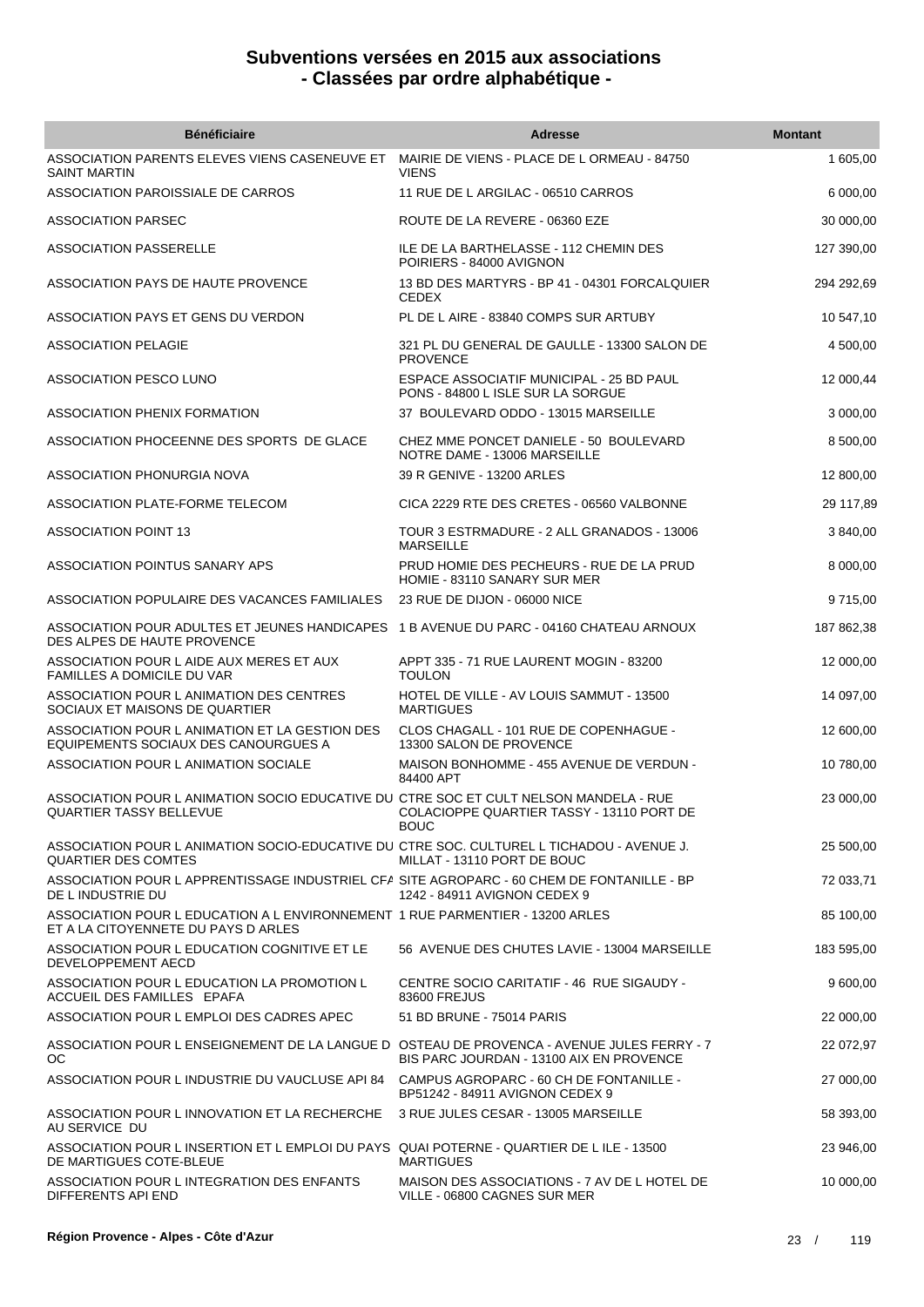# Subventions versées en 2015 aux associations - Classées par ordre alphabétique -

| Bénéficiaire | Adresse | Montant |
|---|---|---|
| ASSOCIATION PARENTS ELEVES VIENS CASENEUVE ET SAINT MARTIN | MAIRIE DE VIENS - PLACE DE L ORMEAU - 84750 VIENS | 1 605,00 |
| ASSOCIATION PAROISSIALE DE CARROS | 11 RUE DE L ARGILAC - 06510 CARROS | 6 000,00 |
| ASSOCIATION PARSEC | ROUTE DE LA REVERE - 06360 EZE | 30 000,00 |
| ASSOCIATION PASSERELLE | ILE DE LA BARTHELASSE - 112 CHEMIN DES POIRIERS - 84000 AVIGNON | 127 390,00 |
| ASSOCIATION PAYS DE HAUTE PROVENCE | 13 BD DES MARTYRS - BP 41 - 04301 FORCALQUIER CEDEX | 294 292,69 |
| ASSOCIATION PAYS ET GENS DU VERDON | PL DE L AIRE - 83840 COMPS SUR ARTUBY | 10 547,10 |
| ASSOCIATION PELAGIE | 321 PL DU GENERAL DE GAULLE - 13300 SALON DE PROVENCE | 4 500,00 |
| ASSOCIATION PESCO LUNO | ESPACE ASSOCIATIF MUNICIPAL - 25 BD PAUL PONS - 84800 L ISLE SUR LA SORGUE | 12 000,44 |
| ASSOCIATION PHENIX FORMATION | 37 BOULEVARD ODDO - 13015 MARSEILLE | 3 000,00 |
| ASSOCIATION PHOCEENNE DES SPORTS DE GLACE | CHEZ MME PONCET DANIELE - 50 BOULEVARD NOTRE DAME - 13006 MARSEILLE | 8 500,00 |
| ASSOCIATION PHONURGIA NOVA | 39 R GENIVE - 13200 ARLES | 12 800,00 |
| ASSOCIATION PLATE-FORME TELECOM | CICA 2229 RTE DES CRETES - 06560 VALBONNE | 29 117,89 |
| ASSOCIATION POINT 13 | TOUR 3 ESTRMADURE - 2 ALL GRANADOS - 13006 MARSEILLE | 3 840,00 |
| ASSOCIATION POINTUS SANARY APS | PRUD HOMIE DES PECHEURS - RUE DE LA PRUD HOMIE - 83110 SANARY SUR MER | 8 000,00 |
| ASSOCIATION POPULAIRE DES VACANCES FAMILIALES | 23 RUE DE DIJON - 06000 NICE | 9 715,00 |
| ASSOCIATION POUR ADULTES ET JEUNES HANDICAPES DES ALPES DE HAUTE PROVENCE | 1 B AVENUE DU PARC - 04160 CHATEAU ARNOUX | 187 862,38 |
| ASSOCIATION POUR L AIDE AUX MERES ET AUX FAMILLES A DOMICILE DU VAR | APPT 335 - 71 RUE LAURENT MOGIN - 83200 TOULON | 12 000,00 |
| ASSOCIATION POUR L ANIMATION DES CENTRES SOCIAUX ET MAISONS DE QUARTIER | HOTEL DE VILLE - AV LOUIS SAMMUT - 13500 MARTIGUES | 14 097,00 |
| ASSOCIATION POUR L ANIMATION ET LA GESTION DES EQUIPEMENTS SOCIAUX DES CANOURGUES A | CLOS CHAGALL - 101 RUE DE COPENHAGUE - 13300 SALON DE PROVENCE | 12 600,00 |
| ASSOCIATION POUR L ANIMATION SOCIALE | MAISON BONHOMME - 455 AVENUE DE VERDUN - 84400 APT | 10 780,00 |
| ASSOCIATION POUR L ANIMATION SOCIO EDUCATIVE DU QUARTIER TASSY BELLEVUE | CTRE SOC ET CULT NELSON MANDELA - RUE COLACIOPPE QUARTIER TASSY - 13110 PORT DE BOUC | 23 000,00 |
| ASSOCIATION POUR L ANIMATION SOCIO-EDUCATIVE DU QUARTIER DES COMTES | CTRE SOC. CULTUREL L TICHADOU - AVENUE J. MILLAT - 13110 PORT DE BOUC | 25 500,00 |
| ASSOCIATION POUR L APPRENTISSAGE INDUSTRIEL CFA DE L INDUSTRIE DU | SITE AGROPARC - 60 CHEM DE FONTANILLE - BP 1242 - 84911 AVIGNON CEDEX 9 | 72 033,71 |
| ASSOCIATION POUR L EDUCATION A L ENVIRONNEMENT ET A LA CITOYENNETE DU PAYS D ARLES | 1 RUE PARMENTIER - 13200 ARLES | 85 100,00 |
| ASSOCIATION POUR L EDUCATION COGNITIVE ET LE DEVELOPPEMENT AECD | 56 AVENUE DES CHUTES LAVIE - 13004 MARSEILLE | 183 595,00 |
| ASSOCIATION POUR L EDUCATION LA PROMOTION L ACCUEIL DES FAMILLES EPAFA | CENTRE SOCIO CARITATIF - 46 RUE SIGAUDY - 83600 FREJUS | 9 600,00 |
| ASSOCIATION POUR L EMPLOI DES CADRES APEC | 51 BD BRUNE - 75014 PARIS | 22 000,00 |
| ASSOCIATION POUR L ENSEIGNEMENT DE LA LANGUE D OC | OSTEAU DE PROVENCA - AVENUE JULES FERRY - 7 BIS PARC JOURDAN - 13100 AIX EN PROVENCE | 22 072,97 |
| ASSOCIATION POUR L INDUSTRIE DU VAUCLUSE API 84 | CAMPUS AGROPARC - 60 CH DE FONTANILLE - BP51242 - 84911 AVIGNON CEDEX 9 | 27 000,00 |
| ASSOCIATION POUR L INNOVATION ET LA RECHERCHE AU SERVICE DU | 3 RUE JULES CESAR - 13005 MARSEILLE | 58 393,00 |
| ASSOCIATION POUR L INSERTION ET L EMPLOI DU PAYS DE MARTIGUES COTE-BLEUE | QUAI POTERNE - QUARTIER DE L ILE - 13500 MARTIGUES | 23 946,00 |
| ASSOCIATION POUR L INTEGRATION DES ENFANTS DIFFERENTS API END | MAISON DES ASSOCIATIONS - 7 AV DE L HOTEL DE VILLE - 06800 CAGNES SUR MER | 10 000,00 |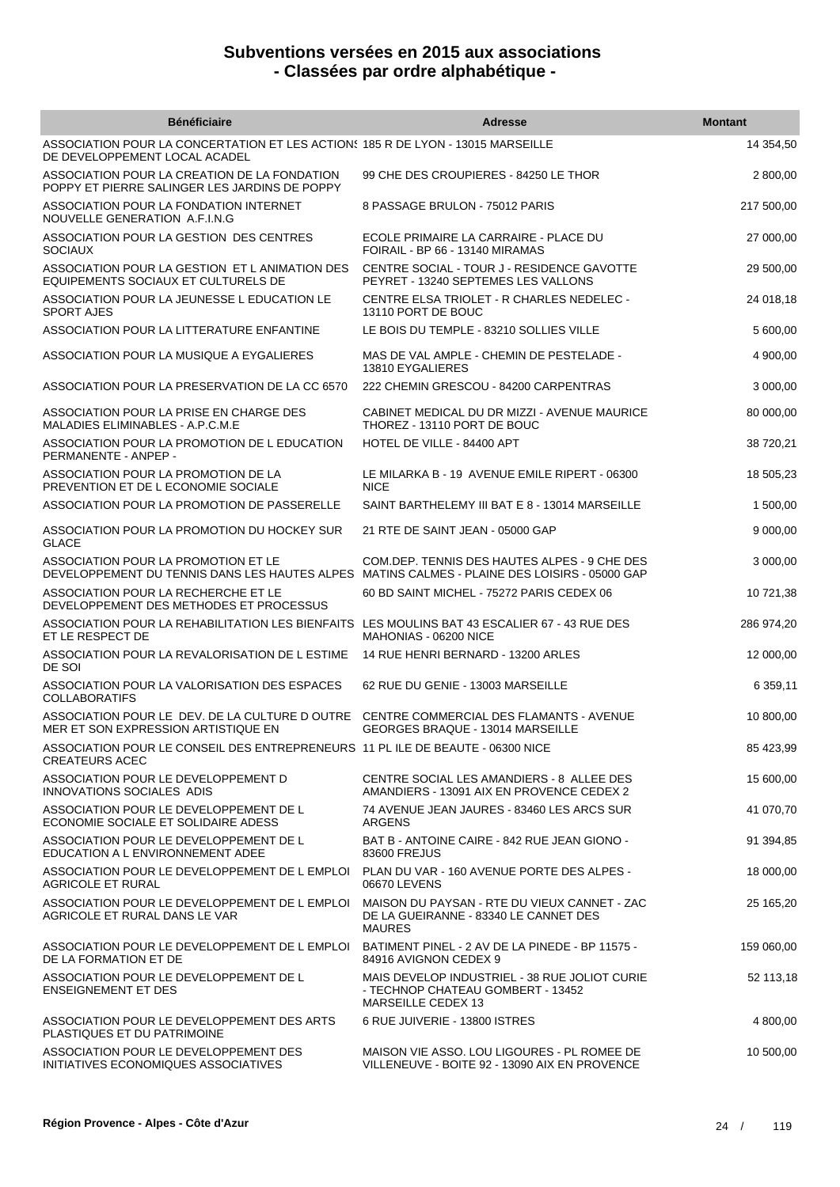# Subventions versées en 2015 aux associations
## - Classées par ordre alphabétique -

| Bénéficiaire | Adresse | Montant |
|---|---|---|
| ASSOCIATION POUR LA CONCERTATION ET LES ACTIONS DE DEVELOPPEMENT LOCAL ACADEL | 185 R DE LYON - 13015 MARSEILLE | 14 354,50 |
| ASSOCIATION POUR LA CREATION DE LA FONDATION POPPY ET PIERRE SALINGER LES JARDINS DE POPPY | 99 CHE DES CROUPIERES - 84250 LE THOR | 2 800,00 |
| ASSOCIATION POUR LA FONDATION INTERNET NOUVELLE GENERATION A.F.I.N.G | 8 PASSAGE BRULON - 75012 PARIS | 217 500,00 |
| ASSOCIATION POUR LA GESTION DES CENTRES SOCIAUX | ECOLE PRIMAIRE LA CARRAIRE - PLACE DU FOIRAIL - BP 66 - 13140 MIRAMAS | 27 000,00 |
| ASSOCIATION POUR LA GESTION ET L ANIMATION DES EQUIPEMENTS SOCIAUX ET CULTURELS DE | CENTRE SOCIAL - TOUR J - RESIDENCE GAVOTTE PEYRET - 13240 SEPTEMES LES VALLONS | 29 500,00 |
| ASSOCIATION POUR LA JEUNESSE L EDUCATION LE SPORT AJES | CENTRE ELSA TRIOLET - R CHARLES NEDELEC - 13110 PORT DE BOUC | 24 018,18 |
| ASSOCIATION POUR LA LITTERATURE ENFANTINE | LE BOIS DU TEMPLE - 83210 SOLLIES VILLE | 5 600,00 |
| ASSOCIATION POUR LA MUSIQUE A EYGALIERES | MAS DE VAL AMPLE - CHEMIN DE PESTELADE - 13810 EYGALIERES | 4 900,00 |
| ASSOCIATION POUR LA PRESERVATION DE LA CC 6570 | 222 CHEMIN GRESCOU - 84200 CARPENTRAS | 3 000,00 |
| ASSOCIATION POUR LA PRISE EN CHARGE DES MALADIES ELIMINABLES - A.P.C.M.E | CABINET MEDICAL DU DR MIZZI - AVENUE MAURICE THOREZ - 13110 PORT DE BOUC | 80 000,00 |
| ASSOCIATION POUR LA PROMOTION DE L EDUCATION PERMANENTE - ANPEP - | HOTEL DE VILLE - 84400 APT | 38 720,21 |
| ASSOCIATION POUR LA PROMOTION DE LA PREVENTION ET DE L ECONOMIE SOCIALE | LE MILARKA B - 19 AVENUE EMILE RIPERT - 06300 NICE | 18 505,23 |
| ASSOCIATION POUR LA PROMOTION DE PASSERELLE | SAINT BARTHELEMY III BAT E 8 - 13014 MARSEILLE | 1 500,00 |
| ASSOCIATION POUR LA PROMOTION DU HOCKEY SUR GLACE | 21 RTE DE SAINT JEAN - 05000 GAP | 9 000,00 |
| ASSOCIATION POUR LA PROMOTION ET LE DEVELOPPEMENT DU TENNIS DANS LES HAUTES ALPES | COM.DEP. TENNIS DES HAUTES ALPES - 9 CHE DES MATINS CALMES - PLAINE DES LOISIRS - 05000 GAP | 3 000,00 |
| ASSOCIATION POUR LA RECHERCHE ET LE DEVELOPPEMENT DES METHODES ET PROCESSUS | 60 BD SAINT MICHEL - 75272 PARIS CEDEX 06 | 10 721,38 |
| ASSOCIATION POUR LA REHABILITATION LES BIENFAITS ET LE RESPECT DE | LES MOULINS BAT 43 ESCALIER 67 - 43 RUE DES MAHONIAS - 06200 NICE | 286 974,20 |
| ASSOCIATION POUR LA REVALORISATION DE L ESTIME DE SOI | 14 RUE HENRI BERNARD - 13200 ARLES | 12 000,00 |
| ASSOCIATION POUR LA VALORISATION DES ESPACES COLLABORATIFS | 62 RUE DU GENIE - 13003 MARSEILLE | 6 359,11 |
| ASSOCIATION POUR LE DEV. DE LA CULTURE D OUTRE MER ET SON EXPRESSION ARTISTIQUE EN | CENTRE COMMERCIAL DES FLAMANTS - AVENUE GEORGES BRAQUE - 13014 MARSEILLE | 10 800,00 |
| ASSOCIATION POUR LE CONSEIL DES ENTREPRENEURS CREATEURS ACEC | 11 PL ILE DE BEAUTE - 06300 NICE | 85 423,99 |
| ASSOCIATION POUR LE DEVELOPPEMENT D INNOVATIONS SOCIALES ADIS | CENTRE SOCIAL LES AMANDIERS - 8 ALLEE DES AMANDIERS - 13091 AIX EN PROVENCE CEDEX 2 | 15 600,00 |
| ASSOCIATION POUR LE DEVELOPPEMENT DE L ECONOMIE SOCIALE ET SOLIDAIRE ADESS | 74 AVENUE JEAN JAURES - 83460 LES ARCS SUR ARGENS | 41 070,70 |
| ASSOCIATION POUR LE DEVELOPPEMENT DE L EDUCATION A L ENVIRONNEMENT ADEE | BAT B - ANTOINE CAIRE - 842 RUE JEAN GIONO - 83600 FREJUS | 91 394,85 |
| ASSOCIATION POUR LE DEVELOPPEMENT DE L EMPLOI AGRICOLE ET RURAL | PLAN DU VAR - 160 AVENUE PORTE DES ALPES - 06670 LEVENS | 18 000,00 |
| ASSOCIATION POUR LE DEVELOPPEMENT DE L EMPLOI AGRICOLE ET RURAL DANS LE VAR | MAISON DU PAYSAN - RTE DU VIEUX CANNET - ZAC DE LA GUEIRANNE - 83340 LE CANNET DES MAURES | 25 165,20 |
| ASSOCIATION POUR LE DEVELOPPEMENT DE L EMPLOI DE LA FORMATION ET DE | BATIMENT PINEL - 2 AV DE LA PINEDE - BP 11575 - 84916 AVIGNON CEDEX 9 | 159 060,00 |
| ASSOCIATION POUR LE DEVELOPPEMENT DE L ENSEIGNEMENT ET DES | MAIS DEVELOP INDUSTRIEL - 38 RUE JOLIOT CURIE - TECHNOP CHATEAU GOMBERT - 13452 MARSEILLE CEDEX 13 | 52 113,18 |
| ASSOCIATION POUR LE DEVELOPPEMENT DES ARTS PLASTIQUES ET DU PATRIMOINE | 6 RUE JUIVERIE - 13800 ISTRES | 4 800,00 |
| ASSOCIATION POUR LE DEVELOPPEMENT DES INITIATIVES ECONOMIQUES ASSOCIATIVES | MAISON VIE ASSO. LOU LIGOURES - PL ROMEE DE VILLENEUVE - BOITE 92 - 13090 AIX EN PROVENCE | 10 500,00 |

Région Provence - Alpes - Côte d'Azur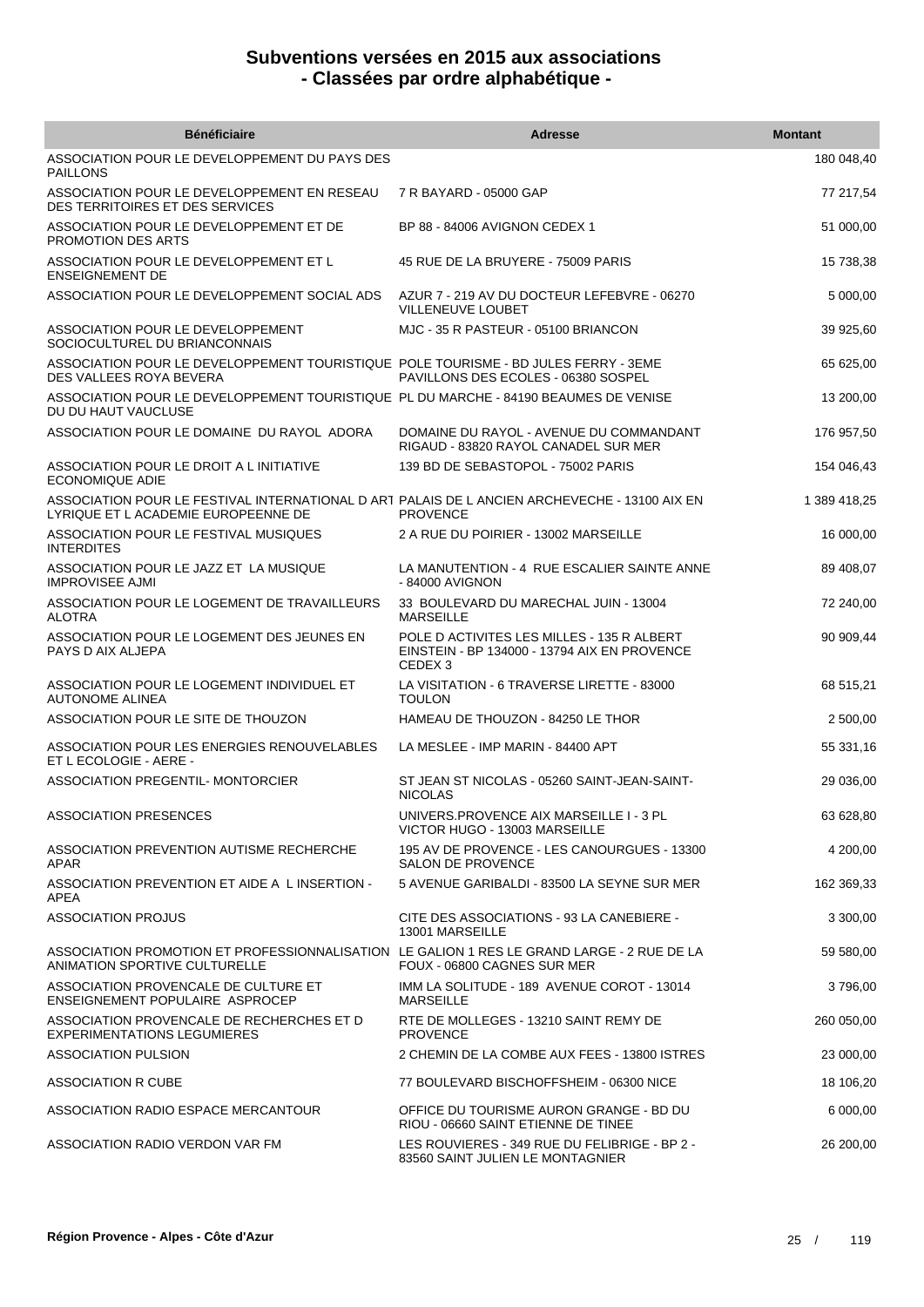# Subventions versées en 2015 aux associations
# - Classées par ordre alphabétique -

| Bénéficiaire | Adresse | Montant |
|---|---|---|
| ASSOCIATION POUR LE DEVELOPPEMENT DU PAYS DES PAILLONS | | 180 048,40 |
| ASSOCIATION POUR LE DEVELOPPEMENT EN RESEAU DES TERRITOIRES ET DES SERVICES | 7 R BAYARD - 05000 GAP | 77 217,54 |
| ASSOCIATION POUR LE DEVELOPPEMENT ET DE PROMOTION DES ARTS | BP 88 - 84006 AVIGNON CEDEX 1 | 51 000,00 |
| ASSOCIATION POUR LE DEVELOPPEMENT ET L ENSEIGNEMENT DE | 45 RUE DE LA BRUYERE - 75009 PARIS | 15 738,38 |
| ASSOCIATION POUR LE DEVELOPPEMENT SOCIAL ADS | AZUR 7 - 219 AV DU DOCTEUR LEFEBVRE - 06270 VILLENEUVE LOUBET | 5 000,00 |
| ASSOCIATION POUR LE DEVELOPPEMENT SOCIOCULTUREL DU BRIANCONNAIS | MJC - 35 R PASTEUR - 05100 BRIANCON | 39 925,60 |
| ASSOCIATION POUR LE DEVELOPPEMENT TOURISTIQUE DES VALLEES ROYA BEVERA | POLE TOURISME - BD JULES FERRY - 3EME PAVILLONS DES ECOLES - 06380 SOSPEL | 65 625,00 |
| ASSOCIATION POUR LE DEVELOPPEMENT TOURISTIQUE DU DU HAUT VAUCLUSE | PL DU MARCHE - 84190 BEAUMES DE VENISE | 13 200,00 |
| ASSOCIATION POUR LE DOMAINE DU RAYOL ADORA | DOMAINE DU RAYOL - AVENUE DU COMMANDANT RIGAUD - 83820 RAYOL CANADEL SUR MER | 176 957,50 |
| ASSOCIATION POUR LE DROIT A L INITIATIVE ECONOMIQUE ADIE | 139 BD DE SEBASTOPOL - 75002 PARIS | 154 046,43 |
| ASSOCIATION POUR LE FESTIVAL INTERNATIONAL D ART LYRIQUE ET L ACADEMIE EUROPEENNE DE | PALAIS DE L ANCIEN ARCHEVECHE - 13100 AIX EN PROVENCE | 1 389 418,25 |
| ASSOCIATION POUR LE FESTIVAL MUSIQUES INTERDITES | 2 A RUE DU POIRIER - 13002 MARSEILLE | 16 000,00 |
| ASSOCIATION POUR LE JAZZ ET LA MUSIQUE IMPROVISEE AJMI | LA MANUTENTION - 4 RUE ESCALIER SAINTE ANNE - 84000 AVIGNON | 89 408,07 |
| ASSOCIATION POUR LE LOGEMENT DE TRAVAILLEURS ALOTRA | 33 BOULEVARD DU MARECHAL JUIN - 13004 MARSEILLE | 72 240,00 |
| ASSOCIATION POUR LE LOGEMENT DES JEUNES EN PAYS D AIX ALJEPA | POLE D ACTIVITES LES MILLES - 135 R ALBERT EINSTEIN - BP 134000 - 13794 AIX EN PROVENCE CEDEX 3 | 90 909,44 |
| ASSOCIATION POUR LE LOGEMENT INDIVIDUEL ET AUTONOME ALINEA | LA VISITATION - 6 TRAVERSE LIRETTE - 83000 TOULON | 68 515,21 |
| ASSOCIATION POUR LE SITE DE THOUZON | HAMEAU DE THOUZON - 84250 LE THOR | 2 500,00 |
| ASSOCIATION POUR LES ENERGIES RENOUVELABLES ET L ECOLOGIE - AERE - | LA MESLEE - IMP MARIN - 84400 APT | 55 331,16 |
| ASSOCIATION PREGENTIL- MONTORCIER | ST JEAN ST NICOLAS - 05260 SAINT-JEAN-SAINT-NICOLAS | 29 036,00 |
| ASSOCIATION PRESENCES | UNIVERS.PROVENCE AIX MARSEILLE I - 3 PL VICTOR HUGO - 13003 MARSEILLE | 63 628,80 |
| ASSOCIATION PREVENTION AUTISME RECHERCHE APAR | 195 AV DE PROVENCE - LES CANOURGUES - 13300 SALON DE PROVENCE | 4 200,00 |
| ASSOCIATION PREVENTION ET AIDE A L INSERTION - APEA | 5 AVENUE GARIBALDI - 83500 LA SEYNE SUR MER | 162 369,33 |
| ASSOCIATION PROJUS | CITE DES ASSOCIATIONS - 93 LA CANEBIERE - 13001 MARSEILLE | 3 300,00 |
| ASSOCIATION PROMOTION ET PROFESSIONNALISATION ANIMATION SPORTIVE CULTURELLE | LE GALION 1 RES LE GRAND LARGE - 2 RUE DE LA FOUX - 06800 CAGNES SUR MER | 59 580,00 |
| ASSOCIATION PROVENCALE DE CULTURE ET ENSEIGNEMENT POPULAIRE ASPROCEP | IMM LA SOLITUDE - 189 AVENUE COROT - 13014 MARSEILLE | 3 796,00 |
| ASSOCIATION PROVENCALE DE RECHERCHES ET D EXPERIMENTATIONS LEGUMIERES | RTE DE MOLLEGES - 13210 SAINT REMY DE PROVENCE | 260 050,00 |
| ASSOCIATION PULSION | 2 CHEMIN DE LA COMBE AUX FEES - 13800 ISTRES | 23 000,00 |
| ASSOCIATION R CUBE | 77 BOULEVARD BISCHOFFSHEIM - 06300 NICE | 18 106,20 |
| ASSOCIATION RADIO ESPACE MERCANTOUR | OFFICE DU TOURISME AURON GRANGE - BD DU RIOU - 06660 SAINT ETIENNE DE TINEE | 6 000,00 |
| ASSOCIATION RADIO VERDON VAR FM | LES ROUVIERES - 349 RUE DU FELIBRIGE - BP 2 - 83560 SAINT JULIEN LE MONTAGNIER | 26 200,00 |

Région Provence - Alpes - Côte d'Azur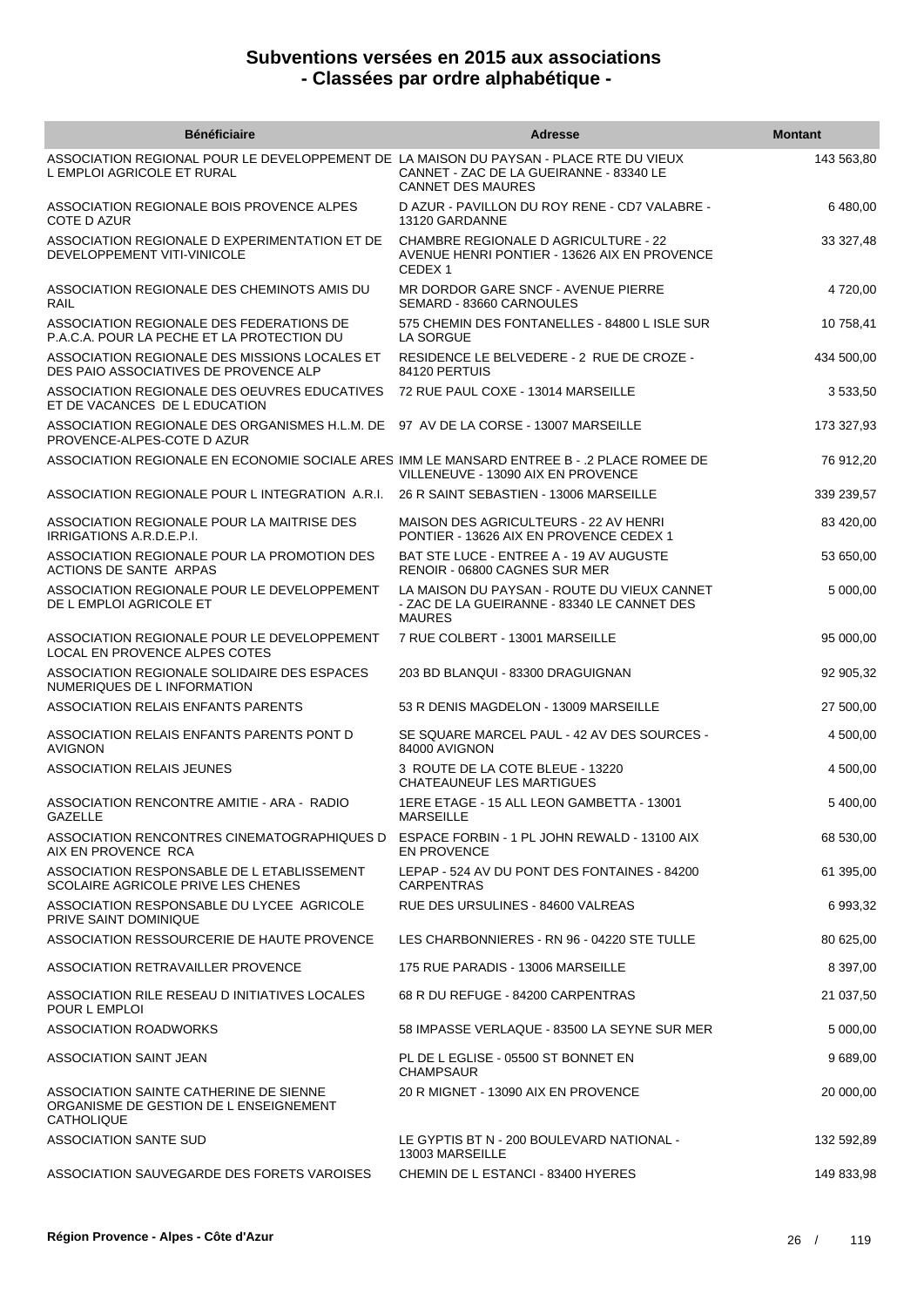# Subventions versées en 2015 aux associations
## - Classées par ordre alphabétique -

| Bénéficiaire | Adresse | Montant |
| --- | --- | --- |
| ASSOCIATION REGIONAL POUR LE DEVELOPPEMENT DE L EMPLOI AGRICOLE ET RURAL | LA MAISON DU PAYSAN - PLACE RTE DU VIEUX CANNET - ZAC DE LA GUEIRANNE - 83340 LE CANNET DES MAURES | 143 563,80 |
| ASSOCIATION REGIONALE BOIS PROVENCE ALPES COTE D AZUR | D AZUR - PAVILLON DU ROY RENE - CD7 VALABRE - 13120 GARDANNE | 6 480,00 |
| ASSOCIATION REGIONALE D EXPERIMENTATION ET DE DEVELOPPEMENT VITI-VINICOLE | CHAMBRE REGIONALE D AGRICULTURE - 22 AVENUE HENRI PONTIER - 13626 AIX EN PROVENCE CEDEX 1 | 33 327,48 |
| ASSOCIATION REGIONALE DES CHEMINOTS AMIS DU RAIL | MR DORDOR GARE SNCF - AVENUE PIERRE SEMARD - 83660 CARNOULES | 4 720,00 |
| ASSOCIATION REGIONALE DES FEDERATIONS DE P.A.C.A. POUR LA PECHE ET LA PROTECTION DU | 575 CHEMIN DES FONTANELLES - 84800 L ISLE SUR LA SORGUE | 10 758,41 |
| ASSOCIATION REGIONALE DES MISSIONS LOCALES ET DES PAIO ASSOCIATIVES DE PROVENCE ALP | RESIDENCE LE BELVEDERE - 2 RUE DE CROZE - 84120 PERTUIS | 434 500,00 |
| ASSOCIATION REGIONALE DES OEUVRES EDUCATIVES ET DE VACANCES DE L EDUCATION | 72 RUE PAUL COXE - 13014 MARSEILLE | 3 533,50 |
| ASSOCIATION REGIONALE DES ORGANISMES H.L.M. DE PROVENCE-ALPES-COTE D AZUR | 97 AV DE LA CORSE - 13007 MARSEILLE | 173 327,93 |
| ASSOCIATION REGIONALE EN ECONOMIE SOCIALE ARES | IMM LE MANSARD ENTREE B - .2 PLACE ROMEE DE VILLENEUVE - 13090 AIX EN PROVENCE | 76 912,20 |
| ASSOCIATION REGIONALE POUR L INTEGRATION A.R.I. | 26 R SAINT SEBASTIEN - 13006 MARSEILLE | 339 239,57 |
| ASSOCIATION REGIONALE POUR LA MAITRISE DES IRRIGATIONS A.R.D.E.P.I. | MAISON DES AGRICULTEURS - 22 AV HENRI PONTIER - 13626 AIX EN PROVENCE CEDEX 1 | 83 420,00 |
| ASSOCIATION REGIONALE POUR LA PROMOTION DES ACTIONS DE SANTE ARPAS | BAT STE LUCE - ENTREE A - 19 AV AUGUSTE RENOIR - 06800 CAGNES SUR MER | 53 650,00 |
| ASSOCIATION REGIONALE POUR LE DEVELOPPEMENT DE L EMPLOI AGRICOLE ET | LA MAISON DU PAYSAN - ROUTE DU VIEUX CANNET - ZAC DE LA GUEIRANNE - 83340 LE CANNET DES MAURES | 5 000,00 |
| ASSOCIATION REGIONALE POUR LE DEVELOPPEMENT LOCAL EN PROVENCE ALPES COTES | 7 RUE COLBERT - 13001 MARSEILLE | 95 000,00 |
| ASSOCIATION REGIONALE SOLIDAIRE DES ESPACES NUMERIQUES DE L INFORMATION | 203 BD BLANQUI - 83300 DRAGUIGNAN | 92 905,32 |
| ASSOCIATION RELAIS ENFANTS PARENTS | 53 R DENIS MAGDELON - 13009 MARSEILLE | 27 500,00 |
| ASSOCIATION RELAIS ENFANTS PARENTS PONT D AVIGNON | SE SQUARE MARCEL PAUL - 42 AV DES SOURCES - 84000 AVIGNON | 4 500,00 |
| ASSOCIATION RELAIS JEUNES | 3 ROUTE DE LA COTE BLEUE - 13220 CHATEAUNEUF LES MARTIGUES | 4 500,00 |
| ASSOCIATION RENCONTRE AMITIE - ARA - RADIO GAZELLE | 1ERE ETAGE - 15 ALL LEON GAMBETTA - 13001 MARSEILLE | 5 400,00 |
| ASSOCIATION RENCONTRES CINEMATOGRAPHIQUES D AIX EN PROVENCE RCA | ESPACE FORBIN - 1 PL JOHN REWALD - 13100 AIX EN PROVENCE | 68 530,00 |
| ASSOCIATION RESPONSABLE DE L ETABLISSEMENT SCOLAIRE AGRICOLE PRIVE LES CHENES | LEPAP - 524 AV DU PONT DES FONTAINES - 84200 CARPENTRAS | 61 395,00 |
| ASSOCIATION RESPONSABLE DU LYCEE AGRICOLE PRIVE SAINT DOMINIQUE | RUE DES URSULINES - 84600 VALREAS | 6 993,32 |
| ASSOCIATION RESSOURCERIE DE HAUTE PROVENCE | LES CHARBONNIERES - RN 96 - 04220 STE TULLE | 80 625,00 |
| ASSOCIATION RETRAVAILLER PROVENCE | 175 RUE PARADIS - 13006 MARSEILLE | 8 397,00 |
| ASSOCIATION RILE RESEAU D INITIATIVES LOCALES POUR L EMPLOI | 68 R DU REFUGE - 84200 CARPENTRAS | 21 037,50 |
| ASSOCIATION ROADWORKS | 58 IMPASSE VERLAQUE - 83500 LA SEYNE SUR MER | 5 000,00 |
| ASSOCIATION SAINT JEAN | PL DE L EGLISE - 05500 ST BONNET EN CHAMPSAUR | 9 689,00 |
| ASSOCIATION SAINTE CATHERINE DE SIENNE ORGANISME DE GESTION DE L ENSEIGNEMENT CATHOLIQUE | 20 R MIGNET - 13090 AIX EN PROVENCE | 20 000,00 |
| ASSOCIATION SANTE SUD | LE GYPTIS BT N - 200 BOULEVARD NATIONAL - 13003 MARSEILLE | 132 592,89 |
| ASSOCIATION SAUVEGARDE DES FORETS VAROISES | CHEMIN DE L ESTANCI - 83400 HYERES | 149 833,98 |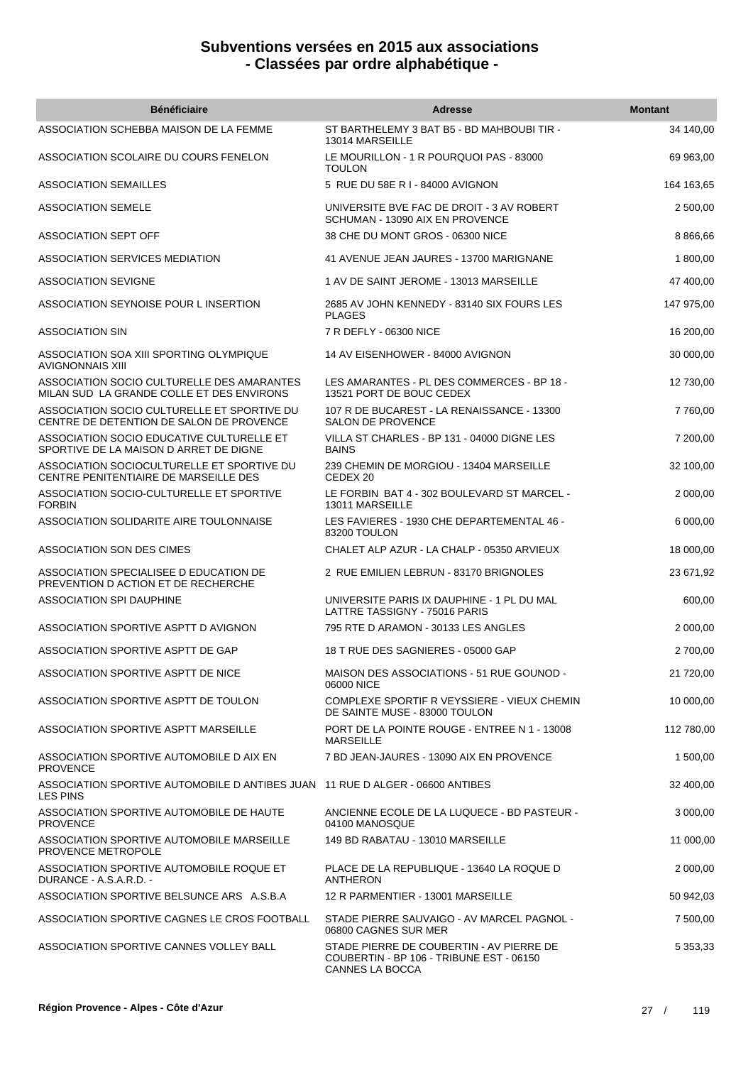# Subventions versées en 2015 aux associations
# - Classées par ordre alphabétique -

| Bénéficiaire | Adresse | Montant |
|---|---|---|
| ASSOCIATION SCHEBBA MAISON DE LA FEMME | ST BARTHELEMY 3 BAT B5 - BD MAHBOUBI TIR - 13014 MARSEILLE | 34 140,00 |
| ASSOCIATION SCOLAIRE DU COURS FENELON | LE MOURILLON - 1 R POURQUOI PAS - 83000 TOULON | 69 963,00 |
| ASSOCIATION SEMAILLES | 5 RUE DU 58E R I - 84000 AVIGNON | 164 163,65 |
| ASSOCIATION SEMELE | UNIVERSITE BVE FAC DE DROIT - 3 AV ROBERT SCHUMAN - 13090 AIX EN PROVENCE | 2 500,00 |
| ASSOCIATION SEPT OFF | 38 CHE DU MONT GROS - 06300 NICE | 8 866,66 |
| ASSOCIATION SERVICES MEDIATION | 41 AVENUE JEAN JAURES - 13700 MARIGNANE | 1 800,00 |
| ASSOCIATION SEVIGNE | 1 AV DE SAINT JEROME - 13013 MARSEILLE | 47 400,00 |
| ASSOCIATION SEYNOISE POUR L INSERTION | 2685 AV JOHN KENNEDY - 83140 SIX FOURS LES PLAGES | 147 975,00 |
| ASSOCIATION SIN | 7 R DEFLY - 06300 NICE | 16 200,00 |
| ASSOCIATION SOA XIII SPORTING OLYMPIQUE AVIGNONNAIS XIII | 14 AV EISENHOWER - 84000 AVIGNON | 30 000,00 |
| ASSOCIATION SOCIO CULTURELLE DES AMARANTES MILAN SUD LA GRANDE COLLE ET DES ENVIRONS | LES AMARANTES - PL DES COMMERCES - BP 18 - 13521 PORT DE BOUC CEDEX | 12 730,00 |
| ASSOCIATION SOCIO CULTURELLE ET SPORTIVE DU CENTRE DE DETENTION DE SALON DE PROVENCE | 107 R DE BUCAREST - LA RENAISSANCE - 13300 SALON DE PROVENCE | 7 760,00 |
| ASSOCIATION SOCIO EDUCATIVE CULTURELLE ET SPORTIVE DE LA MAISON D ARRET DE DIGNE | VILLA ST CHARLES - BP 131 - 04000 DIGNE LES BAINS | 7 200,00 |
| ASSOCIATION SOCIOCULTURELLE ET SPORTIVE DU CENTRE PENITENTIAIRE DE MARSEILLE DES | 239 CHEMIN DE MORGIOU - 13404 MARSEILLE CEDEX 20 | 32 100,00 |
| ASSOCIATION SOCIO-CULTURELLE ET SPORTIVE FORBIN | LE FORBIN BAT 4 - 302 BOULEVARD ST MARCEL - 13011 MARSEILLE | 2 000,00 |
| ASSOCIATION SOLIDARITE AIRE TOULONNAISE | LES FAVIERES - 1930 CHE DEPARTEMENTAL 46 - 83200 TOULON | 6 000,00 |
| ASSOCIATION SON DES CIMES | CHALET ALP AZUR - LA CHALP - 05350 ARVIEUX | 18 000,00 |
| ASSOCIATION SPECIALISEE D EDUCATION DE PREVENTION D ACTION ET DE RECHERCHE | 2 RUE EMILIEN LEBRUN - 83170 BRIGNOLES | 23 671,92 |
| ASSOCIATION SPI DAUPHINE | UNIVERSITE PARIS IX DAUPHINE - 1 PL DU MAL LATTRE TASSIGNY - 75016 PARIS | 600,00 |
| ASSOCIATION SPORTIVE ASPTT D AVIGNON | 795 RTE D ARAMON - 30133 LES ANGLES | 2 000,00 |
| ASSOCIATION SPORTIVE ASPTT DE GAP | 18 T RUE DES SAGNIERES - 05000 GAP | 2 700,00 |
| ASSOCIATION SPORTIVE ASPTT DE NICE | MAISON DES ASSOCIATIONS - 51 RUE GOUNOD - 06000 NICE | 21 720,00 |
| ASSOCIATION SPORTIVE ASPTT DE TOULON | COMPLEXE SPORTIF R VEYSSIERE - VIEUX CHEMIN DE SAINTE MUSE - 83000 TOULON | 10 000,00 |
| ASSOCIATION SPORTIVE ASPTT MARSEILLE | PORT DE LA POINTE ROUGE - ENTREE N 1 - 13008 MARSEILLE | 112 780,00 |
| ASSOCIATION SPORTIVE AUTOMOBILE D AIX EN PROVENCE | 7 BD JEAN-JAURES - 13090 AIX EN PROVENCE | 1 500,00 |
| ASSOCIATION SPORTIVE AUTOMOBILE D ANTIBES JUAN LES PINS | 11 RUE D ALGER - 06600 ANTIBES | 32 400,00 |
| ASSOCIATION SPORTIVE AUTOMOBILE DE HAUTE PROVENCE | ANCIENNE ECOLE DE LA LUQUECE - BD PASTEUR - 04100 MANOSQUE | 3 000,00 |
| ASSOCIATION SPORTIVE AUTOMOBILE MARSEILLE PROVENCE METROPOLE | 149 BD RABATAU - 13010 MARSEILLE | 11 000,00 |
| ASSOCIATION SPORTIVE AUTOMOBILE ROQUE ET DURANCE - A.S.A.R.D. - | PLACE DE LA REPUBLIQUE - 13640 LA ROQUE D ANTHERON | 2 000,00 |
| ASSOCIATION SPORTIVE BELSUNCE ARS A.S.B.A | 12 R PARMENTIER - 13001 MARSEILLE | 50 942,03 |
| ASSOCIATION SPORTIVE CAGNES LE CROS FOOTBALL | STADE PIERRE SAUVAIGO - AV MARCEL PAGNOL - 06800 CAGNES SUR MER | 7 500,00 |
| ASSOCIATION SPORTIVE CANNES VOLLEY BALL | STADE PIERRE DE COUBERTIN - AV PIERRE DE COUBERTIN - BP 106 - TRIBUNE EST - 06150 CANNES LA BOCCA | 5 353,33 |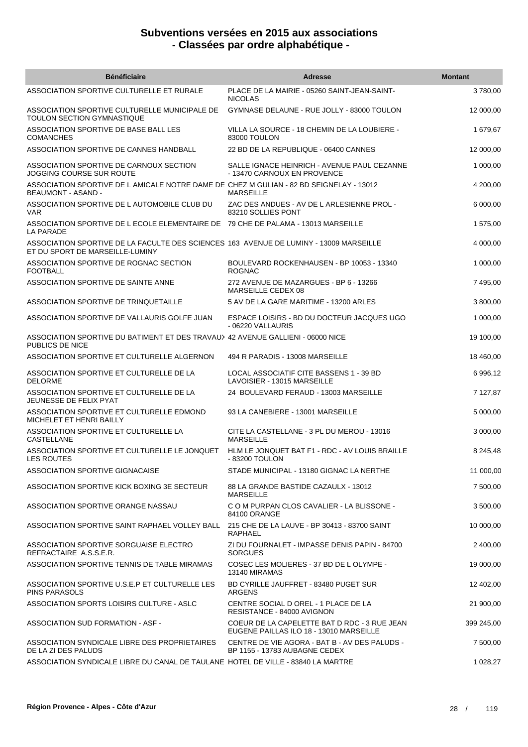# Subventions versées en 2015 aux associations
## - Classées par ordre alphabétique -

| Bénéficiaire | Adresse | Montant |
| --- | --- | --- |
| ASSOCIATION SPORTIVE CULTURELLE ET RURALE | PLACE DE LA MAIRIE - 05260 SAINT-JEAN-SAINT-NICOLAS | 3 780,00 |
| ASSOCIATION SPORTIVE CULTURELLE MUNICIPALE DE TOULON SECTION GYMNASTIQUE | GYMNASE DELAUNE - RUE JOLLY - 83000 TOULON | 12 000,00 |
| ASSOCIATION SPORTIVE DE BASE BALL LES COMANCHES | VILLA LA SOURCE - 18 CHEMIN DE LA LOUBIERE - 83000 TOULON | 1 679,67 |
| ASSOCIATION SPORTIVE DE CANNES HANDBALL | 22 BD DE LA REPUBLIQUE - 06400 CANNES | 12 000,00 |
| ASSOCIATION SPORTIVE DE CARNOUX SECTION JOGGING COURSE SUR ROUTE | SALLE IGNACE HEINRICH - AVENUE PAUL CEZANNE - 13470 CARNOUX EN PROVENCE | 1 000,00 |
| ASSOCIATION SPORTIVE DE L AMICALE NOTRE DAME DE BEAUMONT - ASAND - | CHEZ M GULIAN - 82 BD SEIGNELAY - 13012 MARSEILLE | 4 200,00 |
| ASSOCIATION SPORTIVE DE L AUTOMOBILE CLUB DU VAR | ZAC DES ANDUES - AV DE L ARLESIENNE PROL - 83210 SOLLIES PONT | 6 000,00 |
| ASSOCIATION SPORTIVE DE L ECOLE ELEMENTAIRE DE LA PARADE | 79 CHE DE PALAMA - 13013 MARSEILLE | 1 575,00 |
| ASSOCIATION SPORTIVE DE LA FACULTE DES SCIENCES ET DU SPORT DE MARSEILLE-LUMINY | 163 AVENUE DE LUMINY - 13009 MARSEILLE | 4 000,00 |
| ASSOCIATION SPORTIVE DE ROGNAC SECTION FOOTBALL | BOULEVARD ROCKENHAUSEN - BP 10053 - 13340 ROGNAC | 1 000,00 |
| ASSOCIATION SPORTIVE DE SAINTE ANNE | 272 AVENUE DE MAZARGUES - BP 6 - 13266 MARSEILLE CEDEX 08 | 7 495,00 |
| ASSOCIATION SPORTIVE DE TRINQUETAILLE | 5 AV DE LA GARE MARITIME - 13200 ARLES | 3 800,00 |
| ASSOCIATION SPORTIVE DE VALLAURIS GOLFE JUAN | ESPACE LOISIRS - BD DU DOCTEUR JACQUES UGO - 06220 VALLAURIS | 1 000,00 |
| ASSOCIATION SPORTIVE DU BATIMENT ET DES TRAVAUX PUBLICS DE NICE | 42 AVENUE GALLIENI - 06000 NICE | 19 100,00 |
| ASSOCIATION SPORTIVE ET CULTURELLE ALGERNON | 494 R PARADIS - 13008 MARSEILLE | 18 460,00 |
| ASSOCIATION SPORTIVE ET CULTURELLE DE LA DELORME | LOCAL ASSOCIATIF CITE BASSENS 1 - 39 BD LAVOISIER - 13015 MARSEILLE | 6 996,12 |
| ASSOCIATION SPORTIVE ET CULTURELLE DE LA JEUNESSE DE FELIX PYAT | 24 BOULEVARD FERAUD - 13003 MARSEILLE | 7 127,87 |
| ASSOCIATION SPORTIVE ET CULTURELLE EDMOND MICHELET ET HENRI BAILLY | 93 LA CANEBIERE - 13001 MARSEILLE | 5 000,00 |
| ASSOCIATION SPORTIVE ET CULTURELLE LA CASTELLANE | CITE LA CASTELLANE - 3 PL DU MEROU - 13016 MARSEILLE | 3 000,00 |
| ASSOCIATION SPORTIVE ET CULTURELLE LE JONQUET LES ROUTES | HLM LE JONQUET BAT F1 - RDC - AV LOUIS BRAILLE - 83200 TOULON | 8 245,48 |
| ASSOCIATION SPORTIVE GIGNACAISE | STADE MUNICIPAL - 13180 GIGNAC LA NERTHE | 11 000,00 |
| ASSOCIATION SPORTIVE KICK BOXING 3E SECTEUR | 88 LA GRANDE BASTIDE CAZAULX - 13012 MARSEILLE | 7 500,00 |
| ASSOCIATION SPORTIVE ORANGE NASSAU | C O M PURPAN CLOS CAVALIER - LA BLISSONE - 84100 ORANGE | 3 500,00 |
| ASSOCIATION SPORTIVE SAINT RAPHAEL VOLLEY BALL | 215 CHE DE LA LAUVE - BP 30413 - 83700 SAINT RAPHAEL | 10 000,00 |
| ASSOCIATION SPORTIVE SORGUAISE ELECTRO REFRACTAIRE A.S.S.E.R. | ZI DU FOURNALET - IMPASSE DENIS PAPIN - 84700 SORGUES | 2 400,00 |
| ASSOCIATION SPORTIVE TENNIS DE TABLE MIRAMAS | COSEC LES MOLIERES - 37 BD DE L OLYMPE - 13140 MIRAMAS | 19 000,00 |
| ASSOCIATION SPORTIVE U.S.E.P ET CULTURELLE LES PINS PARASOLS | BD CYRILLE JAUFFRET - 83480 PUGET SUR ARGENS | 12 402,00 |
| ASSOCIATION SPORTS LOISIRS CULTURE - ASLC | CENTRE SOCIAL D OREL - 1 PLACE DE LA RESISTANCE - 84000 AVIGNON | 21 900,00 |
| ASSOCIATION SUD FORMATION - ASF - | COEUR DE LA CAPELETTE BAT D RDC - 3 RUE JEAN EUGENE PAILLAS ILO 18 - 13010 MARSEILLE | 399 245,00 |
| ASSOCIATION SYNDICALE LIBRE DES PROPRIETAIRES DE LA ZI DES PALUDS | CENTRE DE VIE AGORA - BAT B - AV DES PALUDS - BP 1155 - 13783 AUBAGNE CEDEX | 7 500,00 |
| ASSOCIATION SYNDICALE LIBRE DU CANAL DE TAULANE | HOTEL DE VILLE - 83840 LA MARTRE | 1 028,27 |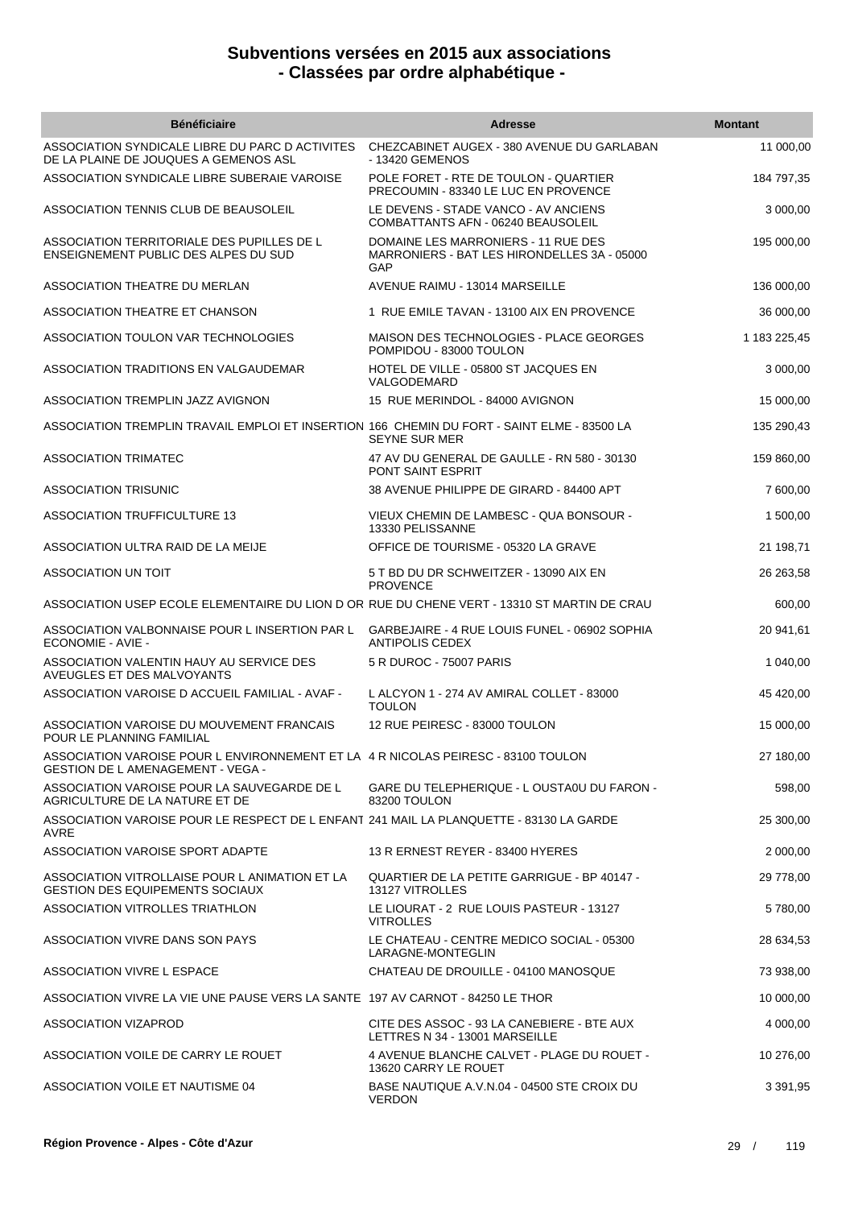# Subventions versées en 2015 aux associations - Classées par ordre alphabétique -

| Bénéficiaire | Adresse | Montant |
|---|---|---|
| ASSOCIATION SYNDICALE LIBRE DU PARC D ACTIVITES DE LA PLAINE DE JOUQUES A GEMENOS ASL | CHEZCABINET AUGEX - 380 AVENUE DU GARLABAN - 13420 GEMENOS | 11 000,00 |
| ASSOCIATION SYNDICALE LIBRE SUBERAIE VAROISE | POLE FORET - RTE DE TOULON - QUARTIER PRECOUMIN - 83340 LE LUC EN PROVENCE | 184 797,35 |
| ASSOCIATION TENNIS CLUB DE BEAUSOLEIL | LE DEVENS - STADE VANCO - AV ANCIENS COMBATTANTS AFN - 06240 BEAUSOLEIL | 3 000,00 |
| ASSOCIATION TERRITORIALE DES PUPILLES DE L ENSEIGNEMENT PUBLIC DES ALPES DU SUD | DOMAINE LES MARRONIERS - 11 RUE DES MARRONIERS - BAT LES HIRONDELLES 3A - 05000 GAP | 195 000,00 |
| ASSOCIATION THEATRE DU MERLAN | AVENUE RAIMU - 13014 MARSEILLE | 136 000,00 |
| ASSOCIATION THEATRE ET CHANSON | 1 RUE EMILE TAVAN - 13100 AIX EN PROVENCE | 36 000,00 |
| ASSOCIATION TOULON VAR TECHNOLOGIES | MAISON DES TECHNOLOGIES - PLACE GEORGES POMPIDOU - 83000 TOULON | 1 183 225,45 |
| ASSOCIATION TRADITIONS EN VALGAUDEMAR | HOTEL DE VILLE - 05800 ST JACQUES EN VALGODEMARD | 3 000,00 |
| ASSOCIATION TREMPLIN JAZZ AVIGNON | 15 RUE MERINDOL - 84000 AVIGNON | 15 000,00 |
| ASSOCIATION TREMPLIN TRAVAIL EMPLOI ET INSERTION | 166 CHEMIN DU FORT - SAINT ELME - 83500 LA SEYNE SUR MER | 135 290,43 |
| ASSOCIATION TRIMATEC | 47 AV DU GENERAL DE GAULLE - RN 580 - 30130 PONT SAINT ESPRIT | 159 860,00 |
| ASSOCIATION TRISUNIC | 38 AVENUE PHILIPPE DE GIRARD - 84400 APT | 7 600,00 |
| ASSOCIATION TRUFFICULTURE 13 | VIEUX CHEMIN DE LAMBESC - QUA BONSOUR - 13330 PELISSANNE | 1 500,00 |
| ASSOCIATION ULTRA RAID DE LA MEIJE | OFFICE DE TOURISME - 05320 LA GRAVE | 21 198,71 |
| ASSOCIATION UN TOIT | 5 T BD DU DR SCHWEITZER - 13090 AIX EN PROVENCE | 26 263,58 |
| ASSOCIATION USEP ECOLE ELEMENTAIRE DU LION D OR | RUE DU CHENE VERT - 13310 ST MARTIN DE CRAU | 600,00 |
| ASSOCIATION VALBONNAISE POUR L INSERTION PAR L ECONOMIE - AVIE - | GARBEJAIRE - 4 RUE LOUIS FUNEL - 06902 SOPHIA ANTIPOLIS CEDEX | 20 941,61 |
| ASSOCIATION VALENTIN HAUY AU SERVICE DES AVEUGLES ET DES MALVOYANTS | 5 R DUROC - 75007 PARIS | 1 040,00 |
| ASSOCIATION VAROISE D ACCUEIL FAMILIAL - AVAF - | L ALCYON 1 - 274 AV AMIRAL COLLET - 83000 TOULON | 45 420,00 |
| ASSOCIATION VAROISE DU MOUVEMENT FRANCAIS POUR LE PLANNING FAMILIAL | 12 RUE PEIRESC - 83000 TOULON | 15 000,00 |
| ASSOCIATION VAROISE POUR L ENVIRONNEMENT ET LA GESTION DE L AMENAGEMENT - VEGA - | 4 R NICOLAS PEIRESC - 83100 TOULON | 27 180,00 |
| ASSOCIATION VAROISE POUR LA SAUVEGARDE DE L AGRICULTURE DE LA NATURE ET DE | GARE DU TELEPHERIQUE - L OUSTA0U DU FARON - 83200 TOULON | 598,00 |
| ASSOCIATION VAROISE POUR LE RESPECT DE L ENFANT AVRE | 241 MAIL LA PLANQUETTE - 83130 LA GARDE | 25 300,00 |
| ASSOCIATION VAROISE SPORT ADAPTE | 13 R ERNEST REYER - 83400 HYERES | 2 000,00 |
| ASSOCIATION VITROLLAISE POUR L ANIMATION ET LA GESTION DES EQUIPEMENTS SOCIAUX | QUARTIER DE LA PETITE GARRIGUE - BP 40147 - 13127 VITROLLES | 29 778,00 |
| ASSOCIATION VITROLLES TRIATHLON | LE LIOURAT - 2 RUE LOUIS PASTEUR - 13127 VITROLLES | 5 780,00 |
| ASSOCIATION VIVRE DANS SON PAYS | LE CHATEAU - CENTRE MEDICO SOCIAL - 05300 LARAGNE-MONTEGLIN | 28 634,53 |
| ASSOCIATION VIVRE L ESPACE | CHATEAU DE DROUILLE - 04100 MANOSQUE | 73 938,00 |
| ASSOCIATION VIVRE LA VIE UNE PAUSE VERS LA SANTE | 197 AV CARNOT - 84250 LE THOR | 10 000,00 |
| ASSOCIATION VIZAPROD | CITE DES ASSOC - 93 LA CANEBIERE - BTE AUX LETTRES N 34 - 13001 MARSEILLE | 4 000,00 |
| ASSOCIATION VOILE DE CARRY LE ROUET | 4 AVENUE BLANCHE CALVET - PLAGE DU ROUET - 13620 CARRY LE ROUET | 10 276,00 |
| ASSOCIATION VOILE ET NAUTISME 04 | BASE NAUTIQUE A.V.N.04 - 04500 STE CROIX DU VERDON | 3 391,95 |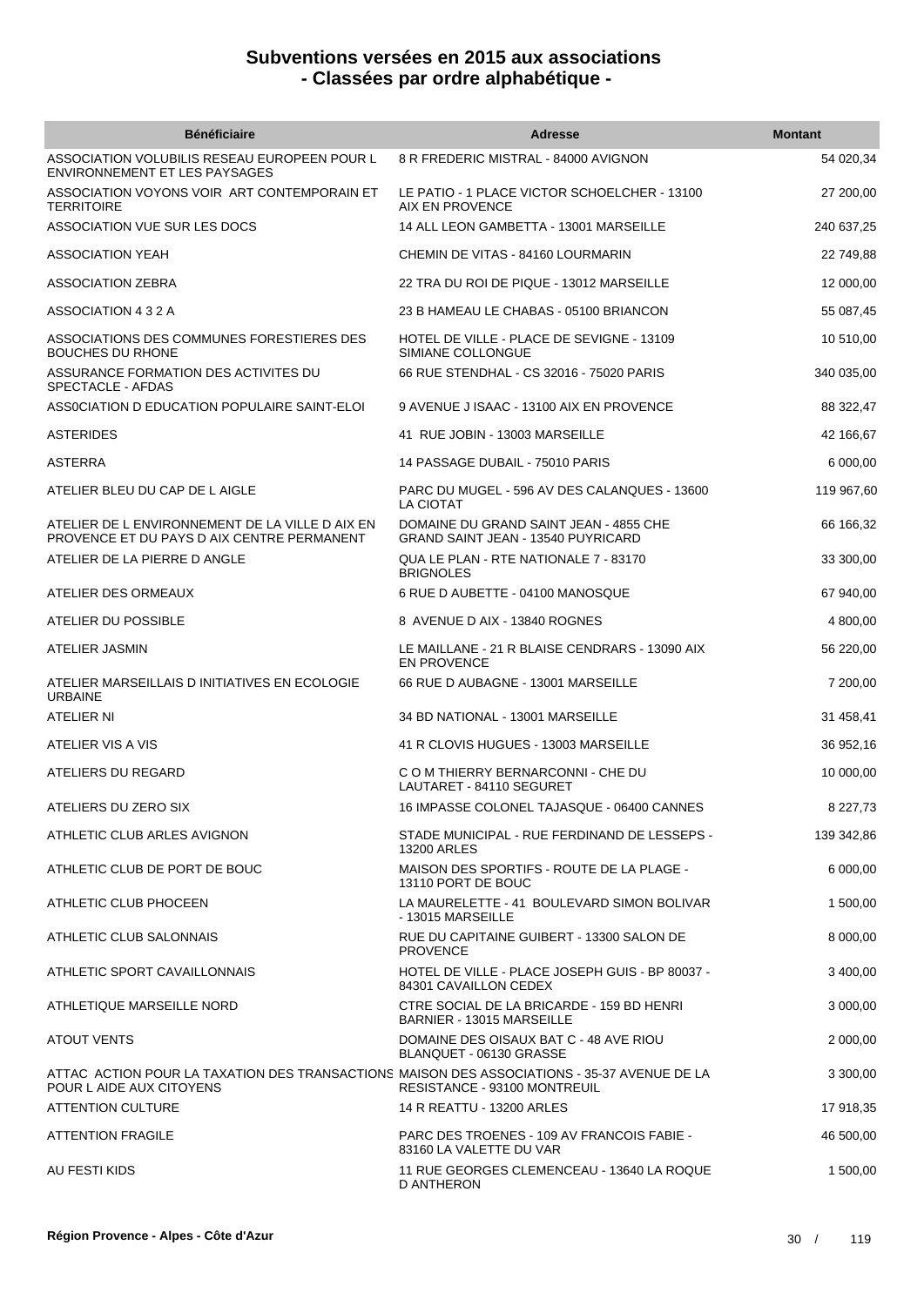# Subventions versées en 2015 aux associations
## - Classées par ordre alphabétique -

| Bénéficiaire | Adresse | Montant |
|---|---|---|
| ASSOCIATION VOLUBILIS RESEAU EUROPEEN POUR L ENVIRONNEMENT ET LES PAYSAGES | 8 R FREDERIC MISTRAL - 84000 AVIGNON | 54 020,34 |
| ASSOCIATION VOYONS VOIR ART CONTEMPORAIN ET TERRITOIRE | LE PATIO - 1 PLACE VICTOR SCHOELCHER - 13100 AIX EN PROVENCE | 27 200,00 |
| ASSOCIATION VUE SUR LES DOCS | 14 ALL LEON GAMBETTA - 13001 MARSEILLE | 240 637,25 |
| ASSOCIATION YEAH | CHEMIN DE VITAS - 84160 LOURMARIN | 22 749,88 |
| ASSOCIATION ZEBRA | 22 TRA DU ROI DE PIQUE - 13012 MARSEILLE | 12 000,00 |
| ASSOCIATION 4 3 2 A | 23 B HAMEAU LE CHABAS - 05100 BRIANCON | 55 087,45 |
| ASSOCIATIONS DES COMMUNES FORESTIERES DES BOUCHES DU RHONE | HOTEL DE VILLE - PLACE DE SEVIGNE - 13109 SIMIANE COLLONGUE | 10 510,00 |
| ASSURANCE FORMATION DES ACTIVITES DU SPECTACLE - AFDAS | 66 RUE STENDHAL - CS 32016 - 75020 PARIS | 340 035,00 |
| ASS0CIATION D EDUCATION POPULAIRE SAINT-ELOI | 9 AVENUE J ISAAC - 13100 AIX EN PROVENCE | 88 322,47 |
| ASTERIDES | 41 RUE JOBIN - 13003 MARSEILLE | 42 166,67 |
| ASTERRA | 14 PASSAGE DUBAIL - 75010 PARIS | 6 000,00 |
| ATELIER BLEU DU CAP DE L AIGLE | PARC DU MUGEL - 596 AV DES CALANQUES - 13600 LA CIOTAT | 119 967,60 |
| ATELIER DE L ENVIRONNEMENT DE LA VILLE D AIX EN PROVENCE ET DU PAYS D AIX CENTRE PERMANENT | DOMAINE DU GRAND SAINT JEAN - 4855 CHE GRAND SAINT JEAN - 13540 PUYRICARD | 66 166,32 |
| ATELIER DE LA PIERRE D ANGLE | QUA LE PLAN - RTE NATIONALE 7 - 83170 BRIGNOLES | 33 300,00 |
| ATELIER DES ORMEAUX | 6 RUE D AUBETTE - 04100 MANOSQUE | 67 940,00 |
| ATELIER DU POSSIBLE | 8 AVENUE D AIX - 13840 ROGNES | 4 800,00 |
| ATELIER JASMIN | LE MAILLANE - 21 R BLAISE CENDRARS - 13090 AIX EN PROVENCE | 56 220,00 |
| ATELIER MARSEILLAIS D INITIATIVES EN ECOLOGIE URBAINE | 66 RUE D AUBAGNE - 13001 MARSEILLE | 7 200,00 |
| ATELIER NI | 34 BD NATIONAL - 13001 MARSEILLE | 31 458,41 |
| ATELIER VIS A VIS | 41 R CLOVIS HUGUES - 13003 MARSEILLE | 36 952,16 |
| ATELIERS DU REGARD | C O M THIERRY BERNARCONNI - CHE DU LAUTARET - 84110 SEGURET | 10 000,00 |
| ATELIERS DU ZERO SIX | 16 IMPASSE COLONEL TAJASQUE - 06400 CANNES | 8 227,73 |
| ATHLETIC CLUB ARLES AVIGNON | STADE MUNICIPAL - RUE FERDINAND DE LESSEPS - 13200 ARLES | 139 342,86 |
| ATHLETIC CLUB DE PORT DE BOUC | MAISON DES SPORTIFS - ROUTE DE LA PLAGE - 13110 PORT DE BOUC | 6 000,00 |
| ATHLETIC CLUB PHOCEEN | LA MAURELETTE - 41 BOULEVARD SIMON BOLIVAR - 13015 MARSEILLE | 1 500,00 |
| ATHLETIC CLUB SALONNAIS | RUE DU CAPITAINE GUIBERT - 13300 SALON DE PROVENCE | 8 000,00 |
| ATHLETIC SPORT CAVAILLONNAIS | HOTEL DE VILLE - PLACE JOSEPH GUIS - BP 80037 - 84301 CAVAILLON CEDEX | 3 400,00 |
| ATHLETIQUE MARSEILLE NORD | CTRE SOCIAL DE LA BRICARDE - 159 BD HENRI BARNIER - 13015 MARSEILLE | 3 000,00 |
| ATOUT VENTS | DOMAINE DES OISAUX BAT C - 48 AVE RIOU BLANQUET - 06130 GRASSE | 2 000,00 |
| ATTAC ACTION POUR LA TAXATION DES TRANSACTIONS POUR L AIDE AUX CITOYENS | MAISON DES ASSOCIATIONS - 35-37 AVENUE DE LA RESISTANCE - 93100 MONTREUIL | 3 300,00 |
| ATTENTION CULTURE | 14 R REATTU - 13200 ARLES | 17 918,35 |
| ATTENTION FRAGILE | PARC DES TROENES - 109 AV FRANCOIS FABIE - 83160 LA VALETTE DU VAR | 46 500,00 |
| AU FESTI KIDS | 11 RUE GEORGES CLEMENCEAU - 13640 LA ROQUE D ANTHERON | 1 500,00 |

**Région Provence - Alpes - Côte d'Azur**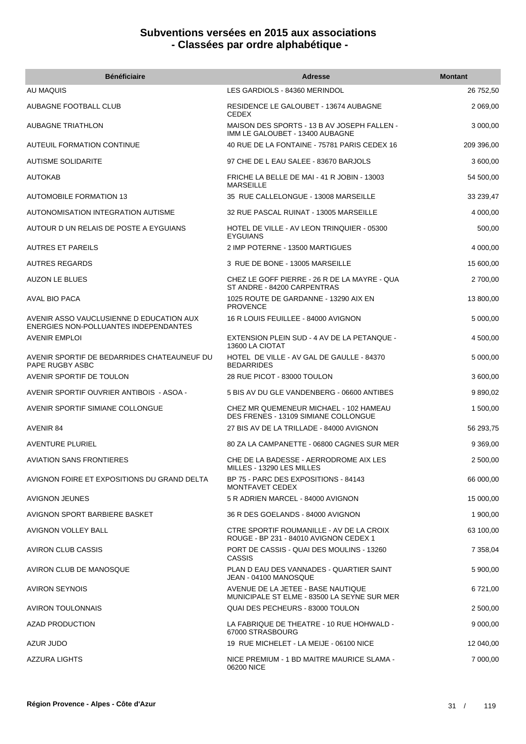# Subventions versées en 2015 aux associations
# - Classées par ordre alphabétique -

| Bénéficiaire | Adresse | Montant |
|---|---|---|
| AU MAQUIS | LES GARDIOLS - 84360 MERINDOL | 26 752,50 |
| AUBAGNE FOOTBALL CLUB | RESIDENCE LE GALOUBET - 13674 AUBAGNE CEDEX | 2 069,00 |
| AUBAGNE TRIATHLON | MAISON DES SPORTS - 13 B AV JOSEPH FALLEN - IMM LE GALOUBET - 13400 AUBAGNE | 3 000,00 |
| AUTEUIL FORMATION CONTINUE | 40 RUE DE LA FONTAINE - 75781 PARIS CEDEX 16 | 209 396,00 |
| AUTISME SOLIDARITE | 97 CHE DE L EAU SALEE - 83670 BARJOLS | 3 600,00 |
| AUTOKAB | FRICHE LA BELLE DE MAI - 41 R JOBIN - 13003 MARSEILLE | 54 500,00 |
| AUTOMOBILE FORMATION 13 | 35 RUE CALLELONGUE - 13008 MARSEILLE | 33 239,47 |
| AUTONOMISATION INTEGRATION AUTISME | 32 RUE PASCAL RUINAT - 13005 MARSEILLE | 4 000,00 |
| AUTOUR D UN RELAIS DE POSTE A EYGUIANS | HOTEL DE VILLE - AV LEON TRINQUIER - 05300 EYGUIANS | 500,00 |
| AUTRES ET PAREILS | 2 IMP POTERNE - 13500 MARTIGUES | 4 000,00 |
| AUTRES REGARDS | 3 RUE DE BONE - 13005 MARSEILLE | 15 600,00 |
| AUZON LE BLUES | CHEZ LE GOFF PIERRE - 26 R DE LA MAYRE - QUA ST ANDRE - 84200 CARPENTRAS | 2 700,00 |
| AVAL BIO PACA | 1025 ROUTE DE GARDANNE - 13290 AIX EN PROVENCE | 13 800,00 |
| AVENIR ASSO VAUCLUSIENNE D EDUCATION AUX ENERGIES NON-POLLUANTES INDEPENDANTES | 16 R LOUIS FEUILLEE - 84000 AVIGNON | 5 000,00 |
| AVENIR EMPLOI | EXTENSION PLEIN SUD - 4 AV DE LA PETANQUE - 13600 LA CIOTAT | 4 500,00 |
| AVENIR SPORTIF DE BEDARRIDES CHATEAUNEUF DU PAPE RUGBY ASBC | HOTEL DE VILLE - AV GAL DE GAULLE - 84370 BEDARRIDES | 5 000,00 |
| AVENIR SPORTIF DE TOULON | 28 RUE PICOT - 83000 TOULON | 3 600,00 |
| AVENIR SPORTIF OUVRIER ANTIBOIS - ASOA - | 5 BIS AV DU GLE VANDENBERG - 06600 ANTIBES | 9 890,02 |
| AVENIR SPORTIF SIMIANE COLLONGUE | CHEZ MR QUEMENEUR MICHAEL - 102 HAMEAU DES FRENES - 13109 SIMIANE COLLONGUE | 1 500,00 |
| AVENIR 84 | 27 BIS AV DE LA TRILLADE - 84000 AVIGNON | 56 293,75 |
| AVENTURE PLURIEL | 80 ZA LA CAMPANETTE - 06800 CAGNES SUR MER | 9 369,00 |
| AVIATION SANS FRONTIERES | CHE DE LA BADESSE - AERRODROME AIX LES MILLES - 13290 LES MILLES | 2 500,00 |
| AVIGNON FOIRE ET EXPOSITIONS DU GRAND DELTA | BP 75 - PARC DES EXPOSITIONS - 84143 MONTFAVET CEDEX | 66 000,00 |
| AVIGNON JEUNES | 5 R ADRIEN MARCEL - 84000 AVIGNON | 15 000,00 |
| AVIGNON SPORT BARBIERE BASKET | 36 R DES GOELANDS - 84000 AVIGNON | 1 900,00 |
| AVIGNON VOLLEY BALL | CTRE SPORTIF ROUMANILLE - AV DE LA CROIX ROUGE - BP 231 - 84010 AVIGNON CEDEX 1 | 63 100,00 |
| AVIRON CLUB CASSIS | PORT DE CASSIS - QUAI DES MOULINS - 13260 CASSIS | 7 358,04 |
| AVIRON CLUB DE MANOSQUE | PLAN D EAU DES VANNADES - QUARTIER SAINT JEAN - 04100 MANOSQUE | 5 900,00 |
| AVIRON SEYNOIS | AVENUE DE LA JETEE - BASE NAUTIQUE MUNICIPALE ST ELME - 83500 LA SEYNE SUR MER | 6 721,00 |
| AVIRON TOULONNAIS | QUAI DES PECHEURS - 83000 TOULON | 2 500,00 |
| AZAD PRODUCTION | LA FABRIQUE DE THEATRE - 10 RUE HOHWALD - 67000 STRASBOURG | 9 000,00 |
| AZUR JUDO | 19 RUE MICHELET - LA MEIJE - 06100 NICE | 12 040,00 |
| AZZURA LIGHTS | NICE PREMIUM - 1 BD MAITRE MAURICE SLAMA - 06200 NICE | 7 000,00 |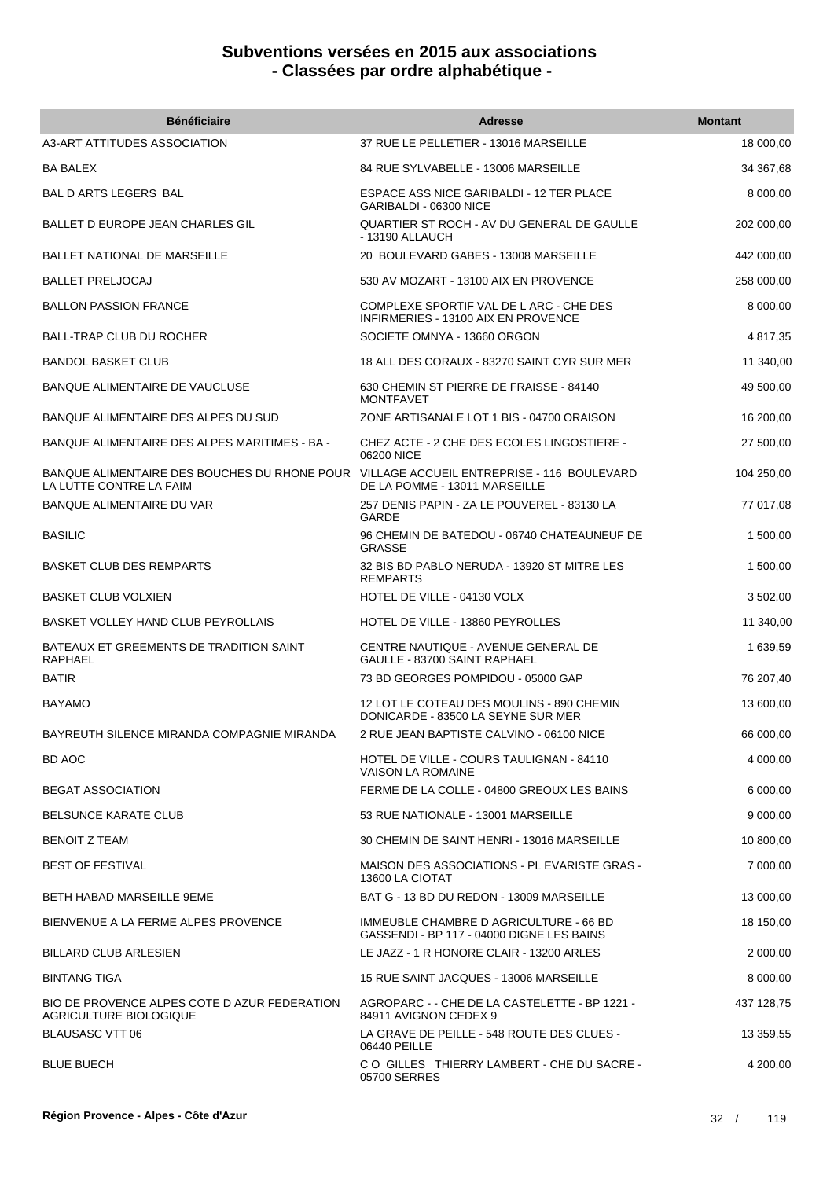# Subventions versées en 2015 aux associations
# - Classées par ordre alphabétique -

| Bénéficiaire | Adresse | Montant |
|---|---|---|
| A3-ART ATTITUDES ASSOCIATION | 37 RUE LE PELLETIER - 13016 MARSEILLE | 18 000,00 |
| BA BALEX | 84 RUE SYLVABELLE - 13006 MARSEILLE | 34 367,68 |
| BAL D ARTS LEGERS BAL | ESPACE ASS NICE GARIBALDI - 12 TER PLACE GARIBALDI - 06300 NICE | 8 000,00 |
| BALLET D EUROPE JEAN CHARLES GIL | QUARTIER ST ROCH - AV DU GENERAL DE GAULLE - 13190 ALLAUCH | 202 000,00 |
| BALLET NATIONAL DE MARSEILLE | 20 BOULEVARD GABES - 13008 MARSEILLE | 442 000,00 |
| BALLET PRELJOCAJ | 530 AV MOZART - 13100 AIX EN PROVENCE | 258 000,00 |
| BALLON PASSION FRANCE | COMPLEXE SPORTIF VAL DE L ARC - CHE DES INFIRMERIES - 13100 AIX EN PROVENCE | 8 000,00 |
| BALL-TRAP CLUB DU ROCHER | SOCIETE OMNYA - 13660 ORGON | 4 817,35 |
| BANDOL BASKET CLUB | 18 ALL DES CORAUX - 83270 SAINT CYR SUR MER | 11 340,00 |
| BANQUE ALIMENTAIRE DE VAUCLUSE | 630 CHEMIN ST PIERRE DE FRAISSE - 84140 MONTFAVET | 49 500,00 |
| BANQUE ALIMENTAIRE DES ALPES DU SUD | ZONE ARTISANALE LOT 1 BIS - 04700 ORAISON | 16 200,00 |
| BANQUE ALIMENTAIRE DES ALPES MARITIMES - BA - | CHEZ ACTE - 2 CHE DES ECOLES LINGOSTIERE - 06200 NICE | 27 500,00 |
| BANQUE ALIMENTAIRE DES BOUCHES DU RHONE POUR LA LUTTE CONTRE LA FAIM | VILLAGE ACCUEIL ENTREPRISE - 116 BOULEVARD DE LA POMME - 13011 MARSEILLE | 104 250,00 |
| BANQUE ALIMENTAIRE DU VAR | 257 DENIS PAPIN - ZA LE POUVEREL - 83130 LA GARDE | 77 017,08 |
| BASILIC | 96 CHEMIN DE BATEDOU - 06740 CHATEAUNEUF DE GRASSE | 1 500,00 |
| BASKET CLUB DES REMPARTS | 32 BIS BD PABLO NERUDA - 13920 ST MITRE LES REMPARTS | 1 500,00 |
| BASKET CLUB VOLXIEN | HOTEL DE VILLE - 04130 VOLX | 3 502,00 |
| BASKET VOLLEY HAND CLUB PEYROLLAIS | HOTEL DE VILLE - 13860 PEYROLLES | 11 340,00 |
| BATEAUX ET GREEMENTS DE TRADITION SAINT RAPHAEL | CENTRE NAUTIQUE - AVENUE GENERAL DE GAULLE - 83700 SAINT RAPHAEL | 1 639,59 |
| BATIR | 73 BD GEORGES POMPIDOU - 05000 GAP | 76 207,40 |
| BAYAMO | 12 LOT LE COTEAU DES MOULINS - 890 CHEMIN DONICARDE - 83500 LA SEYNE SUR MER | 13 600,00 |
| BAYREUTH SILENCE MIRANDA COMPAGNIE MIRANDA | 2 RUE JEAN BAPTISTE CALVINO - 06100 NICE | 66 000,00 |
| BD AOC | HOTEL DE VILLE - COURS TAULIGNAN - 84110 VAISON LA ROMAINE | 4 000,00 |
| BEGAT ASSOCIATION | FERME DE LA COLLE - 04800 GREOUX LES BAINS | 6 000,00 |
| BELSUNCE KARATE CLUB | 53 RUE NATIONALE - 13001 MARSEILLE | 9 000,00 |
| BENOIT Z TEAM | 30 CHEMIN DE SAINT HENRI - 13016 MARSEILLE | 10 800,00 |
| BEST OF FESTIVAL | MAISON DES ASSOCIATIONS - PL EVARISTE GRAS - 13600 LA CIOTAT | 7 000,00 |
| BETH HABAD MARSEILLE 9EME | BAT G - 13 BD DU REDON - 13009 MARSEILLE | 13 000,00 |
| BIENVENUE A LA FERME ALPES PROVENCE | IMMEUBLE CHAMBRE D AGRICULTURE - 66 BD GASSENDI - BP 117 - 04000 DIGNE LES BAINS | 18 150,00 |
| BILLARD CLUB ARLESIEN | LE JAZZ - 1 R HONORE CLAIR - 13200 ARLES | 2 000,00 |
| BINTANG TIGA | 15 RUE SAINT JACQUES - 13006 MARSEILLE | 8 000,00 |
| BIO DE PROVENCE ALPES COTE D AZUR FEDERATION AGRICULTURE BIOLOGIQUE | AGROPARC - - CHE DE LA CASTELETTE - BP 1221 - 84911 AVIGNON CEDEX 9 | 437 128,75 |
| BLAUSASC VTT 06 | LA GRAVE DE PEILLE - 548 ROUTE DES CLUES - 06440 PEILLE | 13 359,55 |
| BLUE BUECH | C O GILLES THIERRY LAMBERT - CHE DU SACRE - 05700 SERRES | 4 200,00 |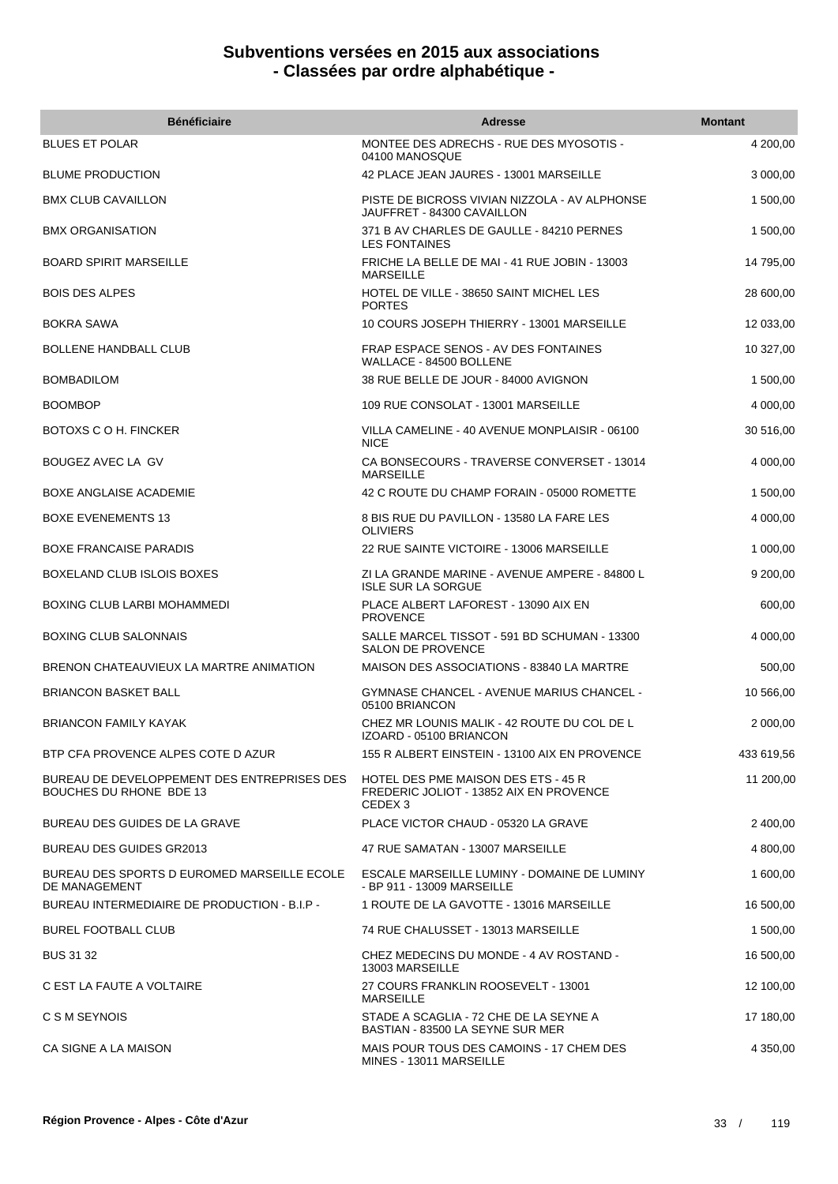# Subventions versées en 2015 aux associations
# - Classées par ordre alphabétique -

| Bénéficiaire | Adresse | Montant |
|---|---|---|
| BLUES ET POLAR | MONTEE DES ADRECHS - RUE DES MYOSOTIS - 04100 MANOSQUE | 4 200,00 |
| BLUME PRODUCTION | 42 PLACE JEAN JAURES - 13001 MARSEILLE | 3 000,00 |
| BMX CLUB CAVAILLON | PISTE DE BICROSS VIVIAN NIZZOLA - AV ALPHONSE JAUFFRET - 84300 CAVAILLON | 1 500,00 |
| BMX ORGANISATION | 371 B AV CHARLES DE GAULLE - 84210 PERNES LES FONTAINES | 1 500,00 |
| BOARD SPIRIT MARSEILLE | FRICHE LA BELLE DE MAI - 41 RUE JOBIN - 13003 MARSEILLE | 14 795,00 |
| BOIS DES ALPES | HOTEL DE VILLE - 38650 SAINT MICHEL LES PORTES | 28 600,00 |
| BOKRA SAWA | 10 COURS JOSEPH THIERRY - 13001 MARSEILLE | 12 033,00 |
| BOLLENE HANDBALL CLUB | FRAP ESPACE SENOS - AV DES FONTAINES WALLACE - 84500 BOLLENE | 10 327,00 |
| BOMBADILOM | 38 RUE BELLE DE JOUR - 84000 AVIGNON | 1 500,00 |
| BOOMBOP | 109 RUE CONSOLAT - 13001 MARSEILLE | 4 000,00 |
| BOTOXS C O H. FINCKER | VILLA CAMELINE - 40 AVENUE MONPLAISIR - 06100 NICE | 30 516,00 |
| BOUGEZ AVEC LA GV | CA BONSECOURS - TRAVERSE CONVERSET - 13014 MARSEILLE | 4 000,00 |
| BOXE ANGLAISE ACADEMIE | 42 C ROUTE DU CHAMP FORAIN - 05000 ROMETTE | 1 500,00 |
| BOXE EVENEMENTS 13 | 8 BIS RUE DU PAVILLON - 13580 LA FARE LES OLIVIERS | 4 000,00 |
| BOXE FRANCAISE PARADIS | 22 RUE SAINTE VICTOIRE - 13006 MARSEILLE | 1 000,00 |
| BOXELAND CLUB ISLOIS BOXES | ZI LA GRANDE MARINE - AVENUE AMPERE - 84800 L ISLE SUR LA SORGUE | 9 200,00 |
| BOXING CLUB LARBI MOHAMMEDI | PLACE ALBERT LAFOREST - 13090 AIX EN PROVENCE | 600,00 |
| BOXING CLUB SALONNAIS | SALLE MARCEL TISSOT - 591 BD SCHUMAN - 13300 SALON DE PROVENCE | 4 000,00 |
| BRENON CHATEAUVIEUX LA MARTRE ANIMATION | MAISON DES ASSOCIATIONS - 83840 LA MARTRE | 500,00 |
| BRIANCON BASKET BALL | GYMNASE CHANCEL - AVENUE MARIUS CHANCEL - 05100 BRIANCON | 10 566,00 |
| BRIANCON FAMILY KAYAK | CHEZ MR LOUNIS MALIK - 42 ROUTE DU COL DE L IZOARD - 05100 BRIANCON | 2 000,00 |
| BTP CFA PROVENCE ALPES COTE D AZUR | 155 R ALBERT EINSTEIN - 13100 AIX EN PROVENCE | 433 619,56 |
| BUREAU DE DEVELOPPEMENT DES ENTREPRISES DES BOUCHES DU RHONE BDE 13 | HOTEL DES PME MAISON DES ETS - 45 R FREDERIC JOLIOT - 13852 AIX EN PROVENCE CEDEX 3 | 11 200,00 |
| BUREAU DES GUIDES DE LA GRAVE | PLACE VICTOR CHAUD - 05320 LA GRAVE | 2 400,00 |
| BUREAU DES GUIDES GR2013 | 47 RUE SAMATAN - 13007 MARSEILLE | 4 800,00 |
| BUREAU DES SPORTS D EUROMED MARSEILLE ECOLE DE MANAGEMENT | ESCALE MARSEILLE LUMINY - DOMAINE DE LUMINY - BP 911 - 13009 MARSEILLE | 1 600,00 |
| BUREAU INTERMEDIAIRE DE PRODUCTION - B.I.P - | 1 ROUTE DE LA GAVOTTE - 13016 MARSEILLE | 16 500,00 |
| BUREL FOOTBALL CLUB | 74 RUE CHALUSSET - 13013 MARSEILLE | 1 500,00 |
| BUS 31 32 | CHEZ MEDECINS DU MONDE - 4 AV ROSTAND - 13003 MARSEILLE | 16 500,00 |
| C EST LA FAUTE A VOLTAIRE | 27 COURS FRANKLIN ROOSEVELT - 13001 MARSEILLE | 12 100,00 |
| C S M SEYNOIS | STADE A SCAGLIA - 72 CHE DE LA SEYNE A BASTIAN - 83500 LA SEYNE SUR MER | 17 180,00 |
| CA SIGNE A LA MAISON | MAIS POUR TOUS DES CAMOINS - 17 CHEM DES MINES - 13011 MARSEILLE | 4 350,00 |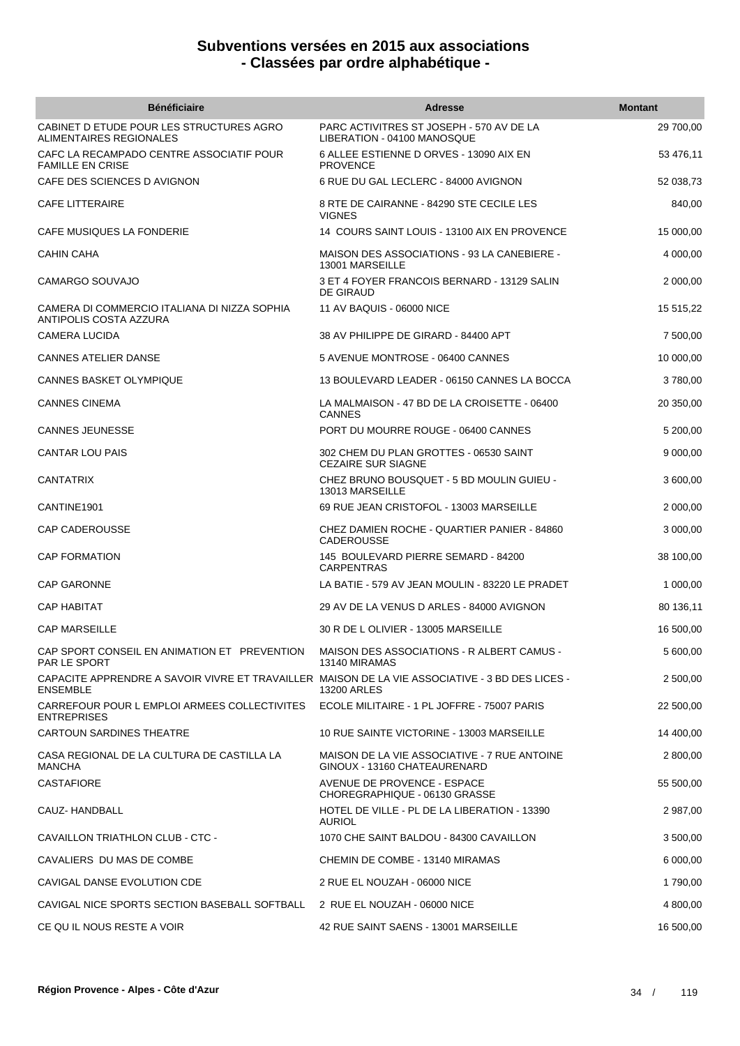# Subventions versées en 2015 aux associations
# - Classées par ordre alphabétique -

| Bénéficiaire | Adresse | Montant |
|---|---|---|
| CABINET D ETUDE POUR LES STRUCTURES AGRO ALIMENTAIRES REGIONALES | PARC ACTIVITRES ST JOSEPH - 570 AV DE LA LIBERATION - 04100 MANOSQUE | 29 700,00 |
| CAFC LA RECAMPADO CENTRE ASSOCIATIF POUR FAMILLE EN CRISE | 6 ALLEE ESTIENNE D ORVES - 13090 AIX EN PROVENCE | 53 476,11 |
| CAFE DES SCIENCES D AVIGNON | 6 RUE DU GAL LECLERC - 84000 AVIGNON | 52 038,73 |
| CAFE LITTERAIRE | 8 RTE DE CAIRANNE - 84290 STE CECILE LES VIGNES | 840,00 |
| CAFE MUSIQUES LA FONDERIE | 14 COURS SAINT LOUIS - 13100 AIX EN PROVENCE | 15 000,00 |
| CAHIN CAHA | MAISON DES ASSOCIATIONS - 93 LA CANEBIERE - 13001 MARSEILLE | 4 000,00 |
| CAMARGO SOUVAJO | 3 ET 4 FOYER FRANCOIS BERNARD - 13129 SALIN DE GIRAUD | 2 000,00 |
| CAMERA DI COMMERCIO ITALIANA DI NIZZA SOPHIA ANTIPOLIS COSTA AZZURA | 11 AV BAQUIS - 06000 NICE | 15 515,22 |
| CAMERA LUCIDA | 38 AV PHILIPPE DE GIRARD - 84400 APT | 7 500,00 |
| CANNES ATELIER DANSE | 5 AVENUE MONTROSE - 06400 CANNES | 10 000,00 |
| CANNES BASKET OLYMPIQUE | 13 BOULEVARD LEADER - 06150 CANNES LA BOCCA | 3 780,00 |
| CANNES CINEMA | LA MALMAISON - 47 BD DE LA CROISETTE - 06400 CANNES | 20 350,00 |
| CANNES JEUNESSE | PORT DU MOURRE ROUGE - 06400 CANNES | 5 200,00 |
| CANTAR LOU PAIS | 302 CHEM DU PLAN GROTTES - 06530 SAINT CEZAIRE SUR SIAGNE | 9 000,00 |
| CANTATRIX | CHEZ BRUNO BOUSQUET - 5 BD MOULIN GUIEU - 13013 MARSEILLE | 3 600,00 |
| CANTINE1901 | 69 RUE JEAN CRISTOFOL - 13003 MARSEILLE | 2 000,00 |
| CAP CADEROUSSE | CHEZ DAMIEN ROCHE - QUARTIER PANIER - 84860 CADEROUSSE | 3 000,00 |
| CAP FORMATION | 145 BOULEVARD PIERRE SEMARD - 84200 CARPENTRAS | 38 100,00 |
| CAP GARONNE | LA BATIE - 579 AV JEAN MOULIN - 83220 LE PRADET | 1 000,00 |
| CAP HABITAT | 29 AV DE LA VENUS D ARLES - 84000 AVIGNON | 80 136,11 |
| CAP MARSEILLE | 30 R DE L OLIVIER - 13005 MARSEILLE | 16 500,00 |
| CAP SPORT CONSEIL EN ANIMATION ET PREVENTION PAR LE SPORT | MAISON DES ASSOCIATIONS - R ALBERT CAMUS - 13140 MIRAMAS | 5 600,00 |
| CAPACITE APPRENDRE A SAVOIR VIVRE ET TRAVAILLER ENSEMBLE | MAISON DE LA VIE ASSOCIATIVE - 3 BD DES LICES - 13200 ARLES | 2 500,00 |
| CARREFOUR POUR L EMPLOI ARMEES COLLECTIVITES ENTREPRISES | ECOLE MILITAIRE - 1 PL JOFFRE - 75007 PARIS | 22 500,00 |
| CARTOUN SARDINES THEATRE | 10 RUE SAINTE VICTORINE - 13003 MARSEILLE | 14 400,00 |
| CASA REGIONAL DE LA CULTURA DE CASTILLA LA MANCHA | MAISON DE LA VIE ASSOCIATIVE - 7 RUE ANTOINE GINOUX - 13160 CHATEAURENARD | 2 800,00 |
| CASTAFIORE | AVENUE DE PROVENCE - ESPACE CHOREGRAPHIQUE - 06130 GRASSE | 55 500,00 |
| CAUZ- HANDBALL | HOTEL DE VILLE - PL DE LA LIBERATION - 13390 AURIOL | 2 987,00 |
| CAVAILLON TRIATHLON CLUB - CTC - | 1070 CHE SAINT BALDOU - 84300 CAVAILLON | 3 500,00 |
| CAVALIERS DU MAS DE COMBE | CHEMIN DE COMBE - 13140 MIRAMAS | 6 000,00 |
| CAVIGAL DANSE EVOLUTION CDE | 2 RUE EL NOUZAH - 06000 NICE | 1 790,00 |
| CAVIGAL NICE SPORTS SECTION BASEBALL SOFTBALL | 2 RUE EL NOUZAH - 06000 NICE | 4 800,00 |
| CE QU IL NOUS RESTE A VOIR | 42 RUE SAINT SAENS - 13001 MARSEILLE | 16 500,00 |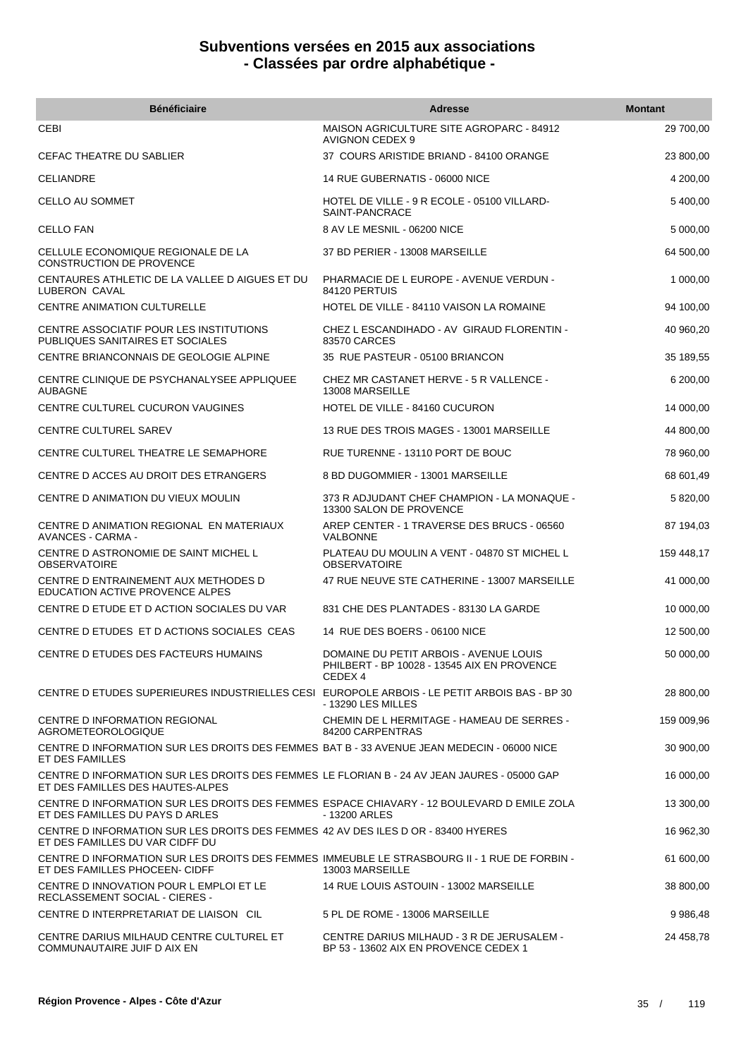# Subventions versées en 2015 aux associations
## - Classées par ordre alphabétique -

| Bénéficiaire | Adresse | Montant |
|---|---|---|
| CEBI | MAISON AGRICULTURE SITE AGROPARC - 84912 AVIGNON CEDEX 9 | 29 700,00 |
| CEFAC THEATRE DU SABLIER | 37 COURS ARISTIDE BRIAND - 84100 ORANGE | 23 800,00 |
| CELIANDRE | 14 RUE GUBERNATIS - 06000 NICE | 4 200,00 |
| CELLO AU SOMMET | HOTEL DE VILLE - 9 R ECOLE - 05100 VILLARD-SAINT-PANCRACE | 5 400,00 |
| CELLO FAN | 8 AV LE MESNIL - 06200 NICE | 5 000,00 |
| CELLULE ECONOMIQUE REGIONALE DE LA CONSTRUCTION DE PROVENCE | 37 BD PERIER - 13008 MARSEILLE | 64 500,00 |
| CENTAURES ATHLETIC DE LA VALLEE D AIGUES ET DU LUBERON CAVAL | PHARMACIE DE L EUROPE - AVENUE VERDUN - 84120 PERTUIS | 1 000,00 |
| CENTRE ANIMATION CULTURELLE | HOTEL DE VILLE - 84110 VAISON LA ROMAINE | 94 100,00 |
| CENTRE ASSOCIATIF POUR LES INSTITUTIONS PUBLIQUES SANITAIRES ET SOCIALES | CHEZ L ESCANDIHADO - AV GIRAUD FLORENTIN - 83570 CARCES | 40 960,20 |
| CENTRE BRIANCONNAIS DE GEOLOGIE ALPINE | 35 RUE PASTEUR - 05100 BRIANCON | 35 189,55 |
| CENTRE CLINIQUE DE PSYCHANALYSEE APPLIQUEE AUBAGNE | CHEZ MR CASTANET HERVE - 5 R VALLENCE - 13008 MARSEILLE | 6 200,00 |
| CENTRE CULTUREL CUCURON VAUGINES | HOTEL DE VILLE - 84160 CUCURON | 14 000,00 |
| CENTRE CULTUREL SAREV | 13 RUE DES TROIS MAGES - 13001 MARSEILLE | 44 800,00 |
| CENTRE CULTUREL THEATRE LE SEMAPHORE | RUE TURENNE - 13110 PORT DE BOUC | 78 960,00 |
| CENTRE D ACCES AU DROIT DES ETRANGERS | 8 BD DUGOMMIER - 13001 MARSEILLE | 68 601,49 |
| CENTRE D ANIMATION DU VIEUX MOULIN | 373 R ADJUDANT CHEF CHAMPION - LA MONAQUE - 13300 SALON DE PROVENCE | 5 820,00 |
| CENTRE D ANIMATION REGIONAL EN MATERIAUX AVANCES - CARMA - | AREP CENTER - 1 TRAVERSE DES BRUCS - 06560 VALBONNE | 87 194,03 |
| CENTRE D ASTRONOMIE DE SAINT MICHEL L OBSERVATOIRE | PLATEAU DU MOULIN A VENT - 04870 ST MICHEL L OBSERVATOIRE | 159 448,17 |
| CENTRE D ENTRAINEMENT AUX METHODES D EDUCATION ACTIVE PROVENCE ALPES | 47 RUE NEUVE STE CATHERINE - 13007 MARSEILLE | 41 000,00 |
| CENTRE D ETUDE ET D ACTION SOCIALES DU VAR | 831 CHE DES PLANTADES - 83130 LA GARDE | 10 000,00 |
| CENTRE D ETUDES ET D ACTIONS SOCIALES CEAS | 14 RUE DES BOERS - 06100 NICE | 12 500,00 |
| CENTRE D ETUDES DES FACTEURS HUMAINS | DOMAINE DU PETIT ARBOIS - AVENUE LOUIS PHILBERT - BP 10028 - 13545 AIX EN PROVENCE CEDEX 4 | 50 000,00 |
| CENTRE D ETUDES SUPERIEURES INDUSTRIELLES CESI | EUROPOLE ARBOIS - LE PETIT ARBOIS BAS - BP 30 - 13290 LES MILLES | 28 800,00 |
| CENTRE D INFORMATION REGIONAL AGROMETEOROLOGIQUE | CHEMIN DE L HERMITAGE - HAMEAU DE SERRES - 84200 CARPENTRAS | 159 009,96 |
| CENTRE D INFORMATION SUR LES DROITS DES FEMMES ET DES FAMILLES | BAT B - 33 AVENUE JEAN MEDECIN - 06000 NICE | 30 900,00 |
| CENTRE D INFORMATION SUR LES DROITS DES FEMMES ET DES FAMILLES DES HAUTES-ALPES | LE FLORIAN B - 24 AV JEAN JAURES - 05000 GAP | 16 000,00 |
| CENTRE D INFORMATION SUR LES DROITS DES FEMMES ET DES FAMILLES DU PAYS D ARLES | ESPACE CHIAVARY - 12 BOULEVARD D EMILE ZOLA - 13200 ARLES | 13 300,00 |
| CENTRE D INFORMATION SUR LES DROITS DES FEMMES ET DES FAMILLES DU VAR CIDFF DU | 42 AV DES ILES D OR - 83400 HYERES | 16 962,30 |
| CENTRE D INFORMATION SUR LES DROITS DES FEMMES ET DES FAMILLES PHOCEEN- CIDFF | IMMEUBLE LE STRASBOURG II - 1 RUE DE FORBIN - 13003 MARSEILLE | 61 600,00 |
| CENTRE D INNOVATION POUR L EMPLOI ET LE RECLASSEMENT SOCIAL - CIERES - | 14 RUE LOUIS ASTOUIN - 13002 MARSEILLE | 38 800,00 |
| CENTRE D INTERPRETARIAT DE LIAISON CIL | 5 PL DE ROME - 13006 MARSEILLE | 9 986,48 |
| CENTRE DARIUS MILHAUD CENTRE CULTUREL ET COMMUNAUTAIRE JUIF D AIX EN | CENTRE DARIUS MILHAUD - 3 R DE JERUSALEM - BP 53 - 13602 AIX EN PROVENCE CEDEX 1 | 24 458,78 |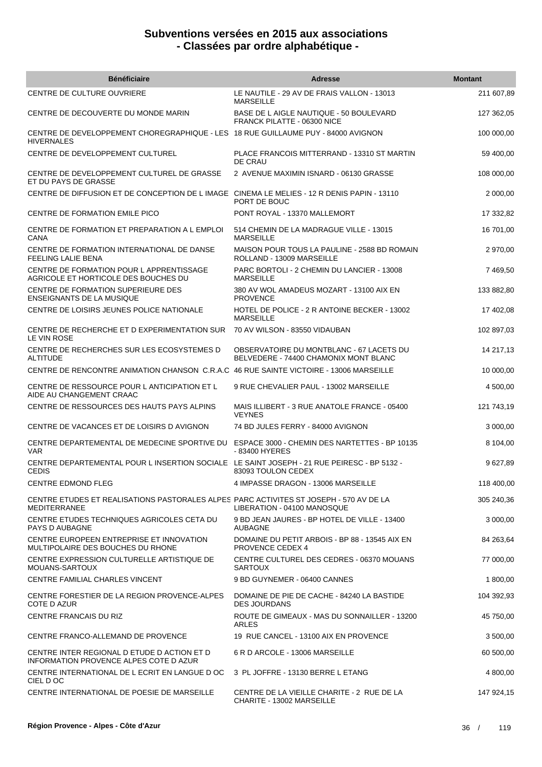# Subventions versées en 2015 aux associations
## - Classées par ordre alphabétique -

| Bénéficiaire | Adresse | Montant |
| --- | --- | --- |
| CENTRE DE CULTURE OUVRIERE | LE NAUTILE - 29 AV DE FRAIS VALLON - 13013 MARSEILLE | 211 607,89 |
| CENTRE DE DECOUVERTE DU MONDE MARIN | BASE DE L AIGLE NAUTIQUE - 50 BOULEVARD FRANCK PILATTE - 06300 NICE | 127 362,05 |
| CENTRE DE DEVELOPPEMENT CHOREGRAPHIQUE - LES HIVERNALES | 18 RUE GUILLAUME PUY - 84000 AVIGNON | 100 000,00 |
| CENTRE DE DEVELOPPEMENT CULTUREL | PLACE FRANCOIS MITTERRAND - 13310 ST MARTIN DE CRAU | 59 400,00 |
| CENTRE DE DEVELOPPEMENT CULTUREL DE GRASSE ET DU PAYS DE GRASSE | 2 AVENUE MAXIMIN ISNARD - 06130 GRASSE | 108 000,00 |
| CENTRE DE DIFFUSION ET DE CONCEPTION DE L IMAGE | CINEMA LE MELIES - 12 R DENIS PAPIN - 13110 PORT DE BOUC | 2 000,00 |
| CENTRE DE FORMATION EMILE PICO | PONT ROYAL - 13370 MALLEMORT | 17 332,82 |
| CENTRE DE FORMATION ET PREPARATION A L EMPLOI CANA | 514 CHEMIN DE LA MADRAGUE VILLE - 13015 MARSEILLE | 16 701,00 |
| CENTRE DE FORMATION INTERNATIONAL DE DANSE FEELING LALIE BENA | MAISON POUR TOUS LA PAULINE - 2588 BD ROMAIN ROLLAND - 13009 MARSEILLE | 2 970,00 |
| CENTRE DE FORMATION POUR L APPRENTISSAGE AGRICOLE ET HORTICOLE DES BOUCHES DU | PARC BORTOLI - 2 CHEMIN DU LANCIER - 13008 MARSEILLE | 7 469,50 |
| CENTRE DE FORMATION SUPERIEURE DES ENSEIGNANTS DE LA MUSIQUE | 380 AV WOL AMADEUS MOZART - 13100 AIX EN PROVENCE | 133 882,80 |
| CENTRE DE LOISIRS JEUNES POLICE NATIONALE | HOTEL DE POLICE - 2 R ANTOINE BECKER - 13002 MARSEILLE | 17 402,08 |
| CENTRE DE RECHERCHE ET D EXPERIMENTATION SUR LE VIN ROSE | 70 AV WILSON - 83550 VIDAUBAN | 102 897,03 |
| CENTRE DE RECHERCHES SUR LES ECOSYSTEMES D ALTITUDE | OBSERVATOIRE DU MONTBLANC - 67 LACETS DU BELVEDERE - 74400 CHAMONIX MONT BLANC | 14 217,13 |
| CENTRE DE RENCONTRE ANIMATION CHANSON C.R.A.C | 46 RUE SAINTE VICTOIRE - 13006 MARSEILLE | 10 000,00 |
| CENTRE DE RESSOURCE POUR L ANTICIPATION ET L AIDE AU CHANGEMENT CRAAC | 9 RUE CHEVALIER PAUL - 13002 MARSEILLE | 4 500,00 |
| CENTRE DE RESSOURCES DES HAUTS PAYS ALPINS | MAIS ILLIBERT - 3 RUE ANATOLE FRANCE - 05400 VEYNES | 121 743,19 |
| CENTRE DE VACANCES ET DE LOISIRS D AVIGNON | 74 BD JULES FERRY - 84000 AVIGNON | 3 000,00 |
| CENTRE DEPARTEMENTAL DE MEDECINE SPORTIVE DU VAR | ESPACE 3000 - CHEMIN DES NARTETTES - BP 10135 - 83400 HYERES | 8 104,00 |
| CENTRE DEPARTEMENTAL POUR L INSERTION SOCIALE CEDIS | LE SAINT JOSEPH - 21 RUE PEIRESC - BP 5132 - 83093 TOULON CEDEX | 9 627,89 |
| CENTRE EDMOND FLEG | 4 IMPASSE DRAGON - 13006 MARSEILLE | 118 400,00 |
| CENTRE ETUDES ET REALISATIONS PASTORALES ALPES MEDITERRANEE | PARC ACTIVITES ST JOSEPH - 570 AV DE LA LIBERATION - 04100 MANOSQUE | 305 240,36 |
| CENTRE ETUDES TECHNIQUES AGRICOLES CETA DU PAYS D AUBAGNE | 9 BD JEAN JAURES - BP HOTEL DE VILLE - 13400 AUBAGNE | 3 000,00 |
| CENTRE EUROPEEN ENTREPRISE ET INNOVATION MULTIPOLAIRE DES BOUCHES DU RHONE | DOMAINE DU PETIT ARBOIS - BP 88 - 13545 AIX EN PROVENCE CEDEX 4 | 84 263,64 |
| CENTRE EXPRESSION CULTURELLE ARTISTIQUE DE MOUANS-SARTOUX | CENTRE CULTUREL DES CEDRES - 06370 MOUANS SARTOUX | 77 000,00 |
| CENTRE FAMILIAL CHARLES VINCENT | 9 BD GUYNEMER - 06400 CANNES | 1 800,00 |
| CENTRE FORESTIER DE LA REGION PROVENCE-ALPES COTE D AZUR | DOMAINE DE PIE DE CACHE - 84240 LA BASTIDE DES JOURDANS | 104 392,93 |
| CENTRE FRANCAIS DU RIZ | ROUTE DE GIMEAUX - MAS DU SONNAILLER - 13200 ARLES | 45 750,00 |
| CENTRE FRANCO-ALLEMAND DE PROVENCE | 19 RUE CANCEL - 13100 AIX EN PROVENCE | 3 500,00 |
| CENTRE INTER REGIONAL D ETUDE D ACTION ET D INFORMATION PROVENCE ALPES COTE D AZUR | 6 R D ARCOLE - 13006 MARSEILLE | 60 500,00 |
| CENTRE INTERNATIONAL DE L ECRIT EN LANGUE D OC CIEL D OC | 3 PL JOFFRE - 13130 BERRE L ETANG | 4 800,00 |
| CENTRE INTERNATIONAL DE POESIE DE MARSEILLE | CENTRE DE LA VIEILLE CHARITE - 2 RUE DE LA CHARITE - 13002 MARSEILLE | 147 924,15 |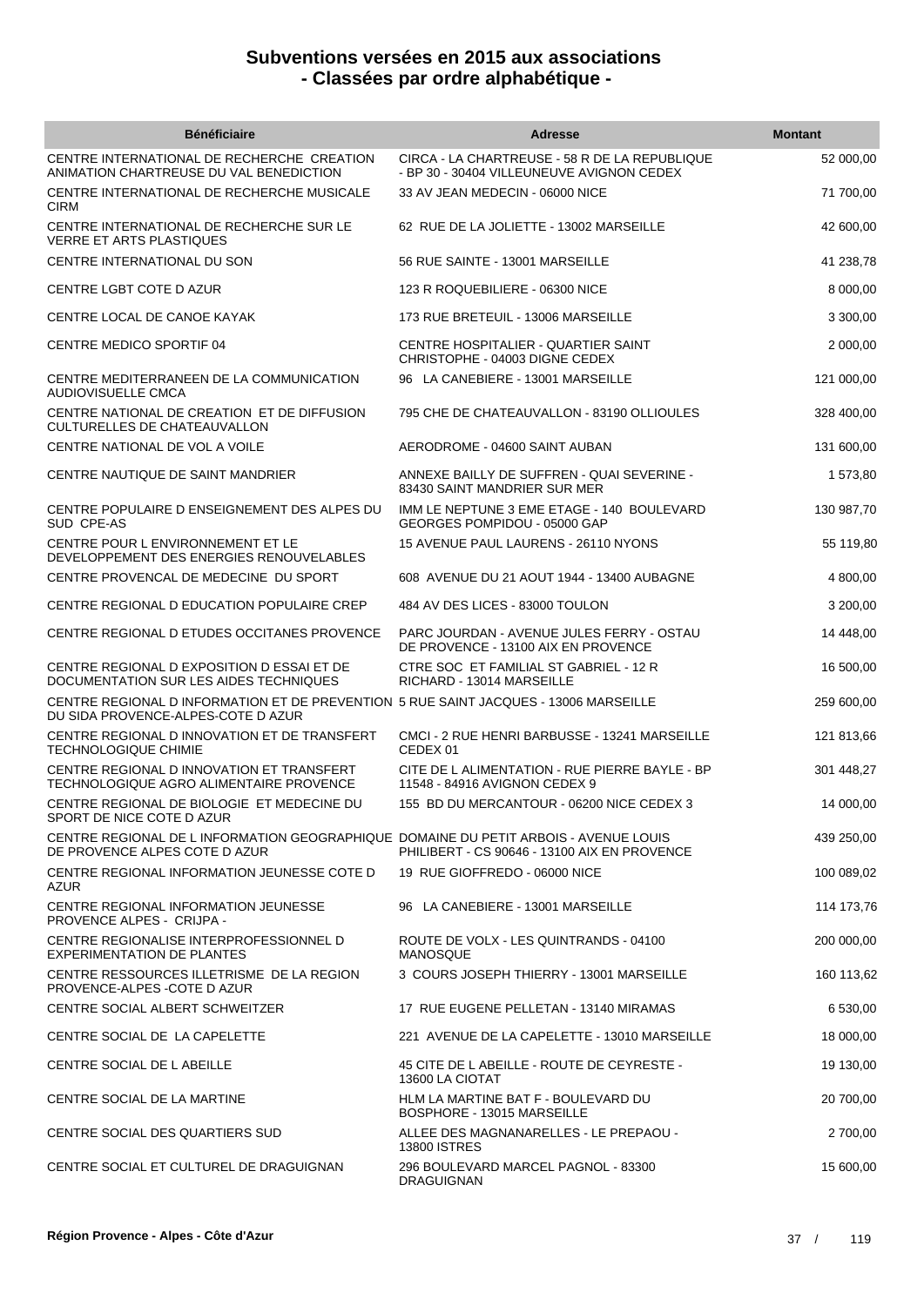# Subventions versées en 2015 aux associations
# - Classées par ordre alphabétique -

| Bénéficiaire | Adresse | Montant |
|---|---|---|
| CENTRE INTERNATIONAL DE RECHERCHE CREATION ANIMATION CHARTREUSE DU VAL BENEDICTION | CIRCA - LA CHARTREUSE - 58 R DE LA REPUBLIQUE - BP 30 - 30404 VILLEUNEUVE AVIGNON CEDEX | 52 000,00 |
| CENTRE INTERNATIONAL DE RECHERCHE MUSICALE CIRM | 33 AV JEAN MEDECIN - 06000 NICE | 71 700,00 |
| CENTRE INTERNATIONAL DE RECHERCHE SUR LE VERRE ET ARTS PLASTIQUES | 62 RUE DE LA JOLIETTE - 13002 MARSEILLE | 42 600,00 |
| CENTRE INTERNATIONAL DU SON | 56 RUE SAINTE - 13001 MARSEILLE | 41 238,78 |
| CENTRE LGBT COTE D AZUR | 123 R ROQUEBILIERE - 06300 NICE | 8 000,00 |
| CENTRE LOCAL DE CANOE KAYAK | 173 RUE BRETEUIL - 13006 MARSEILLE | 3 300,00 |
| CENTRE MEDICO SPORTIF 04 | CENTRE HOSPITALIER - QUARTIER SAINT CHRISTOPHE - 04003 DIGNE CEDEX | 2 000,00 |
| CENTRE MEDITERRANEEN DE LA COMMUNICATION AUDIOVISUELLE CMCA | 96 LA CANEBIERE - 13001 MARSEILLE | 121 000,00 |
| CENTRE NATIONAL DE CREATION ET DE DIFFUSION CULTURELLES DE CHATEAUVALLON | 795 CHE DE CHATEAUVALLON - 83190 OLLIOULES | 328 400,00 |
| CENTRE NATIONAL DE VOL A VOILE | AERODROME - 04600 SAINT AUBAN | 131 600,00 |
| CENTRE NAUTIQUE DE SAINT MANDRIER | ANNEXE BAILLY DE SUFFREN - QUAI SEVERINE - 83430 SAINT MANDRIER SUR MER | 1 573,80 |
| CENTRE POPULAIRE D ENSEIGNEMENT DES ALPES DU SUD CPE-AS | IMM LE NEPTUNE 3 EME ETAGE - 140 BOULEVARD GEORGES POMPIDOU - 05000 GAP | 130 987,70 |
| CENTRE POUR L ENVIRONNEMENT ET LE DEVELOPPEMENT DES ENERGIES RENOUVELABLES | 15 AVENUE PAUL LAURENS - 26110 NYONS | 55 119,80 |
| CENTRE PROVENCAL DE MEDECINE DU SPORT | 608 AVENUE DU 21 AOUT 1944 - 13400 AUBAGNE | 4 800,00 |
| CENTRE REGIONAL D EDUCATION POPULAIRE CREP | 484 AV DES LICES - 83000 TOULON | 3 200,00 |
| CENTRE REGIONAL D ETUDES OCCITANES PROVENCE | PARC JOURDAN - AVENUE JULES FERRY - OSTAU DE PROVENCE - 13100 AIX EN PROVENCE | 14 448,00 |
| CENTRE REGIONAL D EXPOSITION D ESSAI ET DE DOCUMENTATION SUR LES AIDES TECHNIQUES | CTRE SOC ET FAMILIAL ST GABRIEL - 12 R RICHARD - 13014 MARSEILLE | 16 500,00 |
| CENTRE REGIONAL D INFORMATION ET DE PREVENTION DU SIDA PROVENCE-ALPES-COTE D AZUR | 5 RUE SAINT JACQUES - 13006 MARSEILLE | 259 600,00 |
| CENTRE REGIONAL D INNOVATION ET DE TRANSFERT TECHNOLOGIQUE CHIMIE | CMCI - 2 RUE HENRI BARBUSSE - 13241 MARSEILLE CEDEX 01 | 121 813,66 |
| CENTRE REGIONAL D INNOVATION ET TRANSFERT TECHNOLOGIQUE AGRO ALIMENTAIRE PROVENCE | CITE DE L ALIMENTATION - RUE PIERRE BAYLE - BP 11548 - 84916 AVIGNON CEDEX 9 | 301 448,27 |
| CENTRE REGIONAL DE BIOLOGIE ET MEDECINE DU SPORT DE NICE COTE D AZUR | 155 BD DU MERCANTOUR - 06200 NICE CEDEX 3 | 14 000,00 |
| CENTRE REGIONAL DE L INFORMATION GEOGRAPHIQUE DE PROVENCE ALPES COTE D AZUR | DOMAINE DU PETIT ARBOIS - AVENUE LOUIS PHILIBERT - CS 90646 - 13100 AIX EN PROVENCE | 439 250,00 |
| CENTRE REGIONAL INFORMATION JEUNESSE COTE D AZUR | 19 RUE GIOFFREDO - 06000 NICE | 100 089,02 |
| CENTRE REGIONAL INFORMATION JEUNESSE PROVENCE ALPES - CRIJPA - | 96 LA CANEBIERE - 13001 MARSEILLE | 114 173,76 |
| CENTRE REGIONALISE INTERPROFESSIONNEL D EXPERIMENTATION DE PLANTES | ROUTE DE VOLX - LES QUINTRANDS - 04100 MANOSQUE | 200 000,00 |
| CENTRE RESSOURCES ILLETRISME DE LA REGION PROVENCE-ALPES -COTE D AZUR | 3 COURS JOSEPH THIERRY - 13001 MARSEILLE | 160 113,62 |
| CENTRE SOCIAL ALBERT SCHWEITZER | 17 RUE EUGENE PELLETAN - 13140 MIRAMAS | 6 530,00 |
| CENTRE SOCIAL DE LA CAPELETTE | 221 AVENUE DE LA CAPELETTE - 13010 MARSEILLE | 18 000,00 |
| CENTRE SOCIAL DE L ABEILLE | 45 CITE DE L ABEILLE - ROUTE DE CEYRESTE - 13600 LA CIOTAT | 19 130,00 |
| CENTRE SOCIAL DE LA MARTINE | HLM LA MARTINE BAT F - BOULEVARD DU BOSPHORE - 13015 MARSEILLE | 20 700,00 |
| CENTRE SOCIAL DES QUARTIERS SUD | ALLEE DES MAGNANARELLES - LE PREPAOU - 13800 ISTRES | 2 700,00 |
| CENTRE SOCIAL ET CULTUREL DE DRAGUIGNAN | 296 BOULEVARD MARCEL PAGNOL - 83300 DRAGUIGNAN | 15 600,00 |

**Région Provence - Alpes - Côte d'Azur**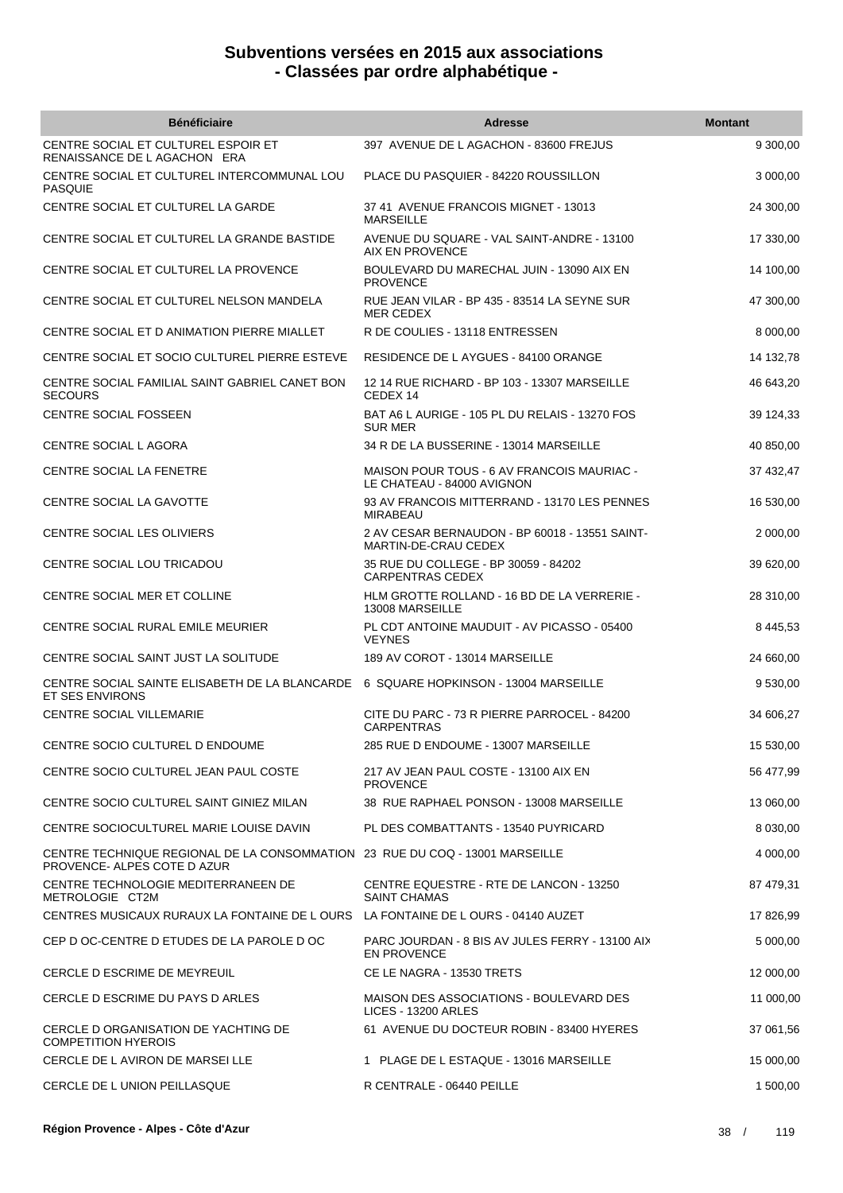# Subventions versées en 2015 aux associations
# - Classées par ordre alphabétique -

| Bénéficiaire | Adresse | Montant |
|---|---|---|
| CENTRE SOCIAL ET CULTUREL ESPOIR ET RENAISSANCE DE L AGACHON ERA | 397 AVENUE DE L AGACHON - 83600 FREJUS | 9 300,00 |
| CENTRE SOCIAL ET CULTUREL INTERCOMMUNAL LOU PASQUIE | PLACE DU PASQUIER - 84220 ROUSSILLON | 3 000,00 |
| CENTRE SOCIAL ET CULTUREL LA GARDE | 37 41 AVENUE FRANCOIS MIGNET - 13013 MARSEILLE | 24 300,00 |
| CENTRE SOCIAL ET CULTUREL LA GRANDE BASTIDE | AVENUE DU SQUARE - VAL SAINT-ANDRE - 13100 AIX EN PROVENCE | 17 330,00 |
| CENTRE SOCIAL ET CULTUREL LA PROVENCE | BOULEVARD DU MARECHAL JUIN - 13090 AIX EN PROVENCE | 14 100,00 |
| CENTRE SOCIAL ET CULTUREL NELSON MANDELA | RUE JEAN VILAR - BP 435 - 83514 LA SEYNE SUR MER CEDEX | 47 300,00 |
| CENTRE SOCIAL ET D ANIMATION PIERRE MIALLET | R DE COULIES - 13118 ENTRESSEN | 8 000,00 |
| CENTRE SOCIAL ET SOCIO CULTUREL PIERRE ESTEVE | RESIDENCE DE L AYGUES - 84100 ORANGE | 14 132,78 |
| CENTRE SOCIAL FAMILIAL SAINT GABRIEL CANET BON SECOURS | 12 14 RUE RICHARD - BP 103 - 13307 MARSEILLE CEDEX 14 | 46 643,20 |
| CENTRE SOCIAL FOSSEEN | BAT A6 L AURIGE - 105 PL DU RELAIS - 13270 FOS SUR MER | 39 124,33 |
| CENTRE SOCIAL L AGORA | 34 R DE LA BUSSERINE - 13014 MARSEILLE | 40 850,00 |
| CENTRE SOCIAL LA FENETRE | MAISON POUR TOUS - 6 AV FRANCOIS MAURIAC - LE CHATEAU - 84000 AVIGNON | 37 432,47 |
| CENTRE SOCIAL LA GAVOTTE | 93 AV FRANCOIS MITTERRAND - 13170 LES PENNES MIRABEAU | 16 530,00 |
| CENTRE SOCIAL LES OLIVIERS | 2 AV CESAR BERNAUDON - BP 60018 - 13551 SAINT-MARTIN-DE-CRAU CEDEX | 2 000,00 |
| CENTRE SOCIAL LOU TRICADOU | 35 RUE DU COLLEGE - BP 30059 - 84202 CARPENTRAS CEDEX | 39 620,00 |
| CENTRE SOCIAL MER ET COLLINE | HLM GROTTE ROLLAND - 16 BD DE LA VERRERIE - 13008 MARSEILLE | 28 310,00 |
| CENTRE SOCIAL RURAL EMILE MEURIER | PL CDT ANTOINE MAUDUIT - AV PICASSO - 05400 VEYNES | 8 445,53 |
| CENTRE SOCIAL SAINT JUST LA SOLITUDE | 189 AV COROT - 13014 MARSEILLE | 24 660,00 |
| CENTRE SOCIAL SAINTE ELISABETH DE LA BLANCARDE ET SES ENVIRONS | 6 SQUARE HOPKINSON - 13004 MARSEILLE | 9 530,00 |
| CENTRE SOCIAL VILLEMARIE | CITE DU PARC - 73 R PIERRE PARROCEL - 84200 CARPENTRAS | 34 606,27 |
| CENTRE SOCIO CULTUREL D ENDOUME | 285 RUE D ENDOUME - 13007 MARSEILLE | 15 530,00 |
| CENTRE SOCIO CULTUREL JEAN PAUL COSTE | 217 AV JEAN PAUL COSTE - 13100 AIX EN PROVENCE | 56 477,99 |
| CENTRE SOCIO CULTUREL SAINT GINIEZ MILAN | 38 RUE RAPHAEL PONSON - 13008 MARSEILLE | 13 060,00 |
| CENTRE SOCIOCULTUREL MARIE LOUISE DAVIN | PL DES COMBATTANTS - 13540 PUYRICARD | 8 030,00 |
| CENTRE TECHNIQUE REGIONAL DE LA CONSOMMATION PROVENCE- ALPES COTE D AZUR | 23 RUE DU COQ - 13001 MARSEILLE | 4 000,00 |
| CENTRE TECHNOLOGIE MEDITERRANEEN DE METROLOGIE CT2M | CENTRE EQUESTRE - RTE DE LANCON - 13250 SAINT CHAMAS | 87 479,31 |
| CENTRES MUSICAUX RURAUX LA FONTAINE DE L OURS | LA FONTAINE DE L OURS - 04140 AUZET | 17 826,99 |
| CEP D OC-CENTRE D ETUDES DE LA PAROLE D OC | PARC JOURDAN - 8 BIS AV JULES FERRY - 13100 AIX EN PROVENCE | 5 000,00 |
| CERCLE D ESCRIME DE MEYREUIL | CE LE NAGRA - 13530 TRETS | 12 000,00 |
| CERCLE D ESCRIME DU PAYS D ARLES | MAISON DES ASSOCIATIONS - BOULEVARD DES LICES - 13200 ARLES | 11 000,00 |
| CERCLE D ORGANISATION DE YACHTING DE COMPETITION HYEROIS | 61 AVENUE DU DOCTEUR ROBIN - 83400 HYERES | 37 061,56 |
| CERCLE DE L AVIRON DE MARSEI LLE | 1 PLAGE DE L ESTAQUE - 13016 MARSEILLE | 15 000,00 |
| CERCLE DE L UNION PEILLASQUE | R CENTRALE - 06440 PEILLE | 1 500,00 |

Région Provence - Alpes - Côte d'Azur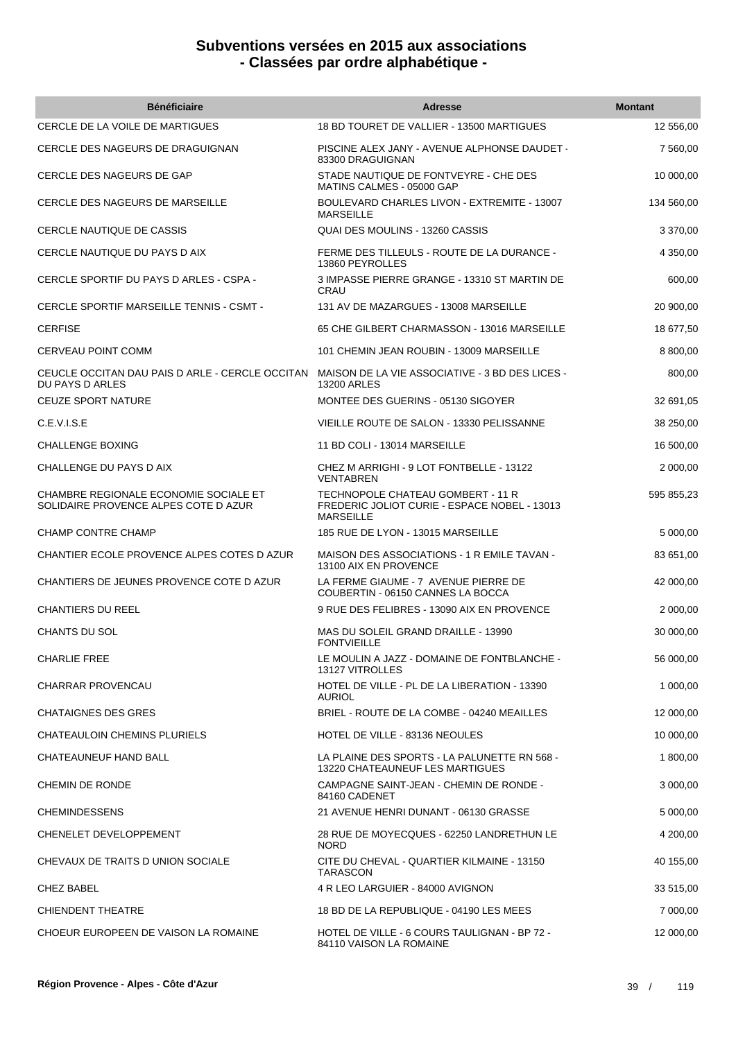# Subventions versées en 2015 aux associations - Classées par ordre alphabétique -

| Bénéficiaire | Adresse | Montant |
|---|---|---|
| CERCLE DE LA VOILE DE MARTIGUES | 18 BD TOURET DE VALLIER - 13500 MARTIGUES | 12 556,00 |
| CERCLE DES NAGEURS DE DRAGUIGNAN | PISCINE ALEX JANY - AVENUE ALPHONSE DAUDET - 83300 DRAGUIGNAN | 7 560,00 |
| CERCLE DES NAGEURS DE GAP | STADE NAUTIQUE DE FONTVEYRE - CHE DES MATINS CALMES - 05000 GAP | 10 000,00 |
| CERCLE DES NAGEURS DE MARSEILLE | BOULEVARD CHARLES LIVON - EXTREMITE - 13007 MARSEILLE | 134 560,00 |
| CERCLE NAUTIQUE DE CASSIS | QUAI DES MOULINS - 13260 CASSIS | 3 370,00 |
| CERCLE NAUTIQUE DU PAYS D AIX | FERME DES TILLEULS - ROUTE DE LA DURANCE - 13860 PEYROLLES | 4 350,00 |
| CERCLE SPORTIF DU PAYS D ARLES - CSPA - | 3 IMPASSE PIERRE GRANGE - 13310 ST MARTIN DE CRAU | 600,00 |
| CERCLE SPORTIF MARSEILLE TENNIS - CSMT - | 131 AV DE MAZARGUES - 13008 MARSEILLE | 20 900,00 |
| CERFISE | 65 CHE GILBERT CHARMASSON - 13016 MARSEILLE | 18 677,50 |
| CERVEAU POINT COMM | 101 CHEMIN JEAN ROUBIN - 13009 MARSEILLE | 8 800,00 |
| CEUCLE OCCITAN DAU PAIS D ARLE - CERCLE OCCITAN DU PAYS D ARLES | MAISON DE LA VIE ASSOCIATIVE - 3 BD DES LICES - 13200 ARLES | 800,00 |
| CEUZE SPORT NATURE | MONTEE DES GUERINS - 05130 SIGOYER | 32 691,05 |
| C.E.V.I.S.E | VIEILLE ROUTE DE SALON - 13330 PELISSANNE | 38 250,00 |
| CHALLENGE BOXING | 11 BD COLI - 13014 MARSEILLE | 16 500,00 |
| CHALLENGE DU PAYS D AIX | CHEZ M ARRIGHI - 9 LOT FONTBELLE - 13122 VENTABREN | 2 000,00 |
| CHAMBRE REGIONALE ECONOMIE SOCIALE ET SOLIDAIRE PROVENCE ALPES COTE D AZUR | TECHNOPOLE CHATEAU GOMBERT - 11 R FREDERIC JOLIOT CURIE - ESPACE NOBEL - 13013 MARSEILLE | 595 855,23 |
| CHAMP CONTRE CHAMP | 185 RUE DE LYON - 13015 MARSEILLE | 5 000,00 |
| CHANTIER ECOLE PROVENCE ALPES COTES D AZUR | MAISON DES ASSOCIATIONS - 1 R EMILE TAVAN - 13100 AIX EN PROVENCE | 83 651,00 |
| CHANTIERS DE JEUNES PROVENCE COTE D AZUR | LA FERME GIAUME - 7 AVENUE PIERRE DE COUBERTIN - 06150 CANNES LA BOCCA | 42 000,00 |
| CHANTIERS DU REEL | 9 RUE DES FELIBRES - 13090 AIX EN PROVENCE | 2 000,00 |
| CHANTS DU SOL | MAS DU SOLEIL GRAND DRAILLE - 13990 FONTVIEILLE | 30 000,00 |
| CHARLIE FREE | LE MOULIN A JAZZ - DOMAINE DE FONTBLANCHE - 13127 VITROLLES | 56 000,00 |
| CHARRAR PROVENCAU | HOTEL DE VILLE - PL DE LA LIBERATION - 13390 AURIOL | 1 000,00 |
| CHATAIGNES DES GRES | BRIEL - ROUTE DE LA COMBE - 04240 MEAILLES | 12 000,00 |
| CHATEAULOIN CHEMINS PLURIELS | HOTEL DE VILLE - 83136 NEOULES | 10 000,00 |
| CHATEAUNEUF HAND BALL | LA PLAINE DES SPORTS - LA PALUNETTE RN 568 - 13220 CHATEAUNEUF LES MARTIGUES | 1 800,00 |
| CHEMIN DE RONDE | CAMPAGNE SAINT-JEAN - CHEMIN DE RONDE - 84160 CADENET | 3 000,00 |
| CHEMINDESSENS | 21 AVENUE HENRI DUNANT - 06130 GRASSE | 5 000,00 |
| CHENELET DEVELOPPEMENT | 28 RUE DE MOYECQUES - 62250 LANDRETHUN LE NORD | 4 200,00 |
| CHEVAUX DE TRAITS D UNION SOCIALE | CITE DU CHEVAL - QUARTIER KILMAINE - 13150 TARASCON | 40 155,00 |
| CHEZ BABEL | 4 R LEO LARGUIER - 84000 AVIGNON | 33 515,00 |
| CHIENDENT THEATRE | 18 BD DE LA REPUBLIQUE - 04190 LES MEES | 7 000,00 |
| CHOEUR EUROPEEN DE VAISON LA ROMAINE | HOTEL DE VILLE - 6 COURS TAULIGNAN - BP 72 - 84110 VAISON LA ROMAINE | 12 000,00 |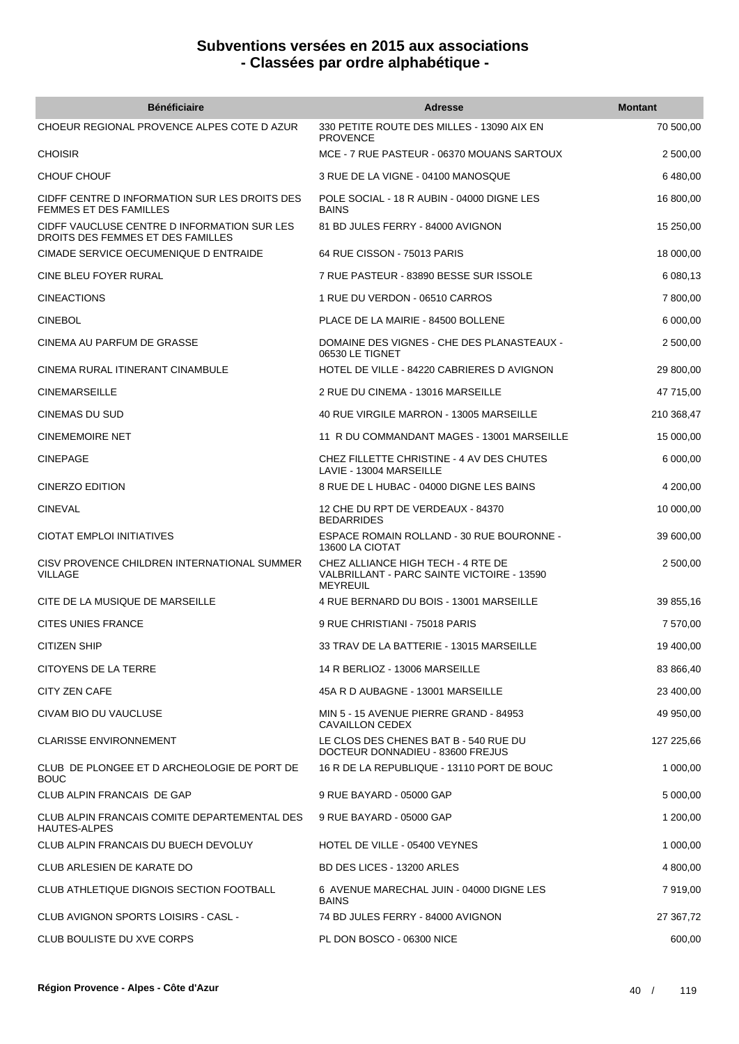# Subventions versées en 2015 aux associations
## - Classées par ordre alphabétique -

| Bénéficiaire | Adresse | Montant |
|---|---|---|
| CHOEUR REGIONAL PROVENCE ALPES COTE D AZUR | 330 PETITE ROUTE DES MILLES - 13090 AIX EN PROVENCE | 70 500,00 |
| CHOISIR | MCE - 7 RUE PASTEUR - 06370 MOUANS SARTOUX | 2 500,00 |
| CHOUF CHOUF | 3 RUE DE LA VIGNE - 04100 MANOSQUE | 6 480,00 |
| CIDFF CENTRE D INFORMATION SUR LES DROITS DES FEMMES ET DES FAMILLES | POLE SOCIAL - 18 R AUBIN - 04000 DIGNE LES BAINS | 16 800,00 |
| CIDFF VAUCLUSE CENTRE D INFORMATION SUR LES DROITS DES FEMMES ET DES FAMILLES | 81 BD JULES FERRY - 84000 AVIGNON | 15 250,00 |
| CIMADE SERVICE OECUMENIQUE D ENTRAIDE | 64 RUE CISSON - 75013 PARIS | 18 000,00 |
| CINE BLEU FOYER RURAL | 7 RUE PASTEUR - 83890 BESSE SUR ISSOLE | 6 080,13 |
| CINEACTIONS | 1 RUE DU VERDON - 06510 CARROS | 7 800,00 |
| CINEBOL | PLACE DE LA MAIRIE - 84500 BOLLENE | 6 000,00 |
| CINEMA AU PARFUM DE GRASSE | DOMAINE DES VIGNES - CHE DES PLANASTEAUX - 06530 LE TIGNET | 2 500,00 |
| CINEMA RURAL ITINERANT CINAMBULE | HOTEL DE VILLE - 84220 CABRIERES D AVIGNON | 29 800,00 |
| CINEMARSEILLE | 2 RUE DU CINEMA - 13016 MARSEILLE | 47 715,00 |
| CINEMAS DU SUD | 40 RUE VIRGILE MARRON - 13005 MARSEILLE | 210 368,47 |
| CINEMEMOIRE NET | 11 R DU COMMANDANT MAGES - 13001 MARSEILLE | 15 000,00 |
| CINEPAGE | CHEZ FILLETTE CHRISTINE - 4 AV DES CHUTES LAVIE - 13004 MARSEILLE | 6 000,00 |
| CINERZO EDITION | 8 RUE DE L HUBAC - 04000 DIGNE LES BAINS | 4 200,00 |
| CINEVAL | 12 CHE DU RPT DE VERDEAUX - 84370 BEDARRIDES | 10 000,00 |
| CIOTAT EMPLOI INITIATIVES | ESPACE ROMAIN ROLLAND - 30 RUE BOURONNE - 13600 LA CIOTAT | 39 600,00 |
| CISV PROVENCE CHILDREN INTERNATIONAL SUMMER VILLAGE | CHEZ ALLIANCE HIGH TECH - 4 RTE DE VALBRILLANT - PARC SAINTE VICTOIRE - 13590 MEYREUIL | 2 500,00 |
| CITE DE LA MUSIQUE DE MARSEILLE | 4 RUE BERNARD DU BOIS - 13001 MARSEILLE | 39 855,16 |
| CITES UNIES FRANCE | 9 RUE CHRISTIANI - 75018 PARIS | 7 570,00 |
| CITIZEN SHIP | 33 TRAV DE LA BATTERIE - 13015 MARSEILLE | 19 400,00 |
| CITOYENS DE LA TERRE | 14 R BERLIOZ - 13006 MARSEILLE | 83 866,40 |
| CITY ZEN CAFE | 45A R D AUBAGNE - 13001 MARSEILLE | 23 400,00 |
| CIVAM BIO DU VAUCLUSE | MIN 5 - 15 AVENUE PIERRE GRAND - 84953 CAVAILLON CEDEX | 49 950,00 |
| CLARISSE ENVIRONNEMENT | LE CLOS DES CHENES BAT B - 540 RUE DU DOCTEUR DONNADIEU - 83600 FREJUS | 127 225,66 |
| CLUB DE PLONGEE ET D ARCHEOLOGIE DE PORT DE BOUC | 16 R DE LA REPUBLIQUE - 13110 PORT DE BOUC | 1 000,00 |
| CLUB ALPIN FRANCAIS DE GAP | 9 RUE BAYARD - 05000 GAP | 5 000,00 |
| CLUB ALPIN FRANCAIS COMITE DEPARTEMENTAL DES HAUTES-ALPES | 9 RUE BAYARD - 05000 GAP | 1 200,00 |
| CLUB ALPIN FRANCAIS DU BUECH DEVOLUY | HOTEL DE VILLE - 05400 VEYNES | 1 000,00 |
| CLUB ARLESIEN DE KARATE DO | BD DES LICES - 13200 ARLES | 4 800,00 |
| CLUB ATHLETIQUE DIGNOIS SECTION FOOTBALL | 6 AVENUE MARECHAL JUIN - 04000 DIGNE LES BAINS | 7 919,00 |
| CLUB AVIGNON SPORTS LOISIRS - CASL - | 74 BD JULES FERRY - 84000 AVIGNON | 27 367,72 |
| CLUB BOULISTE DU XVE CORPS | PL DON BOSCO - 06300 NICE | 600,00 |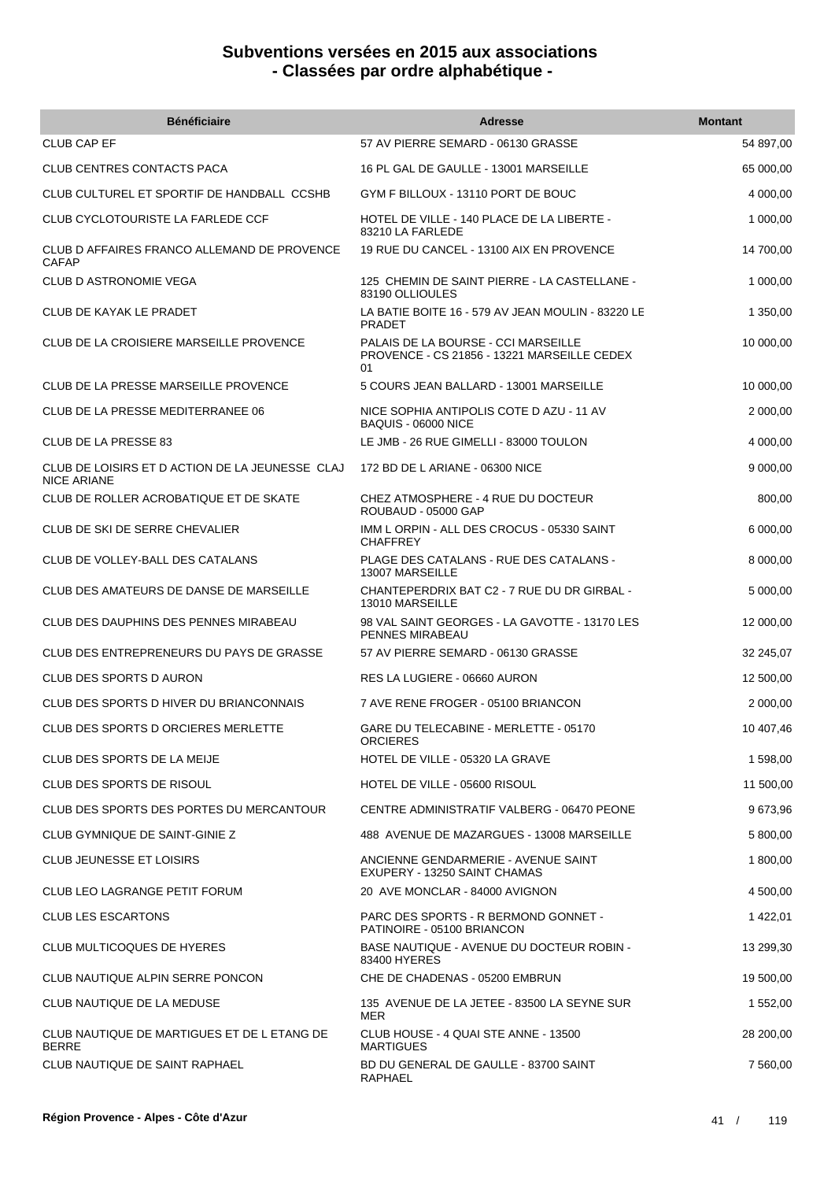# Subventions versées en 2015 aux associations
## - Classées par ordre alphabétique -

| Bénéficiaire | Adresse | Montant |
| --- | --- | --- |
| CLUB CAP EF | 57 AV PIERRE SEMARD - 06130 GRASSE | 54 897,00 |
| CLUB CENTRES CONTACTS PACA | 16 PL GAL DE GAULLE - 13001 MARSEILLE | 65 000,00 |
| CLUB CULTUREL ET SPORTIF DE HANDBALL CCSHB | GYM F BILLOUX - 13110 PORT DE BOUC | 4 000,00 |
| CLUB CYCLOTOURISTE LA FARLEDE CCF | HOTEL DE VILLE - 140 PLACE DE LA LIBERTE - 83210 LA FARLEDE | 1 000,00 |
| CLUB D AFFAIRES FRANCO ALLEMAND DE PROVENCE CAFAP | 19 RUE DU CANCEL - 13100 AIX EN PROVENCE | 14 700,00 |
| CLUB D ASTRONOMIE VEGA | 125 CHEMIN DE SAINT PIERRE - LA CASTELLANE - 83190 OLLIOULES | 1 000,00 |
| CLUB DE KAYAK LE PRADET | LA BATIE BOITE 16 - 579 AV JEAN MOULIN - 83220 LE PRADET | 1 350,00 |
| CLUB DE LA CROISIERE MARSEILLE PROVENCE | PALAIS DE LA BOURSE - CCI MARSEILLE PROVENCE - CS 21856 - 13221 MARSEILLE CEDEX 01 | 10 000,00 |
| CLUB DE LA PRESSE MARSEILLE PROVENCE | 5 COURS JEAN BALLARD - 13001 MARSEILLE | 10 000,00 |
| CLUB DE LA PRESSE MEDITERRANEE 06 | NICE SOPHIA ANTIPOLIS COTE D AZU - 11 AV BAQUIS - 06000 NICE | 2 000,00 |
| CLUB DE LA PRESSE 83 | LE JMB - 26 RUE GIMELLI - 83000 TOULON | 4 000,00 |
| CLUB DE LOISIRS ET D ACTION DE LA JEUNESSE CLAJ NICE ARIANE | 172 BD DE L ARIANE - 06300 NICE | 9 000,00 |
| CLUB DE ROLLER ACROBATIQUE ET DE SKATE | CHEZ ATMOSPHERE - 4 RUE DU DOCTEUR ROUBAUD - 05000 GAP | 800,00 |
| CLUB DE SKI DE SERRE CHEVALIER | IMM L ORPIN - ALL DES CROCUS - 05330 SAINT CHAFFREY | 6 000,00 |
| CLUB DE VOLLEY-BALL DES CATALANS | PLAGE DES CATALANS - RUE DES CATALANS - 13007 MARSEILLE | 8 000,00 |
| CLUB DES AMATEURS DE DANSE DE MARSEILLE | CHANTEPERDRIX BAT C2 - 7 RUE DU DR GIRBAL - 13010 MARSEILLE | 5 000,00 |
| CLUB DES DAUPHINS DES PENNES MIRABEAU | 98 VAL SAINT GEORGES - LA GAVOTTE - 13170 LES PENNES MIRABEAU | 12 000,00 |
| CLUB DES ENTREPRENEURS DU PAYS DE GRASSE | 57 AV PIERRE SEMARD - 06130 GRASSE | 32 245,07 |
| CLUB DES SPORTS D AURON | RES LA LUGIERE - 06660 AURON | 12 500,00 |
| CLUB DES SPORTS D HIVER DU BRIANCONNAIS | 7 AVE RENE FROGER - 05100 BRIANCON | 2 000,00 |
| CLUB DES SPORTS D ORCIERES MERLETTE | GARE DU TELECABINE - MERLETTE - 05170 ORCIERES | 10 407,46 |
| CLUB DES SPORTS DE LA MEIJE | HOTEL DE VILLE - 05320 LA GRAVE | 1 598,00 |
| CLUB DES SPORTS DE RISOUL | HOTEL DE VILLE - 05600 RISOUL | 11 500,00 |
| CLUB DES SPORTS DES PORTES DU MERCANTOUR | CENTRE ADMINISTRATIF VALBERG - 06470 PEONE | 9 673,96 |
| CLUB GYMNIQUE DE SAINT-GINIE Z | 488 AVENUE DE MAZARGUES - 13008 MARSEILLE | 5 800,00 |
| CLUB JEUNESSE ET LOISIRS | ANCIENNE GENDARMERIE - AVENUE SAINT EXUPERY - 13250 SAINT CHAMAS | 1 800,00 |
| CLUB LEO LAGRANGE PETIT FORUM | 20 AVE MONCLAR - 84000 AVIGNON | 4 500,00 |
| CLUB LES ESCARTONS | PARC DES SPORTS - R BERMOND GONNET - PATINOIRE - 05100 BRIANCON | 1 422,01 |
| CLUB MULTICOQUES DE HYERES | BASE NAUTIQUE - AVENUE DU DOCTEUR ROBIN - 83400 HYERES | 13 299,30 |
| CLUB NAUTIQUE ALPIN SERRE PONCON | CHE DE CHADENAS - 05200 EMBRUN | 19 500,00 |
| CLUB NAUTIQUE DE LA MEDUSE | 135 AVENUE DE LA JETEE - 83500 LA SEYNE SUR MER | 1 552,00 |
| CLUB NAUTIQUE DE MARTIGUES ET DE L ETANG DE BERRE | CLUB HOUSE - 4 QUAI STE ANNE - 13500 MARTIGUES | 28 200,00 |
| CLUB NAUTIQUE DE SAINT RAPHAEL | BD DU GENERAL DE GAULLE - 83700 SAINT RAPHAEL | 7 560,00 |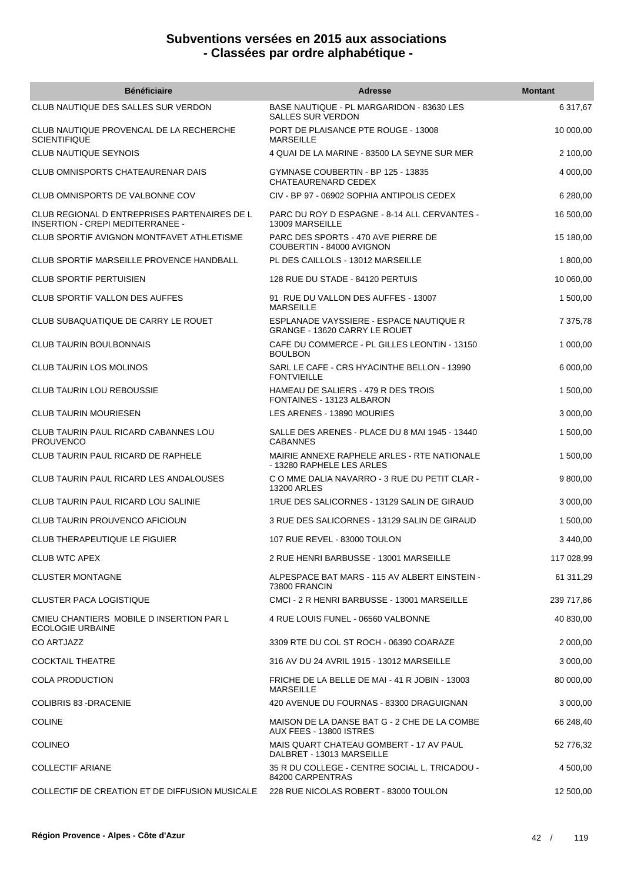# Subventions versées en 2015 aux associations
# - Classées par ordre alphabétique -

| Bénéficiaire | Adresse | Montant |
|---|---|---|
| CLUB NAUTIQUE DES SALLES SUR VERDON | BASE NAUTIQUE - PL MARGARIDON - 83630 LES SALLES SUR VERDON | 6 317,67 |
| CLUB NAUTIQUE PROVENCAL DE LA RECHERCHE SCIENTIFIQUE | PORT DE PLAISANCE PTE ROUGE - 13008 MARSEILLE | 10 000,00 |
| CLUB NAUTIQUE SEYNOIS | 4 QUAI DE LA MARINE - 83500 LA SEYNE SUR MER | 2 100,00 |
| CLUB OMNISPORTS CHATEAURENAR DAIS | GYMNASE COUBERTIN - BP 125 - 13835 CHATEAURENARD CEDEX | 4 000,00 |
| CLUB OMNISPORTS DE VALBONNE COV | CIV - BP 97 - 06902 SOPHIA ANTIPOLIS CEDEX | 6 280,00 |
| CLUB REGIONAL D ENTREPRISES PARTENAIRES DE L INSERTION - CREPI MEDITERRANEE - | PARC DU ROY D ESPAGNE - 8-14 ALL CERVANTES - 13009 MARSEILLE | 16 500,00 |
| CLUB SPORTIF AVIGNON MONTFAVET ATHLETISME | PARC DES SPORTS - 470 AVE PIERRE DE COUBERTIN - 84000 AVIGNON | 15 180,00 |
| CLUB SPORTIF MARSEILLE PROVENCE HANDBALL | PL DES CAILLOLS - 13012 MARSEILLE | 1 800,00 |
| CLUB SPORTIF PERTUISIEN | 128 RUE DU STADE - 84120 PERTUIS | 10 060,00 |
| CLUB SPORTIF VALLON DES AUFFES | 91 RUE DU VALLON DES AUFFES - 13007 MARSEILLE | 1 500,00 |
| CLUB SUBAQUATIQUE DE CARRY LE ROUET | ESPLANADE VAYSSIERE - ESPACE NAUTIQUE R GRANGE - 13620 CARRY LE ROUET | 7 375,78 |
| CLUB TAURIN BOULBONNAIS | CAFE DU COMMERCE - PL GILLES LEONTIN - 13150 BOULBON | 1 000,00 |
| CLUB TAURIN LOS MOLINOS | SARL LE CAFE - CRS HYACINTHE BELLON - 13990 FONTVIEILLE | 6 000,00 |
| CLUB TAURIN LOU REBOUSSIE | HAMEAU DE SALIERS - 479 R DES TROIS FONTAINES - 13123 ALBARON | 1 500,00 |
| CLUB TAURIN MOURIESEN | LES ARENES - 13890 MOURIES | 3 000,00 |
| CLUB TAURIN PAUL RICARD CABANNES LOU PROUVENCO | SALLE DES ARENES - PLACE DU 8 MAI 1945 - 13440 CABANNES | 1 500,00 |
| CLUB TAURIN PAUL RICARD DE RAPHELE | MAIRIE ANNEXE RAPHELE ARLES - RTE NATIONALE - 13280 RAPHELE LES ARLES | 1 500,00 |
| CLUB TAURIN PAUL RICARD LES ANDALOUSES | C O MME DALIA NAVARRO - 3 RUE DU PETIT CLAR - 13200 ARLES | 9 800,00 |
| CLUB TAURIN PAUL RICARD LOU SALINIE | 1RUE DES SALICORNES - 13129 SALIN DE GIRAUD | 3 000,00 |
| CLUB TAURIN PROUVENCO AFICIOUN | 3 RUE DES SALICORNES - 13129 SALIN DE GIRAUD | 1 500,00 |
| CLUB THERAPEUTIQUE LE FIGUIER | 107 RUE REVEL - 83000 TOULON | 3 440,00 |
| CLUB WTC APEX | 2 RUE HENRI BARBUSSE - 13001 MARSEILLE | 117 028,99 |
| CLUSTER MONTAGNE | ALPESPACE BAT MARS - 115 AV ALBERT EINSTEIN - 73800 FRANCIN | 61 311,29 |
| CLUSTER PACA LOGISTIQUE | CMCI - 2 R HENRI BARBUSSE - 13001 MARSEILLE | 239 717,86 |
| CMIEU CHANTIERS MOBILE D INSERTION PAR L ECOLOGIE URBAINE | 4 RUE LOUIS FUNEL - 06560 VALBONNE | 40 830,00 |
| CO ARTJAZZ | 3309 RTE DU COL ST ROCH - 06390 COARAZE | 2 000,00 |
| COCKTAIL THEATRE | 316 AV DU 24 AVRIL 1915 - 13012 MARSEILLE | 3 000,00 |
| COLA PRODUCTION | FRICHE DE LA BELLE DE MAI - 41 R JOBIN - 13003 MARSEILLE | 80 000,00 |
| COLIBRIS 83 -DRACENIE | 420 AVENUE DU FOURNAS - 83300 DRAGUIGNAN | 3 000,00 |
| COLINE | MAISON DE LA DANSE BAT G - 2 CHE DE LA COMBE AUX FEES - 13800 ISTRES | 66 248,40 |
| COLINEO | MAIS QUART CHATEAU GOMBERT - 17 AV PAUL DALBRET - 13013 MARSEILLE | 52 776,32 |
| COLLECTIF ARIANE | 35 R DU COLLEGE - CENTRE SOCIAL L. TRICADOU - 84200 CARPENTRAS | 4 500,00 |
| COLLECTIF DE CREATION ET DE DIFFUSION MUSICALE | 228 RUE NICOLAS ROBERT - 83000 TOULON | 12 500,00 |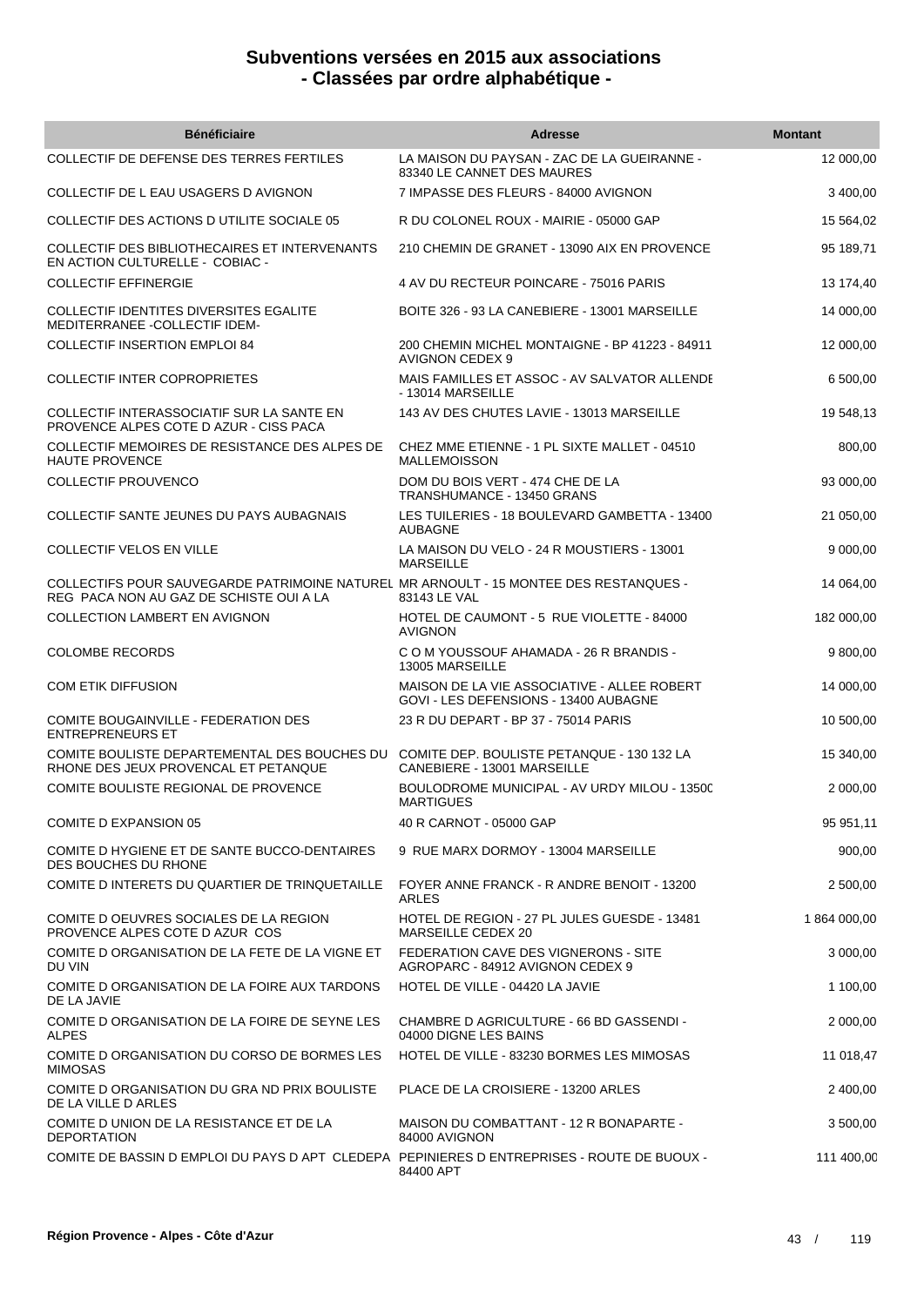# Subventions versées en 2015 aux associations
# - Classées par ordre alphabétique -

| Bénéficiaire | Adresse | Montant |
| --- | --- | --- |
| COLLECTIF DE DEFENSE DES TERRES FERTILES | LA MAISON DU PAYSAN - ZAC DE LA GUEIRANNE - 83340 LE CANNET DES MAURES | 12 000,00 |
| COLLECTIF DE L EAU USAGERS D AVIGNON | 7 IMPASSE DES FLEURS - 84000 AVIGNON | 3 400,00 |
| COLLECTIF DES ACTIONS D UTILITE SOCIALE 05 | R DU COLONEL ROUX - MAIRIE - 05000 GAP | 15 564,02 |
| COLLECTIF DES BIBLIOTHECAIRES ET INTERVENANTS EN ACTION CULTURELLE - COBIAC - | 210 CHEMIN DE GRANET - 13090 AIX EN PROVENCE | 95 189,71 |
| COLLECTIF EFFINERGIE | 4 AV DU RECTEUR POINCARE - 75016 PARIS | 13 174,40 |
| COLLECTIF IDENTITES DIVERSITES EGALITE MEDITERRANEE -COLLECTIF IDEM- | BOITE 326 - 93 LA CANEBIERE - 13001 MARSEILLE | 14 000,00 |
| COLLECTIF INSERTION EMPLOI 84 | 200 CHEMIN MICHEL MONTAIGNE - BP 41223 - 84911 AVIGNON CEDEX 9 | 12 000,00 |
| COLLECTIF INTER COPROPRIETES | MAIS FAMILLES ET ASSOC - AV SALVATOR ALLENDE - 13014 MARSEILLE | 6 500,00 |
| COLLECTIF INTERASSOCIATIF SUR LA SANTE EN PROVENCE ALPES COTE D AZUR - CISS PACA | 143 AV DES CHUTES LAVIE - 13013 MARSEILLE | 19 548,13 |
| COLLECTIF MEMOIRES DE RESISTANCE DES ALPES DE HAUTE PROVENCE | CHEZ MME ETIENNE - 1 PL SIXTE MALLET - 04510 MALLEMOISSON | 800,00 |
| COLLECTIF PROUVENCO | DOM DU BOIS VERT - 474 CHE DE LA TRANSHUMANCE - 13450 GRANS | 93 000,00 |
| COLLECTIF SANTE JEUNES DU PAYS AUBAGNAIS | LES TUILERIES - 18 BOULEVARD GAMBETTA - 13400 AUBAGNE | 21 050,00 |
| COLLECTIF VELOS EN VILLE | LA MAISON DU VELO - 24 R MOUSTIERS - 13001 MARSEILLE | 9 000,00 |
| COLLECTIFS POUR SAUVEGARDE PATRIMOINE NATUREL REG PACA NON AU GAZ DE SCHISTE OUI A LA | MR ARNOULT - 15 MONTEE DES RESTANQUES - 83143 LE VAL | 14 064,00 |
| COLLECTION LAMBERT EN AVIGNON | HOTEL DE CAUMONT - 5 RUE VIOLETTE - 84000 AVIGNON | 182 000,00 |
| COLOMBE RECORDS | C O M YOUSSOUF AHAMADA - 26 R BRANDIS - 13005 MARSEILLE | 9 800,00 |
| COM ETIK DIFFUSION | MAISON DE LA VIE ASSOCIATIVE - ALLEE ROBERT GOVI - LES DEFENSIONS - 13400 AUBAGNE | 14 000,00 |
| COMITE BOUGAINVILLE - FEDERATION DES ENTREPRENEURS ET | 23 R DU DEPART - BP 37 - 75014 PARIS | 10 500,00 |
| COMITE BOULISTE DEPARTEMENTAL DES BOUCHES DU RHONE DES JEUX PROVENCAL ET PETANQUE | COMITE DEP. BOULISTE PETANQUE - 130 132 LA CANEBIERE - 13001 MARSEILLE | 15 340,00 |
| COMITE BOULISTE REGIONAL DE PROVENCE | BOULODROME MUNICIPAL - AV URDY MILOU - 13500 MARTIGUES | 2 000,00 |
| COMITE D EXPANSION 05 | 40 R CARNOT - 05000 GAP | 95 951,11 |
| COMITE D HYGIENE ET DE SANTE BUCCO-DENTAIRES DES BOUCHES DU RHONE | 9 RUE MARX DORMOY - 13004 MARSEILLE | 900,00 |
| COMITE D INTERETS DU QUARTIER DE TRINQUETAILLE | FOYER ANNE FRANCK - R ANDRE BENOIT - 13200 ARLES | 2 500,00 |
| COMITE D OEUVRES SOCIALES DE LA REGION PROVENCE ALPES COTE D AZUR COS | HOTEL DE REGION - 27 PL JULES GUESDE - 13481 MARSEILLE CEDEX 20 | 1 864 000,00 |
| COMITE D ORGANISATION DE LA FETE DE LA VIGNE ET DU VIN | FEDERATION CAVE DES VIGNERONS - SITE AGROPARC - 84912 AVIGNON CEDEX 9 | 3 000,00 |
| COMITE D ORGANISATION DE LA FOIRE AUX TARDONS DE LA JAVIE | HOTEL DE VILLE - 04420 LA JAVIE | 1 100,00 |
| COMITE D ORGANISATION DE LA FOIRE DE SEYNE LES ALPES | CHAMBRE D AGRICULTURE - 66 BD GASSENDI - 04000 DIGNE LES BAINS | 2 000,00 |
| COMITE D ORGANISATION DU CORSO DE BORMES LES MIMOSAS | HOTEL DE VILLE - 83230 BORMES LES MIMOSAS | 11 018,47 |
| COMITE D ORGANISATION DU GRA ND PRIX BOULISTE DE LA VILLE D ARLES | PLACE DE LA CROISIERE - 13200 ARLES | 2 400,00 |
| COMITE D UNION DE LA RESISTANCE ET DE LA DEPORTATION | MAISON DU COMBATTANT - 12 R BONAPARTE - 84000 AVIGNON | 3 500,00 |
| COMITE DE BASSIN D EMPLOI DU PAYS D APT CLEDEPA | PEPINIERES D ENTREPRISES - ROUTE DE BUOUX - 84400 APT | 111 400,00 |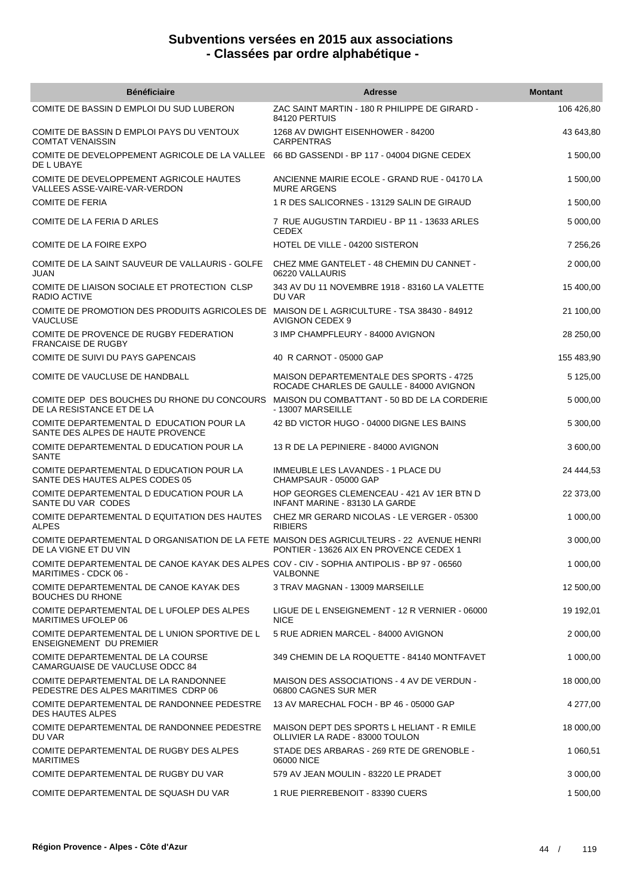# Subventions versées en 2015 aux associations
## - Classées par ordre alphabétique -

| Bénéficiaire | Adresse | Montant |
|---|---|---|
| COMITE DE BASSIN D EMPLOI DU SUD LUBERON | ZAC SAINT MARTIN - 180 R PHILIPPE DE GIRARD - 84120 PERTUIS | 106 426,80 |
| COMITE DE BASSIN D EMPLOI PAYS DU VENTOUX COMTAT VENAISSIN | 1268 AV DWIGHT EISENHOWER - 84200 CARPENTRAS | 43 643,80 |
| COMITE DE DEVELOPPEMENT AGRICOLE DE LA VALLEE DE L UBAYE | 66 BD GASSENDI - BP 117 - 04004 DIGNE CEDEX | 1 500,00 |
| COMITE DE DEVELOPPEMENT AGRICOLE HAUTES VALLEES ASSE-VAIRE-VAR-VERDON | ANCIENNE MAIRIE ECOLE - GRAND RUE - 04170 LA MURE ARGENS | 1 500,00 |
| COMITE DE FERIA | 1 R DES SALICORNES - 13129 SALIN DE GIRAUD | 1 500,00 |
| COMITE DE LA FERIA D ARLES | 7 RUE AUGUSTIN TARDIEU - BP 11 - 13633 ARLES CEDEX | 5 000,00 |
| COMITE DE LA FOIRE EXPO | HOTEL DE VILLE - 04200 SISTERON | 7 256,26 |
| COMITE DE LA SAINT SAUVEUR DE VALLAURIS - GOLFE JUAN | CHEZ MME GANTELET - 48 CHEMIN DU CANNET - 06220 VALLAURIS | 2 000,00 |
| COMITE DE LIAISON SOCIALE ET PROTECTION CLSP RADIO ACTIVE | 343 AV DU 11 NOVEMBRE 1918 - 83160 LA VALETTE DU VAR | 15 400,00 |
| COMITE DE PROMOTION DES PRODUITS AGRICOLES DE VAUCLUSE | MAISON DE L AGRICULTURE - TSA 38430 - 84912 AVIGNON CEDEX 9 | 21 100,00 |
| COMITE DE PROVENCE DE RUGBY FEDERATION FRANCAISE DE RUGBY | 3 IMP CHAMPFLEURY - 84000 AVIGNON | 28 250,00 |
| COMITE DE SUIVI DU PAYS GAPENCAIS | 40 R CARNOT - 05000 GAP | 155 483,90 |
| COMITE DE VAUCLUSE DE HANDBALL | MAISON DEPARTEMENTALE DES SPORTS - 4725 ROCADE CHARLES DE GAULLE - 84000 AVIGNON | 5 125,00 |
| COMITE DEP DES BOUCHES DU RHONE DU CONCOURS DE LA RESISTANCE ET DE LA | MAISON DU COMBATTANT - 50 BD DE LA CORDERIE - 13007 MARSEILLE | 5 000,00 |
| COMITE DEPARTEMENTAL D EDUCATION POUR LA SANTE DES ALPES DE HAUTE PROVENCE | 42 BD VICTOR HUGO - 04000 DIGNE LES BAINS | 5 300,00 |
| COMITE DEPARTEMENTAL D EDUCATION POUR LA SANTE | 13 R DE LA PEPINIERE - 84000 AVIGNON | 3 600,00 |
| COMITE DEPARTEMENTAL D EDUCATION POUR LA SANTE DES HAUTES ALPES CODES 05 | IMMEUBLE LES LAVANDES - 1 PLACE DU CHAMPSAUR - 05000 GAP | 24 444,53 |
| COMITE DEPARTEMENTAL D EDUCATION POUR LA SANTE DU VAR CODES | HOP GEORGES CLEMENCEAU - 421 AV 1ER BTN D INFANT MARINE - 83130 LA GARDE | 22 373,00 |
| COMITE DEPARTEMENTAL D EQUITATION DES HAUTES ALPES | CHEZ MR GERARD NICOLAS - LE VERGER - 05300 RIBIERS | 1 000,00 |
| COMITE DEPARTEMENTAL D ORGANISATION DE LA FETE DE LA VIGNE ET DU VIN | MAISON DES AGRICULTEURS - 22 AVENUE HENRI PONTIER - 13626 AIX EN PROVENCE CEDEX 1 | 3 000,00 |
| COMITE DEPARTEMENTAL DE CANOE KAYAK DES ALPES MARITIMES - CDCK 06 - | COV - CIV - SOPHIA ANTIPOLIS - BP 97 - 06560 VALBONNE | 1 000,00 |
| COMITE DEPARTEMENTAL DE CANOE KAYAK DES BOUCHES DU RHONE | 3 TRAV MAGNAN - 13009 MARSEILLE | 12 500,00 |
| COMITE DEPARTEMENTAL DE L UFOLEP DES ALPES MARITIMES UFOLEP 06 | LIGUE DE L ENSEIGNEMENT - 12 R VERNIER - 06000 NICE | 19 192,01 |
| COMITE DEPARTEMENTAL DE L UNION SPORTIVE DE L ENSEIGNEMENT DU PREMIER | 5 RUE ADRIEN MARCEL - 84000 AVIGNON | 2 000,00 |
| COMITE DEPARTEMENTAL DE LA COURSE CAMARGUAISE DE VAUCLUSE ODCC 84 | 349 CHEMIN DE LA ROQUETTE - 84140 MONTFAVET | 1 000,00 |
| COMITE DEPARTEMENTAL DE LA RANDONNEE PEDESTRE DES ALPES MARITIMES CDRP 06 | MAISON DES ASSOCIATIONS - 4 AV DE VERDUN - 06800 CAGNES SUR MER | 18 000,00 |
| COMITE DEPARTEMENTAL DE RANDONNEE PEDESTRE DES HAUTES ALPES | 13 AV MARECHAL FOCH - BP 46 - 05000 GAP | 4 277,00 |
| COMITE DEPARTEMENTAL DE RANDONNEE PEDESTRE DU VAR | MAISON DEPT DES SPORTS L HELIANT - R EMILE OLLIVIER LA RADE - 83000 TOULON | 18 000,00 |
| COMITE DEPARTEMENTAL DE RUGBY DES ALPES MARITIMES | STADE DES ARBARAS - 269 RTE DE GRENOBLE - 06000 NICE | 1 060,51 |
| COMITE DEPARTEMENTAL DE RUGBY DU VAR | 579 AV JEAN MOULIN - 83220 LE PRADET | 3 000,00 |
| COMITE DEPARTEMENTAL DE SQUASH DU VAR | 1 RUE PIERREBENOIT - 83390 CUERS | 1 500,00 |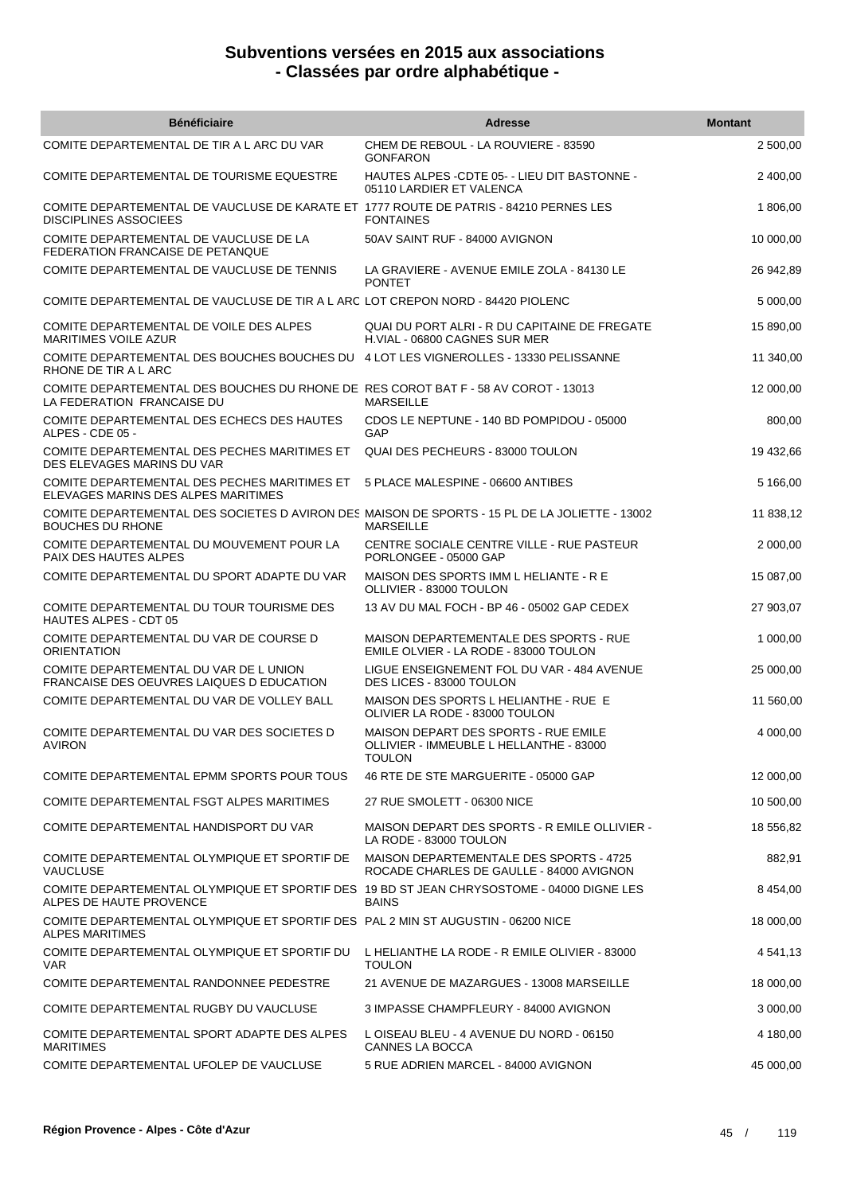# Subventions versées en 2015 aux associations - Classées par ordre alphabétique -

| Bénéficiaire | Adresse | Montant |
| --- | --- | --- |
| COMITE DEPARTEMENTAL DE TIR A L ARC DU VAR | CHEM DE REBOUL - LA ROUVIERE - 83590 GONFARON | 2 500,00 |
| COMITE DEPARTEMENTAL DE TOURISME EQUESTRE | HAUTES ALPES -CDTE 05- - LIEU DIT BASTONNE - 05110 LARDIER ET VALENCA | 2 400,00 |
| COMITE DEPARTEMENTAL DE VAUCLUSE DE KARATE ET DISCIPLINES ASSOCIEES | 1777 ROUTE DE PATRIS - 84210 PERNES LES FONTAINES | 1 806,00 |
| COMITE DEPARTEMENTAL DE VAUCLUSE DE LA FEDERATION FRANCAISE DE PETANQUE | 50AV SAINT RUF - 84000 AVIGNON | 10 000,00 |
| COMITE DEPARTEMENTAL DE VAUCLUSE DE TENNIS | LA GRAVIERE - AVENUE EMILE ZOLA - 84130 LE PONTET | 26 942,89 |
| COMITE DEPARTEMENTAL DE VAUCLUSE DE TIR A L ARC | LOT CREPON NORD - 84420 PIOLENC | 5 000,00 |
| COMITE DEPARTEMENTAL DE VOILE DES ALPES MARITIMES VOILE AZUR | QUAI DU PORT ALRI - R DU CAPITAINE DE FREGATE H.VIAL - 06800 CAGNES SUR MER | 15 890,00 |
| COMITE DEPARTEMENTAL DES BOUCHES BOUCHES DU RHONE DE TIR A L ARC | 4 LOT LES VIGNEROLLES - 13330 PELISSANNE | 11 340,00 |
| COMITE DEPARTEMENTAL DES BOUCHES DU RHONE DE LA FEDERATION FRANCAISE DU | RES COROT BAT F - 58 AV COROT - 13013 MARSEILLE | 12 000,00 |
| COMITE DEPARTEMENTAL DES ECHECS DES HAUTES ALPES - CDE 05 - | CDOS LE NEPTUNE - 140 BD POMPIDOU - 05000 GAP | 800,00 |
| COMITE DEPARTEMENTAL DES PECHES MARITIMES ET DES ELEVAGES MARINS DU VAR | QUAI DES PECHEURS - 83000 TOULON | 19 432,66 |
| COMITE DEPARTEMENTAL DES PECHES MARITIMES ET ELEVAGES MARINS DES ALPES MARITIMES | 5 PLACE MALESPINE - 06600 ANTIBES | 5 166,00 |
| COMITE DEPARTEMENTAL DES SOCIETES D AVIRON DES BOUCHES DU RHONE | MAISON DE SPORTS - 15 PL DE LA JOLIETTE - 13002 MARSEILLE | 11 838,12 |
| COMITE DEPARTEMENTAL DU MOUVEMENT POUR LA PAIX DES HAUTES ALPES | CENTRE SOCIALE CENTRE VILLE - RUE PASTEUR PORLONGEE - 05000 GAP | 2 000,00 |
| COMITE DEPARTEMENTAL DU SPORT ADAPTE DU VAR | MAISON DES SPORTS IMM L HELIANTE - R E OLLIVIER - 83000 TOULON | 15 087,00 |
| COMITE DEPARTEMENTAL DU TOUR TOURISME DES HAUTES ALPES - CDT 05 | 13 AV DU MAL FOCH - BP 46 - 05002 GAP CEDEX | 27 903,07 |
| COMITE DEPARTEMENTAL DU VAR DE COURSE D ORIENTATION | MAISON DEPARTEMENTALE DES SPORTS - RUE EMILE OLVIER - LA RODE - 83000 TOULON | 1 000,00 |
| COMITE DEPARTEMENTAL DU VAR DE L UNION FRANCAISE DES OEUVRES LAIQUES D EDUCATION | LIGUE ENSEIGNEMENT FOL DU VAR - 484 AVENUE DES LICES - 83000 TOULON | 25 000,00 |
| COMITE DEPARTEMENTAL DU VAR DE VOLLEY BALL | MAISON DES SPORTS L HELIANTHE - RUE E OLIVIER LA RODE - 83000 TOULON | 11 560,00 |
| COMITE DEPARTEMENTAL DU VAR DES SOCIETES D AVIRON | MAISON DEPART DES SPORTS - RUE EMILE OLLIVIER - IMMEUBLE L HELLANTHE - 83000 TOULON | 4 000,00 |
| COMITE DEPARTEMENTAL EPMM SPORTS POUR TOUS | 46 RTE DE STE MARGUERITE - 05000 GAP | 12 000,00 |
| COMITE DEPARTEMENTAL FSGT ALPES MARITIMES | 27 RUE SMOLETT - 06300 NICE | 10 500,00 |
| COMITE DEPARTEMENTAL HANDISPORT DU VAR | MAISON DEPART DES SPORTS - R EMILE OLLIVIER - LA RODE - 83000 TOULON | 18 556,82 |
| COMITE DEPARTEMENTAL OLYMPIQUE ET SPORTIF DE VAUCLUSE | MAISON DEPARTEMENTALE DES SPORTS - 4725 ROCADE CHARLES DE GAULLE - 84000 AVIGNON | 882,91 |
| COMITE DEPARTEMENTAL OLYMPIQUE ET SPORTIF DES ALPES DE HAUTE PROVENCE | 19 BD ST JEAN CHRYSOSTOME - 04000 DIGNE LES BAINS | 8 454,00 |
| COMITE DEPARTEMENTAL OLYMPIQUE ET SPORTIF DES ALPES MARITIMES | PAL 2 MIN ST AUGUSTIN - 06200 NICE | 18 000,00 |
| COMITE DEPARTEMENTAL OLYMPIQUE ET SPORTIF DU VAR | L HELIANTHE LA RODE - R EMILE OLIVIER - 83000 TOULON | 4 541,13 |
| COMITE DEPARTEMENTAL RANDONNEE PEDESTRE | 21 AVENUE DE MAZARGUES - 13008 MARSEILLE | 18 000,00 |
| COMITE DEPARTEMENTAL RUGBY DU VAUCLUSE | 3 IMPASSE CHAMPFLEURY - 84000 AVIGNON | 3 000,00 |
| COMITE DEPARTEMENTAL SPORT ADAPTE DES ALPES MARITIMES | L OISEAU BLEU - 4 AVENUE DU NORD - 06150 CANNES LA BOCCA | 4 180,00 |
| COMITE DEPARTEMENTAL UFOLEP DE VAUCLUSE | 5 RUE ADRIEN MARCEL - 84000 AVIGNON | 45 000,00 |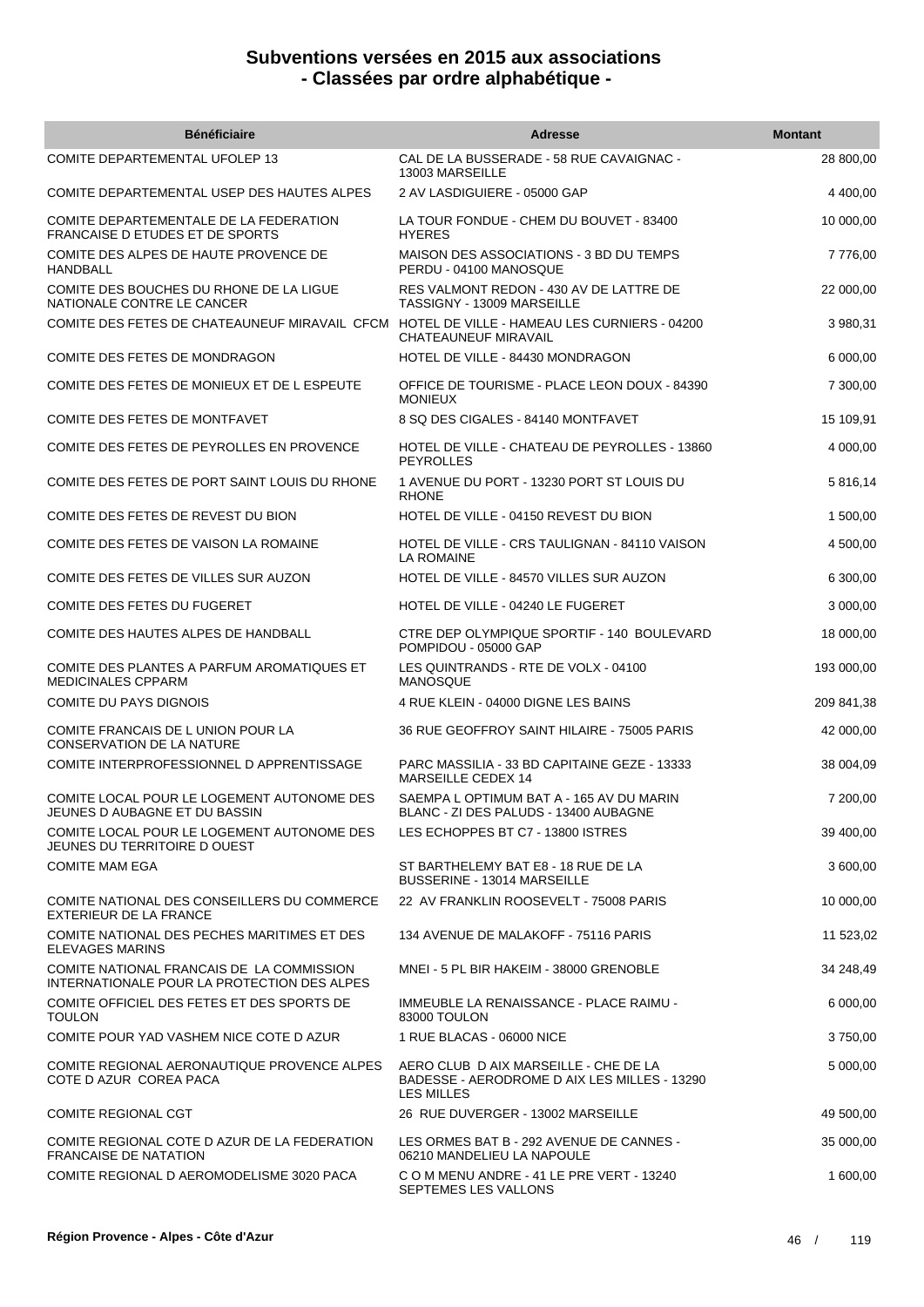# Subventions versées en 2015 aux associations
# - Classées par ordre alphabétique -

| Bénéficiaire | Adresse | Montant |
|---|---|---|
| COMITE DEPARTEMENTAL UFOLEP 13 | CAL DE LA BUSSERADE - 58 RUE CAVAIGNAC - 13003 MARSEILLE | 28 800,00 |
| COMITE DEPARTEMENTAL USEP DES HAUTES ALPES | 2 AV LASDIGUIERE - 05000 GAP | 4 400,00 |
| COMITE DEPARTEMENTALE DE LA FEDERATION FRANCAISE D ETUDES ET DE SPORTS | LA TOUR FONDUE - CHEM DU BOUVET - 83400 HYERES | 10 000,00 |
| COMITE DES ALPES DE HAUTE PROVENCE DE HANDBALL | MAISON DES ASSOCIATIONS - 3 BD DU TEMPS PERDU - 04100 MANOSQUE | 7 776,00 |
| COMITE DES BOUCHES DU RHONE DE LA LIGUE NATIONALE CONTRE LE CANCER | RES VALMONT REDON - 430 AV DE LATTRE DE TASSIGNY - 13009 MARSEILLE | 22 000,00 |
| COMITE DES FETES DE CHATEAUNEUF MIRAVAIL CFCM | HOTEL DE VILLE - HAMEAU LES CURNIERS - 04200 CHATEAUNEUF MIRAVAIL | 3 980,31 |
| COMITE DES FETES DE MONDRAGON | HOTEL DE VILLE - 84430 MONDRAGON | 6 000,00 |
| COMITE DES FETES DE MONIEUX ET DE L ESPEUTE | OFFICE DE TOURISME - PLACE LEON DOUX - 84390 MONIEUX | 7 300,00 |
| COMITE DES FETES DE MONTFAVET | 8 SQ DES CIGALES - 84140 MONTFAVET | 15 109,91 |
| COMITE DES FETES DE PEYROLLES EN PROVENCE | HOTEL DE VILLE - CHATEAU DE PEYROLLES - 13860 PEYROLLES | 4 000,00 |
| COMITE DES FETES DE PORT SAINT LOUIS DU RHONE | 1 AVENUE DU PORT - 13230 PORT ST LOUIS DU RHONE | 5 816,14 |
| COMITE DES FETES DE REVEST DU BION | HOTEL DE VILLE - 04150 REVEST DU BION | 1 500,00 |
| COMITE DES FETES DE VAISON LA ROMAINE | HOTEL DE VILLE - CRS TAULIGNAN - 84110 VAISON LA ROMAINE | 4 500,00 |
| COMITE DES FETES DE VILLES SUR AUZON | HOTEL DE VILLE - 84570 VILLES SUR AUZON | 6 300,00 |
| COMITE DES FETES DU FUGERET | HOTEL DE VILLE - 04240 LE FUGERET | 3 000,00 |
| COMITE DES HAUTES ALPES DE HANDBALL | CTRE DEP OLYMPIQUE SPORTIF - 140 BOULEVARD POMPIDOU - 05000 GAP | 18 000,00 |
| COMITE DES PLANTES A PARFUM AROMATIQUES ET MEDICINALES CPPARM | LES QUINTRANDS - RTE DE VOLX - 04100 MANOSQUE | 193 000,00 |
| COMITE DU PAYS DIGNOIS | 4 RUE KLEIN - 04000 DIGNE LES BAINS | 209 841,38 |
| COMITE FRANCAIS DE L UNION POUR LA CONSERVATION DE LA NATURE | 36 RUE GEOFFROY SAINT HILAIRE - 75005 PARIS | 42 000,00 |
| COMITE INTERPROFESSIONNEL D APPRENTISSAGE | PARC MASSILIA - 33 BD CAPITAINE GEZE - 13333 MARSEILLE CEDEX 14 | 38 004,09 |
| COMITE LOCAL POUR LE LOGEMENT AUTONOME DES JEUNES D AUBAGNE ET DU BASSIN | SAEMPA L OPTIMUM BAT A - 165 AV DU MARIN BLANC - ZI DES PALUDS - 13400 AUBAGNE | 7 200,00 |
| COMITE LOCAL POUR LE LOGEMENT AUTONOME DES JEUNES DU TERRITOIRE D OUEST | LES ECHOPPES BT C7 - 13800 ISTRES | 39 400,00 |
| COMITE MAM EGA | ST BARTHELEMY BAT E8 - 18 RUE DE LA BUSSERINE - 13014 MARSEILLE | 3 600,00 |
| COMITE NATIONAL DES CONSEILLERS DU COMMERCE EXTERIEUR DE LA FRANCE | 22 AV FRANKLIN ROOSEVELT - 75008 PARIS | 10 000,00 |
| COMITE NATIONAL DES PECHES MARITIMES ET DES ELEVAGES MARINS | 134 AVENUE DE MALAKOFF - 75116 PARIS | 11 523,02 |
| COMITE NATIONAL FRANCAIS DE LA COMMISSION INTERNATIONALE POUR LA PROTECTION DES ALPES | MNEI - 5 PL BIR HAKEIM - 38000 GRENOBLE | 34 248,49 |
| COMITE OFFICIEL DES FETES ET DES SPORTS DE TOULON | IMMEUBLE LA RENAISSANCE - PLACE RAIMU - 83000 TOULON | 6 000,00 |
| COMITE POUR YAD VASHEM NICE COTE D AZUR | 1 RUE BLACAS - 06000 NICE | 3 750,00 |
| COMITE REGIONAL AERONAUTIQUE PROVENCE ALPES COTE D AZUR COREA PACA | AERO CLUB D AIX MARSEILLE - CHE DE LA BADESSE - AERODROME D AIX LES MILLES - 13290 LES MILLES | 5 000,00 |
| COMITE REGIONAL CGT | 26 RUE DUVERGER - 13002 MARSEILLE | 49 500,00 |
| COMITE REGIONAL COTE D AZUR DE LA FEDERATION FRANCAISE DE NATATION | LES ORMES BAT B - 292 AVENUE DE CANNES - 06210 MANDELIEU LA NAPOULE | 35 000,00 |
| COMITE REGIONAL D AEROMODELISME 3020 PACA | C O M MENU ANDRE - 41 LE PRE VERT - 13240 SEPTEMES LES VALLONS | 1 600,00 |

**Région Provence - Alpes - Côte d'Azur**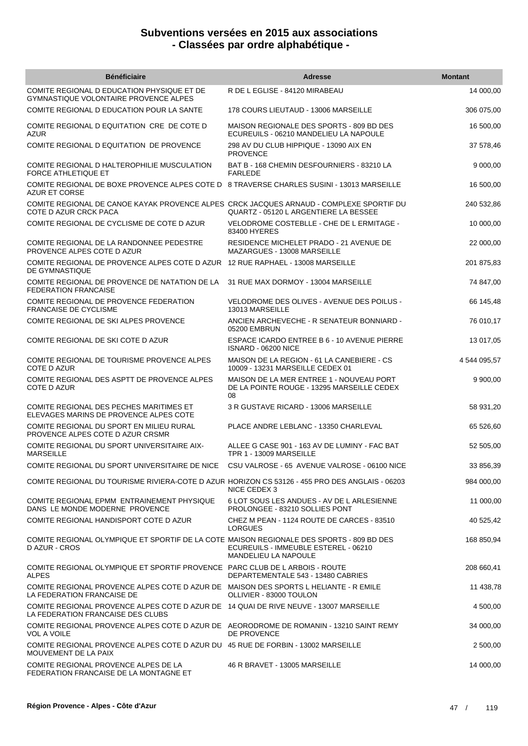# Subventions versées en 2015 aux associations - Classées par ordre alphabétique -

| Bénéficiaire | Adresse | Montant |
|---|---|---|
| COMITE REGIONAL D EDUCATION PHYSIQUE ET DE GYMNASTIQUE VOLONTAIRE PROVENCE ALPES | R DE L EGLISE - 84120 MIRABEAU | 14 000,00 |
| COMITE REGIONAL D EDUCATION POUR LA SANTE | 178 COURS LIEUTAUD - 13006 MARSEILLE | 306 075,00 |
| COMITE REGIONAL D EQUITATION CRE DE COTE D AZUR | MAISON REGIONALE DES SPORTS - 809 BD DES ECUREUILS - 06210 MANDELIEU LA NAPOULE | 16 500,00 |
| COMITE REGIONAL D EQUITATION DE PROVENCE | 298 AV DU CLUB HIPPIQUE - 13090 AIX EN PROVENCE | 37 578,46 |
| COMITE REGIONAL D HALTEROPHILIE MUSCULATION FORCE ATHLETIQUE ET | BAT B - 168 CHEMIN DESFOURNIERS - 83210 LA FARLEDE | 9 000,00 |
| COMITE REGIONAL DE BOXE PROVENCE ALPES COTE D AZUR ET CORSE | 8 TRAVERSE CHARLES SUSINI - 13013 MARSEILLE | 16 500,00 |
| COMITE REGIONAL DE CANOE KAYAK PROVENCE ALPES COTE D AZUR CRCK PACA | CRCK JACQUES ARNAUD - COMPLEXE SPORTIF DU QUARTZ - 05120 L ARGENTIERE LA BESSEE | 240 532,86 |
| COMITE REGIONAL DE CYCLISME DE COTE D AZUR | VELODROME COSTEBLLE - CHE DE L ERMITAGE - 83400 HYERES | 10 000,00 |
| COMITE REGIONAL DE LA RANDONNEE PEDESTRE PROVENCE ALPES COTE D AZUR | RESIDENCE MICHELET PRADO - 21 AVENUE DE MAZARGUES - 13008 MARSEILLE | 22 000,00 |
| COMITE REGIONAL DE PROVENCE ALPES COTE D AZUR DE GYMNASTIQUE | 12 RUE RAPHAEL - 13008 MARSEILLE | 201 875,83 |
| COMITE REGIONAL DE PROVENCE DE NATATION DE LA FEDERATION FRANCAISE | 31 RUE MAX DORMOY - 13004 MARSEILLE | 74 847,00 |
| COMITE REGIONAL DE PROVENCE FEDERATION FRANCAISE DE CYCLISME | VELODROME DES OLIVES - AVENUE DES POILUS - 13013 MARSEILLE | 66 145,48 |
| COMITE REGIONAL DE SKI ALPES PROVENCE | ANCIEN ARCHEVECHE - R SENATEUR BONNIARD - 05200 EMBRUN | 76 010,17 |
| COMITE REGIONAL DE SKI COTE D AZUR | ESPACE ICARDO ENTREE B 6 - 10 AVENUE PIERRE ISNARD - 06200 NICE | 13 017,05 |
| COMITE REGIONAL DE TOURISME PROVENCE ALPES COTE D AZUR | MAISON DE LA REGION - 61 LA CANEBIERE - CS 10009 - 13231 MARSEILLE CEDEX 01 | 4 544 095,57 |
| COMITE REGIONAL DES ASPTT DE PROVENCE ALPES COTE D AZUR | MAISON DE LA MER ENTREE 1 - NOUVEAU PORT DE LA POINTE ROUGE - 13295 MARSEILLE CEDEX 08 | 9 900,00 |
| COMITE REGIONAL DES PECHES MARITIMES ET ELEVAGES MARINS DE PROVENCE ALPES COTE | 3 R GUSTAVE RICARD - 13006 MARSEILLE | 58 931,20 |
| COMITE REGIONAL DU SPORT EN MILIEU RURAL PROVENCE ALPES COTE D AZUR CRSMR | PLACE ANDRE LEBLANC - 13350 CHARLEVAL | 65 526,60 |
| COMITE REGIONAL DU SPORT UNIVERSITAIRE AIX-MARSEILLE | ALLEE G CASE 901 - 163 AV DE LUMINY - FAC BAT TPR 1 - 13009 MARSEILLE | 52 505,00 |
| COMITE REGIONAL DU SPORT UNIVERSITAIRE DE NICE | CSU VALROSE - 65 AVENUE VALROSE - 06100 NICE | 33 856,39 |
| COMITE REGIONAL DU TOURISME RIVIERA-COTE D AZUR | HORIZON CS 53126 - 455 PRO DES ANGLAIS - 06203 NICE CEDEX 3 | 984 000,00 |
| COMITE REGIONAL EPMM ENTRAINEMENT PHYSIQUE DANS LE MONDE MODERNE PROVENCE | 6 LOT SOUS LES ANDUES - AV DE L ARLESIENNE PROLONGEE - 83210 SOLLIES PONT | 11 000,00 |
| COMITE REGIONAL HANDISPORT COTE D AZUR | CHEZ M PEAN - 1124 ROUTE DE CARCES - 83510 LORGUES | 40 525,42 |
| COMITE REGIONAL OLYMPIQUE ET SPORTIF DE LA COTE D AZUR - CROS | MAISON REGIONALE DES SPORTS - 809 BD DES ECUREUILS - IMMEUBLE ESTEREL - 06210 MANDELIEU LA NAPOULE | 168 850,94 |
| COMITE REGIONAL OLYMPIQUE ET SPORTIF PROVENCE ALPES | PARC CLUB DE L ARBOIS - ROUTE DEPARTEMENTALE 543 - 13480 CABRIES | 208 660,41 |
| COMITE REGIONAL PROVENCE ALPES COTE D AZUR DE LA FEDERATION FRANCAISE DE | MAISON DES SPORTS L HELIANTE - R EMILE OLLIVIER - 83000 TOULON | 11 438,78 |
| COMITE REGIONAL PROVENCE ALPES COTE D AZUR DE LA FEDERATION FRANCAISE DES CLUBS | 14 QUAI DE RIVE NEUVE - 13007 MARSEILLE | 4 500,00 |
| COMITE REGIONAL PROVENCE ALPES COTE D AZUR DE VOL A VOILE | AERODROME DE ROMANIN - 13210 SAINT REMY DE PROVENCE | 34 000,00 |
| COMITE REGIONAL PROVENCE ALPES COTE D AZUR DU MOUVEMENT DE LA PAIX | 45 RUE DE FORBIN - 13002 MARSEILLE | 2 500,00 |
| COMITE REGIONAL PROVENCE ALPES DE LA FEDERATION FRANCAISE DE LA MONTAGNE ET | 46 R BRAVET - 13005 MARSEILLE | 14 000,00 |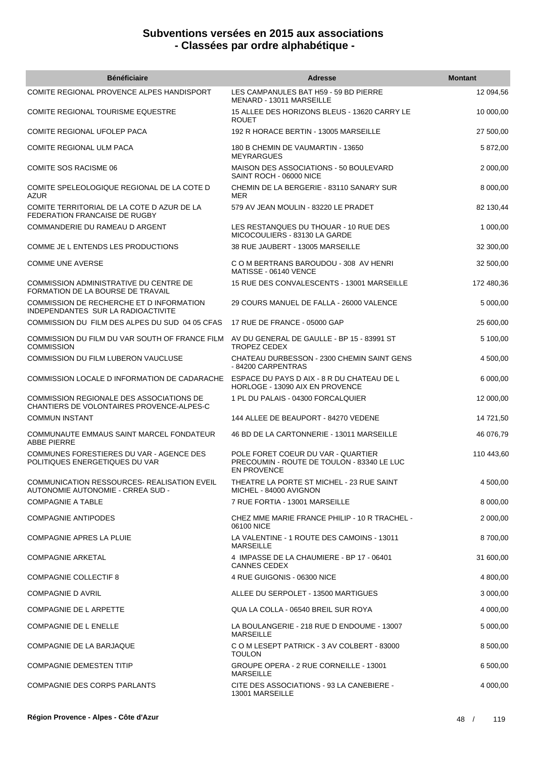# Subventions versées en 2015 aux associations
# - Classées par ordre alphabétique -

| Bénéficiaire | Adresse | Montant |
|---|---|---|
| COMITE REGIONAL PROVENCE ALPES HANDISPORT | LES CAMPANULES BAT H59 - 59 BD PIERRE MENARD - 13011 MARSEILLE | 12 094,56 |
| COMITE REGIONAL TOURISME EQUESTRE | 15 ALLEE DES HORIZONS BLEUS - 13620 CARRY LE ROUET | 10 000,00 |
| COMITE REGIONAL UFOLEP PACA | 192 R HORACE BERTIN - 13005 MARSEILLE | 27 500,00 |
| COMITE REGIONAL ULM PACA | 180 B CHEMIN DE VAUMARTIN - 13650 MEYRARGUES | 5 872,00 |
| COMITE SOS RACISME 06 | MAISON DES ASSOCIATIONS - 50 BOULEVARD SAINT ROCH - 06000 NICE | 2 000,00 |
| COMITE SPELEOLOGIQUE REGIONAL DE LA COTE D AZUR | CHEMIN DE LA BERGERIE - 83110 SANARY SUR MER | 8 000,00 |
| COMITE TERRITORIAL DE LA COTE D AZUR DE LA FEDERATION FRANCAISE DE RUGBY | 579 AV JEAN MOULIN - 83220 LE PRADET | 82 130,44 |
| COMMANDERIE DU RAMEAU D ARGENT | LES RESTANQUES DU THOUAR - 10 RUE DES MICOCOULIERS - 83130 LA GARDE | 1 000,00 |
| COMME JE L ENTENDS LES PRODUCTIONS | 38 RUE JAUBERT - 13005 MARSEILLE | 32 300,00 |
| COMME UNE AVERSE | C O M BERTRANS BAROUDOU - 308 AV HENRI MATISSE - 06140 VENCE | 32 500,00 |
| COMMISSION ADMINISTRATIVE DU CENTRE DE FORMATION DE LA BOURSE DE TRAVAIL | 15 RUE DES CONVALESCENTS - 13001 MARSEILLE | 172 480,36 |
| COMMISSION DE RECHERCHE ET D INFORMATION INDEPENDANTES SUR LA RADIOACTIVITE | 29 COURS MANUEL DE FALLA - 26000 VALENCE | 5 000,00 |
| COMMISSION DU FILM DES ALPES DU SUD 04 05 CFAS | 17 RUE DE FRANCE - 05000 GAP | 25 600,00 |
| COMMISSION DU FILM DU VAR SOUTH OF FRANCE FILM COMMISSION | AV DU GENERAL DE GAULLE - BP 15 - 83991 ST TROPEZ CEDEX | 5 100,00 |
| COMMISSION DU FILM LUBERON VAUCLUSE | CHATEAU DURBESSON - 2300 CHEMIN SAINT GENS - 84200 CARPENTRAS | 4 500,00 |
| COMMISSION LOCALE D INFORMATION DE CADARACHE | ESPACE DU PAYS D AIX - 8 R DU CHATEAU DE L HORLOGE - 13090 AIX EN PROVENCE | 6 000,00 |
| COMMISSION REGIONALE DES ASSOCIATIONS DE CHANTIERS DE VOLONTAIRES PROVENCE-ALPES-C | 1 PL DU PALAIS - 04300 FORCALQUIER | 12 000,00 |
| COMMUN INSTANT | 144 ALLEE DE BEAUPORT - 84270 VEDENE | 14 721,50 |
| COMMUNAUTE EMMAUS SAINT MARCEL FONDATEUR ABBE PIERRE | 46 BD DE LA CARTONNERIE - 13011 MARSEILLE | 46 076,79 |
| COMMUNES FORESTIERES DU VAR - AGENCE DES POLITIQUES ENERGETIQUES DU VAR | POLE FORET COEUR DU VAR - QUARTIER PRECOUMIN - ROUTE DE TOULON - 83340 LE LUC EN PROVENCE | 110 443,60 |
| COMMUNICATION RESSOURCES- REALISATION EVEIL AUTONOMIE AUTONOMIE - CRREA SUD - | THEATRE LA PORTE ST MICHEL - 23 RUE SAINT MICHEL - 84000 AVIGNON | 4 500,00 |
| COMPAGNIE A TABLE | 7 RUE FORTIA - 13001 MARSEILLE | 8 000,00 |
| COMPAGNIE ANTIPODES | CHEZ MME MARIE FRANCE PHILIP - 10 R TRACHEL - 06100 NICE | 2 000,00 |
| COMPAGNIE APRES LA PLUIE | LA VALENTINE - 1 ROUTE DES CAMOINS - 13011 MARSEILLE | 8 700,00 |
| COMPAGNIE ARKETAL | 4 IMPASSE DE LA CHAUMIERE - BP 17 - 06401 CANNES CEDEX | 31 600,00 |
| COMPAGNIE COLLECTIF 8 | 4 RUE GUIGONIS - 06300 NICE | 4 800,00 |
| COMPAGNIE D AVRIL | ALLEE DU SERPOLET - 13500 MARTIGUES | 3 000,00 |
| COMPAGNIE DE L ARPETTE | QUA LA COLLA - 06540 BREIL SUR ROYA | 4 000,00 |
| COMPAGNIE DE L ENELLE | LA BOULANGERIE - 218 RUE D ENDOUME - 13007 MARSEILLE | 5 000,00 |
| COMPAGNIE DE LA BARJAQUE | C O M LESEPT PATRICK - 3 AV COLBERT - 83000 TOULON | 8 500,00 |
| COMPAGNIE DEMESTEN TITIP | GROUPE OPERA - 2 RUE CORNEILLE - 13001 MARSEILLE | 6 500,00 |
| COMPAGNIE DES CORPS PARLANTS | CITE DES ASSOCIATIONS - 93 LA CANEBIERE - 13001 MARSEILLE | 4 000,00 |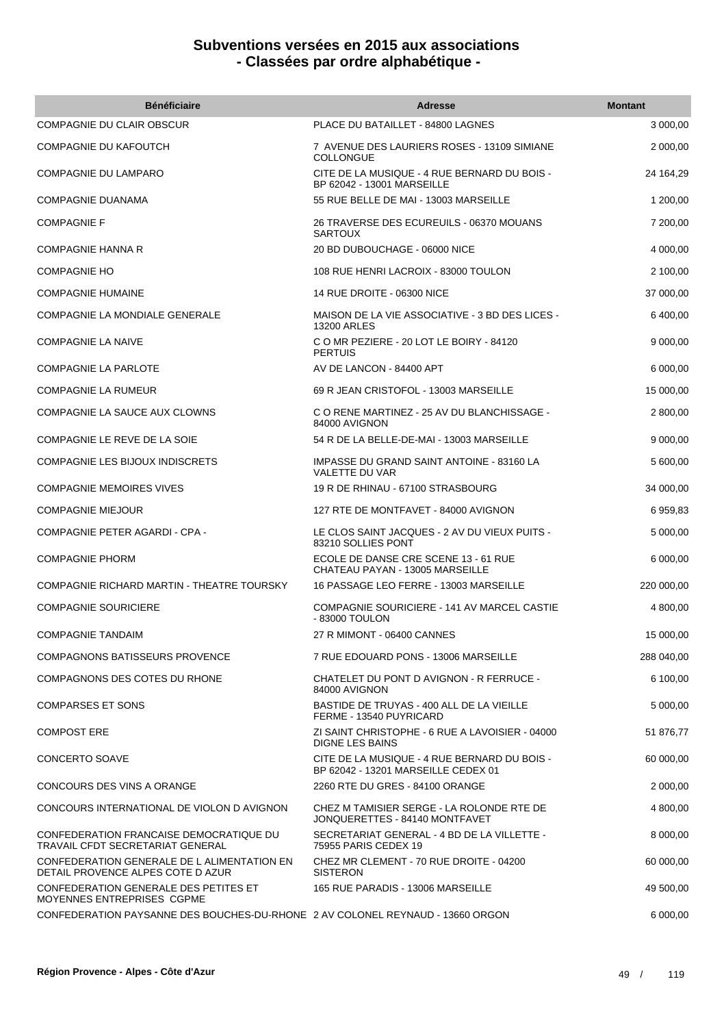# Subventions versées en 2015 aux associations
## - Classées par ordre alphabétique -

| Bénéficiaire | Adresse | Montant |
|---|---|---|
| COMPAGNIE DU CLAIR OBSCUR | PLACE DU BATAILLET - 84800 LAGNES | 3 000,00 |
| COMPAGNIE DU KAFOUTCH | 7 AVENUE DES LAURIERS ROSES - 13109 SIMIANE COLLONGUE | 2 000,00 |
| COMPAGNIE DU LAMPARO | CITE DE LA MUSIQUE - 4 RUE BERNARD DU BOIS - BP 62042 - 13001 MARSEILLE | 24 164,29 |
| COMPAGNIE DUANAMA | 55 RUE BELLE DE MAI - 13003 MARSEILLE | 1 200,00 |
| COMPAGNIE F | 26 TRAVERSE DES ECUREUILS - 06370 MOUANS SARTOUX | 7 200,00 |
| COMPAGNIE HANNA R | 20 BD DUBOUCHAGE - 06000 NICE | 4 000,00 |
| COMPAGNIE HO | 108 RUE HENRI LACROIX - 83000 TOULON | 2 100,00 |
| COMPAGNIE HUMAINE | 14 RUE DROITE - 06300 NICE | 37 000,00 |
| COMPAGNIE LA MONDIALE GENERALE | MAISON DE LA VIE ASSOCIATIVE - 3 BD DES LICES - 13200 ARLES | 6 400,00 |
| COMPAGNIE LA NAIVE | C O MR PEZIERE - 20 LOT LE BOIRY - 84120 PERTUIS | 9 000,00 |
| COMPAGNIE LA PARLOTE | AV DE LANCON - 84400 APT | 6 000,00 |
| COMPAGNIE LA RUMEUR | 69 R JEAN CRISTOFOL - 13003 MARSEILLE | 15 000,00 |
| COMPAGNIE LA SAUCE AUX CLOWNS | C O RENE MARTINEZ - 25 AV DU BLANCHISSAGE - 84000 AVIGNON | 2 800,00 |
| COMPAGNIE LE REVE DE LA SOIE | 54 R DE LA BELLE-DE-MAI - 13003 MARSEILLE | 9 000,00 |
| COMPAGNIE LES BIJOUX INDISCRETS | IMPASSE DU GRAND SAINT ANTOINE - 83160 LA VALETTE DU VAR | 5 600,00 |
| COMPAGNIE MEMOIRES VIVES | 19 R DE RHINAU - 67100 STRASBOURG | 34 000,00 |
| COMPAGNIE MIEJOUR | 127 RTE DE MONTFAVET - 84000 AVIGNON | 6 959,83 |
| COMPAGNIE PETER AGARDI - CPA - | LE CLOS SAINT JACQUES - 2 AV DU VIEUX PUITS - 83210 SOLLIES PONT | 5 000,00 |
| COMPAGNIE PHORM | ECOLE DE DANSE CRE SCENE 13 - 61 RUE CHATEAU PAYAN - 13005 MARSEILLE | 6 000,00 |
| COMPAGNIE RICHARD MARTIN - THEATRE TOURSKY | 16 PASSAGE LEO FERRE - 13003 MARSEILLE | 220 000,00 |
| COMPAGNIE SOURICIERE | COMPAGNIE SOURICIERE - 141 AV MARCEL CASTIE - 83000 TOULON | 4 800,00 |
| COMPAGNIE TANDAIM | 27 R MIMONT - 06400 CANNES | 15 000,00 |
| COMPAGNONS BATISSEURS PROVENCE | 7 RUE EDOUARD PONS - 13006 MARSEILLE | 288 040,00 |
| COMPAGNONS DES COTES DU RHONE | CHATELET DU PONT D AVIGNON - R FERRUCE - 84000 AVIGNON | 6 100,00 |
| COMPARSES ET SONS | BASTIDE DE TRUYAS - 400 ALL DE LA VIEILLE FERME - 13540 PUYRICARD | 5 000,00 |
| COMPOST ERE | ZI SAINT CHRISTOPHE - 6 RUE A LAVOISIER - 04000 DIGNE LES BAINS | 51 876,77 |
| CONCERTO SOAVE | CITE DE LA MUSIQUE - 4 RUE BERNARD DU BOIS - BP 62042 - 13201 MARSEILLE CEDEX 01 | 60 000,00 |
| CONCOURS DES VINS A ORANGE | 2260 RTE DU GRES - 84100 ORANGE | 2 000,00 |
| CONCOURS INTERNATIONAL DE VIOLON D AVIGNON | CHEZ M TAMISIER SERGE - LA ROLONDE RTE DE JONQUERETTES - 84140 MONTFAVET | 4 800,00 |
| CONFEDERATION FRANCAISE DEMOCRATIQUE DU TRAVAIL CFDT SECRETARIAT GENERAL | SECRETARIAT GENERAL - 4 BD DE LA VILLETTE - 75955 PARIS CEDEX 19 | 8 000,00 |
| CONFEDERATION GENERALE DE L ALIMENTATION EN DETAIL PROVENCE ALPES COTE D AZUR | CHEZ MR CLEMENT - 70 RUE DROITE - 04200 SISTERON | 60 000,00 |
| CONFEDERATION GENERALE DES PETITES ET MOYENNES ENTREPRISES CGPME | 165 RUE PARADIS - 13006 MARSEILLE | 49 500,00 |
| CONFEDERATION PAYSANNE DES BOUCHES-DU-RHONE | 2 AV COLONEL REYNAUD - 13660 ORGON | 6 000,00 |

Région Provence - Alpes - Côte d'Azur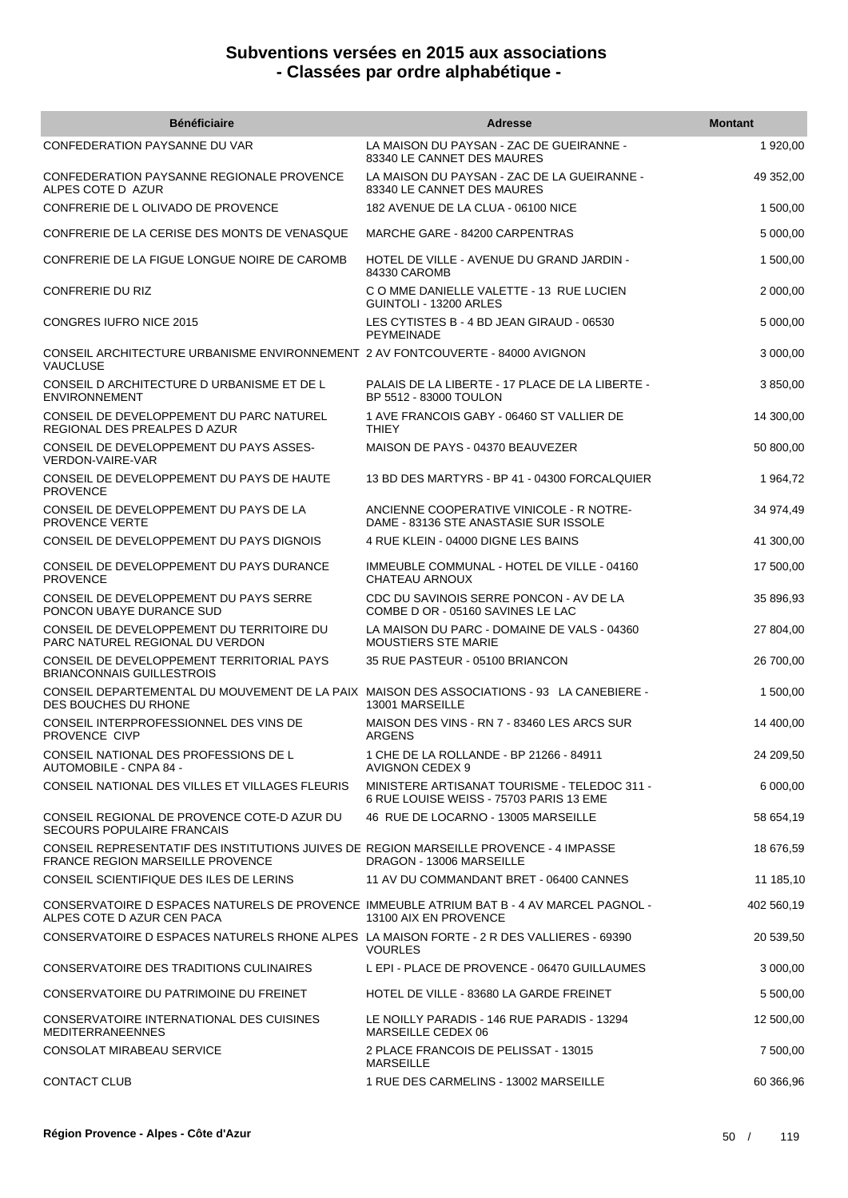# Subventions versées en 2015 aux associations
# - Classées par ordre alphabétique -

| Bénéficiaire | Adresse | Montant |
|---|---|---|
| CONFEDERATION PAYSANNE DU VAR | LA MAISON DU PAYSAN - ZAC DE GUEIRANNE - 83340 LE CANNET DES MAURES | 1 920,00 |
| CONFEDERATION PAYSANNE REGIONALE PROVENCE ALPES COTE D AZUR | LA MAISON DU PAYSAN - ZAC DE LA GUEIRANNE - 83340 LE CANNET DES MAURES | 49 352,00 |
| CONFRERIE DE L OLIVADO DE PROVENCE | 182 AVENUE DE LA CLUA - 06100 NICE | 1 500,00 |
| CONFRERIE DE LA CERISE DES MONTS DE VENASQUE | MARCHE GARE - 84200 CARPENTRAS | 5 000,00 |
| CONFRERIE DE LA FIGUE LONGUE NOIRE DE CAROMB | HOTEL DE VILLE - AVENUE DU GRAND JARDIN - 84330 CAROMB | 1 500,00 |
| CONFRERIE DU RIZ | C O MME DANIELLE VALETTE - 13 RUE LUCIEN GUINTOLI - 13200 ARLES | 2 000,00 |
| CONGRES IUFRO NICE 2015 | LES CYTISTES B - 4 BD JEAN GIRAUD - 06530 PEYMEINADE | 5 000,00 |
| CONSEIL ARCHITECTURE URBANISME ENVIRONNEMENT VAUCLUSE | 2 AV FONTCOUVERTE - 84000 AVIGNON | 3 000,00 |
| CONSEIL D ARCHITECTURE D URBANISME ET DE L ENVIRONNEMENT | PALAIS DE LA LIBERTE - 17 PLACE DE LA LIBERTE - BP 5512 - 83000 TOULON | 3 850,00 |
| CONSEIL DE DEVELOPPEMENT DU PARC NATUREL REGIONAL DES PREALPES D AZUR | 1 AVE FRANCOIS GABY - 06460 ST VALLIER DE THIEY | 14 300,00 |
| CONSEIL DE DEVELOPPEMENT DU PAYS ASSES-VERDON-VAIRE-VAR | MAISON DE PAYS - 04370 BEAUVEZER | 50 800,00 |
| CONSEIL DE DEVELOPPEMENT DU PAYS DE HAUTE PROVENCE | 13 BD DES MARTYRS - BP 41 - 04300 FORCALQUIER | 1 964,72 |
| CONSEIL DE DEVELOPPEMENT DU PAYS DE LA PROVENCE VERTE | ANCIENNE COOPERATIVE VINICOLE - R NOTRE-DAME - 83136 STE ANASTASIE SUR ISSOLE | 34 974,49 |
| CONSEIL DE DEVELOPPEMENT DU PAYS DIGNOIS | 4 RUE KLEIN - 04000 DIGNE LES BAINS | 41 300,00 |
| CONSEIL DE DEVELOPPEMENT DU PAYS DURANCE PROVENCE | IMMEUBLE COMMUNAL - HOTEL DE VILLE - 04160 CHATEAU ARNOUX | 17 500,00 |
| CONSEIL DE DEVELOPPEMENT DU PAYS SERRE PONCON UBAYE DURANCE SUD | CDC DU SAVINOIS SERRE PONCON - AV DE LA COMBE D OR - 05160 SAVINES LE LAC | 35 896,93 |
| CONSEIL DE DEVELOPPEMENT DU TERRITOIRE DU PARC NATUREL REGIONAL DU VERDON | LA MAISON DU PARC - DOMAINE DE VALS - 04360 MOUSTIERS STE MARIE | 27 804,00 |
| CONSEIL DE DEVELOPPEMENT TERRITORIAL PAYS BRIANCONNAIS GUILLESTROIS | 35 RUE PASTEUR - 05100 BRIANCON | 26 700,00 |
| CONSEIL DEPARTEMENTAL DU MOUVEMENT DE LA PAIX DES BOUCHES DU RHONE | MAISON DES ASSOCIATIONS - 93 LA CANEBIERE - 13001 MARSEILLE | 1 500,00 |
| CONSEIL INTERPROFESSIONNEL DES VINS DE PROVENCE CIVP | MAISON DES VINS - RN 7 - 83460 LES ARCS SUR ARGENS | 14 400,00 |
| CONSEIL NATIONAL DES PROFESSIONS DE L AUTOMOBILE - CNPA 84 - | 1 CHE DE LA ROLLANDE - BP 21266 - 84911 AVIGNON CEDEX 9 | 24 209,50 |
| CONSEIL NATIONAL DES VILLES ET VILLAGES FLEURIS | MINISTERE ARTISANAT TOURISME - TELEDOC 311 - 6 RUE LOUISE WEISS - 75703 PARIS 13 EME | 6 000,00 |
| CONSEIL REGIONAL DE PROVENCE COTE-D AZUR DU SECOURS POPULAIRE FRANCAIS | 46 RUE DE LOCARNO - 13005 MARSEILLE | 58 654,19 |
| CONSEIL REPRESENTATIF DES INSTITUTIONS JUIVES DE FRANCE REGION MARSEILLE PROVENCE | REGION MARSEILLE PROVENCE - 4 IMPASSE DRAGON - 13006 MARSEILLE | 18 676,59 |
| CONSEIL SCIENTIFIQUE DES ILES DE LERINS | 11 AV DU COMMANDANT BRET - 06400 CANNES | 11 185,10 |
| CONSERVATOIRE D ESPACES NATURELS DE PROVENCE ALPES COTE D AZUR CEN PACA | IMMEUBLE ATRIUM BAT B - 4 AV MARCEL PAGNOL - 13100 AIX EN PROVENCE | 402 560,19 |
| CONSERVATOIRE D ESPACES NATURELS RHONE ALPES | LA MAISON FORTE - 2 R DES VALLIERES - 69390 VOURLES | 20 539,50 |
| CONSERVATOIRE DES TRADITIONS CULINAIRES | L EPI - PLACE DE PROVENCE - 06470 GUILLAUMES | 3 000,00 |
| CONSERVATOIRE DU PATRIMOINE DU FREINET | HOTEL DE VILLE - 83680 LA GARDE FREINET | 5 500,00 |
| CONSERVATOIRE INTERNATIONAL DES CUISINES MEDITERRANEENNES | LE NOILLY PARADIS - 146 RUE PARADIS - 13294 MARSEILLE CEDEX 06 | 12 500,00 |
| CONSOLAT MIRABEAU SERVICE | 2 PLACE FRANCOIS DE PELISSAT - 13015 MARSEILLE | 7 500,00 |
| CONTACT CLUB | 1 RUE DES CARMELINS - 13002 MARSEILLE | 60 366,96 |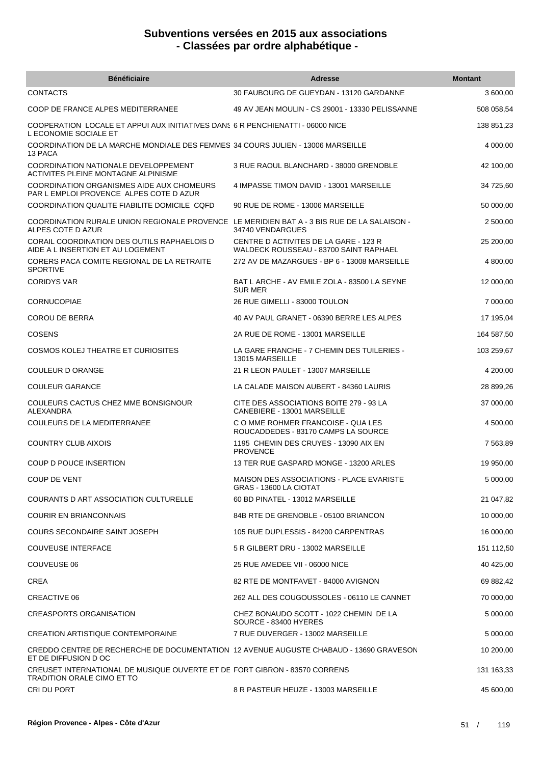# Subventions versées en 2015 aux associations
# - Classées par ordre alphabétique -

| Bénéficiaire | Adresse | Montant |
|---|---|---|
| CONTACTS | 30 FAUBOURG DE GUEYDAN - 13120 GARDANNE | 3 600,00 |
| COOP DE FRANCE ALPES MEDITERRANEE | 49 AV JEAN MOULIN - CS 29001 - 13330 PELISSANNE | 508 058,54 |
| COOPERATION LOCALE ET APPUI AUX INITIATIVES DANS L ECONOMIE SOCIALE ET | 6 R PENCHIENATTI - 06000 NICE | 138 851,23 |
| COORDINATION DE LA MARCHE MONDIALE DES FEMMES 13 PACA | 34 COURS JULIEN - 13006 MARSEILLE | 4 000,00 |
| COORDINATION NATIONALE DEVELOPPEMENT ACTIVITES PLEINE MONTAGNE ALPINISME | 3 RUE RAOUL BLANCHARD - 38000 GRENOBLE | 42 100,00 |
| COORDINATION ORGANISMES AIDE AUX CHOMEURS PAR L EMPLOI PROVENCE ALPES COTE D AZUR | 4 IMPASSE TIMON DAVID - 13001 MARSEILLE | 34 725,60 |
| COORDINATION QUALITE FIABILITE DOMICILE CQFD | 90 RUE DE ROME - 13006 MARSEILLE | 50 000,00 |
| COORDINATION RURALE UNION REGIONALE PROVENCE ALPES COTE D AZUR | LE MERIDIEN BAT A - 3 BIS RUE DE LA SALAISON - 34740 VENDARGUES | 2 500,00 |
| CORAIL COORDINATION DES OUTILS RAPHAELOIS D AIDE A L INSERTION ET AU LOGEMENT | CENTRE D ACTIVITES DE LA GARE - 123 R WALDECK ROUSSEAU - 83700 SAINT RAPHAEL | 25 200,00 |
| CORERS PACA COMITE REGIONAL DE LA RETRAITE SPORTIVE | 272 AV DE MAZARGUES - BP 6 - 13008 MARSEILLE | 4 800,00 |
| CORIDYS VAR | BAT L ARCHE - AV EMILE ZOLA - 83500 LA SEYNE SUR MER | 12 000,00 |
| CORNUCOPIAE | 26 RUE GIMELLI - 83000 TOULON | 7 000,00 |
| COROU DE BERRA | 40 AV PAUL GRANET - 06390 BERRE LES ALPES | 17 195,04 |
| COSENS | 2A RUE DE ROME - 13001 MARSEILLE | 164 587,50 |
| COSMOS KOLEJ THEATRE ET CURIOSITES | LA GARE FRANCHE - 7 CHEMIN DES TUILERIES - 13015 MARSEILLE | 103 259,67 |
| COULEUR D ORANGE | 21 R LEON PAULET - 13007 MARSEILLE | 4 200,00 |
| COULEUR GARANCE | LA CALADE MAISON AUBERT - 84360 LAURIS | 28 899,26 |
| COULEURS CACTUS CHEZ MME BONSIGNOUR ALEXANDRA | CITE DES ASSOCIATIONS BOITE 279 - 93 LA CANEBIERE - 13001 MARSEILLE | 37 000,00 |
| COULEURS DE LA MEDITERRANEE | C O MME ROHMER FRANCOISE - QUA LES ROUCADDEDES - 83170 CAMPS LA SOURCE | 4 500,00 |
| COUNTRY CLUB AIXOIS | 1195 CHEMIN DES CRUYES - 13090 AIX EN PROVENCE | 7 563,89 |
| COUP D POUCE INSERTION | 13 TER RUE GASPARD MONGE - 13200 ARLES | 19 950,00 |
| COUP DE VENT | MAISON DES ASSOCIATIONS - PLACE EVARISTE GRAS - 13600 LA CIOTAT | 5 000,00 |
| COURANTS D ART ASSOCIATION CULTURELLE | 60 BD PINATEL - 13012 MARSEILLE | 21 047,82 |
| COURIR EN BRIANCONNAIS | 84B RTE DE GRENOBLE - 05100 BRIANCON | 10 000,00 |
| COURS SECONDAIRE SAINT JOSEPH | 105 RUE DUPLESSIS - 84200 CARPENTRAS | 16 000,00 |
| COUVEUSE INTERFACE | 5 R GILBERT DRU - 13002 MARSEILLE | 151 112,50 |
| COUVEUSE 06 | 25 RUE AMEDEE VII - 06000 NICE | 40 425,00 |
| CREA | 82 RTE DE MONTFAVET - 84000 AVIGNON | 69 882,42 |
| CREACTIVE 06 | 262 ALL DES COUGOUSSOLES - 06110 LE CANNET | 70 000,00 |
| CREASPORTS ORGANISATION | CHEZ BONAUDO SCOTT - 1022 CHEMIN DE LA SOURCE - 83400 HYERES | 5 000,00 |
| CREATION ARTISTIQUE CONTEMPORAINE | 7 RUE DUVERGER - 13002 MARSEILLE | 5 000,00 |
| CREDDO CENTRE DE RECHERCHE DE DOCUMENTATION ET DE DIFFUSION D OC | 12 AVENUE AUGUSTE CHABAUD - 13690 GRAVESON | 10 200,00 |
| CREUSET INTERNATIONAL DE MUSIQUE OUVERTE ET DE TRADITION ORALE CIMO ET TO | FORT GIBRON - 83570 CORRENS | 131 163,33 |
| CRI DU PORT | 8 R PASTEUR HEUZE - 13003 MARSEILLE | 45 600,00 |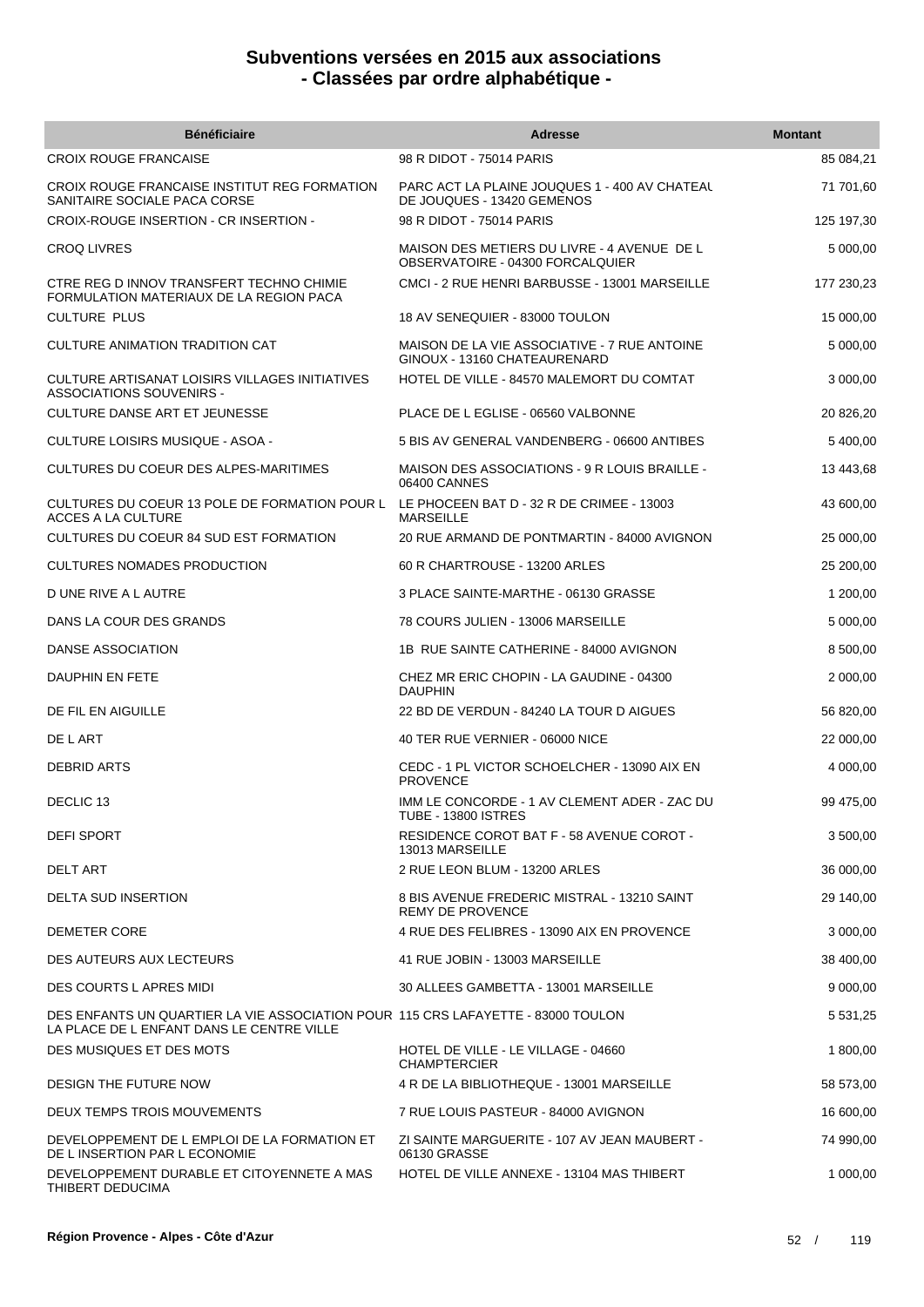# Subventions versées en 2015 aux associations
## - Classées par ordre alphabétique -

| Bénéficiaire | Adresse | Montant |
|---|---|---|
| CROIX ROUGE FRANCAISE | 98 R DIDOT - 75014 PARIS | 85 084,21 |
| CROIX ROUGE FRANCAISE INSTITUT REG FORMATION SANITAIRE SOCIALE PACA CORSE | PARC ACT LA PLAINE JOUQUES 1 - 400 AV CHATEAU DE JOUQUES - 13420 GEMENOS | 71 701,60 |
| CROIX-ROUGE INSERTION - CR INSERTION - | 98 R DIDOT - 75014 PARIS | 125 197,30 |
| CROQ LIVRES | MAISON DES METIERS DU LIVRE - 4 AVENUE DE L OBSERVATOIRE - 04300 FORCALQUIER | 5 000,00 |
| CTRE REG D INNOV TRANSFERT TECHNO CHIMIE FORMULATION MATERIAUX DE LA REGION PACA | CMCI - 2 RUE HENRI BARBUSSE - 13001 MARSEILLE | 177 230,23 |
| CULTURE PLUS | 18 AV SENEQUIER - 83000 TOULON | 15 000,00 |
| CULTURE ANIMATION TRADITION CAT | MAISON DE LA VIE ASSOCIATIVE - 7 RUE ANTOINE GINOUX - 13160 CHATEAURENARD | 5 000,00 |
| CULTURE ARTISANAT LOISIRS VILLAGES INITIATIVES ASSOCIATIONS SOUVENIRS - | HOTEL DE VILLE - 84570 MALEMORT DU COMTAT | 3 000,00 |
| CULTURE DANSE ART ET JEUNESSE | PLACE DE L EGLISE - 06560 VALBONNE | 20 826,20 |
| CULTURE LOISIRS MUSIQUE - ASOA - | 5 BIS AV GENERAL VANDENBERG - 06600 ANTIBES | 5 400,00 |
| CULTURES DU COEUR DES ALPES-MARITIMES | MAISON DES ASSOCIATIONS - 9 R LOUIS BRAILLE - 06400 CANNES | 13 443,68 |
| CULTURES DU COEUR 13 POLE DE FORMATION POUR L ACCES A LA CULTURE | LE PHOCEEN BAT D - 32 R DE CRIMEE - 13003 MARSEILLE | 43 600,00 |
| CULTURES DU COEUR 84 SUD EST FORMATION | 20 RUE ARMAND DE PONTMARTIN - 84000 AVIGNON | 25 000,00 |
| CULTURES NOMADES PRODUCTION | 60 R CHARTROUSE - 13200 ARLES | 25 200,00 |
| D UNE RIVE A L AUTRE | 3 PLACE SAINTE-MARTHE - 06130 GRASSE | 1 200,00 |
| DANS LA COUR DES GRANDS | 78 COURS JULIEN - 13006 MARSEILLE | 5 000,00 |
| DANSE ASSOCIATION | 1B RUE SAINTE CATHERINE - 84000 AVIGNON | 8 500,00 |
| DAUPHIN EN FETE | CHEZ MR ERIC CHOPIN - LA GAUDINE - 04300 DAUPHIN | 2 000,00 |
| DE FIL EN AIGUILLE | 22 BD DE VERDUN - 84240 LA TOUR D AIGUES | 56 820,00 |
| DE L ART | 40 TER RUE VERNIER - 06000 NICE | 22 000,00 |
| DEBRID ARTS | CEDC - 1 PL VICTOR SCHOELCHER - 13090 AIX EN PROVENCE | 4 000,00 |
| DECLIC 13 | IMM LE CONCORDE - 1 AV CLEMENT ADER - ZAC DU TUBE - 13800 ISTRES | 99 475,00 |
| DEFI SPORT | RESIDENCE COROT BAT F - 58 AVENUE COROT - 13013 MARSEILLE | 3 500,00 |
| DELT ART | 2 RUE LEON BLUM - 13200 ARLES | 36 000,00 |
| DELTA SUD INSERTION | 8 BIS AVENUE FREDERIC MISTRAL - 13210 SAINT REMY DE PROVENCE | 29 140,00 |
| DEMETER CORE | 4 RUE DES FELIBRES - 13090 AIX EN PROVENCE | 3 000,00 |
| DES AUTEURS AUX LECTEURS | 41 RUE JOBIN - 13003 MARSEILLE | 38 400,00 |
| DES COURTS L APRES MIDI | 30 ALLEES GAMBETTA - 13001 MARSEILLE | 9 000,00 |
| DES ENFANTS UN QUARTIER LA VIE ASSOCIATION POUR LA PLACE DE L ENFANT DANS LE CENTRE VILLE | 115 CRS LAFAYETTE - 83000 TOULON | 5 531,25 |
| DES MUSIQUES ET DES MOTS | HOTEL DE VILLE - LE VILLAGE - 04660 CHAMPTERCIER | 1 800,00 |
| DESIGN THE FUTURE NOW | 4 R DE LA BIBLIOTHEQUE - 13001 MARSEILLE | 58 573,00 |
| DEUX TEMPS TROIS MOUVEMENTS | 7 RUE LOUIS PASTEUR - 84000 AVIGNON | 16 600,00 |
| DEVELOPPEMENT DE L EMPLOI DE LA FORMATION ET DE L INSERTION PAR L ECONOMIE | ZI SAINTE MARGUERITE - 107 AV JEAN MAUBERT - 06130 GRASSE | 74 990,00 |
| DEVELOPPEMENT DURABLE ET CITOYENNETE A MAS THIBERT DEDUCIMA | HOTEL DE VILLE ANNEXE - 13104 MAS THIBERT | 1 000,00 |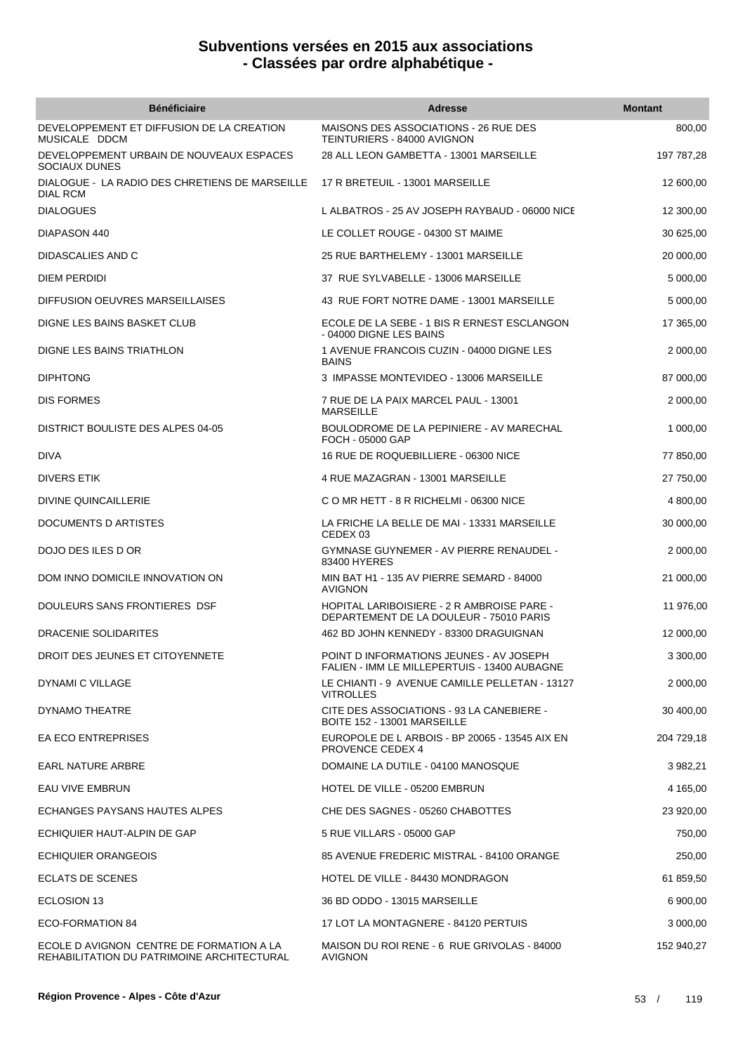# Subventions versées en 2015 aux associations
## - Classées par ordre alphabétique -

| Bénéficiaire | Adresse | Montant |
|---|---|---|
| DEVELOPPEMENT ET DIFFUSION DE LA CREATION MUSICALE DDCM | MAISONS DES ASSOCIATIONS - 26 RUE DES TEINTURIERS - 84000 AVIGNON | 800,00 |
| DEVELOPPEMENT URBAIN DE NOUVEAUX ESPACES SOCIAUX DUNES | 28 ALL LEON GAMBETTA - 13001 MARSEILLE | 197 787,28 |
| DIALOGUE - LA RADIO DES CHRETIENS DE MARSEILLE DIAL RCM | 17 R BRETEUIL - 13001 MARSEILLE | 12 600,00 |
| DIALOGUES | L ALBATROS - 25 AV JOSEPH RAYBAUD - 06000 NICE | 12 300,00 |
| DIAPASON 440 | LE COLLET ROUGE - 04300 ST MAIME | 30 625,00 |
| DIDASCALIES AND C | 25 RUE BARTHELEMY - 13001 MARSEILLE | 20 000,00 |
| DIEM PERDIDI | 37 RUE SYLVABELLE - 13006 MARSEILLE | 5 000,00 |
| DIFFUSION OEUVRES MARSEILLAISES | 43 RUE FORT NOTRE DAME - 13001 MARSEILLE | 5 000,00 |
| DIGNE LES BAINS BASKET CLUB | ECOLE DE LA SEBE - 1 BIS R ERNEST ESCLANGON - 04000 DIGNE LES BAINS | 17 365,00 |
| DIGNE LES BAINS TRIATHLON | 1 AVENUE FRANCOIS CUZIN - 04000 DIGNE LES BAINS | 2 000,00 |
| DIPHTONG | 3 IMPASSE MONTEVIDEO - 13006 MARSEILLE | 87 000,00 |
| DIS FORMES | 7 RUE DE LA PAIX MARCEL PAUL - 13001 MARSEILLE | 2 000,00 |
| DISTRICT BOULISTE DES ALPES 04-05 | BOULODROME DE LA PEPINIERE - AV MARECHAL FOCH - 05000 GAP | 1 000,00 |
| DIVA | 16 RUE DE ROQUEBILLIERE - 06300 NICE | 77 850,00 |
| DIVERS ETIK | 4 RUE MAZAGRAN - 13001 MARSEILLE | 27 750,00 |
| DIVINE QUINCAILLERIE | C O MR HETT - 8 R RICHELMI - 06300 NICE | 4 800,00 |
| DOCUMENTS D ARTISTES | LA FRICHE LA BELLE DE MAI - 13331 MARSEILLE CEDEX 03 | 30 000,00 |
| DOJO DES ILES D OR | GYMNASE GUYNEMER - AV PIERRE RENAUDEL - 83400 HYERES | 2 000,00 |
| DOM INNO DOMICILE INNOVATION ON | MIN BAT H1 - 135 AV PIERRE SEMARD - 84000 AVIGNON | 21 000,00 |
| DOULEURS SANS FRONTIERES DSF | HOPITAL LARIBOISIERE - 2 R AMBROISE PARE - DEPARTEMENT DE LA DOULEUR - 75010 PARIS | 11 976,00 |
| DRACENIE SOLIDARITES | 462 BD JOHN KENNEDY - 83300 DRAGUIGNAN | 12 000,00 |
| DROIT DES JEUNES ET CITOYENNETE | POINT D INFORMATIONS JEUNES - AV JOSEPH FALIEN - IMM LE MILLEPERTUIS - 13400 AUBAGNE | 3 300,00 |
| DYNAMI C VILLAGE | LE CHIANTI - 9 AVENUE CAMILLE PELLETAN - 13127 VITROLLES | 2 000,00 |
| DYNAMO THEATRE | CITE DES ASSOCIATIONS - 93 LA CANEBIERE - BOITE 152 - 13001 MARSEILLE | 30 400,00 |
| EA ECO ENTREPRISES | EUROPOLE DE L ARBOIS - BP 20065 - 13545 AIX EN PROVENCE CEDEX 4 | 204 729,18 |
| EARL NATURE ARBRE | DOMAINE LA DUTILE - 04100 MANOSQUE | 3 982,21 |
| EAU VIVE EMBRUN | HOTEL DE VILLE - 05200 EMBRUN | 4 165,00 |
| ECHANGES PAYSANS HAUTES ALPES | CHE DES SAGNES - 05260 CHABOTTES | 23 920,00 |
| ECHIQUIER HAUT-ALPIN DE GAP | 5 RUE VILLARS - 05000 GAP | 750,00 |
| ECHIQUIER ORANGEOIS | 85 AVENUE FREDERIC MISTRAL - 84100 ORANGE | 250,00 |
| ECLATS DE SCENES | HOTEL DE VILLE - 84430 MONDRAGON | 61 859,50 |
| ECLOSION 13 | 36 BD ODDO - 13015 MARSEILLE | 6 900,00 |
| ECO-FORMATION 84 | 17 LOT LA MONTAGNERE - 84120 PERTUIS | 3 000,00 |
| ECOLE D AVIGNON CENTRE DE FORMATION A LA REHABILITATION DU PATRIMOINE ARCHITECTURAL | MAISON DU ROI RENE - 6 RUE GRIVOLAS - 84000 AVIGNON | 152 940,27 |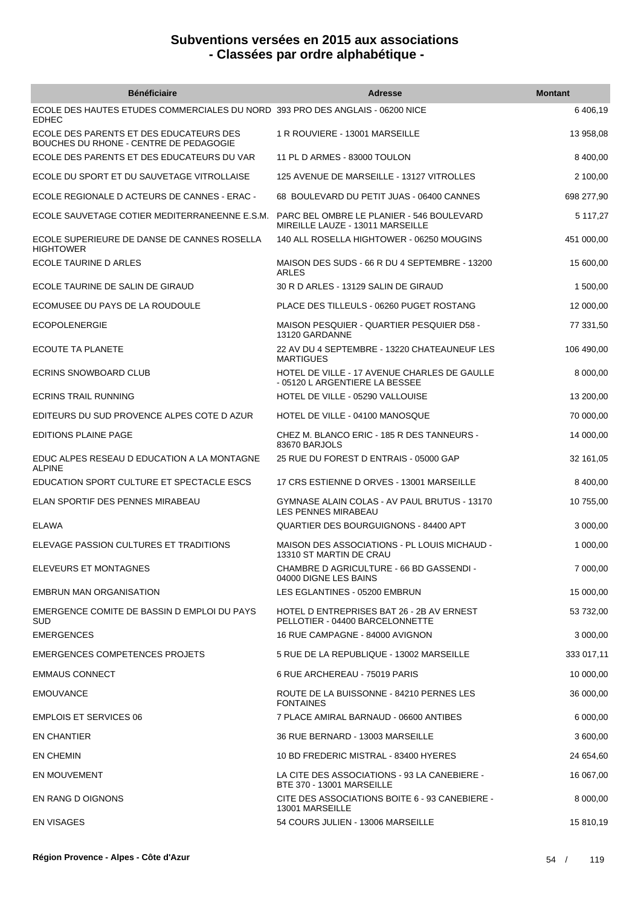# Subventions versées en 2015 aux associations
# - Classées par ordre alphabétique -

| Bénéficiaire | Adresse | Montant |
|---|---|---|
| ECOLE DES HAUTES ETUDES COMMERCIALES DU NORD EDHEC | 393 PRO DES ANGLAIS - 06200 NICE | 6 406,19 |
| ECOLE DES PARENTS ET DES EDUCATEURS DES BOUCHES DU RHONE - CENTRE DE PEDAGOGIE | 1 R ROUVIERE - 13001 MARSEILLE | 13 958,08 |
| ECOLE DES PARENTS ET DES EDUCATEURS DU VAR | 11 PL D ARMES - 83000 TOULON | 8 400,00 |
| ECOLE DU SPORT ET DU SAUVETAGE VITROLLAISE | 125 AVENUE DE MARSEILLE - 13127 VITROLLES | 2 100,00 |
| ECOLE REGIONALE D ACTEURS DE CANNES - ERAC - | 68 BOULEVARD DU PETIT JUAS - 06400 CANNES | 698 277,90 |
| ECOLE SAUVETAGE COTIER MEDITERRANEENNE E.S.M. | PARC BEL OMBRE LE PLANIER - 546 BOULEVARD MIREILLE LAUZE - 13011 MARSEILLE | 5 117,27 |
| ECOLE SUPERIEURE DE DANSE DE CANNES ROSELLA HIGHTOWER | 140 ALL ROSELLA HIGHTOWER - 06250 MOUGINS | 451 000,00 |
| ECOLE TAURINE D ARLES | MAISON DES SUDS - 66 R DU 4 SEPTEMBRE - 13200 ARLES | 15 600,00 |
| ECOLE TAURINE DE SALIN DE GIRAUD | 30 R D ARLES - 13129 SALIN DE GIRAUD | 1 500,00 |
| ECOMUSEE DU PAYS DE LA ROUDOULE | PLACE DES TILLEULS - 06260 PUGET ROSTANG | 12 000,00 |
| ECOPOLENERGIE | MAISON PESQUIER - QUARTIER PESQUIER D58 - 13120 GARDANNE | 77 331,50 |
| ECOUTE TA PLANETE | 22 AV DU 4 SEPTEMBRE - 13220 CHATEAUNEUF LES MARTIGUES | 106 490,00 |
| ECRINS SNOWBOARD CLUB | HOTEL DE VILLE - 17 AVENUE CHARLES DE GAULLE - 05120 L ARGENTIERE LA BESSEE | 8 000,00 |
| ECRINS TRAIL RUNNING | HOTEL DE VILLE - 05290 VALLOUISE | 13 200,00 |
| EDITEURS DU SUD PROVENCE ALPES COTE D AZUR | HOTEL DE VILLE - 04100 MANOSQUE | 70 000,00 |
| EDITIONS PLAINE PAGE | CHEZ M. BLANCO ERIC - 185 R DES TANNEURS - 83670 BARJOLS | 14 000,00 |
| EDUC ALPES RESEAU D EDUCATION A LA MONTAGNE ALPINE | 25 RUE DU FOREST D ENTRAIS - 05000 GAP | 32 161,05 |
| EDUCATION SPORT CULTURE ET SPECTACLE ESCS | 17 CRS ESTIENNE D ORVES - 13001 MARSEILLE | 8 400,00 |
| ELAN SPORTIF DES PENNES MIRABEAU | GYMNASE ALAIN COLAS - AV PAUL BRUTUS - 13170 LES PENNES MIRABEAU | 10 755,00 |
| ELAWA | QUARTIER DES BOURGUIGNONS - 84400 APT | 3 000,00 |
| ELEVAGE PASSION CULTURES ET TRADITIONS | MAISON DES ASSOCIATIONS - PL LOUIS MICHAUD - 13310 ST MARTIN DE CRAU | 1 000,00 |
| ELEVEURS ET MONTAGNES | CHAMBRE D AGRICULTURE - 66 BD GASSENDI - 04000 DIGNE LES BAINS | 7 000,00 |
| EMBRUN MAN ORGANISATION | LES EGLANTINES - 05200 EMBRUN | 15 000,00 |
| EMERGENCE COMITE DE BASSIN D EMPLOI DU PAYS SUD | HOTEL D ENTREPRISES BAT 26 - 2B AV ERNEST PELLOTIER - 04400 BARCELONNETTE | 53 732,00 |
| EMERGENCES | 16 RUE CAMPAGNE - 84000 AVIGNON | 3 000,00 |
| EMERGENCES COMPETENCES PROJETS | 5 RUE DE LA REPUBLIQUE - 13002 MARSEILLE | 333 017,11 |
| EMMAUS CONNECT | 6 RUE ARCHEREAU - 75019 PARIS | 10 000,00 |
| EMOUVANCE | ROUTE DE LA BUISSONNE - 84210 PERNES LES FONTAINES | 36 000,00 |
| EMPLOIS ET SERVICES 06 | 7 PLACE AMIRAL BARNAUD - 06600 ANTIBES | 6 000,00 |
| EN CHANTIER | 36 RUE BERNARD - 13003 MARSEILLE | 3 600,00 |
| EN CHEMIN | 10 BD FREDERIC MISTRAL - 83400 HYERES | 24 654,60 |
| EN MOUVEMENT | LA CITE DES ASSOCIATIONS - 93 LA CANEBIERE - BTE 370 - 13001 MARSEILLE | 16 067,00 |
| EN RANG D OIGNONS | CITE DES ASSOCIATIONS BOITE 6 - 93 CANEBIERE - 13001 MARSEILLE | 8 000,00 |
| EN VISAGES | 54 COURS JULIEN - 13006 MARSEILLE | 15 810,19 |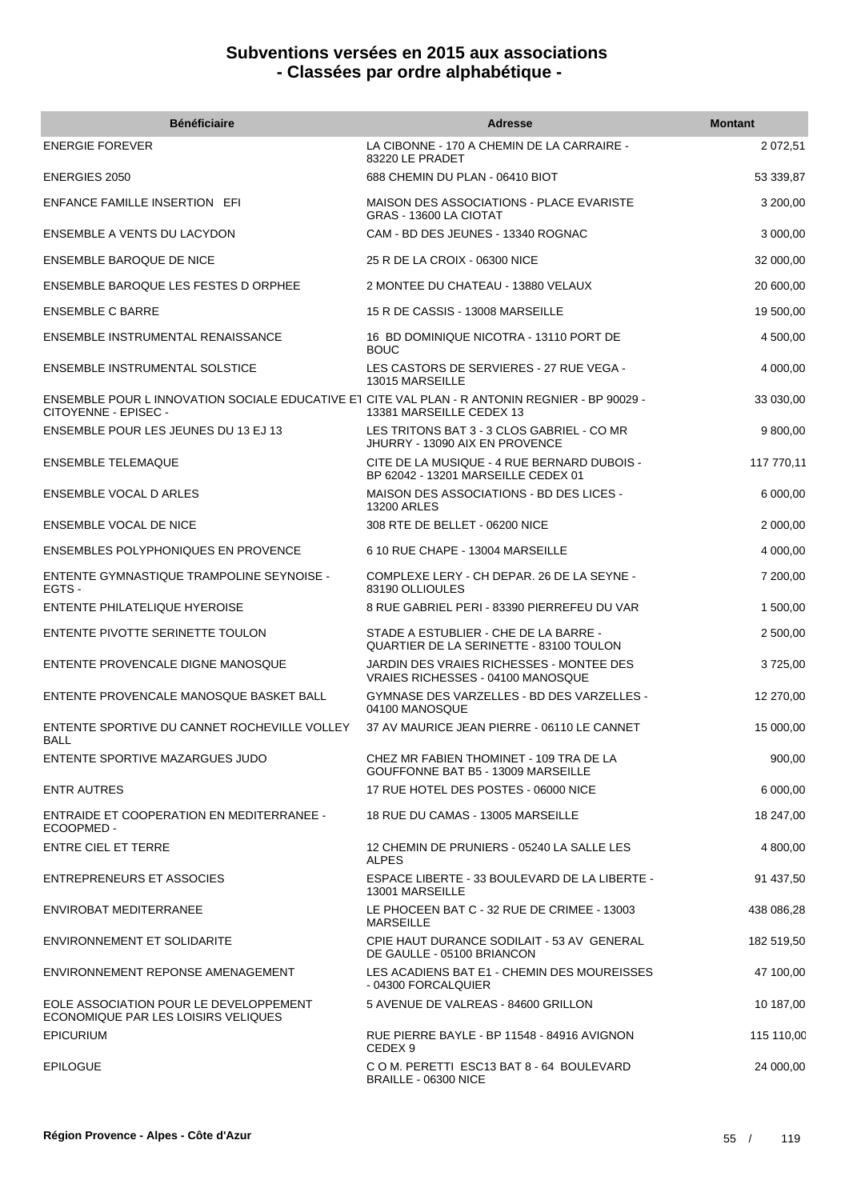# Subventions versées en 2015 aux associations - Classées par ordre alphabétique -

| Bénéficiaire | Adresse | Montant |
| --- | --- | --- |
| ENERGIE FOREVER | LA CIBONNE - 170 A CHEMIN DE LA CARRAIRE - 83220 LE PRADET | 2 072,51 |
| ENERGIES 2050 | 688 CHEMIN DU PLAN - 06410 BIOT | 53 339,87 |
| ENFANCE FAMILLE INSERTION EFI | MAISON DES ASSOCIATIONS - PLACE EVARISTE GRAS - 13600 LA CIOTAT | 3 200,00 |
| ENSEMBLE A VENTS DU LACYDON | CAM - BD DES JEUNES - 13340 ROGNAC | 3 000,00 |
| ENSEMBLE BAROQUE DE NICE | 25 R DE LA CROIX - 06300 NICE | 32 000,00 |
| ENSEMBLE BAROQUE LES FESTES D ORPHEE | 2 MONTEE DU CHATEAU - 13880 VELAUX | 20 600,00 |
| ENSEMBLE C BARRE | 15 R DE CASSIS - 13008 MARSEILLE | 19 500,00 |
| ENSEMBLE INSTRUMENTAL RENAISSANCE | 16 BD DOMINIQUE NICOTRA - 13110 PORT DE BOUC | 4 500,00 |
| ENSEMBLE INSTRUMENTAL SOLSTICE | LES CASTORS DE SERVIERES - 27 RUE VEGA - 13015 MARSEILLE | 4 000,00 |
| ENSEMBLE POUR L INNOVATION SOCIALE EDUCATIVE ET CITOYENNE - EPISEC - | CITE VAL PLAN - R ANTONIN REGNIER - BP 90029 - 13381 MARSEILLE CEDEX 13 | 33 030,00 |
| ENSEMBLE POUR LES JEUNES DU 13 EJ 13 | LES TRITONS BAT 3 - 3 CLOS GABRIEL - CO MR JHURRY - 13090 AIX EN PROVENCE | 9 800,00 |
| ENSEMBLE TELEMAQUE | CITE DE LA MUSIQUE - 4 RUE BERNARD DUBOIS - BP 62042 - 13201 MARSEILLE CEDEX 01 | 117 770,11 |
| ENSEMBLE VOCAL D ARLES | MAISON DES ASSOCIATIONS - BD DES LICES - 13200 ARLES | 6 000,00 |
| ENSEMBLE VOCAL DE NICE | 308 RTE DE BELLET - 06200 NICE | 2 000,00 |
| ENSEMBLES POLYPHONIQUES EN PROVENCE | 6 10 RUE CHAPE - 13004 MARSEILLE | 4 000,00 |
| ENTENTE GYMNASTIQUE TRAMPOLINE SEYNOISE - EGTS - | COMPLEXE LERY - CH DEPAR. 26 DE LA SEYNE - 83190 OLLIOULES | 7 200,00 |
| ENTENTE PHILATELIQUE HYEROISE | 8 RUE GABRIEL PERI - 83390 PIERREFEU DU VAR | 1 500,00 |
| ENTENTE PIVOTTE SERINETTE TOULON | STADE A ESTUBLIER - CHE DE LA BARRE - QUARTIER DE LA SERINETTE - 83100 TOULON | 2 500,00 |
| ENTENTE PROVENCALE DIGNE MANOSQUE | JARDIN DES VRAIES RICHESSES - MONTEE DES VRAIES RICHESSES - 04100 MANOSQUE | 3 725,00 |
| ENTENTE PROVENCALE MANOSQUE BASKET BALL | GYMNASE DES VARZELLES - BD DES VARZELLES - 04100 MANOSQUE | 12 270,00 |
| ENTENTE SPORTIVE DU CANNET ROCHEVILLE VOLLEY BALL | 37 AV MAURICE JEAN PIERRE - 06110 LE CANNET | 15 000,00 |
| ENTENTE SPORTIVE MAZARGUES JUDO | CHEZ MR FABIEN THOMINET - 109 TRA DE LA GOUFFONNE BAT B5 - 13009 MARSEILLE | 900,00 |
| ENTR AUTRES | 17 RUE HOTEL DES POSTES - 06000 NICE | 6 000,00 |
| ENTRAIDE ET COOPERATION EN MEDITERRANEE - ECOOPMED - | 18 RUE DU CAMAS - 13005 MARSEILLE | 18 247,00 |
| ENTRE CIEL ET TERRE | 12 CHEMIN DE PRUNIERS - 05240 LA SALLE LES ALPES | 4 800,00 |
| ENTREPRENEURS ET ASSOCIES | ESPACE LIBERTE - 33 BOULEVARD DE LA LIBERTE - 13001 MARSEILLE | 91 437,50 |
| ENVIROBAT MEDITERRANEE | LE PHOCEEN BAT C - 32 RUE DE CRIMEE - 13003 MARSEILLE | 438 086,28 |
| ENVIRONNEMENT ET SOLIDARITE | CPIE HAUT DURANCE SODILAIT - 53 AV GENERAL DE GAULLE - 05100 BRIANCON | 182 519,50 |
| ENVIRONNEMENT REPONSE AMENAGEMENT | LES ACADIENS BAT E1 - CHEMIN DES MOUREISSES - 04300 FORCALQUIER | 47 100,00 |
| EOLE ASSOCIATION POUR LE DEVELOPPEMENT ECONOMIQUE PAR LES LOISIRS VELIQUES | 5 AVENUE DE VALREAS - 84600 GRILLON | 10 187,00 |
| EPICURIUM | RUE PIERRE BAYLE - BP 11548 - 84916 AVIGNON CEDEX 9 | 115 110,00 |
| EPILOGUE | C O M. PERETTI ESC13 BAT 8 - 64 BOULEVARD BRAILLE - 06300 NICE | 24 000,00 |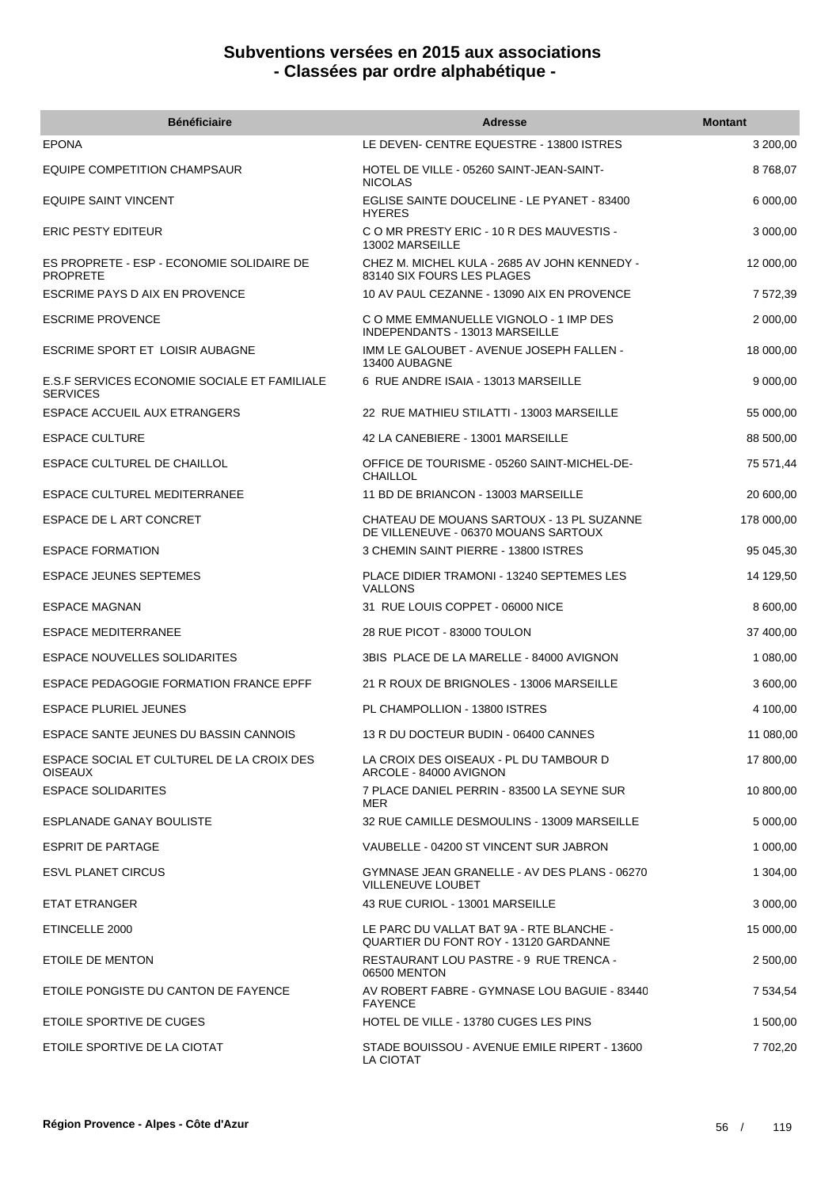# Subventions versées en 2015 aux associations
# - Classées par ordre alphabétique -

| Bénéficiaire | Adresse | Montant |
| --- | --- | --- |
| EPONA | LE DEVEN- CENTRE EQUESTRE - 13800 ISTRES | 3 200,00 |
| EQUIPE COMPETITION CHAMPSAUR | HOTEL DE VILLE - 05260 SAINT-JEAN-SAINT-NICOLAS | 8 768,07 |
| EQUIPE SAINT VINCENT | EGLISE SAINTE DOUCELINE - LE PYANET - 83400 HYERES | 6 000,00 |
| ERIC PESTY EDITEUR | C O MR PRESTY ERIC - 10 R DES MAUVESTIS - 13002 MARSEILLE | 3 000,00 |
| ES PROPRETE - ESP - ECONOMIE SOLIDAIRE DE PROPRETE | CHEZ M. MICHEL KULA - 2685 AV JOHN KENNEDY - 83140 SIX FOURS LES PLAGES | 12 000,00 |
| ESCRIME PAYS D AIX EN PROVENCE | 10 AV PAUL CEZANNE - 13090 AIX EN PROVENCE | 7 572,39 |
| ESCRIME PROVENCE | C O MME EMMANUELLE VIGNOLO - 1 IMP DES INDEPENDANTS - 13013 MARSEILLE | 2 000,00 |
| ESCRIME SPORT ET LOISIR AUBAGNE | IMM LE GALOUBET - AVENUE JOSEPH FALLEN - 13400 AUBAGNE | 18 000,00 |
| E.S.F SERVICES ECONOMIE SOCIALE ET FAMILIALE SERVICES | 6 RUE ANDRE ISAIA - 13013 MARSEILLE | 9 000,00 |
| ESPACE ACCUEIL AUX ETRANGERS | 22 RUE MATHIEU STILATTI - 13003 MARSEILLE | 55 000,00 |
| ESPACE CULTURE | 42 LA CANEBIERE - 13001 MARSEILLE | 88 500,00 |
| ESPACE CULTUREL DE CHAILLOL | OFFICE DE TOURISME - 05260 SAINT-MICHEL-DE-CHAILLOL | 75 571,44 |
| ESPACE CULTUREL MEDITERRANEE | 11 BD DE BRIANCON - 13003 MARSEILLE | 20 600,00 |
| ESPACE DE L ART CONCRET | CHATEAU DE MOUANS SARTOUX - 13 PL SUZANNE DE VILLENEUVE - 06370 MOUANS SARTOUX | 178 000,00 |
| ESPACE FORMATION | 3 CHEMIN SAINT PIERRE - 13800 ISTRES | 95 045,30 |
| ESPACE JEUNES SEPTEMES | PLACE DIDIER TRAMONI - 13240 SEPTEMES LES VALLONS | 14 129,50 |
| ESPACE MAGNAN | 31 RUE LOUIS COPPET - 06000 NICE | 8 600,00 |
| ESPACE MEDITERRANEE | 28 RUE PICOT - 83000 TOULON | 37 400,00 |
| ESPACE NOUVELLES SOLIDARITES | 3BIS PLACE DE LA MARELLE - 84000 AVIGNON | 1 080,00 |
| ESPACE PEDAGOGIE FORMATION FRANCE EPFF | 21 R ROUX DE BRIGNOLES - 13006 MARSEILLE | 3 600,00 |
| ESPACE PLURIEL JEUNES | PL CHAMPOLLION - 13800 ISTRES | 4 100,00 |
| ESPACE SANTE JEUNES DU BASSIN CANNOIS | 13 R DU DOCTEUR BUDIN - 06400 CANNES | 11 080,00 |
| ESPACE SOCIAL ET CULTUREL DE LA CROIX DES OISEAUX | LA CROIX DES OISEAUX - PL DU TAMBOUR D ARCOLE - 84000 AVIGNON | 17 800,00 |
| ESPACE SOLIDARITES | 7 PLACE DANIEL PERRIN - 83500 LA SEYNE SUR MER | 10 800,00 |
| ESPLANADE GANAY BOULISTE | 32 RUE CAMILLE DESMOULINS - 13009 MARSEILLE | 5 000,00 |
| ESPRIT DE PARTAGE | VAUBELLE - 04200 ST VINCENT SUR JABRON | 1 000,00 |
| ESVL PLANET CIRCUS | GYMNASE JEAN GRANELLE - AV DES PLANS - 06270 VILLENEUVE LOUBET | 1 304,00 |
| ETAT ETRANGER | 43 RUE CURIOL - 13001 MARSEILLE | 3 000,00 |
| ETINCELLE 2000 | LE PARC DU VALLAT BAT 9A - RTE BLANCHE - QUARTIER DU FONT ROY - 13120 GARDANNE | 15 000,00 |
| ETOILE DE MENTON | RESTAURANT LOU PASTRE - 9 RUE TRENCA - 06500 MENTON | 2 500,00 |
| ETOILE PONGISTE DU CANTON DE FAYENCE | AV ROBERT FABRE - GYMNASE LOU BAGUIE - 83440 FAYENCE | 7 534,54 |
| ETOILE SPORTIVE DE CUGES | HOTEL DE VILLE - 13780 CUGES LES PINS | 1 500,00 |
| ETOILE SPORTIVE DE LA CIOTAT | STADE BOUISSOU - AVENUE EMILE RIPERT - 13600 LA CIOTAT | 7 702,20 |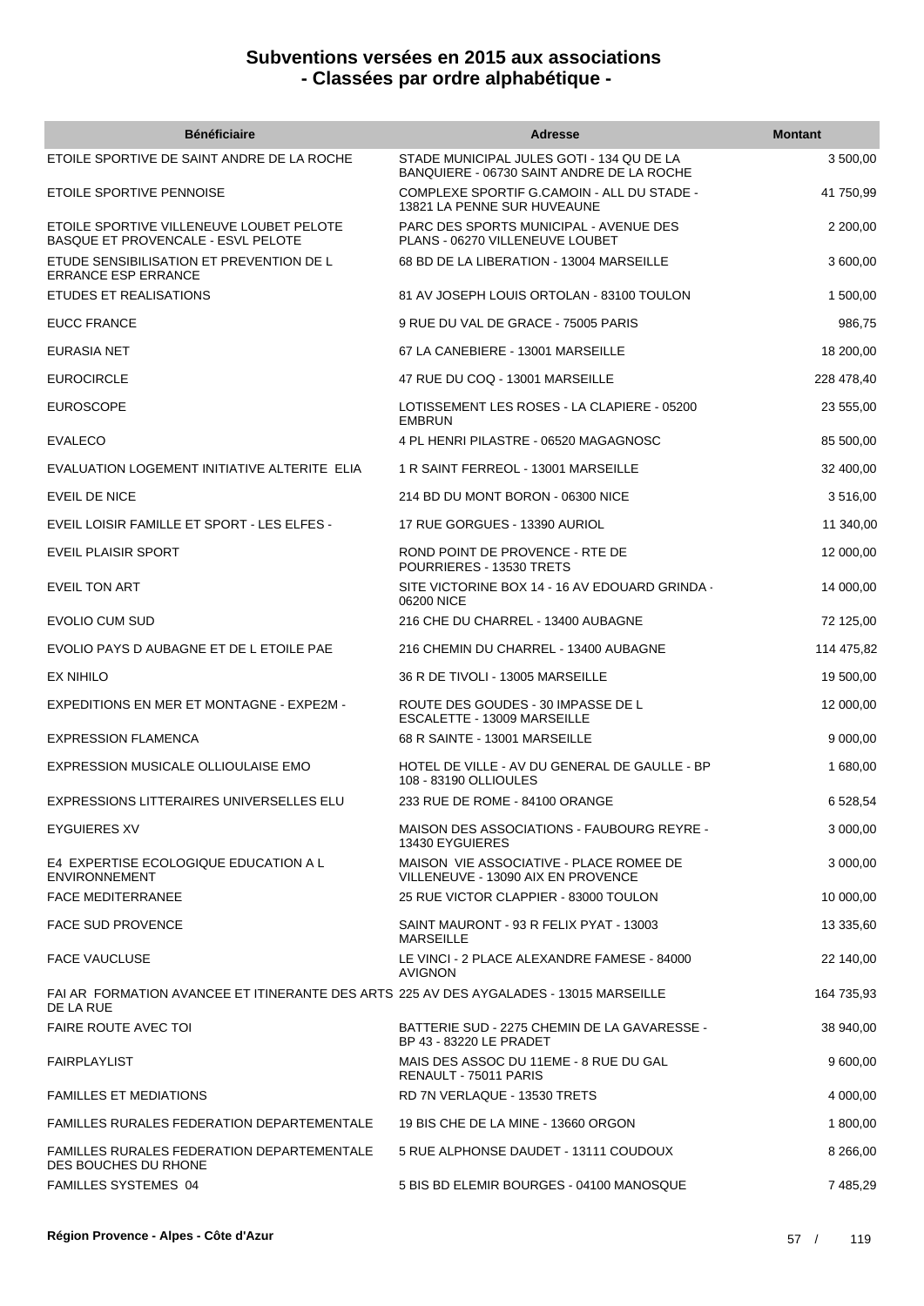# Subventions versées en 2015 aux associations
# - Classées par ordre alphabétique -

| Bénéficiaire | Adresse | Montant |
|---|---|---|
| ETOILE SPORTIVE DE SAINT ANDRE DE LA ROCHE | STADE MUNICIPAL JULES GOTI - 134 QU DE LA BANQUIERE - 06730 SAINT ANDRE DE LA ROCHE | 3 500,00 |
| ETOILE SPORTIVE PENNOISE | COMPLEXE SPORTIF G.CAMOIN - ALL DU STADE - 13821 LA PENNE SUR HUVEAUNE | 41 750,99 |
| ETOILE SPORTIVE VILLENEUVE LOUBET PELOTE BASQUE ET PROVENCALE - ESVL PELOTE | PARC DES SPORTS MUNICIPAL - AVENUE DES PLANS - 06270 VILLENEUVE LOUBET | 2 200,00 |
| ETUDE SENSIBILISATION ET PREVENTION DE L ERRANCE ESP ERRANCE | 68 BD DE LA LIBERATION - 13004 MARSEILLE | 3 600,00 |
| ETUDES ET REALISATIONS | 81 AV JOSEPH LOUIS ORTOLAN - 83100 TOULON | 1 500,00 |
| EUCC FRANCE | 9 RUE DU VAL DE GRACE - 75005 PARIS | 986,75 |
| EURASIA NET | 67 LA CANEBIERE - 13001 MARSEILLE | 18 200,00 |
| EUROCIRCLE | 47 RUE DU COQ - 13001 MARSEILLE | 228 478,40 |
| EUROSCOPE | LOTISSEMENT LES ROSES - LA CLAPIERE - 05200 EMBRUN | 23 555,00 |
| EVALECO | 4 PL HENRI PILASTRE - 06520 MAGAGNOSC | 85 500,00 |
| EVALUATION LOGEMENT INITIATIVE ALTERITE ELIA | 1 R SAINT FERREOL - 13001 MARSEILLE | 32 400,00 |
| EVEIL DE NICE | 214 BD DU MONT BORON - 06300 NICE | 3 516,00 |
| EVEIL LOISIR FAMILLE ET SPORT - LES ELFES - | 17 RUE GORGUES - 13390 AURIOL | 11 340,00 |
| EVEIL PLAISIR SPORT | ROND POINT DE PROVENCE - RTE DE POURRIERES - 13530 TRETS | 12 000,00 |
| EVEIL TON ART | SITE VICTORINE BOX 14 - 16 AV EDOUARD GRINDA - 06200 NICE | 14 000,00 |
| EVOLIO CUM SUD | 216 CHE DU CHARREL - 13400 AUBAGNE | 72 125,00 |
| EVOLIO PAYS D AUBAGNE ET DE L ETOILE PAE | 216 CHEMIN DU CHARREL - 13400 AUBAGNE | 114 475,82 |
| EX NIHILO | 36 R DE TIVOLI - 13005 MARSEILLE | 19 500,00 |
| EXPEDITIONS EN MER ET MONTAGNE - EXPE2M - | ROUTE DES GOUDES - 30 IMPASSE DE L ESCALETTE - 13009 MARSEILLE | 12 000,00 |
| EXPRESSION FLAMENCA | 68 R SAINTE - 13001 MARSEILLE | 9 000,00 |
| EXPRESSION MUSICALE OLLIOULAISE EMO | HOTEL DE VILLE - AV DU GENERAL DE GAULLE - BP 108 - 83190 OLLIOULES | 1 680,00 |
| EXPRESSIONS LITTERAIRES UNIVERSELLES ELU | 233 RUE DE ROME - 84100 ORANGE | 6 528,54 |
| EYGUIERES XV | MAISON DES ASSOCIATIONS - FAUBOURG REYRE - 13430 EYGUIERES | 3 000,00 |
| E4 EXPERTISE ECOLOGIQUE EDUCATION A L ENVIRONNEMENT | MAISON VIE ASSOCIATIVE - PLACE ROMEE DE VILLENEUVE - 13090 AIX EN PROVENCE | 3 000,00 |
| FACE MEDITERRANEE | 25 RUE VICTOR CLAPPIER - 83000 TOULON | 10 000,00 |
| FACE SUD PROVENCE | SAINT MAURONT - 93 R FELIX PYAT - 13003 MARSEILLE | 13 335,60 |
| FACE VAUCLUSE | LE VINCI - 2 PLACE ALEXANDRE FAMESE - 84000 AVIGNON | 22 140,00 |
| FAI AR FORMATION AVANCEE ET ITINERANTE DES ARTS DE LA RUE | 225 AV DES AYGALADES - 13015 MARSEILLE | 164 735,93 |
| FAIRE ROUTE AVEC TOI | BATTERIE SUD - 2275 CHEMIN DE LA GAVARESSE - BP 43 - 83220 LE PRADET | 38 940,00 |
| FAIRPLAYLIST | MAIS DES ASSOC DU 11EME - 8 RUE DU GAL RENAULT - 75011 PARIS | 9 600,00 |
| FAMILLES ET MEDIATIONS | RD 7N VERLAQUE - 13530 TRETS | 4 000,00 |
| FAMILLES RURALES FEDERATION DEPARTEMENTALE | 19 BIS CHE DE LA MINE - 13660 ORGON | 1 800,00 |
| FAMILLES RURALES FEDERATION DEPARTEMENTALE DES BOUCHES DU RHONE | 5 RUE ALPHONSE DAUDET - 13111 COUDOUX | 8 266,00 |
| FAMILLES SYSTEMES 04 | 5 BIS BD ELEMIR BOURGES - 04100 MANOSQUE | 7 485,29 |

Région Provence - Alpes - Côte d'Azur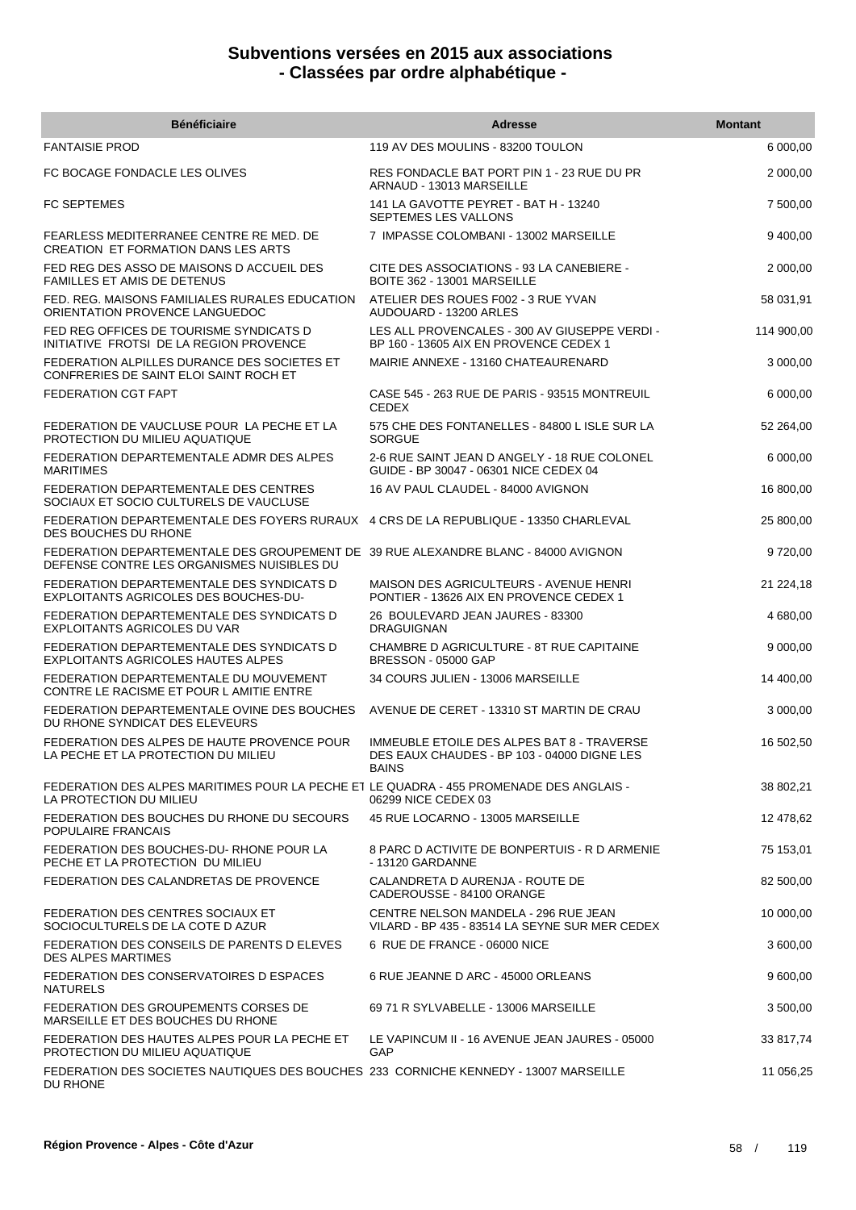# Subventions versées en 2015 aux associations
# - Classées par ordre alphabétique -

| Bénéficiaire | Adresse | Montant |
| --- | --- | --- |
| FANTAISIE PROD | 119 AV DES MOULINS - 83200 TOULON | 6 000,00 |
| FC BOCAGE FONDACLE LES OLIVES | RES FONDACLE BAT PORT PIN 1 - 23 RUE DU PR ARNAUD - 13013 MARSEILLE | 2 000,00 |
| FC SEPTEMES | 141 LA GAVOTTE PEYRET - BAT H - 13240 SEPTEMES LES VALLONS | 7 500,00 |
| FEARLESS MEDITERRANEE CENTRE RE MED. DE CREATION ET FORMATION DANS LES ARTS | 7 IMPASSE COLOMBANI - 13002 MARSEILLE | 9 400,00 |
| FED REG DES ASSO DE MAISONS D ACCUEIL DES FAMILLES ET AMIS DE DETENUS | CITE DES ASSOCIATIONS - 93 LA CANEBIERE - BOITE 362 - 13001 MARSEILLE | 2 000,00 |
| FED. REG. MAISONS FAMILIALES RURALES EDUCATION ORIENTATION PROVENCE LANGUEDOC | ATELIER DES ROUES F002 - 3 RUE YVAN AUDOUARD - 13200 ARLES | 58 031,91 |
| FED REG OFFICES DE TOURISME SYNDICATS D INITIATIVE FROTSI DE LA REGION PROVENCE | LES ALL PROVENCALES - 300 AV GIUSEPPE VERDI - BP 160 - 13605 AIX EN PROVENCE CEDEX 1 | 114 900,00 |
| FEDERATION ALPILLES DURANCE DES SOCIETES ET CONFRERIES DE SAINT ELOI SAINT ROCH ET | MAIRIE ANNEXE - 13160 CHATEAURENARD | 3 000,00 |
| FEDERATION CGT FAPT | CASE 545 - 263 RUE DE PARIS - 93515 MONTREUIL CEDEX | 6 000,00 |
| FEDERATION DE VAUCLUSE POUR LA PECHE ET LA PROTECTION DU MILIEU AQUATIQUE | 575 CHE DES FONTANELLES - 84800 L ISLE SUR LA SORGUE | 52 264,00 |
| FEDERATION DEPARTEMENTALE ADMR DES ALPES MARITIMES | 2-6 RUE SAINT JEAN D ANGELY - 18 RUE COLONEL GUIDE - BP 30047 - 06301 NICE CEDEX 04 | 6 000,00 |
| FEDERATION DEPARTEMENTALE DES CENTRES SOCIAUX ET SOCIO CULTURELS DE VAUCLUSE | 16 AV PAUL CLAUDEL - 84000 AVIGNON | 16 800,00 |
| FEDERATION DEPARTEMENTALE DES FOYERS RURAUX DES BOUCHES DU RHONE | 4 CRS DE LA REPUBLIQUE - 13350 CHARLEVAL | 25 800,00 |
| FEDERATION DEPARTEMENTALE DES GROUPEMENT DE DEFENSE CONTRE LES ORGANISMES NUISIBLES DU | 39 RUE ALEXANDRE BLANC - 84000 AVIGNON | 9 720,00 |
| FEDERATION DEPARTEMENTALE DES SYNDICATS D EXPLOITANTS AGRICOLES DES BOUCHES-DU- | MAISON DES AGRICULTEURS - AVENUE HENRI PONTIER - 13626 AIX EN PROVENCE CEDEX 1 | 21 224,18 |
| FEDERATION DEPARTEMENTALE DES SYNDICATS D EXPLOITANTS AGRICOLES DU VAR | 26 BOULEVARD JEAN JAURES - 83300 DRAGUIGNAN | 4 680,00 |
| FEDERATION DEPARTEMENTALE DES SYNDICATS D EXPLOITANTS AGRICOLES HAUTES ALPES | CHAMBRE D AGRICULTURE - 8T RUE CAPITAINE BRESSON - 05000 GAP | 9 000,00 |
| FEDERATION DEPARTEMENTALE DU MOUVEMENT CONTRE LE RACISME ET POUR L AMITIE ENTRE | 34 COURS JULIEN - 13006 MARSEILLE | 14 400,00 |
| FEDERATION DEPARTEMENTALE OVINE DES BOUCHES DU RHONE SYNDICAT DES ELEVEURS | AVENUE DE CERET - 13310 ST MARTIN DE CRAU | 3 000,00 |
| FEDERATION DES ALPES DE HAUTE PROVENCE POUR LA PECHE ET LA PROTECTION DU MILIEU | IMMEUBLE ETOILE DES ALPES BAT 8 - TRAVERSE DES EAUX CHAUDES - BP 103 - 04000 DIGNE LES BAINS | 16 502,50 |
| FEDERATION DES ALPES MARITIMES POUR LA PECHE ET LA PROTECTION DU MILIEU | LE QUADRA - 455 PROMENADE DES ANGLAIS - 06299 NICE CEDEX 03 | 38 802,21 |
| FEDERATION DES BOUCHES DU RHONE DU SECOURS POPULAIRE FRANCAIS | 45 RUE LOCARNO - 13005 MARSEILLE | 12 478,62 |
| FEDERATION DES BOUCHES-DU- RHONE POUR LA PECHE ET LA PROTECTION DU MILIEU | 8 PARC D ACTIVITE DE BONPERTUIS - R D ARMENIE - 13120 GARDANNE | 75 153,01 |
| FEDERATION DES CALANDRETAS DE PROVENCE | CALANDRETA D AURENJA - ROUTE DE CADEROUSSE - 84100 ORANGE | 82 500,00 |
| FEDERATION DES CENTRES SOCIAUX ET SOCIOCULTURELS DE LA COTE D AZUR | CENTRE NELSON MANDELA - 296 RUE JEAN VILARD - BP 435 - 83514 LA SEYNE SUR MER CEDEX | 10 000,00 |
| FEDERATION DES CONSEILS DE PARENTS D ELEVES DES ALPES MARTIMES | 6 RUE DE FRANCE - 06000 NICE | 3 600,00 |
| FEDERATION DES CONSERVATOIRES D ESPACES NATURELS | 6 RUE JEANNE D ARC - 45000 ORLEANS | 9 600,00 |
| FEDERATION DES GROUPEMENTS CORSES DE MARSEILLE ET DES BOUCHES DU RHONE | 69 71 R SYLVABELLE - 13006 MARSEILLE | 3 500,00 |
| FEDERATION DES HAUTES ALPES POUR LA PECHE ET PROTECTION DU MILIEU AQUATIQUE | LE VAPINCUM II - 16 AVENUE JEAN JAURES - 05000 GAP | 33 817,74 |
| FEDERATION DES SOCIETES NAUTIQUES DES BOUCHES DU RHONE | 233 CORNICHE KENNEDY - 13007 MARSEILLE | 11 056,25 |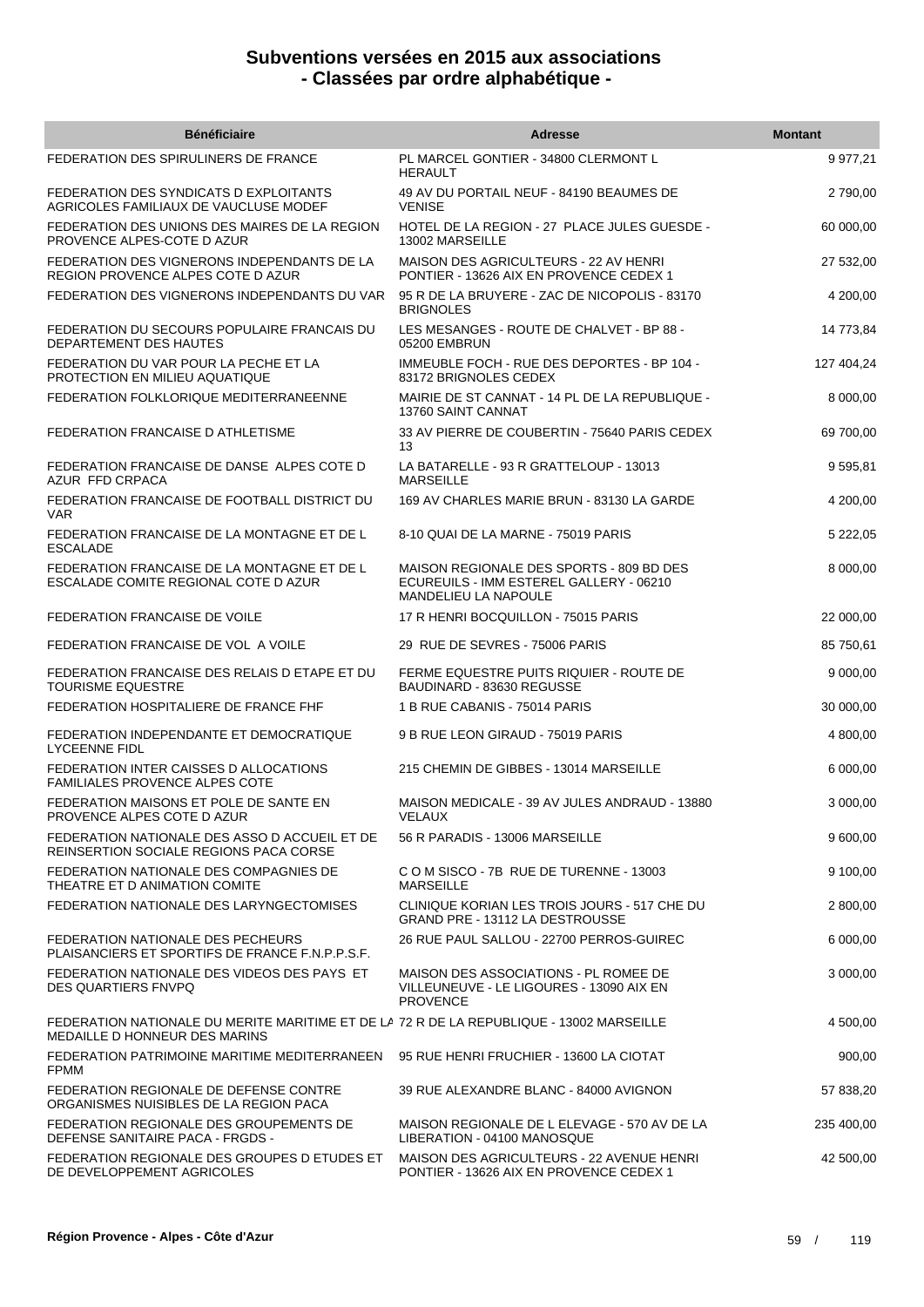# Subventions versées en 2015 aux associations
# - Classées par ordre alphabétique -

| Bénéficiaire | Adresse | Montant |
|---|---|---|
| FEDERATION DES SPIRULINERS DE FRANCE | PL MARCEL GONTIER - 34800 CLERMONT L HERAULT | 9 977,21 |
| FEDERATION DES SYNDICATS D EXPLOITANTS AGRICOLES FAMILIAUX DE VAUCLUSE MODEF | 49 AV DU PORTAIL NEUF - 84190 BEAUMES DE VENISE | 2 790,00 |
| FEDERATION DES UNIONS DES MAIRES DE LA REGION PROVENCE ALPES-COTE D AZUR | HOTEL DE LA REGION - 27 PLACE JULES GUESDE - 13002 MARSEILLE | 60 000,00 |
| FEDERATION DES VIGNERONS INDEPENDANTS DE LA REGION PROVENCE ALPES COTE D AZUR | MAISON DES AGRICULTEURS - 22 AV HENRI PONTIER - 13626 AIX EN PROVENCE CEDEX 1 | 27 532,00 |
| FEDERATION DES VIGNERONS INDEPENDANTS DU VAR | 95 R DE LA BRUYERE - ZAC DE NICOPOLIS - 83170 BRIGNOLES | 4 200,00 |
| FEDERATION DU SECOURS POPULAIRE FRANCAIS DU DEPARTEMENT DES HAUTES | LES MESANGES - ROUTE DE CHALVET - BP 88 - 05200 EMBRUN | 14 773,84 |
| FEDERATION DU VAR POUR LA PECHE ET LA PROTECTION EN MILIEU AQUATIQUE | IMMEUBLE FOCH - RUE DES DEPORTES - BP 104 - 83172 BRIGNOLES CEDEX | 127 404,24 |
| FEDERATION FOLKLORIQUE MEDITERRANEENNE | MAIRIE DE ST CANNAT - 14 PL DE LA REPUBLIQUE - 13760 SAINT CANNAT | 8 000,00 |
| FEDERATION FRANCAISE D ATHLETISME | 33 AV PIERRE DE COUBERTIN - 75640 PARIS CEDEX 13 | 69 700,00 |
| FEDERATION FRANCAISE DE DANSE ALPES COTE D AZUR FFD CRPACA | LA BATARELLE - 93 R GRATTELOUP - 13013 MARSEILLE | 9 595,81 |
| FEDERATION FRANCAISE DE FOOTBALL DISTRICT DU VAR | 169 AV CHARLES MARIE BRUN - 83130 LA GARDE | 4 200,00 |
| FEDERATION FRANCAISE DE LA MONTAGNE ET DE L ESCALADE | 8-10 QUAI DE LA MARNE - 75019 PARIS | 5 222,05 |
| FEDERATION FRANCAISE DE LA MONTAGNE ET DE L ESCALADE COMITE REGIONAL COTE D AZUR | MAISON REGIONALE DES SPORTS - 809 BD DES ECUREUILS - IMM ESTEREL GALLERY - 06210 MANDELIEU LA NAPOULE | 8 000,00 |
| FEDERATION FRANCAISE DE VOILE | 17 R HENRI BOCQUILLON - 75015 PARIS | 22 000,00 |
| FEDERATION FRANCAISE DE VOL A VOILE | 29 RUE DE SEVRES - 75006 PARIS | 85 750,61 |
| FEDERATION FRANCAISE DES RELAIS D ETAPE ET DU TOURISME EQUESTRE | FERME EQUESTRE PUITS RIQUIER - ROUTE DE BAUDINARD - 83630 REGUSSE | 9 000,00 |
| FEDERATION HOSPITALIERE DE FRANCE FHF | 1 B RUE CABANIS - 75014 PARIS | 30 000,00 |
| FEDERATION INDEPENDANTE ET DEMOCRATIQUE LYCEENNE FIDL | 9 B RUE LEON GIRAUD - 75019 PARIS | 4 800,00 |
| FEDERATION INTER CAISSES D ALLOCATIONS FAMILIALES PROVENCE ALPES COTE | 215 CHEMIN DE GIBBES - 13014 MARSEILLE | 6 000,00 |
| FEDERATION MAISONS ET POLE DE SANTE EN PROVENCE ALPES COTE D AZUR | MAISON MEDICALE - 39 AV JULES ANDRAUD - 13880 VELAUX | 3 000,00 |
| FEDERATION NATIONALE DES ASSO D ACCUEIL ET DE REINSERTION SOCIALE REGIONS PACA CORSE | 56 R PARADIS - 13006 MARSEILLE | 9 600,00 |
| FEDERATION NATIONALE DES COMPAGNIES DE THEATRE ET D ANIMATION COMITE | C O M SISCO - 7B RUE DE TURENNE - 13003 MARSEILLE | 9 100,00 |
| FEDERATION NATIONALE DES LARYNGECTOMISES | CLINIQUE KORIAN LES TROIS JOURS - 517 CHE DU GRAND PRE - 13112 LA DESTROUSSE | 2 800,00 |
| FEDERATION NATIONALE DES PECHEURS PLAISANCIERS ET SPORTIFS DE FRANCE F.N.P.P.S.F. | 26 RUE PAUL SALLOU - 22700 PERROS-GUIREC | 6 000,00 |
| FEDERATION NATIONALE DES VIDEOS DES PAYS ET DES QUARTIERS FNVPQ | MAISON DES ASSOCIATIONS - PL ROMEE DE VILLEUNEUVE - LE LIGOURES - 13090 AIX EN PROVENCE | 3 000,00 |
| FEDERATION NATIONALE DU MERITE MARITIME ET DE LA MEDAILLE D HONNEUR DES MARINS | 72 R DE LA REPUBLIQUE - 13002 MARSEILLE | 4 500,00 |
| FEDERATION PATRIMOINE MARITIME MEDITERRANEEN FPMM | 95 RUE HENRI FRUCHIER - 13600 LA CIOTAT | 900,00 |
| FEDERATION REGIONALE DE DEFENSE CONTRE ORGANISMES NUISIBLES DE LA REGION PACA | 39 RUE ALEXANDRE BLANC - 84000 AVIGNON | 57 838,20 |
| FEDERATION REGIONALE DES GROUPEMENTS DE DEFENSE SANITAIRE PACA - FRGDS - | MAISON REGIONALE DE L ELEVAGE - 570 AV DE LA LIBERATION - 04100 MANOSQUE | 235 400,00 |
| FEDERATION REGIONALE DES GROUPES D ETUDES ET DE DEVELOPPEMENT AGRICOLES | MAISON DES AGRICULTEURS - 22 AVENUE HENRI PONTIER - 13626 AIX EN PROVENCE CEDEX 1 | 42 500,00 |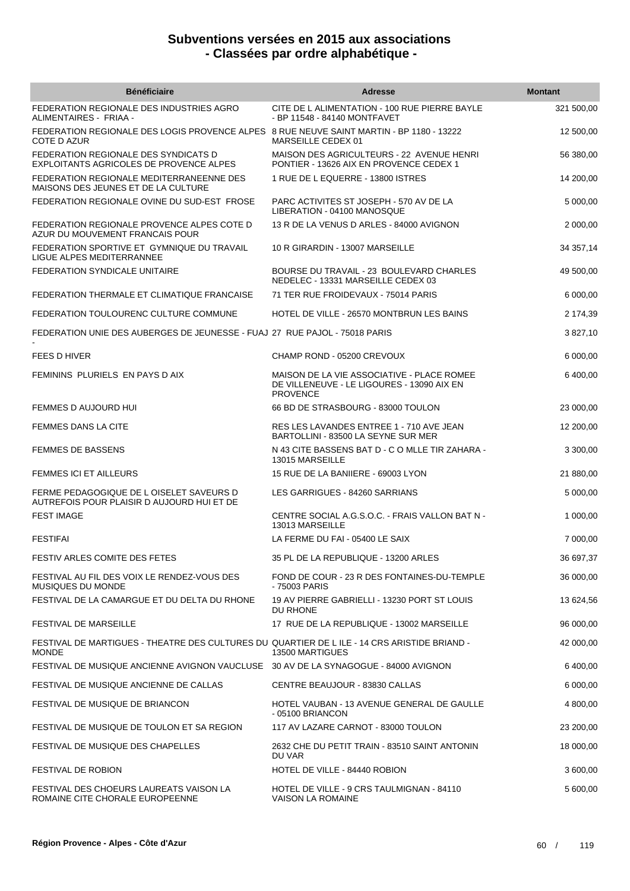# Subventions versées en 2015 aux associations
## - Classées par ordre alphabétique -

| Bénéficiaire | Adresse | Montant |
|---|---|---|
| FEDERATION REGIONALE DES INDUSTRIES AGRO ALIMENTAIRES - FRIAA - | CITE DE L ALIMENTATION - 100 RUE PIERRE BAYLE - BP 11548 - 84140 MONTFAVET | 321 500,00 |
| FEDERATION REGIONALE DES LOGIS PROVENCE ALPES COTE D AZUR | 8 RUE NEUVE SAINT MARTIN - BP 1180 - 13222 MARSEILLE CEDEX 01 | 12 500,00 |
| FEDERATION REGIONALE DES SYNDICATS D EXPLOITANTS AGRICOLES DE PROVENCE ALPES | MAISON DES AGRICULTEURS - 22 AVENUE HENRI PONTIER - 13626 AIX EN PROVENCE CEDEX 1 | 56 380,00 |
| FEDERATION REGIONALE MEDITERRANEENNE DES MAISONS DES JEUNES ET DE LA CULTURE | 1 RUE DE L EQUERRE - 13800 ISTRES | 14 200,00 |
| FEDERATION REGIONALE OVINE DU SUD-EST FROSE | PARC ACTIVITES ST JOSEPH - 570 AV DE LA LIBERATION - 04100 MANOSQUE | 5 000,00 |
| FEDERATION REGIONALE PROVENCE ALPES COTE D AZUR DU MOUVEMENT FRANCAIS POUR | 13 R DE LA VENUS D ARLES - 84000 AVIGNON | 2 000,00 |
| FEDERATION SPORTIVE ET GYMNIQUE DU TRAVAIL LIGUE ALPES MEDITERRANNEE | 10 R GIRARDIN - 13007 MARSEILLE | 34 357,14 |
| FEDERATION SYNDICALE UNITAIRE | BOURSE DU TRAVAIL - 23 BOULEVARD CHARLES NEDELEC - 13331 MARSEILLE CEDEX 03 | 49 500,00 |
| FEDERATION THERMALE ET CLIMATIQUE FRANCAISE | 71 TER RUE FROIDEVAUX - 75014 PARIS | 6 000,00 |
| FEDERATION TOULOURENC CULTURE COMMUNE | HOTEL DE VILLE - 26570 MONTBRUN LES BAINS | 2 174,39 |
| FEDERATION UNIE DES AUBERGES DE JEUNESSE - FUAJ - | 27 RUE PAJOL - 75018 PARIS | 3 827,10 |
| FEES D HIVER | CHAMP ROND - 05200 CREVOUX | 6 000,00 |
| FEMININS PLURIELS EN PAYS D AIX | MAISON DE LA VIE ASSOCIATIVE - PLACE ROMEE DE VILLENEUVE - LE LIGOURES - 13090 AIX EN PROVENCE | 6 400,00 |
| FEMMES D AUJOURD HUI | 66 BD DE STRASBOURG - 83000 TOULON | 23 000,00 |
| FEMMES DANS LA CITE | RES LES LAVANDES ENTREE 1 - 710 AVE JEAN BARTOLLINI - 83500 LA SEYNE SUR MER | 12 200,00 |
| FEMMES DE BASSENS | N 43 CITE BASSENS BAT D - C O MLLE TIR ZAHARA - 13015 MARSEILLE | 3 300,00 |
| FEMMES ICI ET AILLEURS | 15 RUE DE LA BANIIERE - 69003 LYON | 21 880,00 |
| FERME PEDAGOGIQUE DE L OISELET SAVEURS D AUTREFOIS POUR PLAISIR D AUJOURD HUI ET DE | LES GARRIGUES - 84260 SARRIANS | 5 000,00 |
| FEST IMAGE | CENTRE SOCIAL A.G.S.O.C. - FRAIS VALLON BAT N - 13013 MARSEILLE | 1 000,00 |
| FESTIFAI | LA FERME DU FAI - 05400 LE SAIX | 7 000,00 |
| FESTIV ARLES COMITE DES FETES | 35 PL DE LA REPUBLIQUE - 13200 ARLES | 36 697,37 |
| FESTIVAL AU FIL DES VOIX LE RENDEZ-VOUS DES MUSIQUES DU MONDE | FOND DE COUR - 23 R DES FONTAINES-DU-TEMPLE - 75003 PARIS | 36 000,00 |
| FESTIVAL DE LA CAMARGUE ET DU DELTA DU RHONE | 19 AV PIERRE GABRIELLI - 13230 PORT ST LOUIS DU RHONE | 13 624,56 |
| FESTIVAL DE MARSEILLE | 17 RUE DE LA REPUBLIQUE - 13002 MARSEILLE | 96 000,00 |
| FESTIVAL DE MARTIGUES - THEATRE DES CULTURES DU MONDE | QUARTIER DE L ILE - 14 CRS ARISTIDE BRIAND - 13500 MARTIGUES | 42 000,00 |
| FESTIVAL DE MUSIQUE ANCIENNE AVIGNON VAUCLUSE | 30 AV DE LA SYNAGOGUE - 84000 AVIGNON | 6 400,00 |
| FESTIVAL DE MUSIQUE ANCIENNE DE CALLAS | CENTRE BEAUJOUR - 83830 CALLAS | 6 000,00 |
| FESTIVAL DE MUSIQUE DE BRIANCON | HOTEL VAUBAN - 13 AVENUE GENERAL DE GAULLE - 05100 BRIANCON | 4 800,00 |
| FESTIVAL DE MUSIQUE DE TOULON ET SA REGION | 117 AV LAZARE CARNOT - 83000 TOULON | 23 200,00 |
| FESTIVAL DE MUSIQUE DES CHAPELLES | 2632 CHE DU PETIT TRAIN - 83510 SAINT ANTONIN DU VAR | 18 000,00 |
| FESTIVAL DE ROBION | HOTEL DE VILLE - 84440 ROBION | 3 600,00 |
| FESTIVAL DES CHOEURS LAUREATS VAISON LA ROMAINE CITE CHORALE EUROPEENNE | HOTEL DE VILLE - 9 CRS TAULMIGNAN - 84110 VAISON LA ROMAINE | 5 600,00 |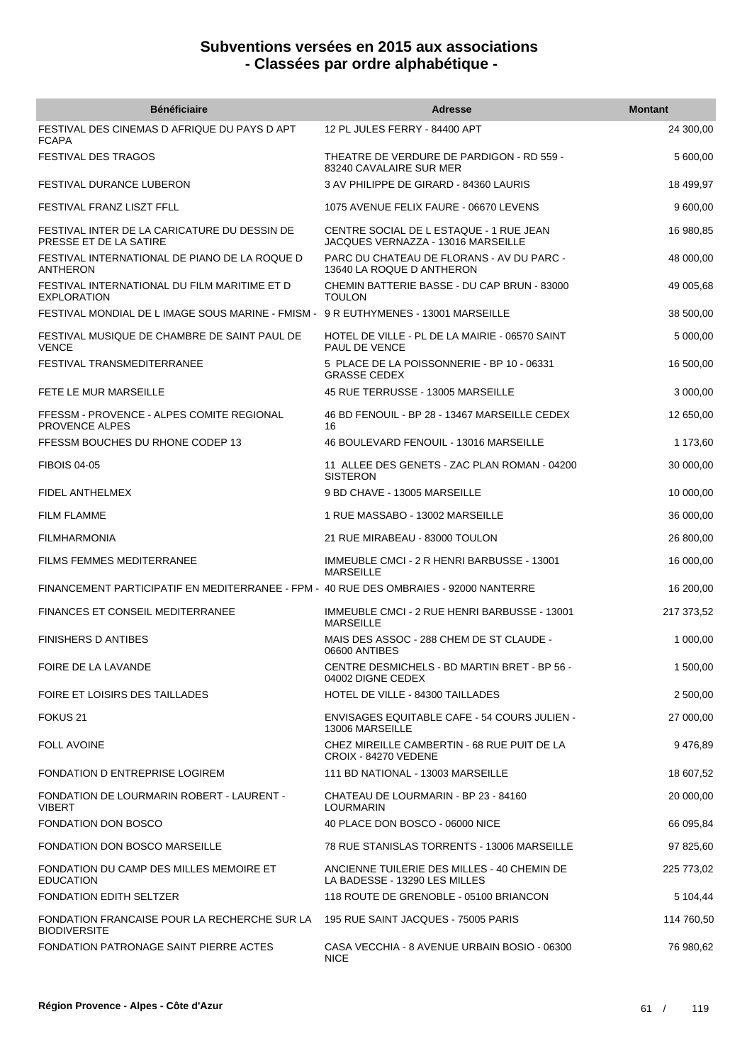# Subventions versées en 2015 aux associations
## - Classées par ordre alphabétique -

| Bénéficiaire | Adresse | Montant |
|---|---|---|
| FESTIVAL DES CINEMAS D AFRIQUE DU PAYS D APT FCAPA | 12 PL JULES FERRY - 84400 APT | 24 300,00 |
| FESTIVAL DES TRAGOS | THEATRE DE VERDURE DE PARDIGON - RD 559 - 83240 CAVALAIRE SUR MER | 5 600,00 |
| FESTIVAL DURANCE LUBERON | 3 AV PHILIPPE DE GIRARD - 84360 LAURIS | 18 499,97 |
| FESTIVAL FRANZ LISZT FFLL | 1075 AVENUE FELIX FAURE - 06670 LEVENS | 9 600,00 |
| FESTIVAL INTER DE LA CARICATURE DU DESSIN DE PRESSE ET DE LA SATIRE | CENTRE SOCIAL DE L ESTAQUE - 1 RUE JEAN JACQUES VERNAZZA - 13016 MARSEILLE | 16 980,85 |
| FESTIVAL INTERNATIONAL DE PIANO DE LA ROQUE D ANTHERON | PARC DU CHATEAU DE FLORANS - AV DU PARC - 13640 LA ROQUE D ANTHERON | 48 000,00 |
| FESTIVAL INTERNATIONAL DU FILM MARITIME ET D EXPLORATION | CHEMIN BATTERIE BASSE - DU CAP BRUN - 83000 TOULON | 49 005,68 |
| FESTIVAL MONDIAL DE L IMAGE SOUS MARINE - FMISM - | 9 R EUTHYMENES - 13001 MARSEILLE | 38 500,00 |
| FESTIVAL MUSIQUE DE CHAMBRE DE SAINT PAUL DE VENCE | HOTEL DE VILLE - PL DE LA MAIRIE - 06570 SAINT PAUL DE VENCE | 5 000,00 |
| FESTIVAL TRANSMEDITERRANEE | 5 PLACE DE LA POISSONNERIE - BP 10 - 06331 GRASSE CEDEX | 16 500,00 |
| FETE LE MUR MARSEILLE | 45 RUE TERRUSSE - 13005 MARSEILLE | 3 000,00 |
| FFESSM - PROVENCE - ALPES COMITE REGIONAL PROVENCE ALPES | 46 BD FENOUIL - BP 28 - 13467 MARSEILLE CEDEX 16 | 12 650,00 |
| FFESSM BOUCHES DU RHONE CODEP 13 | 46 BOULEVARD FENOUIL - 13016 MARSEILLE | 1 173,60 |
| FIBOIS 04-05 | 11 ALLEE DES GENETS - ZAC PLAN ROMAN - 04200 SISTERON | 30 000,00 |
| FIDEL ANTHELMEX | 9 BD CHAVE - 13005 MARSEILLE | 10 000,00 |
| FILM FLAMME | 1 RUE MASSABO - 13002 MARSEILLE | 36 000,00 |
| FILMHARMONIA | 21 RUE MIRABEAU - 83000 TOULON | 26 800,00 |
| FILMS FEMMES MEDITERRANEE | IMMEUBLE CMCI - 2 R HENRI BARBUSSE - 13001 MARSEILLE | 16 000,00 |
| FINANCEMENT PARTICIPATIF EN MEDITERRANEE - FPM - | 40 RUE DES OMBRAIES - 92000 NANTERRE | 16 200,00 |
| FINANCES ET CONSEIL MEDITERRANEE | IMMEUBLE CMCI - 2 RUE HENRI BARBUSSE - 13001 MARSEILLE | 217 373,52 |
| FINISHERS D ANTIBES | MAIS DES ASSOC - 288 CHEM DE ST CLAUDE - 06600 ANTIBES | 1 000,00 |
| FOIRE DE LA LAVANDE | CENTRE DESMICHELS - BD MARTIN BRET - BP 56 - 04002 DIGNE CEDEX | 1 500,00 |
| FOIRE ET LOISIRS DES TAILLADES | HOTEL DE VILLE - 84300 TAILLADES | 2 500,00 |
| FOKUS 21 | ENVISAGES EQUITABLE CAFE - 54 COURS JULIEN - 13006 MARSEILLE | 27 000,00 |
| FOLL AVOINE | CHEZ MIREILLE CAMBERTIN - 68 RUE PUIT DE LA CROIX - 84270 VEDENE | 9 476,89 |
| FONDATION D ENTREPRISE LOGIREM | 111 BD NATIONAL - 13003 MARSEILLE | 18 607,52 |
| FONDATION DE LOURMARIN ROBERT - LAURENT - VIBERT | CHATEAU DE LOURMARIN - BP 23 - 84160 LOURMARIN | 20 000,00 |
| FONDATION DON BOSCO | 40 PLACE DON BOSCO - 06000 NICE | 66 095,84 |
| FONDATION DON BOSCO MARSEILLE | 78 RUE STANISLAS TORRENTS - 13006 MARSEILLE | 97 825,60 |
| FONDATION DU CAMP DES MILLES MEMOIRE ET EDUCATION | ANCIENNE TUILERIE DES MILLES - 40 CHEMIN DE LA BADESSE - 13290 LES MILLES | 225 773,02 |
| FONDATION EDITH SELTZER | 118 ROUTE DE GRENOBLE - 05100 BRIANCON | 5 104,44 |
| FONDATION FRANCAISE POUR LA RECHERCHE SUR LA BIODIVERSITE | 195 RUE SAINT JACQUES - 75005 PARIS | 114 760,50 |
| FONDATION PATRONAGE SAINT PIERRE ACTES | CASA VECCHIA - 8 AVENUE URBAIN BOSIO - 06300 NICE | 76 980,62 |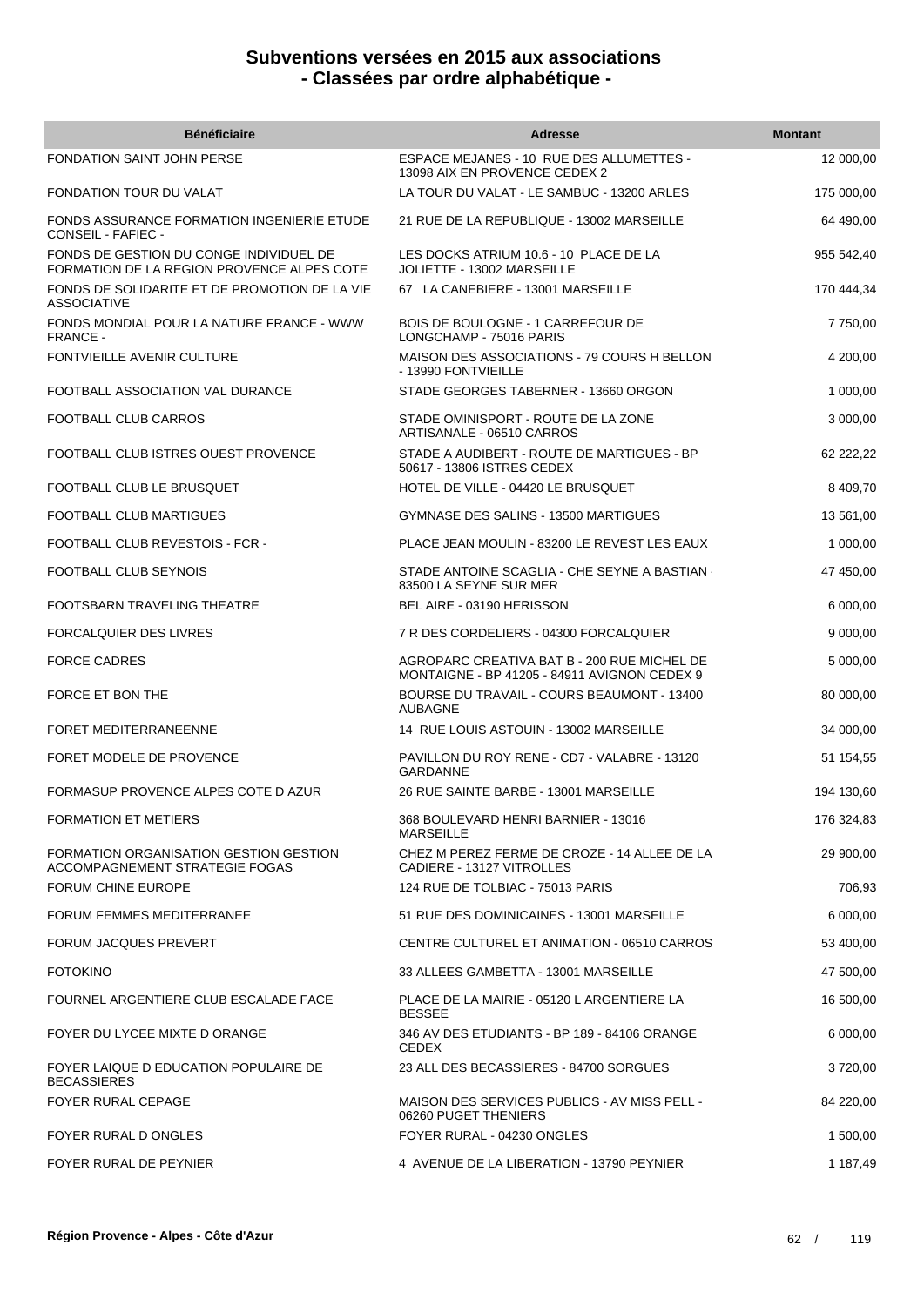# Subventions versées en 2015 aux associations
# - Classées par ordre alphabétique -

| Bénéficiaire | Adresse | Montant |
|---|---|---|
| FONDATION SAINT JOHN PERSE | ESPACE MEJANES - 10 RUE DES ALLUMETTES - 13098 AIX EN PROVENCE CEDEX 2 | 12 000,00 |
| FONDATION TOUR DU VALAT | LA TOUR DU VALAT - LE SAMBUC - 13200 ARLES | 175 000,00 |
| FONDS ASSURANCE FORMATION INGENIERIE ETUDE CONSEIL - FAFIEC - | 21 RUE DE LA REPUBLIQUE - 13002 MARSEILLE | 64 490,00 |
| FONDS DE GESTION DU CONGE INDIVIDUEL DE FORMATION DE LA REGION PROVENCE ALPES COTE | LES DOCKS ATRIUM 10.6 - 10 PLACE DE LA JOLIETTE - 13002 MARSEILLE | 955 542,40 |
| FONDS DE SOLIDARITE ET DE PROMOTION DE LA VIE ASSOCIATIVE | 67 LA CANEBIERE - 13001 MARSEILLE | 170 444,34 |
| FONDS MONDIAL POUR LA NATURE FRANCE - WWW FRANCE - | BOIS DE BOULOGNE - 1 CARREFOUR DE LONGCHAMP - 75016 PARIS | 7 750,00 |
| FONTVIEILLE AVENIR CULTURE | MAISON DES ASSOCIATIONS - 79 COURS H BELLON - 13990 FONTVIEILLE | 4 200,00 |
| FOOTBALL ASSOCIATION VAL DURANCE | STADE GEORGES TABERNER - 13660 ORGON | 1 000,00 |
| FOOTBALL CLUB CARROS | STADE OMINISPORT - ROUTE DE LA ZONE ARTISANALE - 06510 CARROS | 3 000,00 |
| FOOTBALL CLUB ISTRES OUEST PROVENCE | STADE A AUDIBERT - ROUTE DE MARTIGUES - BP 50617 - 13806 ISTRES CEDEX | 62 222,22 |
| FOOTBALL CLUB LE BRUSQUET | HOTEL DE VILLE - 04420 LE BRUSQUET | 8 409,70 |
| FOOTBALL CLUB MARTIGUES | GYMNASE DES SALINS - 13500 MARTIGUES | 13 561,00 |
| FOOTBALL CLUB REVESTOIS - FCR - | PLACE JEAN MOULIN - 83200 LE REVEST LES EAUX | 1 000,00 |
| FOOTBALL CLUB SEYNOIS | STADE ANTOINE SCAGLIA - CHE SEYNE A BASTIAN - 83500 LA SEYNE SUR MER | 47 450,00 |
| FOOTSBARN TRAVELING THEATRE | BEL AIRE - 03190 HERISSON | 6 000,00 |
| FORCALQUIER DES LIVRES | 7 R DES CORDELIERS - 04300 FORCALQUIER | 9 000,00 |
| FORCE CADRES | AGROPARC CREATIVA BAT B - 200 RUE MICHEL DE MONTAIGNE - BP 41205 - 84911 AVIGNON CEDEX 9 | 5 000,00 |
| FORCE ET BON THE | BOURSE DU TRAVAIL - COURS BEAUMONT - 13400 AUBAGNE | 80 000,00 |
| FORET MEDITERRANEENNE | 14 RUE LOUIS ASTOUIN - 13002 MARSEILLE | 34 000,00 |
| FORET MODELE DE PROVENCE | PAVILLON DU ROY RENE - CD7 - VALABRE - 13120 GARDANNE | 51 154,55 |
| FORMASUP PROVENCE ALPES COTE D AZUR | 26 RUE SAINTE BARBE - 13001 MARSEILLE | 194 130,60 |
| FORMATION ET METIERS | 368 BOULEVARD HENRI BARNIER - 13016 MARSEILLE | 176 324,83 |
| FORMATION ORGANISATION GESTION GESTION ACCOMPAGNEMENT STRATEGIE FOGAS | CHEZ M PEREZ FERME DE CROZE - 14 ALLEE DE LA CADIERE - 13127 VITROLLES | 29 900,00 |
| FORUM CHINE EUROPE | 124 RUE DE TOLBIAC - 75013 PARIS | 706,93 |
| FORUM FEMMES MEDITERRANEE | 51 RUE DES DOMINICAINES - 13001 MARSEILLE | 6 000,00 |
| FORUM JACQUES PREVERT | CENTRE CULTUREL ET ANIMATION - 06510 CARROS | 53 400,00 |
| FOTOKINO | 33 ALLEES GAMBETTA - 13001 MARSEILLE | 47 500,00 |
| FOURNEL ARGENTIERE CLUB ESCALADE FACE | PLACE DE LA MAIRIE - 05120 L ARGENTIERE LA BESSEE | 16 500,00 |
| FOYER DU LYCEE MIXTE D ORANGE | 346 AV DES ETUDIANTS - BP 189 - 84106 ORANGE CEDEX | 6 000,00 |
| FOYER LAIQUE D EDUCATION POPULAIRE DE BECASSIERES | 23 ALL DES BECASSIERES - 84700 SORGUES | 3 720,00 |
| FOYER RURAL CEPAGE | MAISON DES SERVICES PUBLICS - AV MISS PELL - 06260 PUGET THENIERS | 84 220,00 |
| FOYER RURAL D ONGLES | FOYER RURAL - 04230 ONGLES | 1 500,00 |
| FOYER RURAL DE PEYNIER | 4 AVENUE DE LA LIBERATION - 13790 PEYNIER | 1 187,49 |

**Région Provence - Alpes - Côte d'Azur**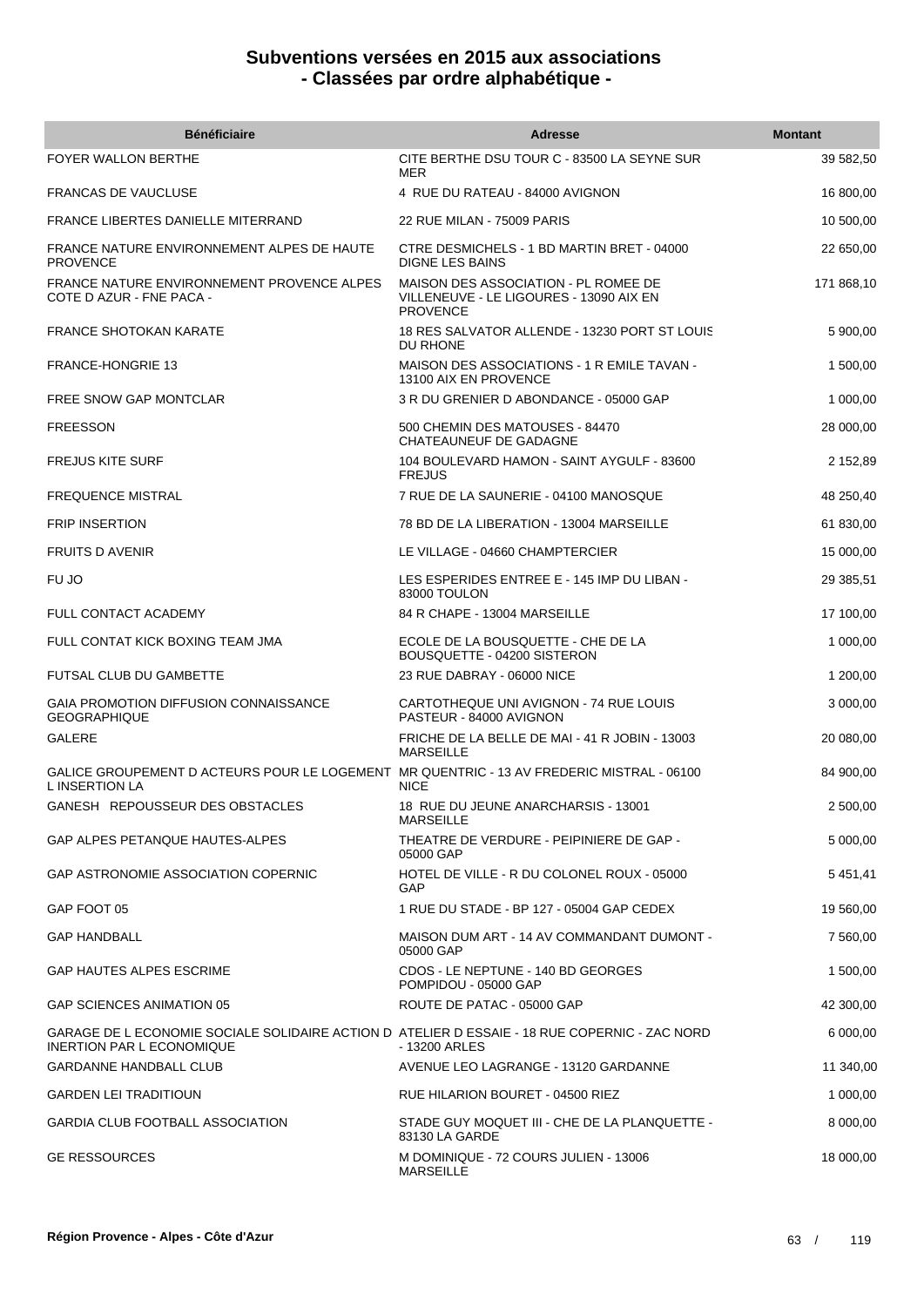# Subventions versées en 2015 aux associations
# - Classées par ordre alphabétique -

| Bénéficiaire | Adresse | Montant |
| --- | --- | --- |
| FOYER WALLON BERTHE | CITE BERTHE DSU TOUR C - 83500 LA SEYNE SUR MER | 39 582,50 |
| FRANCAS DE VAUCLUSE | 4 RUE DU RATEAU - 84000 AVIGNON | 16 800,00 |
| FRANCE LIBERTES DANIELLE MITERRAND | 22 RUE MILAN - 75009 PARIS | 10 500,00 |
| FRANCE NATURE ENVIRONNEMENT ALPES DE HAUTE PROVENCE | CTRE DESMICHELS - 1 BD MARTIN BRET - 04000 DIGNE LES BAINS | 22 650,00 |
| FRANCE NATURE ENVIRONNEMENT PROVENCE ALPES COTE D AZUR - FNE PACA - | MAISON DES ASSOCIATION - PL ROMEE DE VILLENEUVE - LE LIGOURES - 13090 AIX EN PROVENCE | 171 868,10 |
| FRANCE SHOTOKAN KARATE | 18 RES SALVATOR ALLENDE - 13230 PORT ST LOUIS DU RHONE | 5 900,00 |
| FRANCE-HONGRIE 13 | MAISON DES ASSOCIATIONS - 1 R EMILE TAVAN - 13100 AIX EN PROVENCE | 1 500,00 |
| FREE SNOW GAP MONTCLAR | 3 R DU GRENIER D ABONDANCE - 05000 GAP | 1 000,00 |
| FREESSON | 500 CHEMIN DES MATOUSES - 84470 CHATEAUNEUF DE GADAGNE | 28 000,00 |
| FREJUS KITE SURF | 104 BOULEVARD HAMON - SAINT AYGULF - 83600 FREJUS | 2 152,89 |
| FREQUENCE MISTRAL | 7 RUE DE LA SAUNERIE - 04100 MANOSQUE | 48 250,40 |
| FRIP INSERTION | 78 BD DE LA LIBERATION - 13004 MARSEILLE | 61 830,00 |
| FRUITS D AVENIR | LE VILLAGE - 04660 CHAMPTERCIER | 15 000,00 |
| FU JO | LES ESPERIDES ENTREE E - 145 IMP DU LIBAN - 83000 TOULON | 29 385,51 |
| FULL CONTACT ACADEMY | 84 R CHAPE - 13004 MARSEILLE | 17 100,00 |
| FULL CONTAT KICK BOXING TEAM JMA | ECOLE DE LA BOUSQUETTE - CHE DE LA BOUSQUETTE - 04200 SISTERON | 1 000,00 |
| FUTSAL CLUB DU GAMBETTE | 23 RUE DABRAY - 06000 NICE | 1 200,00 |
| GAIA PROMOTION DIFFUSION CONNAISSANCE GEOGRAPHIQUE | CARTOTHEQUE UNI AVIGNON - 74 RUE LOUIS PASTEUR - 84000 AVIGNON | 3 000,00 |
| GALERE | FRICHE DE LA BELLE DE MAI - 41 R JOBIN - 13003 MARSEILLE | 20 080,00 |
| GALICE GROUPEMENT D ACTEURS POUR LE LOGEMENT L INSERTION LA | MR QUENTRIC - 13 AV FREDERIC MISTRAL - 06100 NICE | 84 900,00 |
| GANESH REPOUSSEUR DES OBSTACLES | 18 RUE DU JEUNE ANARCHARSIS - 13001 MARSEILLE | 2 500,00 |
| GAP ALPES PETANQUE HAUTES-ALPES | THEATRE DE VERDURE - PEIPINIERE DE GAP - 05000 GAP | 5 000,00 |
| GAP ASTRONOMIE ASSOCIATION COPERNIC | HOTEL DE VILLE - R DU COLONEL ROUX - 05000 GAP | 5 451,41 |
| GAP FOOT 05 | 1 RUE DU STADE - BP 127 - 05004 GAP CEDEX | 19 560,00 |
| GAP HANDBALL | MAISON DUM ART - 14 AV COMMANDANT DUMONT - 05000 GAP | 7 560,00 |
| GAP HAUTES ALPES ESCRIME | CDOS - LE NEPTUNE - 140 BD GEORGES POMPIDOU - 05000 GAP | 1 500,00 |
| GAP SCIENCES ANIMATION 05 | ROUTE DE PATAC - 05000 GAP | 42 300,00 |
| GARAGE DE L ECONOMIE SOCIALE SOLIDAIRE ACTION D INERTION PAR L ECONOMIQUE | ATELIER D ESSAIE - 18 RUE COPERNIC - ZAC NORD - 13200 ARLES | 6 000,00 |
| GARDANNE HANDBALL CLUB | AVENUE LEO LAGRANGE - 13120 GARDANNE | 11 340,00 |
| GARDEN LEI TRADITIOUN | RUE HILARION BOURET - 04500 RIEZ | 1 000,00 |
| GARDIA CLUB FOOTBALL ASSOCIATION | STADE GUY MOQUET III - CHE DE LA PLANQUETTE - 83130 LA GARDE | 8 000,00 |
| GE RESSOURCES | M DOMINIQUE - 72 COURS JULIEN - 13006 MARSEILLE | 18 000,00 |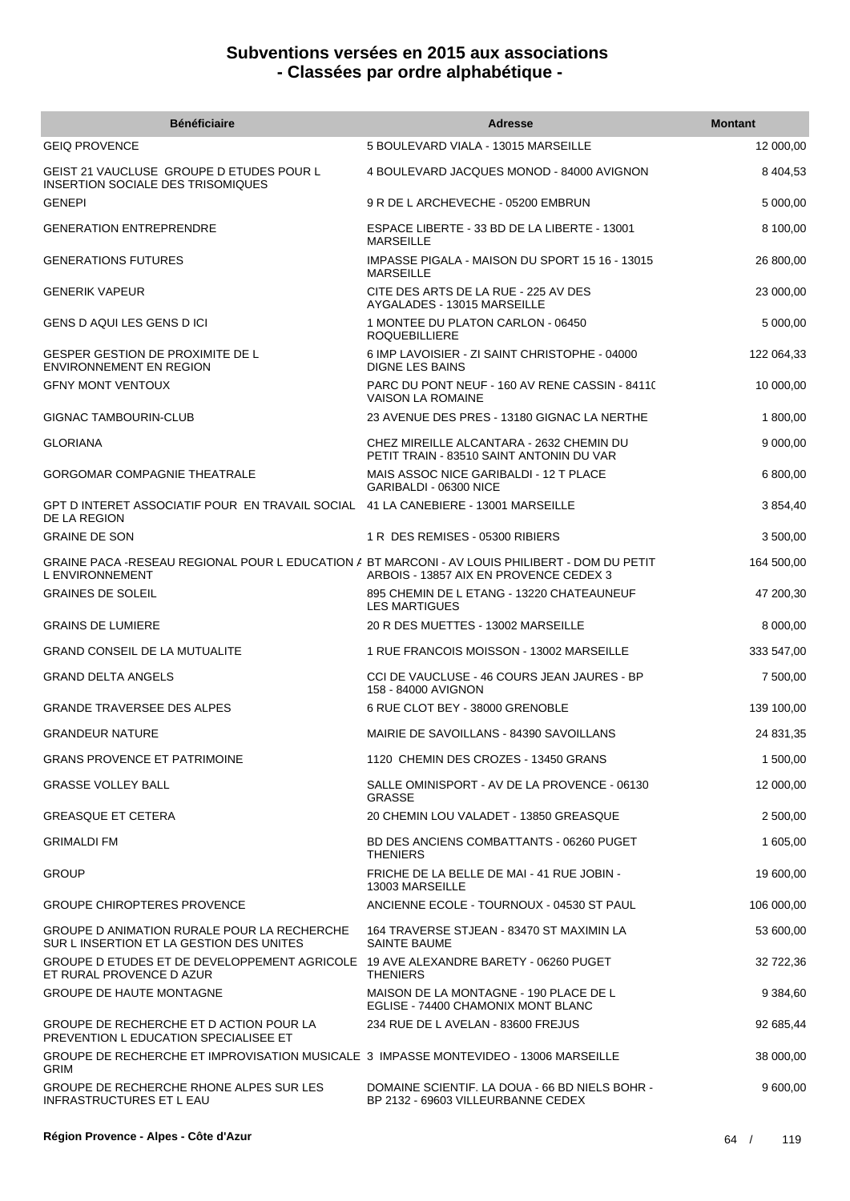# Subventions versées en 2015 aux associations
## - Classées par ordre alphabétique -

| Bénéficiaire | Adresse | Montant |
|---|---|---|
| GEIQ PROVENCE | 5 BOULEVARD VIALA - 13015 MARSEILLE | 12 000,00 |
| GEIST 21 VAUCLUSE GROUPE D ETUDES POUR L INSERTION SOCIALE DES TRISOMIQUES | 4 BOULEVARD JACQUES MONOD - 84000 AVIGNON | 8 404,53 |
| GENEPI | 9 R DE L ARCHEVECHE - 05200 EMBRUN | 5 000,00 |
| GENERATION ENTREPRENDRE | ESPACE LIBERTE - 33 BD DE LA LIBERTE - 13001 MARSEILLE | 8 100,00 |
| GENERATIONS FUTURES | IMPASSE PIGALA - MAISON DU SPORT 15 16 - 13015 MARSEILLE | 26 800,00 |
| GENERIK VAPEUR | CITE DES ARTS DE LA RUE - 225 AV DES AYGALADES - 13015 MARSEILLE | 23 000,00 |
| GENS D AQUI LES GENS D ICI | 1 MONTEE DU PLATON CARLON - 06450 ROQUEBILLIERE | 5 000,00 |
| GESPER GESTION DE PROXIMITE DE L ENVIRONNEMENT EN REGION | 6 IMP LAVOISIER - ZI SAINT CHRISTOPHE - 04000 DIGNE LES BAINS | 122 064,33 |
| GFNY MONT VENTOUX | PARC DU PONT NEUF - 160 AV RENE CASSIN - 8411( VAISON LA ROMAINE | 10 000,00 |
| GIGNAC TAMBOURIN-CLUB | 23 AVENUE DES PRES - 13180 GIGNAC LA NERTHE | 1 800,00 |
| GLORIANA | CHEZ MIREILLE ALCANTARA - 2632 CHEMIN DU PETIT TRAIN - 83510 SAINT ANTONIN DU VAR | 9 000,00 |
| GORGOMAR COMPAGNIE THEATRALE | MAIS ASSOC NICE GARIBALDI - 12 T PLACE GARIBALDI - 06300 NICE | 6 800,00 |
| GPT D INTERET ASSOCIATIF POUR EN TRAVAIL SOCIAL DE LA REGION | 41 LA CANEBIERE - 13001 MARSEILLE | 3 854,40 |
| GRAINE DE SON | 1 R DES REMISES - 05300 RIBIERS | 3 500,00 |
| GRAINE PACA -RESEAU REGIONAL POUR L EDUCATION A L ENVIRONNEMENT | BT MARCONI - AV LOUIS PHILIBERT - DOM DU PETIT ARBOIS - 13857 AIX EN PROVENCE CEDEX 3 | 164 500,00 |
| GRAINES DE SOLEIL | 895 CHEMIN DE L ETANG - 13220 CHATEAUNEUF LES MARTIGUES | 47 200,30 |
| GRAINS DE LUMIERE | 20 R DES MUETTES - 13002 MARSEILLE | 8 000,00 |
| GRAND CONSEIL DE LA MUTUALITE | 1 RUE FRANCOIS MOISSON - 13002 MARSEILLE | 333 547,00 |
| GRAND DELTA ANGELS | CCI DE VAUCLUSE - 46 COURS JEAN JAURES - BP 158 - 84000 AVIGNON | 7 500,00 |
| GRANDE TRAVERSEE DES ALPES | 6 RUE CLOT BEY - 38000 GRENOBLE | 139 100,00 |
| GRANDEUR NATURE | MAIRIE DE SAVOILLANS - 84390 SAVOILLANS | 24 831,35 |
| GRANS PROVENCE ET PATRIMOINE | 1120 CHEMIN DES CROZES - 13450 GRANS | 1 500,00 |
| GRASSE VOLLEY BALL | SALLE OMINISPORT - AV DE LA PROVENCE - 06130 GRASSE | 12 000,00 |
| GREASQUE ET CETERA | 20 CHEMIN LOU VALADET - 13850 GREASQUE | 2 500,00 |
| GRIMALDI FM | BD DES ANCIENS COMBATTANTS - 06260 PUGET THENIERS | 1 605,00 |
| GROUP | FRICHE DE LA BELLE DE MAI - 41 RUE JOBIN - 13003 MARSEILLE | 19 600,00 |
| GROUPE CHIROPTERES PROVENCE | ANCIENNE ECOLE - TOURNOUX - 04530 ST PAUL | 106 000,00 |
| GROUPE D ANIMATION RURALE POUR LA RECHERCHE SUR L INSERTION ET LA GESTION DES UNITES | 164 TRAVERSE STJEAN - 83470 ST MAXIMIN LA SAINTE BAUME | 53 600,00 |
| GROUPE D ETUDES ET DE DEVELOPPEMENT AGRICOLE ET RURAL PROVENCE D AZUR | 19 AVE ALEXANDRE BARETY - 06260 PUGET THENIERS | 32 722,36 |
| GROUPE DE HAUTE MONTAGNE | MAISON DE LA MONTAGNE - 190 PLACE DE L EGLISE - 74400 CHAMONIX MONT BLANC | 9 384,60 |
| GROUPE DE RECHERCHE ET D ACTION POUR LA PREVENTION L EDUCATION SPECIALISEE ET | 234 RUE DE L AVELAN - 83600 FREJUS | 92 685,44 |
| GROUPE DE RECHERCHE ET IMPROVISATION MUSICALE GRIM | 3 IMPASSE MONTEVIDEO - 13006 MARSEILLE | 38 000,00 |
| GROUPE DE RECHERCHE RHONE ALPES SUR LES INFRASTRUCTURES ET L EAU | DOMAINE SCIENTIF. LA DOUA - 66 BD NIELS BOHR - BP 2132 - 69603 VILLEURBANNE CEDEX | 9 600,00 |

Région Provence - Alpes - Côte d'Azur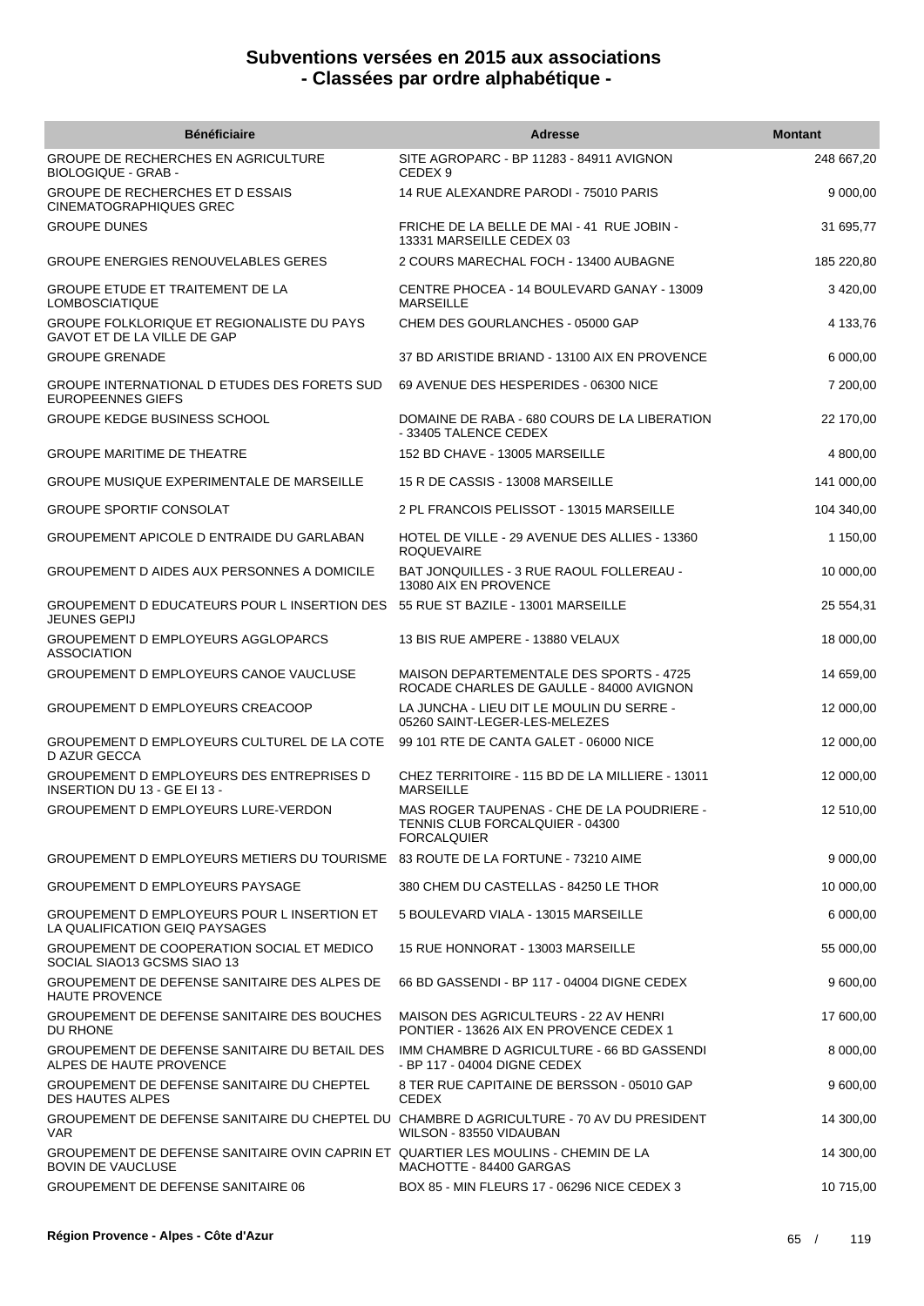# Subventions versées en 2015 aux associations
# - Classées par ordre alphabétique -

| Bénéficiaire | Adresse | Montant |
| --- | --- | --- |
| GROUPE DE RECHERCHES EN AGRICULTURE BIOLOGIQUE - GRAB - | SITE AGROPARC - BP 11283 - 84911 AVIGNON CEDEX 9 | 248 667,20 |
| GROUPE DE RECHERCHES ET D ESSAIS CINEMATOGRAPHIQUES GREC | 14 RUE ALEXANDRE PARODI - 75010 PARIS | 9 000,00 |
| GROUPE DUNES | FRICHE DE LA BELLE DE MAI - 41 RUE JOBIN - 13331 MARSEILLE CEDEX 03 | 31 695,77 |
| GROUPE ENERGIES RENOUVELABLES GERES | 2 COURS MARECHAL FOCH - 13400 AUBAGNE | 185 220,80 |
| GROUPE ETUDE ET TRAITEMENT DE LA LOMBOSCIATIQUE | CENTRE PHOCEA - 14 BOULEVARD GANAY - 13009 MARSEILLE | 3 420,00 |
| GROUPE FOLKLORIQUE ET REGIONALISTE DU PAYS GAVOT ET DE LA VILLE DE GAP | CHEM DES GOURLANCHES - 05000 GAP | 4 133,76 |
| GROUPE GRENADE | 37 BD ARISTIDE BRIAND - 13100 AIX EN PROVENCE | 6 000,00 |
| GROUPE INTERNATIONAL D ETUDES DES FORETS SUD EUROPEENNES GIEFS | 69 AVENUE DES HESPERIDES - 06300 NICE | 7 200,00 |
| GROUPE KEDGE BUSINESS SCHOOL | DOMAINE DE RABA - 680 COURS DE LA LIBERATION - 33405 TALENCE CEDEX | 22 170,00 |
| GROUPE MARITIME DE THEATRE | 152 BD CHAVE - 13005 MARSEILLE | 4 800,00 |
| GROUPE MUSIQUE EXPERIMENTALE DE MARSEILLE | 15 R DE CASSIS - 13008 MARSEILLE | 141 000,00 |
| GROUPE SPORTIF CONSOLAT | 2 PL FRANCOIS PELISSOT - 13015 MARSEILLE | 104 340,00 |
| GROUPEMENT APICOLE D ENTRAIDE DU GARLABAN | HOTEL DE VILLE - 29 AVENUE DES ALLIES - 13360 ROQUEVAIRE | 1 150,00 |
| GROUPEMENT D AIDES AUX PERSONNES A DOMICILE | BAT JONQUILLES - 3 RUE RAOUL FOLLEREAU - 13080 AIX EN PROVENCE | 10 000,00 |
| GROUPEMENT D EDUCATEURS POUR L INSERTION DES JEUNES GEPIJ | 55 RUE ST BAZILE - 13001 MARSEILLE | 25 554,31 |
| GROUPEMENT D EMPLOYEURS AGGLOPARCS ASSOCIATION | 13 BIS RUE AMPERE - 13880 VELAUX | 18 000,00 |
| GROUPEMENT D EMPLOYEURS CANOE VAUCLUSE | MAISON DEPARTEMENTALE DES SPORTS - 4725 ROCADE CHARLES DE GAULLE - 84000 AVIGNON | 14 659,00 |
| GROUPEMENT D EMPLOYEURS CREACOOP | LA JUNCHA - LIEU DIT LE MOULIN DU SERRE - 05260 SAINT-LEGER-LES-MELEZES | 12 000,00 |
| GROUPEMENT D EMPLOYEURS CULTUREL DE LA COTE D AZUR GECCA | 99 101 RTE DE CANTA GALET - 06000 NICE | 12 000,00 |
| GROUPEMENT D EMPLOYEURS DES ENTREPRISES D INSERTION DU 13 - GE EI 13 - | CHEZ TERRITOIRE - 115 BD DE LA MILLIERE - 13011 MARSEILLE | 12 000,00 |
| GROUPEMENT D EMPLOYEURS LURE-VERDON | MAS ROGER TAUPENAS - CHE DE LA POUDRIERE - TENNIS CLUB FORCALQUIER - 04300 FORCALQUIER | 12 510,00 |
| GROUPEMENT D EMPLOYEURS METIERS DU TOURISME | 83 ROUTE DE LA FORTUNE - 73210 AIME | 9 000,00 |
| GROUPEMENT D EMPLOYEURS PAYSAGE | 380 CHEM DU CASTELLAS - 84250 LE THOR | 10 000,00 |
| GROUPEMENT D EMPLOYEURS POUR L INSERTION ET LA QUALIFICATION GEIQ PAYSAGES | 5 BOULEVARD VIALA - 13015 MARSEILLE | 6 000,00 |
| GROUPEMENT DE COOPERATION SOCIAL ET MEDICO SOCIAL SIAO13 GCSMS SIAO 13 | 15 RUE HONNORAT - 13003 MARSEILLE | 55 000,00 |
| GROUPEMENT DE DEFENSE SANITAIRE DES ALPES DE HAUTE PROVENCE | 66 BD GASSENDI - BP 117 - 04004 DIGNE CEDEX | 9 600,00 |
| GROUPEMENT DE DEFENSE SANITAIRE DES BOUCHES DU RHONE | MAISON DES AGRICULTEURS - 22 AV HENRI PONTIER - 13626 AIX EN PROVENCE CEDEX 1 | 17 600,00 |
| GROUPEMENT DE DEFENSE SANITAIRE DU BETAIL DES ALPES DE HAUTE PROVENCE | IMM CHAMBRE D AGRICULTURE - 66 BD GASSENDI - BP 117 - 04004 DIGNE CEDEX | 8 000,00 |
| GROUPEMENT DE DEFENSE SANITAIRE DU CHEPTEL DES HAUTES ALPES | 8 TER RUE CAPITAINE DE BERSSON - 05010 GAP CEDEX | 9 600,00 |
| GROUPEMENT DE DEFENSE SANITAIRE DU CHEPTEL DU VAR | CHAMBRE D AGRICULTURE - 70 AV DU PRESIDENT WILSON - 83550 VIDAUBAN | 14 300,00 |
| GROUPEMENT DE DEFENSE SANITAIRE OVIN CAPRIN ET BOVIN DE VAUCLUSE | QUARTIER LES MOULINS - CHEMIN DE LA MACHOTTE - 84400 GARGAS | 14 300,00 |
| GROUPEMENT DE DEFENSE SANITAIRE 06 | BOX 85 - MIN FLEURS 17 - 06296 NICE CEDEX 3 | 10 715,00 |

**Région Provence - Alpes - Côte d'Azur**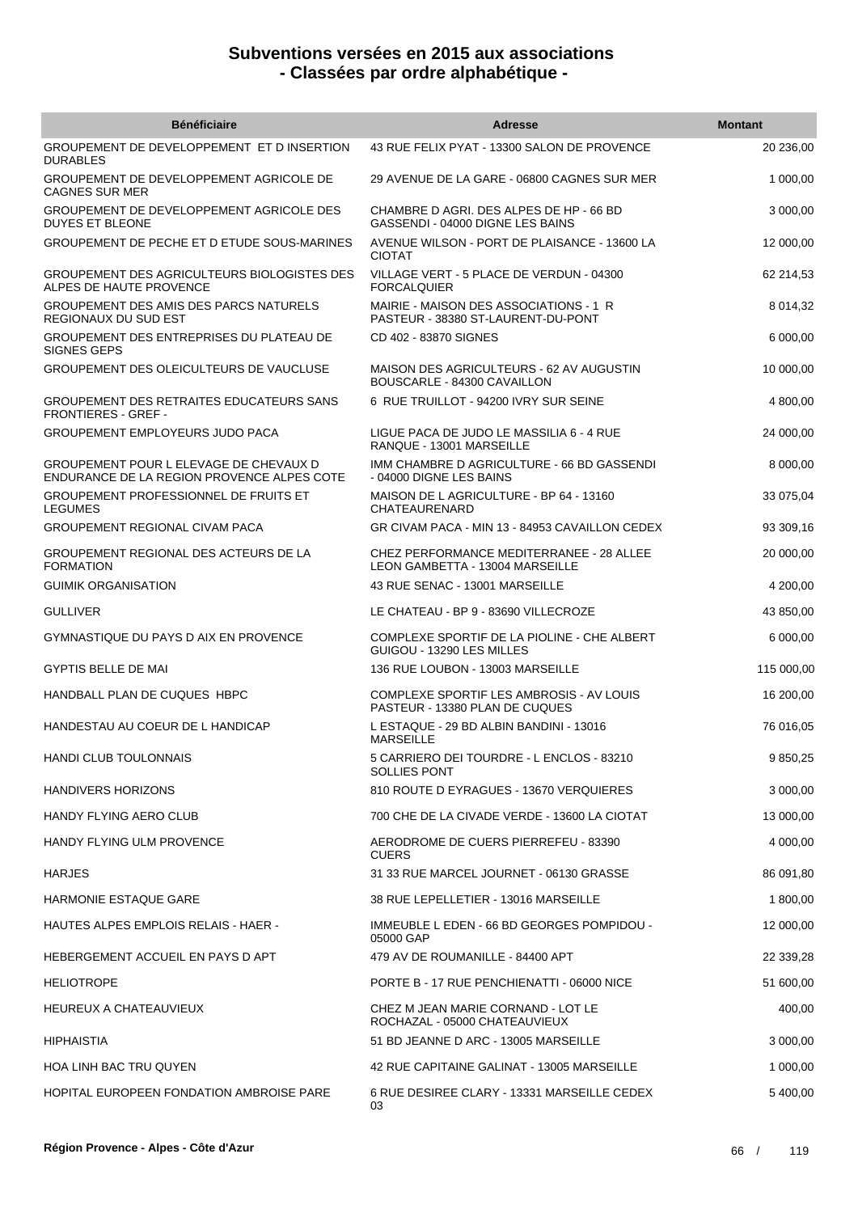## Subventions versées en 2015 aux associations
## - Classées par ordre alphabétique -

| Bénéficiaire | Adresse | Montant |
|---|---|---|
| GROUPEMENT DE DEVELOPPEMENT ET D INSERTION DURABLES | 43 RUE FELIX PYAT - 13300 SALON DE PROVENCE | 20 236,00 |
| GROUPEMENT DE DEVELOPPEMENT AGRICOLE DE CAGNES SUR MER | 29 AVENUE DE LA GARE - 06800 CAGNES SUR MER | 1 000,00 |
| GROUPEMENT DE DEVELOPPEMENT AGRICOLE DES DUYES ET BLEONE | CHAMBRE D AGRI. DES ALPES DE HP - 66 BD GASSENDI - 04000 DIGNE LES BAINS | 3 000,00 |
| GROUPEMENT DE PECHE ET D ETUDE SOUS-MARINES | AVENUE WILSON - PORT DE PLAISANCE - 13600 LA CIOTAT | 12 000,00 |
| GROUPEMENT DES AGRICULTEURS BIOLOGISTES DES ALPES DE HAUTE PROVENCE | VILLAGE VERT - 5 PLACE DE VERDUN - 04300 FORCALQUIER | 62 214,53 |
| GROUPEMENT DES AMIS DES PARCS NATURELS REGIONAUX DU SUD EST | MAIRIE - MAISON DES ASSOCIATIONS - 1 R PASTEUR - 38380 ST-LAURENT-DU-PONT | 8 014,32 |
| GROUPEMENT DES ENTREPRISES DU PLATEAU DE SIGNES GEPS | CD 402 - 83870 SIGNES | 6 000,00 |
| GROUPEMENT DES OLEICULTEURS DE VAUCLUSE | MAISON DES AGRICULTEURS - 62 AV AUGUSTIN BOUSCARLE - 84300 CAVAILLON | 10 000,00 |
| GROUPEMENT DES RETRAITES EDUCATEURS SANS FRONTIERES - GREF - | 6 RUE TRUILLOT - 94200 IVRY SUR SEINE | 4 800,00 |
| GROUPEMENT EMPLOYEURS JUDO PACA | LIGUE PACA DE JUDO LE MASSILIA 6 - 4 RUE RANQUE - 13001 MARSEILLE | 24 000,00 |
| GROUPEMENT POUR L ELEVAGE DE CHEVAUX D ENDURANCE DE LA REGION PROVENCE ALPES COTE | IMM CHAMBRE D AGRICULTURE - 66 BD GASSENDI - 04000 DIGNE LES BAINS | 8 000,00 |
| GROUPEMENT PROFESSIONNEL DE FRUITS ET LEGUMES | MAISON DE L AGRICULTURE - BP 64 - 13160 CHATEAURENARD | 33 075,04 |
| GROUPEMENT REGIONAL CIVAM PACA | GR CIVAM PACA - MIN 13 - 84953 CAVAILLON CEDEX | 93 309,16 |
| GROUPEMENT REGIONAL DES ACTEURS DE LA FORMATION | CHEZ PERFORMANCE MEDITERRANEE - 28 ALLEE LEON GAMBETTA - 13004 MARSEILLE | 20 000,00 |
| GUIMIK ORGANISATION | 43 RUE SENAC - 13001 MARSEILLE | 4 200,00 |
| GULLIVER | LE CHATEAU - BP 9 - 83690 VILLECROZE | 43 850,00 |
| GYMNASTIQUE DU PAYS D AIX EN PROVENCE | COMPLEXE SPORTIF DE LA PIOLINE - CHE ALBERT GUIGOU - 13290 LES MILLES | 6 000,00 |
| GYPTIS BELLE DE MAI | 136 RUE LOUBON - 13003 MARSEILLE | 115 000,00 |
| HANDBALL PLAN DE CUQUES HBPC | COMPLEXE SPORTIF LES AMBROSIS - AV LOUIS PASTEUR - 13380 PLAN DE CUQUES | 16 200,00 |
| HANDESTAU AU COEUR DE L HANDICAP | L ESTAQUE - 29 BD ALBIN BANDINI - 13016 MARSEILLE | 76 016,05 |
| HANDI CLUB TOULONNAIS | 5 CARRIERO DEI TOURDRE - L ENCLOS - 83210 SOLLIES PONT | 9 850,25 |
| HANDIVERS HORIZONS | 810 ROUTE D EYRAGUES - 13670 VERQUIERES | 3 000,00 |
| HANDY FLYING AERO CLUB | 700 CHE DE LA CIVADE VERDE - 13600 LA CIOTAT | 13 000,00 |
| HANDY FLYING ULM PROVENCE | AERODROME DE CUERS PIERREFEU - 83390 CUERS | 4 000,00 |
| HARJES | 31 33 RUE MARCEL JOURNET - 06130 GRASSE | 86 091,80 |
| HARMONIE ESTAQUE GARE | 38 RUE LEPELLETIER - 13016 MARSEILLE | 1 800,00 |
| HAUTES ALPES EMPLOIS RELAIS - HAER - | IMMEUBLE L EDEN - 66 BD GEORGES POMPIDOU - 05000 GAP | 12 000,00 |
| HEBERGEMENT ACCUEIL EN PAYS D APT | 479 AV DE ROUMANILLE - 84400 APT | 22 339,28 |
| HELIOTROPE | PORTE B - 17 RUE PENCHIENATTI - 06000 NICE | 51 600,00 |
| HEUREUX A CHATEAUVIEUX | CHEZ M JEAN MARIE CORNAND - LOT LE ROCHAZAL - 05000 CHATEAUVIEUX | 400,00 |
| HIPHAISTIA | 51 BD JEANNE D ARC - 13005 MARSEILLE | 3 000,00 |
| HOA LINH BAC TRU QUYEN | 42 RUE CAPITAINE GALINAT - 13005 MARSEILLE | 1 000,00 |
| HOPITAL EUROPEEN FONDATION AMBROISE PARE | 6 RUE DESIREE CLARY - 13331 MARSEILLE CEDEX 03 | 5 400,00 |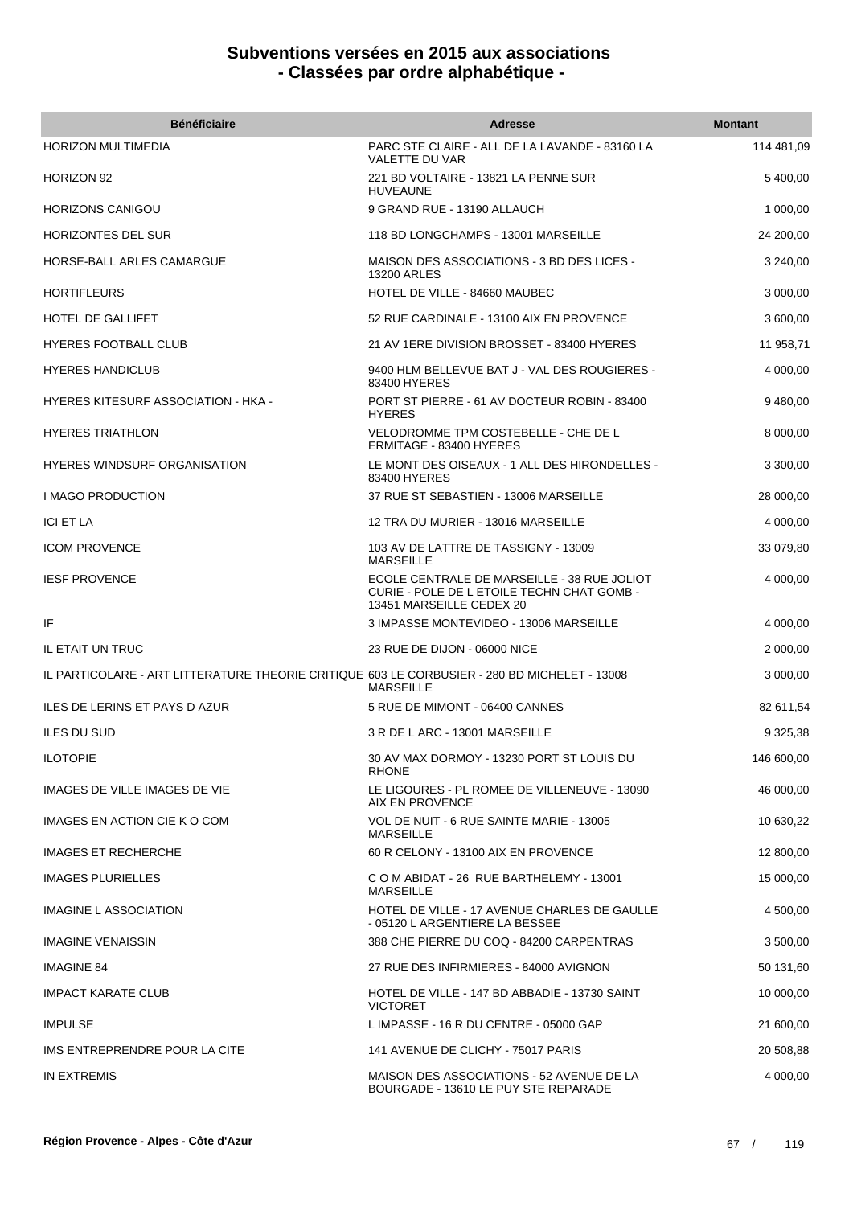# Subventions versées en 2015 aux associations
# - Classées par ordre alphabétique -

| Bénéficiaire | Adresse | Montant |
|---|---|---|
| HORIZON MULTIMEDIA | PARC STE CLAIRE - ALL DE LA LAVANDE - 83160 LA VALETTE DU VAR | 114 481,09 |
| HORIZON 92 | 221 BD VOLTAIRE - 13821 LA PENNE SUR HUVEAUNE | 5 400,00 |
| HORIZONS CANIGOU | 9 GRAND RUE - 13190 ALLAUCH | 1 000,00 |
| HORIZONTES DEL SUR | 118 BD LONGCHAMPS - 13001 MARSEILLE | 24 200,00 |
| HORSE-BALL ARLES CAMARGUE | MAISON DES ASSOCIATIONS - 3 BD DES LICES - 13200 ARLES | 3 240,00 |
| HORTIFLEURS | HOTEL DE VILLE - 84660 MAUBEC | 3 000,00 |
| HOTEL DE GALLIFET | 52 RUE CARDINALE - 13100 AIX EN PROVENCE | 3 600,00 |
| HYERES FOOTBALL CLUB | 21 AV 1ERE DIVISION BROSSET - 83400 HYERES | 11 958,71 |
| HYERES HANDICLUB | 9400 HLM BELLEVUE BAT J - VAL DES ROUGIERES - 83400 HYERES | 4 000,00 |
| HYERES KITESURF ASSOCIATION - HKA - | PORT ST PIERRE - 61 AV DOCTEUR ROBIN - 83400 HYERES | 9 480,00 |
| HYERES TRIATHLON | VELODROMME TPM COSTEBELLE - CHE DE L ERMITAGE - 83400 HYERES | 8 000,00 |
| HYERES WINDSURF ORGANISATION | LE MONT DES OISEAUX - 1 ALL DES HIRONDELLES - 83400 HYERES | 3 300,00 |
| I MAGO PRODUCTION | 37 RUE ST SEBASTIEN - 13006 MARSEILLE | 28 000,00 |
| ICI ET LA | 12 TRA DU MURIER - 13016 MARSEILLE | 4 000,00 |
| ICOM PROVENCE | 103 AV DE LATTRE DE TASSIGNY - 13009 MARSEILLE | 33 079,80 |
| IESF PROVENCE | ECOLE CENTRALE DE MARSEILLE - 38 RUE JOLIOT CURIE - POLE DE L ETOILE TECHN CHAT GOMB - 13451 MARSEILLE CEDEX 20 | 4 000,00 |
| IF | 3 IMPASSE MONTEVIDEO - 13006 MARSEILLE | 4 000,00 |
| IL ETAIT UN TRUC | 23 RUE DE DIJON - 06000 NICE | 2 000,00 |
| IL PARTICOLARE - ART LITTERATURE THEORIE CRITIQUE | 603 LE CORBUSIER - 280 BD MICHELET - 13008 MARSEILLE | 3 000,00 |
| ILES DE LERINS ET PAYS D AZUR | 5 RUE DE MIMONT - 06400 CANNES | 82 611,54 |
| ILES DU SUD | 3 R DE L ARC - 13001 MARSEILLE | 9 325,38 |
| ILOTOPIE | 30 AV MAX DORMOY - 13230 PORT ST LOUIS DU RHONE | 146 600,00 |
| IMAGES DE VILLE IMAGES DE VIE | LE LIGOURES - PL ROMEE DE VILLENEUVE - 13090 AIX EN PROVENCE | 46 000,00 |
| IMAGES EN ACTION CIE K O COM | VOL DE NUIT - 6 RUE SAINTE MARIE - 13005 MARSEILLE | 10 630,22 |
| IMAGES ET RECHERCHE | 60 R CELONY - 13100 AIX EN PROVENCE | 12 800,00 |
| IMAGES PLURIELLES | C O M ABIDAT - 26 RUE BARTHELEMY - 13001 MARSEILLE | 15 000,00 |
| IMAGINE L ASSOCIATION | HOTEL DE VILLE - 17 AVENUE CHARLES DE GAULLE - 05120 L ARGENTIERE LA BESSEE | 4 500,00 |
| IMAGINE VENAISSIN | 388 CHE PIERRE DU COQ - 84200 CARPENTRAS | 3 500,00 |
| IMAGINE 84 | 27 RUE DES INFIRMIERES - 84000 AVIGNON | 50 131,60 |
| IMPACT KARATE CLUB | HOTEL DE VILLE - 147 BD ABBADIE - 13730 SAINT VICTORET | 10 000,00 |
| IMPULSE | L IMPASSE - 16 R DU CENTRE - 05000 GAP | 21 600,00 |
| IMS ENTREPRENDRE POUR LA CITE | 141 AVENUE DE CLICHY - 75017 PARIS | 20 508,88 |
| IN EXTREMIS | MAISON DES ASSOCIATIONS - 52 AVENUE DE LA BOURGADE - 13610 LE PUY STE REPARADE | 4 000,00 |

Région Provence - Alpes - Côte d'Azur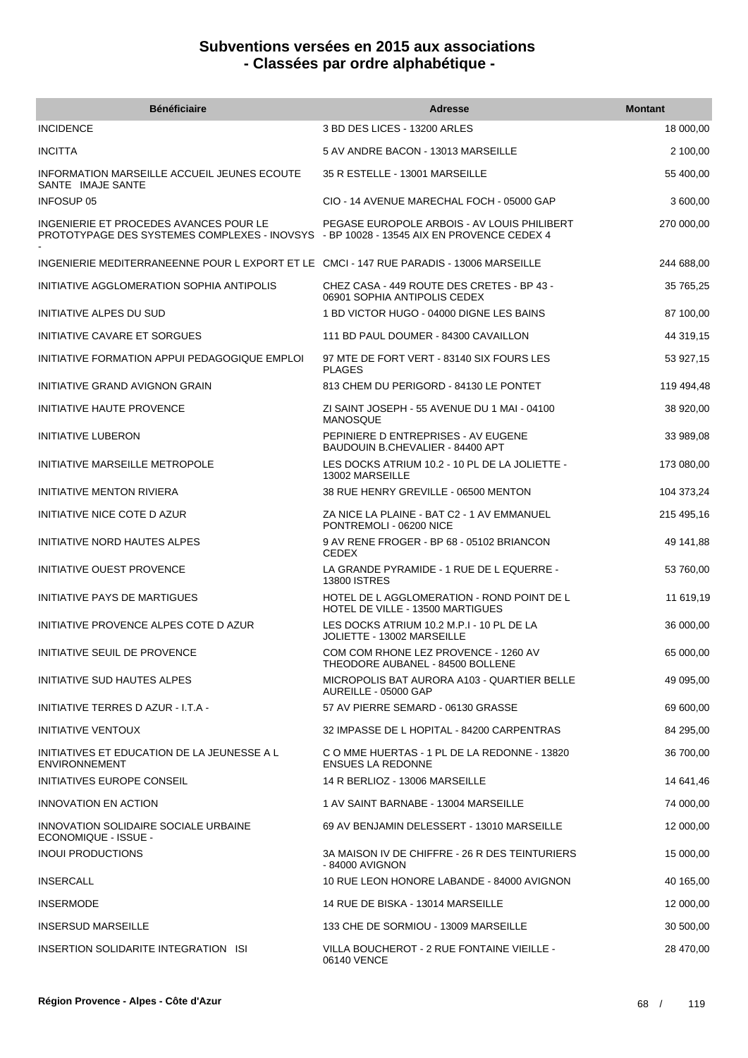# Subventions versées en 2015 aux associations
## - Classées par ordre alphabétique -

| Bénéficiaire | Adresse | Montant |
|---|---|---|
| INCIDENCE | 3 BD DES LICES - 13200 ARLES | 18 000,00 |
| INCITTA | 5 AV ANDRE BACON - 13013 MARSEILLE | 2 100,00 |
| INFORMATION MARSEILLE ACCUEIL JEUNES ECOUTE SANTE IMAJE SANTE | 35 R ESTELLE - 13001 MARSEILLE | 55 400,00 |
| INFOSUP 05 | CIO - 14 AVENUE MARECHAL FOCH - 05000 GAP | 3 600,00 |
| INGENIERIE ET PROCEDES AVANCES POUR LE PROTOTYPAGE DES SYSTEMES COMPLEXES - INOVSYS - | PEGASE EUROPOLE ARBOIS - AV LOUIS PHILIBERT - BP 10028 - 13545 AIX EN PROVENCE CEDEX 4 | 270 000,00 |
| INGENIERIE MEDITERRANEENNE POUR L EXPORT ET LE | CMCI - 147 RUE PARADIS - 13006 MARSEILLE | 244 688,00 |
| INITIATIVE AGGLOMERATION SOPHIA ANTIPOLIS | CHEZ CASA - 449 ROUTE DES CRETES - BP 43 - 06901 SOPHIA ANTIPOLIS CEDEX | 35 765,25 |
| INITIATIVE ALPES DU SUD | 1 BD VICTOR HUGO - 04000 DIGNE LES BAINS | 87 100,00 |
| INITIATIVE CAVARE ET SORGUES | 111 BD PAUL DOUMER - 84300 CAVAILLON | 44 319,15 |
| INITIATIVE FORMATION APPUI PEDAGOGIQUE EMPLOI | 97 MTE DE FORT VERT - 83140 SIX FOURS LES PLAGES | 53 927,15 |
| INITIATIVE GRAND AVIGNON GRAIN | 813 CHEM DU PERIGORD - 84130 LE PONTET | 119 494,48 |
| INITIATIVE HAUTE PROVENCE | ZI SAINT JOSEPH - 55 AVENUE DU 1 MAI - 04100 MANOSQUE | 38 920,00 |
| INITIATIVE LUBERON | PEPINIERE D ENTREPRISES - AV EUGENE BAUDOUIN B.CHEVALIER - 84400 APT | 33 989,08 |
| INITIATIVE MARSEILLE METROPOLE | LES DOCKS ATRIUM 10.2 - 10 PL DE LA JOLIETTE - 13002 MARSEILLE | 173 080,00 |
| INITIATIVE MENTON RIVIERA | 38 RUE HENRY GREVILLE - 06500 MENTON | 104 373,24 |
| INITIATIVE NICE COTE D AZUR | ZA NICE LA PLAINE - BAT C2 - 1 AV EMMANUEL PONTREMOLI - 06200 NICE | 215 495,16 |
| INITIATIVE NORD HAUTES ALPES | 9 AV RENE FROGER - BP 68 - 05102 BRIANCON CEDEX | 49 141,88 |
| INITIATIVE OUEST PROVENCE | LA GRANDE PYRAMIDE - 1 RUE DE L EQUERRE - 13800 ISTRES | 53 760,00 |
| INITIATIVE PAYS DE MARTIGUES | HOTEL DE L AGGLOMERATION - ROND POINT DE L HOTEL DE VILLE - 13500 MARTIGUES | 11 619,19 |
| INITIATIVE PROVENCE ALPES COTE D AZUR | LES DOCKS ATRIUM 10.2 M.P.I - 10 PL DE LA JOLIETTE - 13002 MARSEILLE | 36 000,00 |
| INITIATIVE SEUIL DE PROVENCE | COM COM RHONE LEZ PROVENCE - 1260 AV THEODORE AUBANEL - 84500 BOLLENE | 65 000,00 |
| INITIATIVE SUD HAUTES ALPES | MICROPOLIS BAT AURORA A103 - QUARTIER BELLE AUREILLE - 05000 GAP | 49 095,00 |
| INITIATIVE TERRES D AZUR - I.T.A - | 57 AV PIERRE SEMARD - 06130 GRASSE | 69 600,00 |
| INITIATIVE VENTOUX | 32 IMPASSE DE L HOPITAL - 84200 CARPENTRAS | 84 295,00 |
| INITIATIVES ET EDUCATION DE LA JEUNESSE A L ENVIRONNEMENT | C O MME HUERTAS - 1 PL DE LA REDONNE - 13820 ENSUES LA REDONNE | 36 700,00 |
| INITIATIVES EUROPE CONSEIL | 14 R BERLIOZ - 13006 MARSEILLE | 14 641,46 |
| INNOVATION EN ACTION | 1 AV SAINT BARNABE - 13004 MARSEILLE | 74 000,00 |
| INNOVATION SOLIDAIRE SOCIALE URBAINE ECONOMIQUE - ISSUE - | 69 AV BENJAMIN DELESSERT - 13010 MARSEILLE | 12 000,00 |
| INOUI PRODUCTIONS | 3A MAISON IV DE CHIFFRE - 26 R DES TEINTURIERS - 84000 AVIGNON | 15 000,00 |
| INSERCALL | 10 RUE LEON HONORE LABANDE - 84000 AVIGNON | 40 165,00 |
| INSERMODE | 14 RUE DE BISKA - 13014 MARSEILLE | 12 000,00 |
| INSERSUD MARSEILLE | 133 CHE DE SORMIOU - 13009 MARSEILLE | 30 500,00 |
| INSERTION SOLIDARITE INTEGRATION ISI | VILLA BOUCHEROT - 2 RUE FONTAINE VIEILLE - 06140 VENCE | 28 470,00 |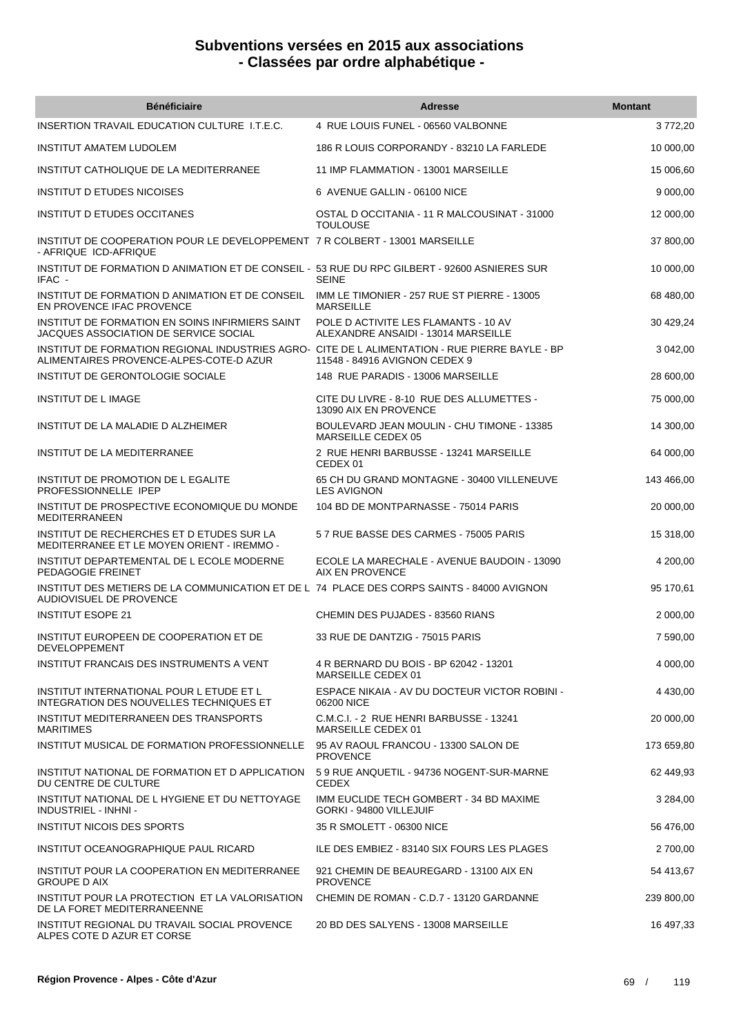# Subventions versées en 2015 aux associations
## - Classées par ordre alphabétique -

| Bénéficiaire | Adresse | Montant |
| --- | --- | --- |
| INSERTION TRAVAIL EDUCATION CULTURE I.T.E.C. | 4 RUE LOUIS FUNEL - 06560 VALBONNE | 3 772,20 |
| INSTITUT AMATEM LUDOLEM | 186 R LOUIS CORPORANDY - 83210 LA FARLEDE | 10 000,00 |
| INSTITUT CATHOLIQUE DE LA MEDITERRANEE | 11 IMP FLAMMATION - 13001 MARSEILLE | 15 006,60 |
| INSTITUT D ETUDES NICOISES | 6 AVENUE GALLIN - 06100 NICE | 9 000,00 |
| INSTITUT D ETUDES OCCITANES | OSTAL D OCCITANIA - 11 R MALCOUSINAT - 31000 TOULOUSE | 12 000,00 |
| INSTITUT DE COOPERATION POUR LE DEVELOPPEMENT - AFRIQUE ICD-AFRIQUE | 7 R COLBERT - 13001 MARSEILLE | 37 800,00 |
| INSTITUT DE FORMATION D ANIMATION ET DE CONSEIL - IFAC - | 53 RUE DU RPC GILBERT - 92600 ASNIERES SUR SEINE | 10 000,00 |
| INSTITUT DE FORMATION D ANIMATION ET DE CONSEIL EN PROVENCE IFAC PROVENCE | IMM LE TIMONIER - 257 RUE ST PIERRE - 13005 MARSEILLE | 68 480,00 |
| INSTITUT DE FORMATION EN SOINS INFIRMIERS SAINT JACQUES ASSOCIATION DE SERVICE SOCIAL | POLE D ACTIVITE LES FLAMANTS - 10 AV ALEXANDRE ANSAIDI - 13014 MARSEILLE | 30 429,24 |
| INSTITUT DE FORMATION REGIONAL INDUSTRIES AGRO-ALIMENTAIRES PROVENCE-ALPES-COTE-D AZUR | CITE DE L ALIMENTATION - RUE PIERRE BAYLE - BP 11548 - 84916 AVIGNON CEDEX 9 | 3 042,00 |
| INSTITUT DE GERONTOLOGIE SOCIALE | 148 RUE PARADIS - 13006 MARSEILLE | 28 600,00 |
| INSTITUT DE L IMAGE | CITE DU LIVRE - 8-10 RUE DES ALLUMETTES - 13090 AIX EN PROVENCE | 75 000,00 |
| INSTITUT DE LA MALADIE D ALZHEIMER | BOULEVARD JEAN MOULIN - CHU TIMONE - 13385 MARSEILLE CEDEX 05 | 14 300,00 |
| INSTITUT DE LA MEDITERRANEE | 2 RUE HENRI BARBUSSE - 13241 MARSEILLE CEDEX 01 | 64 000,00 |
| INSTITUT DE PROMOTION DE L EGALITE PROFESSIONNELLE IPEP | 65 CH DU GRAND MONTAGNE - 30400 VILLENEUVE LES AVIGNON | 143 466,00 |
| INSTITUT DE PROSPECTIVE ECONOMIQUE DU MONDE MEDITERRANEEN | 104 BD DE MONTPARNASSE - 75014 PARIS | 20 000,00 |
| INSTITUT DE RECHERCHES ET D ETUDES SUR LA MEDITERRANEE ET LE MOYEN ORIENT - IREMMO - | 5 7 RUE BASSE DES CARMES - 75005 PARIS | 15 318,00 |
| INSTITUT DEPARTEMENTAL DE L ECOLE MODERNE PEDAGOGIE FREINET | ECOLE LA MARECHALE - AVENUE BAUDOIN - 13090 AIX EN PROVENCE | 4 200,00 |
| INSTITUT DES METIERS DE LA COMMUNICATION ET DE L AUDIOVISUEL DE PROVENCE | 74 PLACE DES CORPS SAINTS - 84000 AVIGNON | 95 170,61 |
| INSTITUT ESOPE 21 | CHEMIN DES PUJADES - 83560 RIANS | 2 000,00 |
| INSTITUT EUROPEEN DE COOPERATION ET DE DEVELOPPEMENT | 33 RUE DE DANTZIG - 75015 PARIS | 7 590,00 |
| INSTITUT FRANCAIS DES INSTRUMENTS A VENT | 4 R BERNARD DU BOIS - BP 62042 - 13201 MARSEILLE CEDEX 01 | 4 000,00 |
| INSTITUT INTERNATIONAL POUR L ETUDE ET L INTEGRATION DES NOUVELLES TECHNIQUES ET | ESPACE NIKAIA - AV DU DOCTEUR VICTOR ROBINI - 06200 NICE | 4 430,00 |
| INSTITUT MEDITERRANEEN DES TRANSPORTS MARITIMES | C.M.C.I. - 2 RUE HENRI BARBUSSE - 13241 MARSEILLE CEDEX 01 | 20 000,00 |
| INSTITUT MUSICAL DE FORMATION PROFESSIONNELLE | 95 AV RAOUL FRANCOU - 13300 SALON DE PROVENCE | 173 659,80 |
| INSTITUT NATIONAL DE FORMATION ET D APPLICATION DU CENTRE DE CULTURE | 5 9 RUE ANQUETIL - 94736 NOGENT-SUR-MARNE CEDEX | 62 449,93 |
| INSTITUT NATIONAL DE L HYGIENE ET DU NETTOYAGE INDUSTRIEL - INHNI - | IMM EUCLIDE TECH GOMBERT - 34 BD MAXIME GORKI - 94800 VILLEJUIF | 3 284,00 |
| INSTITUT NICOIS DES SPORTS | 35 R SMOLETT - 06300 NICE | 56 476,00 |
| INSTITUT OCEANOGRAPHIQUE PAUL RICARD | ILE DES EMBIEZ - 83140 SIX FOURS LES PLAGES | 2 700,00 |
| INSTITUT POUR LA COOPERATION EN MEDITERRANEE GROUPE D AIX | 921 CHEMIN DE BEAUREGARD - 13100 AIX EN PROVENCE | 54 413,67 |
| INSTITUT POUR LA PROTECTION ET LA VALORISATION DE LA FORET MEDITERRANEENNE | CHEMIN DE ROMAN - C.D.7 - 13120 GARDANNE | 239 800,00 |
| INSTITUT REGIONAL DU TRAVAIL SOCIAL PROVENCE ALPES COTE D AZUR ET CORSE | 20 BD DES SALYENS - 13008 MARSEILLE | 16 497,33 |

**Région Provence - Alpes - Côte d'Azur**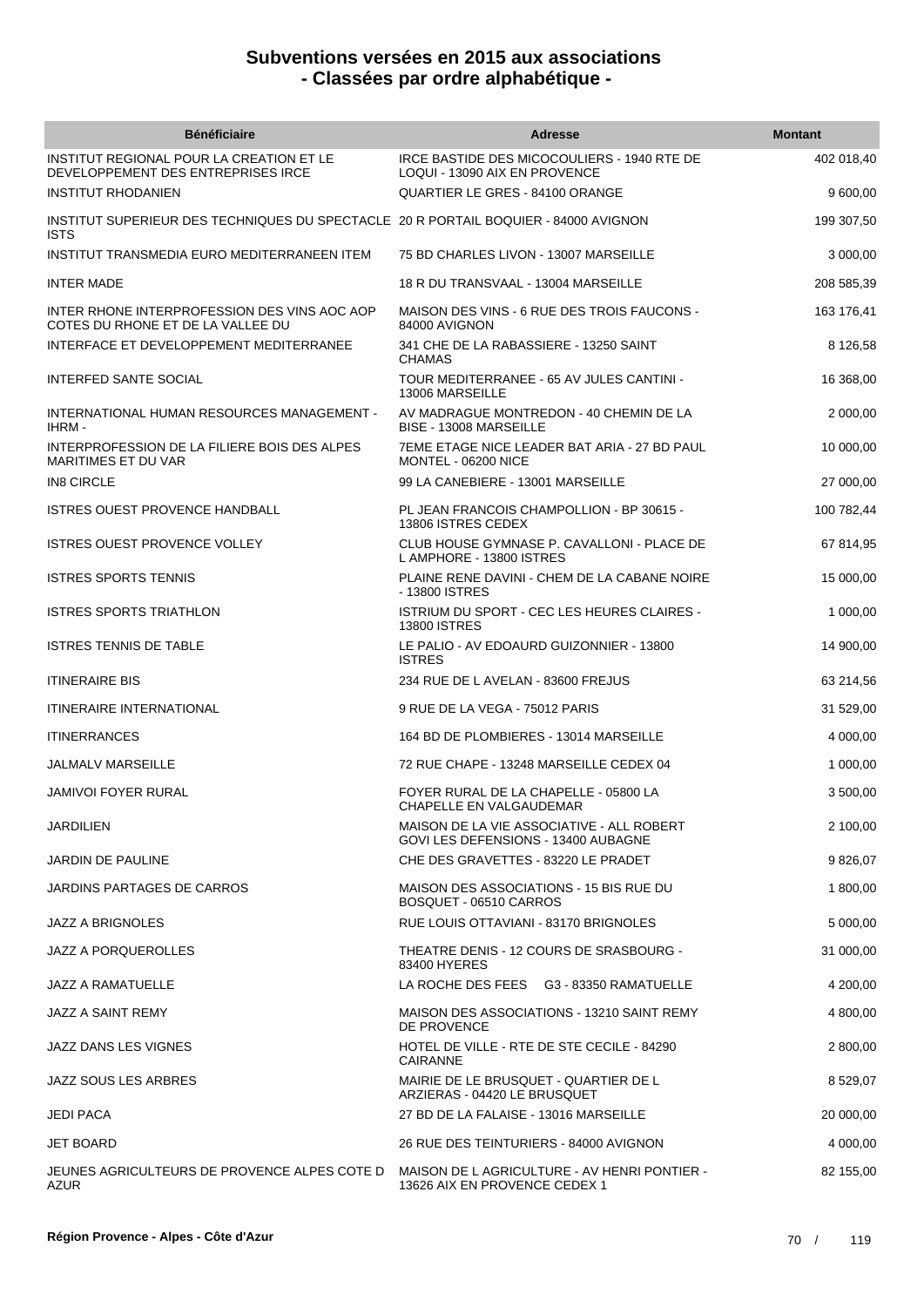## Subventions versées en 2015 aux associations - Classées par ordre alphabétique -

| Bénéficiaire | Adresse | Montant |
|---|---|---|
| INSTITUT REGIONAL POUR LA CREATION ET LE DEVELOPPEMENT DES ENTREPRISES IRCE | IRCE BASTIDE DES MICOCOULIERS - 1940 RTE DE LOQUI - 13090 AIX EN PROVENCE | 402 018,40 |
| INSTITUT RHODANIEN | QUARTIER LE GRES - 84100 ORANGE | 9 600,00 |
| INSTITUT SUPERIEUR DES TECHNIQUES DU SPECTACLE ISTS | 20 R PORTAIL BOQUIER - 84000 AVIGNON | 199 307,50 |
| INSTITUT TRANSMEDIA EURO MEDITERRANEEN ITEM | 75 BD CHARLES LIVON - 13007 MARSEILLE | 3 000,00 |
| INTER MADE | 18 R DU TRANSVAAL - 13004 MARSEILLE | 208 585,39 |
| INTER RHONE INTERPROFESSION DES VINS AOC AOP COTES DU RHONE ET DE LA VALLEE DU | MAISON DES VINS - 6 RUE DES TROIS FAUCONS - 84000 AVIGNON | 163 176,41 |
| INTERFACE ET DEVELOPPEMENT MEDITERRANEE | 341 CHE DE LA RABASSIERE - 13250 SAINT CHAMAS | 8 126,58 |
| INTERFED SANTE SOCIAL | TOUR MEDITERRANEE - 65 AV JULES CANTINI - 13006 MARSEILLE | 16 368,00 |
| INTERNATIONAL HUMAN RESOURCES MANAGEMENT - IHRM - | AV MADRAGUE MONTREDON - 40 CHEMIN DE LA BISE - 13008 MARSEILLE | 2 000,00 |
| INTERPROFESSION DE LA FILIERE BOIS DES ALPES MARITIMES ET DU VAR | 7EME ETAGE NICE LEADER BAT ARIA - 27 BD PAUL MONTEL - 06200 NICE | 10 000,00 |
| IN8 CIRCLE | 99 LA CANEBIERE - 13001 MARSEILLE | 27 000,00 |
| ISTRES OUEST PROVENCE HANDBALL | PL JEAN FRANCOIS CHAMPOLLION - BP 30615 - 13806 ISTRES CEDEX | 100 782,44 |
| ISTRES OUEST PROVENCE VOLLEY | CLUB HOUSE GYMNASE P. CAVALLONI - PLACE DE L AMPHORE - 13800 ISTRES | 67 814,95 |
| ISTRES SPORTS TENNIS | PLAINE RENE DAVINI - CHEM DE LA CABANE NOIRE - 13800 ISTRES | 15 000,00 |
| ISTRES SPORTS TRIATHLON | ISTRIUM DU SPORT - CEC LES HEURES CLAIRES - 13800 ISTRES | 1 000,00 |
| ISTRES TENNIS DE TABLE | LE PALIO - AV EDOAURD GUIZONNIER - 13800 ISTRES | 14 900,00 |
| ITINEIRAIRE BIS | 234 RUE DE L AVELAN - 83600 FREJUS | 63 214,56 |
| ITINERAIRE INTERNATIONAL | 9 RUE DE LA VEGA - 75012 PARIS | 31 529,00 |
| ITINERRANCES | 164 BD DE PLOMBIERES - 13014 MARSEILLE | 4 000,00 |
| JALMALV MARSEILLE | 72 RUE CHAPE - 13248 MARSEILLE CEDEX 04 | 1 000,00 |
| JAMIVOI FOYER RURAL | FOYER RURAL DE LA CHAPELLE - 05800 LA CHAPELLE EN VALGAUDEMAR | 3 500,00 |
| JARDILIEN | MAISON DE LA VIE ASSOCIATIVE - ALL ROBERT GOVI LES DEFENSIONS - 13400 AUBAGNE | 2 100,00 |
| JARDIN DE PAULINE | CHE DES GRAVETTES - 83220 LE PRADET | 9 826,07 |
| JARDINS PARTAGES DE CARROS | MAISON DES ASSOCIATIONS - 15 BIS RUE DU BOSQUET - 06510 CARROS | 1 800,00 |
| JAZZ A BRIGNOLES | RUE LOUIS OTTAVIANI - 83170 BRIGNOLES | 5 000,00 |
| JAZZ A PORQUEROLLES | THEATRE DENIS - 12 COURS DE SRASBOURG - 83400 HYERES | 31 000,00 |
| JAZZ A RAMATUELLE | LA ROCHE DES FEES G3 - 83350 RAMATUELLE | 4 200,00 |
| JAZZ A SAINT REMY | MAISON DES ASSOCIATIONS - 13210 SAINT REMY DE PROVENCE | 4 800,00 |
| JAZZ DANS LES VIGNES | HOTEL DE VILLE - RTE DE STE CECILE - 84290 CAIRANNE | 2 800,00 |
| JAZZ SOUS LES ARBRES | MAIRIE DE LE BRUSQUET - QUARTIER DE L ARZIERAS - 04420 LE BRUSQUET | 8 529,07 |
| JEDI PACA | 27 BD DE LA FALAISE - 13016 MARSEILLE | 20 000,00 |
| JET BOARD | 26 RUE DES TEINTURIERS - 84000 AVIGNON | 4 000,00 |
| JEUNES AGRICULTEURS DE PROVENCE ALPES COTE D AZUR | MAISON DE L AGRICULTURE - AV HENRI PONTIER - 13626 AIX EN PROVENCE CEDEX 1 | 82 155,00 |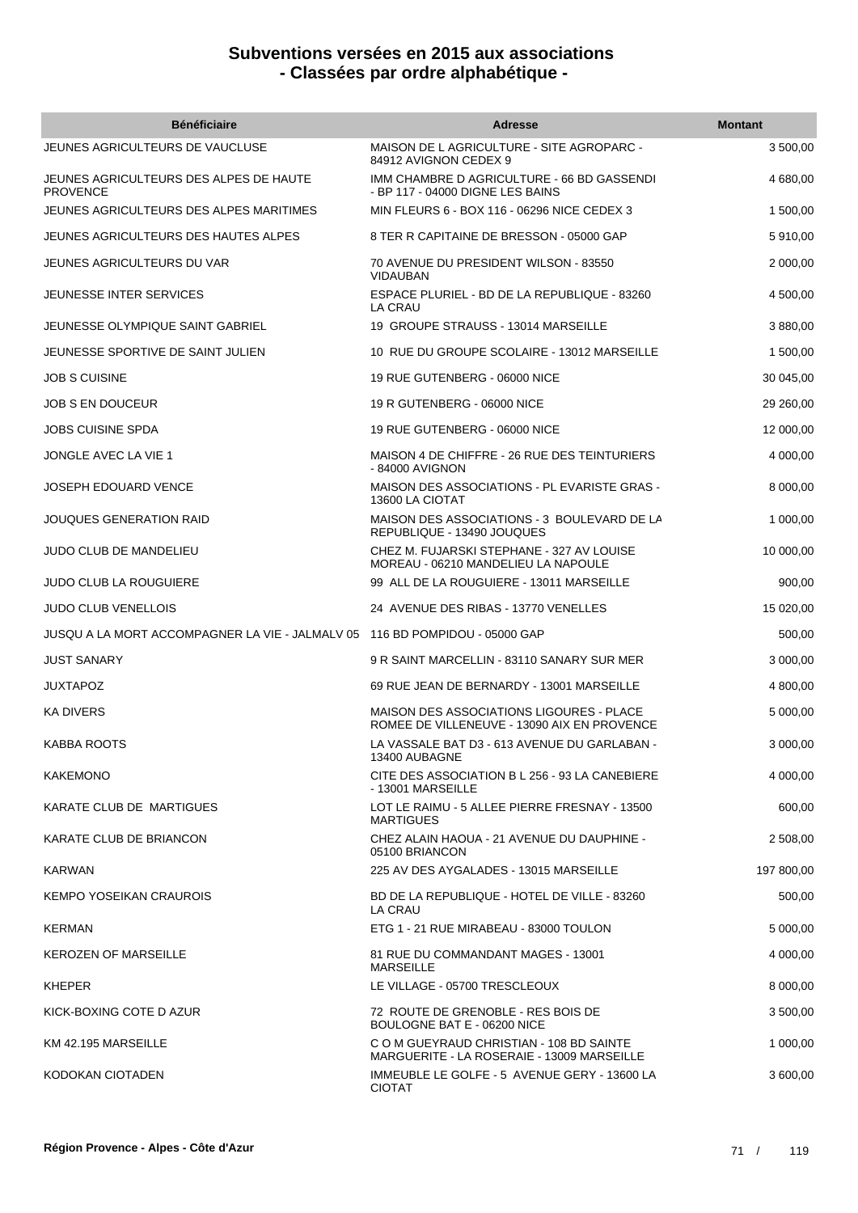# Subventions versées en 2015 aux associations
## - Classées par ordre alphabétique -

| Bénéficiaire | Adresse | Montant |
|---|---|---|
| JEUNES AGRICULTEURS DE VAUCLUSE | MAISON DE L AGRICULTURE - SITE AGROPARC - 84912 AVIGNON CEDEX 9 | 3 500,00 |
| JEUNES AGRICULTEURS DES ALPES DE HAUTE PROVENCE | IMM CHAMBRE D AGRICULTURE - 66 BD GASSENDI - BP 117 - 04000 DIGNE LES BAINS | 4 680,00 |
| JEUNES AGRICULTEURS DES ALPES MARITIMES | MIN FLEURS 6 - BOX 116 - 06296 NICE CEDEX 3 | 1 500,00 |
| JEUNES AGRICULTEURS DES HAUTES ALPES | 8 TER R CAPITAINE DE BRESSON - 05000 GAP | 5 910,00 |
| JEUNES AGRICULTEURS DU VAR | 70 AVENUE DU PRESIDENT WILSON - 83550 VIDAUBAN | 2 000,00 |
| JEUNESSE INTER SERVICES | ESPACE PLURIEL - BD DE LA REPUBLIQUE - 83260 LA CRAU | 4 500,00 |
| JEUNESSE OLYMPIQUE SAINT GABRIEL | 19 GROUPE STRAUSS - 13014 MARSEILLE | 3 880,00 |
| JEUNESSE SPORTIVE DE SAINT JULIEN | 10 RUE DU GROUPE SCOLAIRE - 13012 MARSEILLE | 1 500,00 |
| JOB S CUISINE | 19 RUE GUTENBERG - 06000 NICE | 30 045,00 |
| JOB S EN DOUCEUR | 19 R GUTENBERG - 06000 NICE | 29 260,00 |
| JOBS CUISINE SPDA | 19 RUE GUTENBERG - 06000 NICE | 12 000,00 |
| JONGLE AVEC LA VIE 1 | MAISON 4 DE CHIFFRE - 26 RUE DES TEINTURIERS - 84000 AVIGNON | 4 000,00 |
| JOSEPH EDOUARD VENCE | MAISON DES ASSOCIATIONS - PL EVARISTE GRAS - 13600 LA CIOTAT | 8 000,00 |
| JOUQUES GENERATION RAID | MAISON DES ASSOCIATIONS - 3 BOULEVARD DE LA REPUBLIQUE - 13490 JOUQUES | 1 000,00 |
| JUDO CLUB DE MANDELIEU | CHEZ M. FUJARSKI STEPHANE - 327 AV LOUISE MOREAU - 06210 MANDELIEU LA NAPOULE | 10 000,00 |
| JUDO CLUB LA ROUGUIERE | 99 ALL DE LA ROUGUIERE - 13011 MARSEILLE | 900,00 |
| JUDO CLUB VENELLOIS | 24 AVENUE DES RIBAS - 13770 VENELLES | 15 020,00 |
| JUSQU A LA MORT ACCOMPAGNER LA VIE - JALMALV 05 | 116 BD POMPIDOU - 05000 GAP | 500,00 |
| JUST SANARY | 9 R SAINT MARCELLIN - 83110 SANARY SUR MER | 3 000,00 |
| JUXTAPOZ | 69 RUE JEAN DE BERNARDY - 13001 MARSEILLE | 4 800,00 |
| KA DIVERS | MAISON DES ASSOCIATIONS LIGOURES - PLACE ROMEE DE VILLENEUVE - 13090 AIX EN PROVENCE | 5 000,00 |
| KABBA ROOTS | LA VASSALE BAT D3 - 613 AVENUE DU GARLABAN - 13400 AUBAGNE | 3 000,00 |
| KAKEMONO | CITE DES ASSOCIATION B L 256 - 93 LA CANEBIERE - 13001 MARSEILLE | 4 000,00 |
| KARATE CLUB DE MARTIGUES | LOT LE RAIMU - 5 ALLEE PIERRE FRESNAY - 13500 MARTIGUES | 600,00 |
| KARATE CLUB DE BRIANCON | CHEZ ALAIN HAOUA - 21 AVENUE DU DAUPHINE - 05100 BRIANCON | 2 508,00 |
| KARWAN | 225 AV DES AYGALADES - 13015 MARSEILLE | 197 800,00 |
| KEMPO YOSEIKAN CRAUROIS | BD DE LA REPUBLIQUE - HOTEL DE VILLE - 83260 LA CRAU | 500,00 |
| KERMAN | ETG 1 - 21 RUE MIRABEAU - 83000 TOULON | 5 000,00 |
| KEROZEN OF MARSEILLE | 81 RUE DU COMMANDANT MAGES - 13001 MARSEILLE | 4 000,00 |
| KHEPER | LE VILLAGE - 05700 TRESCLEOUX | 8 000,00 |
| KICK-BOXING COTE D AZUR | 72 ROUTE DE GRENOBLE - RES BOIS DE BOULOGNE BAT E - 06200 NICE | 3 500,00 |
| KM 42.195 MARSEILLE | C O M GUEYRAUD CHRISTIAN - 108 BD SAINTE MARGUERITE - LA ROSERAIE - 13009 MARSEILLE | 1 000,00 |
| KODOKAN CIOTADEN | IMMEUBLE LE GOLFE - 5 AVENUE GERY - 13600 LA CIOTAT | 3 600,00 |

**Région Provence - Alpes - Côte d'Azur**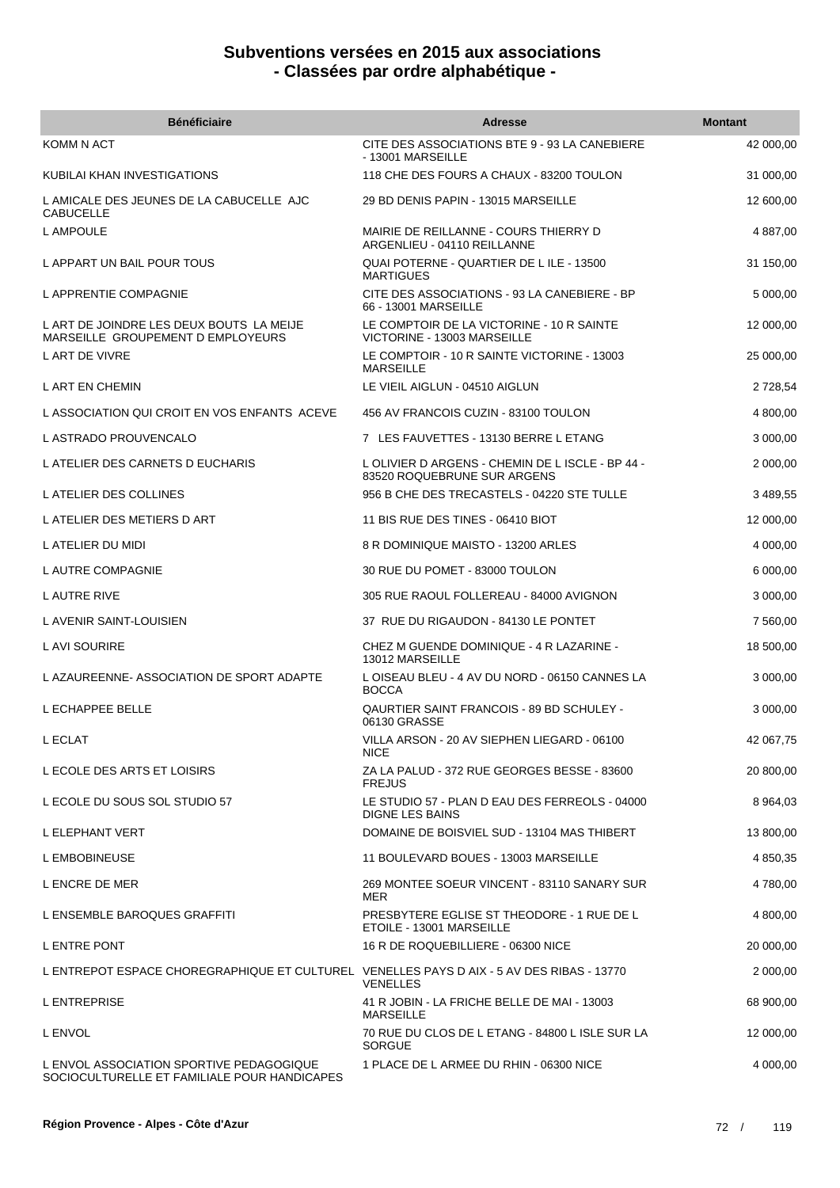# Subventions versées en 2015 aux associations
## - Classées par ordre alphabétique -

| Bénéficiaire | Adresse | Montant |
|---|---|---|
| KOMM N ACT | CITE DES ASSOCIATIONS BTE 9 - 93 LA CANEBIERE - 13001 MARSEILLE | 42 000,00 |
| KUBILAI KHAN INVESTIGATIONS | 118 CHE DES FOURS A CHAUX - 83200 TOULON | 31 000,00 |
| L AMICALE DES JEUNES DE LA CABUCELLE AJC CABUCELLE | 29 BD DENIS PAPIN - 13015 MARSEILLE | 12 600,00 |
| L AMPOULE | MAIRIE DE REILLANNE - COURS THIERRY D ARGENLIEU - 04110 REILLANNE | 4 887,00 |
| L APPART UN BAIL POUR TOUS | QUAI POTERNE - QUARTIER DE L ILE - 13500 MARTIGUES | 31 150,00 |
| L APPRENTIE COMPAGNIE | CITE DES ASSOCIATIONS - 93 LA CANEBIERE - BP 66 - 13001 MARSEILLE | 5 000,00 |
| L ART DE JOINDRE LES DEUX BOUTS LA MEIJE MARSEILLE GROUPEMENT D EMPLOYEURS | LE COMPTOIR DE LA VICTORINE - 10 R SAINTE VICTORINE - 13003 MARSEILLE | 12 000,00 |
| L ART DE VIVRE | LE COMPTOIR - 10 R SAINTE VICTORINE - 13003 MARSEILLE | 25 000,00 |
| L ART EN CHEMIN | LE VIEIL AIGLUN - 04510 AIGLUN | 2 728,54 |
| L ASSOCIATION QUI CROIT EN VOS ENFANTS ACEVE | 456 AV FRANCOIS CUZIN - 83100 TOULON | 4 800,00 |
| L ASTRADO PROUVENCALO | 7 LES FAUVETTES - 13130 BERRE L ETANG | 3 000,00 |
| L ATELIER DES CARNETS D EUCHARIS | L OLIVIER D ARGENS - CHEMIN DE L ISCLE - BP 44 - 83520 ROQUEBRUNE SUR ARGENS | 2 000,00 |
| L ATELIER DES COLLINES | 956 B CHE DES TRECASTELS - 04220 STE TULLE | 3 489,55 |
| L ATELIER DES METIERS D ART | 11 BIS RUE DES TINES - 06410 BIOT | 12 000,00 |
| L ATELIER DU MIDI | 8 R DOMINIQUE MAISTO - 13200 ARLES | 4 000,00 |
| L AUTRE COMPAGNIE | 30 RUE DU POMET - 83000 TOULON | 6 000,00 |
| L AUTRE RIVE | 305 RUE RAOUL FOLLEREAU - 84000 AVIGNON | 3 000,00 |
| L AVENIR SAINT-LOUISIEN | 37 RUE DU RIGAUDON - 84130 LE PONTET | 7 560,00 |
| L AVI SOURIRE | CHEZ M GUENDE DOMINIQUE - 4 R LAZARINE - 13012 MARSEILLE | 18 500,00 |
| L AZAUREENNE- ASSOCIATION DE SPORT ADAPTE | L OISEAU BLEU - 4 AV DU NORD - 06150 CANNES LA BOCCA | 3 000,00 |
| L ECHAPPEE BELLE | QAURTIER SAINT FRANCOIS - 89 BD SCHULEY - 06130 GRASSE | 3 000,00 |
| L ECLAT | VILLA ARSON - 20 AV SIEPHEN LIEGARD - 06100 NICE | 42 067,75 |
| L ECOLE DES ARTS ET LOISIRS | ZA LA PALUD - 372 RUE GEORGES BESSE - 83600 FREJUS | 20 800,00 |
| L ECOLE DU SOUS SOL STUDIO 57 | LE STUDIO 57 - PLAN D EAU DES FERREOLS - 04000 DIGNE LES BAINS | 8 964,03 |
| L ELEPHANT VERT | DOMAINE DE BOISVIEL SUD - 13104 MAS THIBERT | 13 800,00 |
| L EMBOBINEUSE | 11 BOULEVARD BOUES - 13003 MARSEILLE | 4 850,35 |
| L ENCRE DE MER | 269 MONTEE SOEUR VINCENT - 83110 SANARY SUR MER | 4 780,00 |
| L ENSEMBLE BAROQUES GRAFFITI | PRESBYTERE EGLISE ST THEODORE - 1 RUE DE L ETOILE - 13001 MARSEILLE | 4 800,00 |
| L ENTRE PONT | 16 R DE ROQUEBILLIERE - 06300 NICE | 20 000,00 |
| L ENTREPOT ESPACE CHOREGRAPHIQUE ET CULTUREL | VENELLES PAYS D AIX - 5 AV DES RIBAS - 13770 VENELLES | 2 000,00 |
| L ENTREPRISE | 41 R JOBIN - LA FRICHE BELLE DE MAI - 13003 MARSEILLE | 68 900,00 |
| L ENVOL | 70 RUE DU CLOS DE L ETANG - 84800 L ISLE SUR LA SORGUE | 12 000,00 |
| L ENVOL ASSOCIATION SPORTIVE PEDAGOGIQUE SOCIOCULTURELLE ET FAMILIALE POUR HANDICAPES | 1 PLACE DE L ARMEE DU RHIN - 06300 NICE | 4 000,00 |

Région Provence - Alpes - Côte d'Azur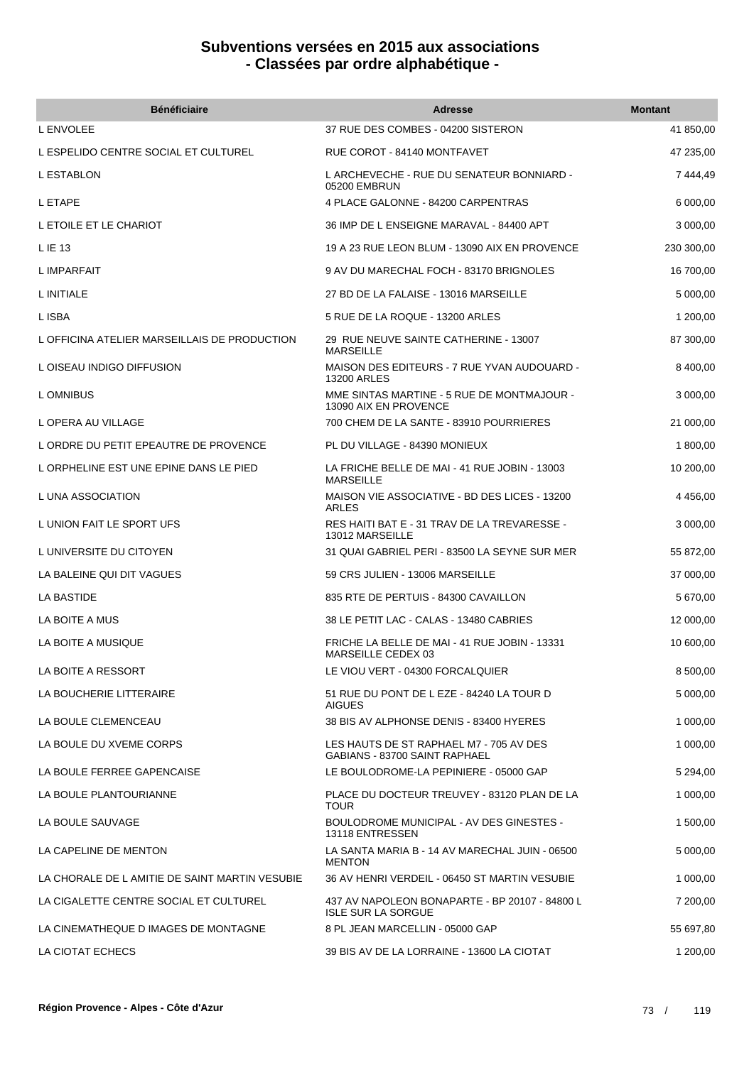# Subventions versées en 2015 aux associations
# - Classées par ordre alphabétique -

| Bénéficiaire | Adresse | Montant |
|---|---|---|
| L ENVOLEE | 37 RUE DES COMBES - 04200 SISTERON | 41 850,00 |
| L ESPELIDO CENTRE SOCIAL ET CULTUREL | RUE COROT - 84140 MONTFAVET | 47 235,00 |
| L ESTABLON | L ARCHEVECHE - RUE DU SENATEUR BONNIARD - 05200 EMBRUN | 7 444,49 |
| L ETAPE | 4 PLACE GALONNE - 84200 CARPENTRAS | 6 000,00 |
| L ETOILE ET LE CHARIOT | 36 IMP DE L ENSEIGNE MARAVAL - 84400 APT | 3 000,00 |
| L IE 13 | 19 A 23 RUE LEON BLUM - 13090 AIX EN PROVENCE | 230 300,00 |
| L IMPARFAIT | 9 AV DU MARECHAL FOCH - 83170 BRIGNOLES | 16 700,00 |
| L INITIALE | 27 BD DE LA FALAISE - 13016 MARSEILLE | 5 000,00 |
| L ISBA | 5 RUE DE LA ROQUE - 13200 ARLES | 1 200,00 |
| L OFFICINA ATELIER MARSEILLAIS DE PRODUCTION | 29 RUE NEUVE SAINTE CATHERINE - 13007 MARSEILLE | 87 300,00 |
| L OISEAU INDIGO DIFFUSION | MAISON DES EDITEURS - 7 RUE YVAN AUDOUARD - 13200 ARLES | 8 400,00 |
| L OMNIBUS | MME SINTAS MARTINE - 5 RUE DE MONTMAJOUR - 13090 AIX EN PROVENCE | 3 000,00 |
| L OPERA AU VILLAGE | 700 CHEM DE LA SANTE - 83910 POURRIERES | 21 000,00 |
| L ORDRE DU PETIT EPEAUTRE DE PROVENCE | PL DU VILLAGE - 84390 MONIEUX | 1 800,00 |
| L ORPHELINE EST UNE EPINE DANS LE PIED | LA FRICHE BELLE DE MAI - 41 RUE JOBIN - 13003 MARSEILLE | 10 200,00 |
| L UNA ASSOCIATION | MAISON VIE ASSOCIATIVE - BD DES LICES - 13200 ARLES | 4 456,00 |
| L UNION FAIT LE SPORT UFS | RES HAITI BAT E - 31 TRAV DE LA TREVARESSE - 13012 MARSEILLE | 3 000,00 |
| L UNIVERSITE DU CITOYEN | 31 QUAI GABRIEL PERI - 83500 LA SEYNE SUR MER | 55 872,00 |
| LA BALEINE QUI DIT VAGUES | 59 CRS JULIEN - 13006 MARSEILLE | 37 000,00 |
| LA BASTIDE | 835 RTE DE PERTUIS - 84300 CAVAILLON | 5 670,00 |
| LA BOITE A MUS | 38 LE PETIT LAC - CALAS - 13480 CABRIES | 12 000,00 |
| LA BOITE A MUSIQUE | FRICHE LA BELLE DE MAI - 41 RUE JOBIN - 13331 MARSEILLE CEDEX 03 | 10 600,00 |
| LA BOITE A RESSORT | LE VIOU VERT - 04300 FORCALQUIER | 8 500,00 |
| LA BOUCHERIE LITTERAIRE | 51 RUE DU PONT DE L EZE - 84240 LA TOUR D AIGUES | 5 000,00 |
| LA BOULE CLEMENCEAU | 38 BIS AV ALPHONSE DENIS - 83400 HYERES | 1 000,00 |
| LA BOULE DU XVEME CORPS | LES HAUTS DE ST RAPHAEL M7 - 705 AV DES GABIANS - 83700 SAINT RAPHAEL | 1 000,00 |
| LA BOULE FERREE GAPENCAISE | LE BOULODROME-LA PEPINIERE - 05000 GAP | 5 294,00 |
| LA BOULE PLANTOURIANNE | PLACE DU DOCTEUR TREUVEY - 83120 PLAN DE LA TOUR | 1 000,00 |
| LA BOULE SAUVAGE | BOULODROME MUNICIPAL - AV DES GINESTES - 13118 ENTRESSEN | 1 500,00 |
| LA CAPELINE DE MENTON | LA SANTA MARIA B - 14 AV MARECHAL JUIN - 06500 MENTON | 5 000,00 |
| LA CHORALE DE L AMITIE DE SAINT MARTIN VESUBIE | 36 AV HENRI VERDEIL - 06450 ST MARTIN VESUBIE | 1 000,00 |
| LA CIGALETTE CENTRE SOCIAL ET CULTUREL | 437 AV NAPOLEON BONAPARTE - BP 20107 - 84800 L ISLE SUR LA SORGUE | 7 200,00 |
| LA CINEMATHEQUE D IMAGES DE MONTAGNE | 8 PL JEAN MARCELLIN - 05000 GAP | 55 697,80 |
| LA CIOTAT ECHECS | 39 BIS AV DE LA LORRAINE - 13600 LA CIOTAT | 1 200,00 |

**Région Provence - Alpes - Côte d'Azur**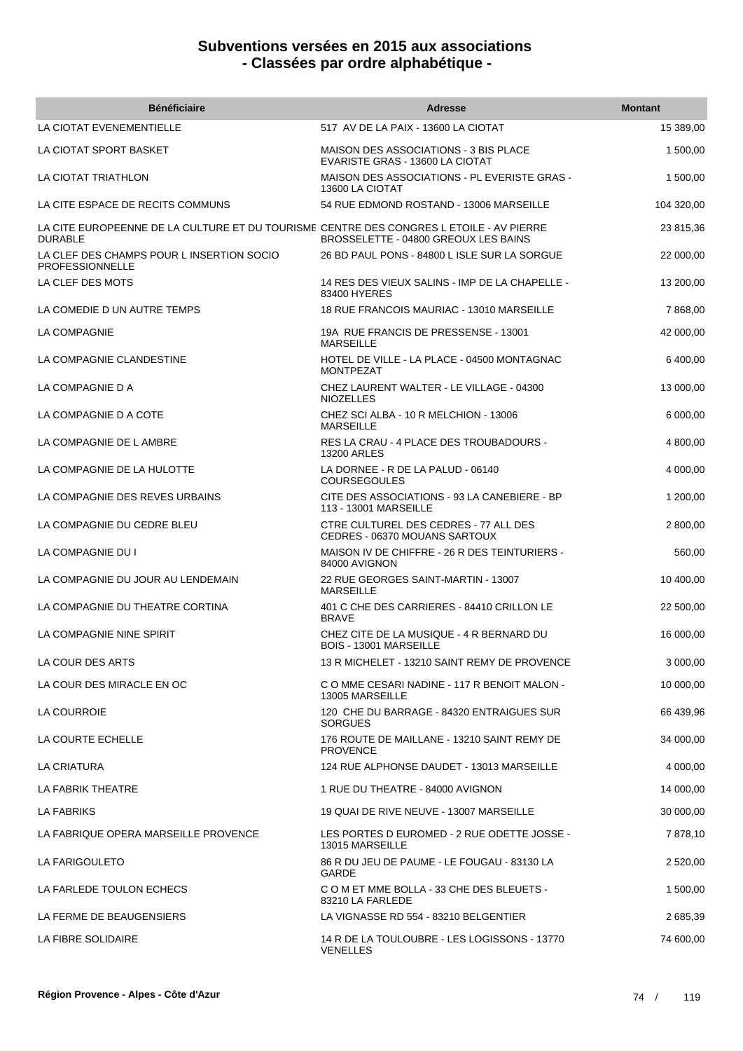# Subventions versées en 2015 aux associations
# - Classées par ordre alphabétique -

| Bénéficiaire | Adresse | Montant |
|---|---|---|
| LA CIOTAT EVENEMENTIELLE | 517 AV DE LA PAIX - 13600 LA CIOTAT | 15 389,00 |
| LA CIOTAT SPORT BASKET | MAISON DES ASSOCIATIONS - 3 BIS PLACE EVARISTE GRAS - 13600 LA CIOTAT | 1 500,00 |
| LA CIOTAT TRIATHLON | MAISON DES ASSOCIATIONS - PL EVERISTE GRAS - 13600 LA CIOTAT | 1 500,00 |
| LA CITE ESPACE DE RECITS COMMUNS | 54 RUE EDMOND ROSTAND - 13006 MARSEILLE | 104 320,00 |
| LA CITE EUROPEENNE DE LA CULTURE ET DU TOURISME DURABLE | CENTRE DES CONGRES L ETOILE - AV PIERRE BROSSELETTE - 04800 GREOUX LES BAINS | 23 815,36 |
| LA CLEF DES CHAMPS POUR L INSERTION SOCIO PROFESSIONNELLE | 26 BD PAUL PONS - 84800 L ISLE SUR LA SORGUE | 22 000,00 |
| LA CLEF DES MOTS | 14 RES DES VIEUX SALINS - IMP DE LA CHAPELLE - 83400 HYERES | 13 200,00 |
| LA COMEDIE D UN AUTRE TEMPS | 18 RUE FRANCOIS MAURIAC - 13010 MARSEILLE | 7 868,00 |
| LA COMPAGNIE | 19A RUE FRANCIS DE PRESSENSE - 13001 MARSEILLE | 42 000,00 |
| LA COMPAGNIE CLANDESTINE | HOTEL DE VILLE - LA PLACE - 04500 MONTAGNAC MONTPEZAT | 6 400,00 |
| LA COMPAGNIE D A | CHEZ LAURENT WALTER - LE VILLAGE - 04300 NIOZELLES | 13 000,00 |
| LA COMPAGNIE D A COTE | CHEZ SCI ALBA - 10 R MELCHION - 13006 MARSEILLE | 6 000,00 |
| LA COMPAGNIE DE L AMBRE | RES LA CRAU - 4 PLACE DES TROUBADOURS - 13200 ARLES | 4 800,00 |
| LA COMPAGNIE DE LA HULOTTE | LA DORNEE - R DE LA PALUD - 06140 COURSEGOULES | 4 000,00 |
| LA COMPAGNIE DES REVES URBAINS | CITE DES ASSOCIATIONS - 93 LA CANEBIERE - BP 113 - 13001 MARSEILLE | 1 200,00 |
| LA COMPAGNIE DU CEDRE BLEU | CTRE CULTUREL DES CEDRES - 77 ALL DES CEDRES - 06370 MOUANS SARTOUX | 2 800,00 |
| LA COMPAGNIE DU I | MAISON IV DE CHIFFRE - 26 R DES TEINTURIERS - 84000 AVIGNON | 560,00 |
| LA COMPAGNIE DU JOUR AU LENDEMAIN | 22 RUE GEORGES SAINT-MARTIN - 13007 MARSEILLE | 10 400,00 |
| LA COMPAGNIE DU THEATRE CORTINA | 401 C CHE DES CARRIERES - 84410 CRILLON LE BRAVE | 22 500,00 |
| LA COMPAGNIE NINE SPIRIT | CHEZ CITE DE LA MUSIQUE - 4 R BERNARD DU BOIS - 13001 MARSEILLE | 16 000,00 |
| LA COUR DES ARTS | 13 R MICHELET - 13210 SAINT REMY DE PROVENCE | 3 000,00 |
| LA COUR DES MIRACLE EN OC | C O MME CESARI NADINE - 117 R BENOIT MALON - 13005 MARSEILLE | 10 000,00 |
| LA COURROIE | 120 CHE DU BARRAGE - 84320 ENTRAIGUES SUR SORGUES | 66 439,96 |
| LA COURTE ECHELLE | 176 ROUTE DE MAILLANE - 13210 SAINT REMY DE PROVENCE | 34 000,00 |
| LA CRIATURA | 124 RUE ALPHONSE DAUDET - 13013 MARSEILLE | 4 000,00 |
| LA FABRIK THEATRE | 1 RUE DU THEATRE - 84000 AVIGNON | 14 000,00 |
| LA FABRIKS | 19 QUAI DE RIVE NEUVE - 13007 MARSEILLE | 30 000,00 |
| LA FABRIQUE OPERA MARSEILLE PROVENCE | LES PORTES D EUROMED - 2 RUE ODETTE JOSSE - 13015 MARSEILLE | 7 878,10 |
| LA FARIGOULETO | 86 R DU JEU DE PAUME - LE FOUGAU - 83130 LA GARDE | 2 520,00 |
| LA FARLEDE TOULON ECHECS | C O M ET MME BOLLA - 33 CHE DES BLEUETS - 83210 LA FARLEDE | 1 500,00 |
| LA FERME DE BEAUGENSIERS | LA VIGNASSE RD 554 - 83210 BELGENTIER | 2 685,39 |
| LA FIBRE SOLIDAIRE | 14 R DE LA TOULOUBRE - LES LOGISSONS - 13770 VENELLES | 74 600,00 |

**Région Provence - Alpes - Côte d'Azur**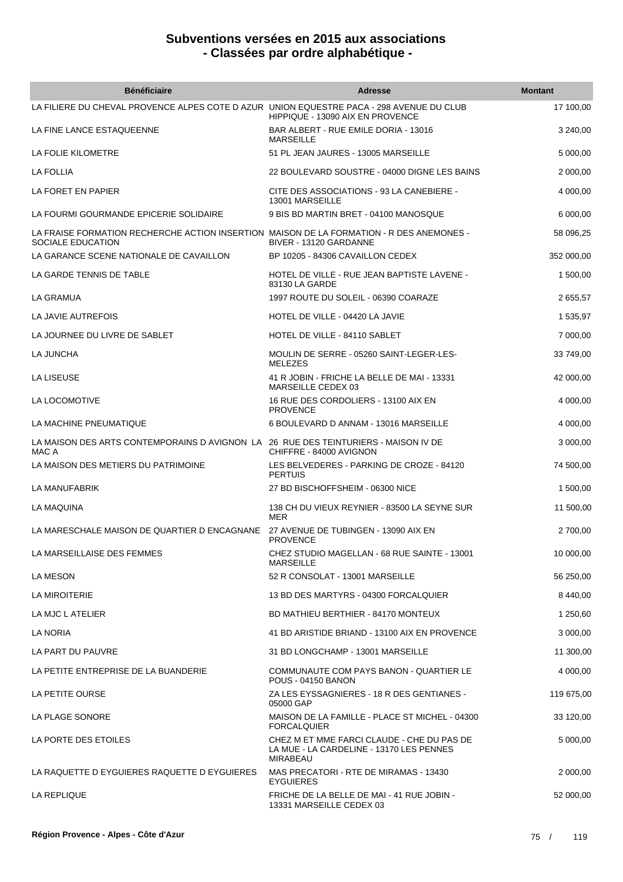# Subventions versées en 2015 aux associations
# - Classées par ordre alphabétique -

| Bénéficiaire | Adresse | Montant |
|---|---|---|
| LA FILIERE DU CHEVAL PROVENCE ALPES COTE D AZUR | UNION EQUESTRE PACA - 298 AVENUE DU CLUB HIPPIQUE - 13090 AIX EN PROVENCE | 17 100,00 |
| LA FINE LANCE ESTAQUEENNE | BAR ALBERT - RUE EMILE DORIA - 13016 MARSEILLE | 3 240,00 |
| LA FOLIE KILOMETRE | 51 PL JEAN JAURES - 13005 MARSEILLE | 5 000,00 |
| LA FOLLIA | 22 BOULEVARD SOUSTRE - 04000 DIGNE LES BAINS | 2 000,00 |
| LA FORET EN PAPIER | CITE DES ASSOCIATIONS - 93 LA CANEBIERE - 13001 MARSEILLE | 4 000,00 |
| LA FOURMI GOURMANDE EPICERIE SOLIDAIRE | 9 BIS BD MARTIN BRET - 04100 MANOSQUE | 6 000,00 |
| LA FRAISE FORMATION RECHERCHE ACTION INSERTION SOCIALE EDUCATION | MAISON DE LA FORMATION - R DES ANEMONES - BIVER - 13120 GARDANNE | 58 096,25 |
| LA GARANCE SCENE NATIONALE DE CAVAILLON | BP 10205 - 84306 CAVAILLON CEDEX | 352 000,00 |
| LA GARDE TENNIS DE TABLE | HOTEL DE VILLE - RUE JEAN BAPTISTE LAVENE - 83130 LA GARDE | 1 500,00 |
| LA GRAMUA | 1997 ROUTE DU SOLEIL - 06390 COARAZE | 2 655,57 |
| LA JAVIE AUTREFOIS | HOTEL DE VILLE - 04420 LA JAVIE | 1 535,97 |
| LA JOURNEE DU LIVRE DE SABLET | HOTEL DE VILLE - 84110 SABLET | 7 000,00 |
| LA JUNCHA | MOULIN DE SERRE - 05260 SAINT-LEGER-LES-MELEZES | 33 749,00 |
| LA LISEUSE | 41 R JOBIN - FRICHE LA BELLE DE MAI - 13331 MARSEILLE CEDEX 03 | 42 000,00 |
| LA LOCOMOTIVE | 16 RUE DES CORDOLIERS - 13100 AIX EN PROVENCE | 4 000,00 |
| LA MACHINE PNEUMATIQUE | 6 BOULEVARD D ANNAM - 13016 MARSEILLE | 4 000,00 |
| LA MAISON DES ARTS CONTEMPORAINS D AVIGNON LA MAC A | 26 RUE DES TEINTURIERS - MAISON IV DE CHIFFRE - 84000 AVIGNON | 3 000,00 |
| LA MAISON DES METIERS DU PATRIMOINE | LES BELVEDERES - PARKING DE CROZE - 84120 PERTUIS | 74 500,00 |
| LA MANUFABRIK | 27 BD BISCHOFFSHEIM - 06300 NICE | 1 500,00 |
| LA MAQUINA | 138 CH DU VIEUX REYNIER - 83500 LA SEYNE SUR MER | 11 500,00 |
| LA MARESCHALE MAISON DE QUARTIER D ENCAGNANE | 27 AVENUE DE TUBINGEN - 13090 AIX EN PROVENCE | 2 700,00 |
| LA MARSEILLAISE DES FEMMES | CHEZ STUDIO MAGELLAN - 68 RUE SAINTE - 13001 MARSEILLE | 10 000,00 |
| LA MESON | 52 R CONSOLAT - 13001 MARSEILLE | 56 250,00 |
| LA MIROITERIE | 13 BD DES MARTYRS - 04300 FORCALQUIER | 8 440,00 |
| LA MJC L ATELIER | BD MATHIEU BERTHIER - 84170 MONTEUX | 1 250,60 |
| LA NORIA | 41 BD ARISTIDE BRIAND - 13100 AIX EN PROVENCE | 3 000,00 |
| LA PART DU PAUVRE | 31 BD LONGCHAMP - 13001 MARSEILLE | 11 300,00 |
| LA PETITE ENTREPRISE DE LA BUANDERIE | COMMUNAUTE COM PAYS BANON - QUARTIER LE POUS - 04150 BANON | 4 000,00 |
| LA PETITE OURSE | ZA LES EYSSAGNIERES - 18 R DES GENTIANES - 05000 GAP | 119 675,00 |
| LA PLAGE SONORE | MAISON DE LA FAMILLE - PLACE ST MICHEL - 04300 FORCALQUIER | 33 120,00 |
| LA PORTE DES ETOILES | CHEZ M ET MME FARCI CLAUDE - CHE DU PAS DE LA MUE - LA CARDELINE - 13170 LES PENNES MIRABEAU | 5 000,00 |
| LA RAQUETTE D EYGUIERES RAQUETTE D EYGUIERES | MAS PRECATORI - RTE DE MIRAMAS - 13430 EYGUIERES | 2 000,00 |
| LA REPLIQUE | FRICHE DE LA BELLE DE MAI - 41 RUE JOBIN - 13331 MARSEILLE CEDEX 03 | 52 000,00 |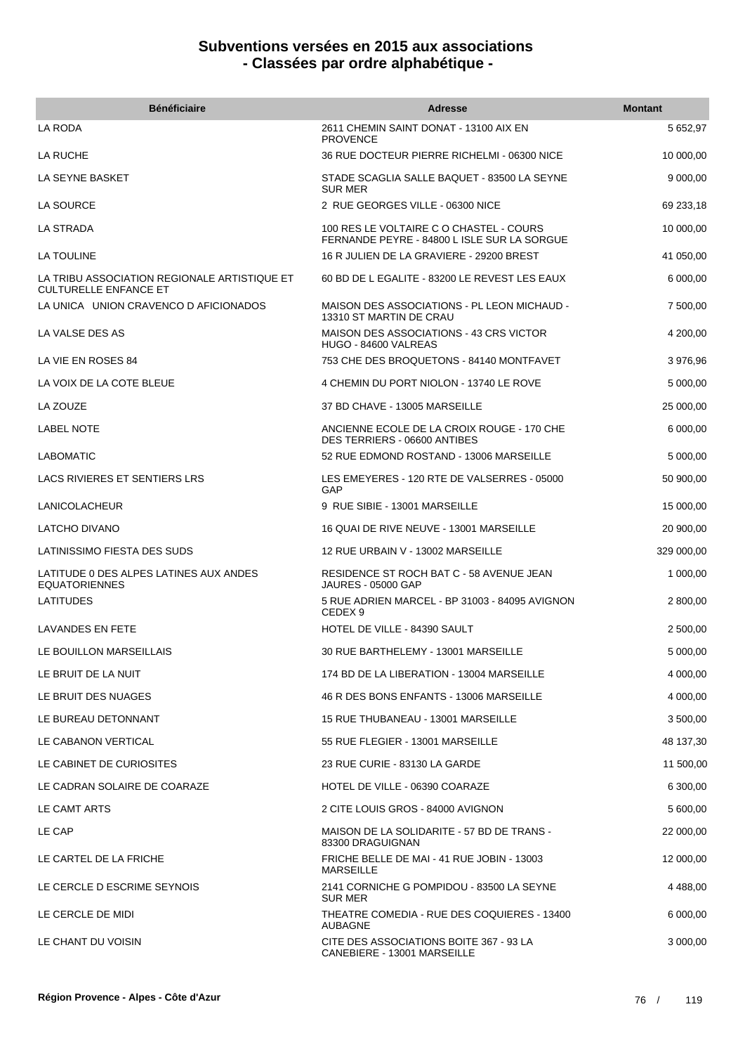# Subventions versées en 2015 aux associations
## - Classées par ordre alphabétique -

| Bénéficiaire | Adresse | Montant |
|---|---|---|
| LA RODA | 2611 CHEMIN SAINT DONAT - 13100 AIX EN PROVENCE | 5 652,97 |
| LA RUCHE | 36 RUE DOCTEUR PIERRE RICHELMI - 06300 NICE | 10 000,00 |
| LA SEYNE BASKET | STADE SCAGLIA SALLE BAQUET - 83500 LA SEYNE SUR MER | 9 000,00 |
| LA SOURCE | 2 RUE GEORGES VILLE - 06300 NICE | 69 233,18 |
| LA STRADA | 100 RES LE VOLTAIRE C O CHASTEL - COURS FERNANDE PEYRE - 84800 L ISLE SUR LA SORGUE | 10 000,00 |
| LA TOULINE | 16 R JULIEN DE LA GRAVIERE - 29200 BREST | 41 050,00 |
| LA TRIBU ASSOCIATION REGIONALE ARTISTIQUE ET CULTURELLE ENFANCE ET | 60 BD DE L EGALITE - 83200 LE REVEST LES EAUX | 6 000,00 |
| LA UNICA UNION CRAVENCO D AFICIONADOS | MAISON DES ASSOCIATIONS - PL LEON MICHAUD - 13310 ST MARTIN DE CRAU | 7 500,00 |
| LA VALSE DES AS | MAISON DES ASSOCIATIONS - 43 CRS VICTOR HUGO - 84600 VALREAS | 4 200,00 |
| LA VIE EN ROSES 84 | 753 CHE DES BROQUETONS - 84140 MONTFAVET | 3 976,96 |
| LA VOIX DE LA COTE BLEUE | 4 CHEMIN DU PORT NIOLON - 13740 LE ROVE | 5 000,00 |
| LA ZOUZE | 37 BD CHAVE - 13005 MARSEILLE | 25 000,00 |
| LABEL NOTE | ANCIENNE ECOLE DE LA CROIX ROUGE - 170 CHE DES TERRIERS - 06600 ANTIBES | 6 000,00 |
| LABOMATIC | 52 RUE EDMOND ROSTAND - 13006 MARSEILLE | 5 000,00 |
| LACS RIVIERES ET SENTIERS LRS | LES EMEYERES - 120 RTE DE VALSERRES - 05000 GAP | 50 900,00 |
| LANICOLACHEUR | 9 RUE SIBIE - 13001 MARSEILLE | 15 000,00 |
| LATCHO DIVANO | 16 QUAI DE RIVE NEUVE - 13001 MARSEILLE | 20 900,00 |
| LATINISSIMO FIESTA DES SUDS | 12 RUE URBAIN V - 13002 MARSEILLE | 329 000,00 |
| LATITUDE 0 DES ALPES LATINES AUX ANDES EQUATORIENNES | RESIDENCE ST ROCH BAT C - 58 AVENUE JEAN JAURES - 05000 GAP | 1 000,00 |
| LATITUDES | 5 RUE ADRIEN MARCEL - BP 31003 - 84095 AVIGNON CEDEX 9 | 2 800,00 |
| LAVANDES EN FETE | HOTEL DE VILLE - 84390 SAULT | 2 500,00 |
| LE BOUILLON MARSEILLAIS | 30 RUE BARTHELEMY - 13001 MARSEILLE | 5 000,00 |
| LE BRUIT DE LA NUIT | 174 BD DE LA LIBERATION - 13004 MARSEILLE | 4 000,00 |
| LE BRUIT DES NUAGES | 46 R DES BONS ENFANTS - 13006 MARSEILLE | 4 000,00 |
| LE BUREAU DETONNANT | 15 RUE THUBANEAU - 13001 MARSEILLE | 3 500,00 |
| LE CABANON VERTICAL | 55 RUE FLEGIER - 13001 MARSEILLE | 48 137,30 |
| LE CABINET DE CURIOSITES | 23 RUE CURIE - 83130 LA GARDE | 11 500,00 |
| LE CADRAN SOLAIRE DE COARAZE | HOTEL DE VILLE - 06390 COARAZE | 6 300,00 |
| LE CAMT ARTS | 2 CITE LOUIS GROS - 84000 AVIGNON | 5 600,00 |
| LE CAP | MAISON DE LA SOLIDARITE - 57 BD DE TRANS - 83300 DRAGUIGNAN | 22 000,00 |
| LE CARTEL DE LA FRICHE | FRICHE BELLE DE MAI - 41 RUE JOBIN - 13003 MARSEILLE | 12 000,00 |
| LE CERCLE D ESCRIME SEYNOIS | 2141 CORNICHE G POMPIDOU - 83500 LA SEYNE SUR MER | 4 488,00 |
| LE CERCLE DE MIDI | THEATRE COMEDIA - RUE DES COQUIERES - 13400 AUBAGNE | 6 000,00 |
| LE CHANT DU VOISIN | CITE DES ASSOCIATIONS BOITE 367 - 93 LA CANEBIERE - 13001 MARSEILLE | 3 000,00 |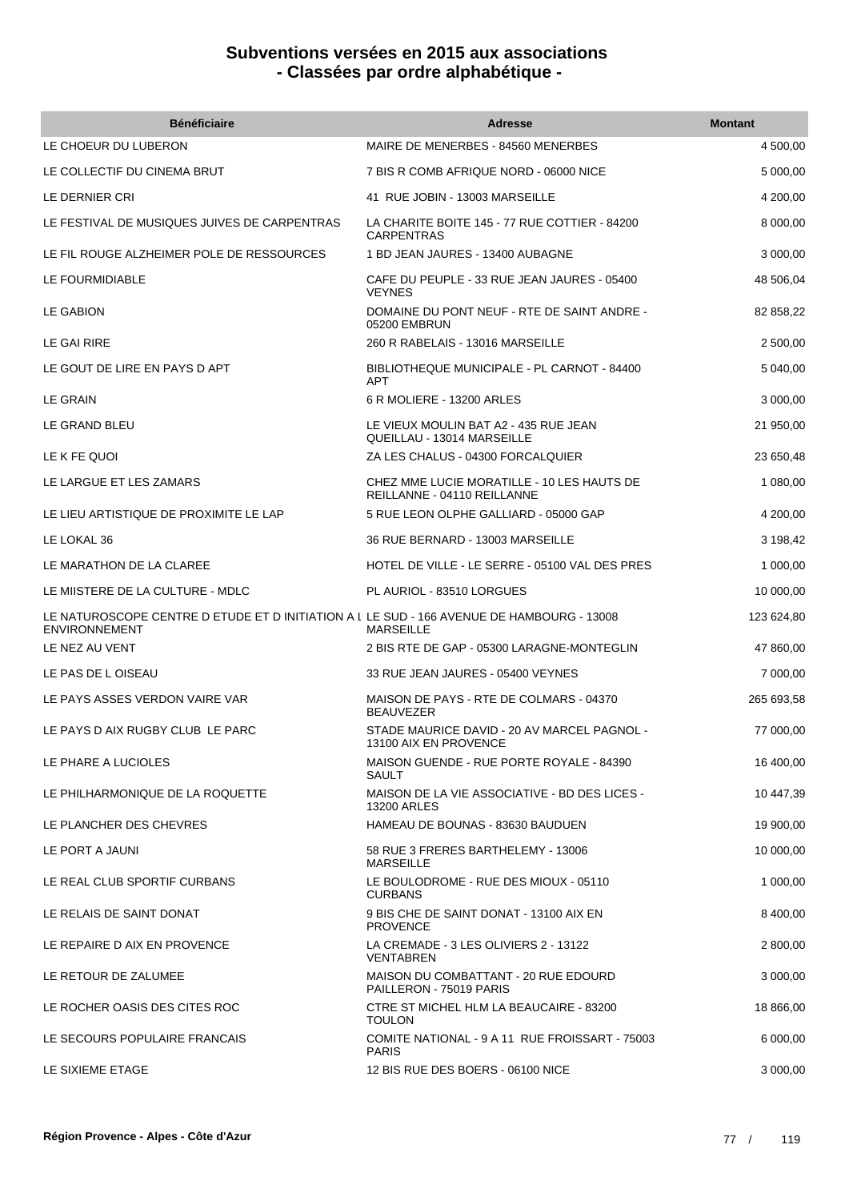# Subventions versées en 2015 aux associations - Classées par ordre alphabétique -

| Bénéficiaire | Adresse | Montant |
|---|---|---|
| LE CHOEUR DU LUBERON | MAIRE DE MENERBES - 84560 MENERBES | 4 500,00 |
| LE COLLECTIF DU CINEMA BRUT | 7 BIS R COMB AFRIQUE NORD - 06000 NICE | 5 000,00 |
| LE DERNIER CRI | 41 RUE JOBIN - 13003 MARSEILLE | 4 200,00 |
| LE FESTIVAL DE MUSIQUES JUIVES DE CARPENTRAS | LA CHARITE BOITE 145 - 77 RUE COTTIER - 84200 CARPENTRAS | 8 000,00 |
| LE FIL ROUGE ALZHEIMER POLE DE RESSOURCES | 1 BD JEAN JAURES - 13400 AUBAGNE | 3 000,00 |
| LE FOURMIDIABLE | CAFE DU PEUPLE - 33 RUE JEAN JAURES - 05400 VEYNES | 48 506,04 |
| LE GABION | DOMAINE DU PONT NEUF - RTE DE SAINT ANDRE - 05200 EMBRUN | 82 858,22 |
| LE GAI RIRE | 260 R RABELAIS - 13016 MARSEILLE | 2 500,00 |
| LE GOUT DE LIRE EN PAYS D APT | BIBLIOTHEQUE MUNICIPALE - PL CARNOT - 84400 APT | 5 040,00 |
| LE GRAIN | 6 R MOLIERE - 13200 ARLES | 3 000,00 |
| LE GRAND BLEU | LE VIEUX MOULIN BAT A2 - 435 RUE JEAN QUEILLAU - 13014 MARSEILLE | 21 950,00 |
| LE K FE QUOI | ZA LES CHALUS - 04300 FORCALQUIER | 23 650,48 |
| LE LARGUE ET LES ZAMARS | CHEZ MME LUCIE MORATILLE - 10 LES HAUTS DE REILLANNE - 04110 REILLANNE | 1 080,00 |
| LE LIEU ARTISTIQUE DE PROXIMITE LE LAP | 5 RUE LEON OLPHE GALLIARD - 05000 GAP | 4 200,00 |
| LE LOKAL 36 | 36 RUE BERNARD - 13003 MARSEILLE | 3 198,42 |
| LE MARATHON DE LA CLAREE | HOTEL DE VILLE - LE SERRE - 05100 VAL DES PRES | 1 000,00 |
| LE MIISTERE DE LA CULTURE - MDLC | PL AURIOL - 83510 LORGUES | 10 000,00 |
| LE NATUROSCOPE CENTRE D ETUDE ET D INITIATION A L ENVIRONNEMENT | LE SUD - 166 AVENUE DE HAMBOURG - 13008 MARSEILLE | 123 624,80 |
| LE NEZ AU VENT | 2 BIS RTE DE GAP - 05300 LARAGNE-MONTEGLIN | 47 860,00 |
| LE PAS DE L OISEAU | 33 RUE JEAN JAURES - 05400 VEYNES | 7 000,00 |
| LE PAYS ASSES VERDON VAIRE VAR | MAISON DE PAYS - RTE DE COLMARS - 04370 BEAUVEZER | 265 693,58 |
| LE PAYS D AIX RUGBY CLUB LE PARC | STADE MAURICE DAVID - 20 AV MARCEL PAGNOL - 13100 AIX EN PROVENCE | 77 000,00 |
| LE PHARE A LUCIOLES | MAISON GUENDE - RUE PORTE ROYALE - 84390 SAULT | 16 400,00 |
| LE PHILHARMONIQUE DE LA ROQUETTE | MAISON DE LA VIE ASSOCIATIVE - BD DES LICES - 13200 ARLES | 10 447,39 |
| LE PLANCHER DES CHEVRES | HAMEAU DE BOUNAS - 83630 BAUDUEN | 19 900,00 |
| LE PORT A JAUNI | 58 RUE 3 FRERES BARTHELEMY - 13006 MARSEILLE | 10 000,00 |
| LE REAL CLUB SPORTIF CURBANS | LE BOULODROME - RUE DES MIOUX - 05110 CURBANS | 1 000,00 |
| LE RELAIS DE SAINT DONAT | 9 BIS CHE DE SAINT DONAT - 13100 AIX EN PROVENCE | 8 400,00 |
| LE REPAIRE D AIX EN PROVENCE | LA CREMADE - 3 LES OLIVIERS 2 - 13122 VENTABREN | 2 800,00 |
| LE RETOUR DE ZALUMEE | MAISON DU COMBATTANT - 20 RUE EDOURD PAILLERON - 75019 PARIS | 3 000,00 |
| LE ROCHER OASIS DES CITES ROC | CTRE ST MICHEL HLM LA BEAUCAIRE - 83200 TOULON | 18 866,00 |
| LE SECOURS POPULAIRE FRANCAIS | COMITE NATIONAL - 9 A 11 RUE FROISSART - 75003 PARIS | 6 000,00 |
| LE SIXIEME ETAGE | 12 BIS RUE DES BOERS - 06100 NICE | 3 000,00 |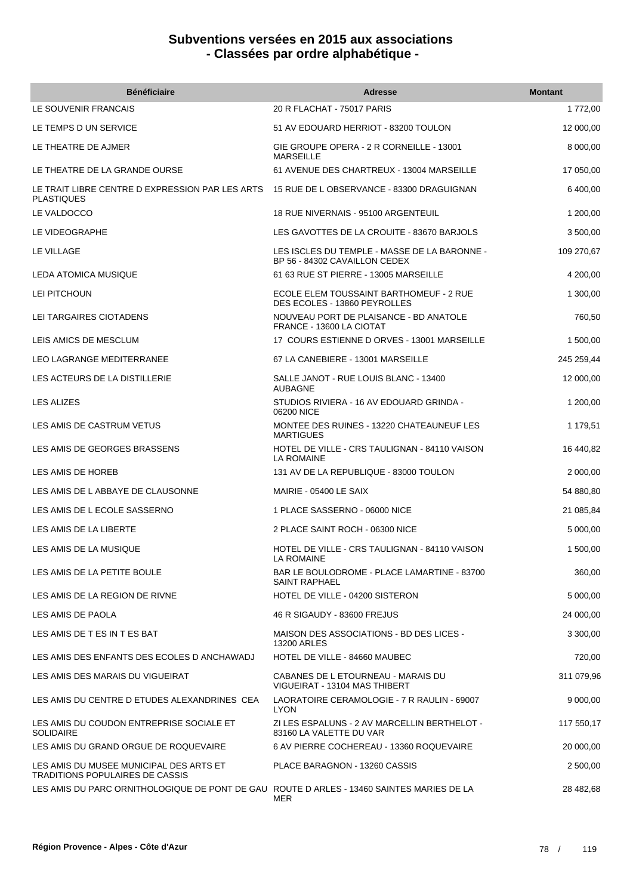# Subventions versées en 2015 aux associations
## - Classées par ordre alphabétique -

| Bénéficiaire | Adresse | Montant |
|---|---|---|
| LE SOUVENIR FRANCAIS | 20 R FLACHAT - 75017 PARIS | 1 772,00 |
| LE TEMPS D UN SERVICE | 51 AV EDOUARD HERRIOT - 83200 TOULON | 12 000,00 |
| LE THEATRE DE AJMER | GIE GROUPE OPERA - 2 R CORNEILLE - 13001 MARSEILLE | 8 000,00 |
| LE THEATRE DE LA GRANDE OURSE | 61 AVENUE DES CHARTREUX - 13004 MARSEILLE | 17 050,00 |
| LE TRAIT LIBRE CENTRE D EXPRESSION PAR LES ARTS PLASTIQUES | 15 RUE DE L OBSERVANCE - 83300 DRAGUIGNAN | 6 400,00 |
| LE VALDOCCO | 18 RUE NIVERNAIS - 95100 ARGENTEUIL | 1 200,00 |
| LE VIDEOGRAPHE | LES GAVOTTES DE LA CROUITE - 83670 BARJOLS | 3 500,00 |
| LE VILLAGE | LES ISCLES DU TEMPLE - MASSE DE LA BARONNE - BP 56 - 84302 CAVAILLON CEDEX | 109 270,67 |
| LEDA ATOMICA MUSIQUE | 61 63 RUE ST PIERRE - 13005 MARSEILLE | 4 200,00 |
| LEI PITCHOUN | ECOLE ELEM TOUSSAINT BARTHOMEUF - 2 RUE DES ECOLES - 13860 PEYROLLES | 1 300,00 |
| LEI TARGAIRES CIOTADENS | NOUVEAU PORT DE PLAISANCE - BD ANATOLE FRANCE - 13600 LA CIOTAT | 760,50 |
| LEIS AMICS DE MESCLUM | 17 COURS ESTIENNE D ORVES - 13001 MARSEILLE | 1 500,00 |
| LEO LAGRANGE MEDITERRANEE | 67 LA CANEBIERE - 13001 MARSEILLE | 245 259,44 |
| LES ACTEURS DE LA DISTILLERIE | SALLE JANOT - RUE LOUIS BLANC - 13400 AUBAGNE | 12 000,00 |
| LES ALIZES | STUDIOS RIVIERA - 16 AV EDOUARD GRINDA - 06200 NICE | 1 200,00 |
| LES AMIS DE CASTRUM VETUS | MONTEE DES RUINES - 13220 CHATEAUNEUF LES MARTIGUES | 1 179,51 |
| LES AMIS DE GEORGES BRASSENS | HOTEL DE VILLE - CRS TAULIGNAN - 84110 VAISON LA ROMAINE | 16 440,82 |
| LES AMIS DE HOREB | 131 AV DE LA REPUBLIQUE - 83000 TOULON | 2 000,00 |
| LES AMIS DE L ABBAYE DE CLAUSONNE | MAIRIE - 05400 LE SAIX | 54 880,80 |
| LES AMIS DE L ECOLE SASSERNO | 1 PLACE SASSERNO - 06000 NICE | 21 085,84 |
| LES AMIS DE LA LIBERTE | 2 PLACE SAINT ROCH - 06300 NICE | 5 000,00 |
| LES AMIS DE LA MUSIQUE | HOTEL DE VILLE - CRS TAULIGNAN - 84110 VAISON LA ROMAINE | 1 500,00 |
| LES AMIS DE LA PETITE BOULE | BAR LE BOULODROME - PLACE LAMARTINE - 83700 SAINT RAPHAEL | 360,00 |
| LES AMIS DE LA REGION DE RIVNE | HOTEL DE VILLE - 04200 SISTERON | 5 000,00 |
| LES AMIS DE PAOLA | 46 R SIGAUDY - 83600 FREJUS | 24 000,00 |
| LES AMIS DE T ES IN T ES BAT | MAISON DES ASSOCIATIONS - BD DES LICES - 13200 ARLES | 3 300,00 |
| LES AMIS DES ENFANTS DES ECOLES D ANCHAWADJ | HOTEL DE VILLE - 84660 MAUBEC | 720,00 |
| LES AMIS DES MARAIS DU VIGUEIRAT | CABANES DE L ETOURNEAU - MARAIS DU VIGUEIRAT - 13104 MAS THIBERT | 311 079,96 |
| LES AMIS DU CENTRE D ETUDES ALEXANDRINES CEA | LAORATOIRE CERAMOLOGIE - 7 R RAULIN - 69007 LYON | 9 000,00 |
| LES AMIS DU COUDON ENTREPRISE SOCIALE ET SOLIDAIRE | ZI LES ESPALUNS - 2 AV MARCELLIN BERTHELOT - 83160 LA VALETTE DU VAR | 117 550,17 |
| LES AMIS DU GRAND ORGUE DE ROQUEVAIRE | 6 AV PIERRE COCHEREAU - 13360 ROQUEVAIRE | 20 000,00 |
| LES AMIS DU MUSEE MUNICIPAL DES ARTS ET TRADITIONS POPULAIRES DE CASSIS | PLACE BARAGNON - 13260 CASSIS | 2 500,00 |
| LES AMIS DU PARC ORNITHOLOGIQUE DE PONT DE GAU | ROUTE D ARLES - 13460 SAINTES MARIES DE LA MER | 28 482,68 |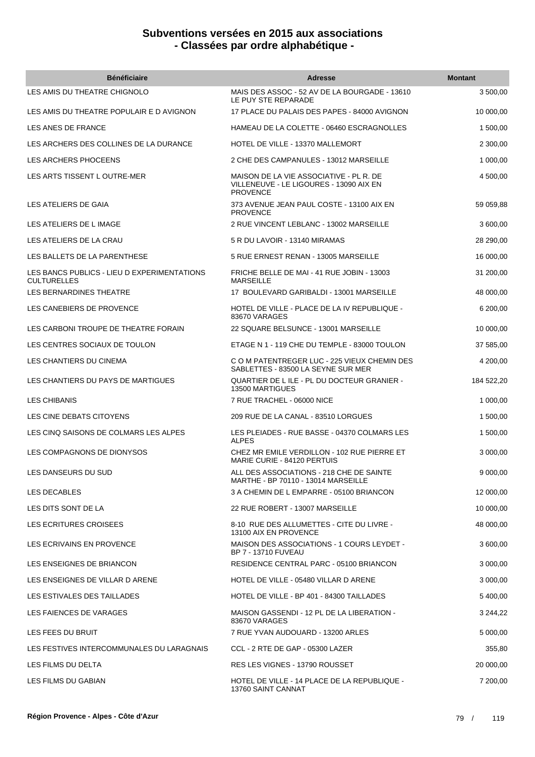# Subventions versées en 2015 aux associations - Classées par ordre alphabétique -

| Bénéficiaire | Adresse | Montant |
|---|---|---|
| LES AMIS DU THEATRE CHIGNOLO | MAIS DES ASSOC - 52 AV DE LA BOURGADE - 13610 LE PUY STE REPARADE | 3 500,00 |
| LES AMIS DU THEATRE POPULAIR E D AVIGNON | 17 PLACE DU PALAIS DES PAPES - 84000 AVIGNON | 10 000,00 |
| LES ANES DE FRANCE | HAMEAU DE LA COLETTE - 06460 ESCRAGNOLLES | 1 500,00 |
| LES ARCHERS DES COLLINES DE LA DURANCE | HOTEL DE VILLE - 13370 MALLEMORT | 2 300,00 |
| LES ARCHERS PHOCEENS | 2 CHE DES CAMPANULES - 13012 MARSEILLE | 1 000,00 |
| LES ARTS TISSENT L OUTRE-MER | MAISON DE LA VIE ASSOCIATIVE - PL R. DE VILLENEUVE - LE LIGOURES - 13090 AIX EN PROVENCE | 4 500,00 |
| LES ATELIERS DE GAIA | 373 AVENUE JEAN PAUL COSTE - 13100 AIX EN PROVENCE | 59 059,88 |
| LES ATELIERS DE L IMAGE | 2 RUE VINCENT LEBLANC - 13002 MARSEILLE | 3 600,00 |
| LES ATELIERS DE LA CRAU | 5 R DU LAVOIR - 13140 MIRAMAS | 28 290,00 |
| LES BALLETS DE LA PARENTHESE | 5 RUE ERNEST RENAN - 13005 MARSEILLE | 16 000,00 |
| LES BANCS PUBLICS - LIEU D EXPERIMENTATIONS CULTURELLES | FRICHE BELLE DE MAI - 41 RUE JOBIN - 13003 MARSEILLE | 31 200,00 |
| LES BERNARDINES THEATRE | 17 BOULEVARD GARIBALDI - 13001 MARSEILLE | 48 000,00 |
| LES CANEBIERS DE PROVENCE | HOTEL DE VILLE - PLACE DE LA IV REPUBLIQUE - 83670 VARAGES | 6 200,00 |
| LES CARBONI TROUPE DE THEATRE FORAIN | 22 SQUARE BELSUNCE - 13001 MARSEILLE | 10 000,00 |
| LES CENTRES SOCIAUX DE TOULON | ETAGE N 1 - 119 CHE DU TEMPLE - 83000 TOULON | 37 585,00 |
| LES CHANTIERS DU CINEMA | C O M PATENTREGER LUC - 225 VIEUX CHEMIN DES SABLETTES - 83500 LA SEYNE SUR MER | 4 200,00 |
| LES CHANTIERS DU PAYS DE MARTIGUES | QUARTIER DE L ILE - PL DU DOCTEUR GRANIER - 13500 MARTIGUES | 184 522,20 |
| LES CHIBANIS | 7 RUE TRACHEL - 06000 NICE | 1 000,00 |
| LES CINE DEBATS CITOYENS | 209 RUE DE LA CANAL - 83510 LORGUES | 1 500,00 |
| LES CINQ SAISONS DE COLMARS LES ALPES | LES PLEIADES - RUE BASSE - 04370 COLMARS LES ALPES | 1 500,00 |
| LES COMPAGNONS DE DIONYSOS | CHEZ MR EMILE VERDILLON - 102 RUE PIERRE ET MARIE CURIE - 84120 PERTUIS | 3 000,00 |
| LES DANSEURS DU SUD | ALL DES ASSOCIATIONS - 218 CHE DE SAINTE MARTHE - BP 70110 - 13014 MARSEILLE | 9 000,00 |
| LES DECABLES | 3 A CHEMIN DE L EMPARRE - 05100 BRIANCON | 12 000,00 |
| LES DITS SONT DE LA | 22 RUE ROBERT - 13007 MARSEILLE | 10 000,00 |
| LES ECRITURES CROISEES | 8-10 RUE DES ALLUMETTES - CITE DU LIVRE - 13100 AIX EN PROVENCE | 48 000,00 |
| LES ECRIVAINS EN PROVENCE | MAISON DES ASSOCIATIONS - 1 COURS LEYDET - BP 7 - 13710 FUVEAU | 3 600,00 |
| LES ENSEIGNES DE BRIANCON | RESIDENCE CENTRAL PARC - 05100 BRIANCON | 3 000,00 |
| LES ENSEIGNES DE VILLAR D ARENE | HOTEL DE VILLE - 05480 VILLAR D ARENE | 3 000,00 |
| LES ESTIVALES DES TAILLADES | HOTEL DE VILLE - BP 401 - 84300 TAILLADES | 5 400,00 |
| LES FAIENCES DE VARAGES | MAISON GASSENDI - 12 PL DE LA LIBERATION - 83670 VARAGES | 3 244,22 |
| LES FEES DU BRUIT | 7 RUE YVAN AUDOUARD - 13200 ARLES | 5 000,00 |
| LES FESTIVES INTERCOMMUNALES DU LARAGNAIS | CCL - 2 RTE DE GAP - 05300 LAZER | 355,80 |
| LES FILMS DU DELTA | RES LES VIGNES - 13790 ROUSSET | 20 000,00 |
| LES FILMS DU GABIAN | HOTEL DE VILLE - 14 PLACE DE LA REPUBLIQUE - 13760 SAINT CANNAT | 7 200,00 |

Région Provence - Alpes - Côte d'Azur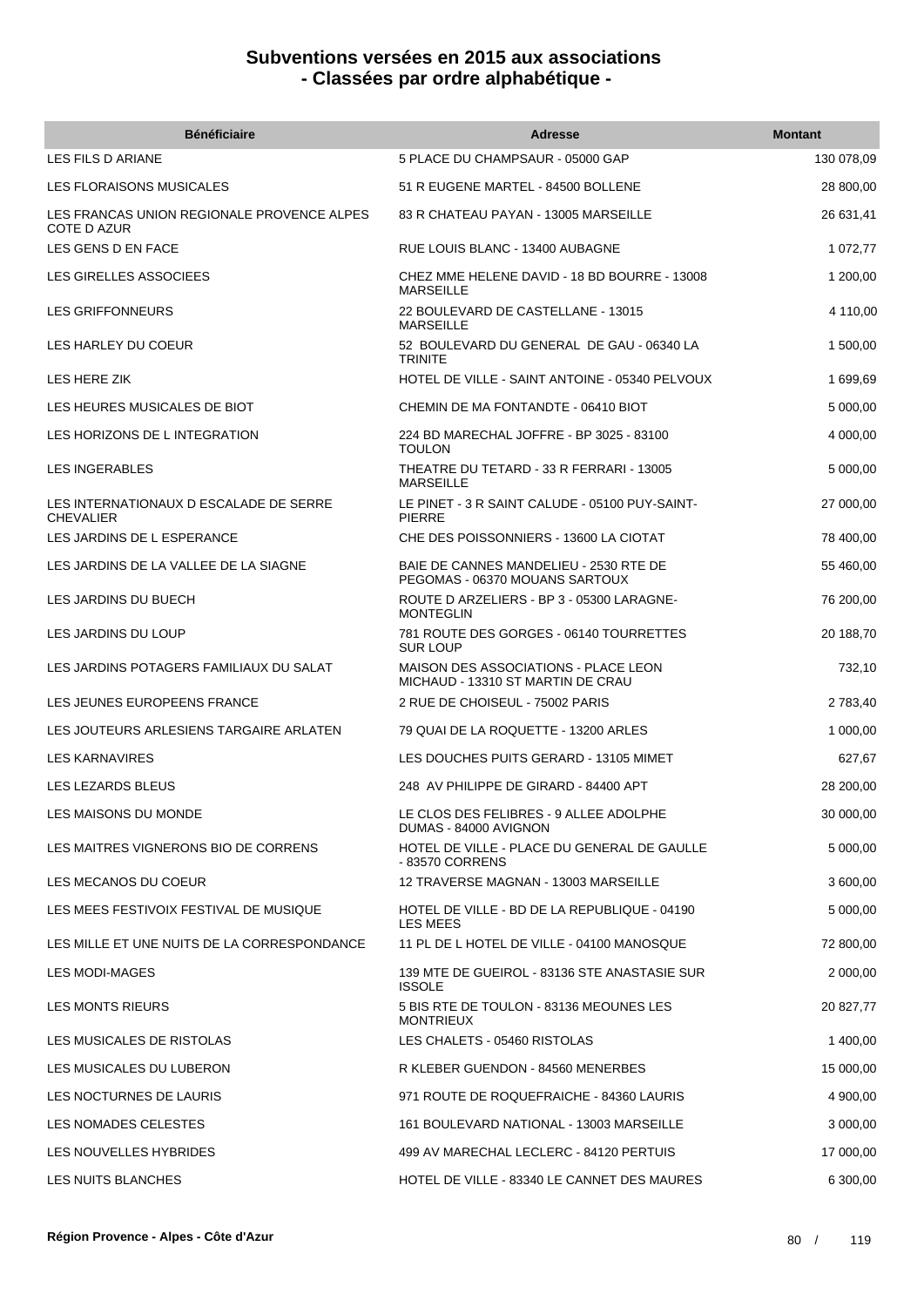# Subventions versées en 2015 aux associations
# - Classées par ordre alphabétique -

| Bénéficiaire | Adresse | Montant |
|---|---|---|
| LES FILS D ARIANE | 5 PLACE DU CHAMPSAUR - 05000 GAP | 130 078,09 |
| LES FLORAISONS MUSICALES | 51 R EUGENE MARTEL - 84500 BOLLENE | 28 800,00 |
| LES FRANCAS UNION REGIONALE PROVENCE ALPES COTE D AZUR | 83 R CHATEAU PAYAN - 13005 MARSEILLE | 26 631,41 |
| LES GENS D EN FACE | RUE LOUIS BLANC - 13400 AUBAGNE | 1 072,77 |
| LES GIRELLES ASSOCIEES | CHEZ MME HELENE DAVID - 18 BD BOURRE - 13008 MARSEILLE | 1 200,00 |
| LES GRIFFONNEURS | 22 BOULEVARD DE CASTELLANE - 13015 MARSEILLE | 4 110,00 |
| LES HARLEY DU COEUR | 52 BOULEVARD DU GENERAL DE GAU - 06340 LA TRINITE | 1 500,00 |
| LES HERE ZIK | HOTEL DE VILLE - SAINT ANTOINE - 05340 PELVOUX | 1 699,69 |
| LES HEURES MUSICALES DE BIOT | CHEMIN DE MA FONTANDTE - 06410 BIOT | 5 000,00 |
| LES HORIZONS DE L INTEGRATION | 224 BD MARECHAL JOFFRE - BP 3025 - 83100 TOULON | 4 000,00 |
| LES INGERABLES | THEATRE DU TETARD - 33 R FERRARI - 13005 MARSEILLE | 5 000,00 |
| LES INTERNATIONAUX D ESCALADE DE SERRE CHEVALIER | LE PINET - 3 R SAINT CALUDE - 05100 PUY-SAINT-PIERRE | 27 000,00 |
| LES JARDINS DE L ESPERANCE | CHE DES POISSONNIERS - 13600 LA CIOTAT | 78 400,00 |
| LES JARDINS DE LA VALLEE DE LA SIAGNE | BAIE DE CANNES MANDELIEU - 2530 RTE DE PEGOMAS - 06370 MOUANS SARTOUX | 55 460,00 |
| LES JARDINS DU BUECH | ROUTE D ARZELIERS - BP 3 - 05300 LARAGNE-MONTEGLIN | 76 200,00 |
| LES JARDINS DU LOUP | 781 ROUTE DES GORGES - 06140 TOURRETTES SUR LOUP | 20 188,70 |
| LES JARDINS POTAGERS FAMILIAUX DU SALAT | MAISON DES ASSOCIATIONS - PLACE LEON MICHAUD - 13310 ST MARTIN DE CRAU | 732,10 |
| LES JEUNES EUROPEENS FRANCE | 2 RUE DE CHOISEUL - 75002 PARIS | 2 783,40 |
| LES JOUTEURS ARLESIENS TARGAIRE ARLATEN | 79 QUAI DE LA ROQUETTE - 13200 ARLES | 1 000,00 |
| LES KARNAVIRES | LES DOUCHES PUITS GERARD - 13105 MIMET | 627,67 |
| LES LEZARDS BLEUS | 248 AV PHILIPPE DE GIRARD - 84400 APT | 28 200,00 |
| LES MAISONS DU MONDE | LE CLOS DES FELIBRES - 9 ALLEE ADOLPHE DUMAS - 84000 AVIGNON | 30 000,00 |
| LES MAITRES VIGNERONS BIO DE CORRENS | HOTEL DE VILLE - PLACE DU GENERAL DE GAULLE - 83570 CORRENS | 5 000,00 |
| LES MECANOS DU COEUR | 12 TRAVERSE MAGNAN - 13003 MARSEILLE | 3 600,00 |
| LES MEES FESTIVOIX FESTIVAL DE MUSIQUE | HOTEL DE VILLE - BD DE LA REPUBLIQUE - 04190 LES MEES | 5 000,00 |
| LES MILLE ET UNE NUITS DE LA CORRESPONDANCE | 11 PL DE L HOTEL DE VILLE - 04100 MANOSQUE | 72 800,00 |
| LES MODI-MAGES | 139 MTE DE GUEIROL - 83136 STE ANASTASIE SUR ISSOLE | 2 000,00 |
| LES MONTS RIEURS | 5 BIS RTE DE TOULON - 83136 MEOUNES LES MONTRIEUX | 20 827,77 |
| LES MUSICALES DE RISTOLAS | LES CHALETS - 05460 RISTOLAS | 1 400,00 |
| LES MUSICALES DU LUBERON | R KLEBER GUENDON - 84560 MENERBES | 15 000,00 |
| LES NOCTURNES DE LAURIS | 971 ROUTE DE ROQUEFRAICHE - 84360 LAURIS | 4 900,00 |
| LES NOMADES CELESTES | 161 BOULEVARD NATIONAL - 13003 MARSEILLE | 3 000,00 |
| LES NOUVELLES HYBRIDES | 499 AV MARECHAL LECLERC - 84120 PERTUIS | 17 000,00 |
| LES NUITS BLANCHES | HOTEL DE VILLE - 83340 LE CANNET DES MAURES | 6 300,00 |

Région Provence - Alpes - Côte d'Azur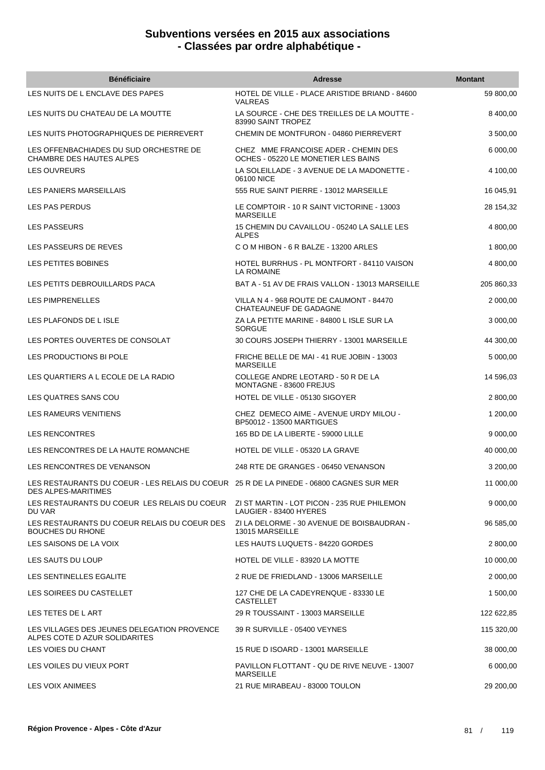## Subventions versées en 2015 aux associations - Classées par ordre alphabétique -

| Bénéficiaire | Adresse | Montant |
|---|---|---|
| LES NUITS DE L ENCLAVE DES PAPES | HOTEL DE VILLE - PLACE ARISTIDE BRIAND - 84600 VALREAS | 59 800,00 |
| LES NUITS DU CHATEAU DE LA MOUTTE | LA SOURCE - CHE DES TREILLES DE LA MOUTTE - 83990 SAINT TROPEZ | 8 400,00 |
| LES NUITS PHOTOGRAPHIQUES DE PIERREVERT | CHEMIN DE MONTFURON - 04860 PIERREVERT | 3 500,00 |
| LES OFFENBACHIADES DU SUD ORCHESTRE DE CHAMBRE DES HAUTES ALPES | CHEZ MME FRANCOISE ADER - CHEMIN DES OCHES - 05220 LE MONETIER LES BAINS | 6 000,00 |
| LES OUVREURS | LA SOLEILLADE - 3 AVENUE DE LA MADONETTE - 06100 NICE | 4 100,00 |
| LES PANIERS MARSEILLAIS | 555 RUE SAINT PIERRE - 13012 MARSEILLE | 16 045,91 |
| LES PAS PERDUS | LE COMPTOIR - 10 R SAINT VICTORINE - 13003 MARSEILLE | 28 154,32 |
| LES PASSEURS | 15 CHEMIN DU CAVAILLOU - 05240 LA SALLE LES ALPES | 4 800,00 |
| LES PASSEURS DE REVES | C O M HIBON - 6 R BALZE - 13200 ARLES | 1 800,00 |
| LES PETITES BOBINES | HOTEL BURRHUS - PL MONTFORT - 84110 VAISON LA ROMAINE | 4 800,00 |
| LES PETITS DEBROUILLARDS PACA | BAT A - 51 AV DE FRAIS VALLON - 13013 MARSEILLE | 205 860,33 |
| LES PIMPRENELLES | VILLA N 4 - 968 ROUTE DE CAUMONT - 84470 CHATEAUNEUF DE GADAGNE | 2 000,00 |
| LES PLAFONDS DE L ISLE | ZA LA PETITE MARINE - 84800 L ISLE SUR LA SORGUE | 3 000,00 |
| LES PORTES OUVERTES DE CONSOLAT | 30 COURS JOSEPH THIERRY - 13001 MARSEILLE | 44 300,00 |
| LES PRODUCTIONS BI POLE | FRICHE BELLE DE MAI - 41 RUE JOBIN - 13003 MARSEILLE | 5 000,00 |
| LES QUARTIERS A L ECOLE DE LA RADIO | COLLEGE ANDRE LEOTARD - 50 R DE LA MONTAGNE - 83600 FREJUS | 14 596,03 |
| LES QUATRES SANS COU | HOTEL DE VILLE - 05130 SIGOYER | 2 800,00 |
| LES RAMEURS VENITIENS | CHEZ DEMECO AIME - AVENUE URDY MILOU - BP50012 - 13500 MARTIGUES | 1 200,00 |
| LES RENCONTRES | 165 BD DE LA LIBERTE - 59000 LILLE | 9 000,00 |
| LES RENCONTRES DE LA HAUTE ROMANCHE | HOTEL DE VILLE - 05320 LA GRAVE | 40 000,00 |
| LES RENCONTRES DE VENANSON | 248 RTE DE GRANGES - 06450 VENANSON | 3 200,00 |
| LES RESTAURANTS DU COEUR - LES RELAIS DU COEUR DES ALPES-MARITIMES | 25 R DE LA PINEDE - 06800 CAGNES SUR MER | 11 000,00 |
| LES RESTAURANTS DU COEUR LES RELAIS DU COEUR DU VAR | ZI ST MARTIN - LOT PICON - 235 RUE PHILEMON LAUGIER - 83400 HYERES | 9 000,00 |
| LES RESTAURANTS DU COEUR RELAIS DU COEUR DES BOUCHES DU RHONE | ZI LA DELORME - 30 AVENUE DE BOISBAUDRAN - 13015 MARSEILLE | 96 585,00 |
| LES SAISONS DE LA VOIX | LES HAUTS LUQUETS - 84220 GORDES | 2 800,00 |
| LES SAUTS DU LOUP | HOTEL DE VILLE - 83920 LA MOTTE | 10 000,00 |
| LES SENTINELLES EGALITE | 2 RUE DE FRIEDLAND - 13006 MARSEILLE | 2 000,00 |
| LES SOIREES DU CASTELLET | 127 CHE DE LA CADEYRENQUE - 83330 LE CASTELLET | 1 500,00 |
| LES TETES DE L ART | 29 R TOUSSAINT - 13003 MARSEILLE | 122 622,85 |
| LES VILLAGES DES JEUNES DELEGATION PROVENCE ALPES COTE D AZUR SOLIDARITES | 39 R SURVILLE - 05400 VEYNES | 115 320,00 |
| LES VOIES DU CHANT | 15 RUE D ISOARD - 13001 MARSEILLE | 38 000,00 |
| LES VOILES DU VIEUX PORT | PAVILLON FLOTTANT - QU DE RIVE NEUVE - 13007 MARSEILLE | 6 000,00 |
| LES VOIX ANIMEES | 21 RUE MIRABEAU - 83000 TOULON | 29 200,00 |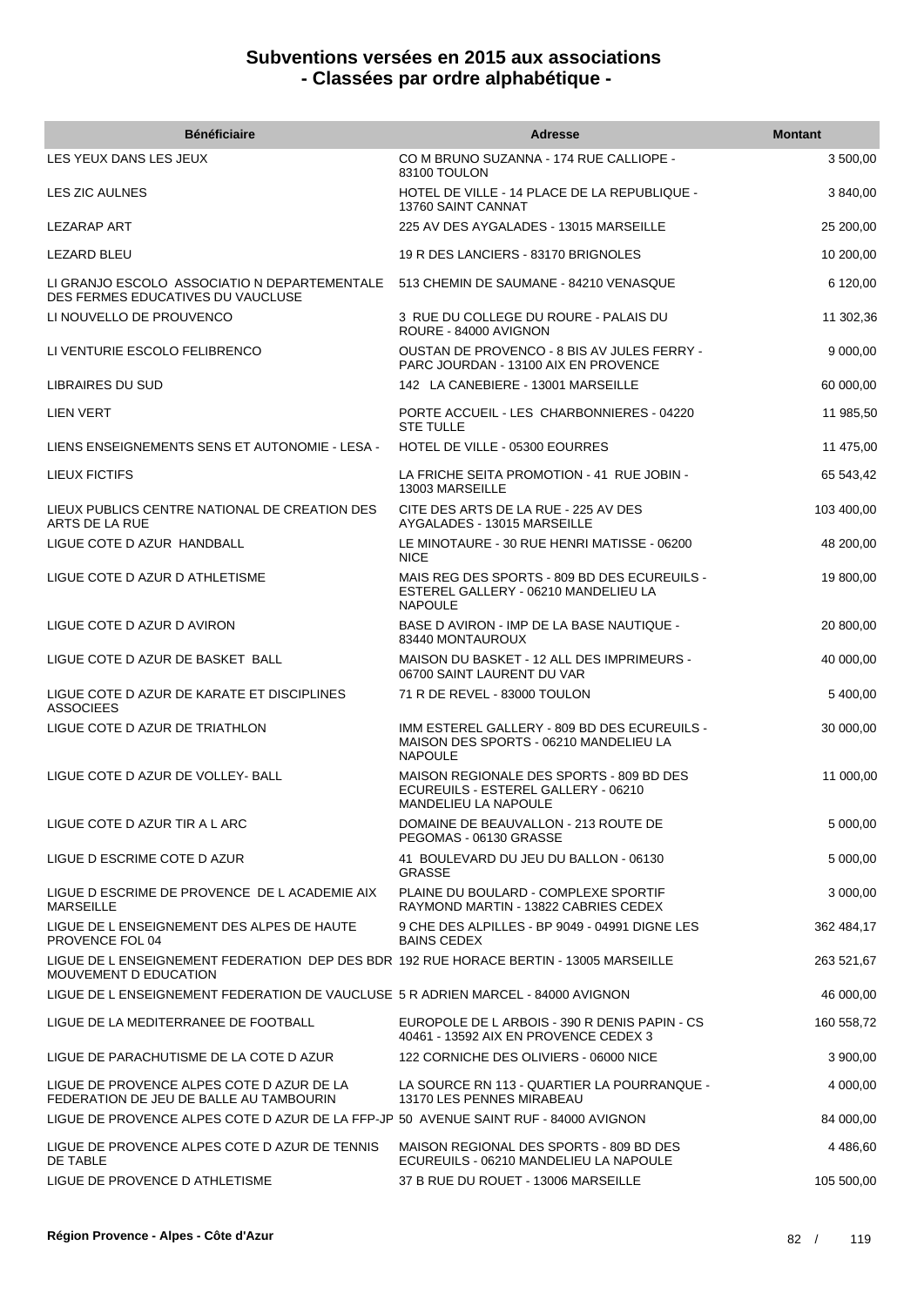# Subventions versées en 2015 aux associations
# - Classées par ordre alphabétique -

| Bénéficiaire | Adresse | Montant |
| --- | --- | --- |
| LES YEUX DANS LES JEUX | CO M BRUNO SUZANNA - 174 RUE CALLIOPE - 83100 TOULON | 3 500,00 |
| LES ZIC AULNES | HOTEL DE VILLE - 14 PLACE DE LA REPUBLIQUE - 13760 SAINT CANNAT | 3 840,00 |
| LEZARAP ART | 225 AV DES AYGALADES - 13015 MARSEILLE | 25 200,00 |
| LEZARD BLEU | 19 R DES LANCIERS - 83170 BRIGNOLES | 10 200,00 |
| LI GRANJO ESCOLO ASSOCIATIO N DEPARTEMENTALE DES FERMES EDUCATIVES DU VAUCLUSE | 513 CHEMIN DE SAUMANE - 84210 VENASQUE | 6 120,00 |
| LI NOUVELLO DE PROUVENCO | 3 RUE DU COLLEGE DU ROURE - PALAIS DU ROURE - 84000 AVIGNON | 11 302,36 |
| LI VENTURIE ESCOLO FELIBRENCO | OUSTAN DE PROVENCO - 8 BIS AV JULES FERRY - PARC JOURDAN - 13100 AIX EN PROVENCE | 9 000,00 |
| LIBRAIRES DU SUD | 142 LA CANEBIERE - 13001 MARSEILLE | 60 000,00 |
| LIEN VERT | PORTE ACCUEIL - LES CHARBONNIERES - 04220 STE TULLE | 11 985,50 |
| LIENS ENSEIGNEMENTS SENS ET AUTONOMIE - LESA - | HOTEL DE VILLE - 05300 EOURRES | 11 475,00 |
| LIEUX FICTIFS | LA FRICHE SEITA PROMOTION - 41 RUE JOBIN - 13003 MARSEILLE | 65 543,42 |
| LIEUX PUBLICS CENTRE NATIONAL DE CREATION DES ARTS DE LA RUE | CITE DES ARTS DE LA RUE - 225 AV DES AYGALADES - 13015 MARSEILLE | 103 400,00 |
| LIGUE COTE D AZUR HANDBALL | LE MINOTAURE - 30 RUE HENRI MATISSE - 06200 NICE | 48 200,00 |
| LIGUE COTE D AZUR D ATHLETISME | MAIS REG DES SPORTS - 809 BD DES ECUREUILS - ESTEREL GALLERY - 06210 MANDELIEU LA NAPOULE | 19 800,00 |
| LIGUE COTE D AZUR D AVIRON | BASE D AVIRON - IMP DE LA BASE NAUTIQUE - 83440 MONTAUROUX | 20 800,00 |
| LIGUE COTE D AZUR DE BASKET BALL | MAISON DU BASKET - 12 ALL DES IMPRIMEURS - 06700 SAINT LAURENT DU VAR | 40 000,00 |
| LIGUE COTE D AZUR DE KARATE ET DISCIPLINES ASSOCIEES | 71 R DE REVEL - 83000 TOULON | 5 400,00 |
| LIGUE COTE D AZUR DE TRIATHLON | IMM ESTEREL GALLERY - 809 BD DES ECUREUILS - MAISON DES SPORTS - 06210 MANDELIEU LA NAPOULE | 30 000,00 |
| LIGUE COTE D AZUR DE VOLLEY- BALL | MAISON REGIONALE DES SPORTS - 809 BD DES ECUREUILS - ESTEREL GALLERY - 06210 MANDELIEU LA NAPOULE | 11 000,00 |
| LIGUE COTE D AZUR TIR A L ARC | DOMAINE DE BEAUVALLON - 213 ROUTE DE PEGOMAS - 06130 GRASSE | 5 000,00 |
| LIGUE D ESCRIME COTE D AZUR | 41 BOULEVARD DU JEU DU BALLON - 06130 GRASSE | 5 000,00 |
| LIGUE D ESCRIME DE PROVENCE DE L ACADEMIE AIX MARSEILLE | PLAINE DU BOULARD - COMPLEXE SPORTIF RAYMOND MARTIN - 13822 CABRIES CEDEX | 3 000,00 |
| LIGUE DE L ENSEIGNEMENT DES ALPES DE HAUTE PROVENCE FOL 04 | 9 CHE DES ALPILLES - BP 9049 - 04991 DIGNE LES BAINS CEDEX | 362 484,17 |
| LIGUE DE L ENSEIGNEMENT FEDERATION DEP DES BDR MOUVEMENT D EDUCATION | 192 RUE HORACE BERTIN - 13005 MARSEILLE | 263 521,67 |
| LIGUE DE L ENSEIGNEMENT FEDERATION DE VAUCLUSE | 5 R ADRIEN MARCEL - 84000 AVIGNON | 46 000,00 |
| LIGUE DE LA MEDITERRANEE DE FOOTBALL | EUROPOLE DE L ARBOIS - 390 R DENIS PAPIN - CS 40461 - 13592 AIX EN PROVENCE CEDEX 3 | 160 558,72 |
| LIGUE DE PARACHUTISME DE LA COTE D AZUR | 122 CORNICHE DES OLIVIERS - 06000 NICE | 3 900,00 |
| LIGUE DE PROVENCE ALPES COTE D AZUR DE LA FEDERATION DE JEU DE BALLE AU TAMBOURIN | LA SOURCE RN 113 - QUARTIER LA POURRANQUE - 13170 LES PENNES MIRABEAU | 4 000,00 |
| LIGUE DE PROVENCE ALPES COTE D AZUR DE LA FFP-JP | 50 AVENUE SAINT RUF - 84000 AVIGNON | 84 000,00 |
| LIGUE DE PROVENCE ALPES COTE D AZUR DE TENNIS DE TABLE | MAISON REGIONAL DES SPORTS - 809 BD DES ECUREUILS - 06210 MANDELIEU LA NAPOULE | 4 486,60 |
| LIGUE DE PROVENCE D ATHLETISME | 37 B RUE DU ROUET - 13006 MARSEILLE | 105 500,00 |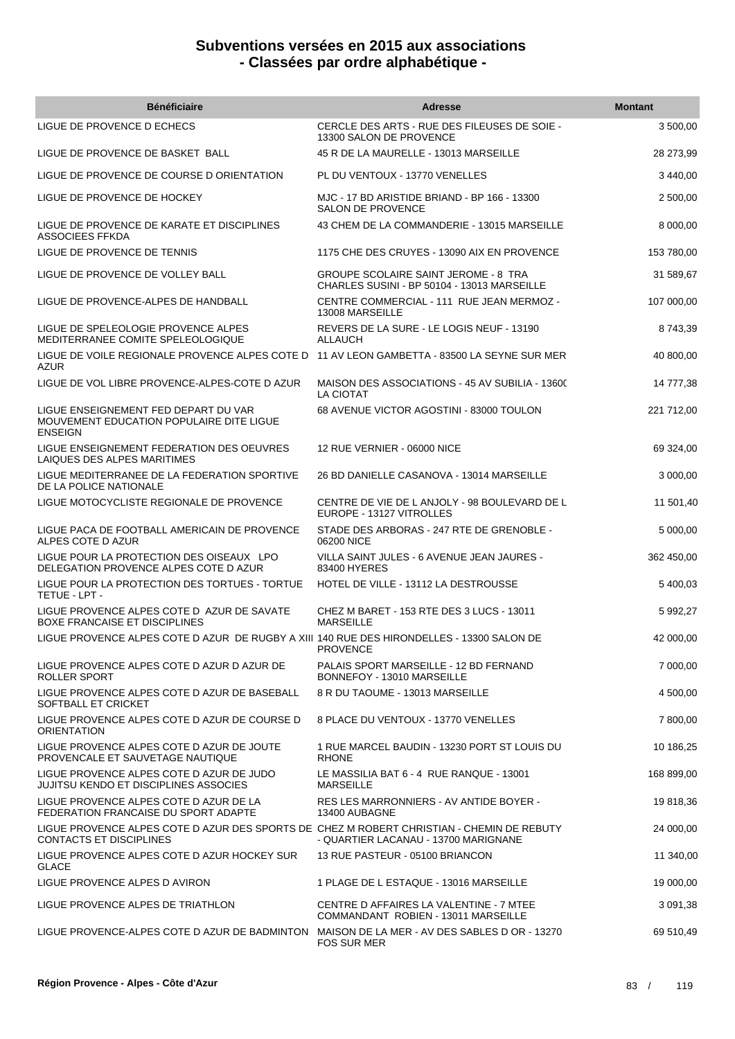# Subventions versées en 2015 aux associations
## - Classées par ordre alphabétique -

| Bénéficiaire | Adresse | Montant |
|---|---|---|
| LIGUE DE PROVENCE D ECHECS | CERCLE DES ARTS - RUE DES FILEUSES DE SOIE - 13300 SALON DE PROVENCE | 3 500,00 |
| LIGUE DE PROVENCE DE BASKET BALL | 45 R DE LA MAURELLE - 13013 MARSEILLE | 28 273,99 |
| LIGUE DE PROVENCE DE COURSE D ORIENTATION | PL DU VENTOUX - 13770 VENELLES | 3 440,00 |
| LIGUE DE PROVENCE DE HOCKEY | MJC - 17 BD ARISTIDE BRIAND - BP 166 - 13300 SALON DE PROVENCE | 2 500,00 |
| LIGUE DE PROVENCE DE KARATE ET DISCIPLINES ASSOCIEES FFKDA | 43 CHEM DE LA COMMANDERIE - 13015 MARSEILLE | 8 000,00 |
| LIGUE DE PROVENCE DE TENNIS | 1175 CHE DES CRUYES - 13090 AIX EN PROVENCE | 153 780,00 |
| LIGUE DE PROVENCE DE VOLLEY BALL | GROUPE SCOLAIRE SAINT JEROME - 8 TRA CHARLES SUSINI - BP 50104 - 13013 MARSEILLE | 31 589,67 |
| LIGUE DE PROVENCE-ALPES DE HANDBALL | CENTRE COMMERCIAL - 111 RUE JEAN MERMOZ - 13008 MARSEILLE | 107 000,00 |
| LIGUE DE SPELEOLOGIE PROVENCE ALPES MEDITERRANEE COMITE SPELEOLOGIQUE | REVERS DE LA SURE - LE LOGIS NEUF - 13190 ALLAUCH | 8 743,39 |
| LIGUE DE VOILE REGIONALE PROVENCE ALPES COTE D AZUR | 11 AV LEON GAMBETTA - 83500 LA SEYNE SUR MER | 40 800,00 |
| LIGUE DE VOL LIBRE PROVENCE-ALPES-COTE D AZUR | MAISON DES ASSOCIATIONS - 45 AV SUBILIA - 1360( LA CIOTAT | 14 777,38 |
| LIGUE ENSEIGNEMENT FED DEPART DU VAR MOUVEMENT EDUCATION POPULAIRE DITE LIGUE ENSEIGN | 68 AVENUE VICTOR AGOSTINI - 83000 TOULON | 221 712,00 |
| LIGUE ENSEIGNEMENT FEDERATION DES OEUVRES LAIQUES DES ALPES MARITIMES | 12 RUE VERNIER - 06000 NICE | 69 324,00 |
| LIGUE MEDITERRANEE DE LA FEDERATION SPORTIVE DE LA POLICE NATIONALE | 26 BD DANIELLE CASANOVA - 13014 MARSEILLE | 3 000,00 |
| LIGUE MOTOCYCLISTE REGIONALE DE PROVENCE | CENTRE DE VIE DE L ANJOLY - 98 BOULEVARD DE L EUROPE - 13127 VITROLLES | 11 501,40 |
| LIGUE PACA DE FOOTBALL AMERICAIN DE PROVENCE ALPES COTE D AZUR | STADE DES ARBORAS - 247 RTE DE GRENOBLE - 06200 NICE | 5 000,00 |
| LIGUE POUR LA PROTECTION DES OISEAUX LPO DELEGATION PROVENCE ALPES COTE D AZUR | VILLA SAINT JULES - 6 AVENUE JEAN JAURES - 83400 HYERES | 362 450,00 |
| LIGUE POUR LA PROTECTION DES TORTUES - TORTUE TETUE - LPT - | HOTEL DE VILLE - 13112 LA DESTROUSSE | 5 400,03 |
| LIGUE PROVENCE ALPES COTE D AZUR DE SAVATE BOXE FRANCAISE ET DISCIPLINES | CHEZ M BARET - 153 RTE DES 3 LUCS - 13011 MARSEILLE | 5 992,27 |
| LIGUE PROVENCE ALPES COTE D AZUR DE RUGBY A XIII | 140 RUE DES HIRONDELLES - 13300 SALON DE PROVENCE | 42 000,00 |
| LIGUE PROVENCE ALPES COTE D AZUR D AZUR DE ROLLER SPORT | PALAIS SPORT MARSEILLE - 12 BD FERNAND BONNEFOY - 13010 MARSEILLE | 7 000,00 |
| LIGUE PROVENCE ALPES COTE D AZUR DE BASEBALL SOFTBALL ET CRICKET | 8 R DU TAOUME - 13013 MARSEILLE | 4 500,00 |
| LIGUE PROVENCE ALPES COTE D AZUR DE COURSE D ORIENTATION | 8 PLACE DU VENTOUX - 13770 VENELLES | 7 800,00 |
| LIGUE PROVENCE ALPES COTE D AZUR DE JOUTE PROVENCALE ET SAUVETAGE NAUTIQUE | 1 RUE MARCEL BAUDIN - 13230 PORT ST LOUIS DU RHONE | 10 186,25 |
| LIGUE PROVENCE ALPES COTE D AZUR DE JUDO JUJITSU KENDO ET DISCIPLINES ASSOCIES | LE MASSILIA BAT 6 - 4 RUE RANQUE - 13001 MARSEILLE | 168 899,00 |
| LIGUE PROVENCE ALPES COTE D AZUR DE LA FEDERATION FRANCAISE DU SPORT ADAPTE | RES LES MARRONNIERS - AV ANTIDE BOYER - 13400 AUBAGNE | 19 818,36 |
| LIGUE PROVENCE ALPES COTE D AZUR DES SPORTS DE CONTACTS ET DISCIPLINES | CHEZ M ROBERT CHRISTIAN - CHEMIN DE REBUTY - QUARTIER LACANAU - 13700 MARIGNANE | 24 000,00 |
| LIGUE PROVENCE ALPES COTE D AZUR HOCKEY SUR GLACE | 13 RUE PASTEUR - 05100 BRIANCON | 11 340,00 |
| LIGUE PROVENCE ALPES D AVIRON | 1 PLAGE DE L ESTAQUE - 13016 MARSEILLE | 19 000,00 |
| LIGUE PROVENCE ALPES DE TRIATHLON | CENTRE D AFFAIRES LA VALENTINE - 7 MTEE COMMANDANT ROBIEN - 13011 MARSEILLE | 3 091,38 |
| LIGUE PROVENCE-ALPES COTE D AZUR DE BADMINTON | MAISON DE LA MER - AV DES SABLES D OR - 13270 FOS SUR MER | 69 510,49 |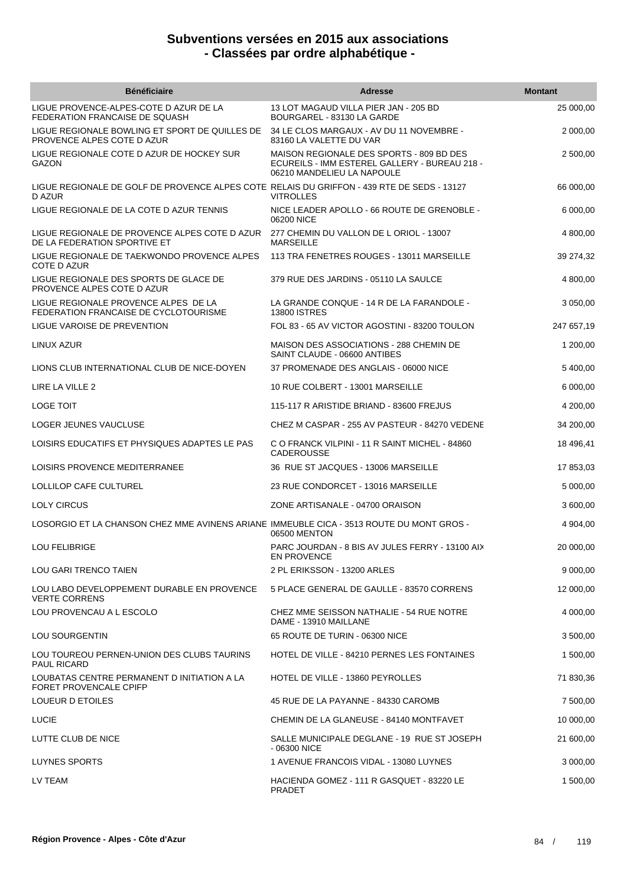# Subventions versées en 2015 aux associations
# - Classées par ordre alphabétique -

| Bénéficiaire | Adresse | Montant |
|---|---|---|
| LIGUE PROVENCE-ALPES-COTE D AZUR DE LA FEDERATION FRANCAISE DE SQUASH | 13 LOT MAGAUD VILLA PIER JAN - 205 BD BOURGAREL - 83130 LA GARDE | 25 000,00 |
| LIGUE REGIONALE BOWLING ET SPORT DE QUILLES DE PROVENCE ALPES COTE D AZUR | 34 LE CLOS MARGAUX - AV DU 11 NOVEMBRE - 83160 LA VALETTE DU VAR | 2 000,00 |
| LIGUE REGIONALE COTE D AZUR DE HOCKEY SUR GAZON | MAISON REGIONALE DES SPORTS - 809 BD DES ECUREILS - IMM ESTEREL GALLERY - BUREAU 218 - 06210 MANDELIEU LA NAPOULE | 2 500,00 |
| LIGUE REGIONALE DE GOLF DE PROVENCE ALPES COTE D AZUR | RELAIS DU GRIFFON - 439 RTE DE SEDS - 13127 VITROLLES | 66 000,00 |
| LIGUE REGIONALE DE LA COTE D AZUR TENNIS | NICE LEADER APOLLO - 66 ROUTE DE GRENOBLE - 06200 NICE | 6 000,00 |
| LIGUE REGIONALE DE PROVENCE ALPES COTE D AZUR DE LA FEDERATION SPORTIVE ET | 277 CHEMIN DU VALLON DE L ORIOL - 13007 MARSEILLE | 4 800,00 |
| LIGUE REGIONALE DE TAEKWONDO PROVENCE ALPES COTE D AZUR | 113 TRA FENETRES ROUGES - 13011 MARSEILLE | 39 274,32 |
| LIGUE REGIONALE DES SPORTS DE GLACE DE PROVENCE ALPES COTE D AZUR | 379 RUE DES JARDINS - 05110 LA SAULCE | 4 800,00 |
| LIGUE REGIONALE PROVENCE ALPES DE LA FEDERATION FRANCAISE DE CYCLOTOURISME | LA GRANDE CONQUE - 14 R DE LA FARANDOLE - 13800 ISTRES | 3 050,00 |
| LIGUE VAROISE DE PREVENTION | FOL 83 - 65 AV VICTOR AGOSTINI - 83200 TOULON | 247 657,19 |
| LINUX AZUR | MAISON DES ASSOCIATIONS - 288 CHEMIN DE SAINT CLAUDE - 06600 ANTIBES | 1 200,00 |
| LIONS CLUB INTERNATIONAL CLUB DE NICE-DOYEN | 37 PROMENADE DES ANGLAIS - 06000 NICE | 5 400,00 |
| LIRE LA VILLE 2 | 10 RUE COLBERT - 13001 MARSEILLE | 6 000,00 |
| LOGE TOIT | 115-117 R ARISTIDE BRIAND - 83600 FREJUS | 4 200,00 |
| LOGER JEUNES VAUCLUSE | CHEZ M CASPAR - 255 AV PASTEUR - 84270 VEDENE | 34 200,00 |
| LOISIRS EDUCATIFS ET PHYSIQUES ADAPTES LE PAS | C O FRANCK VILPINI - 11 R SAINT MICHEL - 84860 CADEROUSSE | 18 496,41 |
| LOISIRS PROVENCE MEDITERRANEE | 36 RUE ST JACQUES - 13006 MARSEILLE | 17 853,03 |
| LOLLILOP CAFE CULTUREL | 23 RUE CONDORCET - 13016 MARSEILLE | 5 000,00 |
| LOLY CIRCUS | ZONE ARTISANALE - 04700 ORAISON | 3 600,00 |
| LOSORGIO ET LA CHANSON CHEZ MME AVINENS ARIANE | IMMEUBLE CICA - 3513 ROUTE DU MONT GROS - 06500 MENTON | 4 904,00 |
| LOU FELIBRIGE | PARC JOURDAN - 8 BIS AV JULES FERRY - 13100 AIX EN PROVENCE | 20 000,00 |
| LOU GARI TRENCO TAIEN | 2 PL ERIKSSON - 13200 ARLES | 9 000,00 |
| LOU LABO DEVELOPPEMENT DURABLE EN PROVENCE VERTE CORRENS | 5 PLACE GENERAL DE GAULLE - 83570 CORRENS | 12 000,00 |
| LOU PROVENCAU A L ESCOLO | CHEZ MME SEISSON NATHALIE - 54 RUE NOTRE DAME - 13910 MAILLANE | 4 000,00 |
| LOU SOURGENTIN | 65 ROUTE DE TURIN - 06300 NICE | 3 500,00 |
| LOU TOUREOU PERNEN-UNION DES CLUBS TAURINS PAUL RICARD | HOTEL DE VILLE - 84210 PERNES LES FONTAINES | 1 500,00 |
| LOUBATAS CENTRE PERMANENT D INITIATION A LA FORET PROVENCALE CPIFP | HOTEL DE VILLE - 13860 PEYROLLES | 71 830,36 |
| LOUEUR D ETOILES | 45 RUE DE LA PAYANNE - 84330 CAROMB | 7 500,00 |
| LUCIE | CHEMIN DE LA GLANEUSE - 84140 MONTFAVET | 10 000,00 |
| LUTTE CLUB DE NICE | SALLE MUNICIPALE DEGLANE - 19 RUE ST JOSEPH - 06300 NICE | 21 600,00 |
| LUYNES SPORTS | 1 AVENUE FRANCOIS VIDAL - 13080 LUYNES | 3 000,00 |
| LV TEAM | HACIENDA GOMEZ - 111 R GASQUET - 83220 LE PRADET | 1 500,00 |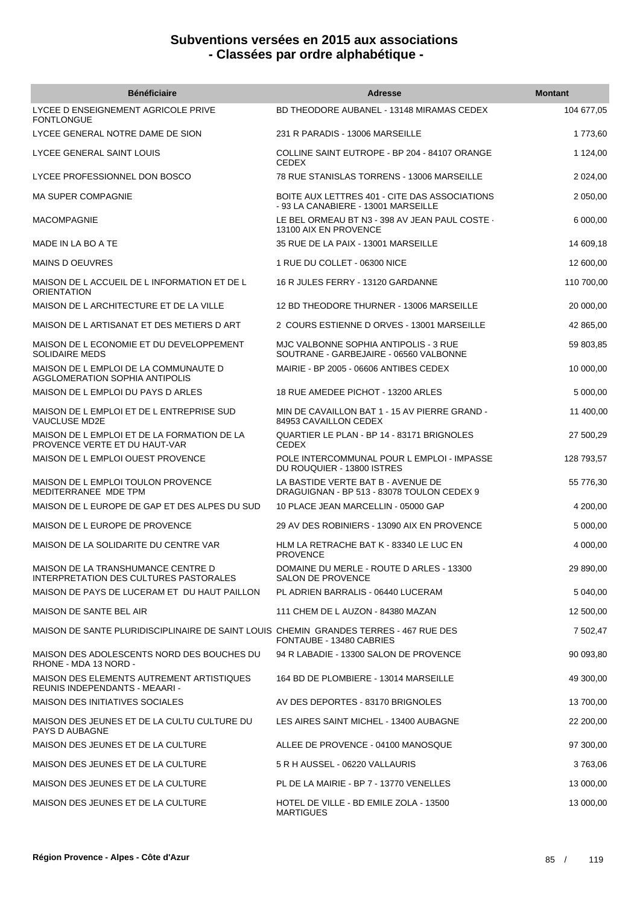# Subventions versées en 2015 aux associations
## - Classées par ordre alphabétique -

| Bénéficiaire | Adresse | Montant |
|---|---|---|
| LYCEE D ENSEIGNEMENT AGRICOLE PRIVE FONTLONGUE | BD THEODORE AUBANEL - 13148 MIRAMAS CEDEX | 104 677,05 |
| LYCEE GENERAL NOTRE DAME DE SION | 231 R PARADIS - 13006 MARSEILLE | 1 773,60 |
| LYCEE GENERAL SAINT LOUIS | COLLINE SAINT EUTROPE - BP 204 - 84107 ORANGE CEDEX | 1 124,00 |
| LYCEE PROFESSIONNEL DON BOSCO | 78 RUE STANISLAS TORRENS - 13006 MARSEILLE | 2 024,00 |
| MA SUPER COMPAGNIE | BOITE AUX LETTRES 401 - CITE DAS ASSOCIATIONS - 93 LA CANABIERE - 13001 MARSEILLE | 2 050,00 |
| MACOMPAGNIE | LE BEL ORMEAU BT N3 - 398 AV JEAN PAUL COSTE - 13100 AIX EN PROVENCE | 6 000,00 |
| MADE IN LA BO A TE | 35 RUE DE LA PAIX - 13001 MARSEILLE | 14 609,18 |
| MAINS D OEUVRES | 1 RUE DU COLLET - 06300 NICE | 12 600,00 |
| MAISON DE L ACCUEIL DE L INFORMATION ET DE L ORIENTATION | 16 R JULES FERRY - 13120 GARDANNE | 110 700,00 |
| MAISON DE L ARCHITECTURE ET DE LA VILLE | 12 BD THEODORE THURNER - 13006 MARSEILLE | 20 000,00 |
| MAISON DE L ARTISANAT ET DES METIERS D ART | 2 COURS ESTIENNE D ORVES - 13001 MARSEILLE | 42 865,00 |
| MAISON DE L ECONOMIE ET DU DEVELOPPEMENT SOLIDAIRE MEDS | MJC VALBONNE SOPHIA ANTIPOLIS - 3 RUE SOUTRANE - GARBEJAIRE - 06560 VALBONNE | 59 803,85 |
| MAISON DE L EMPLOI DE LA COMMUNAUTE D AGGLOMERATION SOPHIA ANTIPOLIS | MAIRIE - BP 2005 - 06606 ANTIBES CEDEX | 10 000,00 |
| MAISON DE L EMPLOI DU PAYS D ARLES | 18 RUE AMEDEE PICHOT - 13200 ARLES | 5 000,00 |
| MAISON DE L EMPLOI ET DE L ENTREPRISE SUD VAUCLUSE MD2E | MIN DE CAVAILLON BAT 1 - 15 AV PIERRE GRAND - 84953 CAVAILLON CEDEX | 11 400,00 |
| MAISON DE L EMPLOI ET DE LA FORMATION DE LA PROVENCE VERTE ET DU HAUT-VAR | QUARTIER LE PLAN - BP 14 - 83171 BRIGNOLES CEDEX | 27 500,29 |
| MAISON DE L EMPLOI OUEST PROVENCE | POLE INTERCOMMUNAL POUR L EMPLOI - IMPASSE DU ROUQUIER - 13800 ISTRES | 128 793,57 |
| MAISON DE L EMPLOI TOULON PROVENCE MEDITERRANEE MDE TPM | LA BASTIDE VERTE BAT B - AVENUE DE DRAGUIGNAN - BP 513 - 83078 TOULON CEDEX 9 | 55 776,30 |
| MAISON DE L EUROPE DE GAP ET DES ALPES DU SUD | 10 PLACE JEAN MARCELLIN - 05000 GAP | 4 200,00 |
| MAISON DE L EUROPE DE PROVENCE | 29 AV DES ROBINIERS - 13090 AIX EN PROVENCE | 5 000,00 |
| MAISON DE LA SOLIDARITE DU CENTRE VAR | HLM LA RETRACHE BAT K - 83340 LE LUC EN PROVENCE | 4 000,00 |
| MAISON DE LA TRANSHUMANCE CENTRE D INTERPRETATION DES CULTURES PASTORALES | DOMAINE DU MERLE - ROUTE D ARLES - 13300 SALON DE PROVENCE | 29 890,00 |
| MAISON DE PAYS DE LUCERAM ET DU HAUT PAILLON | PL ADRIEN BARRALIS - 06440 LUCERAM | 5 040,00 |
| MAISON DE SANTE BEL AIR | 111 CHEM DE L AUZON - 84380 MAZAN | 12 500,00 |
| MAISON DE SANTE PLURIDISCIPLINAIRE DE SAINT LOUIS | CHEMIN GRANDES TERRES - 467 RUE DES FONTAUBE - 13480 CABRIES | 7 502,47 |
| MAISON DES ADOLESCENTS NORD DES BOUCHES DU RHONE - MDA 13 NORD - | 94 R LABADIE - 13300 SALON DE PROVENCE | 90 093,80 |
| MAISON DES ELEMENTS AUTREMENT ARTISTIQUES REUNIS INDEPENDANTS - MEAARI - | 164 BD DE PLOMBIERE - 13014 MARSEILLE | 49 300,00 |
| MAISON DES INITIATIVES SOCIALES | AV DES DEPORTES - 83170 BRIGNOLES | 13 700,00 |
| MAISON DES JEUNES ET DE LA CULTU CULTURE DU PAYS D AUBAGNE | LES AIRES SAINT MICHEL - 13400 AUBAGNE | 22 200,00 |
| MAISON DES JEUNES ET DE LA CULTURE | ALLEE DE PROVENCE - 04100 MANOSQUE | 97 300,00 |
| MAISON DES JEUNES ET DE LA CULTURE | 5 R H AUSSEL - 06220 VALLAURIS | 3 763,06 |
| MAISON DES JEUNES ET DE LA CULTURE | PL DE LA MAIRIE - BP 7 - 13770 VENELLES | 13 000,00 |
| MAISON DES JEUNES ET DE LA CULTURE | HOTEL DE VILLE - BD EMILE ZOLA - 13500 MARTIGUES | 13 000,00 |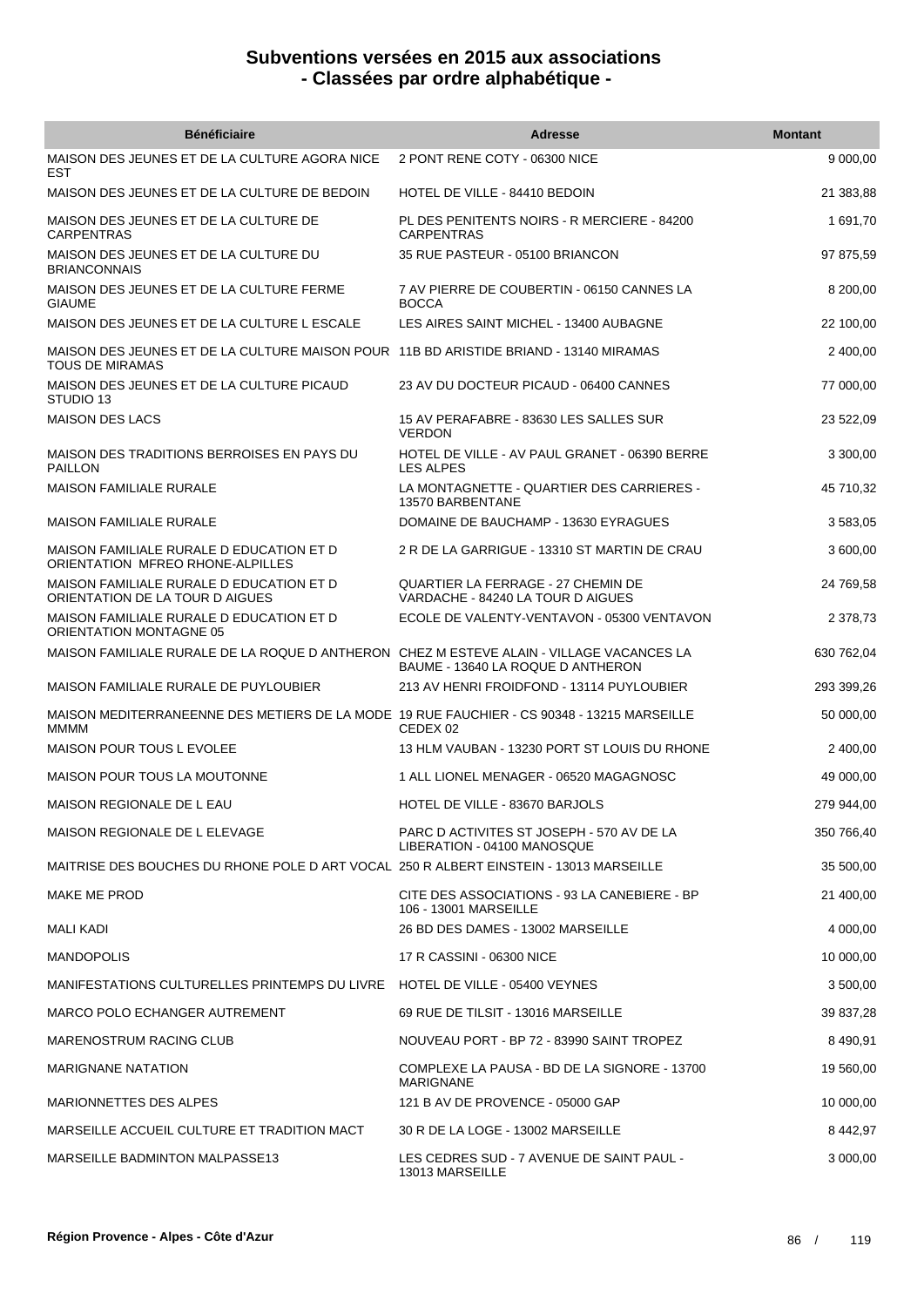# Subventions versées en 2015 aux associations
## - Classées par ordre alphabétique -

| Bénéficiaire | Adresse | Montant |
| --- | --- | --- |
| MAISON DES JEUNES ET DE LA CULTURE AGORA NICE EST | 2 PONT RENE COTY - 06300 NICE | 9 000,00 |
| MAISON DES JEUNES ET DE LA CULTURE DE BEDOIN | HOTEL DE VILLE - 84410 BEDOIN | 21 383,88 |
| MAISON DES JEUNES ET DE LA CULTURE DE CARPENTRAS | PL DES PENITENTS NOIRS - R MERCIERE - 84200 CARPENTRAS | 1 691,70 |
| MAISON DES JEUNES ET DE LA CULTURE DU BRIANCONNAIS | 35 RUE PASTEUR - 05100 BRIANCON | 97 875,59 |
| MAISON DES JEUNES ET DE LA CULTURE FERME GIAUME | 7 AV PIERRE DE COUBERTIN - 06150 CANNES LA BOCCA | 8 200,00 |
| MAISON DES JEUNES ET DE LA CULTURE L ESCALE | LES AIRES SAINT MICHEL - 13400 AUBAGNE | 22 100,00 |
| MAISON DES JEUNES ET DE LA CULTURE MAISON POUR TOUS DE MIRAMAS | 11B BD ARISTIDE BRIAND - 13140 MIRAMAS | 2 400,00 |
| MAISON DES JEUNES ET DE LA CULTURE PICAUD STUDIO 13 | 23 AV DU DOCTEUR PICAUD - 06400 CANNES | 77 000,00 |
| MAISON DES LACS | 15 AV PERAFABRE - 83630 LES SALLES SUR VERDON | 23 522,09 |
| MAISON DES TRADITIONS BERROISES EN PAYS DU PAILLON | HOTEL DE VILLE - AV PAUL GRANET - 06390 BERRE LES ALPES | 3 300,00 |
| MAISON FAMILIALE RURALE | LA MONTAGNETTE - QUARTIER DES CARRIERES - 13570 BARBENTANE | 45 710,32 |
| MAISON FAMILIALE RURALE | DOMAINE DE BAUCHAMP - 13630 EYRAGUES | 3 583,05 |
| MAISON FAMILIALE RURALE D EDUCATION ET D ORIENTATION MFREO RHONE-ALPILLES | 2 R DE LA GARRIGUE - 13310 ST MARTIN DE CRAU | 3 600,00 |
| MAISON FAMILIALE RURALE D EDUCATION ET D ORIENTATION DE LA TOUR D AIGUES | QUARTIER LA FERRAGE - 27 CHEMIN DE VARDACHE - 84240 LA TOUR D AIGUES | 24 769,58 |
| MAISON FAMILIALE RURALE D EDUCATION ET D ORIENTATION MONTAGNE 05 | ECOLE DE VALENTY-VENTAVON - 05300 VENTAVON | 2 378,73 |
| MAISON FAMILIALE RURALE DE LA ROQUE D ANTHERON | CHEZ M ESTEVE ALAIN - VILLAGE VACANCES LA BAUME - 13640 LA ROQUE D ANTHERON | 630 762,04 |
| MAISON FAMILIALE RURALE DE PUYLOUBIER | 213 AV HENRI FROIDFOND - 13114 PUYLOUBIER | 293 399,26 |
| MAISON MEDITERRANEENNE DES METIERS DE LA MODE MMMM | 19 RUE FAUCHIER - CS 90348 - 13215 MARSEILLE CEDEX 02 | 50 000,00 |
| MAISON POUR TOUS L EVOLEE | 13 HLM VAUBAN - 13230 PORT ST LOUIS DU RHONE | 2 400,00 |
| MAISON POUR TOUS LA MOUTONNE | 1 ALL LIONEL MENAGER - 06520 MAGAGNOSC | 49 000,00 |
| MAISON REGIONALE DE L EAU | HOTEL DE VILLE - 83670 BARJOLS | 279 944,00 |
| MAISON REGIONALE DE L ELEVAGE | PARC D ACTIVITES ST JOSEPH - 570 AV DE LA LIBERATION - 04100 MANOSQUE | 350 766,40 |
| MAITRISE DES BOUCHES DU RHONE POLE D ART VOCAL | 250 R ALBERT EINSTEIN - 13013 MARSEILLE | 35 500,00 |
| MAKE ME PROD | CITE DES ASSOCIATIONS - 93 LA CANEBIERE - BP 106 - 13001 MARSEILLE | 21 400,00 |
| MALI KADI | 26 BD DES DAMES - 13002 MARSEILLE | 4 000,00 |
| MANDOPOLIS | 17 R CASSINI - 06300 NICE | 10 000,00 |
| MANIFESTATIONS CULTURELLES PRINTEMPS DU LIVRE | HOTEL DE VILLE - 05400 VEYNES | 3 500,00 |
| MARCO POLO ECHANGER AUTREMENT | 69 RUE DE TILSIT - 13016 MARSEILLE | 39 837,28 |
| MARENOSTRUM RACING CLUB | NOUVEAU PORT - BP 72 - 83990 SAINT TROPEZ | 8 490,91 |
| MARIGNANE NATATION | COMPLEXE LA PAUSA - BD DE LA SIGNORE - 13700 MARIGNANE | 19 560,00 |
| MARIONNETTES DES ALPES | 121 B AV DE PROVENCE - 05000 GAP | 10 000,00 |
| MARSEILLE ACCUEIL CULTURE ET TRADITION MACT | 30 R DE LA LOGE - 13002 MARSEILLE | 8 442,97 |
| MARSEILLE BADMINTON MALPASSE13 | LES CEDRES SUD - 7 AVENUE DE SAINT PAUL - 13013 MARSEILLE | 3 000,00 |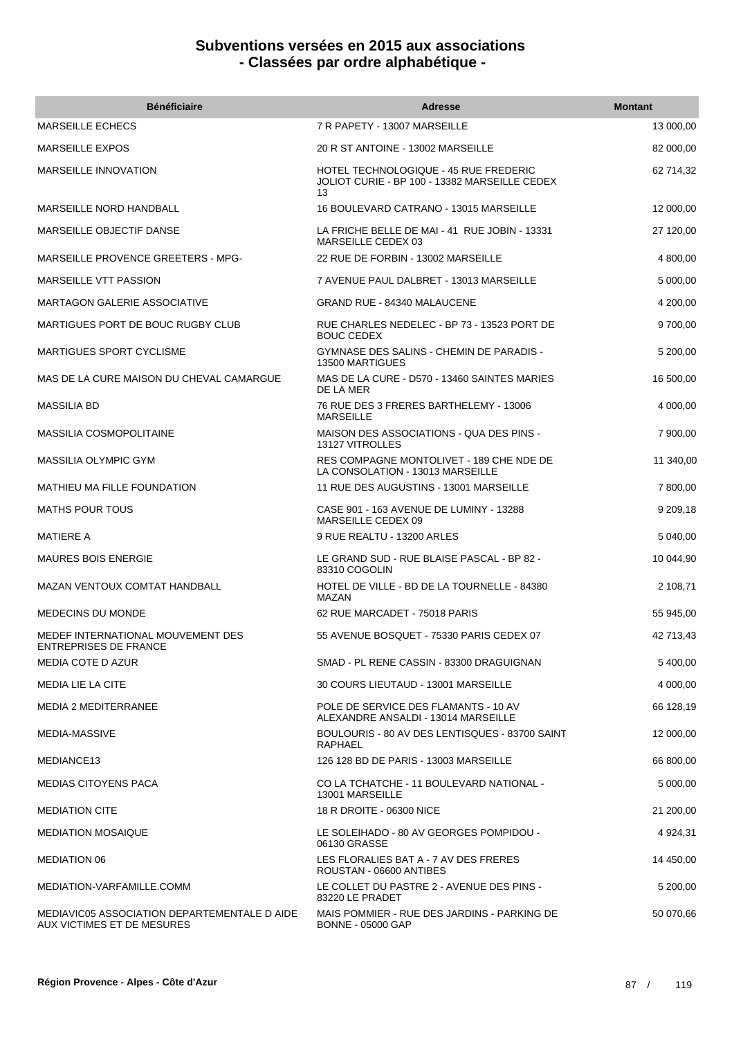# Subventions versées en 2015 aux associations
# - Classées par ordre alphabétique -

| Bénéficiaire | Adresse | Montant |
|---|---|---|
| MARSEILLE ECHECS | 7 R PAPETY - 13007 MARSEILLE | 13 000,00 |
| MARSEILLE EXPOS | 20 R ST ANTOINE - 13002 MARSEILLE | 82 000,00 |
| MARSEILLE INNOVATION | HOTEL TECHNOLOGIQUE - 45 RUE FREDERIC JOLIOT CURIE - BP 100 - 13382 MARSEILLE CEDEX 13 | 62 714,32 |
| MARSEILLE NORD HANDBALL | 16 BOULEVARD CATRANO - 13015 MARSEILLE | 12 000,00 |
| MARSEILLE OBJECTIF DANSE | LA FRICHE BELLE DE MAI - 41 RUE JOBIN - 13331 MARSEILLE CEDEX 03 | 27 120,00 |
| MARSEILLE PROVENCE GREETERS - MPG- | 22 RUE DE FORBIN - 13002 MARSEILLE | 4 800,00 |
| MARSEILLE VTT PASSION | 7 AVENUE PAUL DALBRET - 13013 MARSEILLE | 5 000,00 |
| MARTAGON GALERIE ASSOCIATIVE | GRAND RUE - 84340 MALAUCENE | 4 200,00 |
| MARTIGUES PORT DE BOUC RUGBY CLUB | RUE CHARLES NEDELEC - BP 73 - 13523 PORT DE BOUC CEDEX | 9 700,00 |
| MARTIGUES SPORT CYCLISME | GYMNASE DES SALINS - CHEMIN DE PARADIS - 13500 MARTIGUES | 5 200,00 |
| MAS DE LA CURE MAISON DU CHEVAL CAMARGUE | MAS DE LA CURE - D570 - 13460 SAINTES MARIES DE LA MER | 16 500,00 |
| MASSILIA BD | 76 RUE DES 3 FRERES BARTHELEMY - 13006 MARSEILLE | 4 000,00 |
| MASSILIA COSMOPOLITAINE | MAISON DES ASSOCIATIONS - QUA DES PINS - 13127 VITROLLES | 7 900,00 |
| MASSILIA OLYMPIC GYM | RES COMPAGNE MONTOLIVET - 189 CHE NDE DE LA CONSOLATION - 13013 MARSEILLE | 11 340,00 |
| MATHIEU MA FILLE FOUNDATION | 11 RUE DES AUGUSTINS - 13001 MARSEILLE | 7 800,00 |
| MATHS POUR TOUS | CASE 901 - 163 AVENUE DE LUMINY - 13288 MARSEILLE CEDEX 09 | 9 209,18 |
| MATIERE A | 9 RUE REALTU - 13200 ARLES | 5 040,00 |
| MAURES BOIS ENERGIE | LE GRAND SUD - RUE BLAISE PASCAL - BP 82 - 83310 COGOLIN | 10 044,90 |
| MAZAN VENTOUX COMTAT HANDBALL | HOTEL DE VILLE - BD DE LA TOURNELLE - 84380 MAZAN | 2 108,71 |
| MEDECINS DU MONDE | 62 RUE MARCADET - 75018 PARIS | 55 945,00 |
| MEDEF INTERNATIONAL MOUVEMENT DES ENTREPRISES DE FRANCE | 55 AVENUE BOSQUET - 75330 PARIS CEDEX 07 | 42 713,43 |
| MEDIA COTE D AZUR | SMAD - PL RENE CASSIN - 83300 DRAGUIGNAN | 5 400,00 |
| MEDIA LIE LA CITE | 30 COURS LIEUTAUD - 13001 MARSEILLE | 4 000,00 |
| MEDIA 2 MEDITERRANEE | POLE DE SERVICE DES FLAMANTS - 10 AV ALEXANDRE ANSALDI - 13014 MARSEILLE | 66 128,19 |
| MEDIA-MASSIVE | BOULOURIS - 80 AV DES LENTISQUES - 83700 SAINT RAPHAEL | 12 000,00 |
| MEDIANCE13 | 126 128 BD DE PARIS - 13003 MARSEILLE | 66 800,00 |
| MEDIAS CITOYENS PACA | CO LA TCHATCHE - 11 BOULEVARD NATIONAL - 13001 MARSEILLE | 5 000,00 |
| MEDIATION CITE | 18 R DROITE - 06300 NICE | 21 200,00 |
| MEDIATION MOSAIQUE | LE SOLEIHADO - 80 AV GEORGES POMPIDOU - 06130 GRASSE | 4 924,31 |
| MEDIATION 06 | LES FLORALIES BAT A - 7 AV DES FRERES ROUSTAN - 06600 ANTIBES | 14 450,00 |
| MEDIATION-VARFAMILLE.COMM | LE COLLET DU PASTRE 2 - AVENUE DES PINS - 83220 LE PRADET | 5 200,00 |
| MEDIAVIC05 ASSOCIATION DEPARTEMENTALE D AIDE AUX VICTIMES ET DE MESURES | MAIS POMMIER - RUE DES JARDINS - PARKING DE BONNE - 05000 GAP | 50 070,66 |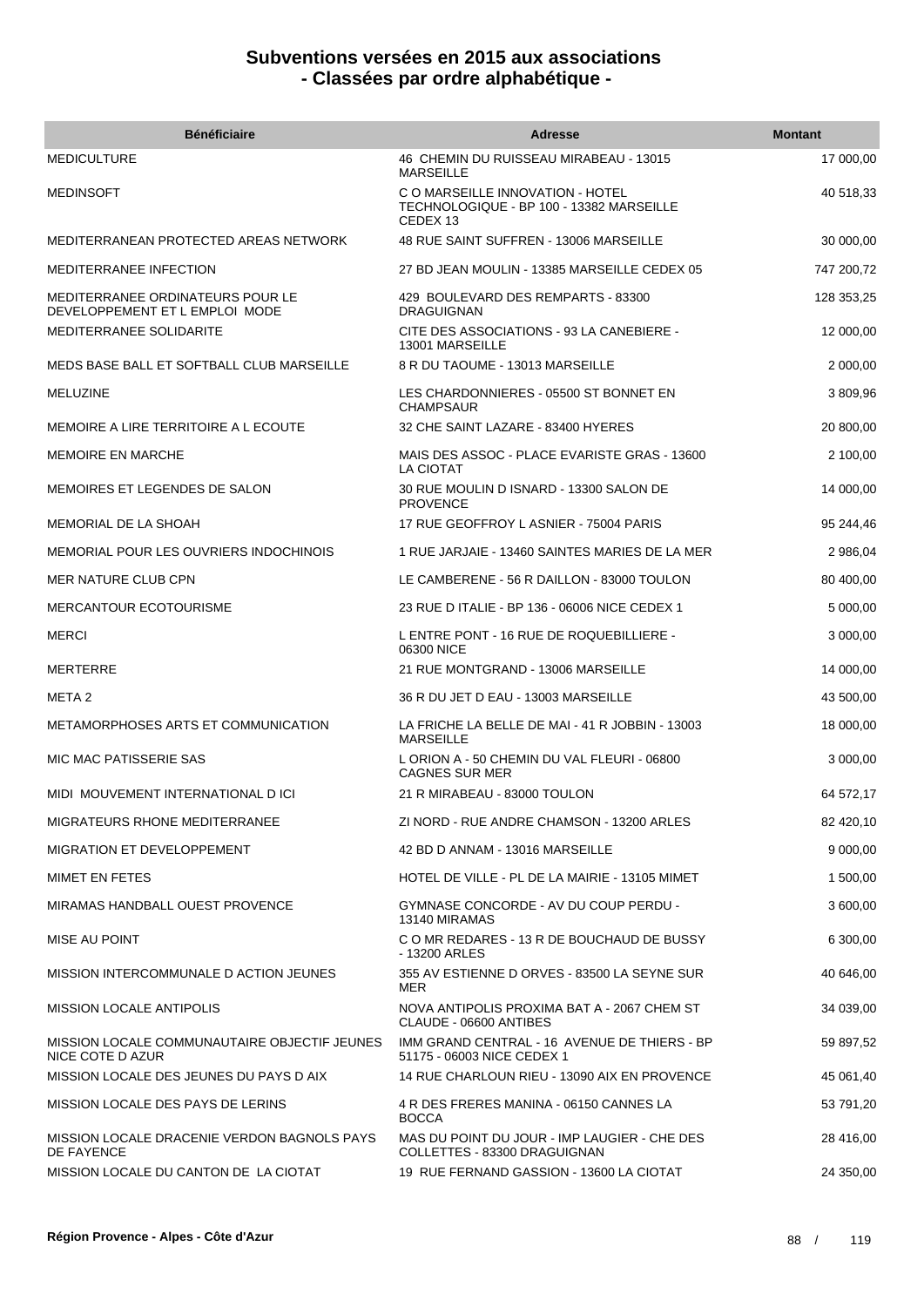# Subventions versées en 2015 aux associations
## - Classées par ordre alphabétique -

| Bénéficiaire | Adresse | Montant |
|---|---|---|
| MEDICULTURE | 46 CHEMIN DU RUISSEAU MIRABEAU - 13015 MARSEILLE | 17 000,00 |
| MEDINSOFT | C O MARSEILLE INNOVATION - HOTEL TECHNOLOGIQUE - BP 100 - 13382 MARSEILLE CEDEX 13 | 40 518,33 |
| MEDITERRANEAN PROTECTED AREAS NETWORK | 48 RUE SAINT SUFFREN - 13006 MARSEILLE | 30 000,00 |
| MEDITERRANEE INFECTION | 27 BD JEAN MOULIN - 13385 MARSEILLE CEDEX 05 | 747 200,72 |
| MEDITERRANEE ORDINATEURS POUR LE DEVELOPPEMENT ET L EMPLOI MODE | 429 BOULEVARD DES REMPARTS - 83300 DRAGUIGNAN | 128 353,25 |
| MEDITERRANEE SOLIDARITE | CITE DES ASSOCIATIONS - 93 LA CANEBIERE - 13001 MARSEILLE | 12 000,00 |
| MEDS BASE BALL ET SOFTBALL CLUB MARSEILLE | 8 R DU TAOUME - 13013 MARSEILLE | 2 000,00 |
| MELUZINE | LES CHARDONNIERES - 05500 ST BONNET EN CHAMPSAUR | 3 809,96 |
| MEMOIRE A LIRE TERRITOIRE A L ECOUTE | 32 CHE SAINT LAZARE - 83400 HYERES | 20 800,00 |
| MEMOIRE EN MARCHE | MAIS DES ASSOC - PLACE EVARISTE GRAS - 13600 LA CIOTAT | 2 100,00 |
| MEMOIRES ET LEGENDES DE SALON | 30 RUE MOULIN D ISNARD - 13300 SALON DE PROVENCE | 14 000,00 |
| MEMORIAL DE LA SHOAH | 17 RUE GEOFFROY L ASNIER - 75004 PARIS | 95 244,46 |
| MEMORIAL POUR LES OUVRIERS INDOCHINOIS | 1 RUE JARJAIE - 13460 SAINTES MARIES DE LA MER | 2 986,04 |
| MER NATURE CLUB CPN | LE CAMBERENE - 56 R DAILLON - 83000 TOULON | 80 400,00 |
| MERCANTOUR ECOTOURISME | 23 RUE D ITALIE - BP 136 - 06006 NICE CEDEX 1 | 5 000,00 |
| MERCI | L ENTRE PONT - 16 RUE DE ROQUEBILLIERE - 06300 NICE | 3 000,00 |
| MERTERRE | 21 RUE MONTGRAND - 13006 MARSEILLE | 14 000,00 |
| META 2 | 36 R DU JET D EAU - 13003 MARSEILLE | 43 500,00 |
| METAMORPHOSES ARTS ET COMMUNICATION | LA FRICHE LA BELLE DE MAI - 41 R JOBBIN - 13003 MARSEILLE | 18 000,00 |
| MIC MAC PATISSERIE SAS | L ORION A - 50 CHEMIN DU VAL FLEURI - 06800 CAGNES SUR MER | 3 000,00 |
| MIDI MOUVEMENT INTERNATIONAL D ICI | 21 R MIRABEAU - 83000 TOULON | 64 572,17 |
| MIGRATEURS RHONE MEDITERRANEE | ZI NORD - RUE ANDRE CHAMSON - 13200 ARLES | 82 420,10 |
| MIGRATION ET DEVELOPPEMENT | 42 BD D ANNAM - 13016 MARSEILLE | 9 000,00 |
| MIMET EN FETES | HOTEL DE VILLE - PL DE LA MAIRIE - 13105 MIMET | 1 500,00 |
| MIRAMAS HANDBALL OUEST PROVENCE | GYMNASE CONCORDE - AV DU COUP PERDU - 13140 MIRAMAS | 3 600,00 |
| MISE AU POINT | C O MR REDARES - 13 R DE BOUCHAUD DE BUSSY - 13200 ARLES | 6 300,00 |
| MISSION INTERCOMMUNALE D ACTION JEUNES | 355 AV ESTIENNE D ORVES - 83500 LA SEYNE SUR MER | 40 646,00 |
| MISSION LOCALE ANTIPOLIS | NOVA ANTIPOLIS PROXIMA BAT A - 2067 CHEM ST CLAUDE - 06600 ANTIBES | 34 039,00 |
| MISSION LOCALE COMMUNAUTAIRE OBJECTIF JEUNES NICE COTE D AZUR | IMM GRAND CENTRAL - 16 AVENUE DE THIERS - BP 51175 - 06003 NICE CEDEX 1 | 59 897,52 |
| MISSION LOCALE DES JEUNES DU PAYS D AIX | 14 RUE CHARLOUN RIEU - 13090 AIX EN PROVENCE | 45 061,40 |
| MISSION LOCALE DES PAYS DE LERINS | 4 R DES FRERES MANINA - 06150 CANNES LA BOCCA | 53 791,20 |
| MISSION LOCALE DRACENIE VERDON BAGNOLS PAYS DE FAYENCE | MAS DU POINT DU JOUR - IMP LAUGIER - CHE DES COLLETTES - 83300 DRAGUIGNAN | 28 416,00 |
| MISSION LOCALE DU CANTON DE LA CIOTAT | 19 RUE FERNAND GASSION - 13600 LA CIOTAT | 24 350,00 |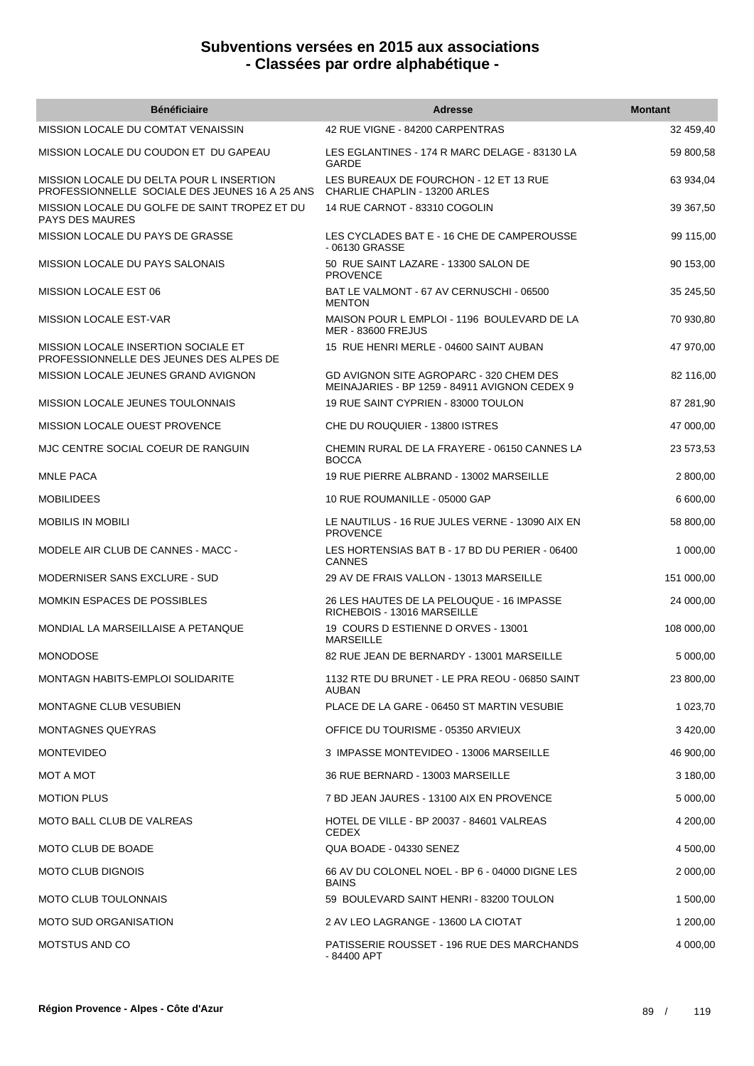# Subventions versées en 2015 aux associations
# - Classées par ordre alphabétique -

| Bénéficiaire | Adresse | Montant |
| --- | --- | --- |
| MISSION LOCALE DU COMTAT VENAISSIN | 42 RUE VIGNE - 84200 CARPENTRAS | 32 459,40 |
| MISSION LOCALE DU COUDON ET DU GAPEAU | LES EGLANTINES - 174 R MARC DELAGE - 83130 LA GARDE | 59 800,58 |
| MISSION LOCALE DU DELTA POUR L INSERTION PROFESSIONNELLE SOCIALE DES JEUNES 16 A 25 ANS | LES BUREAUX DE FOURCHON - 12 ET 13 RUE CHARLIE CHAPLIN - 13200 ARLES | 63 934,04 |
| MISSION LOCALE DU GOLFE DE SAINT TROPEZ ET DU PAYS DES MAURES | 14 RUE CARNOT - 83310 COGOLIN | 39 367,50 |
| MISSION LOCALE DU PAYS DE GRASSE | LES CYCLADES BAT E - 16 CHE DE CAMPEROUSSE - 06130 GRASSE | 99 115,00 |
| MISSION LOCALE DU PAYS SALONAIS | 50 RUE SAINT LAZARE - 13300 SALON DE PROVENCE | 90 153,00 |
| MISSION LOCALE EST 06 | BAT LE VALMONT - 67 AV CERNUSCHI - 06500 MENTON | 35 245,50 |
| MISSION LOCALE EST-VAR | MAISON POUR L EMPLOI - 1196 BOULEVARD DE LA MER - 83600 FREJUS | 70 930,80 |
| MISSION LOCALE INSERTION SOCIALE ET PROFESSIONNELLE DES JEUNES DES ALPES DE | 15 RUE HENRI MERLE - 04600 SAINT AUBAN | 47 970,00 |
| MISSION LOCALE JEUNES GRAND AVIGNON | GD AVIGNON SITE AGROPARC - 320 CHEM DES MEINAJARIES - BP 1259 - 84911 AVIGNON CEDEX 9 | 82 116,00 |
| MISSION LOCALE JEUNES TOULONNAIS | 19 RUE SAINT CYPRIEN - 83000 TOULON | 87 281,90 |
| MISSION LOCALE OUEST PROVENCE | CHE DU ROUQUIER - 13800 ISTRES | 47 000,00 |
| MJC CENTRE SOCIAL COEUR DE RANGUIN | CHEMIN RURAL DE LA FRAYERE - 06150 CANNES LA BOCCA | 23 573,53 |
| MNLE PACA | 19 RUE PIERRE ALBRAND - 13002 MARSEILLE | 2 800,00 |
| MOBILIDEES | 10 RUE ROUMANILLE - 05000 GAP | 6 600,00 |
| MOBILIS IN MOBILI | LE NAUTILUS - 16 RUE JULES VERNE - 13090 AIX EN PROVENCE | 58 800,00 |
| MODELE AIR CLUB DE CANNES - MACC - | LES HORTENSIAS BAT B - 17 BD DU PERIER - 06400 CANNES | 1 000,00 |
| MODERNISER SANS EXCLURE - SUD | 29 AV DE FRAIS VALLON - 13013 MARSEILLE | 151 000,00 |
| MOMKIN ESPACES DE POSSIBLES | 26 LES HAUTES DE LA PELOUQUE - 16 IMPASSE RICHEBOIS - 13016 MARSEILLE | 24 000,00 |
| MONDIAL LA MARSEILLAISE A PETANQUE | 19 COURS D ESTIENNE D ORVES - 13001 MARSEILLE | 108 000,00 |
| MONODOSE | 82 RUE JEAN DE BERNARDY - 13001 MARSEILLE | 5 000,00 |
| MONTAGN HABITS-EMPLOI SOLIDARITE | 1132 RTE DU BRUNET - LE PRA REOU - 06850 SAINT AUBAN | 23 800,00 |
| MONTAGNE CLUB VESUBIEN | PLACE DE LA GARE - 06450 ST MARTIN VESUBIE | 1 023,70 |
| MONTAGNES QUEYRAS | OFFICE DU TOURISME - 05350 ARVIEUX | 3 420,00 |
| MONTEVIDEO | 3 IMPASSE MONTEVIDEO - 13006 MARSEILLE | 46 900,00 |
| MOT A MOT | 36 RUE BERNARD - 13003 MARSEILLE | 3 180,00 |
| MOTION PLUS | 7 BD JEAN JAURES - 13100 AIX EN PROVENCE | 5 000,00 |
| MOTO BALL CLUB DE VALREAS | HOTEL DE VILLE - BP 20037 - 84601 VALREAS CEDEX | 4 200,00 |
| MOTO CLUB DE BOADE | QUA BOADE - 04330 SENEZ | 4 500,00 |
| MOTO CLUB DIGNOIS | 66 AV DU COLONEL NOEL - BP 6 - 04000 DIGNE LES BAINS | 2 000,00 |
| MOTO CLUB TOULONNAIS | 59 BOULEVARD SAINT HENRI - 83200 TOULON | 1 500,00 |
| MOTO SUD ORGANISATION | 2 AV LEO LAGRANGE - 13600 LA CIOTAT | 1 200,00 |
| MOTSTUS AND CO | PATISSERIE ROUSSET - 196 RUE DES MARCHANDS - 84400 APT | 4 000,00 |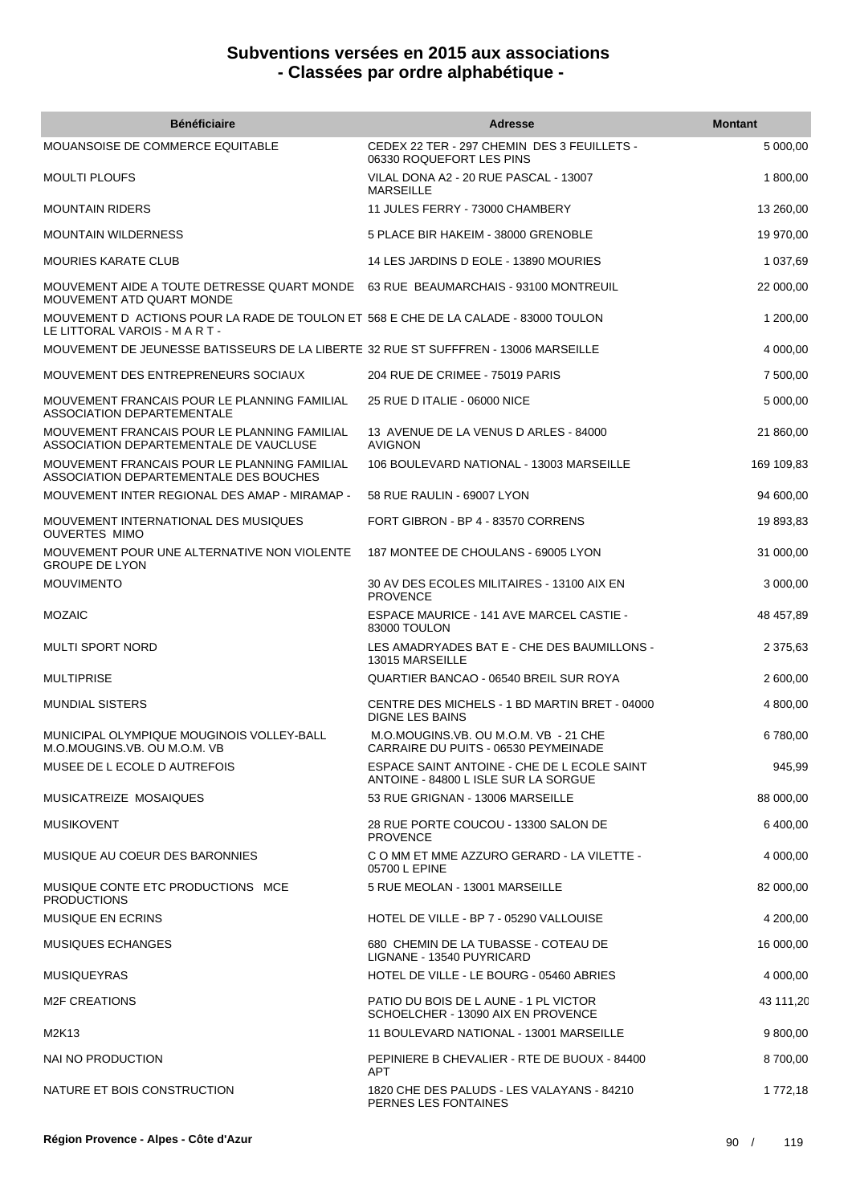# Subventions versées en 2015 aux associations
## - Classées par ordre alphabétique -

| Bénéficiaire | Adresse | Montant |
|---|---|---|
| MOUANSOISE DE COMMERCE EQUITABLE | CEDEX 22 TER - 297 CHEMIN DES 3 FEUILLETS - 06330 ROQUEFORT LES PINS | 5 000,00 |
| MOULTI PLOUFS | VILAL DONA A2 - 20 RUE PASCAL - 13007 MARSEILLE | 1 800,00 |
| MOUNTAIN RIDERS | 11 JULES FERRY - 73000 CHAMBERY | 13 260,00 |
| MOUNTAIN WILDERNESS | 5 PLACE BIR HAKEIM - 38000 GRENOBLE | 19 970,00 |
| MOURIES KARATE CLUB | 14 LES JARDINS D EOLE - 13890 MOURIES | 1 037,69 |
| MOUVEMENT AIDE A TOUTE DETRESSE QUART MONDE MOUVEMENT ATD QUART MONDE | 63 RUE BEAUMARCHAIS - 93100 MONTREUIL | 22 000,00 |
| MOUVEMENT D ACTIONS POUR LA RADE DE TOULON ET LE LITTORAL VAROIS - M A R T - | 568 E CHE DE LA CALADE - 83000 TOULON | 1 200,00 |
| MOUVEMENT DE JEUNESSE BATISSEURS DE LA LIBERTE | 32 RUE ST SUFFFREN - 13006 MARSEILLE | 4 000,00 |
| MOUVEMENT DES ENTREPRENEURS SOCIAUX | 204 RUE DE CRIMEE - 75019 PARIS | 7 500,00 |
| MOUVEMENT FRANCAIS POUR LE PLANNING FAMILIAL ASSOCIATION DEPARTEMENTALE | 25 RUE D ITALIE - 06000 NICE | 5 000,00 |
| MOUVEMENT FRANCAIS POUR LE PLANNING FAMILIAL ASSOCIATION DEPARTEMENTALE DE VAUCLUSE | 13 AVENUE DE LA VENUS D ARLES - 84000 AVIGNON | 21 860,00 |
| MOUVEMENT FRANCAIS POUR LE PLANNING FAMILIAL ASSOCIATION DEPARTEMENTALE DES BOUCHES | 106 BOULEVARD NATIONAL - 13003 MARSEILLE | 169 109,83 |
| MOUVEMENT INTER REGIONAL DES AMAP - MIRAMAP - | 58 RUE RAULIN - 69007 LYON | 94 600,00 |
| MOUVEMENT INTERNATIONAL DES MUSIQUES OUVERTES MIMO | FORT GIBRON - BP 4 - 83570 CORRENS | 19 893,83 |
| MOUVEMENT POUR UNE ALTERNATIVE NON VIOLENTE GROUPE DE LYON | 187 MONTEE DE CHOULANS - 69005 LYON | 31 000,00 |
| MOUVIMENTO | 30 AV DES ECOLES MILITAIRES - 13100 AIX EN PROVENCE | 3 000,00 |
| MOZAIC | ESPACE MAURICE - 141 AVE MARCEL CASTIE - 83000 TOULON | 48 457,89 |
| MULTI SPORT NORD | LES AMADRYADES BAT E - CHE DES BAUMILLONS - 13015 MARSEILLE | 2 375,63 |
| MULTIPRISE | QUARTIER BANCAO - 06540 BREIL SUR ROYA | 2 600,00 |
| MUNDIAL SISTERS | CENTRE DES MICHELS - 1 BD MARTIN BRET - 04000 DIGNE LES BAINS | 4 800,00 |
| MUNICIPAL OLYMPIQUE MOUGINOIS VOLLEY-BALL M.O.MOUGINS.VB. OU M.O.M. VB | M.O.MOUGINS.VB. OU M.O.M. VB - 21 CHE CARRAIRE DU PUITS - 06530 PEYMEINADE | 6 780,00 |
| MUSEE DE L ECOLE D AUTREFOIS | ESPACE SAINT ANTOINE - CHE DE L ECOLE SAINT ANTOINE - 84800 L ISLE SUR LA SORGUE | 945,99 |
| MUSICATREIZE MOSAIQUES | 53 RUE GRIGNAN - 13006 MARSEILLE | 88 000,00 |
| MUSIKOVENT | 28 RUE PORTE COUCOU - 13300 SALON DE PROVENCE | 6 400,00 |
| MUSIQUE AU COEUR DES BARONNIES | C O MM ET MME AZZURO GERARD - LA VILETTE - 05700 L EPINE | 4 000,00 |
| MUSIQUE CONTE ETC PRODUCTIONS MCE PRODUCTIONS | 5 RUE MEOLAN - 13001 MARSEILLE | 82 000,00 |
| MUSIQUE EN ECRINS | HOTEL DE VILLE - BP 7 - 05290 VALLOUISE | 4 200,00 |
| MUSIQUES ECHANGES | 680 CHEMIN DE LA TUBASSE - COTEAU DE LIGNANE - 13540 PUYRICARD | 16 000,00 |
| MUSIQUEYRAS | HOTEL DE VILLE - LE BOURG - 05460 ABRIES | 4 000,00 |
| M2F CREATIONS | PATIO DU BOIS DE L AUNE - 1 PL VICTOR SCHOELCHER - 13090 AIX EN PROVENCE | 43 111,20 |
| M2K13 | 11 BOULEVARD NATIONAL - 13001 MARSEILLE | 9 800,00 |
| NAI NO PRODUCTION | PEPINIERE B CHEVALIER - RTE DE BUOUX - 84400 APT | 8 700,00 |
| NATURE ET BOIS CONSTRUCTION | 1820 CHE DES PALUDS - LES VALAYANS - 84210 PERNES LES FONTAINES | 1 772,18 |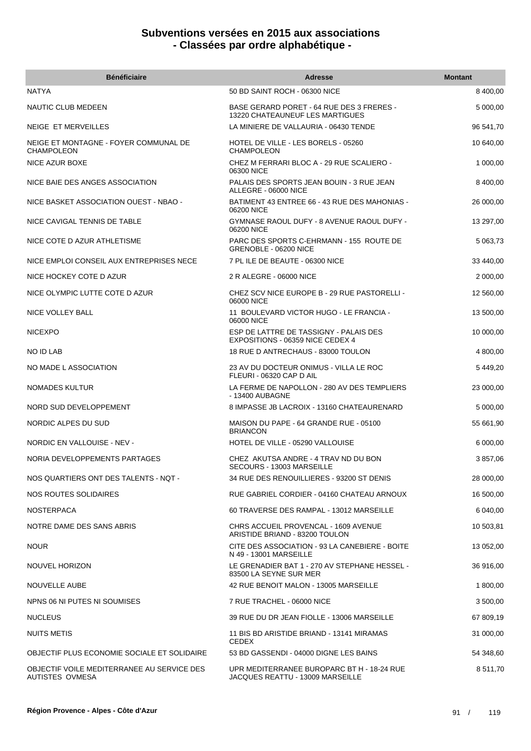# Subventions versées en 2015 aux associations
# - Classées par ordre alphabétique -

| Bénéficiaire | Adresse | Montant |
|---|---|---|
| NATYA | 50 BD SAINT ROCH - 06300 NICE | 8 400,00 |
| NAUTIC CLUB MEDEEN | BASE GERARD PORET - 64 RUE DES 3 FRERES - 13220 CHATEAUNEUF LES MARTIGUES | 5 000,00 |
| NEIGE ET MERVEILLES | LA MINIERE DE VALLAURIA - 06430 TENDE | 96 541,70 |
| NEIGE ET MONTAGNE - FOYER COMMUNAL DE CHAMPOLEON | HOTEL DE VILLE - LES BORELS - 05260 CHAMPOLEON | 10 640,00 |
| NICE AZUR BOXE | CHEZ M FERRARI BLOC A - 29 RUE SCALIERO - 06300 NICE | 1 000,00 |
| NICE BAIE DES ANGES ASSOCIATION | PALAIS DES SPORTS JEAN BOUIN - 3 RUE JEAN ALLEGRE - 06000 NICE | 8 400,00 |
| NICE BASKET ASSOCIATION OUEST - NBAO - | BATIMENT 43 ENTREE 66 - 43 RUE DES MAHONIAS - 06200 NICE | 26 000,00 |
| NICE CAVIGAL TENNIS DE TABLE | GYMNASE RAOUL DUFY - 8 AVENUE RAOUL DUFY - 06200 NICE | 13 297,00 |
| NICE COTE D AZUR ATHLETISME | PARC DES SPORTS C-EHRMANN - 155 ROUTE DE GRENOBLE - 06200 NICE | 5 063,73 |
| NICE EMPLOI CONSEIL AUX ENTREPRISES NECE | 7 PL ILE DE BEAUTE - 06300 NICE | 33 440,00 |
| NICE HOCKEY COTE D AZUR | 2 R ALEGRE - 06000 NICE | 2 000,00 |
| NICE OLYMPIC LUTTE COTE D AZUR | CHEZ SCV NICE EUROPE B - 29 RUE PASTORELLI - 06000 NICE | 12 560,00 |
| NICE VOLLEY BALL | 11 BOULEVARD VICTOR HUGO - LE FRANCIA - 06000 NICE | 13 500,00 |
| NICEXPO | ESP DE LATTRE DE TASSIGNY - PALAIS DES EXPOSITIONS - 06359 NICE CEDEX 4 | 10 000,00 |
| NO ID LAB | 18 RUE D ANTRECHAUS - 83000 TOULON | 4 800,00 |
| NO MADE L ASSOCIATION | 23 AV DU DOCTEUR ONIMUS - VILLA LE ROC FLEURI - 06320 CAP D AIL | 5 449,20 |
| NOMADES KULTUR | LA FERME DE NAPOLLON - 280 AV DES TEMPLIERS - 13400 AUBAGNE | 23 000,00 |
| NORD SUD DEVELOPPEMENT | 8 IMPASSE JB LACROIX - 13160 CHATEAURENARD | 5 000,00 |
| NORDIC ALPES DU SUD | MAISON DU PAPE - 64 GRANDE RUE - 05100 BRIANCON | 55 661,90 |
| NORDIC EN VALLOUISE - NEV - | HOTEL DE VILLE - 05290 VALLOUISE | 6 000,00 |
| NORIA DEVELOPPEMENTS PARTAGES | CHEZ AKUTSA ANDRE - 4 TRAV ND DU BON SECOURS - 13003 MARSEILLE | 3 857,06 |
| NOS QUARTIERS ONT DES TALENTS - NQT - | 34 RUE DES RENOUILLIERES - 93200 ST DENIS | 28 000,00 |
| NOS ROUTES SOLIDAIRES | RUE GABRIEL CORDIER - 04160 CHATEAU ARNOUX | 16 500,00 |
| NOSTERPACA | 60 TRAVERSE DES RAMPAL - 13012 MARSEILLE | 6 040,00 |
| NOTRE DAME DES SANS ABRIS | CHRS ACCUEIL PROVENCAL - 1609 AVENUE ARISTIDE BRIAND - 83200 TOULON | 10 503,81 |
| NOUR | CITE DES ASSOCIATION - 93 LA CANEBIERE - BOITE N 49 - 13001 MARSEILLE | 13 052,00 |
| NOUVEL HORIZON | LE GRENADIER BAT 1 - 270 AV STEPHANE HESSEL - 83500 LA SEYNE SUR MER | 36 916,00 |
| NOUVELLE AUBE | 42 RUE BENOIT MALON - 13005 MARSEILLE | 1 800,00 |
| NPNS 06 NI PUTES NI SOUMISES | 7 RUE TRACHEL - 06000 NICE | 3 500,00 |
| NUCLEUS | 39 RUE DU DR JEAN FIOLLE - 13006 MARSEILLE | 67 809,19 |
| NUITS METIS | 11 BIS BD ARISTIDE BRIAND - 13141 MIRAMAS CEDEX | 31 000,00 |
| OBJECTIF PLUS ECONOMIE SOCIALE ET SOLIDAIRE | 53 BD GASSENDI - 04000 DIGNE LES BAINS | 54 348,60 |
| OBJECTIF VOILE MEDITERRANEE AU SERVICE DES AUTISTES OVMESA | UPR MEDITERRANEE BUROPARC BT H - 18-24 RUE JACQUES REATTU - 13009 MARSEILLE | 8 511,70 |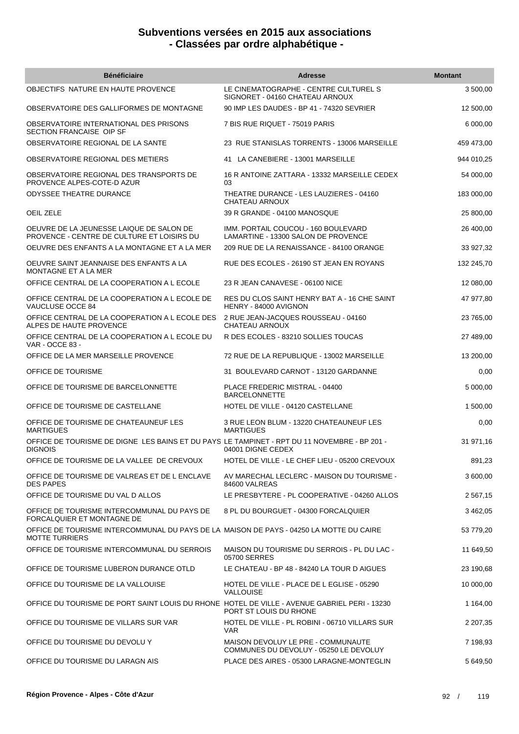# Subventions versées en 2015 aux associations
# - Classées par ordre alphabétique -

| Bénéficiaire | Adresse | Montant |
|---|---|---|
| OBJECTIFS NATURE EN HAUTE PROVENCE | LE CINEMATOGRAPHE - CENTRE CULTUREL S SIGNORET - 04160 CHATEAU ARNOUX | 3 500,00 |
| OBSERVATOIRE DES GALLIFORMES DE MONTAGNE | 90 IMP LES DAUDES - BP 41 - 74320 SEVRIER | 12 500,00 |
| OBSERVATOIRE INTERNATIONAL DES PRISONS SECTION FRANCAISE OIP SF | 7 BIS RUE RIQUET - 75019 PARIS | 6 000,00 |
| OBSERVATOIRE REGIONAL DE LA SANTE | 23 RUE STANISLAS TORRENTS - 13006 MARSEILLE | 459 473,00 |
| OBSERVATOIRE REGIONAL DES METIERS | 41 LA CANEBIERE - 13001 MARSEILLE | 944 010,25 |
| OBSERVATOIRE REGIONAL DES TRANSPORTS DE PROVENCE ALPES-COTE-D AZUR | 16 R ANTOINE ZATTARA - 13332 MARSEILLE CEDEX 03 | 54 000,00 |
| ODYSSEE THEATRE DURANCE | THEATRE DURANCE - LES LAUZIERES - 04160 CHATEAU ARNOUX | 183 000,00 |
| OEIL ZELE | 39 R GRANDE - 04100 MANOSQUE | 25 800,00 |
| OEUVRE DE LA JEUNESSE LAIQUE DE SALON DE PROVENCE - CENTRE DE CULTURE ET LOISIRS DU | IMM. PORTAIL COUCOU - 160 BOULEVARD LAMARTINE - 13300 SALON DE PROVENCE | 26 400,00 |
| OEUVRE DES ENFANTS A LA MONTAGNE ET A LA MER | 209 RUE DE LA RENAISSANCE - 84100 ORANGE | 33 927,32 |
| OEUVRE SAINT JEANNAISE DES ENFANTS A LA MONTAGNE ET A LA MER | RUE DES ECOLES - 26190 ST JEAN EN ROYANS | 132 245,70 |
| OFFICE CENTRAL DE LA COOPERATION A L ECOLE | 23 R JEAN CANAVESE - 06100 NICE | 12 080,00 |
| OFFICE CENTRAL DE LA COOPERATION A L ECOLE DE VAUCLUSE OCCE 84 | RES DU CLOS SAINT HENRY BAT A - 16 CHE SAINT HENRY - 84000 AVIGNON | 47 977,80 |
| OFFICE CENTRAL DE LA COOPERATION A L ECOLE DES ALPES DE HAUTE PROVENCE | 2 RUE JEAN-JACQUES ROUSSEAU - 04160 CHATEAU ARNOUX | 23 765,00 |
| OFFICE CENTRAL DE LA COOPERATION A L ECOLE DU VAR - OCCE 83 - | R DES ECOLES - 83210 SOLLIES TOUCAS | 27 489,00 |
| OFFICE DE LA MER MARSEILLE PROVENCE | 72 RUE DE LA REPUBLIQUE - 13002 MARSEILLE | 13 200,00 |
| OFFICE DE TOURISME | 31 BOULEVARD CARNOT - 13120 GARDANNE | 0,00 |
| OFFICE DE TOURISME DE BARCELONNETTE | PLACE FREDERIC MISTRAL - 04400 BARCELONNETTE | 5 000,00 |
| OFFICE DE TOURISME DE CASTELLANE | HOTEL DE VILLE - 04120 CASTELLANE | 1 500,00 |
| OFFICE DE TOURISME DE CHATEAUNEUF LES MARTIGUES | 3 RUE LEON BLUM - 13220 CHATEAUNEUF LES MARTIGUES | 0,00 |
| OFFICE DE TOURISME DE DIGNE LES BAINS ET DU PAYS DIGNOIS | LE TAMPINET - RPT DU 11 NOVEMBRE - BP 201 - 04001 DIGNE CEDEX | 31 971,16 |
| OFFICE DE TOURISME DE LA VALLEE DE CREVOUX | HOTEL DE VILLE - LE CHEF LIEU - 05200 CREVOUX | 891,23 |
| OFFICE DE TOURISME DE VALREAS ET DE L ENCLAVE DES PAPES | AV MARECHAL LECLERC - MAISON DU TOURISME - 84600 VALREAS | 3 600,00 |
| OFFICE DE TOURISME DU VAL D ALLOS | LE PRESBYTERE - PL COOPERATIVE - 04260 ALLOS | 2 567,15 |
| OFFICE DE TOURISME INTERCOMMUNAL DU PAYS DE FORCALQUIER ET MONTAGNE DE | 8 PL DU BOURGUET - 04300 FORCALQUIER | 3 462,05 |
| OFFICE DE TOURISME INTERCOMMUNAL DU PAYS DE LA MOTTE TURRIERS | MAISON DE PAYS - 04250 LA MOTTE DU CAIRE | 53 779,20 |
| OFFICE DE TOURISME INTERCOMMUNAL DU SERROIS | MAISON DU TOURISME DU SERROIS - PL DU LAC - 05700 SERRES | 11 649,50 |
| OFFICE DE TOURISME LUBERON DURANCE OTLD | LE CHATEAU - BP 48 - 84240 LA TOUR D AIGUES | 23 190,68 |
| OFFICE DU TOURISME DE LA VALLOUISE | HOTEL DE VILLE - PLACE DE L EGLISE - 05290 VALLOUISE | 10 000,00 |
| OFFICE DU TOURISME DE PORT SAINT LOUIS DU RHONE | HOTEL DE VILLE - AVENUE GABRIEL PERI - 13230 PORT ST LOUIS DU RHONE | 1 164,00 |
| OFFICE DU TOURISME DE VILLARS SUR VAR | HOTEL DE VILLE - PL ROBINI - 06710 VILLARS SUR VAR | 2 207,35 |
| OFFICE DU TOURISME DU DEVOLU Y | MAISON DEVOLUY LE PRE - COMMUNAUTE COMMUNES DU DEVOLUY - 05250 LE DEVOLUY | 7 198,93 |
| OFFICE DU TOURISME DU LARAGN AIS | PLACE DES AIRES - 05300 LARAGNE-MONTEGLIN | 5 649,50 |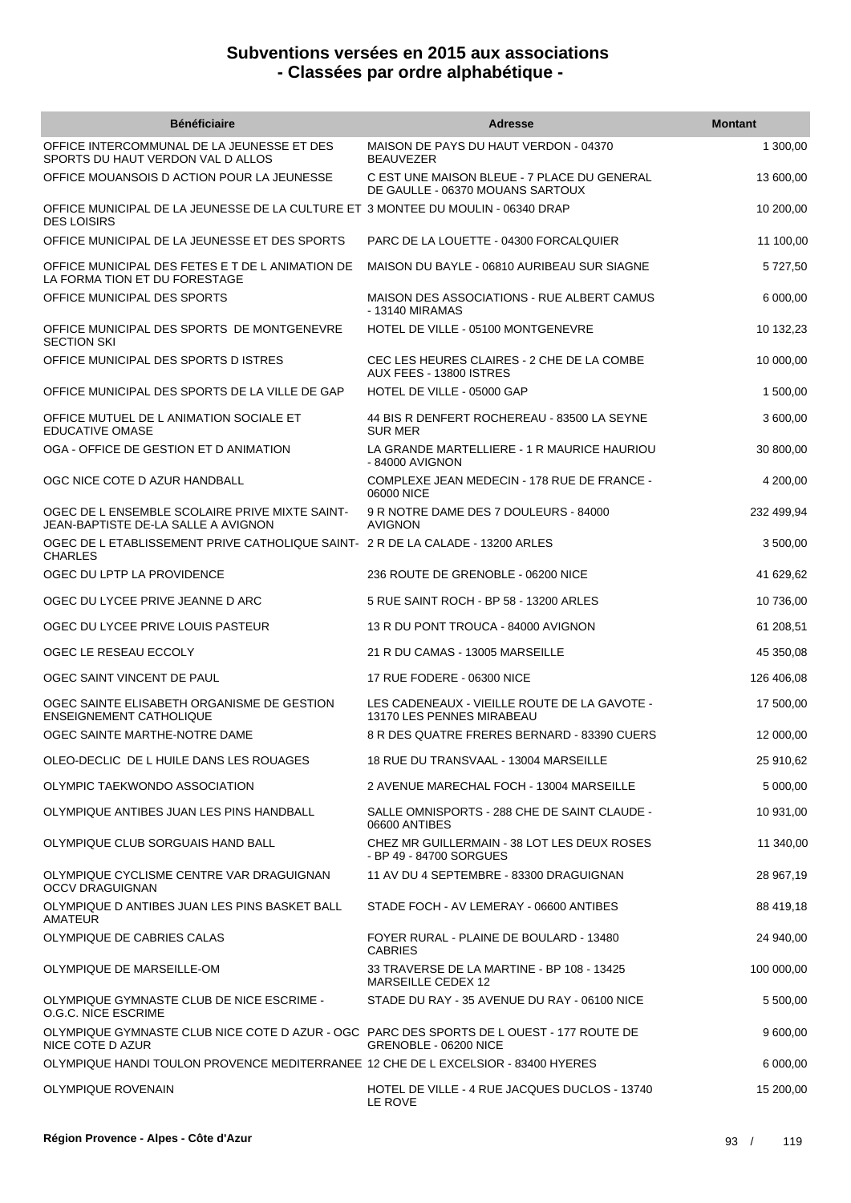# Subventions versées en 2015 aux associations
# - Classées par ordre alphabétique -

| Bénéficiaire | Adresse | Montant |
|---|---|---|
| OFFICE INTERCOMMUNAL DE LA JEUNESSE ET DES SPORTS DU HAUT VERDON VAL D ALLOS | MAISON DE PAYS DU HAUT VERDON - 04370 BEAUVEZER | 1 300,00 |
| OFFICE MOUANSOIS D ACTION POUR LA JEUNESSE | C EST UNE MAISON BLEUE - 7 PLACE DU GENERAL DE GAULLE - 06370 MOUANS SARTOUX | 13 600,00 |
| OFFICE MUNICIPAL DE LA JEUNESSE DE LA CULTURE ET DES LOISIRS | 3 MONTEE DU MOULIN - 06340 DRAP | 10 200,00 |
| OFFICE MUNICIPAL DE LA JEUNESSE ET DES SPORTS | PARC DE LA LOUETTE - 04300 FORCALQUIER | 11 100,00 |
| OFFICE MUNICIPAL DES FETES E T DE L ANIMATION DE LA FORMA TION ET DU FORESTAGE | MAISON DU BAYLE - 06810 AURIBEAU SUR SIAGNE | 5 727,50 |
| OFFICE MUNICIPAL DES SPORTS | MAISON DES ASSOCIATIONS - RUE ALBERT CAMUS - 13140 MIRAMAS | 6 000,00 |
| OFFICE MUNICIPAL DES SPORTS DE MONTGENEVRE SECTION SKI | HOTEL DE VILLE - 05100 MONTGENEVRE | 10 132,23 |
| OFFICE MUNICIPAL DES SPORTS D ISTRES | CEC LES HEURES CLAIRES - 2 CHE DE LA COMBE AUX FEES - 13800 ISTRES | 10 000,00 |
| OFFICE MUNICIPAL DES SPORTS DE LA VILLE DE GAP | HOTEL DE VILLE - 05000 GAP | 1 500,00 |
| OFFICE MUTUEL DE L ANIMATION SOCIALE ET EDUCATIVE OMASE | 44 BIS R DENFERT ROCHEREAU - 83500 LA SEYNE SUR MER | 3 600,00 |
| OGA - OFFICE DE GESTION ET D ANIMATION | LA GRANDE MARTELLIERE - 1 R MAURICE HAURIOU - 84000 AVIGNON | 30 800,00 |
| OGC NICE COTE D AZUR HANDBALL | COMPLEXE JEAN MEDECIN - 178 RUE DE FRANCE - 06000 NICE | 4 200,00 |
| OGEC DE L ENSEMBLE SCOLAIRE PRIVE MIXTE SAINT-JEAN-BAPTISTE DE-LA SALLE A AVIGNON | 9 R NOTRE DAME DES 7 DOULEURS - 84000 AVIGNON | 232 499,94 |
| OGEC DE L ETABLISSEMENT PRIVE CATHOLIQUE SAINT-CHARLES | 2 R DE LA CALADE - 13200 ARLES | 3 500,00 |
| OGEC DU LPTP LA PROVIDENCE | 236 ROUTE DE GRENOBLE - 06200 NICE | 41 629,62 |
| OGEC DU LYCEE PRIVE JEANNE D ARC | 5 RUE SAINT ROCH - BP 58 - 13200 ARLES | 10 736,00 |
| OGEC DU LYCEE PRIVE LOUIS PASTEUR | 13 R DU PONT TROUCA - 84000 AVIGNON | 61 208,51 |
| OGEC LE RESEAU ECCOLY | 21 R DU CAMAS - 13005 MARSEILLE | 45 350,08 |
| OGEC SAINT VINCENT DE PAUL | 17 RUE FODERE - 06300 NICE | 126 406,08 |
| OGEC SAINTE ELISABETH ORGANISME DE GESTION ENSEIGNEMENT CATHOLIQUE | LES CADENEAUX - VIEILLE ROUTE DE LA GAVOTE - 13170 LES PENNES MIRABEAU | 17 500,00 |
| OGEC SAINTE MARTHE-NOTRE DAME | 8 R DES QUATRE FRERES BERNARD - 83390 CUERS | 12 000,00 |
| OLEO-DECLIC DE L HUILE DANS LES ROUAGES | 18 RUE DU TRANSVAAL - 13004 MARSEILLE | 25 910,62 |
| OLYMPIC TAEKWONDO ASSOCIATION | 2 AVENUE MARECHAL FOCH - 13004 MARSEILLE | 5 000,00 |
| OLYMPIQUE ANTIBES JUAN LES PINS HANDBALL | SALLE OMNISPORTS - 288 CHE DE SAINT CLAUDE - 06600 ANTIBES | 10 931,00 |
| OLYMPIQUE CLUB SORGUAIS HAND BALL | CHEZ MR GUILLERMAIN - 38 LOT LES DEUX ROSES - BP 49 - 84700 SORGUES | 11 340,00 |
| OLYMPIQUE CYCLISME CENTRE VAR DRAGUIGNAN OCCV DRAGUIGNAN | 11 AV DU 4 SEPTEMBRE - 83300 DRAGUIGNAN | 28 967,19 |
| OLYMPIQUE D ANTIBES JUAN LES PINS BASKET BALL AMATEUR | STADE FOCH - AV LEMERAY - 06600 ANTIBES | 88 419,18 |
| OLYMPIQUE DE CABRIES CALAS | FOYER RURAL - PLAINE DE BOULARD - 13480 CABRIES | 24 940,00 |
| OLYMPIQUE DE MARSEILLE-OM | 33 TRAVERSE DE LA MARTINE - BP 108 - 13425 MARSEILLE CEDEX 12 | 100 000,00 |
| OLYMPIQUE GYMNASTE CLUB DE NICE ESCRIME - O.G.C. NICE ESCRIME | STADE DU RAY - 35 AVENUE DU RAY - 06100 NICE | 5 500,00 |
| OLYMPIQUE GYMNASTE CLUB NICE COTE D AZUR - OGC NICE COTE D AZUR | PARC DES SPORTS DE L OUEST - 177 ROUTE DE GRENOBLE - 06200 NICE | 9 600,00 |
| OLYMPIQUE HANDI TOULON PROVENCE MEDITERRANEE | 12 CHE DE L EXCELSIOR - 83400 HYERES | 6 000,00 |
| OLYMPIQUE ROVENAIN | HOTEL DE VILLE - 4 RUE JACQUES DUCLOS - 13740 LE ROVE | 15 200,00 |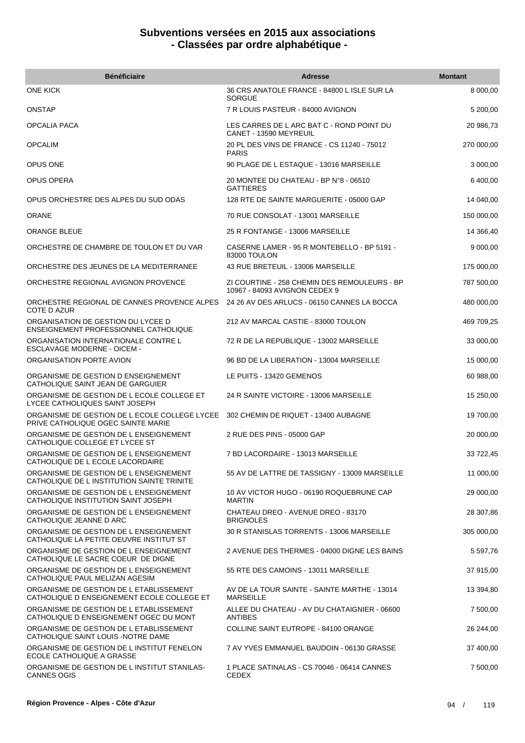# Subventions versées en 2015 aux associations
# - Classées par ordre alphabétique -

| Bénéficiaire | Adresse | Montant |
|---|---|---|
| ONE KICK | 36 CRS ANATOLE FRANCE - 84800 L ISLE SUR LA SORGUE | 8 000,00 |
| ONSTAP | 7 R LOUIS PASTEUR - 84000 AVIGNON | 5 200,00 |
| OPCALIA PACA | LES CARRES DE L ARC BAT C - ROND POINT DU CANET - 13590 MEYREUIL | 20 986,73 |
| OPCALIM | 20 PL DES VINS DE FRANCE - CS 11240 - 75012 PARIS | 270 000,00 |
| OPUS ONE | 90 PLAGE DE L ESTAQUE - 13016 MARSEILLE | 3 000,00 |
| OPUS OPERA | 20 MONTEE DU CHATEAU - BP N°8 - 06510 GATTIERES | 6 400,00 |
| OPUS ORCHESTRE DES ALPES DU SUD ODAS | 128 RTE DE SAINTE MARGUERITE - 05000 GAP | 14 040,00 |
| ORANE | 70 RUE CONSOLAT - 13001 MARSEILLE | 150 000,00 |
| ORANGE BLEUE | 25 R FONTANGE - 13006 MARSEILLE | 14 366,40 |
| ORCHESTRE DE CHAMBRE DE TOULON ET DU VAR | CASERNE LAMER - 95 R MONTEBELLO - BP 5191 - 83000 TOULON | 9 000,00 |
| ORCHESTRE DES JEUNES DE LA MEDITERRANEE | 43 RUE BRETEUIL - 13006 MARSEILLE | 175 000,00 |
| ORCHESTRE REGIONAL AVIGNON PROVENCE | ZI COURTINE - 258 CHEMIN DES REMOULEURS - BP 10967 - 84093 AVIGNON CEDEX 9 | 787 500,00 |
| ORCHESTRE REGIONAL DE CANNES PROVENCE ALPES COTE D AZUR | 24 26 AV DES ARLUCS - 06150 CANNES LA BOCCA | 480 000,00 |
| ORGANISATION DE GESTION DU LYCEE D ENSEIGNEMENT PROFESSIONNEL CATHOLIQUE | 212 AV MARCAL CASTIE - 83000 TOULON | 469 709,25 |
| ORGANISATION INTERNATIONALE CONTRE L ESCLAVAGE MODERNE - OICEM - | 72 R DE LA REPUBLIQUE - 13002 MARSEILLE | 33 000,00 |
| ORGANISATION PORTE AVION | 96 BD DE LA LIBERATION - 13004 MARSEILLE | 15 000,00 |
| ORGANISME DE GESTION D ENSEIGNEMENT CATHOLIQUE SAINT JEAN DE GARGUIER | LE PUITS - 13420 GEMENOS | 60 988,00 |
| ORGANISME DE GESTION DE L ECOLE COLLEGE ET LYCEE CATHOLIQUES SAINT JOSEPH | 24 R SAINTE VICTOIRE - 13006 MARSEILLE | 15 250,00 |
| ORGANISME DE GESTION DE L ECOLE COLLEGE LYCEE PRIVE CATHOLIQUE OGEC SAINTE MARIE | 302 CHEMIN DE RIQUET - 13400 AUBAGNE | 19 700,00 |
| ORGANISME DE GESTION DE L ENSEIGNEMENT CATHOLIQUE COLLEGE ET LYCEE ST | 2 RUE DES PINS - 05000 GAP | 20 000,00 |
| ORGANISME DE GESTION DE L ENSEIGNEMENT CATHOLIQUE DE L ECOLE LACORDAIRE | 7 BD LACORDAIRE - 13013 MARSEILLE | 33 722,45 |
| ORGANISME DE GESTION DE L ENSEIGNEMENT CATHOLIQUE DE L INSTITUTION SAINTE TRINITE | 55 AV DE LATTRE DE TASSIGNY - 13009 MARSEILLE | 11 000,00 |
| ORGANISME DE GESTION DE L ENSEIGNEMENT CATHOLIQUE INSTITUTION SAINT JOSEPH | 10 AV VICTOR HUGO - 06190 ROQUEBRUNE CAP MARTIN | 29 000,00 |
| ORGANISME DE GESTION DE L ENSEIGNEMENT CATHOLIQUE JEANNE D ARC | CHATEAU DREO - AVENUE DREO - 83170 BRIGNOLES | 28 307,86 |
| ORGANISME DE GESTION DE L ENSEIGNEMENT CATHOLIQUE LA PETITE OEUVRE INSTITUT ST | 30 R STANISLAS TORRENTS - 13006 MARSEILLE | 305 000,00 |
| ORGANISME DE GESTION DE L ENSEIGNEMENT CATHOLIQUE LE SACRE COEUR DE DIGNE | 2 AVENUE DES THERMES - 04000 DIGNE LES BAINS | 5 597,76 |
| ORGANISME DE GESTION DE L ENSEIGNEMENT CATHOLIQUE PAUL MELIZAN AGESIM | 55 RTE DES CAMOINS - 13011 MARSEILLE | 37 915,00 |
| ORGANISME DE GESTION DE L ETABLISSEMENT CATHOLIQUE D ENSEIGNEMENT ECOLE COLLEGE ET | AV DE LA TOUR SAINTE - SAINTE MARTHE - 13014 MARSEILLE | 13 394,80 |
| ORGANISME DE GESTION DE L ETABLISSEMENT CATHOLIQUE D ENSEIGNEMENT OGEC DU MONT | ALLEE DU CHATEAU - AV DU CHATAIGNIER - 06600 ANTIBES | 7 500,00 |
| ORGANISME DE GESTION DE L ETABLISSEMENT CATHOLIQUE SAINT LOUIS -NOTRE DAME | COLLINE SAINT EUTROPE - 84100 ORANGE | 26 244,00 |
| ORGANISME DE GESTION DE L INSTITUT FENELON ECOLE CATHOLIQUE A GRASSE | 7 AV YVES EMMANUEL BAUDOIN - 06130 GRASSE | 37 400,00 |
| ORGANISME DE GESTION DE L INSTITUT STANILAS-CANNES OGIS | 1 PLACE SATINALAS - CS 70046 - 06414 CANNES CEDEX | 7 500,00 |

Région Provence - Alpes - Côte d'Azur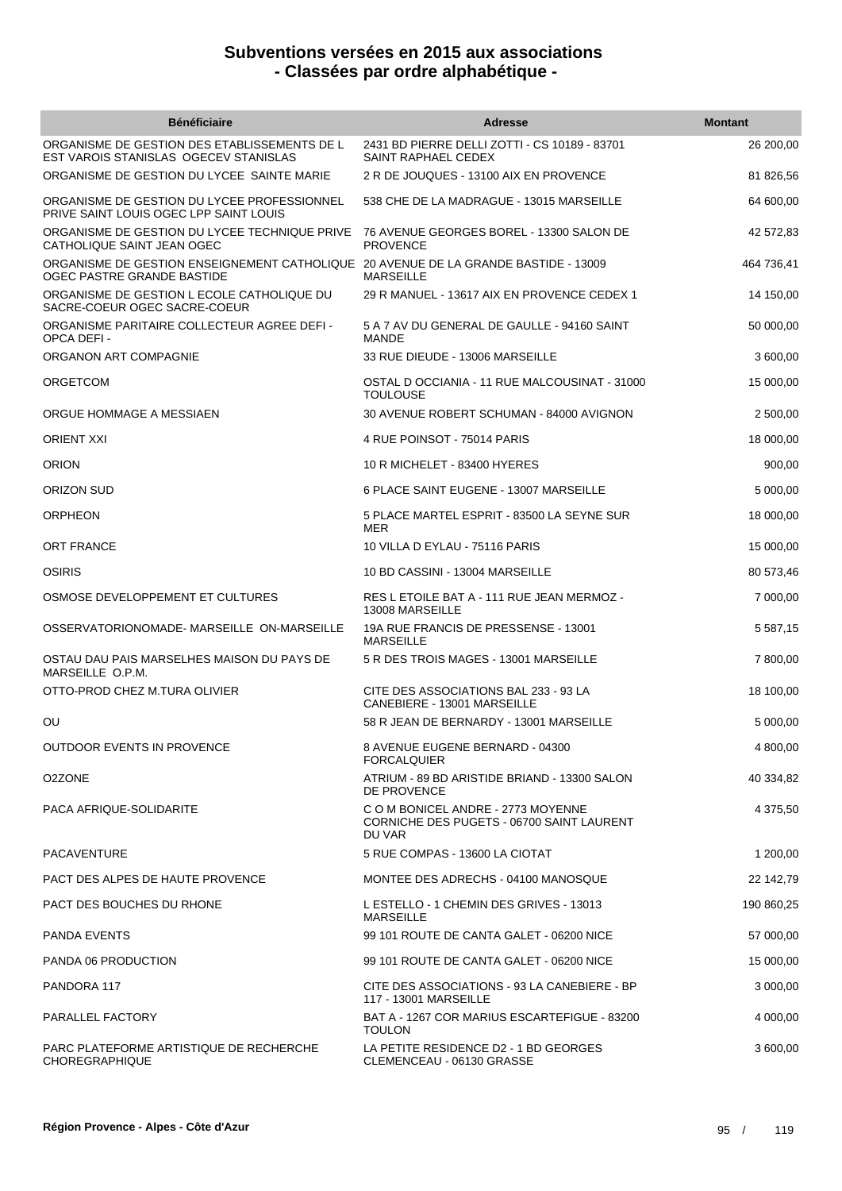# Subventions versées en 2015 aux associations
## - Classées par ordre alphabétique -

| Bénéficiaire | Adresse | Montant |
|---|---|---|
| ORGANISME DE GESTION DES ETABLISSEMENTS DE L EST VAROIS STANISLAS OGECEV STANISLAS | 2431 BD PIERRE DELLI ZOTTI - CS 10189 - 83701 SAINT RAPHAEL CEDEX | 26 200,00 |
| ORGANISME DE GESTION DU LYCEE SAINTE MARIE | 2 R DE JOUQUES - 13100 AIX EN PROVENCE | 81 826,56 |
| ORGANISME DE GESTION DU LYCEE PROFESSIONNEL PRIVE SAINT LOUIS OGEC LPP SAINT LOUIS | 538 CHE DE LA MADRAGUE - 13015 MARSEILLE | 64 600,00 |
| ORGANISME DE GESTION DU LYCEE TECHNIQUE PRIVE CATHOLIQUE SAINT JEAN OGEC | 76 AVENUE GEORGES BOREL - 13300 SALON DE PROVENCE | 42 572,83 |
| ORGANISME DE GESTION ENSEIGNEMENT CATHOLIQUE OGEC PASTRE GRANDE BASTIDE | 20 AVENUE DE LA GRANDE BASTIDE - 13009 MARSEILLE | 464 736,41 |
| ORGANISME DE GESTION L ECOLE CATHOLIQUE DU SACRE-COEUR OGEC SACRE-COEUR | 29 R MANUEL - 13617 AIX EN PROVENCE CEDEX 1 | 14 150,00 |
| ORGANISME PARITAIRE COLLECTEUR AGREE DEFI - OPCA DEFI - | 5 A 7 AV DU GENERAL DE GAULLE - 94160 SAINT MANDE | 50 000,00 |
| ORGANON ART COMPAGNIE | 33 RUE DIEUDE - 13006 MARSEILLE | 3 600,00 |
| ORGETCOM | OSTAL D OCCIANIA - 11 RUE MALCOUSINAT - 31000 TOULOUSE | 15 000,00 |
| ORGUE HOMMAGE A MESSIAEN | 30 AVENUE ROBERT SCHUMAN - 84000 AVIGNON | 2 500,00 |
| ORIENT XXI | 4 RUE POINSOT - 75014 PARIS | 18 000,00 |
| ORION | 10 R MICHELET - 83400 HYERES | 900,00 |
| ORIZON SUD | 6 PLACE SAINT EUGENE - 13007 MARSEILLE | 5 000,00 |
| ORPHEON | 5 PLACE MARTEL ESPRIT - 83500 LA SEYNE SUR MER | 18 000,00 |
| ORT FRANCE | 10 VILLA D EYLAU - 75116 PARIS | 15 000,00 |
| OSIRIS | 10 BD CASSINI - 13004 MARSEILLE | 80 573,46 |
| OSMOSE DEVELOPPEMENT ET CULTURES | RES L ETOILE BAT A - 111 RUE JEAN MERMOZ - 13008 MARSEILLE | 7 000,00 |
| OSSERVATORIONOMADE- MARSEILLE ON-MARSEILLE | 19A RUE FRANCIS DE PRESSENSE - 13001 MARSEILLE | 5 587,15 |
| OSTAU DAU PAIS MARSELHES MAISON DU PAYS DE MARSEILLE O.P.M. | 5 R DES TROIS MAGES - 13001 MARSEILLE | 7 800,00 |
| OTTO-PROD CHEZ M.TURA OLIVIER | CITE DES ASSOCIATIONS BAL 233 - 93 LA CANEBIERE - 13001 MARSEILLE | 18 100,00 |
| OU | 58 R JEAN DE BERNARDY - 13001 MARSEILLE | 5 000,00 |
| OUTDOOR EVENTS IN PROVENCE | 8 AVENUE EUGENE BERNARD - 04300 FORCALQUIER | 4 800,00 |
| O2ZONE | ATRIUM - 89 BD ARISTIDE BRIAND - 13300 SALON DE PROVENCE | 40 334,82 |
| PACA AFRIQUE-SOLIDARITE | C O M BONICEL ANDRE - 2773 MOYENNE CORNICHE DES PUGETS - 06700 SAINT LAURENT DU VAR | 4 375,50 |
| PACAVENTURE | 5 RUE COMPAS - 13600 LA CIOTAT | 1 200,00 |
| PACT DES ALPES DE HAUTE PROVENCE | MONTEE DES ADRECHS - 04100 MANOSQUE | 22 142,79 |
| PACT DES BOUCHES DU RHONE | L ESTELLO - 1 CHEMIN DES GRIVES - 13013 MARSEILLE | 190 860,25 |
| PANDA EVENTS | 99 101 ROUTE DE CANTA GALET - 06200 NICE | 57 000,00 |
| PANDA 06 PRODUCTION | 99 101 ROUTE DE CANTA GALET - 06200 NICE | 15 000,00 |
| PANDORA 117 | CITE DES ASSOCIATIONS - 93 LA CANEBIERE - BP 117 - 13001 MARSEILLE | 3 000,00 |
| PARALLEL FACTORY | BAT A - 1267 COR MARIUS ESCARTEFIGUE - 83200 TOULON | 4 000,00 |
| PARC PLATEFORME ARTISTIQUE DE RECHERCHE CHOREGRAPHIQUE | LA PETITE RESIDENCE D2 - 1 BD GEORGES CLEMENCEAU - 06130 GRASSE | 3 600,00 |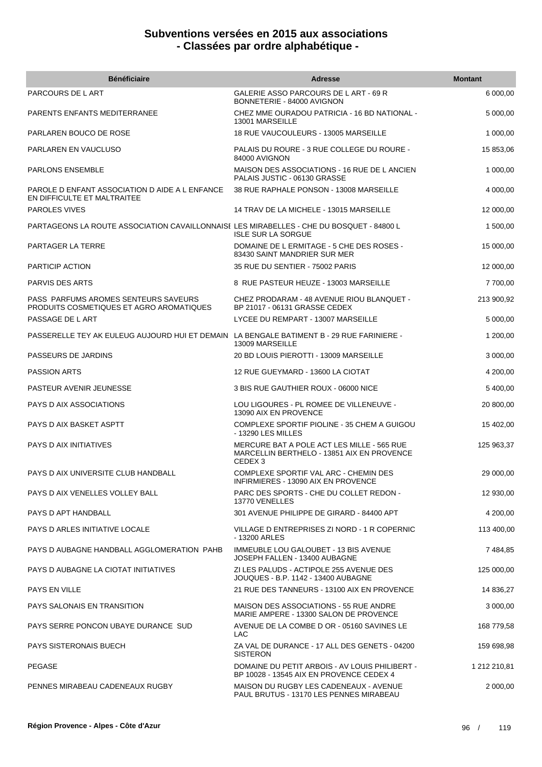# Subventions versées en 2015 aux associations
# - Classées par ordre alphabétique -

| Bénéficiaire | Adresse | Montant |
|---|---|---|
| PARCOURS DE L ART | GALERIE ASSO PARCOURS DE L ART - 69 R BONNETERIE - 84000 AVIGNON | 6 000,00 |
| PARENTS ENFANTS MEDITERRANEE | CHEZ MME OURADOU PATRICIA - 16 BD NATIONAL - 13001 MARSEILLE | 5 000,00 |
| PARLAREN BOUCO DE ROSE | 18 RUE VAUCOULEURS - 13005 MARSEILLE | 1 000,00 |
| PARLAREN EN VAUCLUSO | PALAIS DU ROURE - 3 RUE COLLEGE DU ROURE - 84000 AVIGNON | 15 853,06 |
| PARLONS ENSEMBLE | MAISON DES ASSOCIATIONS - 16 RUE DE L ANCIEN PALAIS JUSTIC - 06130 GRASSE | 1 000,00 |
| PAROLE D ENFANT ASSOCIATION D AIDE A L ENFANCE EN DIFFICULTE ET MALTRAITEE | 38 RUE RAPHALE PONSON - 13008 MARSEILLE | 4 000,00 |
| PAROLES VIVES | 14 TRAV DE LA MICHELE - 13015 MARSEILLE | 12 000,00 |
| PARTAGEONS LA ROUTE ASSOCIATION CAVAILLONNAISE | LES MIRABELLES - CHE DU BOSQUET - 84800 L ISLE SUR LA SORGUE | 1 500,00 |
| PARTAGER LA TERRE | DOMAINE DE L ERMITAGE - 5 CHE DES ROSES - 83430 SAINT MANDRIER SUR MER | 15 000,00 |
| PARTICIP ACTION | 35 RUE DU SENTIER - 75002 PARIS | 12 000,00 |
| PARVIS DES ARTS | 8 RUE PASTEUR HEUZE - 13003 MARSEILLE | 7 700,00 |
| PASS PARFUMS AROMES SENTEURS SAVEURS PRODUITS COSMETIQUES ET AGRO AROMATIQUES | CHEZ PRODARAM - 48 AVENUE RIOU BLANQUET - BP 21017 - 06131 GRASSE CEDEX | 213 900,92 |
| PASSAGE DE L ART | LYCEE DU REMPART - 13007 MARSEILLE | 5 000,00 |
| PASSERELLE TEY AK EULEUG AUJOURD HUI ET DEMAIN | LA BENGALE BATIMENT B - 29 RUE FARINIERE - 13009 MARSEILLE | 1 200,00 |
| PASSEURS DE JARDINS | 20 BD LOUIS PIEROTTI - 13009 MARSEILLE | 3 000,00 |
| PASSION ARTS | 12 RUE GUEYMARD - 13600 LA CIOTAT | 4 200,00 |
| PASTEUR AVENIR JEUNESSE | 3 BIS RUE GAUTHIER ROUX - 06000 NICE | 5 400,00 |
| PAYS D AIX ASSOCIATIONS | LOU LIGOURES - PL ROMEE DE VILLENEUVE - 13090 AIX EN PROVENCE | 20 800,00 |
| PAYS D AIX BASKET ASPTT | COMPLEXE SPORTIF PIOLINE - 35 CHEM A GUIGOU - 13290 LES MILLES | 15 402,00 |
| PAYS D AIX INITIATIVES | MERCURE BAT A POLE ACT LES MILLE - 565 RUE MARCELLIN BERTHELO - 13851 AIX EN PROVENCE CEDEX 3 | 125 963,37 |
| PAYS D AIX UNIVERSITE CLUB HANDBALL | COMPLEXE SPORTIF VAL ARC - CHEMIN DES INFIRMIERES - 13090 AIX EN PROVENCE | 29 000,00 |
| PAYS D AIX VENELLES VOLLEY BALL | PARC DES SPORTS - CHE DU COLLET REDON - 13770 VENELLES | 12 930,00 |
| PAYS D APT HANDBALL | 301 AVENUE PHILIPPE DE GIRARD - 84400 APT | 4 200,00 |
| PAYS D ARLES INITIATIVE LOCALE | VILLAGE D ENTREPRISES ZI NORD - 1 R COPERNIC - 13200 ARLES | 113 400,00 |
| PAYS D AUBAGNE HANDBALL AGGLOMERATION PAHB | IMMEUBLE LOU GALOUBET - 13 BIS AVENUE JOSEPH FALLEN - 13400 AUBAGNE | 7 484,85 |
| PAYS D AUBAGNE LA CIOTAT INITIATIVES | ZI LES PALUDS - ACTIPOLE 255 AVENUE DES JOUQUES - B.P. 1142 - 13400 AUBAGNE | 125 000,00 |
| PAYS EN VILLE | 21 RUE DES TANNEURS - 13100 AIX EN PROVENCE | 14 836,27 |
| PAYS SALONAIS EN TRANSITION | MAISON DES ASSOCIATIONS - 55 RUE ANDRE MARIE AMPERE - 13300 SALON DE PROVENCE | 3 000,00 |
| PAYS SERRE PONCON UBAYE DURANCE SUD | AVENUE DE LA COMBE D OR - 05160 SAVINES LE LAC | 168 779,58 |
| PAYS SISTERONAIS BUECH | ZA VAL DE DURANCE - 17 ALL DES GENETS - 04200 SISTERON | 159 698,98 |
| PEGASE | DOMAINE DU PETIT ARBOIS - AV LOUIS PHILIBERT - BP 10028 - 13545 AIX EN PROVENCE CEDEX 4 | 1 212 210,81 |
| PENNES MIRABEAU CADENEAUX RUGBY | MAISON DU RUGBY LES CADENEAUX - AVENUE PAUL BRUTUS - 13170 LES PENNES MIRABEAU | 2 000,00 |

**Région Provence - Alpes - Côte d'Azur**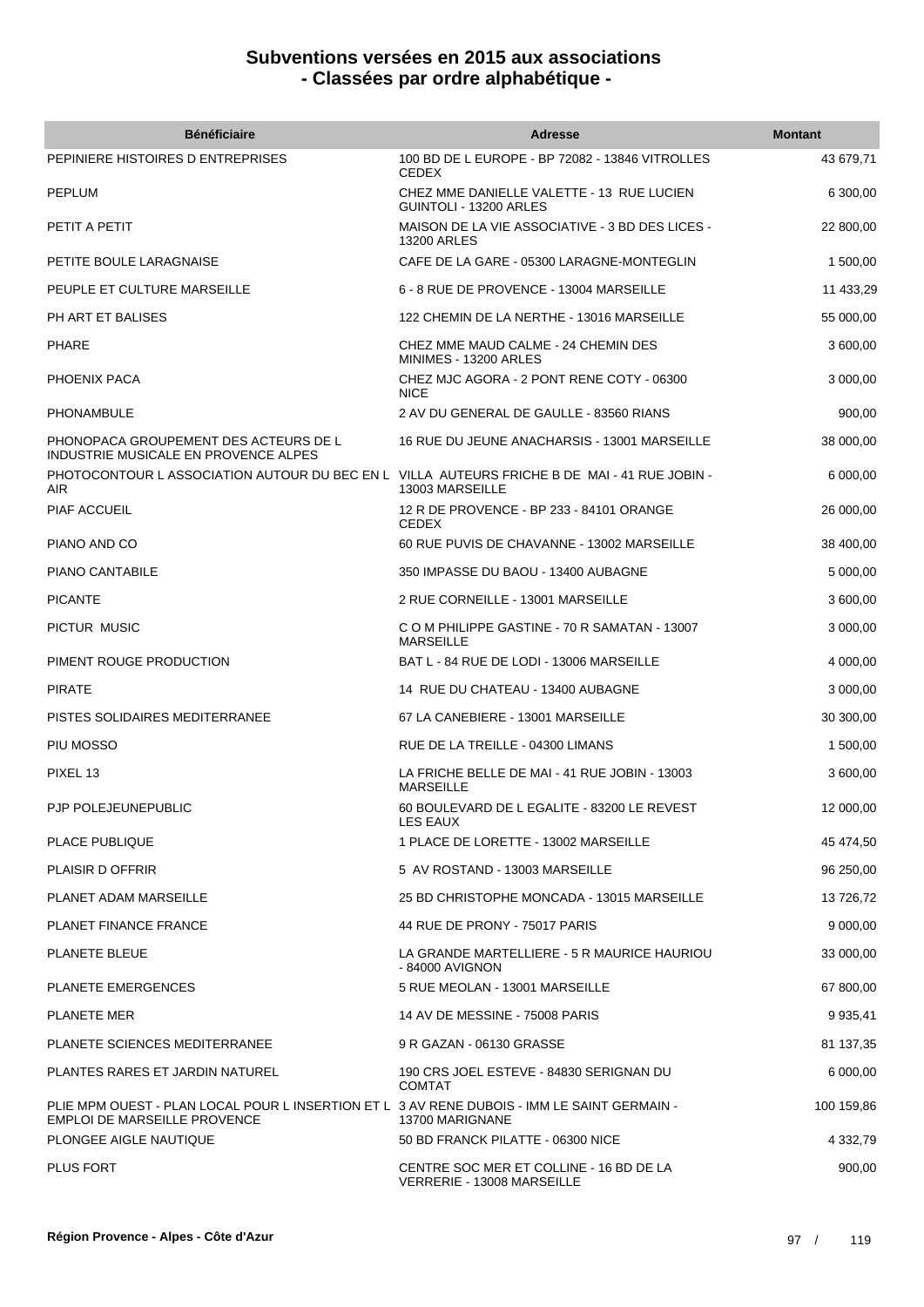# Subventions versées en 2015 aux associations - Classées par ordre alphabétique -

| Bénéficiaire | Adresse | Montant |
| --- | --- | --- |
| PEPINIERE HISTOIRES D ENTREPRISES | 100 BD DE L EUROPE - BP 72082 - 13846 VITROLLES CEDEX | 43 679,71 |
| PEPLUM | CHEZ MME DANIELLE VALETTE - 13 RUE LUCIEN GUINTOLI - 13200 ARLES | 6 300,00 |
| PETIT A PETIT | MAISON DE LA VIE ASSOCIATIVE - 3 BD DES LICES - 13200 ARLES | 22 800,00 |
| PETITE BOULE LARAGNAISE | CAFE DE LA GARE - 05300 LARAGNE-MONTEGLIN | 1 500,00 |
| PEUPLE ET CULTURE MARSEILLE | 6 - 8 RUE DE PROVENCE - 13004 MARSEILLE | 11 433,29 |
| PH ART ET BALISES | 122 CHEMIN DE LA NERTHE - 13016 MARSEILLE | 55 000,00 |
| PHARE | CHEZ MME MAUD CALME - 24 CHEMIN DES MINIMES - 13200 ARLES | 3 600,00 |
| PHOENIX PACA | CHEZ MJC AGORA - 2 PONT RENE COTY - 06300 NICE | 3 000,00 |
| PHONAMBULE | 2 AV DU GENERAL DE GAULLE - 83560 RIANS | 900,00 |
| PHONOPACA GROUPEMENT DES ACTEURS DE L INDUSTRIE MUSICALE EN PROVENCE ALPES | 16 RUE DU JEUNE ANACHARSIS - 13001 MARSEILLE | 38 000,00 |
| PHOTOCONTOUR L ASSOCIATION AUTOUR DU BEC EN L AIR | VILLA AUTEURS FRICHE B DE MAI - 41 RUE JOBIN - 13003 MARSEILLE | 6 000,00 |
| PIAF ACCUEIL | 12 R DE PROVENCE - BP 233 - 84101 ORANGE CEDEX | 26 000,00 |
| PIANO AND CO | 60 RUE PUVIS DE CHAVANNE - 13002 MARSEILLE | 38 400,00 |
| PIANO CANTABILE | 350 IMPASSE DU BAOU - 13400 AUBAGNE | 5 000,00 |
| PICANTE | 2 RUE CORNEILLE - 13001 MARSEILLE | 3 600,00 |
| PICTUR MUSIC | C O M PHILIPPE GASTINE - 70 R SAMATAN - 13007 MARSEILLE | 3 000,00 |
| PIMENT ROUGE PRODUCTION | BAT L - 84 RUE DE LODI - 13006 MARSEILLE | 4 000,00 |
| PIRATE | 14 RUE DU CHATEAU - 13400 AUBAGNE | 3 000,00 |
| PISTES SOLIDAIRES MEDITERRANEE | 67 LA CANEBIERE - 13001 MARSEILLE | 30 300,00 |
| PIU MOSSO | RUE DE LA TREILLE - 04300 LIMANS | 1 500,00 |
| PIXEL 13 | LA FRICHE BELLE DE MAI - 41 RUE JOBIN - 13003 MARSEILLE | 3 600,00 |
| PJP POLEJEUNEPUBLIC | 60 BOULEVARD DE L EGALITE - 83200 LE REVEST LES EAUX | 12 000,00 |
| PLACE PUBLIQUE | 1 PLACE DE LORETTE - 13002 MARSEILLE | 45 474,50 |
| PLAISIR D OFFRIR | 5 AV ROSTAND - 13003 MARSEILLE | 96 250,00 |
| PLANET ADAM MARSEILLE | 25 BD CHRISTOPHE MONCADA - 13015 MARSEILLE | 13 726,72 |
| PLANET FINANCE FRANCE | 44 RUE DE PRONY - 75017 PARIS | 9 000,00 |
| PLANETE BLEUE | LA GRANDE MARTELLIERE - 5 R MAURICE HAURIOU - 84000 AVIGNON | 33 000,00 |
| PLANETE EMERGENCES | 5 RUE MEOLAN - 13001 MARSEILLE | 67 800,00 |
| PLANETE MER | 14 AV DE MESSINE - 75008 PARIS | 9 935,41 |
| PLANETE SCIENCES MEDITERRANEE | 9 R GAZAN - 06130 GRASSE | 81 137,35 |
| PLANTES RARES ET JARDIN NATUREL | 190 CRS JOEL ESTEVE - 84830 SERIGNAN DU COMTAT | 6 000,00 |
| PLIE MPM OUEST - PLAN LOCAL POUR L INSERTION ET L EMPLOI DE MARSEILLE PROVENCE | 3 AV RENE DUBOIS - IMM LE SAINT GERMAIN - 13700 MARIGNANE | 100 159,86 |
| PLONGEE AIGLE NAUTIQUE | 50 BD FRANCK PILATTE - 06300 NICE | 4 332,79 |
| PLUS FORT | CENTRE SOC MER ET COLLINE - 16 BD DE LA VERRERIE - 13008 MARSEILLE | 900,00 |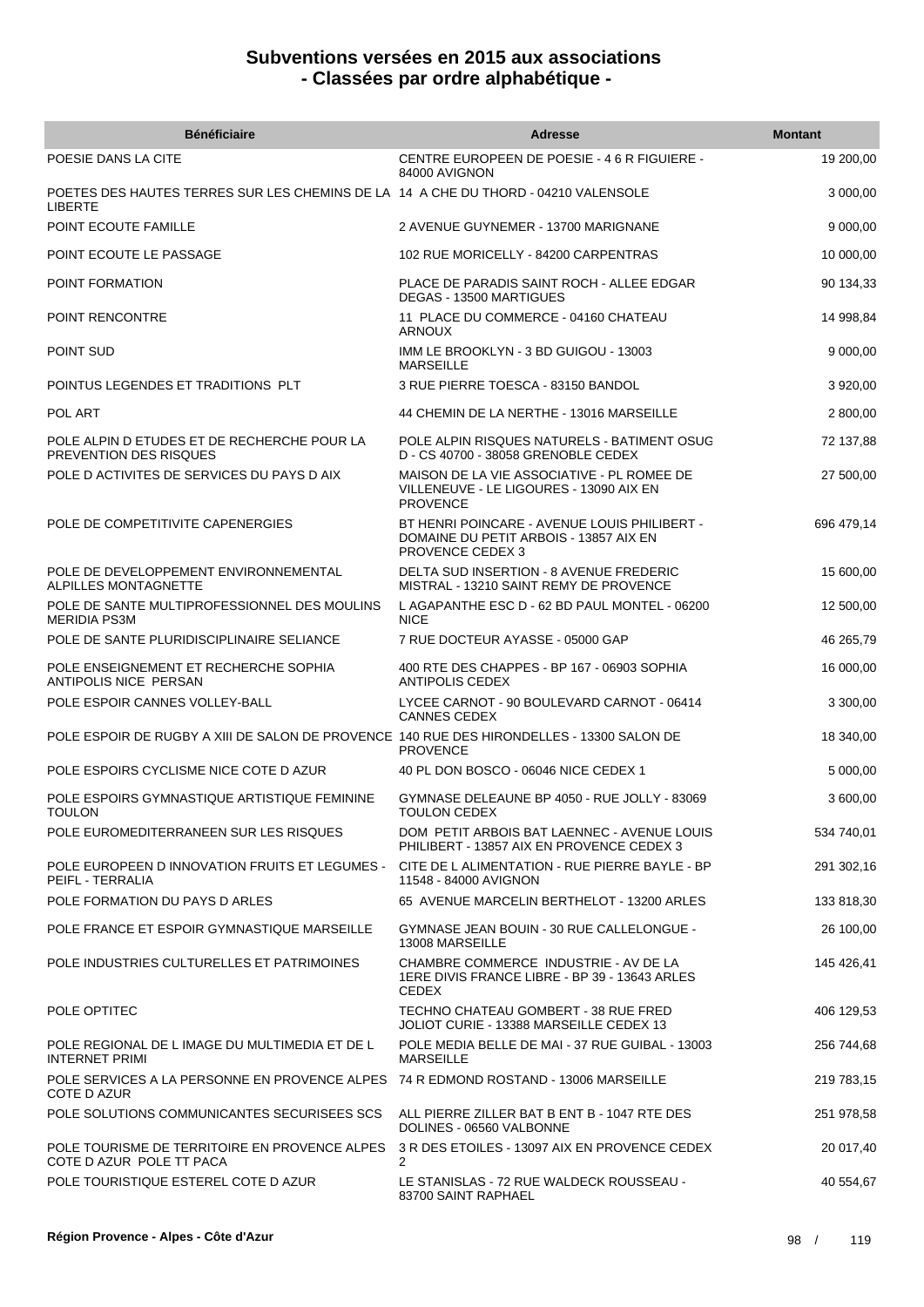# Subventions versées en 2015 aux associations - Classées par ordre alphabétique -

| Bénéficiaire | Adresse | Montant |
|---|---|---|
| POESIE DANS LA CITE | CENTRE EUROPEEN DE POESIE - 4 6 R FIGUIERE - 84000 AVIGNON | 19 200,00 |
| POETES DES HAUTES TERRES SUR LES CHEMINS DE LA LIBERTE | 14 A CHE DU THORD - 04210 VALENSOLE | 3 000,00 |
| POINT ECOUTE FAMILLE | 2 AVENUE GUYNEMER - 13700 MARIGNANE | 9 000,00 |
| POINT ECOUTE LE PASSAGE | 102 RUE MORICELLY - 84200 CARPENTRAS | 10 000,00 |
| POINT FORMATION | PLACE DE PARADIS SAINT ROCH - ALLEE EDGAR DEGAS - 13500 MARTIGUES | 90 134,33 |
| POINT RENCONTRE | 11 PLACE DU COMMERCE - 04160 CHATEAU ARNOUX | 14 998,84 |
| POINT SUD | IMM LE BROOKLYN - 3 BD GUIGOU - 13003 MARSEILLE | 9 000,00 |
| POINTUS LEGENDES ET TRADITIONS PLT | 3 RUE PIERRE TOESCA - 83150 BANDOL | 3 920,00 |
| POL ART | 44 CHEMIN DE LA NERTHE - 13016 MARSEILLE | 2 800,00 |
| POLE ALPIN D ETUDES ET DE RECHERCHE POUR LA PREVENTION DES RISQUES | POLE ALPIN RISQUES NATURELS - BATIMENT OSUG D - CS 40700 - 38058 GRENOBLE CEDEX | 72 137,88 |
| POLE D ACTIVITES DE SERVICES DU PAYS D AIX | MAISON DE LA VIE ASSOCIATIVE - PL ROMEE DE VILLENEUVE - LE LIGOURES - 13090 AIX EN PROVENCE | 27 500,00 |
| POLE DE COMPETITIVITE CAPENERGIES | BT HENRI POINCARE - AVENUE LOUIS PHILIBERT - DOMAINE DU PETIT ARBOIS - 13857 AIX EN PROVENCE CEDEX 3 | 696 479,14 |
| POLE DE DEVELOPPEMENT ENVIRONNEMENTAL ALPILLES MONTAGNETTE | DELTA SUD INSERTION - 8 AVENUE FREDERIC MISTRAL - 13210 SAINT REMY DE PROVENCE | 15 600,00 |
| POLE DE SANTE MULTIPROFESSIONNEL DES MOULINS MERIDIA PS3M | L AGAPANTHE ESC D - 62 BD PAUL MONTEL - 06200 NICE | 12 500,00 |
| POLE DE SANTE PLURIDISCIPLINAIRE SELIANCE | 7 RUE DOCTEUR AYASSE - 05000 GAP | 46 265,79 |
| POLE ENSEIGNEMENT ET RECHERCHE SOPHIA ANTIPOLIS NICE PERSAN | 400 RTE DES CHAPPES - BP 167 - 06903 SOPHIA ANTIPOLIS CEDEX | 16 000,00 |
| POLE ESPOIR CANNES VOLLEY-BALL | LYCEE CARNOT - 90 BOULEVARD CARNOT - 06414 CANNES CEDEX | 3 300,00 |
| POLE ESPOIR DE RUGBY A XIII DE SALON DE PROVENCE | 140 RUE DES HIRONDELLES - 13300 SALON DE PROVENCE | 18 340,00 |
| POLE ESPOIRS CYCLISME NICE COTE D AZUR | 40 PL DON BOSCO - 06046 NICE CEDEX 1 | 5 000,00 |
| POLE ESPOIRS GYMNASTIQUE ARTISTIQUE FEMININE TOULON | GYMNASE DELEAUNE BP 4050 - RUE JOLLY - 83069 TOULON CEDEX | 3 600,00 |
| POLE EUROMEDITERRANEEN SUR LES RISQUES | DOM PETIT ARBOIS BAT LAENNEC - AVENUE LOUIS PHILIBERT - 13857 AIX EN PROVENCE CEDEX 3 | 534 740,01 |
| POLE EUROPEEN D INNOVATION FRUITS ET LEGUMES - PEIFL - TERRALIA | CITE DE L ALIMENTATION - RUE PIERRE BAYLE - BP 11548 - 84000 AVIGNON | 291 302,16 |
| POLE FORMATION DU PAYS D ARLES | 65 AVENUE MARCELIN BERTHELOT - 13200 ARLES | 133 818,30 |
| POLE FRANCE ET ESPOIR GYMNASTIQUE MARSEILLE | GYMNASE JEAN BOUIN - 30 RUE CALLELONGUE - 13008 MARSEILLE | 26 100,00 |
| POLE INDUSTRIES CULTURELLES ET PATRIMOINES | CHAMBRE COMMERCE INDUSTRIE - AV DE LA 1ERE DIVIS FRANCE LIBRE - BP 39 - 13643 ARLES CEDEX | 145 426,41 |
| POLE OPTITEC | TECHNO CHATEAU GOMBERT - 38 RUE FRED JOLIOT CURIE - 13388 MARSEILLE CEDEX 13 | 406 129,53 |
| POLE REGIONAL DE L IMAGE DU MULTIMEDIA ET DE L INTERNET PRIMI | POLE MEDIA BELLE DE MAI - 37 RUE GUIBAL - 13003 MARSEILLE | 256 744,68 |
| POLE SERVICES A LA PERSONNE EN PROVENCE ALPES COTE D AZUR | 74 R EDMOND ROSTAND - 13006 MARSEILLE | 219 783,15 |
| POLE SOLUTIONS COMMUNICANTES SECURISEES SCS | ALL PIERRE ZILLER BAT B ENT B - 1047 RTE DES DOLINES - 06560 VALBONNE | 251 978,58 |
| POLE TOURISME DE TERRITOIRE EN PROVENCE ALPES COTE D AZUR POLE TT PACA | 3 R DES ETOILES - 13097 AIX EN PROVENCE CEDEX 2 | 20 017,40 |
| POLE TOURISTIQUE ESTEREL COTE D AZUR | LE STANISLAS - 72 RUE WALDECK ROUSSEAU - 83700 SAINT RAPHAEL | 40 554,67 |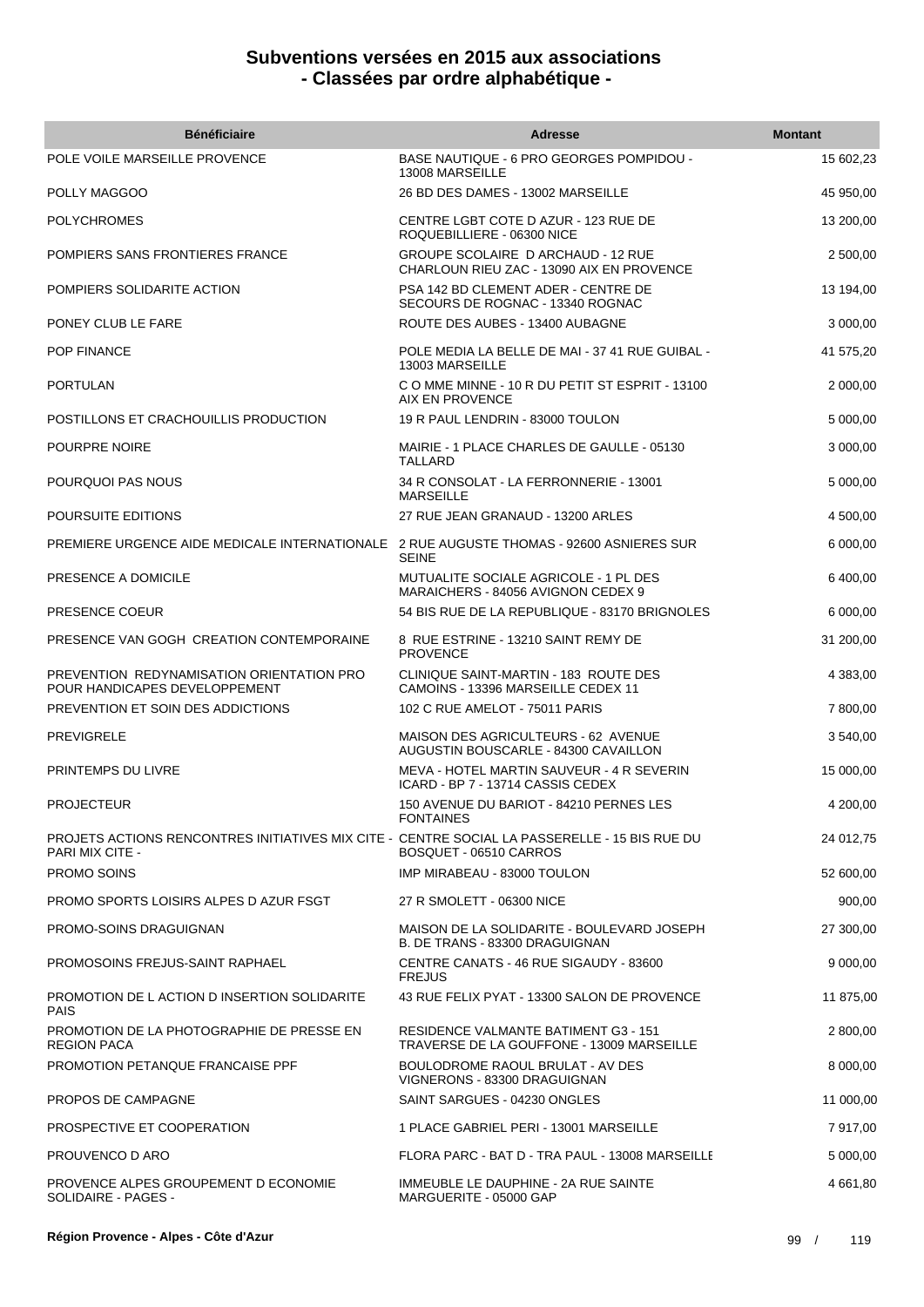# Subventions versées en 2015 aux associations
## - Classées par ordre alphabétique -

| Bénéficiaire | Adresse | Montant |
|---|---|---|
| POLE VOILE MARSEILLE PROVENCE | BASE NAUTIQUE - 6 PRO GEORGES POMPIDOU - 13008 MARSEILLE | 15 602,23 |
| POLLY MAGGOO | 26 BD DES DAMES - 13002 MARSEILLE | 45 950,00 |
| POLYCHROMES | CENTRE LGBT COTE D AZUR - 123 RUE DE ROQUEBILLIERE - 06300 NICE | 13 200,00 |
| POMPIERS SANS FRONTIERES FRANCE | GROUPE SCOLAIRE D ARCHAUD - 12 RUE CHARLOUN RIEU ZAC - 13090 AIX EN PROVENCE | 2 500,00 |
| POMPIERS SOLIDARITE ACTION | PSA 142 BD CLEMENT ADER - CENTRE DE SECOURS DE ROGNAC - 13340 ROGNAC | 13 194,00 |
| PONEY CLUB LE FARE | ROUTE DES AUBES - 13400 AUBAGNE | 3 000,00 |
| POP FINANCE | POLE MEDIA LA BELLE DE MAI - 37 41 RUE GUIBAL - 13003 MARSEILLE | 41 575,20 |
| PORTULAN | C O MME MINNE - 10 R DU PETIT ST ESPRIT - 13100 AIX EN PROVENCE | 2 000,00 |
| POSTILLONS ET CRACHOUILLIS PRODUCTION | 19 R PAUL LENDRIN - 83000 TOULON | 5 000,00 |
| POURPRE NOIRE | MAIRIE - 1 PLACE CHARLES DE GAULLE - 05130 TALLARD | 3 000,00 |
| POURQUOI PAS NOUS | 34 R CONSOLAT - LA FERRONNERIE - 13001 MARSEILLE | 5 000,00 |
| POURSUITE EDITIONS | 27 RUE JEAN GRANAUD - 13200 ARLES | 4 500,00 |
| PREMIERE URGENCE AIDE MEDICALE INTERNATIONALE | 2 RUE AUGUSTE THOMAS - 92600 ASNIERES SUR SEINE | 6 000,00 |
| PRESENCE A DOMICILE | MUTUALITE SOCIALE AGRICOLE - 1 PL DES MARAICHERS - 84056 AVIGNON CEDEX 9 | 6 400,00 |
| PRESENCE COEUR | 54 BIS RUE DE LA REPUBLIQUE - 83170 BRIGNOLES | 6 000,00 |
| PRESENCE VAN GOGH CREATION CONTEMPORAINE | 8 RUE ESTRINE - 13210 SAINT REMY DE PROVENCE | 31 200,00 |
| PREVENTION REDYNAMISATION ORIENTATION PRO POUR HANDICAPES DEVELOPPEMENT | CLINIQUE SAINT-MARTIN - 183 ROUTE DES CAMOINS - 13396 MARSEILLE CEDEX 11 | 4 383,00 |
| PREVENTION ET SOIN DES ADDICTIONS | 102 C RUE AMELOT - 75011 PARIS | 7 800,00 |
| PREVIGRELE | MAISON DES AGRICULTEURS - 62 AVENUE AUGUSTIN BOUSCARLE - 84300 CAVAILLON | 3 540,00 |
| PRINTEMPS DU LIVRE | MEVA - HOTEL MARTIN SAUVEUR - 4 R SEVERIN ICARD - BP 7 - 13714 CASSIS CEDEX | 15 000,00 |
| PROJECTEUR | 150 AVENUE DU BARIOT - 84210 PERNES LES FONTAINES | 4 200,00 |
| PROJETS ACTIONS RENCONTRES INITIATIVES MIX CITE - PARI MIX CITE - | CENTRE SOCIAL LA PASSERELLE - 15 BIS RUE DU BOSQUET - 06510 CARROS | 24 012,75 |
| PROMO SOINS | IMP MIRABEAU - 83000 TOULON | 52 600,00 |
| PROMO SPORTS LOISIRS ALPES D AZUR FSGT | 27 R SMOLETT - 06300 NICE | 900,00 |
| PROMO-SOINS DRAGUIGNAN | MAISON DE LA SOLIDARITE - BOULEVARD JOSEPH B. DE TRANS - 83300 DRAGUIGNAN | 27 300,00 |
| PROMOSOINS FREJUS-SAINT RAPHAEL | CENTRE CANATS - 46 RUE SIGAUDY - 83600 FREJUS | 9 000,00 |
| PROMOTION DE L ACTION D INSERTION SOLIDARITE PAIS | 43 RUE FELIX PYAT - 13300 SALON DE PROVENCE | 11 875,00 |
| PROMOTION DE LA PHOTOGRAPHIE DE PRESSE EN REGION PACA | RESIDENCE VALMANTE BATIMENT G3 - 151 TRAVERSE DE LA GOUFFONE - 13009 MARSEILLE | 2 800,00 |
| PROMOTION PETANQUE FRANCAISE PPF | BOULODROME RAOUL BRULAT - AV DES VIGNERONS - 83300 DRAGUIGNAN | 8 000,00 |
| PROPOS DE CAMPAGNE | SAINT SARGUES - 04230 ONGLES | 11 000,00 |
| PROSPECTIVE ET COOPERATION | 1 PLACE GABRIEL PERI - 13001 MARSEILLE | 7 917,00 |
| PROUVENCO D ARO | FLORA PARC - BAT D - TRA PAUL - 13008 MARSEILLE | 5 000,00 |
| PROVENCE ALPES GROUPEMENT D ECONOMIE SOLIDAIRE - PAGES - | IMMEUBLE LE DAUPHINE - 2A RUE SAINTE MARGUERITE - 05000 GAP | 4 661,80 |

Région Provence - Alpes - Côte d'Azur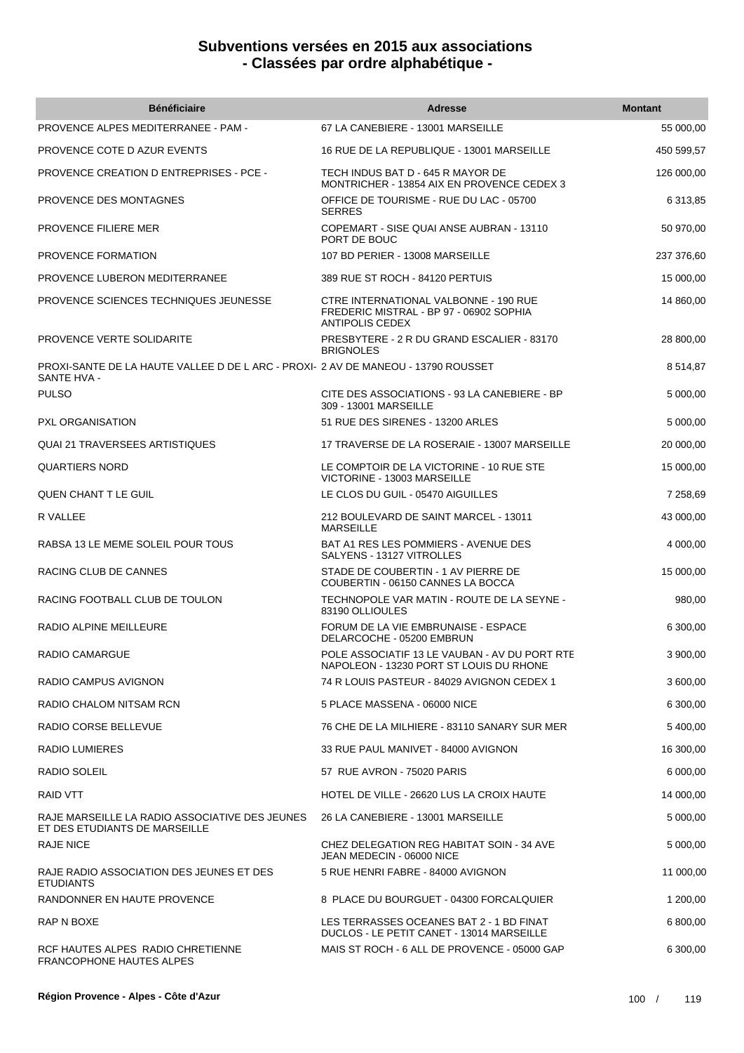# Subventions versées en 2015 aux associations
## - Classées par ordre alphabétique -

| Bénéficiaire | Adresse | Montant |
|---|---|---|
| PROVENCE ALPES MEDITERRANEE - PAM - | 67 LA CANEBIERE - 13001 MARSEILLE | 55 000,00 |
| PROVENCE COTE D AZUR EVENTS | 16 RUE DE LA REPUBLIQUE - 13001 MARSEILLE | 450 599,57 |
| PROVENCE CREATION D ENTREPRISES - PCE - | TECH INDUS BAT D - 645 R MAYOR DE MONTRICHER - 13854 AIX EN PROVENCE CEDEX 3 | 126 000,00 |
| PROVENCE DES MONTAGNES | OFFICE DE TOURISME - RUE DU LAC - 05700 SERRES | 6 313,85 |
| PROVENCE FILIERE MER | COPEMART - SISE QUAI ANSE AUBRAN - 13110 PORT DE BOUC | 50 970,00 |
| PROVENCE FORMATION | 107 BD PERIER - 13008 MARSEILLE | 237 376,60 |
| PROVENCE LUBERON MEDITERRANEE | 389 RUE ST ROCH - 84120 PERTUIS | 15 000,00 |
| PROVENCE SCIENCES TECHNIQUES JEUNESSE | CTRE INTERNATIONAL VALBONNE - 190 RUE FREDERIC MISTRAL - BP 97 - 06902 SOPHIA ANTIPOLIS CEDEX | 14 860,00 |
| PROVENCE VERTE SOLIDARITE | PRESBYTERE - 2 R DU GRAND ESCALIER - 83170 BRIGNOLES | 28 800,00 |
| PROXI-SANTE DE LA HAUTE VALLEE D DE L ARC - PROXI-SANTE HVA - | 2 AV DE MANEOU - 13790 ROUSSET | 8 514,87 |
| PULSO | CITE DES ASSOCIATIONS - 93 LA CANEBIERE - BP 309 - 13001 MARSEILLE | 5 000,00 |
| PXL ORGANISATION | 51 RUE DES SIRENES - 13200 ARLES | 5 000,00 |
| QUAI 21 TRAVERSEES ARTISTIQUES | 17 TRAVERSE DE LA ROSERAIE - 13007 MARSEILLE | 20 000,00 |
| QUARTIERS NORD | LE COMPTOIR DE LA VICTORINE - 10 RUE STE VICTORINE - 13003 MARSEILLE | 15 000,00 |
| QUEN CHANT T LE GUIL | LE CLOS DU GUIL - 05470 AIGUILLES | 7 258,69 |
| R VALLEE | 212 BOULEVARD DE SAINT MARCEL - 13011 MARSEILLE | 43 000,00 |
| RABSA 13 LE MEME SOLEIL POUR TOUS | BAT A1 RES LES POMMIERS - AVENUE DES SALYENS - 13127 VITROLLES | 4 000,00 |
| RACING CLUB DE CANNES | STADE DE COUBERTIN - 1 AV PIERRE DE COUBERTIN - 06150 CANNES LA BOCCA | 15 000,00 |
| RACING FOOTBALL CLUB DE TOULON | TECHNOPOLE VAR MATIN - ROUTE DE LA SEYNE - 83190 OLLIOULES | 980,00 |
| RADIO ALPINE MEILLEURE | FORUM DE LA VIE EMBRUNAISE - ESPACE DELARCOCHE - 05200 EMBRUN | 6 300,00 |
| RADIO CAMARGUE | POLE ASSOCIATIF 13 LE VAUBAN - AV DU PORT RTE NAPOLEON - 13230 PORT ST LOUIS DU RHONE | 3 900,00 |
| RADIO CAMPUS AVIGNON | 74 R LOUIS PASTEUR - 84029 AVIGNON CEDEX 1 | 3 600,00 |
| RADIO CHALOM NITSAM RCN | 5 PLACE MASSENA - 06000 NICE | 6 300,00 |
| RADIO CORSE BELLEVUE | 76 CHE DE LA MILHIERE - 83110 SANARY SUR MER | 5 400,00 |
| RADIO LUMIERES | 33 RUE PAUL MANIVET - 84000 AVIGNON | 16 300,00 |
| RADIO SOLEIL | 57 RUE AVRON - 75020 PARIS | 6 000,00 |
| RAID VTT | HOTEL DE VILLE - 26620 LUS LA CROIX HAUTE | 14 000,00 |
| RAJE MARSEILLE LA RADIO ASSOCIATIVE DES JEUNES ET DES ETUDIANTS DE MARSEILLE | 26 LA CANEBIERE - 13001 MARSEILLE | 5 000,00 |
| RAJE NICE | CHEZ DELEGATION REG HABITAT SOIN - 34 AVE JEAN MEDECIN - 06000 NICE | 5 000,00 |
| RAJE RADIO ASSOCIATION DES JEUNES ET DES ETUDIANTS | 5 RUE HENRI FABRE - 84000 AVIGNON | 11 000,00 |
| RANDONNER EN HAUTE PROVENCE | 8 PLACE DU BOURGUET - 04300 FORCALQUIER | 1 200,00 |
| RAP N BOXE | LES TERRASSES OCEANES BAT 2 - 1 BD FINAT DUCLOS - LE PETIT CANET - 13014 MARSEILLE | 6 800,00 |
| RCF HAUTES ALPES RADIO CHRETIENNE FRANCOPHONE HAUTES ALPES | MAIS ST ROCH - 6 ALL DE PROVENCE - 05000 GAP | 6 300,00 |

Région Provence - Alpes - Côte d'Azur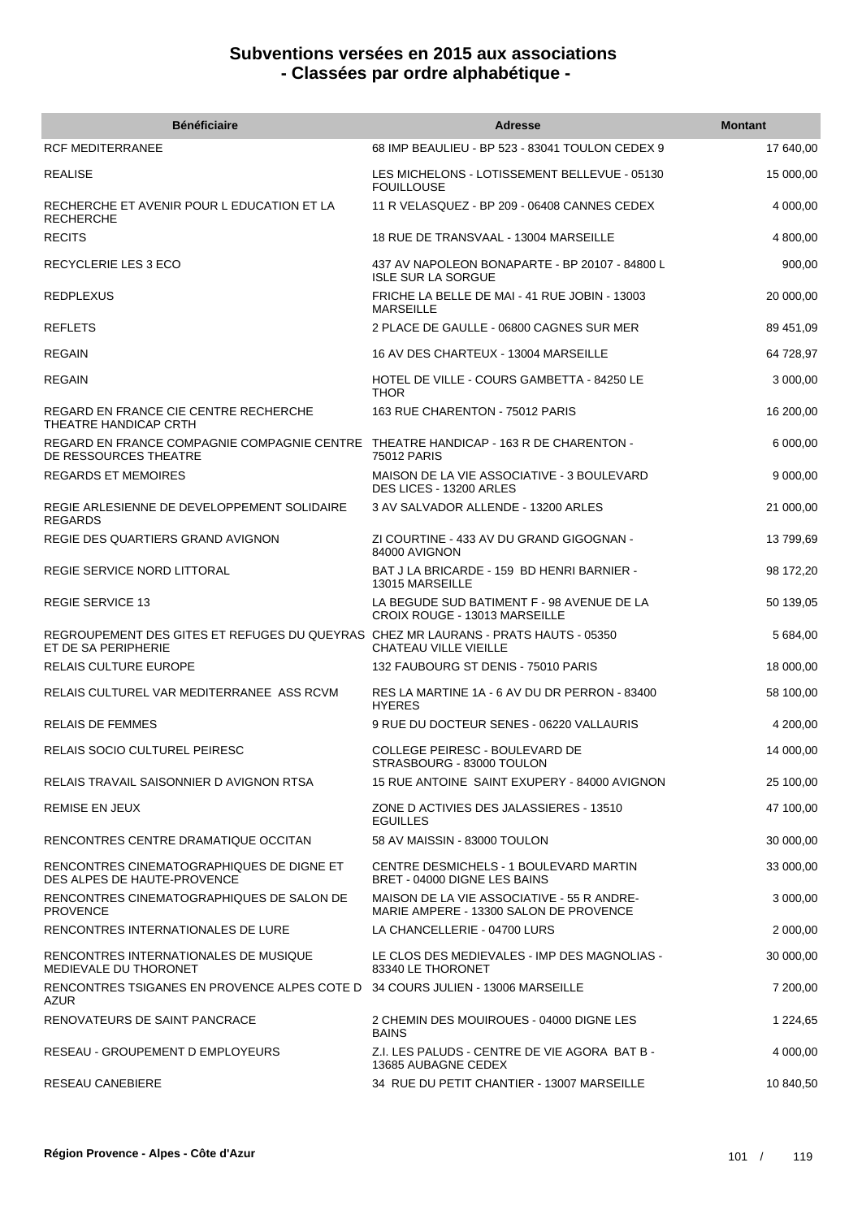## Subventions versées en 2015 aux associations
## - Classées par ordre alphabétique -

| Bénéficiaire | Adresse | Montant |
|---|---|---|
| RCF MEDITERRANEE | 68 IMP BEAULIEU - BP 523 - 83041 TOULON CEDEX 9 | 17 640,00 |
| REALISE | LES MICHELONS - LOTISSEMENT BELLEVUE - 05130 FOUILLOUSE | 15 000,00 |
| RECHERCHE ET AVENIR POUR L EDUCATION ET LA RECHERCHE | 11 R VELASQUEZ - BP 209 - 06408 CANNES CEDEX | 4 000,00 |
| RECITS | 18 RUE DE TRANSVAAL - 13004 MARSEILLE | 4 800,00 |
| RECYCLERIE LES 3 ECO | 437 AV NAPOLEON BONAPARTE - BP 20107 - 84800 L ISLE SUR LA SORGUE | 900,00 |
| REDPLEXUS | FRICHE LA BELLE DE MAI - 41 RUE JOBIN - 13003 MARSEILLE | 20 000,00 |
| REFLETS | 2 PLACE DE GAULLE - 06800 CAGNES SUR MER | 89 451,09 |
| REGAIN | 16 AV DES CHARTEUX - 13004 MARSEILLE | 64 728,97 |
| REGAIN | HOTEL DE VILLE - COURS GAMBETTA - 84250 LE THOR | 3 000,00 |
| REGARD EN FRANCE CIE CENTRE RECHERCHE THEATRE HANDICAP CRTH | 163 RUE CHARENTON - 75012 PARIS | 16 200,00 |
| REGARD EN FRANCE COMPAGNIE COMPAGNIE CENTRE DE RESSOURCES THEATRE | THEATRE HANDICAP - 163 R DE CHARENTON - 75012 PARIS | 6 000,00 |
| REGARDS ET MEMOIRES | MAISON DE LA VIE ASSOCIATIVE - 3 BOULEVARD DES LICES - 13200 ARLES | 9 000,00 |
| REGIE ARLESIENNE DE DEVELOPPEMENT SOLIDAIRE REGARDS | 3 AV SALVADOR ALLENDE - 13200 ARLES | 21 000,00 |
| REGIE DES QUARTIERS GRAND AVIGNON | ZI COURTINE - 433 AV DU GRAND GIGOGNAN - 84000 AVIGNON | 13 799,69 |
| REGIE SERVICE NORD LITTORAL | BAT J LA BRICARDE - 159 BD HENRI BARNIER - 13015 MARSEILLE | 98 172,20 |
| REGIE SERVICE 13 | LA BEGUDE SUD BATIMENT F - 98 AVENUE DE LA CROIX ROUGE - 13013 MARSEILLE | 50 139,05 |
| REGROUPEMENT DES GITES ET REFUGES DU QUEYRAS ET DE SA PERIPHERIE | CHEZ MR LAURANS - PRATS HAUTS - 05350 CHATEAU VILLE VIEILLE | 5 684,00 |
| RELAIS CULTURE EUROPE | 132 FAUBOURG ST DENIS - 75010 PARIS | 18 000,00 |
| RELAIS CULTUREL VAR MEDITERRANEE ASS RCVM | RES LA MARTINE 1A - 6 AV DU DR PERRON - 83400 HYERES | 58 100,00 |
| RELAIS DE FEMMES | 9 RUE DU DOCTEUR SENES - 06220 VALLAURIS | 4 200,00 |
| RELAIS SOCIO CULTUREL PEIRESC | COLLEGE PEIRESC - BOULEVARD DE STRASBOURG - 83000 TOULON | 14 000,00 |
| RELAIS TRAVAIL SAISONNIER D AVIGNON RTSA | 15 RUE ANTOINE SAINT EXUPERY - 84000 AVIGNON | 25 100,00 |
| REMISE EN JEUX | ZONE D ACTIVIES DES JALASSIERES - 13510 EGUILLES | 47 100,00 |
| RENCONTRES CENTRE DRAMATIQUE OCCITAN | 58 AV MAISSIN - 83000 TOULON | 30 000,00 |
| RENCONTRES CINEMATOGRAPHIQUES DE DIGNE ET DES ALPES DE HAUTE-PROVENCE | CENTRE DESMICHELS - 1 BOULEVARD MARTIN BRET - 04000 DIGNE LES BAINS | 33 000,00 |
| RENCONTRES CINEMATOGRAPHIQUES DE SALON DE PROVENCE | MAISON DE LA VIE ASSOCIATIVE - 55 R ANDRE-MARIE AMPERE - 13300 SALON DE PROVENCE | 3 000,00 |
| RENCONTRES INTERNATIONALES DE LURE | LA CHANCELLERIE - 04700 LURS | 2 000,00 |
| RENCONTRES INTERNATIONALES DE MUSIQUE MEDIEVALE DU THORONET | LE CLOS DES MEDIEVALES - IMP DES MAGNOLIAS - 83340 LE THORONET | 30 000,00 |
| RENCONTRES TSIGANES EN PROVENCE ALPES COTE D AZUR | 34 COURS JULIEN - 13006 MARSEILLE | 7 200,00 |
| RENOVATEURS DE SAINT PANCRACE | 2 CHEMIN DES MOUIROUES - 04000 DIGNE LES BAINS | 1 224,65 |
| RESEAU - GROUPEMENT D EMPLOYEURS | Z.I. LES PALUDS - CENTRE DE VIE AGORA BAT B - 13685 AUBAGNE CEDEX | 4 000,00 |
| RESEAU CANEBIERE | 34 RUE DU PETIT CHANTIER - 13007 MARSEILLE | 10 840,50 |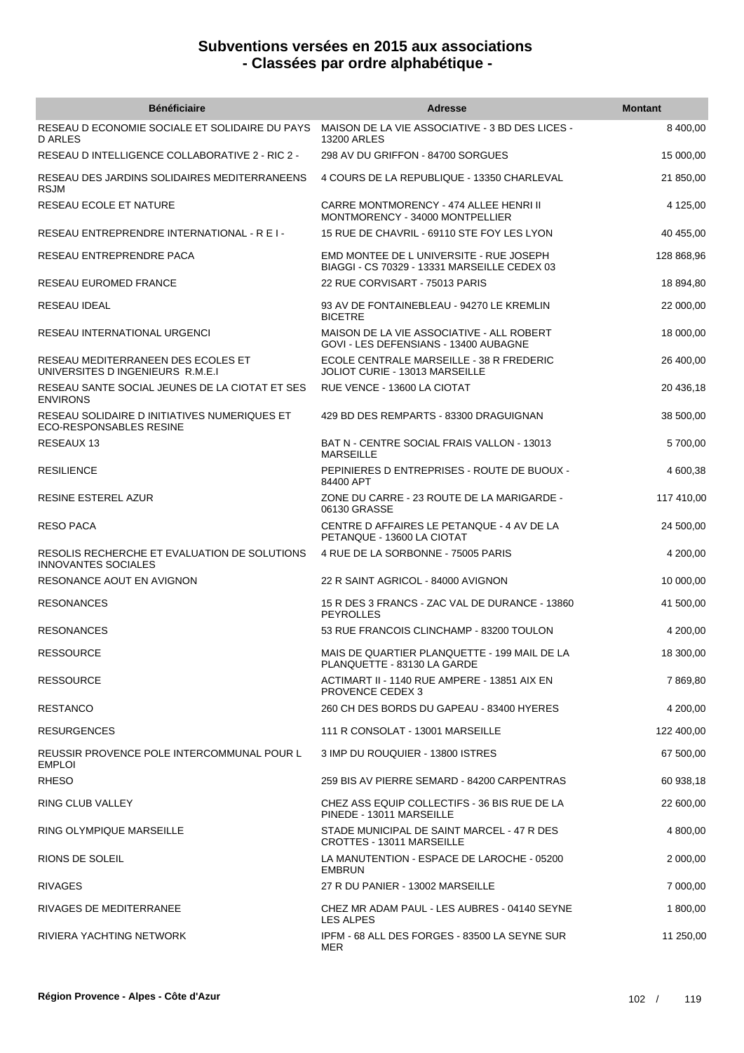# Subventions versées en 2015 aux associations
## - Classées par ordre alphabétique -

| Bénéficiaire | Adresse | Montant |
|---|---|---|
| RESEAU D ECONOMIE SOCIALE ET SOLIDAIRE DU PAYS D ARLES | MAISON DE LA VIE ASSOCIATIVE - 3 BD DES LICES - 13200 ARLES | 8 400,00 |
| RESEAU D INTELLIGENCE COLLABORATIVE 2 - RIC 2 - | 298 AV DU GRIFFON - 84700 SORGUES | 15 000,00 |
| RESEAU DES JARDINS SOLIDAIRES MEDITERRANEENS RSJM | 4 COURS DE LA REPUBLIQUE - 13350 CHARLEVAL | 21 850,00 |
| RESEAU ECOLE ET NATURE | CARRE MONTMORENCY - 474 ALLEE HENRI II MONTMORENCY - 34000 MONTPELLIER | 4 125,00 |
| RESEAU ENTREPRENDRE INTERNATIONAL - R E I - | 15 RUE DE CHAVRIL - 69110 STE FOY LES LYON | 40 455,00 |
| RESEAU ENTREPRENDRE PACA | EMD MONTEE DE L UNIVERSITE - RUE JOSEPH BIAGGI - CS 70329 - 13331 MARSEILLE CEDEX 03 | 128 868,96 |
| RESEAU EUROMED FRANCE | 22 RUE CORVISART - 75013 PARIS | 18 894,80 |
| RESEAU IDEAL | 93 AV DE FONTAINEBLEAU - 94270 LE KREMLIN BICETRE | 22 000,00 |
| RESEAU INTERNATIONAL URGENCI | MAISON DE LA VIE ASSOCIATIVE - ALL ROBERT GOVI - LES DEFENSIANS - 13400 AUBAGNE | 18 000,00 |
| RESEAU MEDITERRANEEN DES ECOLES ET UNIVERSITES D INGENIEURS R.M.E.I | ECOLE CENTRALE MARSEILLE - 38 R FREDERIC JOLIOT CURIE - 13013 MARSEILLE | 26 400,00 |
| RESEAU SANTE SOCIAL JEUNES DE LA CIOTAT ET SES ENVIRONS | RUE VENCE - 13600 LA CIOTAT | 20 436,18 |
| RESEAU SOLIDAIRE D INITIATIVES NUMERIQUES ET ECO-RESPONSABLES RESINE | 429 BD DES REMPARTS - 83300 DRAGUIGNAN | 38 500,00 |
| RESEAUX 13 | BAT N - CENTRE SOCIAL FRAIS VALLON - 13013 MARSEILLE | 5 700,00 |
| RESILIENCE | PEPINIERES D ENTREPRISES - ROUTE DE BUOUX - 84400 APT | 4 600,38 |
| RESINE ESTEREL AZUR | ZONE DU CARRE - 23 ROUTE DE LA MARIGARDE - 06130 GRASSE | 117 410,00 |
| RESO PACA | CENTRE D AFFAIRES LE PETANQUE - 4 AV DE LA PETANQUE - 13600 LA CIOTAT | 24 500,00 |
| RESOLIS RECHERCHE ET EVALUATION DE SOLUTIONS INNOVANTES SOCIALES | 4 RUE DE LA SORBONNE - 75005 PARIS | 4 200,00 |
| RESONANCE AOUT EN AVIGNON | 22 R SAINT AGRICOL - 84000 AVIGNON | 10 000,00 |
| RESONANCES | 15 R DES 3 FRANCS - ZAC VAL DE DURANCE - 13860 PEYROLLES | 41 500,00 |
| RESONANCES | 53 RUE FRANCOIS CLINCHAMP - 83200 TOULON | 4 200,00 |
| RESSOURCE | MAIS DE QUARTIER PLANQUETTE - 199 MAIL DE LA PLANQUETTE - 83130 LA GARDE | 18 300,00 |
| RESSOURCE | ACTIMART II - 1140 RUE AMPERE - 13851 AIX EN PROVENCE CEDEX 3 | 7 869,80 |
| RESTANCO | 260 CH DES BORDS DU GAPEAU - 83400 HYERES | 4 200,00 |
| RESURGENCES | 111 R CONSOLAT - 13001 MARSEILLE | 122 400,00 |
| REUSSIR PROVENCE POLE INTERCOMMUNAL POUR L EMPLOI | 3 IMP DU ROUQUIER - 13800 ISTRES | 67 500,00 |
| RHESO | 259 BIS AV PIERRE SEMARD - 84200 CARPENTRAS | 60 938,18 |
| RING CLUB VALLEY | CHEZ ASS EQUIP COLLECTIFS - 36 BIS RUE DE LA PINEDE - 13011 MARSEILLE | 22 600,00 |
| RING OLYMPIQUE MARSEILLE | STADE MUNICIPAL DE SAINT MARCEL - 47 R DES CROTTES - 13011 MARSEILLE | 4 800,00 |
| RIONS DE SOLEIL | LA MANUTENTION - ESPACE DE LAROCHE - 05200 EMBRUN | 2 000,00 |
| RIVAGES | 27 R DU PANIER - 13002 MARSEILLE | 7 000,00 |
| RIVAGES DE MEDITERRANEE | CHEZ MR ADAM PAUL - LES AUBRES - 04140 SEYNE LES ALPES | 1 800,00 |
| RIVIERA YACHTING NETWORK | IPFM - 68 ALL DES FORGES - 83500 LA SEYNE SUR MER | 11 250,00 |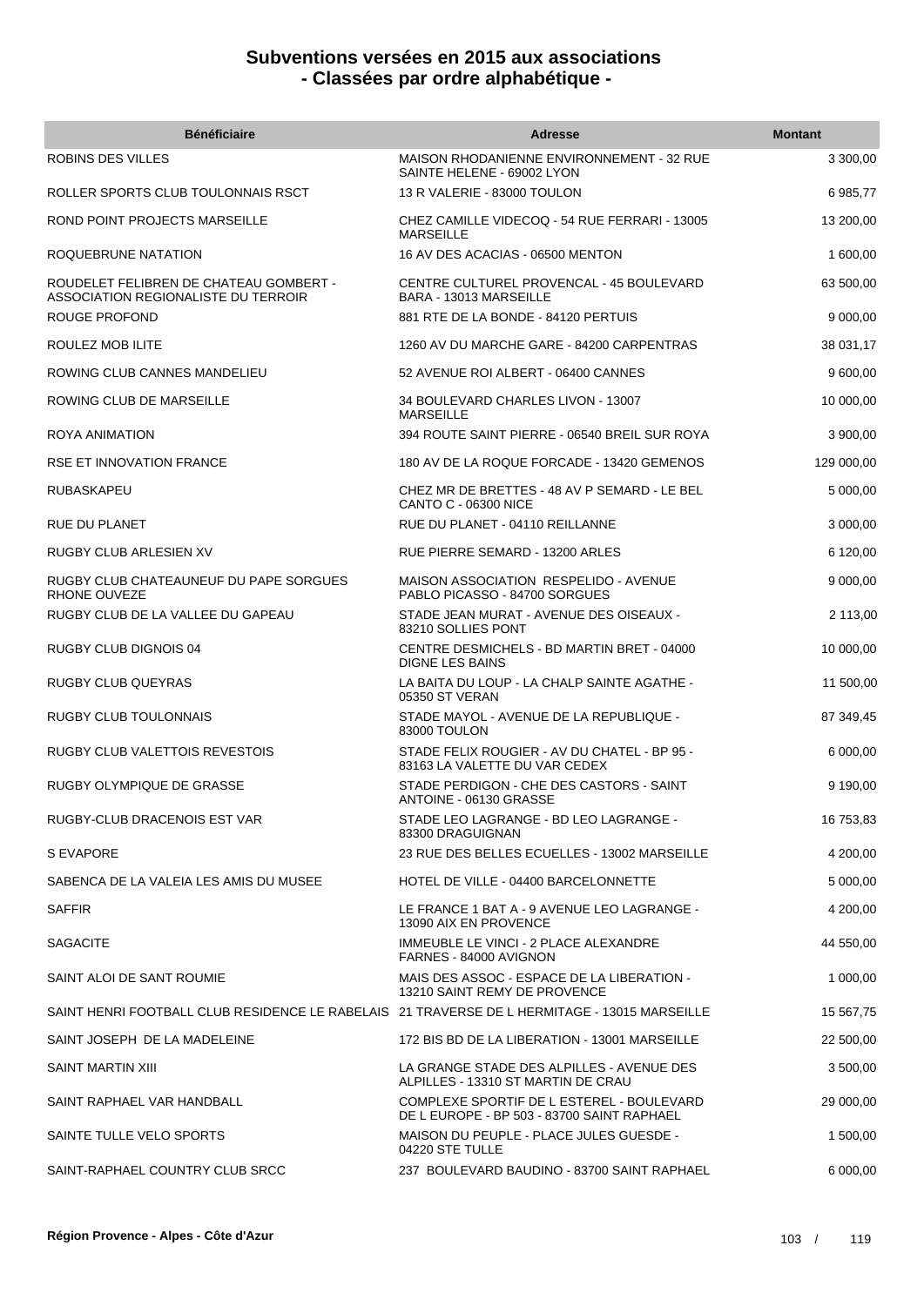# Subventions versées en 2015 aux associations
## - Classées par ordre alphabétique -

| Bénéficiaire | Adresse | Montant |
|---|---|---|
| ROBINS DES VILLES | MAISON RHODANIENNE ENVIRONNEMENT - 32 RUE SAINTE HELENE - 69002 LYON | 3 300,00 |
| ROLLER SPORTS CLUB TOULONNAIS RSCT | 13 R VALERIE - 83000 TOULON | 6 985,77 |
| ROND POINT PROJECTS MARSEILLE | CHEZ CAMILLE VIDECOQ - 54 RUE FERRARI - 13005 MARSEILLE | 13 200,00 |
| ROQUEBRUNE NATATION | 16 AV DES ACACIAS - 06500 MENTON | 1 600,00 |
| ROUDELET FELIBREN DE CHATEAU GOMBERT - ASSOCIATION REGIONALISTE DU TERROIR | CENTRE CULTUREL PROVENCAL - 45 BOULEVARD BARA - 13013 MARSEILLE | 63 500,00 |
| ROUGE PROFOND | 881 RTE DE LA BONDE - 84120 PERTUIS | 9 000,00 |
| ROULEZ MOB ILITE | 1260 AV DU MARCHE GARE - 84200 CARPENTRAS | 38 031,17 |
| ROWING CLUB CANNES MANDELIEU | 52 AVENUE ROI ALBERT - 06400 CANNES | 9 600,00 |
| ROWING CLUB DE MARSEILLE | 34 BOULEVARD CHARLES LIVON - 13007 MARSEILLE | 10 000,00 |
| ROYA ANIMATION | 394 ROUTE SAINT PIERRE - 06540 BREIL SUR ROYA | 3 900,00 |
| RSE ET INNOVATION FRANCE | 180 AV DE LA ROQUE FORCADE - 13420 GEMENOS | 129 000,00 |
| RUBASKAPEU | CHEZ MR DE BRETTES - 48 AV P SEMARD - LE BEL CANTO C - 06300 NICE | 5 000,00 |
| RUE DU PLANET | RUE DU PLANET - 04110 REILLANNE | 3 000,00 |
| RUGBY CLUB ARLESIEN XV | RUE PIERRE SEMARD - 13200 ARLES | 6 120,00 |
| RUGBY CLUB CHATEAUNEUF DU PAPE SORGUES RHONE OUVEZE | MAISON ASSOCIATION RESPELIDO - AVENUE PABLO PICASSO - 84700 SORGUES | 9 000,00 |
| RUGBY CLUB DE LA VALLEE DU GAPEAU | STADE JEAN MURAT - AVENUE DES OISEAUX - 83210 SOLLIES PONT | 2 113,00 |
| RUGBY CLUB DIGNOIS 04 | CENTRE DESMICHELS - BD MARTIN BRET - 04000 DIGNE LES BAINS | 10 000,00 |
| RUGBY CLUB QUEYRAS | LA BAITA DU LOUP - LA CHALP SAINTE AGATHE - 05350 ST VERAN | 11 500,00 |
| RUGBY CLUB TOULONNAIS | STADE MAYOL - AVENUE DE LA REPUBLIQUE - 83000 TOULON | 87 349,45 |
| RUGBY CLUB VALETTOIS REVESTOIS | STADE FELIX ROUGIER - AV DU CHATEL - BP 95 - 83163 LA VALETTE DU VAR CEDEX | 6 000,00 |
| RUGBY OLYMPIQUE DE GRASSE | STADE PERDIGON - CHE DES CASTORS - SAINT ANTOINE - 06130 GRASSE | 9 190,00 |
| RUGBY-CLUB DRACENOIS EST VAR | STADE LEO LAGRANGE - BD LEO LAGRANGE - 83300 DRAGUIGNAN | 16 753,83 |
| S EVAPORE | 23 RUE DES BELLES ECUELLES - 13002 MARSEILLE | 4 200,00 |
| SABENCA DE LA VALEIA LES AMIS DU MUSEE | HOTEL DE VILLE - 04400 BARCELONNETTE | 5 000,00 |
| SAFFIR | LE FRANCE 1 BAT A - 9 AVENUE LEO LAGRANGE - 13090 AIX EN PROVENCE | 4 200,00 |
| SAGACITE | IMMEUBLE LE VINCI - 2 PLACE ALEXANDRE FARNES - 84000 AVIGNON | 44 550,00 |
| SAINT ALOI DE SANT ROUMIE | MAIS DES ASSOC - ESPACE DE LA LIBERATION - 13210 SAINT REMY DE PROVENCE | 1 000,00 |
| SAINT HENRI FOOTBALL CLUB RESIDENCE LE RABELAIS | 21 TRAVERSE DE L HERMITAGE - 13015 MARSEILLE | 15 567,75 |
| SAINT JOSEPH DE LA MADELEINE | 172 BIS BD DE LA LIBERATION - 13001 MARSEILLE | 22 500,00 |
| SAINT MARTIN XIII | LA GRANGE STADE DES ALPILLES - AVENUE DES ALPILLES - 13310 ST MARTIN DE CRAU | 3 500,00 |
| SAINT RAPHAEL VAR HANDBALL | COMPLEXE SPORTIF DE L ESTEREL - BOULEVARD DE L EUROPE - BP 503 - 83700 SAINT RAPHAEL | 29 000,00 |
| SAINTE TULLE VELO SPORTS | MAISON DU PEUPLE - PLACE JULES GUESDE - 04220 STE TULLE | 1 500,00 |
| SAINT-RAPHAEL COUNTRY CLUB SRCC | 237 BOULEVARD BAUDINO - 83700 SAINT RAPHAEL | 6 000,00 |

**Région Provence - Alpes - Côte d'Azur**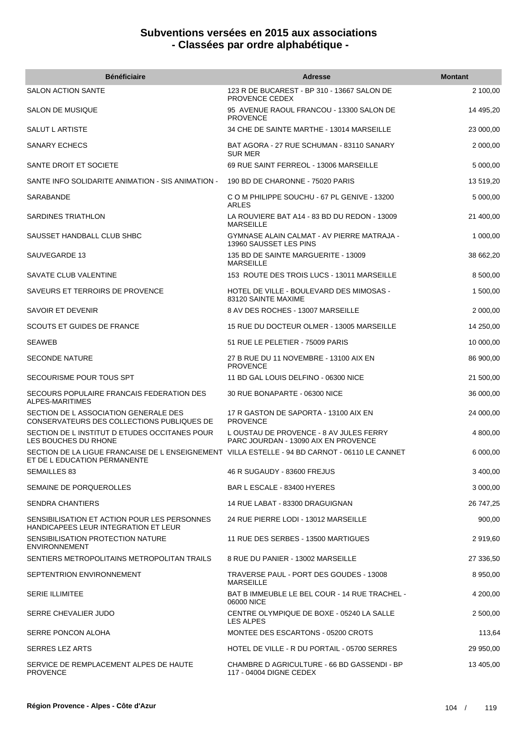# Subventions versées en 2015 aux associations
## - Classées par ordre alphabétique -

| Bénéficiaire | Adresse | Montant |
|---|---|---|
| SALON ACTION SANTE | 123 R DE BUCAREST - BP 310 - 13667 SALON DE PROVENCE CEDEX | 2 100,00 |
| SALON DE MUSIQUE | 95 AVENUE RAOUL FRANCOU - 13300 SALON DE PROVENCE | 14 495,20 |
| SALUT L ARTISTE | 34 CHE DE SAINTE MARTHE - 13014 MARSEILLE | 23 000,00 |
| SANARY ECHECS | BAT AGORA - 27 RUE SCHUMAN - 83110 SANARY SUR MER | 2 000,00 |
| SANTE DROIT ET SOCIETE | 69 RUE SAINT FERREOL - 13006 MARSEILLE | 5 000,00 |
| SANTE INFO SOLIDARITE ANIMATION - SIS ANIMATION - | 190 BD DE CHARONNE - 75020 PARIS | 13 519,20 |
| SARABANDE | C O M PHILIPPE SOUCHU - 67 PL GENIVE - 13200 ARLES | 5 000,00 |
| SARDINES TRIATHLON | LA ROUVIERE BAT A14 - 83 BD DU REDON - 13009 MARSEILLE | 21 400,00 |
| SAUSSET HANDBALL CLUB SHBC | GYMNASE ALAIN CALMAT - AV PIERRE MATRAJA - 13960 SAUSSET LES PINS | 1 000,00 |
| SAUVEGARDE 13 | 135 BD DE SAINTE MARGUERITE - 13009 MARSEILLE | 38 662,20 |
| SAVATE CLUB VALENTINE | 153 ROUTE DES TROIS LUCS - 13011 MARSEILLE | 8 500,00 |
| SAVEURS ET TERROIRS DE PROVENCE | HOTEL DE VILLE - BOULEVARD DES MIMOSAS - 83120 SAINTE MAXIME | 1 500,00 |
| SAVOIR ET DEVENIR | 8 AV DES ROCHES - 13007 MARSEILLE | 2 000,00 |
| SCOUTS ET GUIDES DE FRANCE | 15 RUE DU DOCTEUR OLMER - 13005 MARSEILLE | 14 250,00 |
| SEAWEB | 51 RUE LE PELETIER - 75009 PARIS | 10 000,00 |
| SECONDE NATURE | 27 B RUE DU 11 NOVEMBRE - 13100 AIX EN PROVENCE | 86 900,00 |
| SECOURISME POUR TOUS SPT | 11 BD GAL LOUIS DELFINO - 06300 NICE | 21 500,00 |
| SECOURS POPULAIRE FRANCAIS FEDERATION DES ALPES-MARITIMES | 30 RUE BONAPARTE - 06300 NICE | 36 000,00 |
| SECTION DE L ASSOCIATION GENERALE DES CONSERVATEURS DES COLLECTIONS PUBLIQUES DE | 17 R GASTON DE SAPORTA - 13100 AIX EN PROVENCE | 24 000,00 |
| SECTION DE L INSTITUT D ETUDES OCCITANES POUR LES BOUCHES DU RHONE | L OUSTAU DE PROVENCE - 8 AV JULES FERRY PARC JOURDAN - 13090 AIX EN PROVENCE | 4 800,00 |
| SECTION DE LA LIGUE FRANCAISE DE L ENSEIGNEMENT ET DE L EDUCATION PERMANENTE | VILLA ESTELLE - 94 BD CARNOT - 06110 LE CANNET | 6 000,00 |
| SEMAILLES 83 | 46 R SUGAUDY - 83600 FREJUS | 3 400,00 |
| SEMAINE DE PORQUEROLLES | BAR L ESCALE - 83400 HYERES | 3 000,00 |
| SENDRA CHANTIERS | 14 RUE LABAT - 83300 DRAGUIGNAN | 26 747,25 |
| SENSIBILISATION ET ACTION POUR LES PERSONNES HANDICAPEES LEUR INTEGRATION ET LEUR | 24 RUE PIERRE LODI - 13012 MARSEILLE | 900,00 |
| SENSIBILISATION PROTECTION NATURE ENVIRONNEMENT | 11 RUE DES SERBES - 13500 MARTIGUES | 2 919,60 |
| SENTIERS METROPOLITAINS METROPOLITAN TRAILS | 8 RUE DU PANIER - 13002 MARSEILLE | 27 336,50 |
| SEPTENTRION ENVIRONNEMENT | TRAVERSE PAUL - PORT DES GOUDES - 13008 MARSEILLE | 8 950,00 |
| SERIE ILLIMITEE | BAT B IMMEUBLE LE BEL COUR - 14 RUE TRACHEL - 06000 NICE | 4 200,00 |
| SERRE CHEVALIER JUDO | CENTRE OLYMPIQUE DE BOXE - 05240 LA SALLE LES ALPES | 2 500,00 |
| SERRE PONCON ALOHA | MONTEE DES ESCARTONS - 05200 CROTS | 113,64 |
| SERRES LEZ ARTS | HOTEL DE VILLE - R DU PORTAIL - 05700 SERRES | 29 950,00 |
| SERVICE DE REMPLACEMENT ALPES DE HAUTE PROVENCE | CHAMBRE D AGRICULTURE - 66 BD GASSENDI - BP 117 - 04004 DIGNE CEDEX | 13 405,00 |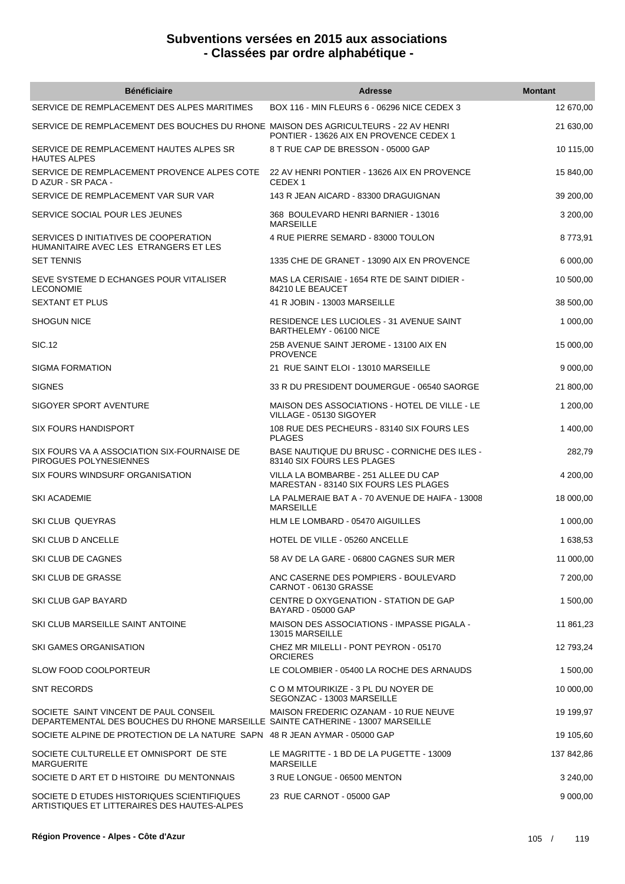# Subventions versées en 2015 aux associations
## - Classées par ordre alphabétique -

| Bénéficiaire | Adresse | Montant |
| --- | --- | --- |
| SERVICE DE REMPLACEMENT DES ALPES MARITIMES | BOX 116 - MIN FLEURS 6 - 06296 NICE CEDEX 3 | 12 670,00 |
| SERVICE DE REMPLACEMENT DES BOUCHES DU RHONE | MAISON DES AGRICULTEURS - 22 AV HENRI PONTIER - 13626 AIX EN PROVENCE CEDEX 1 | 21 630,00 |
| SERVICE DE REMPLACEMENT HAUTES ALPES SR HAUTES ALPES | 8 T RUE CAP DE BRESSON - 05000 GAP | 10 115,00 |
| SERVICE DE REMPLACEMENT PROVENCE ALPES COTE D AZUR - SR PACA - | 22 AV HENRI PONTIER - 13626 AIX EN PROVENCE CEDEX 1 | 15 840,00 |
| SERVICE DE REMPLACEMENT VAR SUR VAR | 143 R JEAN AICARD - 83300 DRAGUIGNAN | 39 200,00 |
| SERVICE SOCIAL POUR LES JEUNES | 368 BOULEVARD HENRI BARNIER - 13016 MARSEILLE | 3 200,00 |
| SERVICES D INITIATIVES DE COOPERATION HUMANITAIRE AVEC LES ETRANGERS ET LES | 4 RUE PIERRE SEMARD - 83000 TOULON | 8 773,91 |
| SET TENNIS | 1335 CHE DE GRANET - 13090 AIX EN PROVENCE | 6 000,00 |
| SEVE SYSTEME D ECHANGES POUR VITALISER LECONOMIE | MAS LA CERISAIE - 1654 RTE DE SAINT DIDIER - 84210 LE BEAUCET | 10 500,00 |
| SEXTANT ET PLUS | 41 R JOBIN - 13003 MARSEILLE | 38 500,00 |
| SHOGUN NICE | RESIDENCE LES LUCIOLES - 31 AVENUE SAINT BARTHELEMY - 06100 NICE | 1 000,00 |
| SIC.12 | 25B AVENUE SAINT JEROME - 13100 AIX EN PROVENCE | 15 000,00 |
| SIGMA FORMATION | 21 RUE SAINT ELOI - 13010 MARSEILLE | 9 000,00 |
| SIGNES | 33 R DU PRESIDENT DOUMERGUE - 06540 SAORGE | 21 800,00 |
| SIGOYER SPORT AVENTURE | MAISON DES ASSOCIATIONS - HOTEL DE VILLE - LE VILLAGE - 05130 SIGOYER | 1 200,00 |
| SIX FOURS HANDISPORT | 108 RUE DES PECHEURS - 83140 SIX FOURS LES PLAGES | 1 400,00 |
| SIX FOURS VA A ASSOCIATION SIX-FOURNAISE DE PIROGUES POLYNESIENNES | BASE NAUTIQUE DU BRUSC - CORNICHE DES ILES - 83140 SIX FOURS LES PLAGES | 282,79 |
| SIX FOURS WINDSURF ORGANISATION | VILLA LA BOMBARBE - 251 ALLEE DU CAP MARESTAN - 83140 SIX FOURS LES PLAGES | 4 200,00 |
| SKI ACADEMIE | LA PALMERAIE BAT A - 70 AVENUE DE HAIFA - 13008 MARSEILLE | 18 000,00 |
| SKI CLUB QUEYRAS | HLM LE LOMBARD - 05470 AIGUILLES | 1 000,00 |
| SKI CLUB D ANCELLE | HOTEL DE VILLE - 05260 ANCELLE | 1 638,53 |
| SKI CLUB DE CAGNES | 58 AV DE LA GARE - 06800 CAGNES SUR MER | 11 000,00 |
| SKI CLUB DE GRASSE | ANC CASERNE DES POMPIERS - BOULEVARD CARNOT - 06130 GRASSE | 7 200,00 |
| SKI CLUB GAP BAYARD | CENTRE D OXYGENATION - STATION DE GAP BAYARD - 05000 GAP | 1 500,00 |
| SKI CLUB MARSEILLE SAINT ANTOINE | MAISON DES ASSOCIATIONS - IMPASSE PIGALA - 13015 MARSEILLE | 11 861,23 |
| SKI GAMES ORGANISATION | CHEZ MR MILELLI - PONT PEYRON - 05170 ORCIERES | 12 793,24 |
| SLOW FOOD COOLPORTEUR | LE COLOMBIER - 05400 LA ROCHE DES ARNAUDS | 1 500,00 |
| SNT RECORDS | C O M MTOURIKIZE - 3 PL DU NOYER DE SEGONZAC - 13003 MARSEILLE | 10 000,00 |
| SOCIETE SAINT VINCENT DE PAUL CONSEIL DEPARTEMENTAL DES BOUCHES DU RHONE MARSEILLE | MAISON FREDERIC OZANAM - 10 RUE NEUVE SAINTE CATHERINE - 13007 MARSEILLE | 19 199,97 |
| SOCIETE ALPINE DE PROTECTION DE LA NATURE SAPN | 48 R JEAN AYMAR - 05000 GAP | 19 105,60 |
| SOCIETE CULTURELLE ET OMNISPORT DE STE MARGUERITE | LE MAGRITTE - 1 BD DE LA PUGETTE - 13009 MARSEILLE | 137 842,86 |
| SOCIETE D ART ET D HISTOIRE DU MENTONNAIS | 3 RUE LONGUE - 06500 MENTON | 3 240,00 |
| SOCIETE D ETUDES HISTORIQUES SCIENTIFIQUES ARTISTIQUES ET LITTERAIRES DES HAUTES-ALPES | 23 RUE CARNOT - 05000 GAP | 9 000,00 |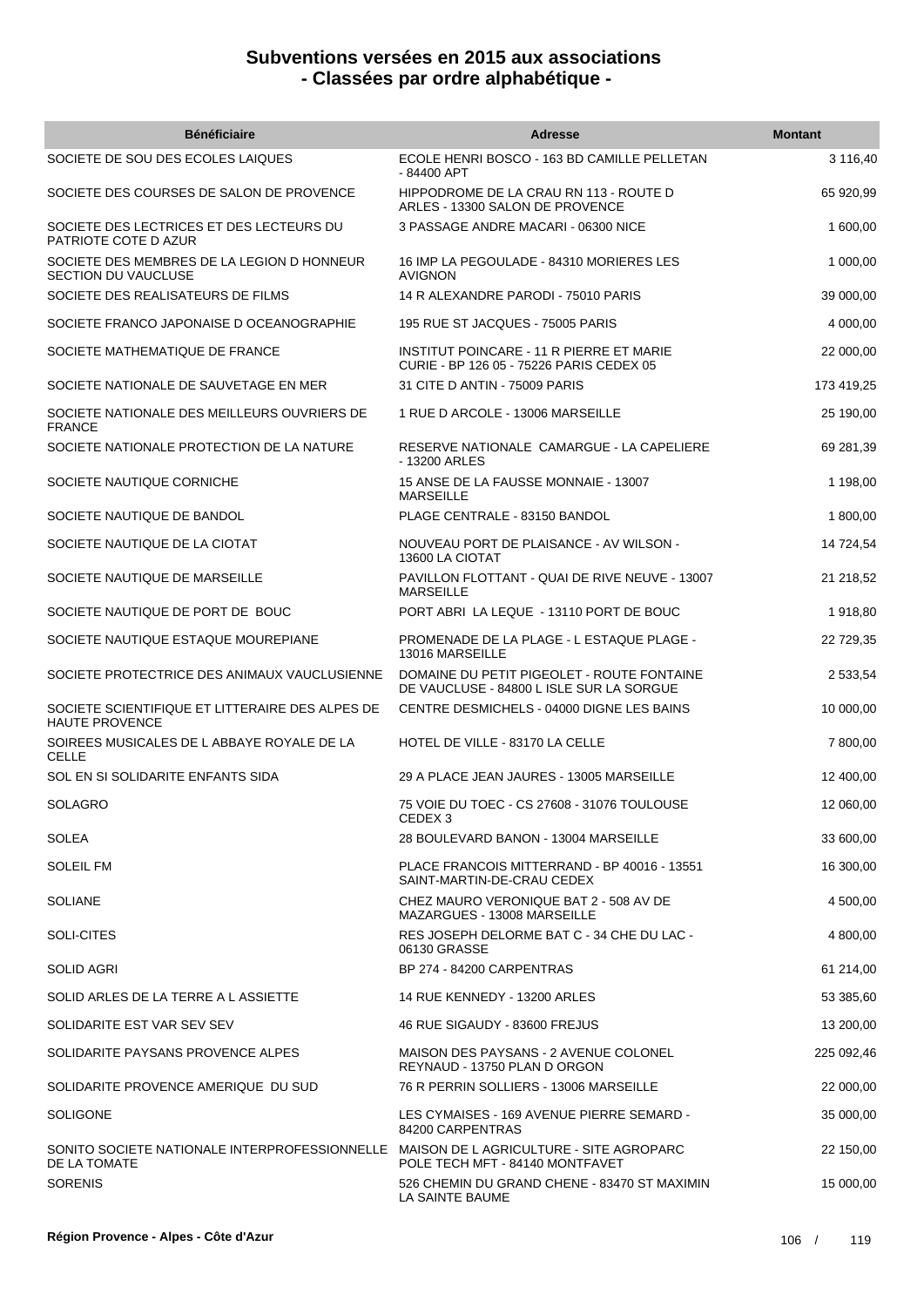# Subventions versées en 2015 aux associations
## - Classées par ordre alphabétique -

| Bénéficiaire | Adresse | Montant |
|---|---|---|
| SOCIETE DE SOU DES ECOLES LAIQUES | ECOLE HENRI BOSCO - 163 BD CAMILLE PELLETAN - 84400 APT | 3 116,40 |
| SOCIETE DES COURSES DE SALON DE PROVENCE | HIPPODROME DE LA CRAU RN 113 - ROUTE D ARLES - 13300 SALON DE PROVENCE | 65 920,99 |
| SOCIETE DES LECTRICES ET DES LECTEURS DU PATRIOTE COTE D AZUR | 3 PASSAGE ANDRE MACARI - 06300 NICE | 1 600,00 |
| SOCIETE DES MEMBRES DE LA LEGION D HONNEUR SECTION DU VAUCLUSE | 16 IMP LA PEGOULADE - 84310 MORIERES LES AVIGNON | 1 000,00 |
| SOCIETE DES REALISATEURS DE FILMS | 14 R ALEXANDRE PARODI - 75010 PARIS | 39 000,00 |
| SOCIETE FRANCO JAPONAISE D OCEANOGRAPHIE | 195 RUE ST JACQUES - 75005 PARIS | 4 000,00 |
| SOCIETE MATHEMATIQUE DE FRANCE | INSTITUT POINCARE - 11 R PIERRE ET MARIE CURIE - BP 126 05 - 75226 PARIS CEDEX 05 | 22 000,00 |
| SOCIETE NATIONALE DE SAUVETAGE EN MER | 31 CITE D ANTIN - 75009 PARIS | 173 419,25 |
| SOCIETE NATIONALE DES MEILLEURS OUVRIERS DE FRANCE | 1 RUE D ARCOLE - 13006 MARSEILLE | 25 190,00 |
| SOCIETE NATIONALE PROTECTION DE LA NATURE | RESERVE NATIONALE CAMARGUE - LA CAPELIERE - 13200 ARLES | 69 281,39 |
| SOCIETE NAUTIQUE CORNICHE | 15 ANSE DE LA FAUSSE MONNAIE - 13007 MARSEILLE | 1 198,00 |
| SOCIETE NAUTIQUE DE BANDOL | PLAGE CENTRALE - 83150 BANDOL | 1 800,00 |
| SOCIETE NAUTIQUE DE LA CIOTAT | NOUVEAU PORT DE PLAISANCE - AV WILSON - 13600 LA CIOTAT | 14 724,54 |
| SOCIETE NAUTIQUE DE MARSEILLE | PAVILLON FLOTTANT - QUAI DE RIVE NEUVE - 13007 MARSEILLE | 21 218,52 |
| SOCIETE NAUTIQUE DE PORT DE BOUC | PORT ABRI LA LEQUE - 13110 PORT DE BOUC | 1 918,80 |
| SOCIETE NAUTIQUE ESTAQUE MOUREPIANE | PROMENADE DE LA PLAGE - L ESTAQUE PLAGE - 13016 MARSEILLE | 22 729,35 |
| SOCIETE PROTECTRICE DES ANIMAUX VAUCLUSIENNE | DOMAINE DU PETIT PIGEOLET - ROUTE FONTAINE DE VAUCLUSE - 84800 L ISLE SUR LA SORGUE | 2 533,54 |
| SOCIETE SCIENTIFIQUE ET LITTERAIRE DES ALPES DE HAUTE PROVENCE | CENTRE DESMICHELS - 04000 DIGNE LES BAINS | 10 000,00 |
| SOIREES MUSICALES DE L ABBAYE ROYALE DE LA CELLE | HOTEL DE VILLE - 83170 LA CELLE | 7 800,00 |
| SOL EN SI SOLIDARITE ENFANTS SIDA | 29 A PLACE JEAN JAURES - 13005 MARSEILLE | 12 400,00 |
| SOLAGRO | 75 VOIE DU TOEC - CS 27608 - 31076 TOULOUSE CEDEX 3 | 12 060,00 |
| SOLEA | 28 BOULEVARD BANON - 13004 MARSEILLE | 33 600,00 |
| SOLEIL FM | PLACE FRANCOIS MITTERRAND - BP 40016 - 13551 SAINT-MARTIN-DE-CRAU CEDEX | 16 300,00 |
| SOLIANE | CHEZ MAURO VERONIQUE BAT 2 - 508 AV DE MAZARGUES - 13008 MARSEILLE | 4 500,00 |
| SOLI-CITES | RES JOSEPH DELORME BAT C - 34 CHE DU LAC - 06130 GRASSE | 4 800,00 |
| SOLID AGRI | BP 274 - 84200 CARPENTRAS | 61 214,00 |
| SOLID ARLES DE LA TERRE A L ASSIETTE | 14 RUE KENNEDY - 13200 ARLES | 53 385,60 |
| SOLIDARITE EST VAR SEV SEV | 46 RUE SIGAUDY - 83600 FREJUS | 13 200,00 |
| SOLIDARITE PAYSANS PROVENCE ALPES | MAISON DES PAYSANS - 2 AVENUE COLONEL REYNAUD - 13750 PLAN D ORGON | 225 092,46 |
| SOLIDARITE PROVENCE AMERIQUE DU SUD | 76 R PERRIN SOLLIERS - 13006 MARSEILLE | 22 000,00 |
| SOLIGONE | LES CYMAISES - 169 AVENUE PIERRE SEMARD - 84200 CARPENTRAS | 35 000,00 |
| SONITO SOCIETE NATIONALE INTERPROFESSIONNELLE DE LA TOMATE | MAISON DE L AGRICULTURE - SITE AGROPARC POLE TECH MFT - 84140 MONTFAVET | 22 150,00 |
| SORENIS | 526 CHEMIN DU GRAND CHENE - 83470 ST MAXIMIN LA SAINTE BAUME | 15 000,00 |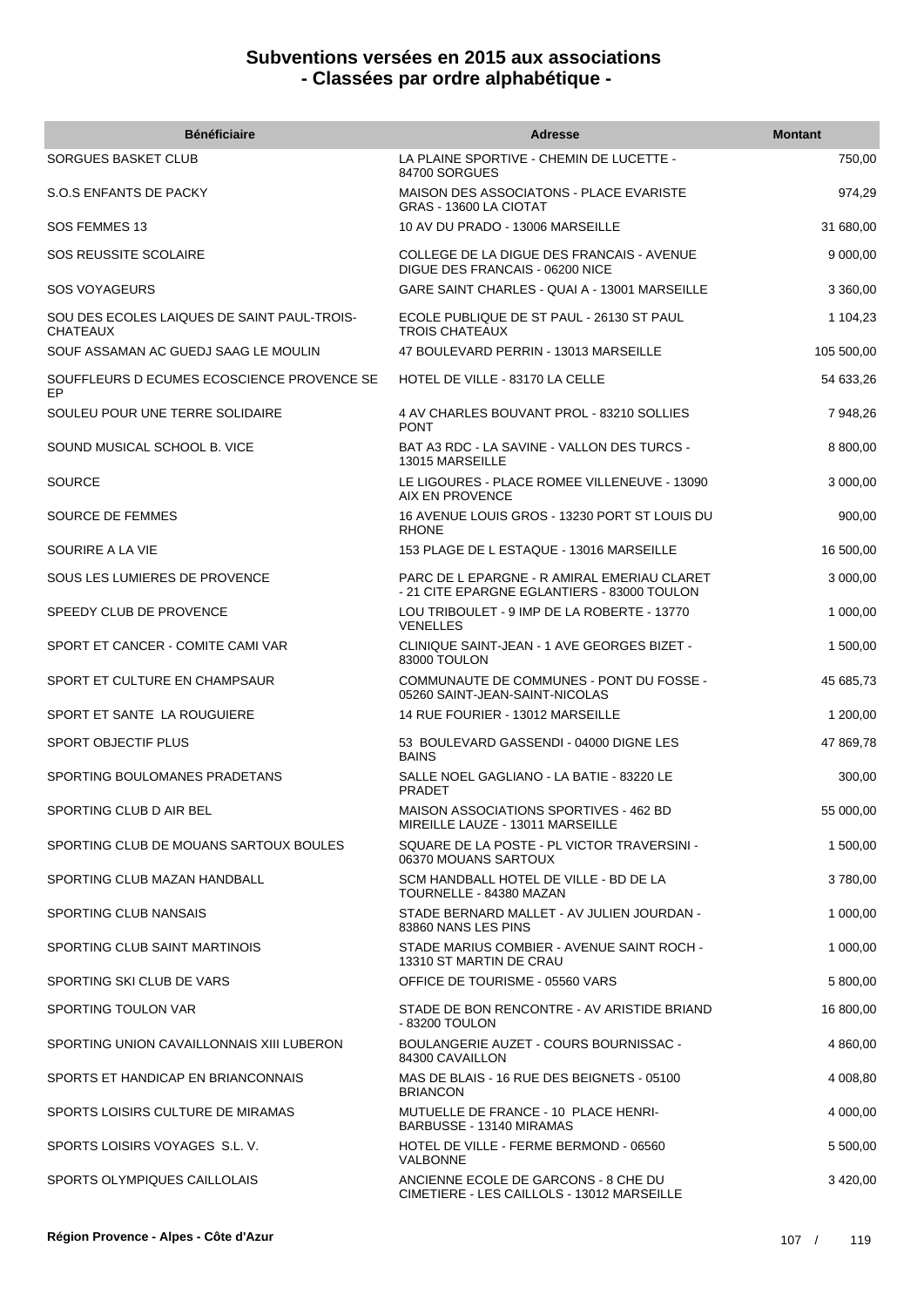# Subventions versées en 2015 aux associations
## - Classées par ordre alphabétique -

| Bénéficiaire | Adresse | Montant |
|---|---|---|
| SORGUES BASKET CLUB | LA PLAINE SPORTIVE - CHEMIN DE LUCETTE - 84700 SORGUES | 750,00 |
| S.O.S ENFANTS DE PACKY | MAISON DES ASSOCIATONS - PLACE EVARISTE GRAS - 13600 LA CIOTAT | 974,29 |
| SOS FEMMES 13 | 10 AV DU PRADO - 13006 MARSEILLE | 31 680,00 |
| SOS REUSSITE SCOLAIRE | COLLEGE DE LA DIGUE DES FRANCAIS - AVENUE DIGUE DES FRANCAIS - 06200 NICE | 9 000,00 |
| SOS VOYAGEURS | GARE SAINT CHARLES - QUAI A - 13001 MARSEILLE | 3 360,00 |
| SOU DES ECOLES LAIQUES DE SAINT PAUL-TROIS-CHATEAUX | ECOLE PUBLIQUE DE ST PAUL - 26130 ST PAUL TROIS CHATEAUX | 1 104,23 |
| SOUF ASSAMAN AC GUEDJ SAAG LE MOULIN | 47 BOULEVARD PERRIN - 13013 MARSEILLE | 105 500,00 |
| SOUFFLEURS D ECUMES ECOSCIENCE PROVENCE SE EP | HOTEL DE VILLE - 83170 LA CELLE | 54 633,26 |
| SOULEU POUR UNE TERRE SOLIDAIRE | 4 AV CHARLES BOUVANT PROL - 83210 SOLLIES PONT | 7 948,26 |
| SOUND MUSICAL SCHOOL B. VICE | BAT A3 RDC - LA SAVINE - VALLON DES TURCS - 13015 MARSEILLE | 8 800,00 |
| SOURCE | LE LIGOURES - PLACE ROMEE VILLENEUVE - 13090 AIX EN PROVENCE | 3 000,00 |
| SOURCE DE FEMMES | 16 AVENUE LOUIS GROS - 13230 PORT ST LOUIS DU RHONE | 900,00 |
| SOURIRE A LA VIE | 153 PLAGE DE L ESTAQUE - 13016 MARSEILLE | 16 500,00 |
| SOUS LES LUMIERES DE PROVENCE | PARC DE L EPARGNE - R AMIRAL EMERIAU CLARET - 21 CITE EPARGNE EGLANTIERS - 83000 TOULON | 3 000,00 |
| SPEEDY CLUB DE PROVENCE | LOU TRIBOULET - 9 IMP DE LA ROBERTE - 13770 VENELLES | 1 000,00 |
| SPORT ET CANCER - COMITE CAMI VAR | CLINIQUE SAINT-JEAN - 1 AVE GEORGES BIZET - 83000 TOULON | 1 500,00 |
| SPORT ET CULTURE EN CHAMPSAUR | COMMUNAUTE DE COMMUNES - PONT DU FOSSE - 05260 SAINT-JEAN-SAINT-NICOLAS | 45 685,73 |
| SPORT ET SANTE LA ROUGUIERE | 14 RUE FOURIER - 13012 MARSEILLE | 1 200,00 |
| SPORT OBJECTIF PLUS | 53 BOULEVARD GASSENDI - 04000 DIGNE LES BAINS | 47 869,78 |
| SPORTING BOULOMANES PRADETANS | SALLE NOEL GAGLIANO - LA BATIE - 83220 LE PRADET | 300,00 |
| SPORTING CLUB D AIR BEL | MAISON ASSOCIATIONS SPORTIVES - 462 BD MIREILLE LAUZE - 13011 MARSEILLE | 55 000,00 |
| SPORTING CLUB DE MOUANS SARTOUX BOULES | SQUARE DE LA POSTE - PL VICTOR TRAVERSINI - 06370 MOUANS SARTOUX | 1 500,00 |
| SPORTING CLUB MAZAN HANDBALL | SCM HANDBALL HOTEL DE VILLE - BD DE LA TOURNELLE - 84380 MAZAN | 3 780,00 |
| SPORTING CLUB NANSAIS | STADE BERNARD MALLET - AV JULIEN JOURDAN - 83860 NANS LES PINS | 1 000,00 |
| SPORTING CLUB SAINT MARTINOIS | STADE MARIUS COMBIER - AVENUE SAINT ROCH - 13310 ST MARTIN DE CRAU | 1 000,00 |
| SPORTING SKI CLUB DE VARS | OFFICE DE TOURISME - 05560 VARS | 5 800,00 |
| SPORTING TOULON VAR | STADE DE BON RENCONTRE - AV ARISTIDE BRIAND - 83200 TOULON | 16 800,00 |
| SPORTING UNION CAVAILLONNAIS XIII LUBERON | BOULANGERIE AUZET - COURS BOURNISSAC - 84300 CAVAILLON | 4 860,00 |
| SPORTS ET HANDICAP EN BRIANCONNAIS | MAS DE BLAIS - 16 RUE DES BEIGNETS - 05100 BRIANCON | 4 008,80 |
| SPORTS LOISIRS CULTURE DE MIRAMAS | MUTUELLE DE FRANCE - 10 PLACE HENRI-BARBUSSE - 13140 MIRAMAS | 4 000,00 |
| SPORTS LOISIRS VOYAGES S.L. V. | HOTEL DE VILLE - FERME BERMOND - 06560 VALBONNE | 5 500,00 |
| SPORTS OLYMPIQUES CAILLOLAIS | ANCIENNE ECOLE DE GARCONS - 8 CHE DU CIMETIERE - LES CAILLOLS - 13012 MARSEILLE | 3 420,00 |

Région Provence - Alpes - Côte d'Azur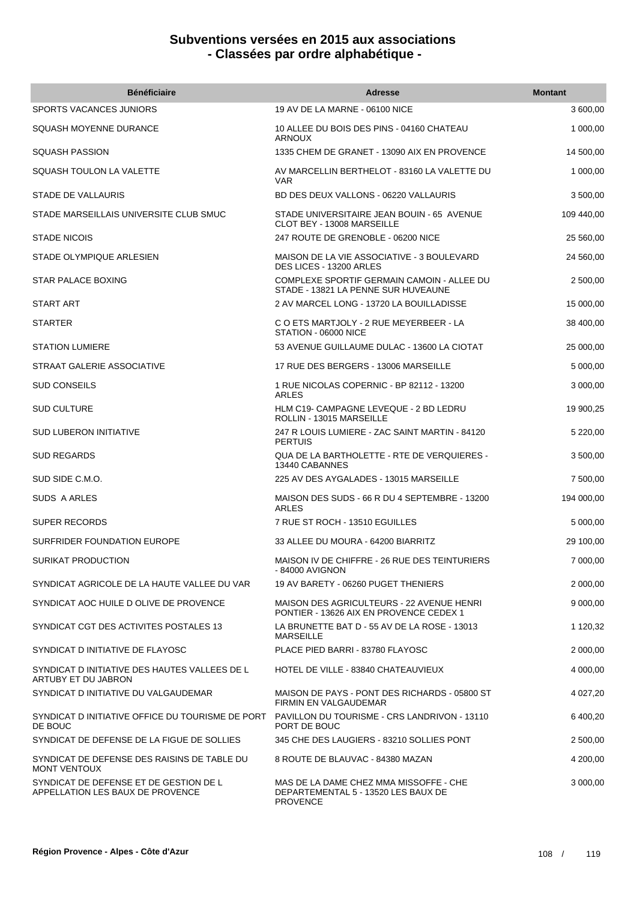# Subventions versées en 2015 aux associations
## - Classées par ordre alphabétique -

| Bénéficiaire | Adresse | Montant |
|---|---|---|
| SPORTS VACANCES JUNIORS | 19 AV DE LA MARNE - 06100 NICE | 3 600,00 |
| SQUASH MOYENNE DURANCE | 10 ALLEE DU BOIS DES PINS - 04160 CHATEAU ARNOUX | 1 000,00 |
| SQUASH PASSION | 1335 CHEM DE GRANET - 13090 AIX EN PROVENCE | 14 500,00 |
| SQUASH TOULON LA VALETTE | AV MARCELLIN BERTHELOT - 83160 LA VALETTE DU VAR | 1 000,00 |
| STADE DE VALLAURIS | BD DES DEUX VALLONS - 06220 VALLAURIS | 3 500,00 |
| STADE MARSEILLAIS UNIVERSITE CLUB SMUC | STADE UNIVERSITAIRE JEAN BOUIN - 65 AVENUE CLOT BEY - 13008 MARSEILLE | 109 440,00 |
| STADE NICOIS | 247 ROUTE DE GRENOBLE - 06200 NICE | 25 560,00 |
| STADE OLYMPIQUE ARLESIEN | MAISON DE LA VIE ASSOCIATIVE - 3 BOULEVARD DES LICES - 13200 ARLES | 24 560,00 |
| STAR PALACE BOXING | COMPLEXE SPORTIF GERMAIN CAMOIN - ALLEE DU STADE - 13821 LA PENNE SUR HUVEAUNE | 2 500,00 |
| START ART | 2 AV MARCEL LONG - 13720 LA BOUILLADISSE | 15 000,00 |
| STARTER | C O ETS MARTJOLY - 2 RUE MEYERBEER - LA STATION - 06000 NICE | 38 400,00 |
| STATION LUMIERE | 53 AVENUE GUILLAUME DULAC - 13600 LA CIOTAT | 25 000,00 |
| STRAAT GALERIE ASSOCIATIVE | 17 RUE DES BERGERS - 13006 MARSEILLE | 5 000,00 |
| SUD CONSEILS | 1 RUE NICOLAS COPERNIC - BP 82112 - 13200 ARLES | 3 000,00 |
| SUD CULTURE | HLM C19- CAMPAGNE LEVEQUE - 2 BD LEDRU ROLLIN - 13015 MARSEILLE | 19 900,25 |
| SUD LUBERON INITIATIVE | 247 R LOUIS LUMIERE - ZAC SAINT MARTIN - 84120 PERTUIS | 5 220,00 |
| SUD REGARDS | QUA DE LA BARTHOLETTE - RTE DE VERQUIERES - 13440 CABANNES | 3 500,00 |
| SUD SIDE C.M.O. | 225 AV DES AYGALADES - 13015 MARSEILLE | 7 500,00 |
| SUDS A ARLES | MAISON DES SUDS - 66 R DU 4 SEPTEMBRE - 13200 ARLES | 194 000,00 |
| SUPER RECORDS | 7 RUE ST ROCH - 13510 EGUILLES | 5 000,00 |
| SURFRIDER FOUNDATION EUROPE | 33 ALLEE DU MOURA - 64200 BIARRITZ | 29 100,00 |
| SURIKAT PRODUCTION | MAISON IV DE CHIFFRE - 26 RUE DES TEINTURIERS - 84000 AVIGNON | 7 000,00 |
| SYNDICAT AGRICOLE DE LA HAUTE VALLEE DU VAR | 19 AV BARETY - 06260 PUGET THENIERS | 2 000,00 |
| SYNDICAT AOC HUILE D OLIVE DE PROVENCE | MAISON DES AGRICULTEURS - 22 AVENUE HENRI PONTIER - 13626 AIX EN PROVENCE CEDEX 1 | 9 000,00 |
| SYNDICAT CGT DES ACTIVITES POSTALES 13 | LA BRUNETTE BAT D - 55 AV DE LA ROSE - 13013 MARSEILLE | 1 120,32 |
| SYNDICAT D INITIATIVE DE FLAYOSC | PLACE PIED BARRI - 83780 FLAYOSC | 2 000,00 |
| SYNDICAT D INITIATIVE DES HAUTES VALLEES DE L ARTUBY ET DU JABRON | HOTEL DE VILLE - 83840 CHATEAUVIEUX | 4 000,00 |
| SYNDICAT D INITIATIVE DU VALGAUDEMAR | MAISON DE PAYS - PONT DES RICHARDS - 05800 ST FIRMIN EN VALGAUDEMAR | 4 027,20 |
| SYNDICAT D INITIATIVE OFFICE DU TOURISME DE PORT DE BOUC | PAVILLON DU TOURISME - CRS LANDRIVON - 13110 PORT DE BOUC | 6 400,20 |
| SYNDICAT DE DEFENSE DE LA FIGUE DE SOLLIES | 345 CHE DES LAUGIERS - 83210 SOLLIES PONT | 2 500,00 |
| SYNDICAT DE DEFENSE DES RAISINS DE TABLE DU MONT VENTOUX | 8 ROUTE DE BLAUVAC - 84380 MAZAN | 4 200,00 |
| SYNDICAT DE DEFENSE ET DE GESTION DE L APPELLATION LES BAUX DE PROVENCE | MAS DE LA DAME CHEZ MMA MISSOFFE - CHE DEPARTEMENTAL 5 - 13520 LES BAUX DE PROVENCE | 3 000,00 |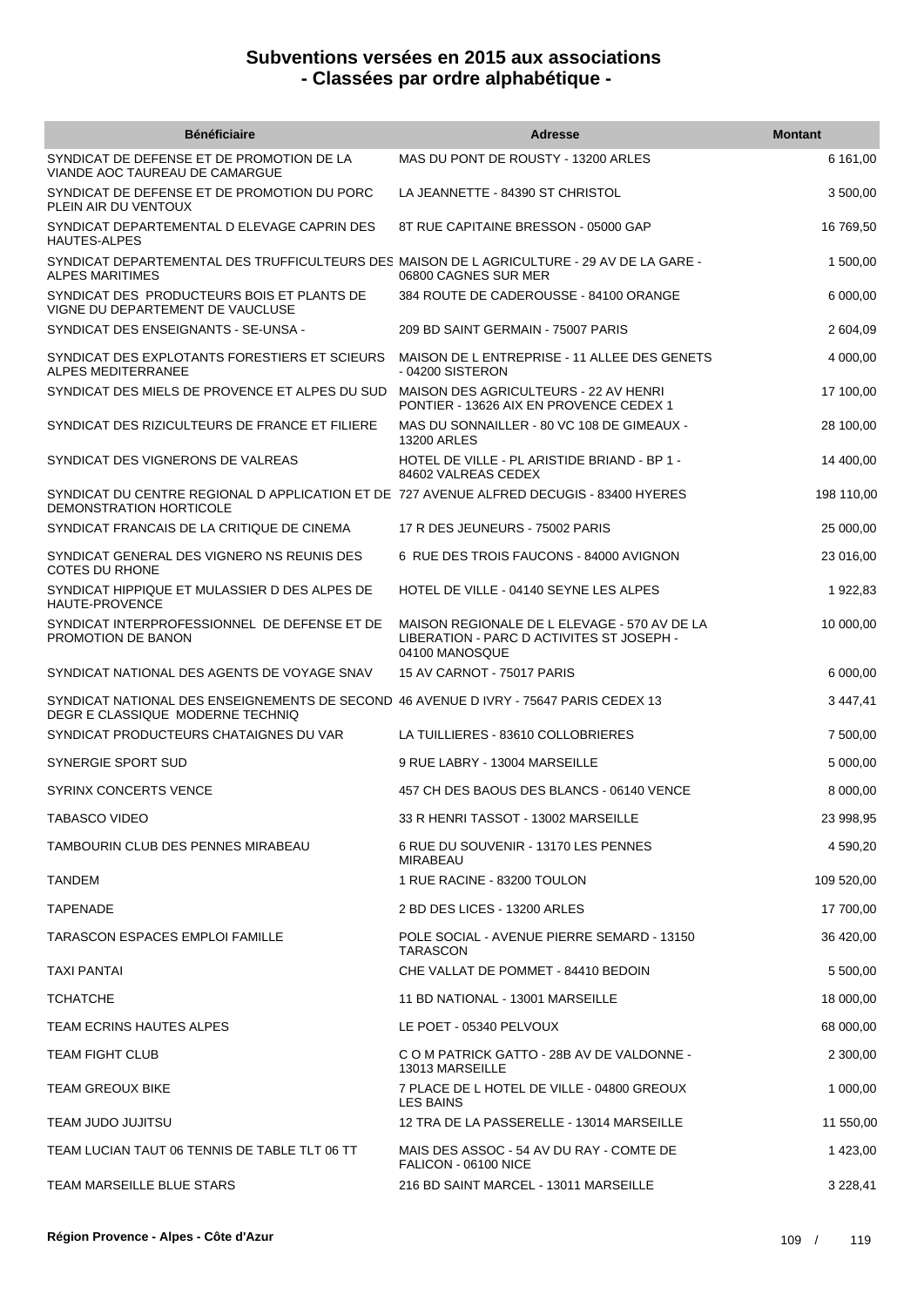# Subventions versées en 2015 aux associations
# - Classées par ordre alphabétique -

| Bénéficiaire | Adresse | Montant |
|---|---|---|
| SYNDICAT DE DEFENSE ET DE PROMOTION DE LA VIANDE AOC TAUREAU DE CAMARGUE | MAS DU PONT DE ROUSTY - 13200 ARLES | 6 161,00 |
| SYNDICAT DE DEFENSE ET DE PROMOTION DU PORC PLEIN AIR DU VENTOUX | LA JEANNETTE - 84390 ST CHRISTOL | 3 500,00 |
| SYNDICAT DEPARTEMENTAL D ELEVAGE CAPRIN DES HAUTES-ALPES | 8T RUE CAPITAINE BRESSON - 05000 GAP | 16 769,50 |
| SYNDICAT DEPARTEMENTAL DES TRUFFICULTEURS DES ALPES MARITIMES | MAISON DE L AGRICULTURE - 29 AV DE LA GARE - 06800 CAGNES SUR MER | 1 500,00 |
| SYNDICAT DES PRODUCTEURS BOIS ET PLANTS DE VIGNE DU DEPARTEMENT DE VAUCLUSE | 384 ROUTE DE CADEROUSSE - 84100 ORANGE | 6 000,00 |
| SYNDICAT DES ENSEIGNANTS - SE-UNSA - | 209 BD SAINT GERMAIN - 75007 PARIS | 2 604,09 |
| SYNDICAT DES EXPLOTANTS FORESTIERS ET SCIEURS ALPES MEDITERRANEE | MAISON DE L ENTREPRISE - 11 ALLEE DES GENETS - 04200 SISTERON | 4 000,00 |
| SYNDICAT DES MIELS DE PROVENCE ET ALPES DU SUD | MAISON DES AGRICULTEURS - 22 AV HENRI PONTIER - 13626 AIX EN PROVENCE CEDEX 1 | 17 100,00 |
| SYNDICAT DES RIZICULTEURS DE FRANCE ET FILIERE | MAS DU SONNAILLER - 80 VC 108 DE GIMEAUX - 13200 ARLES | 28 100,00 |
| SYNDICAT DES VIGNERONS DE VALREAS | HOTEL DE VILLE - PL ARISTIDE BRIAND - BP 1 - 84602 VALREAS CEDEX | 14 400,00 |
| SYNDICAT DU CENTRE REGIONAL D APPLICATION ET DE DEMONSTRATION HORTICOLE | 727 AVENUE ALFRED DECUGIS - 83400 HYERES | 198 110,00 |
| SYNDICAT FRANCAIS DE LA CRITIQUE DE CINEMA | 17 R DES JEUNEURS - 75002 PARIS | 25 000,00 |
| SYNDICAT GENERAL DES VIGNERO NS REUNIS DES COTES DU RHONE | 6 RUE DES TROIS FAUCONS - 84000 AVIGNON | 23 016,00 |
| SYNDICAT HIPPIQUE ET MULASSIER D DES ALPES DE HAUTE-PROVENCE | HOTEL DE VILLE - 04140 SEYNE LES ALPES | 1 922,83 |
| SYNDICAT INTERPROFESSIONNEL DE DEFENSE ET DE PROMOTION DE BANON | MAISON REGIONALE DE L ELEVAGE - 570 AV DE LA LIBERATION - PARC D ACTIVITES ST JOSEPH - 04100 MANOSQUE | 10 000,00 |
| SYNDICAT NATIONAL DES AGENTS DE VOYAGE SNAV | 15 AV CARNOT - 75017 PARIS | 6 000,00 |
| SYNDICAT NATIONAL DES ENSEIGNEMENTS DE SECOND DEGR E CLASSIQUE MODERNE TECHNIQ | 46 AVENUE D IVRY - 75647 PARIS CEDEX 13 | 3 447,41 |
| SYNDICAT PRODUCTEURS CHATAIGNES DU VAR | LA TUILLIERES - 83610 COLLOBRIERES | 7 500,00 |
| SYNERGIE SPORT SUD | 9 RUE LABRY - 13004 MARSEILLE | 5 000,00 |
| SYRINX CONCERTS VENCE | 457 CH DES BAOUS DES BLANCS - 06140 VENCE | 8 000,00 |
| TABASCO VIDEO | 33 R HENRI TASSOT - 13002 MARSEILLE | 23 998,95 |
| TAMBOURIN CLUB DES PENNES MIRABEAU | 6 RUE DU SOUVENIR - 13170 LES PENNES MIRABEAU | 4 590,20 |
| TANDEM | 1 RUE RACINE - 83200 TOULON | 109 520,00 |
| TAPENADE | 2 BD DES LICES - 13200 ARLES | 17 700,00 |
| TARASCON ESPACES EMPLOI FAMILLE | POLE SOCIAL - AVENUE PIERRE SEMARD - 13150 TARASCON | 36 420,00 |
| TAXI PANTAI | CHE VALLAT DE POMMET - 84410 BEDOIN | 5 500,00 |
| TCHATCHE | 11 BD NATIONAL - 13001 MARSEILLE | 18 000,00 |
| TEAM ECRINS HAUTES ALPES | LE POET - 05340 PELVOUX | 68 000,00 |
| TEAM FIGHT CLUB | C O M PATRICK GATTO - 28B AV DE VALDONNE - 13013 MARSEILLE | 2 300,00 |
| TEAM GREOUX BIKE | 7 PLACE DE L HOTEL DE VILLE - 04800 GREOUX LES BAINS | 1 000,00 |
| TEAM JUDO JUJITSU | 12 TRA DE LA PASSERELLE - 13014 MARSEILLE | 11 550,00 |
| TEAM LUCIAN TAUT 06 TENNIS DE TABLE TLT 06 TT | MAIS DES ASSOC - 54 AV DU RAY - COMTE DE FALICON - 06100 NICE | 1 423,00 |
| TEAM MARSEILLE BLUE STARS | 216 BD SAINT MARCEL - 13011 MARSEILLE | 3 228,41 |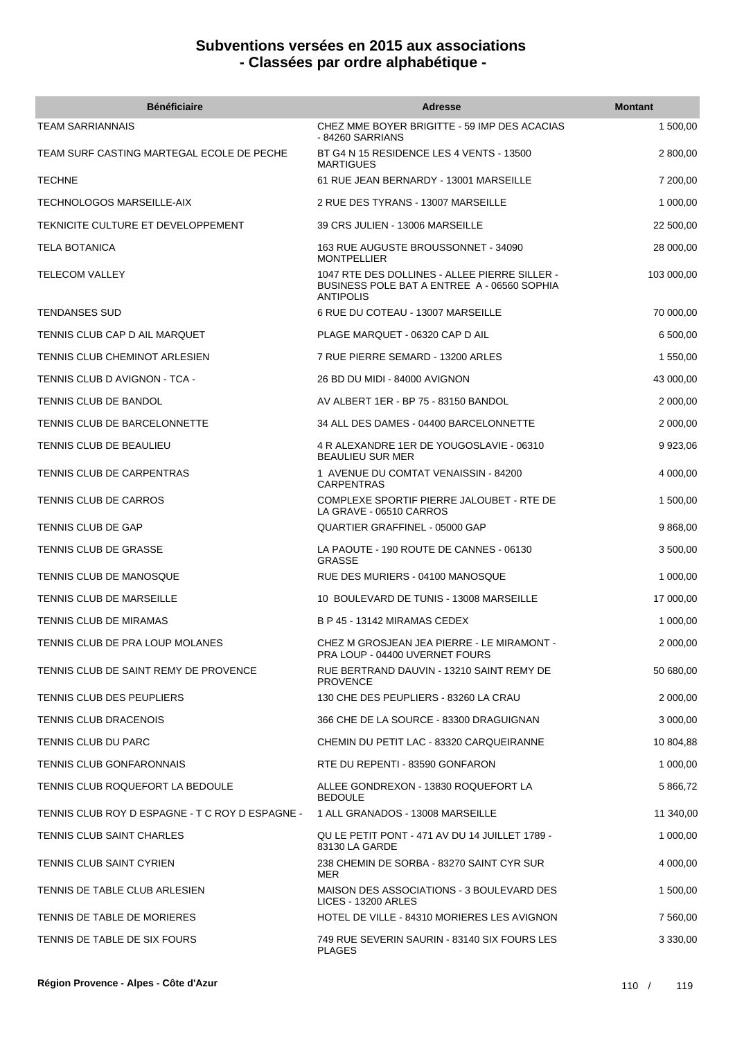# Subventions versées en 2015 aux associations
## - Classées par ordre alphabétique -

| Bénéficiaire | Adresse | Montant |
| --- | --- | --- |
| TEAM SARRIANNAIS | CHEZ MME BOYER BRIGITTE - 59 IMP DES ACACIAS - 84260 SARRIANS | 1 500,00 |
| TEAM SURF CASTING MARTEGAL ECOLE DE PECHE | BT G4 N 15 RESIDENCE LES 4 VENTS - 13500 MARTIGUES | 2 800,00 |
| TECHNE | 61 RUE JEAN BERNARDY - 13001 MARSEILLE | 7 200,00 |
| TECHNOLOGOS MARSEILLE-AIX | 2 RUE DES TYRANS - 13007 MARSEILLE | 1 000,00 |
| TEKNICITE CULTURE ET DEVELOPPEMENT | 39 CRS JULIEN - 13006 MARSEILLE | 22 500,00 |
| TELA BOTANICA | 163 RUE AUGUSTE BROUSSONNET - 34090 MONTPELLIER | 28 000,00 |
| TELECOM VALLEY | 1047 RTE DES DOLLINES - ALLEE PIERRE SILLER - BUSINESS POLE BAT A ENTREE A - 06560 SOPHIA ANTIPOLIS | 103 000,00 |
| TENDANSES SUD | 6 RUE DU COTEAU - 13007 MARSEILLE | 70 000,00 |
| TENNIS CLUB CAP D AIL MARQUET | PLAGE MARQUET - 06320 CAP D AIL | 6 500,00 |
| TENNIS CLUB CHEMINOT ARLESIEN | 7 RUE PIERRE SEMARD - 13200 ARLES | 1 550,00 |
| TENNIS CLUB D AVIGNON - TCA - | 26 BD DU MIDI - 84000 AVIGNON | 43 000,00 |
| TENNIS CLUB DE BANDOL | AV ALBERT 1ER - BP 75 - 83150 BANDOL | 2 000,00 |
| TENNIS CLUB DE BARCELONNETTE | 34 ALL DES DAMES - 04400 BARCELONNETTE | 2 000,00 |
| TENNIS CLUB DE BEAULIEU | 4 R ALEXANDRE 1ER DE YOUGOSLAVIE - 06310 BEAULIEU SUR MER | 9 923,06 |
| TENNIS CLUB DE CARPENTRAS | 1 AVENUE DU COMTAT VENAISSIN - 84200 CARPENTRAS | 4 000,00 |
| TENNIS CLUB DE CARROS | COMPLEXE SPORTIF PIERRE JALOUBET - RTE DE LA GRAVE - 06510 CARROS | 1 500,00 |
| TENNIS CLUB DE GAP | QUARTIER GRAFFINEL - 05000 GAP | 9 868,00 |
| TENNIS CLUB DE GRASSE | LA PAOUTE - 190 ROUTE DE CANNES - 06130 GRASSE | 3 500,00 |
| TENNIS CLUB DE MANOSQUE | RUE DES MURIERS - 04100 MANOSQUE | 1 000,00 |
| TENNIS CLUB DE MARSEILLE | 10 BOULEVARD DE TUNIS - 13008 MARSEILLE | 17 000,00 |
| TENNIS CLUB DE MIRAMAS | B P 45 - 13142 MIRAMAS CEDEX | 1 000,00 |
| TENNIS CLUB DE PRA LOUP MOLANES | CHEZ M GROSJEAN JEA PIERRE - LE MIRAMONT - PRA LOUP - 04400 UVERNET FOURS | 2 000,00 |
| TENNIS CLUB DE SAINT REMY DE PROVENCE | RUE BERTRAND DAUVIN - 13210 SAINT REMY DE PROVENCE | 50 680,00 |
| TENNIS CLUB DES PEUPLIERS | 130 CHE DES PEUPLIERS - 83260 LA CRAU | 2 000,00 |
| TENNIS CLUB DRACENOIS | 366 CHE DE LA SOURCE - 83300 DRAGUIGNAN | 3 000,00 |
| TENNIS CLUB DU PARC | CHEMIN DU PETIT LAC - 83320 CARQUEIRANNE | 10 804,88 |
| TENNIS CLUB GONFARONNAIS | RTE DU REPENTI - 83590 GONFARON | 1 000,00 |
| TENNIS CLUB ROQUEFORT LA BEDOULE | ALLEE GONDREXON - 13830 ROQUEFORT LA BEDOULE | 5 866,72 |
| TENNIS CLUB ROY D ESPAGNE - T C ROY D ESPAGNE - | 1 ALL GRANADOS - 13008 MARSEILLE | 11 340,00 |
| TENNIS CLUB SAINT CHARLES | QU LE PETIT PONT - 471 AV DU 14 JUILLET 1789 - 83130 LA GARDE | 1 000,00 |
| TENNIS CLUB SAINT CYRIEN | 238 CHEMIN DE SORBA - 83270 SAINT CYR SUR MER | 4 000,00 |
| TENNIS DE TABLE CLUB ARLESIEN | MAISON DES ASSOCIATIONS - 3 BOULEVARD DES LICES - 13200 ARLES | 1 500,00 |
| TENNIS DE TABLE DE MORIERES | HOTEL DE VILLE - 84310 MORIERES LES AVIGNON | 7 560,00 |
| TENNIS DE TABLE DE SIX FOURS | 749 RUE SEVERIN SAURIN - 83140 SIX FOURS LES PLAGES | 3 330,00 |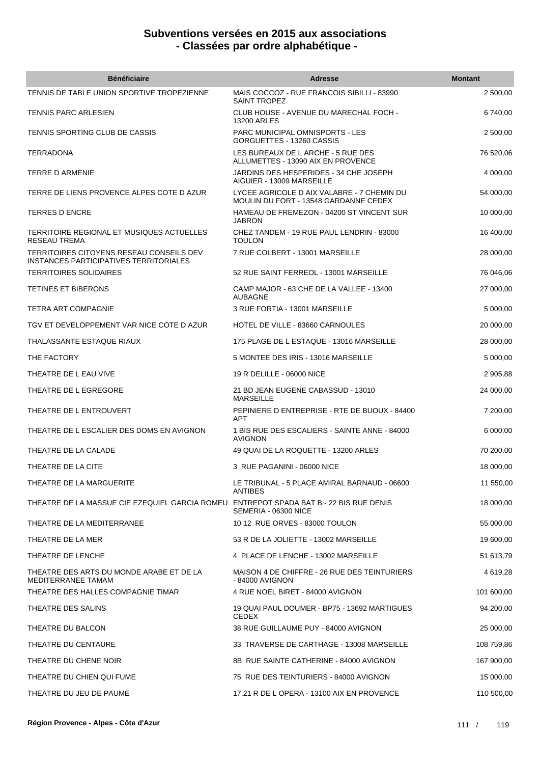## Subventions versées en 2015 aux associations
## - Classées par ordre alphabétique -

| Bénéficiaire | Adresse | Montant |
|---|---|---|
| TENNIS DE TABLE UNION SPORTIVE TROPEZIENNE | MAIS COCCOZ - RUE FRANCOIS SIBILLI - 83990 SAINT TROPEZ | 2 500,00 |
| TENNIS PARC ARLESIEN | CLUB HOUSE - AVENUE DU MARECHAL FOCH - 13200 ARLES | 6 740,00 |
| TENNIS SPORTING CLUB DE CASSIS | PARC MUNICIPAL OMNISPORTS - LES GORGUETTES - 13260 CASSIS | 2 500,00 |
| TERRADONA | LES BUREAUX DE L ARCHE - 5 RUE DES ALLUMETTES - 13090 AIX EN PROVENCE | 76 520,06 |
| TERRE D ARMENIE | JARDINS DES HESPERIDES - 34 CHE JOSEPH AIGUIER - 13009 MARSEILLE | 4 000,00 |
| TERRE DE LIENS PROVENCE ALPES COTE D AZUR | LYCEE AGRICOLE D AIX VALABRE - 7 CHEMIN DU MOULIN DU FORT - 13548 GARDANNE CEDEX | 54 000,00 |
| TERRES D ENCRE | HAMEAU DE FREMEZON - 04200 ST VINCENT SUR JABRON | 10 000,00 |
| TERRITOIRE REGIONAL ET MUSIQUES ACTUELLES RESEAU TREMA | CHEZ TANDEM - 19 RUE PAUL LENDRIN - 83000 TOULON | 16 400,00 |
| TERRITOIRES CITOYENS RESEAU CONSEILS DEV INSTANCES PARTICIPATIVES TERRITORIALES | 7 RUE COLBERT - 13001 MARSEILLE | 28 000,00 |
| TERRITOIRES SOLIDAIRES | 52 RUE SAINT FERREOL - 13001 MARSEILLE | 76 046,06 |
| TETINES ET BIBERONS | CAMP MAJOR - 63 CHE DE LA VALLEE - 13400 AUBAGNE | 27 000,00 |
| TETRA ART COMPAGNIE | 3 RUE FORTIA - 13001 MARSEILLE | 5 000,00 |
| TGV ET DEVELOPPEMENT VAR NICE COTE D AZUR | HOTEL DE VILLE - 83660 CARNOULES | 20 000,00 |
| THALASSANTE ESTAQUE RIAUX | 175 PLAGE DE L ESTAQUE - 13016 MARSEILLE | 28 000,00 |
| THE FACTORY | 5 MONTEE DES IRIS - 13016 MARSEILLE | 5 000,00 |
| THEATRE DE L EAU VIVE | 19 R DELILLE - 06000 NICE | 2 905,88 |
| THEATRE DE L EGREGORE | 21 BD JEAN EUGENE CABASSUD - 13010 MARSEILLE | 24 000,00 |
| THEATRE DE L ENTROUVERT | PEPINIERE D ENTREPRISE - RTE DE BUOUX - 84400 APT | 7 200,00 |
| THEATRE DE L ESCALIER DES DOMS EN AVIGNON | 1 BIS RUE DES ESCALIERS - SAINTE ANNE - 84000 AVIGNON | 6 000,00 |
| THEATRE DE LA CALADE | 49 QUAI DE LA ROQUETTE - 13200 ARLES | 70 200,00 |
| THEATRE DE LA CITE | 3 RUE PAGANINI - 06000 NICE | 18 000,00 |
| THEATRE DE LA MARGUERITE | LE TRIBUNAL - 5 PLACE AMIRAL BARNAUD - 06600 ANTIBES | 11 550,00 |
| THEATRE DE LA MASSUE CIE EZEQUIEL GARCIA ROMEU | ENTREPOT SPADA BAT B - 22 BIS RUE DENIS SEMERIA - 06300 NICE | 18 000,00 |
| THEATRE DE LA MEDITERRANEE | 10 12 RUE ORVES - 83000 TOULON | 55 000,00 |
| THEATRE DE LA MER | 53 R DE LA JOLIETTE - 13002 MARSEILLE | 19 600,00 |
| THEATRE DE LENCHE | 4 PLACE DE LENCHE - 13002 MARSEILLE | 51 613,79 |
| THEATRE DES ARTS DU MONDE ARABE ET DE LA MEDITERRANEE TAMAM | MAISON 4 DE CHIFFRE - 26 RUE DES TEINTURIERS - 84000 AVIGNON | 4 619,28 |
| THEATRE DES HALLES COMPAGNIE TIMAR | 4 RUE NOEL BIRET - 84000 AVIGNON | 101 600,00 |
| THEATRE DES SALINS | 19 QUAI PAUL DOUMER - BP75 - 13692 MARTIGUES CEDEX | 94 200,00 |
| THEATRE DU BALCON | 38 RUE GUILLAUME PUY - 84000 AVIGNON | 25 000,00 |
| THEATRE DU CENTAURE | 33 TRAVERSE DE CARTHAGE - 13008 MARSEILLE | 108 759,86 |
| THEATRE DU CHENE NOIR | 8B RUE SAINTE CATHERINE - 84000 AVIGNON | 167 900,00 |
| THEATRE DU CHIEN QUI FUME | 75 RUE DES TEINTURIERS - 84000 AVIGNON | 15 000,00 |
| THEATRE DU JEU DE PAUME | 17.21 R DE L OPERA - 13100 AIX EN PROVENCE | 110 500,00 |

**Région Provence - Alpes - Côte d'Azur**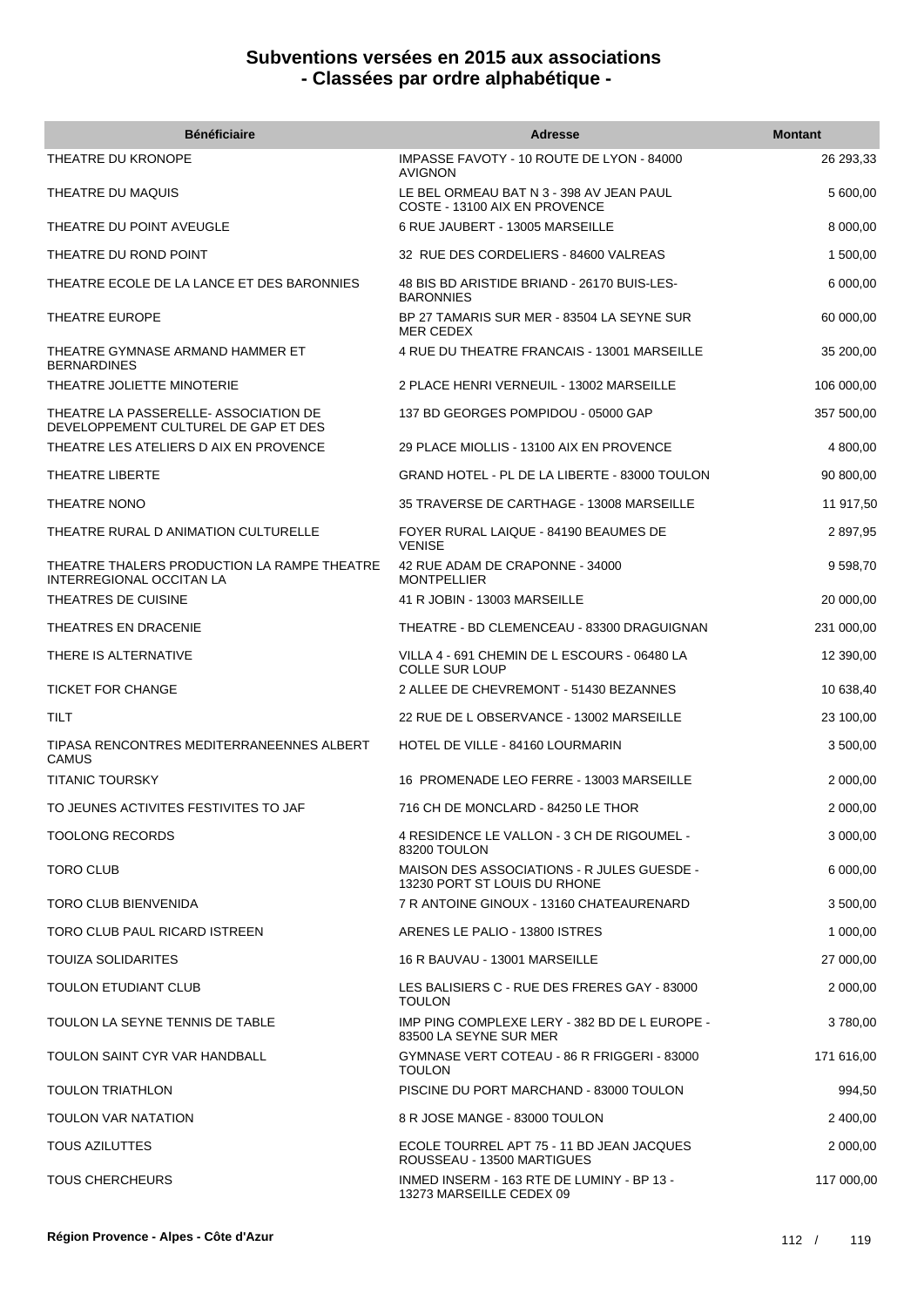# Subventions versées en 2015 aux associations
## - Classées par ordre alphabétique -

| Bénéficiaire | Adresse | Montant |
|---|---|---|
| THEATRE DU KRONOPE | IMPASSE FAVOTY - 10 ROUTE DE LYON - 84000 AVIGNON | 26 293,33 |
| THEATRE DU MAQUIS | LE BEL ORMEAU BAT N 3 - 398 AV JEAN PAUL COSTE - 13100 AIX EN PROVENCE | 5 600,00 |
| THEATRE DU POINT AVEUGLE | 6 RUE JAUBERT - 13005 MARSEILLE | 8 000,00 |
| THEATRE DU ROND POINT | 32 RUE DES CORDELIERS - 84600 VALREAS | 1 500,00 |
| THEATRE ECOLE DE LA LANCE ET DES BARONNIES | 48 BIS BD ARISTIDE BRIAND - 26170 BUIS-LES-BARONNIES | 6 000,00 |
| THEATRE EUROPE | BP 27 TAMARIS SUR MER - 83504 LA SEYNE SUR MER CEDEX | 60 000,00 |
| THEATRE GYMNASE ARMAND HAMMER ET BERNARDINES | 4 RUE DU THEATRE FRANCAIS - 13001 MARSEILLE | 35 200,00 |
| THEATRE JOLIETTE MINOTERIE | 2 PLACE HENRI VERNEUIL - 13002 MARSEILLE | 106 000,00 |
| THEATRE LA PASSERELLE- ASSOCIATION DE DEVELOPPEMENT CULTUREL DE GAP ET DES | 137 BD GEORGES POMPIDOU - 05000 GAP | 357 500,00 |
| THEATRE LES ATELIERS D AIX EN PROVENCE | 29 PLACE MIOLLIS - 13100 AIX EN PROVENCE | 4 800,00 |
| THEATRE LIBERTE | GRAND HOTEL - PL DE LA LIBERTE - 83000 TOULON | 90 800,00 |
| THEATRE NONO | 35 TRAVERSE DE CARTHAGE - 13008 MARSEILLE | 11 917,50 |
| THEATRE RURAL D ANIMATION CULTURELLE | FOYER RURAL LAIQUE - 84190 BEAUMES DE VENISE | 2 897,95 |
| THEATRE THALERS PRODUCTION LA RAMPE THEATRE INTERREGIONAL OCCITAN LA | 42 RUE ADAM DE CRAPONNE - 34000 MONTPELLIER | 9 598,70 |
| THEATRES DE CUISINE | 41 R JOBIN - 13003 MARSEILLE | 20 000,00 |
| THEATRES EN DRACENIE | THEATRE - BD CLEMENCEAU - 83300 DRAGUIGNAN | 231 000,00 |
| THERE IS ALTERNATIVE | VILLA 4 - 691 CHEMIN DE L ESCOURS - 06480 LA COLLE SUR LOUP | 12 390,00 |
| TICKET FOR CHANGE | 2 ALLEE DE CHEVREMONT - 51430 BEZANNES | 10 638,40 |
| TILT | 22 RUE DE L OBSERVANCE - 13002 MARSEILLE | 23 100,00 |
| TIPASA RENCONTRES MEDITERRANEENNES ALBERT CAMUS | HOTEL DE VILLE - 84160 LOURMARIN | 3 500,00 |
| TITANIC TOURSKY | 16 PROMENADE LEO FERRE - 13003 MARSEILLE | 2 000,00 |
| TO JEUNES ACTIVITES FESTIVITES TO JAF | 716 CH DE MONCLARD - 84250 LE THOR | 2 000,00 |
| TOOLONG RECORDS | 4 RESIDENCE LE VALLON - 3 CH DE RIGOUMEL - 83200 TOULON | 3 000,00 |
| TORO CLUB | MAISON DES ASSOCIATIONS - R JULES GUESDE - 13230 PORT ST LOUIS DU RHONE | 6 000,00 |
| TORO CLUB BIENVENIDA | 7 R ANTOINE GINOUX - 13160 CHATEAURENARD | 3 500,00 |
| TORO CLUB PAUL RICARD ISTREEN | ARENES LE PALIO - 13800 ISTRES | 1 000,00 |
| TOUIZA SOLIDARITES | 16 R BAUVAU - 13001 MARSEILLE | 27 000,00 |
| TOULON ETUDIANT CLUB | LES BALISIERS C - RUE DES FRERES GAY - 83000 TOULON | 2 000,00 |
| TOULON LA SEYNE TENNIS DE TABLE | IMP PING COMPLEXE LERY - 382 BD DE L EUROPE - 83500 LA SEYNE SUR MER | 3 780,00 |
| TOULON SAINT CYR VAR HANDBALL | GYMNASE VERT COTEAU - 86 R FRIGGERI - 83000 TOULON | 171 616,00 |
| TOULON TRIATHLON | PISCINE DU PORT MARCHAND - 83000 TOULON | 994,50 |
| TOULON VAR NATATION | 8 R JOSE MANGE - 83000 TOULON | 2 400,00 |
| TOUS AZILUTTES | ECOLE TOURREL APT 75 - 11 BD JEAN JACQUES ROUSSEAU - 13500 MARTIGUES | 2 000,00 |
| TOUS CHERCHEURS | INMED INSERM - 163 RTE DE LUMINY - BP 13 - 13273 MARSEILLE CEDEX 09 | 117 000,00 |

Région Provence - Alpes - Côte d'Azur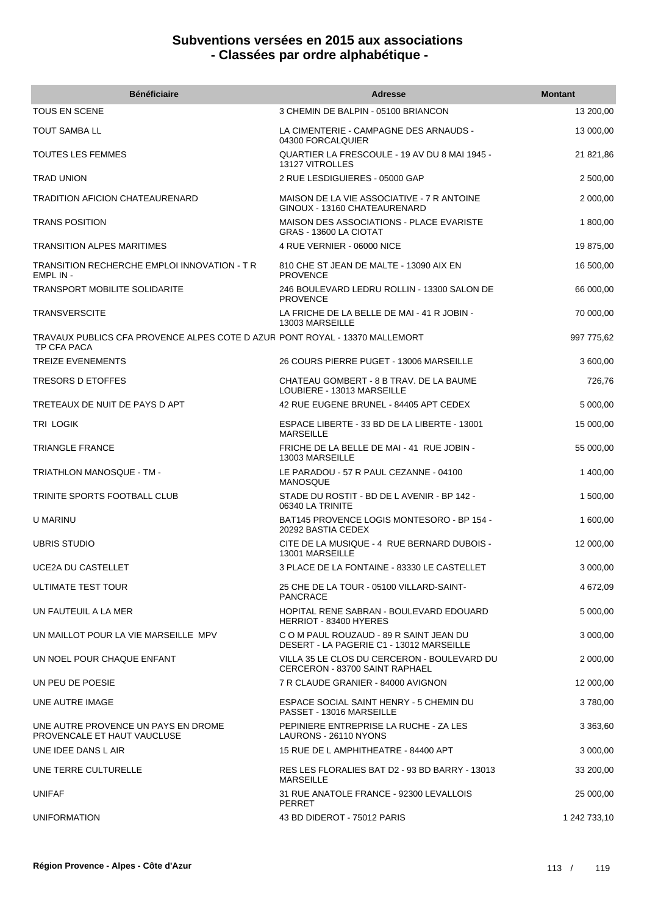# Subventions versées en 2015 aux associations
## - Classées par ordre alphabétique -

| Bénéficiaire | Adresse | Montant |
|---|---|---|
| TOUS EN SCENE | 3 CHEMIN DE BALPIN - 05100 BRIANCON | 13 200,00 |
| TOUT SAMBA LL | LA CIMENTERIE - CAMPAGNE DES ARNAUDS - 04300 FORCALQUIER | 13 000,00 |
| TOUTES LES FEMMES | QUARTIER LA FRESCOULE - 19 AV DU 8 MAI 1945 - 13127 VITROLLES | 21 821,86 |
| TRAD UNION | 2 RUE LESDIGUIERES - 05000 GAP | 2 500,00 |
| TRADITION AFICION CHATEAURENARD | MAISON DE LA VIE ASSOCIATIVE - 7 R ANTOINE GINOUX - 13160 CHATEAURENARD | 2 000,00 |
| TRANS POSITION | MAISON DES ASSOCIATIONS - PLACE EVARISTE GRAS - 13600 LA CIOTAT | 1 800,00 |
| TRANSITION ALPES MARITIMES | 4 RUE VERNIER - 06000 NICE | 19 875,00 |
| TRANSITION RECHERCHE EMPLOI INNOVATION - T R EMPL IN - | 810 CHE ST JEAN DE MALTE - 13090 AIX EN PROVENCE | 16 500,00 |
| TRANSPORT MOBILITE SOLIDARITE | 246 BOULEVARD LEDRU ROLLIN - 13300 SALON DE PROVENCE | 66 000,00 |
| TRANSVERSCITE | LA FRICHE DE LA BELLE DE MAI - 41 R JOBIN - 13003 MARSEILLE | 70 000,00 |
| TRAVAUX PUBLICS CFA PROVENCE ALPES COTE D AZUR TP CFA PACA | PONT ROYAL - 13370 MALLEMORT | 997 775,62 |
| TREIZE EVENEMENTS | 26 COURS PIERRE PUGET - 13006 MARSEILLE | 3 600,00 |
| TRESORS D ETOFFES | CHATEAU GOMBERT - 8 B TRAV. DE LA BAUME LOUBIERE - 13013 MARSEILLE | 726,76 |
| TRETEAUX DE NUIT DE PAYS D APT | 42 RUE EUGENE BRUNEL - 84405 APT CEDEX | 5 000,00 |
| TRI LOGIK | ESPACE LIBERTE - 33 BD DE LA LIBERTE - 13001 MARSEILLE | 15 000,00 |
| TRIANGLE FRANCE | FRICHE DE LA BELLE DE MAI - 41 RUE JOBIN - 13003 MARSEILLE | 55 000,00 |
| TRIATHLON MANOSQUE - TM - | LE PARADOU - 57 R PAUL CEZANNE - 04100 MANOSQUE | 1 400,00 |
| TRINITE SPORTS FOOTBALL CLUB | STADE DU ROSTIT - BD DE L AVENIR - BP 142 - 06340 LA TRINITE | 1 500,00 |
| U MARINU | BAT145 PROVENCE LOGIS MONTESORO - BP 154 - 20292 BASTIA CEDEX | 1 600,00 |
| UBRIS STUDIO | CITE DE LA MUSIQUE - 4 RUE BERNARD DUBOIS - 13001 MARSEILLE | 12 000,00 |
| UCE2A DU CASTELLET | 3 PLACE DE LA FONTAINE - 83330 LE CASTELLET | 3 000,00 |
| ULTIMATE TEST TOUR | 25 CHE DE LA TOUR - 05100 VILLARD-SAINT-PANCRACE | 4 672,09 |
| UN FAUTEUIL A LA MER | HOPITAL RENE SABRAN - BOULEVARD EDOUARD HERRIOT - 83400 HYERES | 5 000,00 |
| UN MAILLOT POUR LA VIE MARSEILLE MPV | C O M PAUL ROUZAUD - 89 R SAINT JEAN DU DESERT - LA PAGERIE C1 - 13012 MARSEILLE | 3 000,00 |
| UN NOEL POUR CHAQUE ENFANT | VILLA 35 LE CLOS DU CERCERON - BOULEVARD DU CERCERON - 83700 SAINT RAPHAEL | 2 000,00 |
| UN PEU DE POESIE | 7 R CLAUDE GRANIER - 84000 AVIGNON | 12 000,00 |
| UNE AUTRE IMAGE | ESPACE SOCIAL SAINT HENRY - 5 CHEMIN DU PASSET - 13016 MARSEILLE | 3 780,00 |
| UNE AUTRE PROVENCE UN PAYS EN DROME PROVENCALE ET HAUT VAUCLUSE | PEPINIERE ENTREPRISE LA RUCHE - ZA LES LAURONS - 26110 NYONS | 3 363,60 |
| UNE IDEE DANS L AIR | 15 RUE DE L AMPHITHEATRE - 84400 APT | 3 000,00 |
| UNE TERRE CULTURELLE | RES LES FLORALIES BAT D2 - 93 BD BARRY - 13013 MARSEILLE | 33 200,00 |
| UNIFAF | 31 RUE ANATOLE FRANCE - 92300 LEVALLOIS PERRET | 25 000,00 |
| UNIFORMATION | 43 BD DIDEROT - 75012 PARIS | 1 242 733,10 |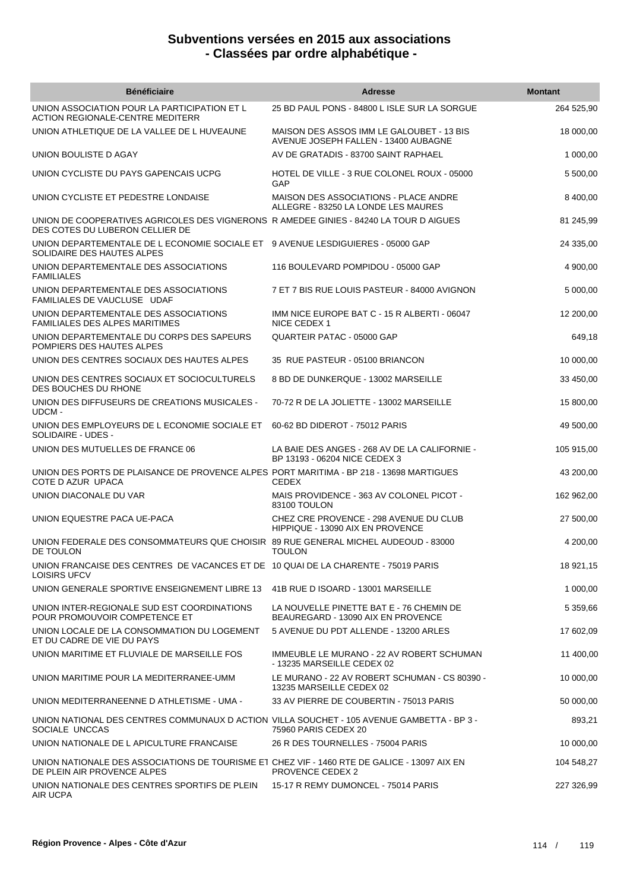## Subventions versées en 2015 aux associations
## - Classées par ordre alphabétique -

| Bénéficiaire | Adresse | Montant |
|---|---|---|
| UNION ASSOCIATION POUR LA PARTICIPATION ET L ACTION REGIONALE-CENTRE MEDITERR | 25 BD PAUL PONS - 84800 L ISLE SUR LA SORGUE | 264 525,90 |
| UNION ATHLETIQUE DE LA VALLEE DE L HUVEAUNE | MAISON DES ASSOS IMM LE GALOUBET - 13 BIS AVENUE JOSEPH FALLEN - 13400 AUBAGNE | 18 000,00 |
| UNION BOULISTE D AGAY | AV DE GRATADIS - 83700 SAINT RAPHAEL | 1 000,00 |
| UNION CYCLISTE DU PAYS GAPENCAIS UCPG | HOTEL DE VILLE - 3 RUE COLONEL ROUX - 05000 GAP | 5 500,00 |
| UNION CYCLISTE ET PEDESTRE LONDAISE | MAISON DES ASSOCIATIONS - PLACE ANDRE ALLEGRE - 83250 LA LONDE LES MAURES | 8 400,00 |
| UNION DE COOPERATIVES AGRICOLES DES VIGNERONS DES COTES DU LUBERON CELLIER DE | R AMEDEE GINIES - 84240 LA TOUR D AIGUES | 81 245,99 |
| UNION DEPARTEMENTALE DE L ECONOMIE SOCIALE ET SOLIDAIRE DES HAUTES ALPES | 9 AVENUE LESDIGUIERES - 05000 GAP | 24 335,00 |
| UNION DEPARTEMENTALE DES ASSOCIATIONS FAMILIALES | 116 BOULEVARD POMPIDOU - 05000 GAP | 4 900,00 |
| UNION DEPARTEMENTALE DES ASSOCIATIONS FAMILIALES DE VAUCLUSE UDAF | 7 ET 7 BIS RUE LOUIS PASTEUR - 84000 AVIGNON | 5 000,00 |
| UNION DEPARTEMENTALE DES ASSOCIATIONS FAMILIALES DES ALPES MARITIMES | IMM NICE EUROPE BAT C - 15 R ALBERTI - 06047 NICE CEDEX 1 | 12 200,00 |
| UNION DEPARTEMENTALE DU CORPS DES SAPEURS POMPIERS DES HAUTES ALPES | QUARTEIR PATAC - 05000 GAP | 649,18 |
| UNION DES CENTRES SOCIAUX DES HAUTES ALPES | 35 RUE PASTEUR - 05100 BRIANCON | 10 000,00 |
| UNION DES CENTRES SOCIAUX ET SOCIOCULTURELS DES BOUCHES DU RHONE | 8 BD DE DUNKERQUE - 13002 MARSEILLE | 33 450,00 |
| UNION DES DIFFUSEURS DE CREATIONS MUSICALES - UDCM - | 70-72 R DE LA JOLIETTE - 13002 MARSEILLE | 15 800,00 |
| UNION DES EMPLOYEURS DE L ECONOMIE SOCIALE ET SOLIDAIRE - UDES - | 60-62 BD DIDEROT - 75012 PARIS | 49 500,00 |
| UNION DES MUTUELLES DE FRANCE 06 | LA BAIE DES ANGES - 268 AV DE LA CALIFORNIE - BP 13193 - 06204 NICE CEDEX 3 | 105 915,00 |
| UNION DES PORTS DE PLAISANCE DE PROVENCE ALPES COTE D AZUR UPACA | PORT MARITIMA - BP 218 - 13698 MARTIGUES CEDEX | 43 200,00 |
| UNION DIACONALE DU VAR | MAIS PROVIDENCE - 363 AV COLONEL PICOT - 83100 TOULON | 162 962,00 |
| UNION EQUESTRE PACA UE-PACA | CHEZ CRE PROVENCE - 298 AVENUE DU CLUB HIPPIQUE - 13090 AIX EN PROVENCE | 27 500,00 |
| UNION FEDERALE DES CONSOMMATEURS QUE CHOISIR DE TOULON | 89 RUE GENERAL MICHEL AUDEOUD - 83000 TOULON | 4 200,00 |
| UNION FRANCAISE DES CENTRES DE VACANCES ET DE LOISIRS UFCV | 10 QUAI DE LA CHARENTE - 75019 PARIS | 18 921,15 |
| UNION GENERALE SPORTIVE ENSEIGNEMENT LIBRE 13 | 41B RUE D ISOARD - 13001 MARSEILLE | 1 000,00 |
| UNION INTER-REGIONALE SUD EST COORDINATIONS POUR PROMOUVOIR COMPETENCE ET | LA NOUVELLE PINETTE BAT E - 76 CHEMIN DE BEAUREGARD - 13090 AIX EN PROVENCE | 5 359,66 |
| UNION LOCALE DE LA CONSOMMATION DU LOGEMENT ET DU CADRE DE VIE DU PAYS | 5 AVENUE DU PDT ALLENDE - 13200 ARLES | 17 602,09 |
| UNION MARITIME ET FLUVIALE DE MARSEILLE FOS | IMMEUBLE LE MURANO - 22 AV ROBERT SCHUMAN - 13235 MARSEILLE CEDEX 02 | 11 400,00 |
| UNION MARITIME POUR LA MEDITERRANEE-UMM | LE MURANO - 22 AV ROBERT SCHUMAN - CS 80390 - 13235 MARSEILLE CEDEX 02 | 10 000,00 |
| UNION MEDITERRANEENNE D ATHLETISME - UMA - | 33 AV PIERRE DE COUBERTIN - 75013 PARIS | 50 000,00 |
| UNION NATIONAL DES CENTRES COMMUNAUX D ACTION SOCIALE UNCCAS | VILLA SOUCHET - 105 AVENUE GAMBETTA - BP 3 - 75960 PARIS CEDEX 20 | 893,21 |
| UNION NATIONALE DE L APICULTURE FRANCAISE | 26 R DES TOURNELLES - 75004 PARIS | 10 000,00 |
| UNION NATIONALE DES ASSOCIATIONS DE TOURISME ET DE PLEIN AIR PROVENCE ALPES | CHEZ VIF - 1460 RTE DE GALICE - 13097 AIX EN PROVENCE CEDEX 2 | 104 548,27 |
| UNION NATIONALE DES CENTRES SPORTIFS DE PLEIN AIR UCPA | 15-17 R REMY DUMONCEL - 75014 PARIS | 227 326,99 |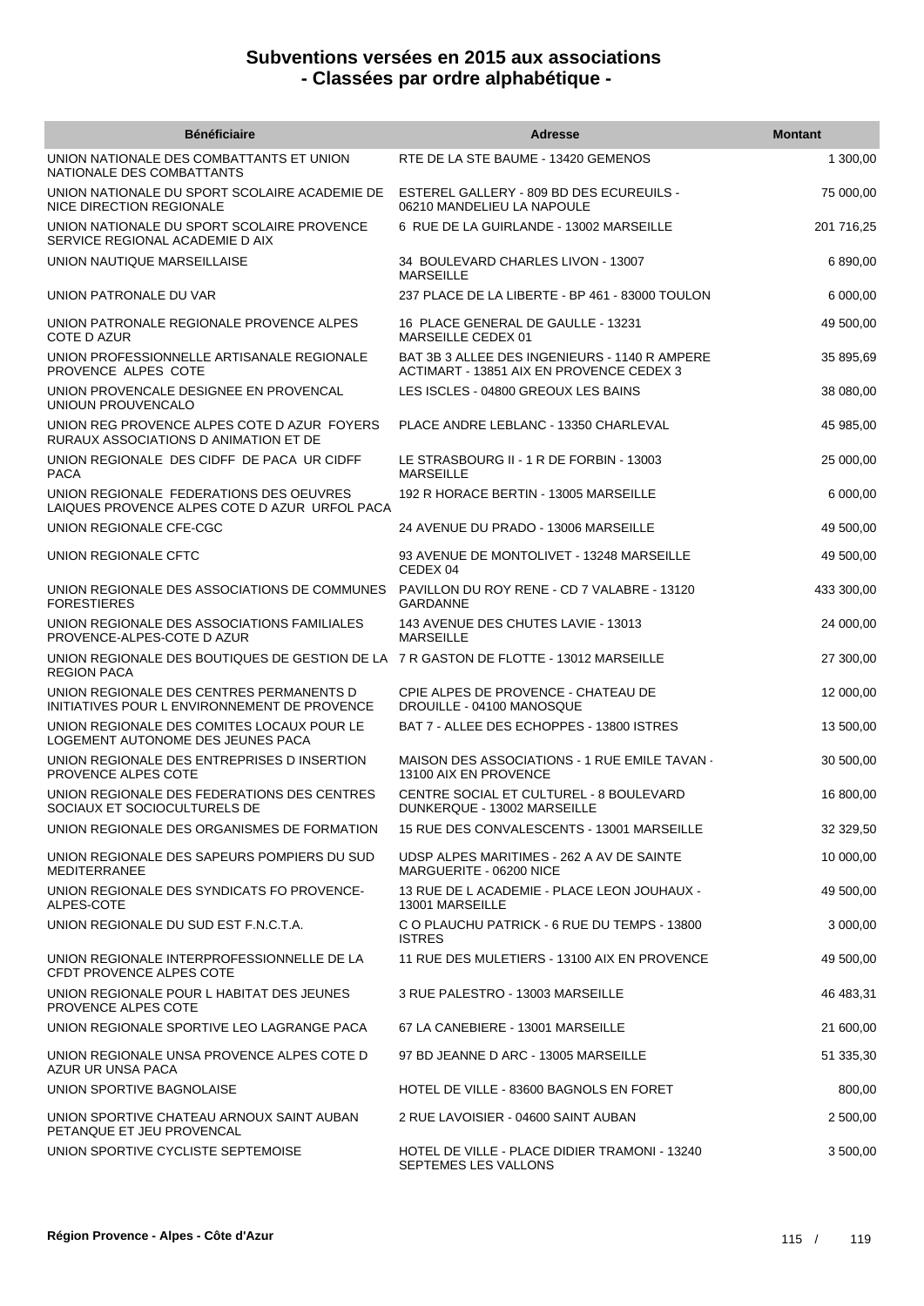# Subventions versées en 2015 aux associations
## - Classées par ordre alphabétique -

| Bénéficiaire | Adresse | Montant |
|---|---|---|
| UNION NATIONALE DES COMBATTANTS ET UNION NATIONALE DES COMBATTANTS | RTE DE LA STE BAUME - 13420 GEMENOS | 1 300,00 |
| UNION NATIONALE DU SPORT SCOLAIRE ACADEMIE DE NICE DIRECTION REGIONALE | ESTEREL GALLERY - 809 BD DES ECUREUILS - 06210 MANDELIEU LA NAPOULE | 75 000,00 |
| UNION NATIONALE DU SPORT SCOLAIRE PROVENCE SERVICE REGIONAL ACADEMIE D AIX | 6 RUE DE LA GUIRLANDE - 13002 MARSEILLE | 201 716,25 |
| UNION NAUTIQUE MARSEILLAISE | 34 BOULEVARD CHARLES LIVON - 13007 MARSEILLE | 6 890,00 |
| UNION PATRONALE DU VAR | 237 PLACE DE LA LIBERTE - BP 461 - 83000 TOULON | 6 000,00 |
| UNION PATRONALE REGIONALE PROVENCE ALPES COTE D AZUR | 16 PLACE GENERAL DE GAULLE - 13231 MARSEILLE CEDEX 01 | 49 500,00 |
| UNION PROFESSIONNELLE ARTISANALE REGIONALE PROVENCE ALPES COTE | BAT 3B 3 ALLEE DES INGENIEURS - 1140 R AMPERE ACTIMART - 13851 AIX EN PROVENCE CEDEX 3 | 35 895,69 |
| UNION PROVENCALE DESIGNEE EN PROVENCAL UNIOUN PROUVENCALO | LES ISCLES - 04800 GREOUX LES BAINS | 38 080,00 |
| UNION REG PROVENCE ALPES COTE D AZUR FOYERS RURAUX ASSOCIATIONS D ANIMATION ET DE | PLACE ANDRE LEBLANC - 13350 CHARLEVAL | 45 985,00 |
| UNION REGIONALE DES CIDFF DE PACA UR CIDFF PACA | LE STRASBOURG II - 1 R DE FORBIN - 13003 MARSEILLE | 25 000,00 |
| UNION REGIONALE FEDERATIONS DES OEUVRES LAIQUES PROVENCE ALPES COTE D AZUR URFOL PACA | 192 R HORACE BERTIN - 13005 MARSEILLE | 6 000,00 |
| UNION REGIONALE CFE-CGC | 24 AVENUE DU PRADO - 13006 MARSEILLE | 49 500,00 |
| UNION REGIONALE CFTC | 93 AVENUE DE MONTOLIVET - 13248 MARSEILLE CEDEX 04 | 49 500,00 |
| UNION REGIONALE DES ASSOCIATIONS DE COMMUNES FORESTIERES | PAVILLON DU ROY RENE - CD 7 VALABRE - 13120 GARDANNE | 433 300,00 |
| UNION REGIONALE DES ASSOCIATIONS FAMILIALES PROVENCE-ALPES-COTE D AZUR | 143 AVENUE DES CHUTES LAVIE - 13013 MARSEILLE | 24 000,00 |
| UNION REGIONALE DES BOUTIQUES DE GESTION DE LA REGION PACA | 7 R GASTON DE FLOTTE - 13012 MARSEILLE | 27 300,00 |
| UNION REGIONALE DES CENTRES PERMANENTS D INITIATIVES POUR L ENVIRONNEMENT DE PROVENCE | CPIE ALPES DE PROVENCE - CHATEAU DE DROUILLE - 04100 MANOSQUE | 12 000,00 |
| UNION REGIONALE DES COMITES LOCAUX POUR LE LOGEMENT AUTONOME DES JEUNES PACA | BAT 7 - ALLEE DES ECHOPPES - 13800 ISTRES | 13 500,00 |
| UNION REGIONALE DES ENTREPRISES D INSERTION PROVENCE ALPES COTE | MAISON DES ASSOCIATIONS - 1 RUE EMILE TAVAN - 13100 AIX EN PROVENCE | 30 500,00 |
| UNION REGIONALE DES FEDERATIONS DES CENTRES SOCIAUX ET SOCIOCULTURELS DE | CENTRE SOCIAL ET CULTUREL - 8 BOULEVARD DUNKERQUE - 13002 MARSEILLE | 16 800,00 |
| UNION REGIONALE DES ORGANISMES DE FORMATION | 15 RUE DES CONVALESCENTS - 13001 MARSEILLE | 32 329,50 |
| UNION REGIONALE DES SAPEURS POMPIERS DU SUD MEDITERRANEE | UDSP ALPES MARITIMES - 262 A AV DE SAINTE MARGUERITE - 06200 NICE | 10 000,00 |
| UNION REGIONALE DES SYNDICATS FO PROVENCE-ALPES-COTE | 13 RUE DE L ACADEMIE - PLACE LEON JOUHAUX - 13001 MARSEILLE | 49 500,00 |
| UNION REGIONALE DU SUD EST F.N.C.T.A. | C O PLAUCHU PATRICK - 6 RUE DU TEMPS - 13800 ISTRES | 3 000,00 |
| UNION REGIONALE INTERPROFESSIONNELLE DE LA CFDT PROVENCE ALPES COTE | 11 RUE DES MULETIERS - 13100 AIX EN PROVENCE | 49 500,00 |
| UNION REGIONALE POUR L HABITAT DES JEUNES PROVENCE ALPES COTE | 3 RUE PALESTRO - 13003 MARSEILLE | 46 483,31 |
| UNION REGIONALE SPORTIVE LEO LAGRANGE PACA | 67 LA CANEBIERE - 13001 MARSEILLE | 21 600,00 |
| UNION REGIONALE UNSA PROVENCE ALPES COTE D AZUR UR UNSA PACA | 97 BD JEANNE D ARC - 13005 MARSEILLE | 51 335,30 |
| UNION SPORTIVE BAGNOLAISE | HOTEL DE VILLE - 83600 BAGNOLS EN FORET | 800,00 |
| UNION SPORTIVE CHATEAU ARNOUX SAINT AUBAN PETANQUE ET JEU PROVENCAL | 2 RUE LAVOISIER - 04600 SAINT AUBAN | 2 500,00 |
| UNION SPORTIVE CYCLISTE SEPTEMOISE | HOTEL DE VILLE - PLACE DIDIER TRAMONI - 13240 SEPTEMES LES VALLONS | 3 500,00 |

**Région Provence - Alpes - Côte d'Azur**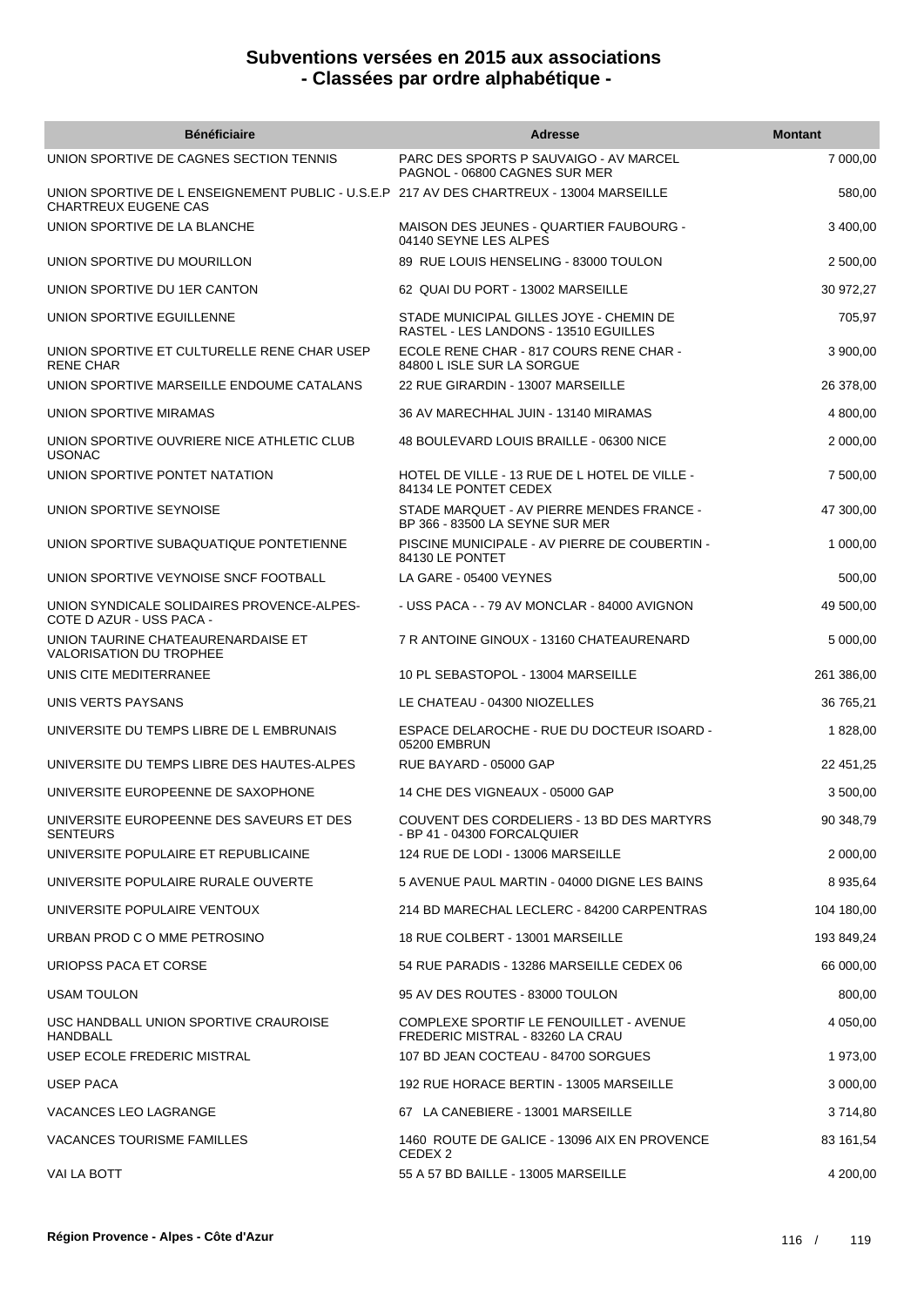# Subventions versées en 2015 aux associations
# - Classées par ordre alphabétique -

| Bénéficiaire | Adresse | Montant |
| --- | --- | --- |
| UNION SPORTIVE DE CAGNES SECTION TENNIS | PARC DES SPORTS P SAUVAIGO - AV MARCEL PAGNOL - 06800 CAGNES SUR MER | 7 000,00 |
| UNION SPORTIVE DE L ENSEIGNEMENT PUBLIC - U.S.E.P CHARTREUX EUGENE CAS | 217 AV DES CHARTREUX - 13004 MARSEILLE | 580,00 |
| UNION SPORTIVE DE LA BLANCHE | MAISON DES JEUNES - QUARTIER FAUBOURG - 04140 SEYNE LES ALPES | 3 400,00 |
| UNION SPORTIVE DU MOURILLON | 89 RUE LOUIS HENSELING - 83000 TOULON | 2 500,00 |
| UNION SPORTIVE DU 1ER CANTON | 62 QUAI DU PORT - 13002 MARSEILLE | 30 972,27 |
| UNION SPORTIVE EGUILLENNE | STADE MUNICIPAL GILLES JOYE - CHEMIN DE RASTEL - LES LANDONS - 13510 EGUILLES | 705,97 |
| UNION SPORTIVE ET CULTURELLE RENE CHAR USEP RENE CHAR | ECOLE RENE CHAR - 817 COURS RENE CHAR - 84800 L ISLE SUR LA SORGUE | 3 900,00 |
| UNION SPORTIVE MARSEILLE ENDOUME CATALANS | 22 RUE GIRARDIN - 13007 MARSEILLE | 26 378,00 |
| UNION SPORTIVE MIRAMAS | 36 AV MARECHHAL JUIN - 13140 MIRAMAS | 4 800,00 |
| UNION SPORTIVE OUVRIERE NICE ATHLETIC CLUB USONAC | 48 BOULEVARD LOUIS BRAILLE - 06300 NICE | 2 000,00 |
| UNION SPORTIVE PONTET NATATION | HOTEL DE VILLE - 13 RUE DE L HOTEL DE VILLE - 84134 LE PONTET CEDEX | 7 500,00 |
| UNION SPORTIVE SEYNOISE | STADE MARQUET - AV PIERRE MENDES FRANCE - BP 366 - 83500 LA SEYNE SUR MER | 47 300,00 |
| UNION SPORTIVE SUBAQUATIQUE PONTETIENNE | PISCINE MUNICIPALE - AV PIERRE DE COUBERTIN - 84130 LE PONTET | 1 000,00 |
| UNION SPORTIVE VEYNOISE SNCF FOOTBALL | LA GARE - 05400 VEYNES | 500,00 |
| UNION SYNDICALE SOLIDAIRES PROVENCE-ALPES-COTE D AZUR - USS PACA - | - USS PACA - - 79 AV MONCLAR - 84000 AVIGNON | 49 500,00 |
| UNION TAURINE CHATEAURENARDAISE ET VALORISATION DU TROPHEE | 7 R ANTOINE GINOUX - 13160 CHATEAURENARD | 5 000,00 |
| UNIS CITE MEDITERRANEE | 10 PL SEBASTOPOL - 13004 MARSEILLE | 261 386,00 |
| UNIS VERTS PAYSANS | LE CHATEAU - 04300 NIOZELLES | 36 765,21 |
| UNIVERSITE DU TEMPS LIBRE DE L EMBRUNAIS | ESPACE DELAROCHE - RUE DU DOCTEUR ISOARD - 05200 EMBRUN | 1 828,00 |
| UNIVERSITE DU TEMPS LIBRE DES HAUTES-ALPES | RUE BAYARD - 05000 GAP | 22 451,25 |
| UNIVERSITE EUROPEENNE DE SAXOPHONE | 14 CHE DES VIGNEAUX - 05000 GAP | 3 500,00 |
| UNIVERSITE EUROPEENNE DES SAVEURS ET DES SENTEURS | COUVENT DES CORDELIERS - 13 BD DES MARTYRS - BP 41 - 04300 FORCALQUIER | 90 348,79 |
| UNIVERSITE POPULAIRE ET REPUBLICAINE | 124 RUE DE LODI - 13006 MARSEILLE | 2 000,00 |
| UNIVERSITE POPULAIRE RURALE OUVERTE | 5 AVENUE PAUL MARTIN - 04000 DIGNE LES BAINS | 8 935,64 |
| UNIVERSITE POPULAIRE VENTOUX | 214 BD MARECHAL LECLERC - 84200 CARPENTRAS | 104 180,00 |
| URBAN PROD C O MME PETROSINO | 18 RUE COLBERT - 13001 MARSEILLE | 193 849,24 |
| URIOPSS PACA ET CORSE | 54 RUE PARADIS - 13286 MARSEILLE CEDEX 06 | 66 000,00 |
| USAM TOULON | 95 AV DES ROUTES - 83000 TOULON | 800,00 |
| USC HANDBALL UNION SPORTIVE CRAUROISE HANDBALL | COMPLEXE SPORTIF LE FENOUILLET - AVENUE FREDERIC MISTRAL - 83260 LA CRAU | 4 050,00 |
| USEP ECOLE FREDERIC MISTRAL | 107 BD JEAN COCTEAU - 84700 SORGUES | 1 973,00 |
| USEP PACA | 192 RUE HORACE BERTIN - 13005 MARSEILLE | 3 000,00 |
| VACANCES LEO LAGRANGE | 67 LA CANEBIERE - 13001 MARSEILLE | 3 714,80 |
| VACANCES TOURISME FAMILLES | 1460 ROUTE DE GALICE - 13096 AIX EN PROVENCE CEDEX 2 | 83 161,54 |
| VAI LA BOTT | 55 A 57 BD BAILLE - 13005 MARSEILLE | 4 200,00 |

**Région Provence - Alpes - Côte d'Azur**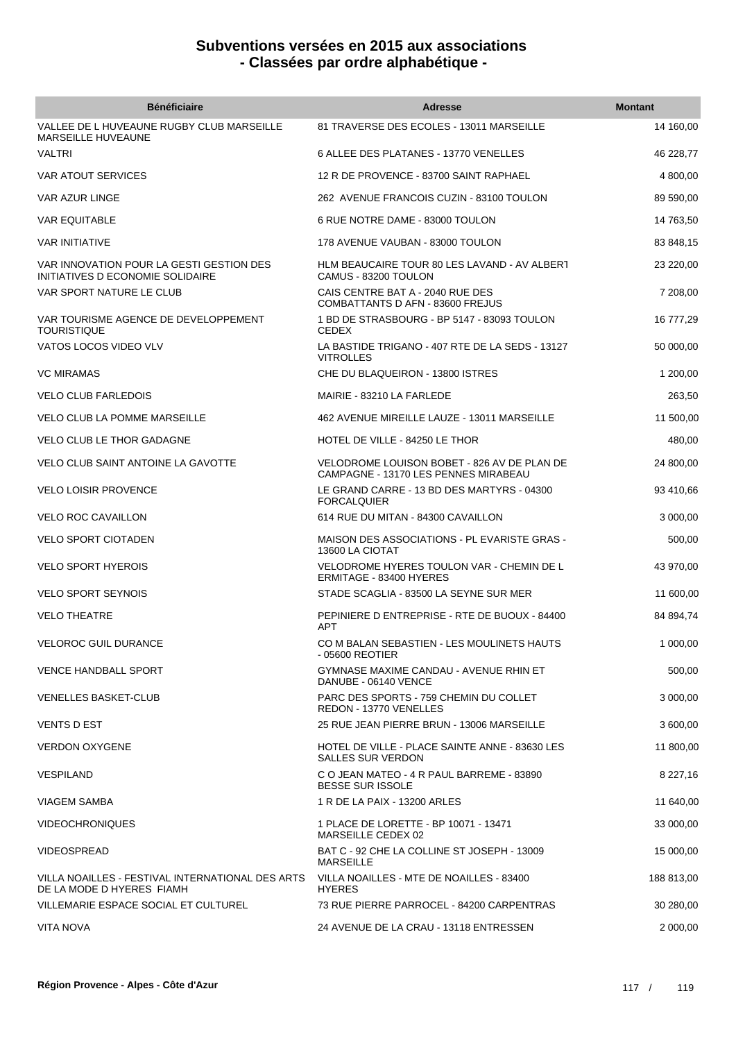# Subventions versées en 2015 aux associations
## - Classées par ordre alphabétique -

| Bénéficiaire | Adresse | Montant |
|---|---|---|
| VALLEE DE L HUVEAUNE RUGBY CLUB MARSEILLE MARSEILLE HUVEAUNE | 81 TRAVERSE DES ECOLES - 13011 MARSEILLE | 14 160,00 |
| VALTRI | 6 ALLEE DES PLATANES - 13770 VENELLES | 46 228,77 |
| VAR ATOUT SERVICES | 12 R DE PROVENCE - 83700 SAINT RAPHAEL | 4 800,00 |
| VAR AZUR LINGE | 262 AVENUE FRANCOIS CUZIN - 83100 TOULON | 89 590,00 |
| VAR EQUITABLE | 6 RUE NOTRE DAME - 83000 TOULON | 14 763,50 |
| VAR INITIATIVE | 178 AVENUE VAUBAN - 83000 TOULON | 83 848,15 |
| VAR INNOVATION POUR LA GESTI GESTION DES INITIATIVES D ECONOMIE SOLIDAIRE | HLM BEAUCAIRE TOUR 80 LES LAVAND - AV ALBERT CAMUS - 83200 TOULON | 23 220,00 |
| VAR SPORT NATURE LE CLUB | CAIS CENTRE BAT A - 2040 RUE DES COMBATTANTS D AFN - 83600 FREJUS | 7 208,00 |
| VAR TOURISME AGENCE DE DEVELOPPEMENT TOURISTIQUE | 1 BD DE STRASBOURG - BP 5147 - 83093 TOULON CEDEX | 16 777,29 |
| VATOS LOCOS VIDEO VLV | LA BASTIDE TRIGANO - 407 RTE DE LA SEDS - 13127 VITROLLES | 50 000,00 |
| VC MIRAMAS | CHE DU BLAQUEIRON - 13800 ISTRES | 1 200,00 |
| VELO CLUB FARLEDOIS | MAIRIE - 83210 LA FARLEDE | 263,50 |
| VELO CLUB LA POMME MARSEILLE | 462 AVENUE MIREILLE LAUZE - 13011 MARSEILLE | 11 500,00 |
| VELO CLUB LE THOR GADAGNE | HOTEL DE VILLE - 84250 LE THOR | 480,00 |
| VELO CLUB SAINT ANTOINE LA GAVOTTE | VELODROME LOUISON BOBET - 826 AV DE PLAN DE CAMPAGNE - 13170 LES PENNES MIRABEAU | 24 800,00 |
| VELO LOISIR PROVENCE | LE GRAND CARRE - 13 BD DES MARTYRS - 04300 FORCALQUIER | 93 410,66 |
| VELO ROC CAVAILLON | 614 RUE DU MITAN - 84300 CAVAILLON | 3 000,00 |
| VELO SPORT CIOTADEN | MAISON DES ASSOCIATIONS - PL EVARISTE GRAS - 13600 LA CIOTAT | 500,00 |
| VELO SPORT HYEROIS | VELODROME HYERES TOULON VAR - CHEMIN DE L ERMITAGE - 83400 HYERES | 43 970,00 |
| VELO SPORT SEYNOIS | STADE SCAGLIA - 83500 LA SEYNE SUR MER | 11 600,00 |
| VELO THEATRE | PEPINIERE D ENTREPRISE - RTE DE BUOUX - 84400 APT | 84 894,74 |
| VELOROC GUIL DURANCE | CO M BALAN SEBASTIEN - LES MOULINETS HAUTS - 05600 REOTIER | 1 000,00 |
| VENCE HANDBALL SPORT | GYMNASE MAXIME CANDAU - AVENUE RHIN ET DANUBE - 06140 VENCE | 500,00 |
| VENELLES BASKET-CLUB | PARC DES SPORTS - 759 CHEMIN DU COLLET REDON - 13770 VENELLES | 3 000,00 |
| VENTS D EST | 25 RUE JEAN PIERRE BRUN - 13006 MARSEILLE | 3 600,00 |
| VERDON OXYGENE | HOTEL DE VILLE - PLACE SAINTE ANNE - 83630 LES SALLES SUR VERDON | 11 800,00 |
| VESPILAND | C O JEAN MATEO - 4 R PAUL BARREME - 83890 BESSE SUR ISSOLE | 8 227,16 |
| VIAGEM SAMBA | 1 R DE LA PAIX - 13200 ARLES | 11 640,00 |
| VIDEOCHRONIQUES | 1 PLACE DE LORETTE - BP 10071 - 13471 MARSEILLE CEDEX 02 | 33 000,00 |
| VIDEOSPREAD | BAT C - 92 CHE LA COLLINE ST JOSEPH - 13009 MARSEILLE | 15 000,00 |
| VILLA NOAILLES - FESTIVAL INTERNATIONAL DES ARTS DE LA MODE D HYERES FIAMH | VILLA NOAILLES - MTE DE NOAILLES - 83400 HYERES | 188 813,00 |
| VILLEMARIE ESPACE SOCIAL ET CULTUREL | 73 RUE PIERRE PARROCEL - 84200 CARPENTRAS | 30 280,00 |
| VITA NOVA | 24 AVENUE DE LA CRAU - 13118 ENTRESSEN | 2 000,00 |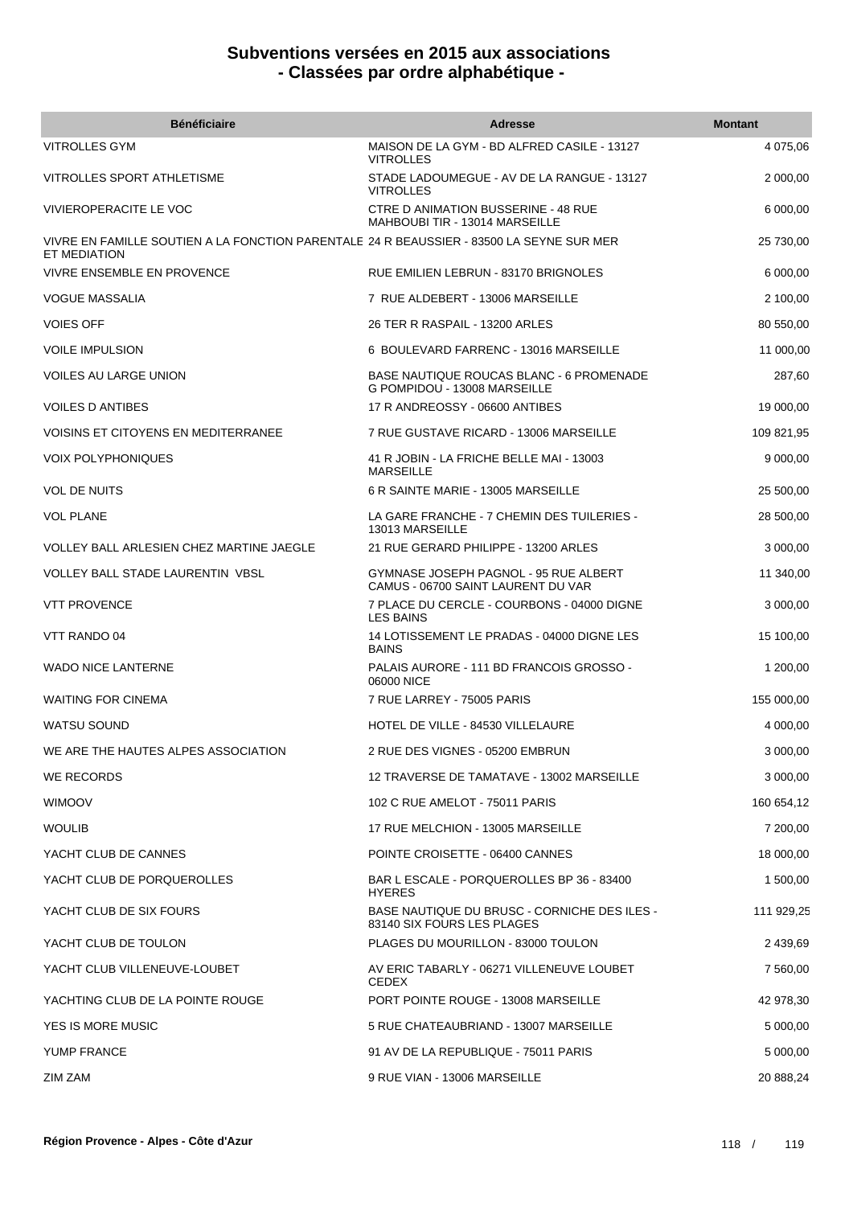# Subventions versées en 2015 aux associations
## - Classées par ordre alphabétique -

| Bénéficiaire | Adresse | Montant |
|---|---|---|
| VITROLLES GYM | MAISON DE LA GYM - BD ALFRED CASILE - 13127 VITROLLES | 4 075,06 |
| VITROLLES SPORT ATHLETISME | STADE LADOUMEGUE - AV DE LA RANGUE - 13127 VITROLLES | 2 000,00 |
| VIVIEROPERACITE LE VOC | CTRE D ANIMATION BUSSERINE - 48 RUE MAHBOUBI TIR - 13014 MARSEILLE | 6 000,00 |
| VIVRE EN FAMILLE SOUTIEN A LA FONCTION PARENTALE ET MEDIATION | 24 R BEAUSSIER - 83500 LA SEYNE SUR MER | 25 730,00 |
| VIVRE ENSEMBLE EN PROVENCE | RUE EMILIEN LEBRUN - 83170 BRIGNOLES | 6 000,00 |
| VOGUE MASSALIA | 7 RUE ALDEBERT - 13006 MARSEILLE | 2 100,00 |
| VOIES OFF | 26 TER R RASPAIL - 13200 ARLES | 80 550,00 |
| VOILE IMPULSION | 6 BOULEVARD FARRENC - 13016 MARSEILLE | 11 000,00 |
| VOILES AU LARGE UNION | BASE NAUTIQUE ROUCAS BLANC - 6 PROMENADE G POMPIDOU - 13008 MARSEILLE | 287,60 |
| VOILES D ANTIBES | 17 R ANDREOSSY - 06600 ANTIBES | 19 000,00 |
| VOISINS ET CITOYENS EN MEDITERRANEE | 7 RUE GUSTAVE RICARD - 13006 MARSEILLE | 109 821,95 |
| VOIX POLYPHONIQUES | 41 R JOBIN - LA FRICHE BELLE MAI - 13003 MARSEILLE | 9 000,00 |
| VOL DE NUITS | 6 R SAINTE MARIE - 13005 MARSEILLE | 25 500,00 |
| VOL PLANE | LA GARE FRANCHE - 7 CHEMIN DES TUILERIES - 13013 MARSEILLE | 28 500,00 |
| VOLLEY BALL ARLESIEN CHEZ MARTINE JAEGLE | 21 RUE GERARD PHILIPPE - 13200 ARLES | 3 000,00 |
| VOLLEY BALL STADE LAURENTIN VBSL | GYMNASE JOSEPH PAGNOL - 95 RUE ALBERT CAMUS - 06700 SAINT LAURENT DU VAR | 11 340,00 |
| VTT PROVENCE | 7 PLACE DU CERCLE - COURBONS - 04000 DIGNE LES BAINS | 3 000,00 |
| VTT RANDO 04 | 14 LOTISSEMENT LE PRADAS - 04000 DIGNE LES BAINS | 15 100,00 |
| WADO NICE LANTERNE | PALAIS AURORE - 111 BD FRANCOIS GROSSO - 06000 NICE | 1 200,00 |
| WAITING FOR CINEMA | 7 RUE LARREY - 75005 PARIS | 155 000,00 |
| WATSU SOUND | HOTEL DE VILLE - 84530 VILLELAURE | 4 000,00 |
| WE ARE THE HAUTES ALPES ASSOCIATION | 2 RUE DES VIGNES - 05200 EMBRUN | 3 000,00 |
| WE RECORDS | 12 TRAVERSE DE TAMATAVE - 13002 MARSEILLE | 3 000,00 |
| WIMOOV | 102 C RUE AMELOT - 75011 PARIS | 160 654,12 |
| WOULIB | 17 RUE MELCHION - 13005 MARSEILLE | 7 200,00 |
| YACHT CLUB DE CANNES | POINTE CROISETTE - 06400 CANNES | 18 000,00 |
| YACHT CLUB DE PORQUEROLLES | BAR L ESCALE - PORQUEROLLES BP 36 - 83400 HYERES | 1 500,00 |
| YACHT CLUB DE SIX FOURS | BASE NAUTIQUE DU BRUSC - CORNICHE DES ILES - 83140 SIX FOURS LES PLAGES | 111 929,25 |
| YACHT CLUB DE TOULON | PLAGES DU MOURILLON - 83000 TOULON | 2 439,69 |
| YACHT CLUB VILLENEUVE-LOUBET | AV ERIC TABARLY - 06271 VILLENEUVE LOUBET CEDEX | 7 560,00 |
| YACHTING CLUB DE LA POINTE ROUGE | PORT POINTE ROUGE - 13008 MARSEILLE | 42 978,30 |
| YES IS MORE MUSIC | 5 RUE CHATEAUBRIAND - 13007 MARSEILLE | 5 000,00 |
| YUMP FRANCE | 91 AV DE LA REPUBLIQUE - 75011 PARIS | 5 000,00 |
| ZIM ZAM | 9 RUE VIAN - 13006 MARSEILLE | 20 888,24 |

**Région Provence - Alpes - Côte d'Azur**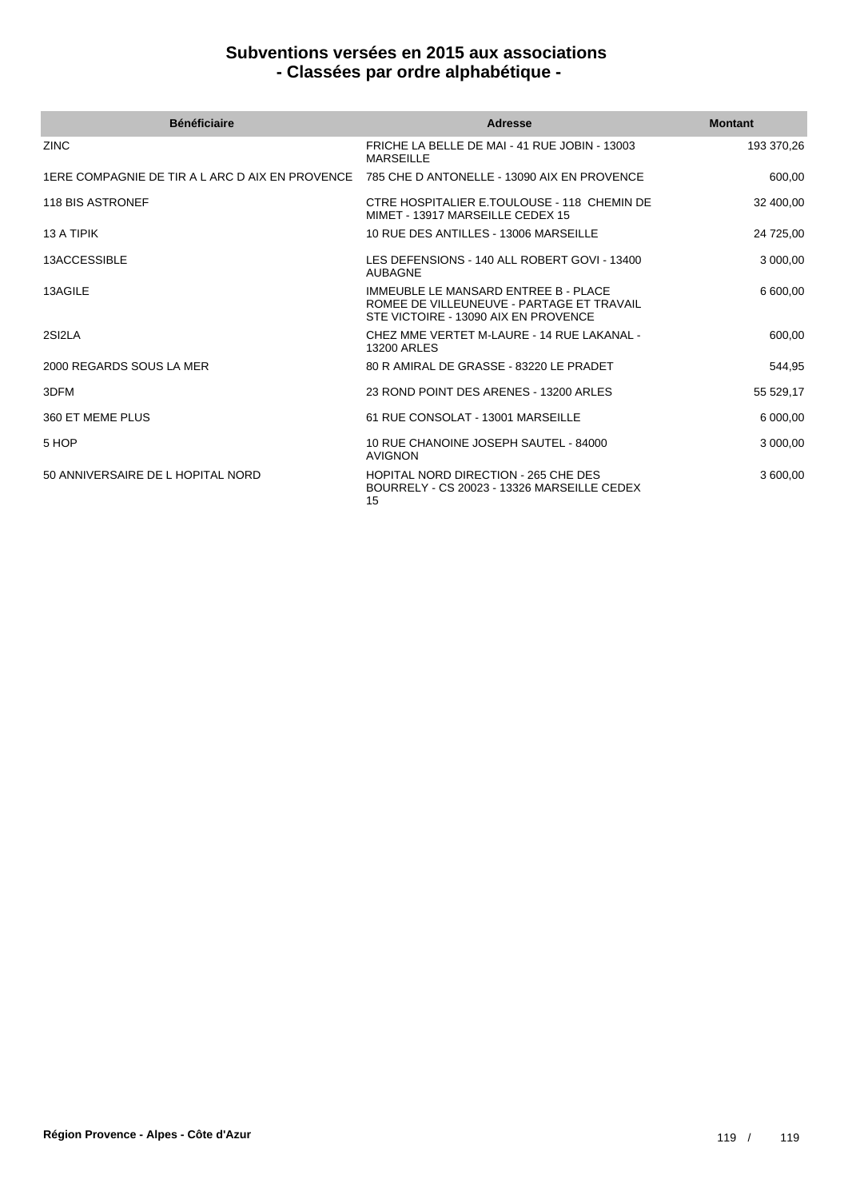# Subventions versées en 2015 aux associations
# - Classées par ordre alphabétique -

| Bénéficiaire | Adresse | Montant |
|---|---|---|
| ZINC | FRICHE LA BELLE DE MAI - 41 RUE JOBIN - 13003 MARSEILLE | 193 370,26 |
| 1ERE COMPAGNIE DE TIR A L ARC D AIX EN PROVENCE | 785 CHE D ANTONELLE - 13090 AIX EN PROVENCE | 600,00 |
| 118 BIS ASTRONEF | CTRE HOSPITALIER E.TOULOUSE - 118 CHEMIN DE MIMET - 13917 MARSEILLE CEDEX 15 | 32 400,00 |
| 13 A TIPIK | 10 RUE DES ANTILLES - 13006 MARSEILLE | 24 725,00 |
| 13ACCESSIBLE | LES DEFENSIONS - 140 ALL ROBERT GOVI - 13400 AUBAGNE | 3 000,00 |
| 13AGILE | IMMEUBLE LE MANSARD ENTREE B - PLACE ROMEE DE VILLEUNEUVE - PARTAGE ET TRAVAIL STE VICTOIRE - 13090 AIX EN PROVENCE | 6 600,00 |
| 2SI2LA | CHEZ MME VERTET M-LAURE - 14 RUE LAKANAL - 13200 ARLES | 600,00 |
| 2000 REGARDS SOUS LA MER | 80 R AMIRAL DE GRASSE - 83220 LE PRADET | 544,95 |
| 3DFM | 23 ROND POINT DES ARENES - 13200 ARLES | 55 529,17 |
| 360 ET MEME PLUS | 61 RUE CONSOLAT - 13001 MARSEILLE | 6 000,00 |
| 5 HOP | 10 RUE CHANOINE JOSEPH SAUTEL - 84000 AVIGNON | 3 000,00 |
| 50 ANNIVERSAIRE DE L HOPITAL NORD | HOPITAL NORD DIRECTION - 265 CHE DES BOURRELY - CS 20023 - 13326 MARSEILLE CEDEX 15 | 3 600,00 |

Région Provence - Alpes - Côte d'Azur